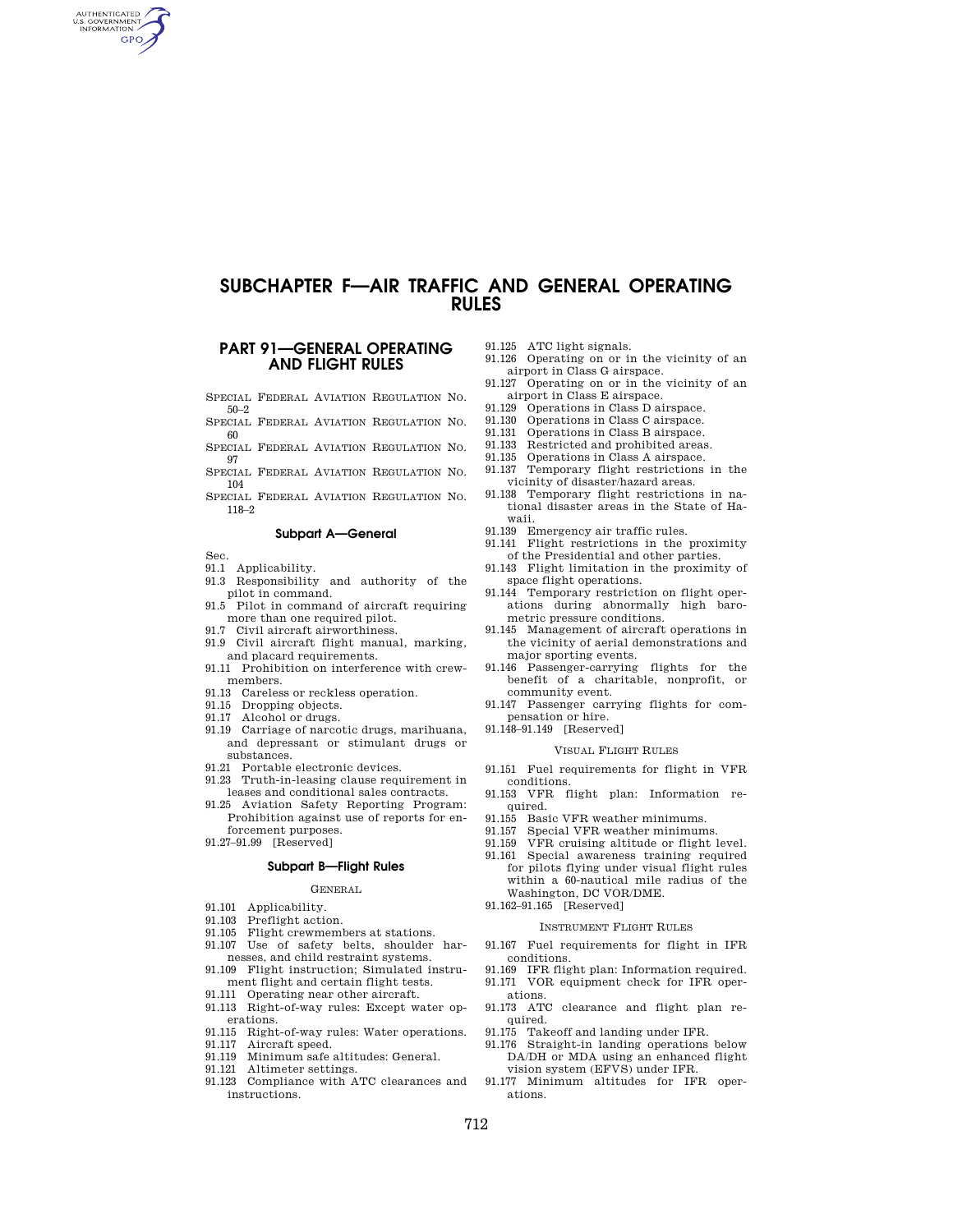# SUBCHAPTER F—AIR TRAFFIC AND GENERAL OPERATING RULES

## PART 91—GENERAL OPERATING AND FLIGHT RULES

SPECIAL FEDERAL AVIATION REGULATION NO. 50–2

SPECIAL FEDERAL AVIATION REGULATION NO. 60

SPECIAL FEDERAL AVIATION REGULATION NO. 97

SPECIAL FEDERAL AVIATION REGULATION NO. 104

SPECIAL FEDERAL AVIATION REGULATION NO. 118–2

### Subpart A—General

Sec.

91.1 Applicability.

91.3 Responsibility and authority of the pilot in command.

91.5 Pilot in command of aircraft requiring more than one required pilot.

91.7 Civil aircraft airworthiness.

91.9 Civil aircraft flight manual, marking, and placard requirements.

91.11 Prohibition on interference with crewmembers.

91.13 Careless or reckless operation.

91.15 Dropping objects.

91.17 Alcohol or drugs.

91.19 Carriage of narcotic drugs, marihuana, and depressant or stimulant drugs or substances.

91.21 Portable electronic devices.

91.23 Truth-in-leasing clause requirement in leases and conditional sales contracts.

91.25 Aviation Safety Reporting Program: Prohibition against use of reports for enforcement purposes.

91.27–91.99 [Reserved]

### Subpart B—Flight Rules

GENERAL

91.101 Applicability.

91.103 Preflight action.

91.105 Flight crewmembers at stations.

91.107 Use of safety belts, shoulder harnesses, and child restraint systems.

91.109 Flight instruction; Simulated instrument flight and certain flight tests.

91.111 Operating near other aircraft.

91.113 Right-of-way rules: Except water operations.

91.115 Right-of-way rules: Water operations.

91.117 Aircraft speed.

91.119 Minimum safe altitudes: General.

91.121 Altimeter settings.

91.123 Compliance with ATC clearances and instructions.

91.125 ATC light signals.

91.126 Operating on or in the vicinity of an airport in Class G airspace.

91.127 Operating on or in the vicinity of an airport in Class E airspace.

91.129 Operations in Class D airspace.

91.130 Operations in Class C airspace.

91.131 Operations in Class B airspace.

91.133 Restricted and prohibited areas.

91.135 Operations in Class A airspace.

91.137 Temporary flight restrictions in the vicinity of disaster/hazard areas.

91.138 Temporary flight restrictions in national disaster areas in the State of Hawaii.

91.139 Emergency air traffic rules.

91.141 Flight restrictions in the proximity of the Presidential and other parties.

91.143 Flight limitation in the proximity of space flight operations.

91.144 Temporary restriction on flight operations during abnormally high barometric pressure conditions.

91.145 Management of aircraft operations in the vicinity of aerial demonstrations and major sporting events.

91.146 Passenger-carrying flights for the benefit of a charitable, nonprofit, or community event.

91.147 Passenger carrying flights for compensation or hire.

91.148–91.149 [Reserved]

VISUAL FLIGHT RULES

91.151 Fuel requirements for flight in VFR conditions.

91.153 VFR flight plan: Information required.

91.155 Basic VFR weather minimums.

91.157 Special VFR weather minimums.

91.159 VFR cruising altitude or flight level.

91.161 Special awareness training required for pilots flying under visual flight rules within a 60-nautical mile radius of the Washington, DC VOR/DME.

91.162–91.165 [Reserved]

INSTRUMENT FLIGHT RULES

91.167 Fuel requirements for flight in IFR conditions.

91.169 IFR flight plan: Information required.

91.171 VOR equipment check for IFR operations.

91.173 ATC clearance and flight plan required.

91.175 Takeoff and landing under IFR.

91.176 Straight-in landing operations below DA/DH or MDA using an enhanced flight vision system (EFVS) under IFR.

91.177 Minimum altitudes for IFR operations.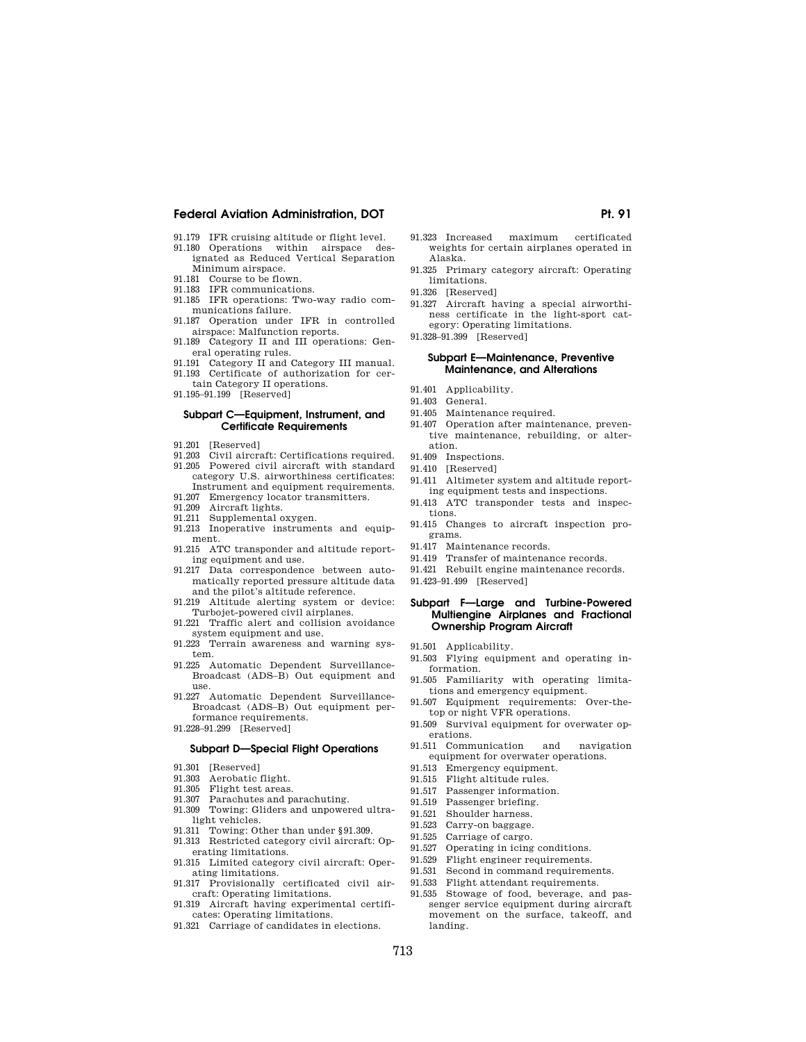91.179 IFR cruising altitude or flight level.
91.180 Operations within airspace designated as Reduced Vertical Separation Minimum airspace.
91.181 Course to be flown.
91.183 IFR communications.
91.185 IFR operations: Two-way radio communications failure.
91.187 Operation under IFR in controlled airspace: Malfunction reports.
91.189 Category II and III operations: General operating rules.
91.191 Category II and Category III manual.
91.193 Certificate of authorization for certain Category II operations.
91.195–91.199 [Reserved]

### Subpart C—Equipment, Instrument, and Certificate Requirements

91.201 [Reserved]
91.203 Civil aircraft: Certifications required.
91.205 Powered civil aircraft with standard category U.S. airworthiness certificates: Instrument and equipment requirements.
91.207 Emergency locator transmitters.
91.209 Aircraft lights.
91.211 Supplemental oxygen.
91.213 Inoperative instruments and equipment.
91.215 ATC transponder and altitude reporting equipment and use.
91.217 Data correspondence between automatically reported pressure altitude data and the pilot's altitude reference.
91.219 Altitude alerting system or device: Turbojet-powered civil airplanes.
91.221 Traffic alert and collision avoidance system equipment and use.
91.223 Terrain awareness and warning system.
91.225 Automatic Dependent Surveillance-Broadcast (ADS–B) Out equipment and use.
91.227 Automatic Dependent Surveillance-Broadcast (ADS–B) Out equipment performance requirements.
91.228–91.299 [Reserved]

### Subpart D—Special Flight Operations

91.301 [Reserved]
91.303 Aerobatic flight.
91.305 Flight test areas.
91.307 Parachutes and parachuting.
91.309 Towing: Gliders and unpowered ultralight vehicles.
91.311 Towing: Other than under §91.309.
91.313 Restricted category civil aircraft: Operating limitations.
91.315 Limited category civil aircraft: Operating limitations.
91.317 Provisionally certificated civil aircraft: Operating limitations.
91.319 Aircraft having experimental certificates: Operating limitations.
91.321 Carriage of candidates in elections.
91.323 Increased maximum certificated weights for certain airplanes operated in Alaska.
91.325 Primary category aircraft: Operating limitations.
91.326 [Reserved]
91.327 Aircraft having a special airworthiness certificate in the light-sport category: Operating limitations.
91.328–91.399 [Reserved]

### Subpart E—Maintenance, Preventive Maintenance, and Alterations

91.401 Applicability.
91.403 General.
91.405 Maintenance required.
91.407 Operation after maintenance, preventive maintenance, rebuilding, or alteration.
91.409 Inspections.
91.410 [Reserved]
91.411 Altimeter system and altitude reporting equipment tests and inspections.
91.413 ATC transponder tests and inspections.
91.415 Changes to aircraft inspection programs.
91.417 Maintenance records.
91.419 Transfer of maintenance records.
91.421 Rebuilt engine maintenance records.
91.423–91.499 [Reserved]

### Subpart F—Large and Turbine-Powered Multiengine Airplanes and Fractional Ownership Program Aircraft

91.501 Applicability.
91.503 Flying equipment and operating information.
91.505 Familiarity with operating limitations and emergency equipment.
91.507 Equipment requirements: Over-the-top or night VFR operations.
91.509 Survival equipment for overwater operations.
91.511 Communication and navigation equipment for overwater operations.
91.513 Emergency equipment.
91.515 Flight altitude rules.
91.517 Passenger information.
91.519 Passenger briefing.
91.521 Shoulder harness.
91.523 Carry-on baggage.
91.525 Carriage of cargo.
91.527 Operating in icing conditions.
91.529 Flight engineer requirements.
91.531 Second in command requirements.
91.533 Flight attendant requirements.
91.535 Stowage of food, beverage, and passenger service equipment during aircraft movement on the surface, takeoff, and landing.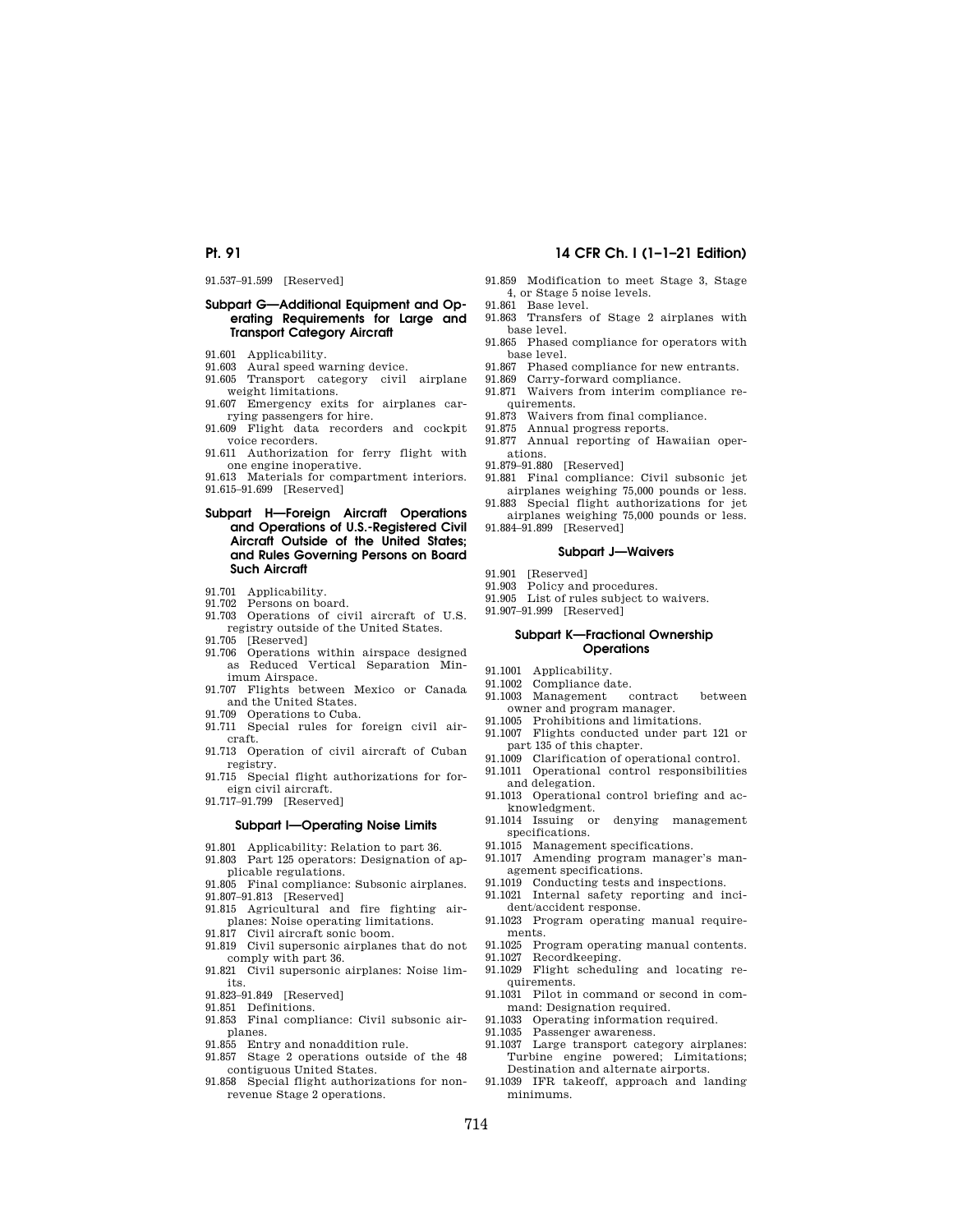91.537–91.599 [Reserved]

### Subpart G—Additional Equipment and Operating Requirements for Large and Transport Category Aircraft

91.601 Applicability.
91.603 Aural speed warning device.
91.605 Transport category civil airplane weight limitations.
91.607 Emergency exits for airplanes carrying passengers for hire.
91.609 Flight data recorders and cockpit voice recorders.
91.611 Authorization for ferry flight with one engine inoperative.
91.613 Materials for compartment interiors.
91.615–91.699 [Reserved]

### Subpart H—Foreign Aircraft Operations and Operations of U.S.-Registered Civil Aircraft Outside of the United States; and Rules Governing Persons on Board Such Aircraft

91.701 Applicability.
91.702 Persons on board.
91.703 Operations of civil aircraft of U.S. registry outside of the United States.
91.705 [Reserved]
91.706 Operations within airspace designed as Reduced Vertical Separation Minimum Airspace.
91.707 Flights between Mexico or Canada and the United States.
91.709 Operations to Cuba.
91.711 Special rules for foreign civil aircraft.
91.713 Operation of civil aircraft of Cuban registry.
91.715 Special flight authorizations for foreign civil aircraft.
91.717–91.799 [Reserved]

### Subpart I—Operating Noise Limits

91.801 Applicability: Relation to part 36.
91.803 Part 125 operators: Designation of applicable regulations.
91.805 Final compliance: Subsonic airplanes.
91.807–91.813 [Reserved]
91.815 Agricultural and fire fighting airplanes: Noise operating limitations.
91.817 Civil aircraft sonic boom.
91.819 Civil supersonic airplanes that do not comply with part 36.
91.821 Civil supersonic airplanes: Noise limits.
91.823–91.849 [Reserved]
91.851 Definitions.
91.853 Final compliance: Civil subsonic airplanes.
91.855 Entry and nonaddition rule.
91.857 Stage 2 operations outside of the 48 contiguous United States.
91.858 Special flight authorizations for nonrevenue Stage 2 operations.
91.859 Modification to meet Stage 3, Stage 4, or Stage 5 noise levels.
91.861 Base level.
91.863 Transfers of Stage 2 airplanes with base level.
91.865 Phased compliance for operators with base level.
91.867 Phased compliance for new entrants.
91.869 Carry-forward compliance.
91.871 Waivers from interim compliance requirements.
91.873 Waivers from final compliance.
91.875 Annual progress reports.
91.877 Annual reporting of Hawaiian operations.
91.879–91.880 [Reserved]
91.881 Final compliance: Civil subsonic jet airplanes weighing 75,000 pounds or less.
91.883 Special flight authorizations for jet airplanes weighing 75,000 pounds or less.
91.884–91.899 [Reserved]

### Subpart J—Waivers

91.901 [Reserved]
91.903 Policy and procedures.
91.905 List of rules subject to waivers.
91.907–91.999 [Reserved]

### Subpart K—Fractional Ownership Operations

91.1001 Applicability.
91.1002 Compliance date.
91.1003 Management contract between owner and program manager.
91.1005 Prohibitions and limitations.
91.1007 Flights conducted under part 121 or part 135 of this chapter.
91.1009 Clarification of operational control.
91.1011 Operational control responsibilities and delegation.
91.1013 Operational control briefing and acknowledgment.
91.1014 Issuing or denying management specifications.
91.1015 Management specifications.
91.1017 Amending program manager's management specifications.
91.1019 Conducting tests and inspections.
91.1021 Internal safety reporting and incident/accident response.
91.1023 Program operating manual requirements.
91.1025 Program operating manual contents.
91.1027 Recordkeeping.
91.1029 Flight scheduling and locating requirements.
91.1031 Pilot in command or second in command: Designation required.
91.1033 Operating information required.
91.1035 Passenger awareness.
91.1037 Large transport category airplanes: Turbine engine powered; Limitations; Destination and alternate airports.
91.1039 IFR takeoff, approach and landing minimums.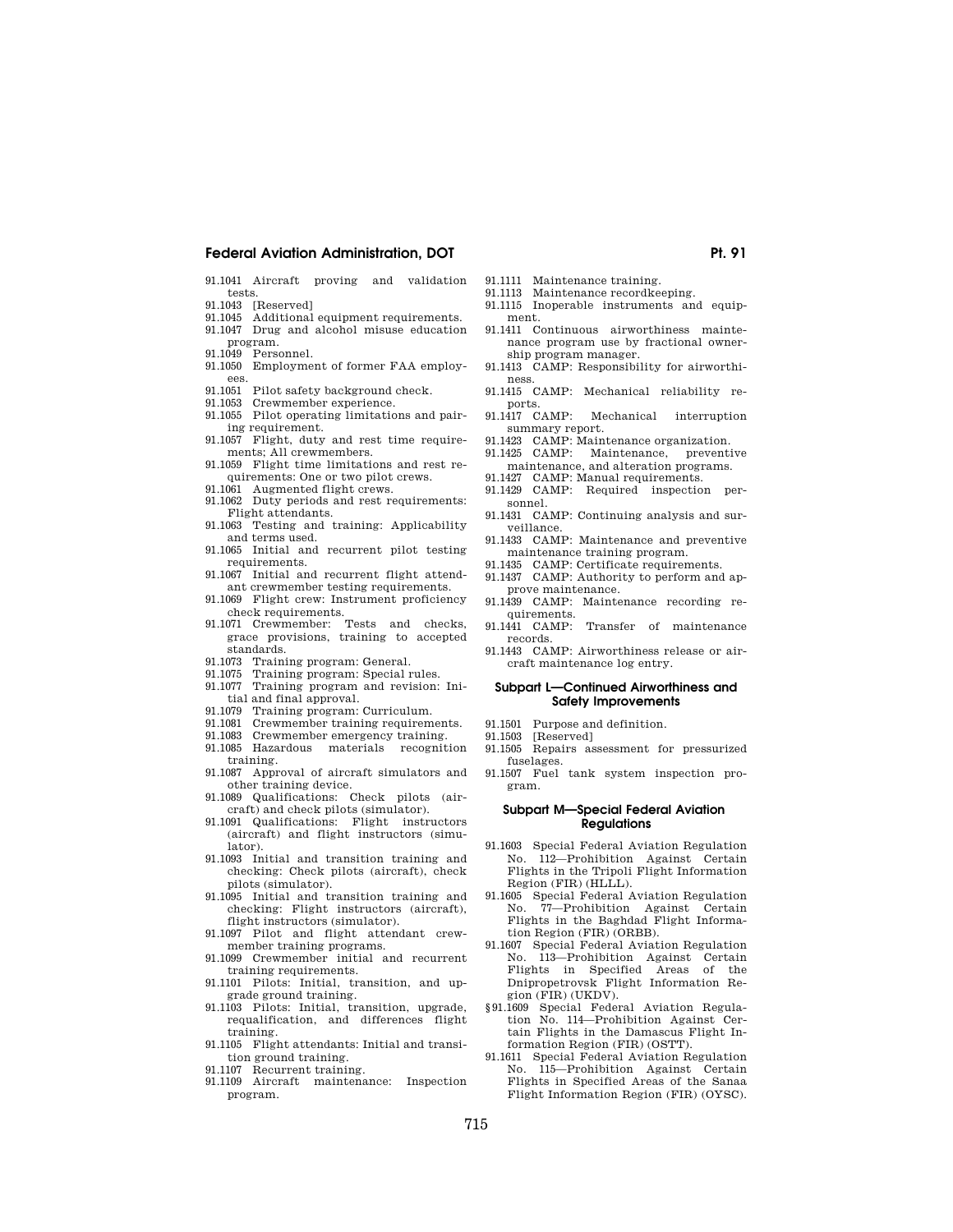91.1041 Aircraft proving and validation tests.
91.1043 [Reserved]
91.1045 Additional equipment requirements.
91.1047 Drug and alcohol misuse education program.
91.1049 Personnel.
91.1050 Employment of former FAA employees.
91.1051 Pilot safety background check.
91.1053 Crewmember experience.
91.1055 Pilot operating limitations and pairing requirement.
91.1057 Flight, duty and rest time requirements; All crewmembers.
91.1059 Flight time limitations and rest requirements: One or two pilot crews.
91.1061 Augmented flight crews.
91.1062 Duty periods and rest requirements: Flight attendants.
91.1063 Testing and training: Applicability and terms used.
91.1065 Initial and recurrent pilot testing requirements.
91.1067 Initial and recurrent flight attendant crewmember testing requirements.
91.1069 Flight crew: Instrument proficiency check requirements.
91.1071 Crewmember: Tests and checks, grace provisions, training to accepted standards.
91.1073 Training program: General.
91.1075 Training program: Special rules.
91.1077 Training program and revision: Initial and final approval.
91.1079 Training program: Curriculum.
91.1081 Crewmember training requirements.
91.1083 Crewmember emergency training.
91.1085 Hazardous materials recognition training.
91.1087 Approval of aircraft simulators and other training device.
91.1089 Qualifications: Check pilots (aircraft) and check pilots (simulator).
91.1091 Qualifications: Flight instructors (aircraft) and flight instructors (simulator).
91.1093 Initial and transition training and checking: Check pilots (aircraft), check pilots (simulator).
91.1095 Initial and transition training and checking: Flight instructors (aircraft), flight instructors (simulator).
91.1097 Pilot and flight attendant crewmember training programs.
91.1099 Crewmember initial and recurrent training requirements.
91.1101 Pilots: Initial, transition, and upgrade ground training.
91.1103 Pilots: Initial, transition, upgrade, requalification, and differences flight training.
91.1105 Flight attendants: Initial and transition ground training.
91.1107 Recurrent training.
91.1109 Aircraft maintenance: Inspection program.
91.1111 Maintenance training.
91.1113 Maintenance recordkeeping.
91.1115 Inoperable instruments and equipment.
91.1411 Continuous airworthiness maintenance program use by fractional ownership program manager.
91.1413 CAMP: Responsibility for airworthiness.
91.1415 CAMP: Mechanical reliability reports.
91.1417 CAMP: Mechanical interruption summary report.
91.1423 CAMP: Maintenance organization.
91.1425 CAMP: Maintenance, preventive maintenance, and alteration programs.
91.1427 CAMP: Manual requirements.
91.1429 CAMP: Required inspection personnel.
91.1431 CAMP: Continuing analysis and surveillance.
91.1433 CAMP: Maintenance and preventive maintenance training program.
91.1435 CAMP: Certificate requirements.
91.1437 CAMP: Authority to perform and approve maintenance.
91.1439 CAMP: Maintenance recording requirements.
91.1441 CAMP: Transfer of maintenance records.
91.1443 CAMP: Airworthiness release or aircraft maintenance log entry.

## Subpart L—Continued Airworthiness and Safety Improvements

91.1501 Purpose and definition.
91.1503 [Reserved]
91.1505 Repairs assessment for pressurized fuselages.
91.1507 Fuel tank system inspection program.

## Subpart M—Special Federal Aviation Regulations

91.1603 Special Federal Aviation Regulation No. 112—Prohibition Against Certain Flights in the Tripoli Flight Information Region (FIR) (HLLL).
91.1605 Special Federal Aviation Regulation No. 77—Prohibition Against Certain Flights in the Baghdad Flight Information Region (FIR) (ORBB).
91.1607 Special Federal Aviation Regulation No. 113—Prohibition Against Certain Flights in Specified Areas of the Dnipropetrovsk Flight Information Region (FIR) (UKDV).
§91.1609 Special Federal Aviation Regulation No. 114—Prohibition Against Certain Flights in the Damascus Flight Information Region (FIR) (OSTT).
91.1611 Special Federal Aviation Regulation No. 115—Prohibition Against Certain Flights in Specified Areas of the Sanaa Flight Information Region (FIR) (OYSC).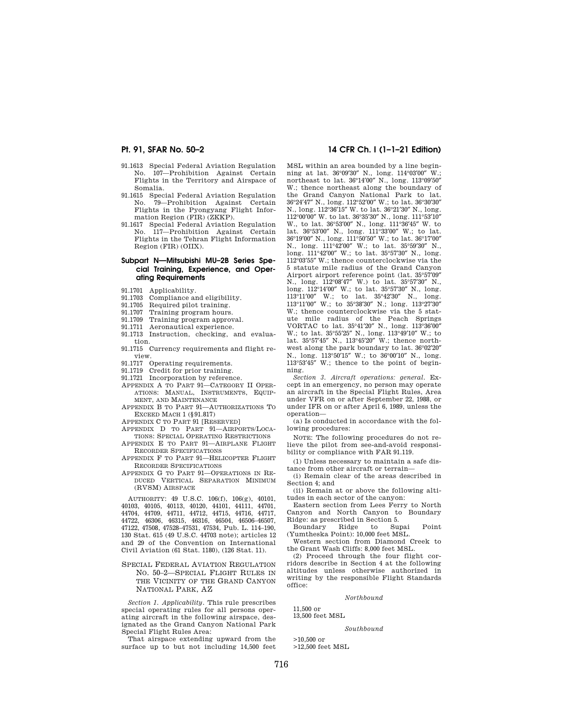91.1613 Special Federal Aviation Regulation No. 107—Prohibition Against Certain Flights in the Territory and Airspace of Somalia.

91.1615 Special Federal Aviation Regulation No. 79—Prohibition Against Certain Flights in the Pyongyang Flight Information Region (FIR) (ZKKP).

91.1617 Special Federal Aviation Regulation No. 117—Prohibition Against Certain Flights in the Tehran Flight Information Region (FIR) (OIIX).

## Subpart N—Mitsubishi MU–2B Series Special Training, Experience, and Operating Requirements

91.1701 Applicability.
91.1703 Compliance and eligibility.
91.1705 Required pilot training.
91.1707 Training program hours.
91.1709 Training program approval.
91.1711 Aeronautical experience.
91.1713 Instruction, checking, and evaluation.
91.1715 Currency requirements and flight review.
91.1717 Operating requirements.
91.1719 Credit for prior training.
91.1721 Incorporation by reference.

APPENDIX A TO PART 91—CATEGORY II OPERATIONS: MANUAL, INSTRUMENTS, EQUIPMENT, AND MAINTENANCE

APPENDIX B TO PART 91—AUTHORIZATIONS TO EXCEED MACH 1 (§91.817)

APPENDIX C TO PART 91 [RESERVED]

APPENDIX D TO PART 91—AIRPORTS/LOCATIONS: SPECIAL OPERATING RESTRICTIONS

APPENDIX E TO PART 91—AIRPLANE FLIGHT RECORDER SPECIFICATIONS

APPENDIX F TO PART 91—HELICOPTER FLIGHT RECORDER SPECIFICATIONS

APPENDIX G TO PART 91—OPERATIONS IN REDUCED VERTICAL SEPARATION MINIMUM (RVSM) AIRSPACE

AUTHORITY: 49 U.S.C. 106(f), 106(g), 40101, 40103, 40105, 40113, 40120, 44101, 44111, 44701, 44704, 44709, 44711, 44712, 44715, 44716, 44717, 44722, 46306, 46315, 46316, 46504, 46506–46507, 47122, 47508, 47528–47531, 47534, Pub. L. 114–190, 130 Stat. 615 (49 U.S.C. 44703 note); articles 12 and 29 of the Convention on International Civil Aviation (61 Stat. 1180), (126 Stat. 11).

## SPECIAL FEDERAL AVIATION REGULATION NO. 50–2—SPECIAL FLIGHT RULES IN THE VICINITY OF THE GRAND CANYON NATIONAL PARK, AZ

*Section 1. Applicability.* This rule prescribes special operating rules for all persons operating aircraft in the following airspace, designated as the Grand Canyon National Park Special Flight Rules Area:

That airspace extending upward from the surface up to but not including 14,500 feet MSL within an area bounded by a line beginning at lat. 36°09′30″ N., long. 114°03′00″ W.; northeast to lat. 36°14′00″ N., long. 113°09′50″ W.; thence northeast along the boundary of the Grand Canyon National Park to lat. 36°24′47″ N., long. 112°52′00″ W.; to lat. 36°30′30″ N., long. 112°36′15″ W. to lat. 36°21′30″ N., long. 112°00′00″ W. to lat. 36°35′30″ N., long. 111°53′10″ W., to lat. 36°53′00″ N., long. 111°36′45″ W. to lat. 36°53′00″ N., long. 111°33′00″ W.; to lat. 36°19′00″ N., long. 111°50′50″ W.; to lat. 36°17′00″ N., long. 111°42′00″ W.; to lat. 35°59′30″ N., long. 111°42′00″ W.; to lat. 35°57′30″ N., long. 112°03′55″ W.; thence counterclockwise via the 5 statute mile radius of the Grand Canyon Airport airport reference point (lat. 35°57′09″ N., long. 112°08′47″ W.) to lat. 35°57′30″ N., long. 112°14′00″ W.; to lat. 35°57′30″ N., long. 113°11′00″ W.; to lat. 35°42′30″ N., long. 113°11′00″ W.; to 35°38′30″ N.; long. 113°27′30″ W.; thence counterclockwise via the 5 statute mile radius of the Peach Springs VORTAC to lat. 35°41′20″ N., long. 113°36′00″ W.; to lat. 35°55′25″ N., long. 113°49′10″ W.; to lat. 35°57′45″ N., 113°45′20″ W.; thence northwest along the park boundary to lat. 36°02′20″ N., long. 113°50′15″ W.; to 36°00′10″ N., long. 113°53′45″ W.; thence to the point of beginning.

*Section 3. Aircraft operations: general.* Except in an emergency, no person may operate an aircraft in the Special Flight Rules, Area under VFR on or after September 22, 1988, or under IFR on or after April 6, 1989, unless the operation—

(a) Is conducted in accordance with the following procedures:

NOTE: The following procedures do not relieve the pilot from see-and-avoid responsibility or compliance with FAR 91.119.

(1) Unless necessary to maintain a safe distance from other aircraft or terrain—

(i) Remain clear of the areas described in Section 4; and

(ii) Remain at or above the following altitudes in each sector of the canyon:

Eastern section from Lees Ferry to North Canyon and North Canyon to Boundary Ridge: as prescribed in Section 5.

Boundary Ridge to Supai Point (Yumtheska Point): 10,000 feet MSL.

Western section from Diamond Creek to the Grant Wash Cliffs: 8,000 feet MSL.

(2) Proceed through the four flight corridors describe in Section 4 at the following altitudes unless otherwise authorized in writing by the responsible Flight Standards office:

*Northbound*

11,500 or
13,500 feet MSL

*Southbound*

>10,500 or
>12,500 feet MSL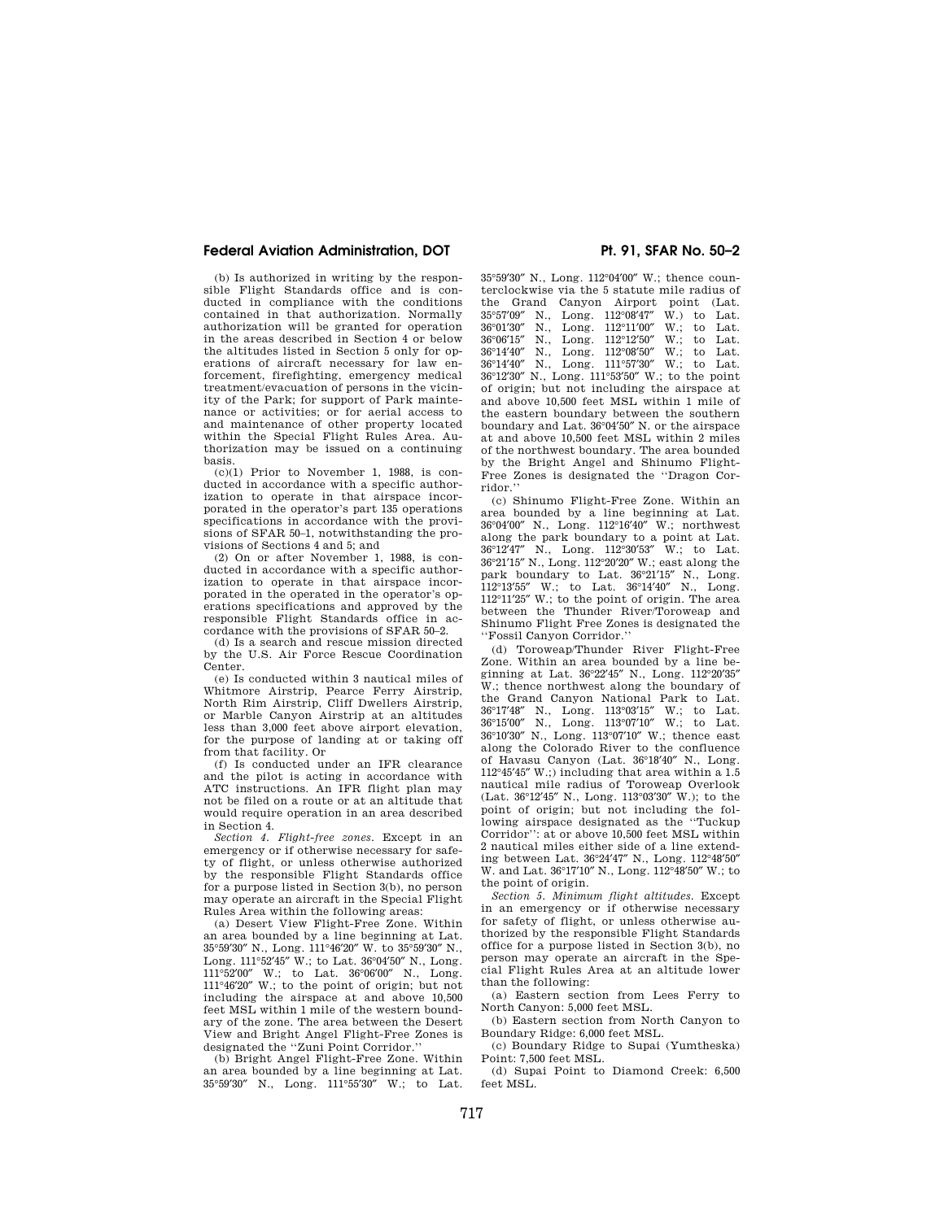(b) Is authorized in writing by the responsible Flight Standards office and is conducted in compliance with the conditions contained in that authorization. Normally authorization will be granted for operation in the areas described in Section 4 or below the altitudes listed in Section 5 only for operations of aircraft necessary for law enforcement, firefighting, emergency medical treatment/evacuation of persons in the vicinity of the Park; for support of Park maintenance or activities; or for aerial access to and maintenance of other property located within the Special Flight Rules Area. Authorization may be issued on a continuing basis.

(c)(1) Prior to November 1, 1988, is conducted in accordance with a specific authorization to operate in that airspace incorporated in the operator's part 135 operations specifications in accordance with the provisions of SFAR 50–1, notwithstanding the provisions of Sections 4 and 5; and

(2) On or after November 1, 1988, is conducted in accordance with a specific authorization to operate in that airspace incorporated in the operated in the operator's operations specifications and approved by the responsible Flight Standards office in accordance with the provisions of SFAR 50–2.

(d) Is a search and rescue mission directed by the U.S. Air Force Rescue Coordination Center.

(e) Is conducted within 3 nautical miles of Whitmore Airstrip, Pearce Ferry Airstrip, North Rim Airstrip, Cliff Dwellers Airstrip, or Marble Canyon Airstrip at an altitudes less than 3,000 feet above airport elevation, for the purpose of landing at or taking off from that facility. Or

(f) Is conducted under an IFR clearance and the pilot is acting in accordance with ATC instructions. An IFR flight plan may not be filed on a route or at an altitude that would require operation in an area described in Section 4.

*Section 4. Flight-free zones.* Except in an emergency or if otherwise necessary for safety of flight, or unless otherwise authorized by the responsible Flight Standards office for a purpose listed in Section 3(b), no person may operate an aircraft in the Special Flight Rules Area within the following areas:

(a) Desert View Flight-Free Zone. Within an area bounded by a line beginning at Lat. 35°59′30″ N., Long. 111°46′20″ W. to 35°59′30″ N., Long. 111°52′45″ W.; to Lat. 36°04′50″ N., Long. 111°52′00″ W.; to Lat. 36°06′00″ N., Long. 111°46′20″ W.; to the point of origin; but not including the airspace at and above 10,500 feet MSL within 1 mile of the western boundary of the zone. The area between the Desert View and Bright Angel Flight-Free Zones is designated the ''Zuni Point Corridor.''

(b) Bright Angel Flight-Free Zone. Within an area bounded by a line beginning at Lat. 35°59′30″ N., Long. 111°55′30″ W.; to Lat. 35°59′30″ N., Long. 112°04′00″ W.; thence counterclockwise via the 5 statute mile radius of the Grand Canyon Airport point (Lat. 35°57′09″ N., Long. 112°08′47″ W.) to Lat. 36°01′30″ N., Long. 112°11′00″ W.; to Lat. 36°06′15″ N., Long. 112°12′50″ W.; to Lat. 36°14′40″ N., Long. 112°08′50″ W.; to Lat. 36°14′40″ N., Long. 111°57′30″ W.; to Lat. 36°12′30″ N., Long. 111°53′50″ W.; to the point of origin; but not including the airspace at and above 10,500 feet MSL within 1 mile of the eastern boundary between the southern boundary and Lat. 36°04′50″ N. or the airspace at and above 10,500 feet MSL within 2 miles of the northwest boundary. The area bounded by the Bright Angel and Shinumo Flight-Free Zones is designated the ''Dragon Corridor.''

(c) Shinumo Flight-Free Zone. Within an area bounded by a line beginning at Lat. 36°04′00″ N., Long. 112°16′40″ W.; northwest along the park boundary to a point at Lat. 36°12′47″ N., Long. 112°30′53″ W.; to Lat. 36°21′15″ N., Long. 112°20′20″ W.; east along the park boundary to Lat. 36°21′15″ N., Long. 112°13′55″ W.; to Lat. 36°14′40″ N., Long. 112°11′25″ W.; to the point of origin. The area between the Thunder River/Toroweap and Shinumo Flight Free Zones is designated the ''Fossil Canyon Corridor.''

(d) Toroweap/Thunder River Flight-Free Zone. Within an area bounded by a line beginning at Lat. 36°22′45″ N., Long. 112°20′35″ W.; thence northwest along the boundary of the Grand Canyon National Park to Lat. 36°17′48″ N., Long. 113°03′15″ W.; to Lat. 36°15′00″ N., Long. 113°07′10″ W.; to Lat. 36°10′30″ N., Long. 113°07′10″ W.; thence east along the Colorado River to the confluence of Havasu Canyon (Lat. 36°18′40″ N., Long. 112°45′45″ W.;) including that area within a 1.5 nautical mile radius of Toroweap Overlook (Lat. 36°12′45″ N., Long. 113°03′30″ W.); to the point of origin; but not including the following airspace designated as the ''Tuckup Corridor'': at or above 10,500 feet MSL within 2 nautical miles either side of a line extending between Lat. 36°24′47″ N., Long. 112°48′50″ W. and Lat. 36°17′10″ N., Long. 112°48′50″ W.; to the point of origin.

*Section 5. Minimum flight altitudes.* Except in an emergency or if otherwise necessary for safety of flight, or unless otherwise authorized by the responsible Flight Standards office for a purpose listed in Section 3(b), no person may operate an aircraft in the Special Flight Rules Area at an altitude lower than the following:

(a) Eastern section from Lees Ferry to North Canyon: 5,000 feet MSL.

(b) Eastern section from North Canyon to Boundary Ridge: 6,000 feet MSL.

(c) Boundary Ridge to Supai (Yumtheska) Point: 7,500 feet MSL.

(d) Supai Point to Diamond Creek: 6,500 feet MSL.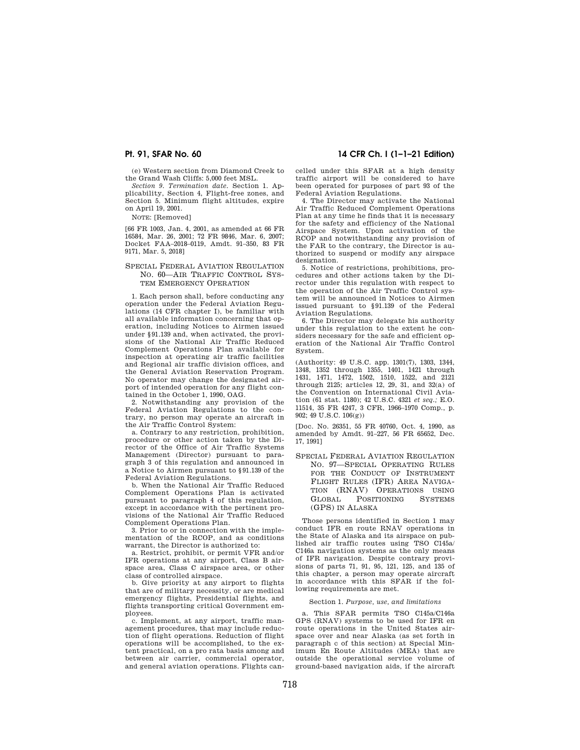(e) Western section from Diamond Creek to the Grand Wash Cliffs: 5,000 feet MSL.

*Section 9. Termination date.* Section 1. Applicability, Section 4, Flight-free zones, and Section 5. Minimum flight altitudes, expire on April 19, 2001.

NOTE: [Removed]

[66 FR 1003, Jan. 4, 2001, as amended at 66 FR 16584, Mar. 26, 2001; 72 FR 9846, Mar. 6, 2007; Docket FAA–2018–0119, Amdt. 91–350, 83 FR 9171, Mar. 5, 2018]

## SPECIAL FEDERAL AVIATION REGULATION NO. 60—AIR TRAFFIC CONTROL SYSTEM EMERGENCY OPERATION

1. Each person shall, before conducting any operation under the Federal Aviation Regulations (14 CFR chapter I), be familiar with all available information concerning that operation, including Notices to Airmen issued under §91.139 and, when activated, the provisions of the National Air Traffic Reduced Complement Operations Plan available for inspection at operating air traffic facilities and Regional air traffic division offices, and the General Aviation Reservation Program. No operator may change the designated airport of intended operation for any flight contained in the October 1, 1990, OAG.

2. Notwithstanding any provision of the Federal Aviation Regulations to the contrary, no person may operate an aircraft in the Air Traffic Control System:

a. Contrary to any restriction, prohibition, procedure or other action taken by the Director of the Office of Air Traffic Systems Management (Director) pursuant to paragraph 3 of this regulation and announced in a Notice to Airmen pursuant to §91.139 of the Federal Aviation Regulations.

b. When the National Air Traffic Reduced Complement Operations Plan is activated pursuant to paragraph 4 of this regulation, except in accordance with the pertinent provisions of the National Air Traffic Reduced Complement Operations Plan.

3. Prior to or in connection with the implementation of the RCOP, and as conditions warrant, the Director is authorized to:

a. Restrict, prohibit, or permit VFR and/or IFR operations at any airport, Class B airspace area, Class C airspace area, or other class of controlled airspace.

b. Give priority at any airport to flights that are of military necessity, or are medical emergency flights, Presidential flights, and flights transporting critical Government employees.

c. Implement, at any airport, traffic management procedures, that may include reduction of flight operations. Reduction of flight operations will be accomplished, to the extent practical, on a pro rata basis among and between air carrier, commercial operator, and general aviation operations. Flights cancelled under this SFAR at a high density traffic airport will be considered to have been operated for purposes of part 93 of the Federal Aviation Regulations.

4. The Director may activate the National Air Traffic Reduced Complement Operations Plan at any time he finds that it is necessary for the safety and efficiency of the National Airspace System. Upon activation of the RCOP and notwithstanding any provision of the FAR to the contrary, the Director is authorized to suspend or modify any airspace designation.

5. Notice of restrictions, prohibitions, procedures and other actions taken by the Director under this regulation with respect to the operation of the Air Traffic Control system will be announced in Notices to Airmen issued pursuant to §91.139 of the Federal Aviation Regulations.

6. The Director may delegate his authority under this regulation to the extent he considers necessary for the safe and efficient operation of the National Air Traffic Control System.

(Authority: 49 U.S.C. app. 1301(7), 1303, 1344, 1348, 1352 through 1355, 1401, 1421 through 1431, 1471, 1472, 1502, 1510, 1522, and 2121 through 2125; articles 12, 29, 31, and 32(a) of the Convention on International Civil Aviation (61 stat. 1180); 42 U.S.C. 4321 *et seq.;* E.O. 11514, 35 FR 4247, 3 CFR, 1966–1970 Comp., p. 902; 49 U.S.C. 106(g))

[Doc. No. 26351, 55 FR 40760, Oct. 4, 1990, as amended by Amdt. 91–227, 56 FR 65652, Dec. 17, 1991]

## SPECIAL FEDERAL AVIATION REGULATION NO. 97—SPECIAL OPERATING RULES FOR THE CONDUCT OF INSTRUMENT FLIGHT RULES (IFR) AREA NAVIGATION (RNAV) OPERATIONS USING GLOBAL POSITIONING SYSTEMS (GPS) IN ALASKA

Those persons identified in Section 1 may conduct IFR en route RNAV operations in the State of Alaska and its airspace on published air traffic routes using TSO C145a/C146a navigation systems as the only means of IFR navigation. Despite contrary provisions of parts 71, 91, 95, 121, 125, and 135 of this chapter, a person may operate aircraft in accordance with this SFAR if the following requirements are met.

### Section 1. *Purpose, use, and limitations*

a. This SFAR permits TSO C145a/C146a GPS (RNAV) systems to be used for IFR en route operations in the United States airspace over and near Alaska (as set forth in paragraph c of this section) at Special Minimum En Route Altitudes (MEA) that are outside the operational service volume of ground-based navigation aids, if the aircraft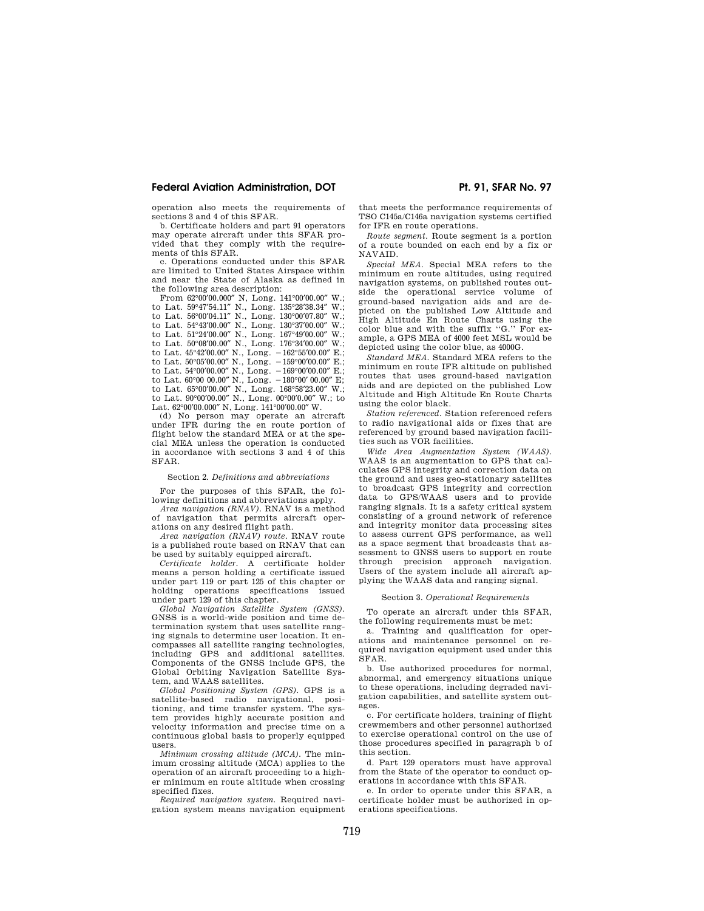operation also meets the requirements of sections 3 and 4 of this SFAR.

b. Certificate holders and part 91 operators may operate aircraft under this SFAR provided that they comply with the requirements of this SFAR.

c. Operations conducted under this SFAR are limited to United States Airspace within and near the State of Alaska as defined in the following area description:

From 62°00′00.000″ N, Long. 141°00′00.00″ W.; to Lat. 59°47′54.11″ N., Long. 135°28′38.34″ W.; to Lat. 56°00′04.11″ N., Long. 130°00′07.80″ W.; to Lat. 54°43′00.00″ N., Long. 130°37′00.00″ W.; to Lat. 51°24′00.00″ N., Long. 167°49′00.00″ W.; to Lat. 50°08′00.00″ N., Long. 176°34′00.00″ W.; to Lat. 45°42′00.00″ N., Long. −162°55′00.00″ E.; to Lat. 50°05′00.00″ N., Long. −159°00′00.00″ E.; to Lat. 54°00′00.00″ N., Long. −169°00′00.00″ E.; to Lat. 60°00 00.00″ N., Long. −180°00′ 00.00″ E; to Lat. 65°00′00.00″ N., Long. 168°58′23.00″ W.; to Lat. 90°00′00.00″ N., Long. 00°00′0.00″ W.; to Lat. 62°00′00.000″ N, Long. 141°00′00.00″ W.

(d) No person may operate an aircraft under IFR during the en route portion of flight below the standard MEA or at the special MEA unless the operation is conducted in accordance with sections 3 and 4 of this SFAR.

Section 2. *Definitions and abbreviations*

For the purposes of this SFAR, the following definitions and abbreviations apply.

*Area navigation (RNAV).* RNAV is a method of navigation that permits aircraft operations on any desired flight path.

*Area navigation (RNAV) route.* RNAV route is a published route based on RNAV that can be used by suitably equipped aircraft.

*Certificate holder.* A certificate holder means a person holding a certificate issued under part 119 or part 125 of this chapter or holding operations specifications issued under part 129 of this chapter.

*Global Navigation Satellite System (GNSS).* GNSS is a world-wide position and time determination system that uses satellite ranging signals to determine user location. It encompasses all satellite ranging technologies, including GPS and additional satellites. Components of the GNSS include GPS, the Global Orbiting Navigation Satellite System, and WAAS satellites.

*Global Positioning System (GPS).* GPS is a satellite-based radio navigational, positioning, and time transfer system. The system provides highly accurate position and velocity information and precise time on a continuous global basis to properly equipped users.

*Minimum crossing altitude (MCA).* The minimum crossing altitude (MCA) applies to the operation of an aircraft proceeding to a higher minimum en route altitude when crossing specified fixes.

*Required navigation system.* Required navigation system means navigation equipment that meets the performance requirements of TSO C145a/C146a navigation systems certified for IFR en route operations.

*Route segment.* Route segment is a portion of a route bounded on each end by a fix or NAVAID.

*Special MEA.* Special MEA refers to the minimum en route altitudes, using required navigation systems, on published routes outside the operational service volume of ground-based navigation aids and are depicted on the published Low Altitude and High Altitude En Route Charts using the color blue and with the suffix "G." For example, a GPS MEA of 4000 feet MSL would be depicted using the color blue, as 4000G.

*Standard MEA.* Standard MEA refers to the minimum en route IFR altitude on published routes that uses ground-based navigation aids and are depicted on the published Low Altitude and High Altitude En Route Charts using the color black.

*Station referenced.* Station referenced refers to radio navigational aids or fixes that are referenced by ground based navigation facilities such as VOR facilities.

*Wide Area Augmentation System (WAAS).* WAAS is an augmentation to GPS that calculates GPS integrity and correction data on the ground and uses geo-stationary satellites to broadcast GPS integrity and correction data to GPS/WAAS users and to provide ranging signals. It is a safety critical system consisting of a ground network of reference and integrity monitor data processing sites to assess current GPS performance, as well as a space segment that broadcasts that assessment to GNSS users to support en route through precision approach navigation. Users of the system include all aircraft applying the WAAS data and ranging signal.

Section 3. *Operational Requirements*

To operate an aircraft under this SFAR, the following requirements must be met:

a. Training and qualification for operations and maintenance personnel on required navigation equipment used under this SFAR.

b. Use authorized procedures for normal, abnormal, and emergency situations unique to these operations, including degraded navigation capabilities, and satellite system outages.

c. For certificate holders, training of flight crewmembers and other personnel authorized to exercise operational control on the use of those procedures specified in paragraph b of this section.

d. Part 129 operators must have approval from the State of the operator to conduct operations in accordance with this SFAR.

e. In order to operate under this SFAR, a certificate holder must be authorized in operations specifications.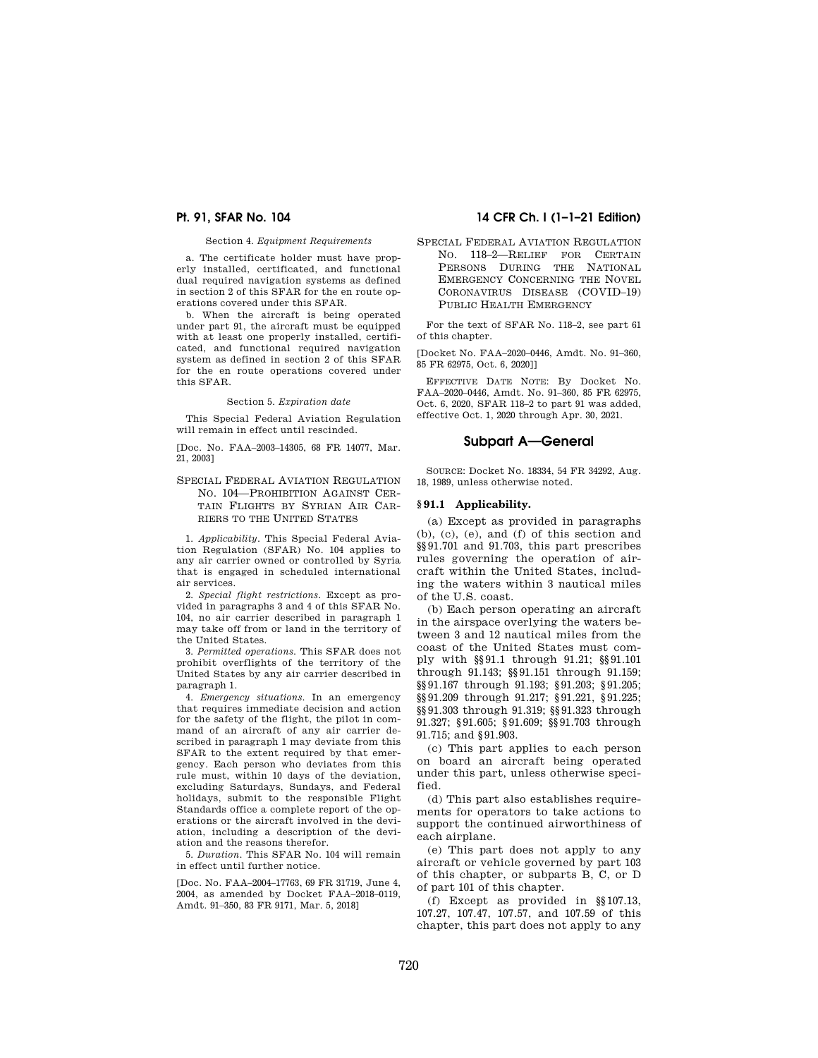Section 4. *Equipment Requirements*

a. The certificate holder must have properly installed, certificated, and functional dual required navigation systems as defined in section 2 of this SFAR for the en route operations covered under this SFAR.

b. When the aircraft is being operated under part 91, the aircraft must be equipped with at least one properly installed, certificated, and functional required navigation system as defined in section 2 of this SFAR for the en route operations covered under this SFAR.

Section 5. *Expiration date*

This Special Federal Aviation Regulation will remain in effect until rescinded.

[Doc. No. FAA–2003–14305, 68 FR 14077, Mar. 21, 2003]

SPECIAL FEDERAL AVIATION REGULATION NO. 104—PROHIBITION AGAINST CERTAIN FLIGHTS BY SYRIAN AIR CARRIERS TO THE UNITED STATES

1. *Applicability.* This Special Federal Aviation Regulation (SFAR) No. 104 applies to any air carrier owned or controlled by Syria that is engaged in scheduled international air services.

2. *Special flight restrictions.* Except as provided in paragraphs 3 and 4 of this SFAR No. 104, no air carrier described in paragraph 1 may take off from or land in the territory of the United States.

3. *Permitted operations.* This SFAR does not prohibit overflights of the territory of the United States by any air carrier described in paragraph 1.

4. *Emergency situations.* In an emergency that requires immediate decision and action for the safety of the flight, the pilot in command of an aircraft of any air carrier described in paragraph 1 may deviate from this SFAR to the extent required by that emergency. Each person who deviates from this rule must, within 10 days of the deviation, excluding Saturdays, Sundays, and Federal holidays, submit to the responsible Flight Standards office a complete report of the operations or the aircraft involved in the deviation, including a description of the deviation and the reasons therefor.

5. *Duration.* This SFAR No. 104 will remain in effect until further notice.

[Doc. No. FAA–2004–17763, 69 FR 31719, June 4, 2004, as amended by Docket FAA–2018–0119, Amdt. 91–350, 83 FR 9171, Mar. 5, 2018]

SPECIAL FEDERAL AVIATION REGULATION NO. 118–2—RELIEF FOR CERTAIN PERSONS DURING THE NATIONAL EMERGENCY CONCERNING THE NOVEL CORONAVIRUS DISEASE (COVID–19) PUBLIC HEALTH EMERGENCY

For the text of SFAR No. 118–2, see part 61 of this chapter.

[Docket No. FAA–2020–0446, Amdt. No. 91–360, 85 FR 62975, Oct. 6, 2020]]

EFFECTIVE DATE NOTE: By Docket No. FAA–2020–0446, Amdt. No. 91–360, 85 FR 62975, Oct. 6, 2020, SFAR 118–2 to part 91 was added, effective Oct. 1, 2020 through Apr. 30, 2021.

## Subpart A—General

SOURCE: Docket No. 18334, 54 FR 34292, Aug. 18, 1989, unless otherwise noted.

### § 91.1 Applicability.

(a) Except as provided in paragraphs (b), (c), (e), and (f) of this section and §§ 91.701 and 91.703, this part prescribes rules governing the operation of aircraft within the United States, including the waters within 3 nautical miles of the U.S. coast.

(b) Each person operating an aircraft in the airspace overlying the waters between 3 and 12 nautical miles from the coast of the United States must comply with §§ 91.1 through 91.21; §§ 91.101 through 91.143; §§ 91.151 through 91.159; §§ 91.167 through 91.193; § 91.203; § 91.205; §§ 91.209 through 91.217; § 91.221, § 91.225; §§ 91.303 through 91.319; §§ 91.323 through 91.327; § 91.605; § 91.609; §§ 91.703 through 91.715; and § 91.903.

(c) This part applies to each person on board an aircraft being operated under this part, unless otherwise specified.

(d) This part also establishes requirements for operators to take actions to support the continued airworthiness of each airplane.

(e) This part does not apply to any aircraft or vehicle governed by part 103 of this chapter, or subparts B, C, or D of part 101 of this chapter.

(f) Except as provided in §§ 107.13, 107.27, 107.47, 107.57, and 107.59 of this chapter, this part does not apply to any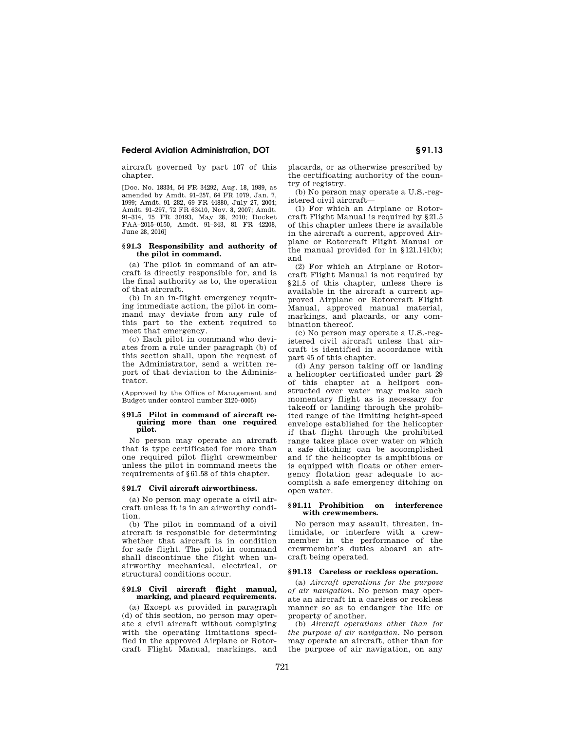aircraft governed by part 107 of this chapter.

[Doc. No. 18334, 54 FR 34292, Aug. 18, 1989, as amended by Amdt. 91–257, 64 FR 1079, Jan. 7, 1999; Amdt. 91–282, 69 FR 44880, July 27, 2004; Amdt. 91–297, 72 FR 63410, Nov. 8, 2007; Amdt. 91–314, 75 FR 30193, May 28, 2010; Docket FAA–2015–0150, Amdt. 91–343, 81 FR 42208, June 28, 2016]

### § 91.3 Responsibility and authority of the pilot in command.

(a) The pilot in command of an aircraft is directly responsible for, and is the final authority as to, the operation of that aircraft.

(b) In an in-flight emergency requiring immediate action, the pilot in command may deviate from any rule of this part to the extent required to meet that emergency.

(c) Each pilot in command who deviates from a rule under paragraph (b) of this section shall, upon the request of the Administrator, send a written report of that deviation to the Administrator.

(Approved by the Office of Management and Budget under control number 2120–0005)

### § 91.5 Pilot in command of aircraft requiring more than one required pilot.

No person may operate an aircraft that is type certificated for more than one required pilot flight crewmember unless the pilot in command meets the requirements of § 61.58 of this chapter.

### § 91.7 Civil aircraft airworthiness.

(a) No person may operate a civil aircraft unless it is in an airworthy condition.

(b) The pilot in command of a civil aircraft is responsible for determining whether that aircraft is in condition for safe flight. The pilot in command shall discontinue the flight when unairworthy mechanical, electrical, or structural conditions occur.

### § 91.9 Civil aircraft flight manual, marking, and placard requirements.

(a) Except as provided in paragraph (d) of this section, no person may operate a civil aircraft without complying with the operating limitations specified in the approved Airplane or Rotorcraft Flight Manual, markings, and placards, or as otherwise prescribed by the certificating authority of the country of registry.

(b) No person may operate a U.S.-registered civil aircraft—

(1) For which an Airplane or Rotorcraft Flight Manual is required by § 21.5 of this chapter unless there is available in the aircraft a current, approved Airplane or Rotorcraft Flight Manual or the manual provided for in § 121.141(b); and

(2) For which an Airplane or Rotorcraft Flight Manual is not required by § 21.5 of this chapter, unless there is available in the aircraft a current approved Airplane or Rotorcraft Flight Manual, approved manual material, markings, and placards, or any combination thereof.

(c) No person may operate a U.S.-registered civil aircraft unless that aircraft is identified in accordance with part 45 of this chapter.

(d) Any person taking off or landing a helicopter certificated under part 29 of this chapter at a heliport constructed over water may make such momentary flight as is necessary for takeoff or landing through the prohibited range of the limiting height-speed envelope established for the helicopter if that flight through the prohibited range takes place over water on which a safe ditching can be accomplished and if the helicopter is amphibious or is equipped with floats or other emergency flotation gear adequate to accomplish a safe emergency ditching on open water.

### § 91.11 Prohibition on interference with crewmembers.

No person may assault, threaten, intimidate, or interfere with a crewmember in the performance of the crewmember's duties aboard an aircraft being operated.

### § 91.13 Careless or reckless operation.

(a) *Aircraft operations for the purpose of air navigation.* No person may operate an aircraft in a careless or reckless manner so as to endanger the life or property of another.

(b) *Aircraft operations other than for the purpose of air navigation.* No person may operate an aircraft, other than for the purpose of air navigation, on any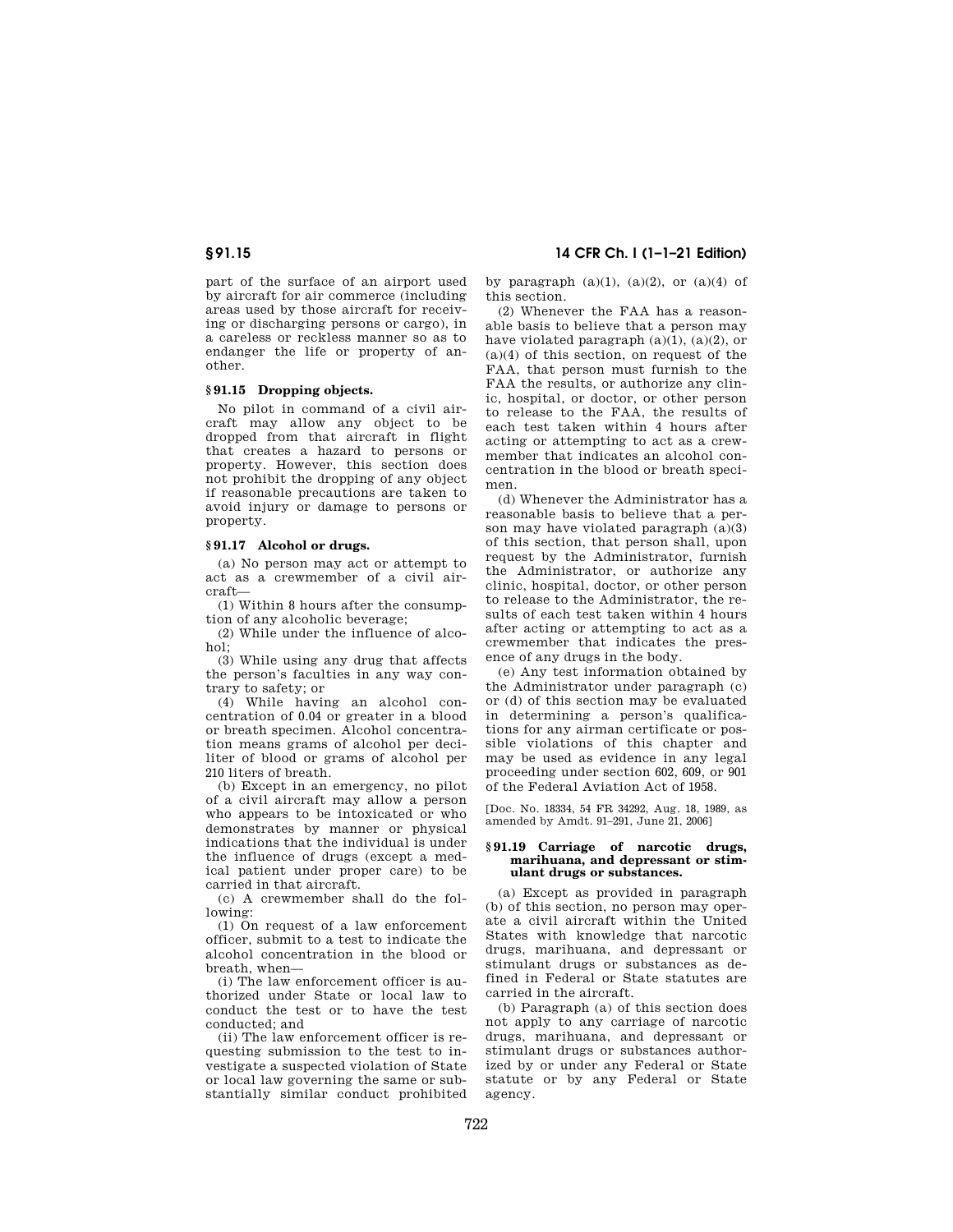part of the surface of an airport used by aircraft for air commerce (including areas used by those aircraft for receiving or discharging persons or cargo), in a careless or reckless manner so as to endanger the life or property of another.

### § 91.15 Dropping objects.

No pilot in command of a civil aircraft may allow any object to be dropped from that aircraft in flight that creates a hazard to persons or property. However, this section does not prohibit the dropping of any object if reasonable precautions are taken to avoid injury or damage to persons or property.

### § 91.17 Alcohol or drugs.

(a) No person may act or attempt to act as a crewmember of a civil aircraft—

(1) Within 8 hours after the consumption of any alcoholic beverage;

(2) While under the influence of alcohol;

(3) While using any drug that affects the person's faculties in any way contrary to safety; or

(4) While having an alcohol concentration of 0.04 or greater in a blood or breath specimen. Alcohol concentration means grams of alcohol per deciliter of blood or grams of alcohol per 210 liters of breath.

(b) Except in an emergency, no pilot of a civil aircraft may allow a person who appears to be intoxicated or who demonstrates by manner or physical indications that the individual is under the influence of drugs (except a medical patient under proper care) to be carried in that aircraft.

(c) A crewmember shall do the following:

(1) On request of a law enforcement officer, submit to a test to indicate the alcohol concentration in the blood or breath, when—

(i) The law enforcement officer is authorized under State or local law to conduct the test or to have the test conducted; and

(ii) The law enforcement officer is requesting submission to the test to investigate a suspected violation of State or local law governing the same or substantially similar conduct prohibited by paragraph (a)(1), (a)(2), or (a)(4) of this section.

(2) Whenever the FAA has a reasonable basis to believe that a person may have violated paragraph (a)(1), (a)(2), or (a)(4) of this section, on request of the FAA, that person must furnish to the FAA the results, or authorize any clinic, hospital, or doctor, or other person to release to the FAA, the results of each test taken within 4 hours after acting or attempting to act as a crewmember that indicates an alcohol concentration in the blood or breath specimen.

(d) Whenever the Administrator has a reasonable basis to believe that a person may have violated paragraph (a)(3) of this section, that person shall, upon request by the Administrator, furnish the Administrator, or authorize any clinic, hospital, doctor, or other person to release to the Administrator, the results of each test taken within 4 hours after acting or attempting to act as a crewmember that indicates the presence of any drugs in the body.

(e) Any test information obtained by the Administrator under paragraph (c) or (d) of this section may be evaluated in determining a person's qualifications for any airman certificate or possible violations of this chapter and may be used as evidence in any legal proceeding under section 602, 609, or 901 of the Federal Aviation Act of 1958.

[Doc. No. 18334, 54 FR 34292, Aug. 18, 1989, as amended by Amdt. 91–291, June 21, 2006]

### § 91.19 Carriage of narcotic drugs, marihuana, and depressant or stimulant drugs or substances.

(a) Except as provided in paragraph (b) of this section, no person may operate a civil aircraft within the United States with knowledge that narcotic drugs, marihuana, and depressant or stimulant drugs or substances as defined in Federal or State statutes are carried in the aircraft.

(b) Paragraph (a) of this section does not apply to any carriage of narcotic drugs, marihuana, and depressant or stimulant drugs or substances authorized by or under any Federal or State statute or by any Federal or State agency.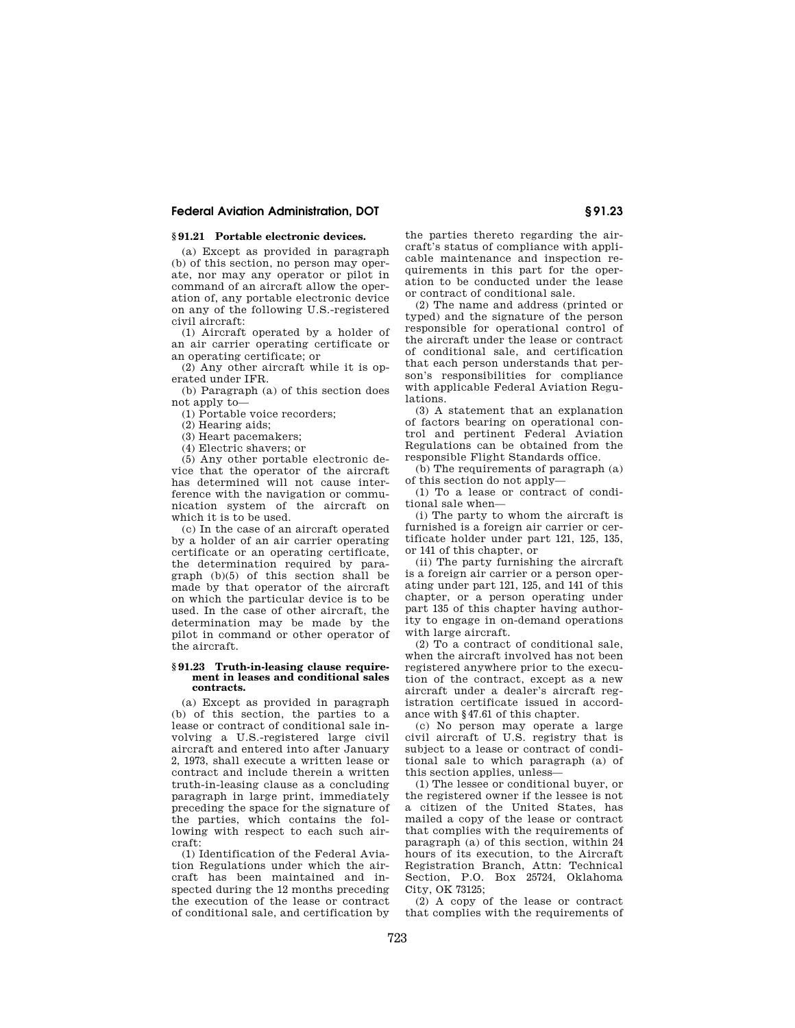## § 91.21 Portable electronic devices.

(a) Except as provided in paragraph (b) of this section, no person may operate, nor may any operator or pilot in command of an aircraft allow the operation of, any portable electronic device on any of the following U.S.-registered civil aircraft:

(1) Aircraft operated by a holder of an air carrier operating certificate or an operating certificate; or

(2) Any other aircraft while it is operated under IFR.

(b) Paragraph (a) of this section does not apply to—

(1) Portable voice recorders;

(2) Hearing aids;

(3) Heart pacemakers;

(4) Electric shavers; or

(5) Any other portable electronic device that the operator of the aircraft has determined will not cause interference with the navigation or communication system of the aircraft on which it is to be used.

(c) In the case of an aircraft operated by a holder of an air carrier operating certificate or an operating certificate, the determination required by paragraph (b)(5) of this section shall be made by that operator of the aircraft on which the particular device is to be used. In the case of other aircraft, the determination may be made by the pilot in command or other operator of the aircraft.

## § 91.23 Truth-in-leasing clause requirement in leases and conditional sales contracts.

(a) Except as provided in paragraph (b) of this section, the parties to a lease or contract of conditional sale involving a U.S.-registered large civil aircraft and entered into after January 2, 1973, shall execute a written lease or contract and include therein a written truth-in-leasing clause as a concluding paragraph in large print, immediately preceding the space for the signature of the parties, which contains the following with respect to each such aircraft:

(1) Identification of the Federal Aviation Regulations under which the aircraft has been maintained and inspected during the 12 months preceding the execution of the lease or contract of conditional sale, and certification by the parties thereto regarding the aircraft's status of compliance with applicable maintenance and inspection requirements in this part for the operation to be conducted under the lease or contract of conditional sale.

(2) The name and address (printed or typed) and the signature of the person responsible for operational control of the aircraft under the lease or contract of conditional sale, and certification that each person understands that person's responsibilities for compliance with applicable Federal Aviation Regulations.

(3) A statement that an explanation of factors bearing on operational control and pertinent Federal Aviation Regulations can be obtained from the responsible Flight Standards office.

(b) The requirements of paragraph (a) of this section do not apply—

(1) To a lease or contract of conditional sale when—

(i) The party to whom the aircraft is furnished is a foreign air carrier or certificate holder under part 121, 125, 135, or 141 of this chapter, or

(ii) The party furnishing the aircraft is a foreign air carrier or a person operating under part 121, 125, and 141 of this chapter, or a person operating under part 135 of this chapter having authority to engage in on-demand operations with large aircraft.

(2) To a contract of conditional sale, when the aircraft involved has not been registered anywhere prior to the execution of the contract, except as a new aircraft under a dealer's aircraft registration certificate issued in accordance with § 47.61 of this chapter.

(c) No person may operate a large civil aircraft of U.S. registry that is subject to a lease or contract of conditional sale to which paragraph (a) of this section applies, unless—

(1) The lessee or conditional buyer, or the registered owner if the lessee is not a citizen of the United States, has mailed a copy of the lease or contract that complies with the requirements of paragraph (a) of this section, within 24 hours of its execution, to the Aircraft Registration Branch, Attn: Technical Section, P.O. Box 25724, Oklahoma City, OK 73125;

(2) A copy of the lease or contract that complies with the requirements of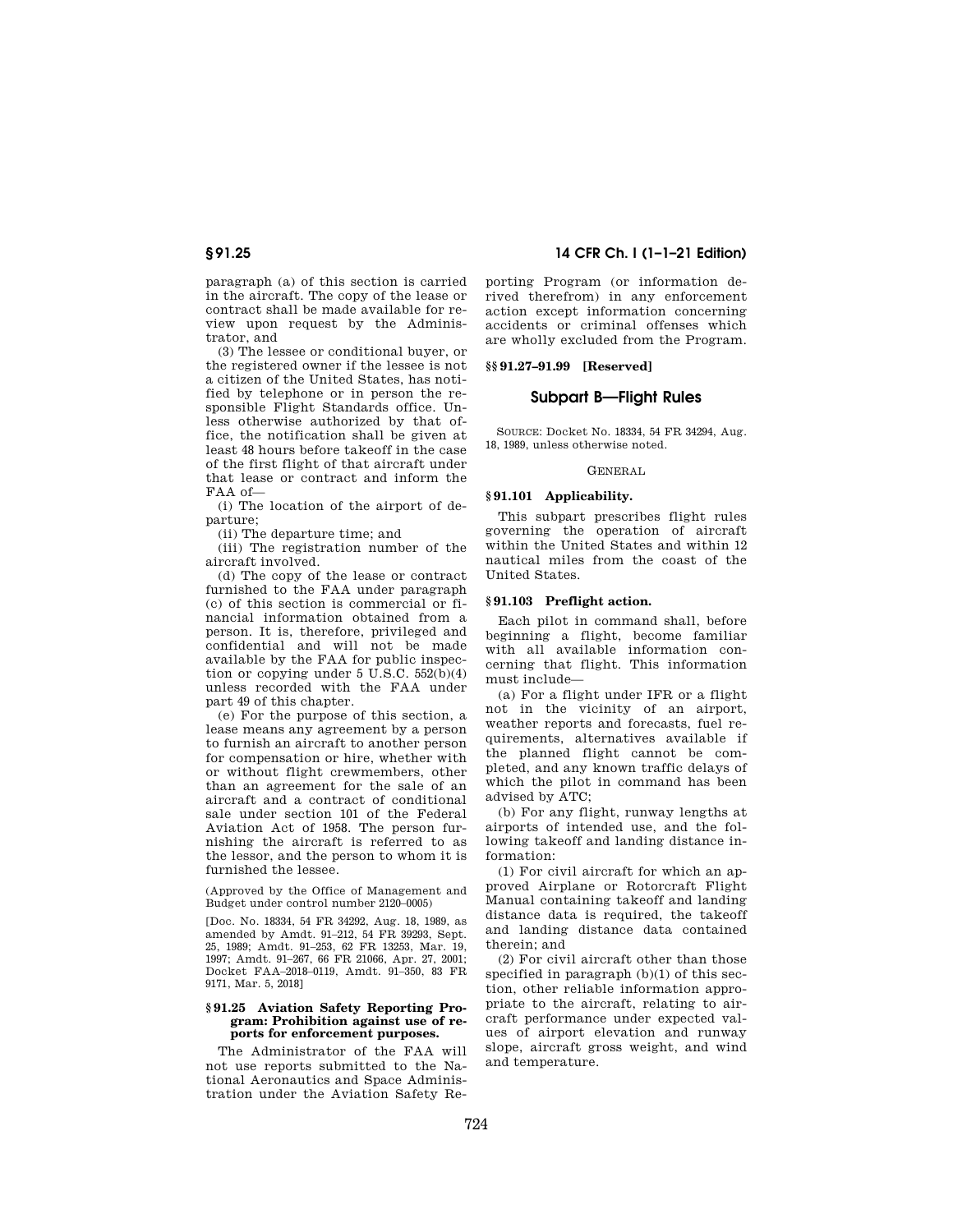paragraph (a) of this section is carried in the aircraft. The copy of the lease or contract shall be made available for review upon request by the Administrator, and

(3) The lessee or conditional buyer, or the registered owner if the lessee is not a citizen of the United States, has notified by telephone or in person the responsible Flight Standards office. Unless otherwise authorized by that office, the notification shall be given at least 48 hours before takeoff in the case of the first flight of that aircraft under that lease or contract and inform the FAA of—

(i) The location of the airport of departure;

(ii) The departure time; and

(iii) The registration number of the aircraft involved.

(d) The copy of the lease or contract furnished to the FAA under paragraph (c) of this section is commercial or financial information obtained from a person. It is, therefore, privileged and confidential and will not be made available by the FAA for public inspection or copying under 5 U.S.C. 552(b)(4) unless recorded with the FAA under part 49 of this chapter.

(e) For the purpose of this section, a lease means any agreement by a person to furnish an aircraft to another person for compensation or hire, whether with or without flight crewmembers, other than an agreement for the sale of an aircraft and a contract of conditional sale under section 101 of the Federal Aviation Act of 1958. The person furnishing the aircraft is referred to as the lessor, and the person to whom it is furnished the lessee.

(Approved by the Office of Management and Budget under control number 2120–0005)

[Doc. No. 18334, 54 FR 34292, Aug. 18, 1989, as amended by Amdt. 91–212, 54 FR 39293, Sept. 25, 1989; Amdt. 91–253, 62 FR 13253, Mar. 19, 1997; Amdt. 91–267, 66 FR 21066, Apr. 27, 2001; Docket FAA–2018–0119, Amdt. 91–350, 83 FR 9171, Mar. 5, 2018]

### § 91.25 Aviation Safety Reporting Program: Prohibition against use of reports for enforcement purposes.

The Administrator of the FAA will not use reports submitted to the National Aeronautics and Space Administration under the Aviation Safety Reporting Program (or information derived therefrom) in any enforcement action except information concerning accidents or criminal offenses which are wholly excluded from the Program.

### §§ 91.27–91.99 [Reserved]

## Subpart B—Flight Rules

SOURCE: Docket No. 18334, 54 FR 34294, Aug. 18, 1989, unless otherwise noted.

GENERAL

### § 91.101 Applicability.

This subpart prescribes flight rules governing the operation of aircraft within the United States and within 12 nautical miles from the coast of the United States.

### § 91.103 Preflight action.

Each pilot in command shall, before beginning a flight, become familiar with all available information concerning that flight. This information must include—

(a) For a flight under IFR or a flight not in the vicinity of an airport, weather reports and forecasts, fuel requirements, alternatives available if the planned flight cannot be completed, and any known traffic delays of which the pilot in command has been advised by ATC;

(b) For any flight, runway lengths at airports of intended use, and the following takeoff and landing distance information:

(1) For civil aircraft for which an approved Airplane or Rotorcraft Flight Manual containing takeoff and landing distance data is required, the takeoff and landing distance data contained therein; and

(2) For civil aircraft other than those specified in paragraph (b)(1) of this section, other reliable information appropriate to the aircraft, relating to aircraft performance under expected values of airport elevation and runway slope, aircraft gross weight, and wind and temperature.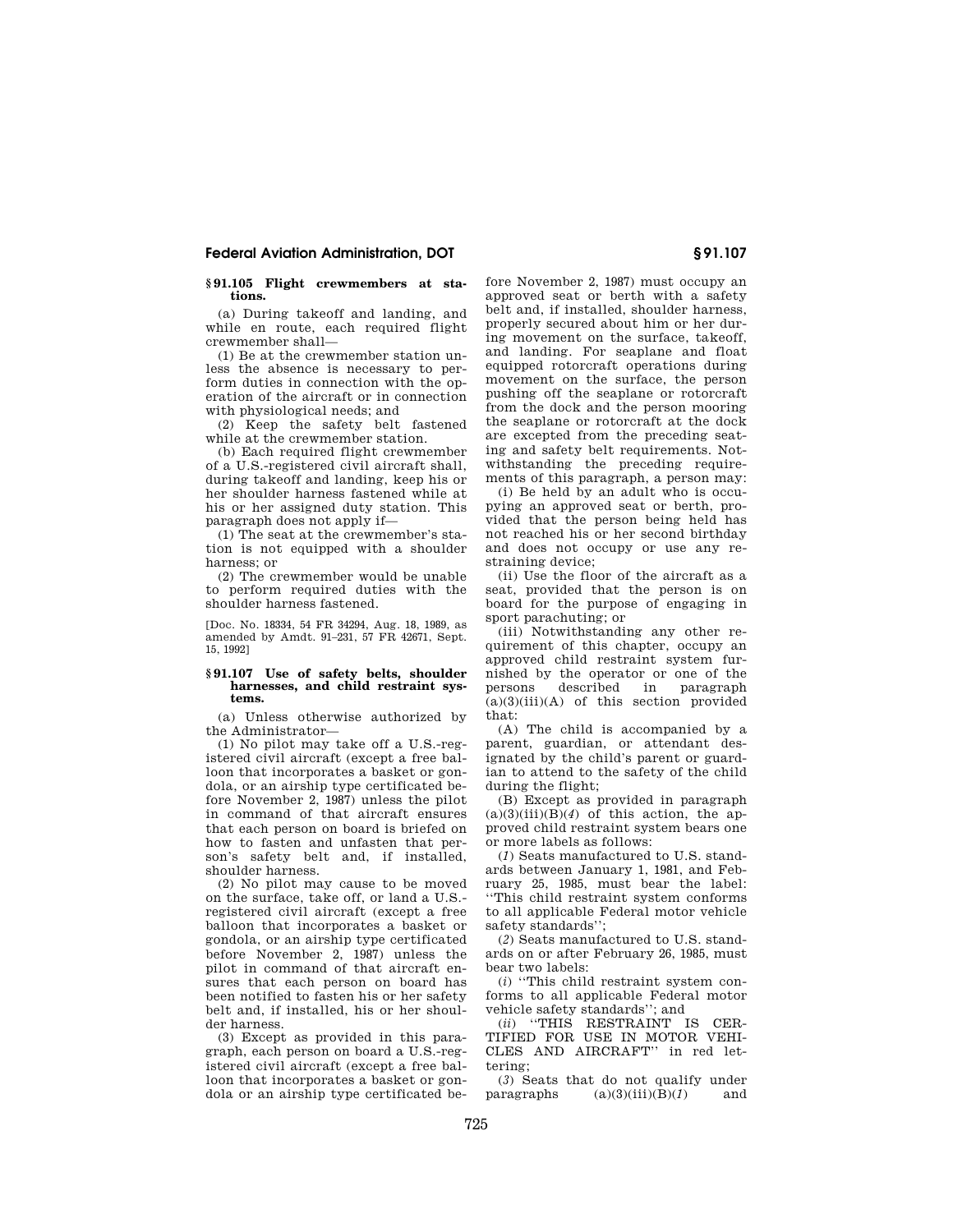### § 91.105 Flight crewmembers at stations.

(a) During takeoff and landing, and while en route, each required flight crewmember shall—

(1) Be at the crewmember station unless the absence is necessary to perform duties in connection with the operation of the aircraft or in connection with physiological needs; and

(2) Keep the safety belt fastened while at the crewmember station.

(b) Each required flight crewmember of a U.S.-registered civil aircraft shall, during takeoff and landing, keep his or her shoulder harness fastened while at his or her assigned duty station. This paragraph does not apply if—

(1) The seat at the crewmember's station is not equipped with a shoulder harness; or

(2) The crewmember would be unable to perform required duties with the shoulder harness fastened.

[Doc. No. 18334, 54 FR 34294, Aug. 18, 1989, as amended by Amdt. 91–231, 57 FR 42671, Sept. 15, 1992]

### § 91.107 Use of safety belts, shoulder harnesses, and child restraint systems.

(a) Unless otherwise authorized by the Administrator—

(1) No pilot may take off a U.S.-registered civil aircraft (except a free balloon that incorporates a basket or gondola, or an airship type certificated before November 2, 1987) unless the pilot in command of that aircraft ensures that each person on board is briefed on how to fasten and unfasten that person's safety belt and, if installed, shoulder harness.

(2) No pilot may cause to be moved on the surface, take off, or land a U.S.-registered civil aircraft (except a free balloon that incorporates a basket or gondola, or an airship type certificated before November 2, 1987) unless the pilot in command of that aircraft ensures that each person on board has been notified to fasten his or her safety belt and, if installed, his or her shoulder harness.

(3) Except as provided in this paragraph, each person on board a U.S.-registered civil aircraft (except a free balloon that incorporates a basket or gondola or an airship type certificated before November 2, 1987) must occupy an approved seat or berth with a safety belt and, if installed, shoulder harness, properly secured about him or her during movement on the surface, takeoff, and landing. For seaplane and float equipped rotorcraft operations during movement on the surface, the person pushing off the seaplane or rotorcraft from the dock and the person mooring the seaplane or rotorcraft at the dock are excepted from the preceding seating and safety belt requirements. Notwithstanding the preceding requirements of this paragraph, a person may:

(i) Be held by an adult who is occupying an approved seat or berth, provided that the person being held has not reached his or her second birthday and does not occupy or use any restraining device;

(ii) Use the floor of the aircraft as a seat, provided that the person is on board for the purpose of engaging in sport parachuting; or

(iii) Notwithstanding any other requirement of this chapter, occupy an approved child restraint system furnished by the operator or one of the persons described in paragraph (a)(3)(iii)(A) of this section provided that:

(A) The child is accompanied by a parent, guardian, or attendant designated by the child's parent or guardian to attend to the safety of the child during the flight;

(B) Except as provided in paragraph (a)(3)(iii)(B)(*4*) of this action, the approved child restraint system bears one or more labels as follows:

(*1*) Seats manufactured to U.S. standards between January 1, 1981, and February 25, 1985, must bear the label: ''This child restraint system conforms to all applicable Federal motor vehicle safety standards'';

(*2*) Seats manufactured to U.S. standards on or after February 26, 1985, must bear two labels:

(*i*) ''This child restraint system conforms to all applicable Federal motor vehicle safety standards''; and

(*ii*) ''THIS RESTRAINT IS CERTIFIED FOR USE IN MOTOR VEHICLES AND AIRCRAFT'' in red lettering;

(*3*) Seats that do not qualify under paragraphs (a)(3)(iii)(B)(*1*) and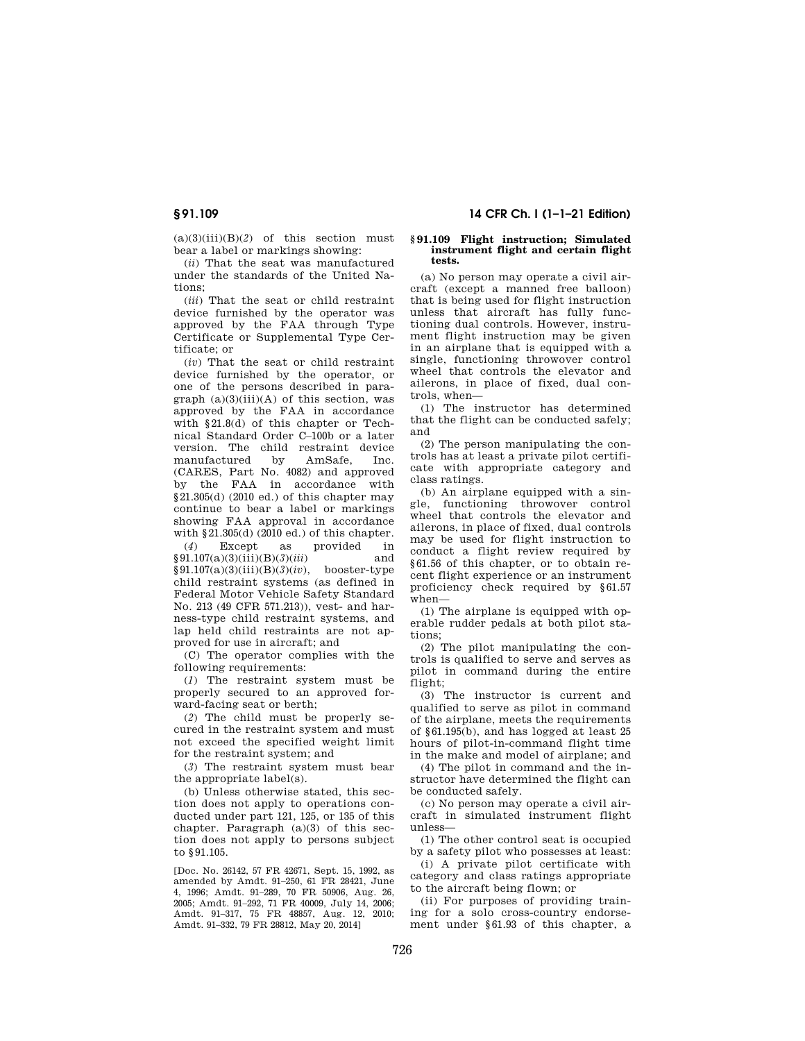(a)(3)(iii)(B)(*2*) of this section must bear a label or markings showing:

(*ii*) That the seat was manufactured under the standards of the United Nations;

(*iii*) That the seat or child restraint device furnished by the operator was approved by the FAA through Type Certificate or Supplemental Type Certificate; or

(*iv*) That the seat or child restraint device furnished by the operator, or one of the persons described in paragraph (a)(3)(iii)(A) of this section, was approved by the FAA in accordance with §21.8(d) of this chapter or Technical Standard Order C–100b or a later version. The child restraint device manufactured by AmSafe, Inc. (CARES, Part No. 4082) and approved by the FAA in accordance with §21.305(d) (2010 ed.) of this chapter may continue to bear a label or markings showing FAA approval in accordance with §21.305(d) (2010 ed.) of this chapter.

(*4*) Except as provided in §91.107(a)(3)(iii)(B)(*3*)(*iii*) and §91.107(a)(3)(iii)(B)(*3*)(*iv*), booster-type child restraint systems (as defined in Federal Motor Vehicle Safety Standard No. 213 (49 CFR 571.213)), vest- and harness-type child restraint systems, and lap held child restraints are not approved for use in aircraft; and

(C) The operator complies with the following requirements:

(*1*) The restraint system must be properly secured to an approved forward-facing seat or berth;

(*2*) The child must be properly secured in the restraint system and must not exceed the specified weight limit for the restraint system; and

(*3*) The restraint system must bear the appropriate label(s).

(b) Unless otherwise stated, this section does not apply to operations conducted under part 121, 125, or 135 of this chapter. Paragraph (a)(3) of this section does not apply to persons subject to §91.105.

[Doc. No. 26142, 57 FR 42671, Sept. 15, 1992, as amended by Amdt. 91–250, 61 FR 28421, June 4, 1996; Amdt. 91–289, 70 FR 50906, Aug. 26, 2005; Amdt. 91–292, 71 FR 40009, July 14, 2006; Amdt. 91–317, 75 FR 48857, Aug. 12, 2010; Amdt. 91–332, 79 FR 28812, May 20, 2014]

### §91.109 Flight instruction; Simulated instrument flight and certain flight tests.

(a) No person may operate a civil aircraft (except a manned free balloon) that is being used for flight instruction unless that aircraft has fully functioning dual controls. However, instrument flight instruction may be given in an airplane that is equipped with a single, functioning throwover control wheel that controls the elevator and ailerons, in place of fixed, dual controls, when—

(1) The instructor has determined that the flight can be conducted safely; and

(2) The person manipulating the controls has at least a private pilot certificate with appropriate category and class ratings.

(b) An airplane equipped with a single, functioning throwover control wheel that controls the elevator and ailerons, in place of fixed, dual controls may be used for flight instruction to conduct a flight review required by §61.56 of this chapter, or to obtain recent flight experience or an instrument proficiency check required by §61.57 when—

(1) The airplane is equipped with operable rudder pedals at both pilot stations;

(2) The pilot manipulating the controls is qualified to serve and serves as pilot in command during the entire flight;

(3) The instructor is current and qualified to serve as pilot in command of the airplane, meets the requirements of §61.195(b), and has logged at least 25 hours of pilot-in-command flight time in the make and model of airplane; and

(4) The pilot in command and the instructor have determined the flight can be conducted safely.

(c) No person may operate a civil aircraft in simulated instrument flight unless—

(1) The other control seat is occupied by a safety pilot who possesses at least:

(i) A private pilot certificate with category and class ratings appropriate to the aircraft being flown; or

(ii) For purposes of providing training for a solo cross-country endorsement under §61.93 of this chapter, a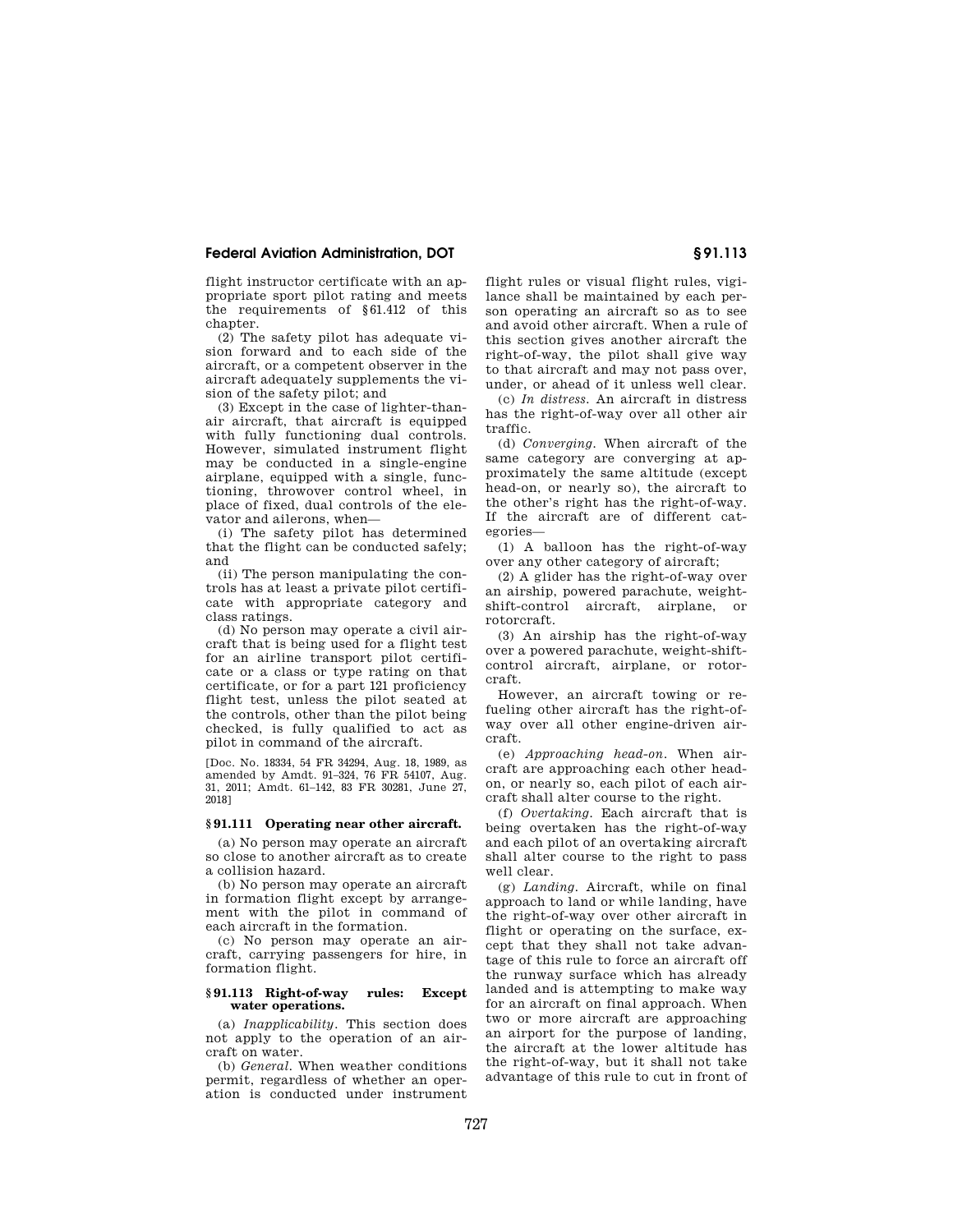flight instructor certificate with an appropriate sport pilot rating and meets the requirements of §61.412 of this chapter.

(2) The safety pilot has adequate vision forward and to each side of the aircraft, or a competent observer in the aircraft adequately supplements the vision of the safety pilot; and

(3) Except in the case of lighter-than-air aircraft, that aircraft is equipped with fully functioning dual controls. However, simulated instrument flight may be conducted in a single-engine airplane, equipped with a single, functioning, throwover control wheel, in place of fixed, dual controls of the elevator and ailerons, when—

(i) The safety pilot has determined that the flight can be conducted safely; and

(ii) The person manipulating the controls has at least a private pilot certificate with appropriate category and class ratings.

(d) No person may operate a civil aircraft that is being used for a flight test for an airline transport pilot certificate or a class or type rating on that certificate, or for a part 121 proficiency flight test, unless the pilot seated at the controls, other than the pilot being checked, is fully qualified to act as pilot in command of the aircraft.

[Doc. No. 18334, 54 FR 34294, Aug. 18, 1989, as amended by Amdt. 91–324, 76 FR 54107, Aug. 31, 2011; Amdt. 61–142, 83 FR 30281, June 27, 2018]

### §91.111 Operating near other aircraft.

(a) No person may operate an aircraft so close to another aircraft as to create a collision hazard.

(b) No person may operate an aircraft in formation flight except by arrangement with the pilot in command of each aircraft in the formation.

(c) No person may operate an aircraft, carrying passengers for hire, in formation flight.

### §91.113 Right-of-way rules: Except water operations.

(a) *Inapplicability.* This section does not apply to the operation of an aircraft on water.

(b) *General.* When weather conditions permit, regardless of whether an operation is conducted under instrument flight rules or visual flight rules, vigilance shall be maintained by each person operating an aircraft so as to see and avoid other aircraft. When a rule of this section gives another aircraft the right-of-way, the pilot shall give way to that aircraft and may not pass over, under, or ahead of it unless well clear.

(c) *In distress.* An aircraft in distress has the right-of-way over all other air traffic.

(d) *Converging.* When aircraft of the same category are converging at approximately the same altitude (except head-on, or nearly so), the aircraft to the other's right has the right-of-way. If the aircraft are of different categories—

(1) A balloon has the right-of-way over any other category of aircraft;

(2) A glider has the right-of-way over an airship, powered parachute, weight-shift-control aircraft, airplane, or rotorcraft.

(3) An airship has the right-of-way over a powered parachute, weight-shift-control aircraft, airplane, or rotorcraft.

However, an aircraft towing or refueling other aircraft has the right-of-way over all other engine-driven aircraft.

(e) *Approaching head-on.* When aircraft are approaching each other head-on, or nearly so, each pilot of each aircraft shall alter course to the right.

(f) *Overtaking.* Each aircraft that is being overtaken has the right-of-way and each pilot of an overtaking aircraft shall alter course to the right to pass well clear.

(g) *Landing.* Aircraft, while on final approach to land or while landing, have the right-of-way over other aircraft in flight or operating on the surface, except that they shall not take advantage of this rule to force an aircraft off the runway surface which has already landed and is attempting to make way for an aircraft on final approach. When two or more aircraft are approaching an airport for the purpose of landing, the aircraft at the lower altitude has the right-of-way, but it shall not take advantage of this rule to cut in front of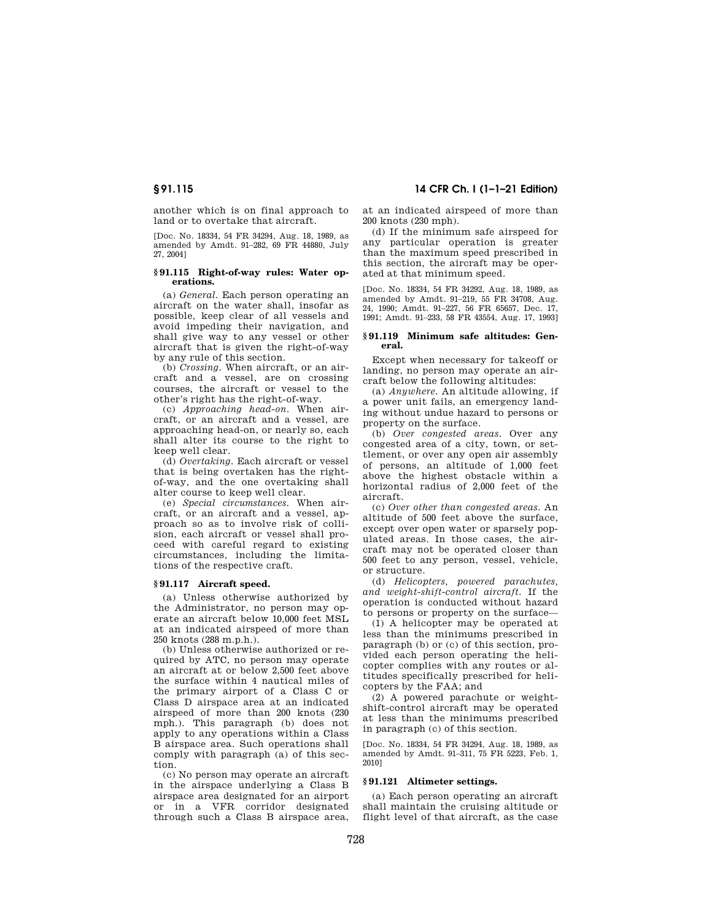another which is on final approach to land or to overtake that aircraft.

[Doc. No. 18334, 54 FR 34294, Aug. 18, 1989, as amended by Amdt. 91–282, 69 FR 44880, July 27, 2004]

### § 91.115 Right-of-way rules: Water operations.

(a) *General.* Each person operating an aircraft on the water shall, insofar as possible, keep clear of all vessels and avoid impeding their navigation, and shall give way to any vessel or other aircraft that is given the right-of-way by any rule of this section.

(b) *Crossing.* When aircraft, or an aircraft and a vessel, are on crossing courses, the aircraft or vessel to the other's right has the right-of-way.

(c) *Approaching head-on.* When aircraft, or an aircraft and a vessel, are approaching head-on, or nearly so, each shall alter its course to the right to keep well clear.

(d) *Overtaking.* Each aircraft or vessel that is being overtaken has the right-of-way, and the one overtaking shall alter course to keep well clear.

(e) *Special circumstances.* When aircraft, or an aircraft and a vessel, approach so as to involve risk of collision, each aircraft or vessel shall proceed with careful regard to existing circumstances, including the limitations of the respective craft.

### § 91.117 Aircraft speed.

(a) Unless otherwise authorized by the Administrator, no person may operate an aircraft below 10,000 feet MSL at an indicated airspeed of more than 250 knots (288 m.p.h.).

(b) Unless otherwise authorized or required by ATC, no person may operate an aircraft at or below 2,500 feet above the surface within 4 nautical miles of the primary airport of a Class C or Class D airspace area at an indicated airspeed of more than 200 knots (230 mph.). This paragraph (b) does not apply to any operations within a Class B airspace area. Such operations shall comply with paragraph (a) of this section.

(c) No person may operate an aircraft in the airspace underlying a Class B airspace area designated for an airport or in a VFR corridor designated through such a Class B airspace area, at an indicated airspeed of more than 200 knots (230 mph).

(d) If the minimum safe airspeed for any particular operation is greater than the maximum speed prescribed in this section, the aircraft may be operated at that minimum speed.

[Doc. No. 18334, 54 FR 34292, Aug. 18, 1989, as amended by Amdt. 91–219, 55 FR 34708, Aug. 24, 1990; Amdt. 91–227, 56 FR 65657, Dec. 17, 1991; Amdt. 91–233, 58 FR 43554, Aug. 17, 1993]

### § 91.119 Minimum safe altitudes: General.

Except when necessary for takeoff or landing, no person may operate an aircraft below the following altitudes:

(a) *Anywhere.* An altitude allowing, if a power unit fails, an emergency landing without undue hazard to persons or property on the surface.

(b) *Over congested areas.* Over any congested area of a city, town, or settlement, or over any open air assembly of persons, an altitude of 1,000 feet above the highest obstacle within a horizontal radius of 2,000 feet of the aircraft.

(c) *Over other than congested areas.* An altitude of 500 feet above the surface, except over open water or sparsely populated areas. In those cases, the aircraft may not be operated closer than 500 feet to any person, vessel, vehicle, or structure.

(d) *Helicopters, powered parachutes, and weight-shift-control aircraft.* If the operation is conducted without hazard to persons or property on the surface—

(1) A helicopter may be operated at less than the minimums prescribed in paragraph (b) or (c) of this section, provided each person operating the helicopter complies with any routes or altitudes specifically prescribed for helicopters by the FAA; and

(2) A powered parachute or weight-shift-control aircraft may be operated at less than the minimums prescribed in paragraph (c) of this section.

[Doc. No. 18334, 54 FR 34294, Aug. 18, 1989, as amended by Amdt. 91–311, 75 FR 5223, Feb. 1, 2010]

### § 91.121 Altimeter settings.

(a) Each person operating an aircraft shall maintain the cruising altitude or flight level of that aircraft, as the case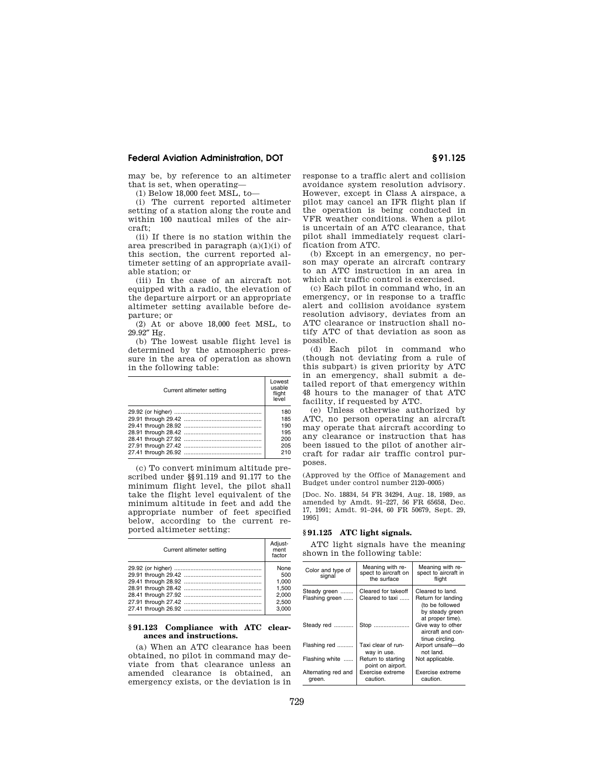may be, by reference to an altimeter that is set, when operating—

(1) Below 18,000 feet MSL, to—

(i) The current reported altimeter setting of a station along the route and within 100 nautical miles of the aircraft;

(ii) If there is no station within the area prescribed in paragraph (a)(1)(i) of this section, the current reported altimeter setting of an appropriate available station; or

(iii) In the case of an aircraft not equipped with a radio, the elevation of the departure airport or an appropriate altimeter setting available before departure; or

(2) At or above 18,000 feet MSL, to 29.92″ Hg.

(b) The lowest usable flight level is determined by the atmospheric pressure in the area of operation as shown in the following table:

| Current altimeter setting | Lowest usable flight level |
|---|---|
| 29.92 (or higher) | 180 |
| 29.91 through 29.42 | 185 |
| 29.41 through 28.92 | 190 |
| 28.91 through 28.42 | 195 |
| 28.41 through 27.92 | 200 |
| 27.91 through 27.42 | 205 |
| 27.41 through 26.92 | 210 |

(c) To convert minimum altitude prescribed under §§ 91.119 and 91.177 to the minimum flight level, the pilot shall take the flight level equivalent of the minimum altitude in feet and add the appropriate number of feet specified below, according to the current reported altimeter setting:

| Current altimeter setting | Adjustment factor |
|---|---|
| 29.92 (or higher) | None |
| 29.91 through 29.42 | 500 |
| 29.41 through 28.92 | 1,000 |
| 28.91 through 28.42 | 1,500 |
| 28.41 through 27.92 | 2,000 |
| 27.91 through 27.42 | 2,500 |
| 27.41 through 26.92 | 3,000 |

### § 91.123 Compliance with ATC clearances and instructions.

(a) When an ATC clearance has been obtained, no pilot in command may deviate from that clearance unless an amended clearance is obtained, an emergency exists, or the deviation is in response to a traffic alert and collision avoidance system resolution advisory. However, except in Class A airspace, a pilot may cancel an IFR flight plan if the operation is being conducted in VFR weather conditions. When a pilot is uncertain of an ATC clearance, that pilot shall immediately request clarification from ATC.

(b) Except in an emergency, no person may operate an aircraft contrary to an ATC instruction in an area in which air traffic control is exercised.

(c) Each pilot in command who, in an emergency, or in response to a traffic alert and collision avoidance system resolution advisory, deviates from an ATC clearance or instruction shall notify ATC of that deviation as soon as possible.

(d) Each pilot in command who (though not deviating from a rule of this subpart) is given priority by ATC in an emergency, shall submit a detailed report of that emergency within 48 hours to the manager of that ATC facility, if requested by ATC.

(e) Unless otherwise authorized by ATC, no person operating an aircraft may operate that aircraft according to any clearance or instruction that has been issued to the pilot of another aircraft for radar air traffic control purposes.

(Approved by the Office of Management and Budget under control number 2120–0005)

[Doc. No. 18834, 54 FR 34294, Aug. 18, 1989, as amended by Amdt. 91–227, 56 FR 65658, Dec. 17, 1991; Amdt. 91–244, 60 FR 50679, Sept. 29, 1995]

### § 91.125 ATC light signals.

ATC light signals have the meaning shown in the following table:

| Color and type of signal | Meaning with respect to aircraft on the surface | Meaning with respect to aircraft in flight |
|---|---|---|
| Steady green | Cleared for takeoff | Cleared to land. |
| Flashing green | Cleared to taxi | Return for landing (to be followed by steady green at proper time). |
| Steady red | Stop | Give way to other aircraft and continue circling. |
| Flashing red | Taxi clear of runway in use. | Airport unsafe—do not land. |
| Flashing white | Return to starting point on airport. | Not applicable. |
| Alternating red and green. | Exercise extreme caution. | Exercise extreme caution. |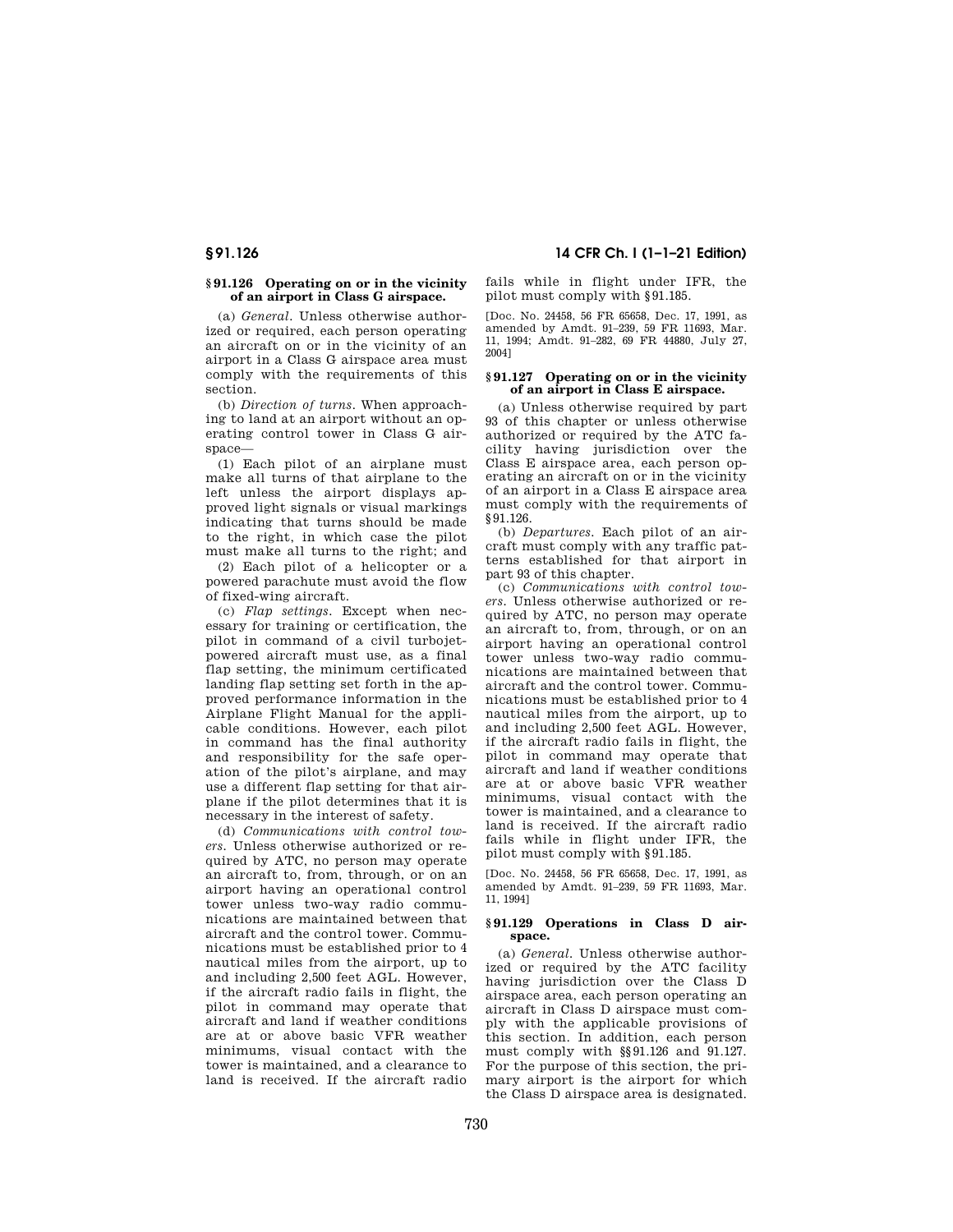### § 91.126 Operating on or in the vicinity of an airport in Class G airspace.

(a) *General.* Unless otherwise authorized or required, each person operating an aircraft on or in the vicinity of an airport in a Class G airspace area must comply with the requirements of this section.

(b) *Direction of turns.* When approaching to land at an airport without an operating control tower in Class G airspace—

(1) Each pilot of an airplane must make all turns of that airplane to the left unless the airport displays approved light signals or visual markings indicating that turns should be made to the right, in which case the pilot must make all turns to the right; and

(2) Each pilot of a helicopter or a powered parachute must avoid the flow of fixed-wing aircraft.

(c) *Flap settings.* Except when necessary for training or certification, the pilot in command of a civil turbojet-powered aircraft must use, as a final flap setting, the minimum certificated landing flap setting set forth in the approved performance information in the Airplane Flight Manual for the applicable conditions. However, each pilot in command has the final authority and responsibility for the safe operation of the pilot's airplane, and may use a different flap setting for that airplane if the pilot determines that it is necessary in the interest of safety.

(d) *Communications with control towers.* Unless otherwise authorized or required by ATC, no person may operate an aircraft to, from, through, or on an airport having an operational control tower unless two-way radio communications are maintained between that aircraft and the control tower. Communications must be established prior to 4 nautical miles from the airport, up to and including 2,500 feet AGL. However, if the aircraft radio fails in flight, the pilot in command may operate that aircraft and land if weather conditions are at or above basic VFR weather minimums, visual contact with the tower is maintained, and a clearance to land is received. If the aircraft radio fails while in flight under IFR, the pilot must comply with §91.185.

[Doc. No. 24458, 56 FR 65658, Dec. 17, 1991, as amended by Amdt. 91–239, 59 FR 11693, Mar. 11, 1994; Amdt. 91–282, 69 FR 44880, July 27, 2004]

### § 91.127 Operating on or in the vicinity of an airport in Class E airspace.

(a) Unless otherwise required by part 93 of this chapter or unless otherwise authorized or required by the ATC facility having jurisdiction over the Class E airspace area, each person operating an aircraft on or in the vicinity of an airport in a Class E airspace area must comply with the requirements of §91.126.

(b) *Departures.* Each pilot of an aircraft must comply with any traffic patterns established for that airport in part 93 of this chapter.

(c) *Communications with control towers.* Unless otherwise authorized or required by ATC, no person may operate an aircraft to, from, through, or on an airport having an operational control tower unless two-way radio communications are maintained between that aircraft and the control tower. Communications must be established prior to 4 nautical miles from the airport, up to and including 2,500 feet AGL. However, if the aircraft radio fails in flight, the pilot in command may operate that aircraft and land if weather conditions are at or above basic VFR weather minimums, visual contact with the tower is maintained, and a clearance to land is received. If the aircraft radio fails while in flight under IFR, the pilot must comply with §91.185.

[Doc. No. 24458, 56 FR 65658, Dec. 17, 1991, as amended by Amdt. 91–239, 59 FR 11693, Mar. 11, 1994]

### § 91.129 Operations in Class D airspace.

(a) *General.* Unless otherwise authorized or required by the ATC facility having jurisdiction over the Class D airspace area, each person operating an aircraft in Class D airspace must comply with the applicable provisions of this section. In addition, each person must comply with §§91.126 and 91.127. For the purpose of this section, the primary airport is the airport for which the Class D airspace area is designated.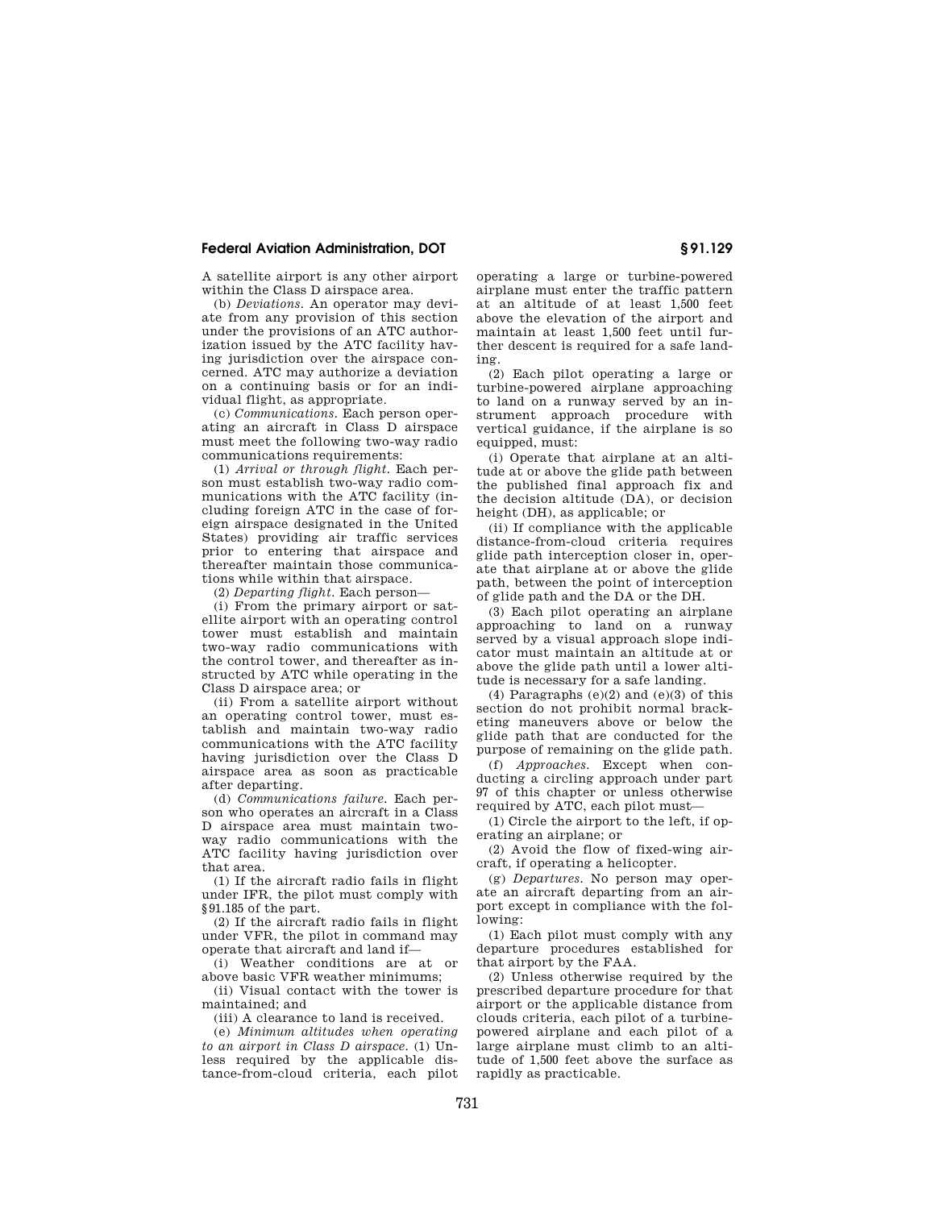A satellite airport is any other airport within the Class D airspace area.

(b) *Deviations.* An operator may deviate from any provision of this section under the provisions of an ATC authorization issued by the ATC facility having jurisdiction over the airspace concerned. ATC may authorize a deviation on a continuing basis or for an individual flight, as appropriate.

(c) *Communications.* Each person operating an aircraft in Class D airspace must meet the following two-way radio communications requirements:

(1) *Arrival or through flight.* Each person must establish two-way radio communications with the ATC facility (including foreign ATC in the case of foreign airspace designated in the United States) providing air traffic services prior to entering that airspace and thereafter maintain those communications while within that airspace.

(2) *Departing flight.* Each person—

(i) From the primary airport or satellite airport with an operating control tower must establish and maintain two-way radio communications with the control tower, and thereafter as instructed by ATC while operating in the Class D airspace area; or

(ii) From a satellite airport without an operating control tower, must establish and maintain two-way radio communications with the ATC facility having jurisdiction over the Class D airspace area as soon as practicable after departing.

(d) *Communications failure.* Each person who operates an aircraft in a Class D airspace area must maintain two-way radio communications with the ATC facility having jurisdiction over that area.

(1) If the aircraft radio fails in flight under IFR, the pilot must comply with §91.185 of the part.

(2) If the aircraft radio fails in flight under VFR, the pilot in command may operate that aircraft and land if—

(i) Weather conditions are at or above basic VFR weather minimums;

(ii) Visual contact with the tower is maintained; and

(iii) A clearance to land is received.

(e) *Minimum altitudes when operating to an airport in Class D airspace.* (1) Unless required by the applicable distance-from-cloud criteria, each pilot operating a large or turbine-powered airplane must enter the traffic pattern at an altitude of at least 1,500 feet above the elevation of the airport and maintain at least 1,500 feet until further descent is required for a safe landing.

(2) Each pilot operating a large or turbine-powered airplane approaching to land on a runway served by an instrument approach procedure with vertical guidance, if the airplane is so equipped, must:

(i) Operate that airplane at an altitude at or above the glide path between the published final approach fix and the decision altitude (DA), or decision height (DH), as applicable; or

(ii) If compliance with the applicable distance-from-cloud criteria requires glide path interception closer in, operate that airplane at or above the glide path, between the point of interception of glide path and the DA or the DH.

(3) Each pilot operating an airplane approaching to land on a runway served by a visual approach slope indicator must maintain an altitude at or above the glide path until a lower altitude is necessary for a safe landing.

(4) Paragraphs (e)(2) and (e)(3) of this section do not prohibit normal bracketing maneuvers above or below the glide path that are conducted for the purpose of remaining on the glide path.

(f) *Approaches.* Except when conducting a circling approach under part 97 of this chapter or unless otherwise required by ATC, each pilot must—

(1) Circle the airport to the left, if operating an airplane; or

(2) Avoid the flow of fixed-wing aircraft, if operating a helicopter.

(g) *Departures.* No person may operate an aircraft departing from an airport except in compliance with the following:

(1) Each pilot must comply with any departure procedures established for that airport by the FAA.

(2) Unless otherwise required by the prescribed departure procedure for that airport or the applicable distance from clouds criteria, each pilot of a turbine-powered airplane and each pilot of a large airplane must climb to an altitude of 1,500 feet above the surface as rapidly as practicable.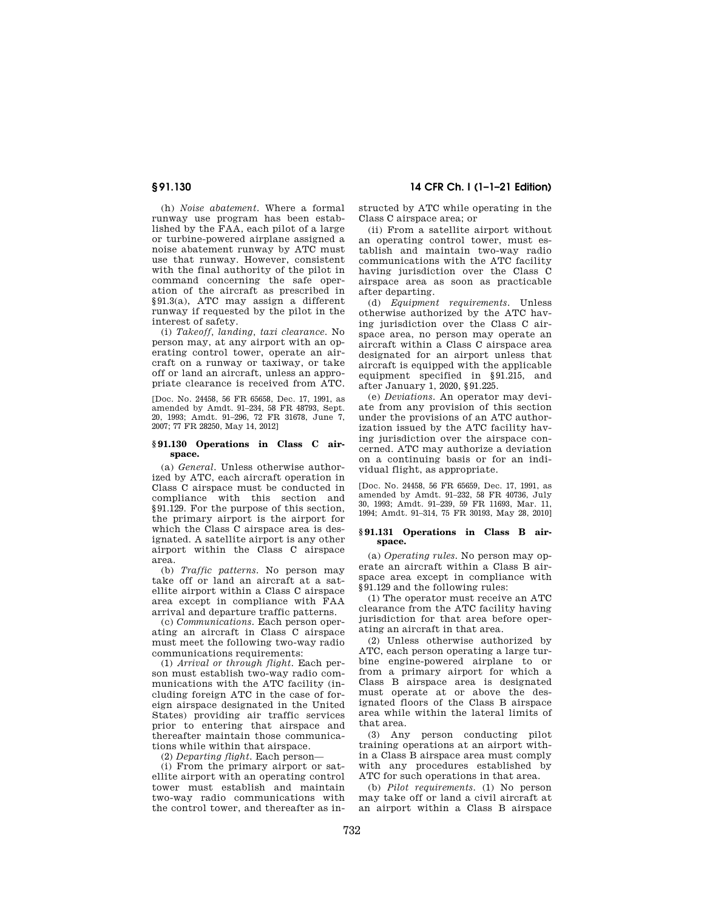(h) *Noise abatement.* Where a formal runway use program has been established by the FAA, each pilot of a large or turbine-powered airplane assigned a noise abatement runway by ATC must use that runway. However, consistent with the final authority of the pilot in command concerning the safe operation of the aircraft as prescribed in §91.3(a), ATC may assign a different runway if requested by the pilot in the interest of safety.

(i) *Takeoff, landing, taxi clearance.* No person may, at any airport with an operating control tower, operate an aircraft on a runway or taxiway, or take off or land an aircraft, unless an appropriate clearance is received from ATC.

[Doc. No. 24458, 56 FR 65658, Dec. 17, 1991, as amended by Amdt. 91–234, 58 FR 48793, Sept. 20, 1993; Amdt. 91–296, 72 FR 31678, June 7, 2007; 77 FR 28250, May 14, 2012]

### §91.130 Operations in Class C airspace.

(a) *General.* Unless otherwise authorized by ATC, each aircraft operation in Class C airspace must be conducted in compliance with this section and §91.129. For the purpose of this section, the primary airport is the airport for which the Class C airspace area is designated. A satellite airport is any other airport within the Class C airspace area.

(b) *Traffic patterns.* No person may take off or land an aircraft at a satellite airport within a Class C airspace area except in compliance with FAA arrival and departure traffic patterns.

(c) *Communications.* Each person operating an aircraft in Class C airspace must meet the following two-way radio communications requirements:

(1) *Arrival or through flight.* Each person must establish two-way radio communications with the ATC facility (including foreign ATC in the case of foreign airspace designated in the United States) providing air traffic services prior to entering that airspace and thereafter maintain those communications while within that airspace.

(2) *Departing flight.* Each person—

(i) From the primary airport or satellite airport with an operating control tower must establish and maintain two-way radio communications with the control tower, and thereafter as instructed by ATC while operating in the Class C airspace area; or

(ii) From a satellite airport without an operating control tower, must establish and maintain two-way radio communications with the ATC facility having jurisdiction over the Class C airspace area as soon as practicable after departing.

(d) *Equipment requirements.* Unless otherwise authorized by the ATC having jurisdiction over the Class C airspace area, no person may operate an aircraft within a Class C airspace area designated for an airport unless that aircraft is equipped with the applicable equipment specified in §91.215, and after January 1, 2020, §91.225.

(e) *Deviations.* An operator may deviate from any provision of this section under the provisions of an ATC authorization issued by the ATC facility having jurisdiction over the airspace concerned. ATC may authorize a deviation on a continuing basis or for an individual flight, as appropriate.

[Doc. No. 24458, 56 FR 65659, Dec. 17, 1991, as amended by Amdt. 91–232, 58 FR 40736, July 30, 1993; Amdt. 91–239, 59 FR 11693, Mar. 11, 1994; Amdt. 91–314, 75 FR 30193, May 28, 2010]

### §91.131 Operations in Class B airspace.

(a) *Operating rules.* No person may operate an aircraft within a Class B airspace area except in compliance with §91.129 and the following rules:

(1) The operator must receive an ATC clearance from the ATC facility having jurisdiction for that area before operating an aircraft in that area.

(2) Unless otherwise authorized by ATC, each person operating a large turbine engine-powered airplane to or from a primary airport for which a Class B airspace area is designated must operate at or above the designated floors of the Class B airspace area while within the lateral limits of that area.

(3) Any person conducting pilot training operations at an airport within a Class B airspace area must comply with any procedures established by ATC for such operations in that area.

(b) *Pilot requirements.* (1) No person may take off or land a civil aircraft at an airport within a Class B airspace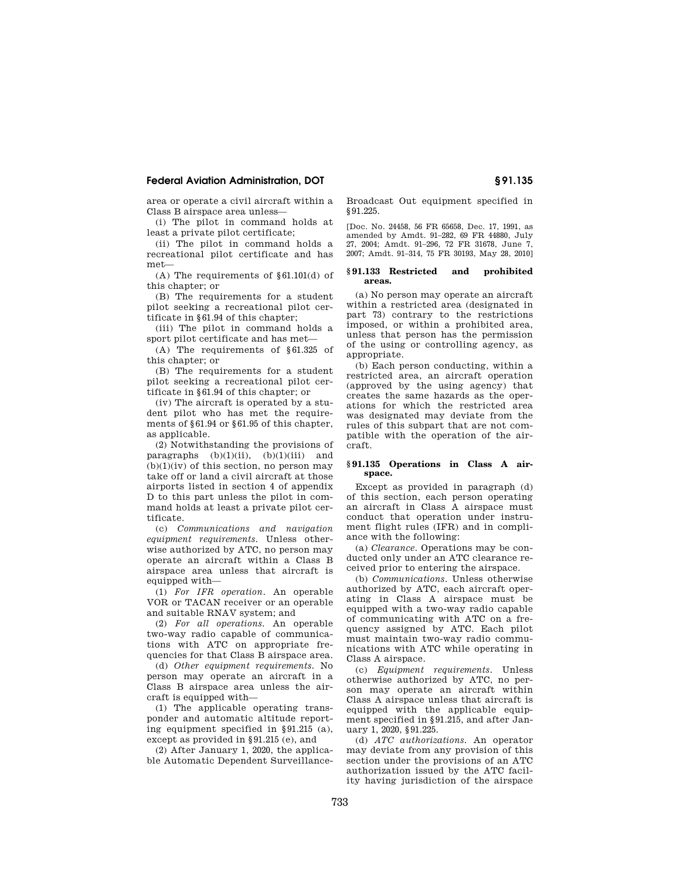area or operate a civil aircraft within a Class B airspace area unless—

(i) The pilot in command holds at least a private pilot certificate;

(ii) The pilot in command holds a recreational pilot certificate and has met—

(A) The requirements of §61.101(d) of this chapter; or

(B) The requirements for a student pilot seeking a recreational pilot certificate in §61.94 of this chapter;

(iii) The pilot in command holds a sport pilot certificate and has met—

(A) The requirements of §61.325 of this chapter; or

(B) The requirements for a student pilot seeking a recreational pilot certificate in §61.94 of this chapter; or

(iv) The aircraft is operated by a student pilot who has met the requirements of §61.94 or §61.95 of this chapter, as applicable.

(2) Notwithstanding the provisions of paragraphs (b)(1)(ii), (b)(1)(iii) and (b)(1)(iv) of this section, no person may take off or land a civil aircraft at those airports listed in section 4 of appendix D to this part unless the pilot in command holds at least a private pilot certificate.

(c) *Communications and navigation equipment requirements.* Unless otherwise authorized by ATC, no person may operate an aircraft within a Class B airspace area unless that aircraft is equipped with—

(1) *For IFR operation.* An operable VOR or TACAN receiver or an operable and suitable RNAV system; and

(2) *For all operations.* An operable two-way radio capable of communications with ATC on appropriate frequencies for that Class B airspace area.

(d) *Other equipment requirements.* No person may operate an aircraft in a Class B airspace area unless the aircraft is equipped with—

(1) The applicable operating transponder and automatic altitude reporting equipment specified in §91.215 (a), except as provided in §91.215 (e), and

(2) After January 1, 2020, the applicable Automatic Dependent Surveillance-Broadcast Out equipment specified in §91.225.

[Doc. No. 24458, 56 FR 65658, Dec. 17, 1991, as amended by Amdt. 91–282, 69 FR 44880, July 27, 2004; Amdt. 91–296, 72 FR 31678, June 7, 2007; Amdt. 91–314, 75 FR 30193, May 28, 2010]

### §91.133 Restricted and prohibited areas.

(a) No person may operate an aircraft within a restricted area (designated in part 73) contrary to the restrictions imposed, or within a prohibited area, unless that person has the permission of the using or controlling agency, as appropriate.

(b) Each person conducting, within a restricted area, an aircraft operation (approved by the using agency) that creates the same hazards as the operations for which the restricted area was designated may deviate from the rules of this subpart that are not compatible with the operation of the aircraft.

### §91.135 Operations in Class A airspace.

Except as provided in paragraph (d) of this section, each person operating an aircraft in Class A airspace must conduct that operation under instrument flight rules (IFR) and in compliance with the following:

(a) *Clearance.* Operations may be conducted only under an ATC clearance received prior to entering the airspace.

(b) *Communications.* Unless otherwise authorized by ATC, each aircraft operating in Class A airspace must be equipped with a two-way radio capable of communicating with ATC on a frequency assigned by ATC. Each pilot must maintain two-way radio communications with ATC while operating in Class A airspace.

(c) *Equipment requirements.* Unless otherwise authorized by ATC, no person may operate an aircraft within Class A airspace unless that aircraft is equipped with the applicable equipment specified in §91.215, and after January 1, 2020, §91.225.

(d) *ATC authorizations.* An operator may deviate from any provision of this section under the provisions of an ATC authorization issued by the ATC facility having jurisdiction of the airspace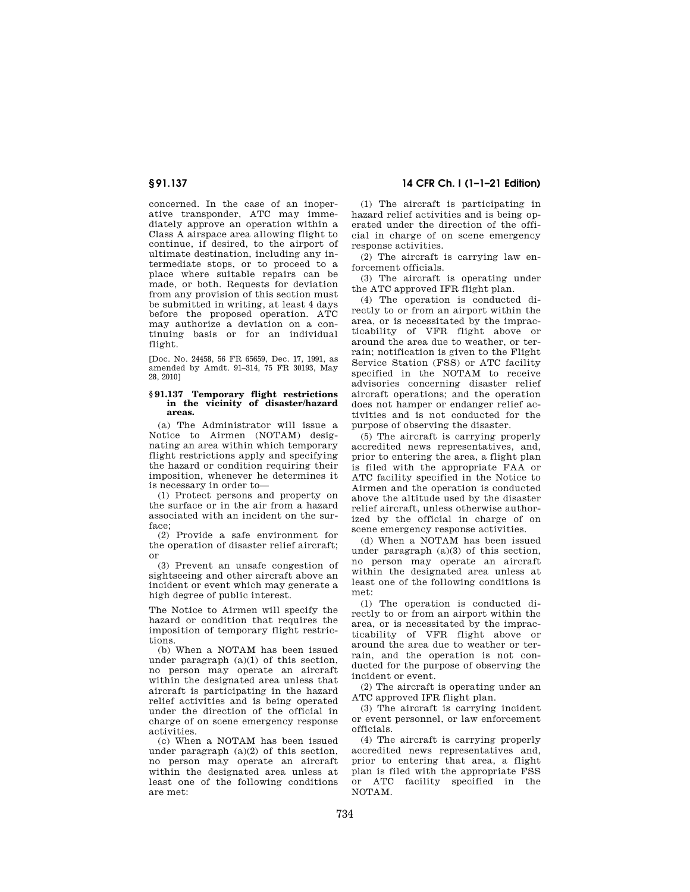concerned. In the case of an inoperative transponder, ATC may immediately approve an operation within a Class A airspace area allowing flight to continue, if desired, to the airport of ultimate destination, including any intermediate stops, or to proceed to a place where suitable repairs can be made, or both. Requests for deviation from any provision of this section must be submitted in writing, at least 4 days before the proposed operation. ATC may authorize a deviation on a continuing basis or for an individual flight.

[Doc. No. 24458, 56 FR 65659, Dec. 17, 1991, as amended by Amdt. 91–314, 75 FR 30193, May 28, 2010]

### § 91.137 Temporary flight restrictions in the vicinity of disaster/hazard areas.

(a) The Administrator will issue a Notice to Airmen (NOTAM) designating an area within which temporary flight restrictions apply and specifying the hazard or condition requiring their imposition, whenever he determines it is necessary in order to—

(1) Protect persons and property on the surface or in the air from a hazard associated with an incident on the surface;

(2) Provide a safe environment for the operation of disaster relief aircraft; or

(3) Prevent an unsafe congestion of sightseeing and other aircraft above an incident or event which may generate a high degree of public interest.

The Notice to Airmen will specify the hazard or condition that requires the imposition of temporary flight restrictions.

(b) When a NOTAM has been issued under paragraph (a)(1) of this section, no person may operate an aircraft within the designated area unless that aircraft is participating in the hazard relief activities and is being operated under the direction of the official in charge of on scene emergency response activities.

(c) When a NOTAM has been issued under paragraph (a)(2) of this section, no person may operate an aircraft within the designated area unless at least one of the following conditions are met:

(1) The aircraft is participating in hazard relief activities and is being operated under the direction of the official in charge of on scene emergency response activities.

(2) The aircraft is carrying law enforcement officials.

(3) The aircraft is operating under the ATC approved IFR flight plan.

(4) The operation is conducted directly to or from an airport within the area, or is necessitated by the impracticability of VFR flight above or around the area due to weather, or terrain; notification is given to the Flight Service Station (FSS) or ATC facility specified in the NOTAM to receive advisories concerning disaster relief aircraft operations; and the operation does not hamper or endanger relief activities and is not conducted for the purpose of observing the disaster.

(5) The aircraft is carrying properly accredited news representatives, and, prior to entering the area, a flight plan is filed with the appropriate FAA or ATC facility specified in the Notice to Airmen and the operation is conducted above the altitude used by the disaster relief aircraft, unless otherwise authorized by the official in charge of on scene emergency response activities.

(d) When a NOTAM has been issued under paragraph (a)(3) of this section, no person may operate an aircraft within the designated area unless at least one of the following conditions is met:

(1) The operation is conducted directly to or from an airport within the area, or is necessitated by the impracticability of VFR flight above or around the area due to weather or terrain, and the operation is not conducted for the purpose of observing the incident or event.

(2) The aircraft is operating under an ATC approved IFR flight plan.

(3) The aircraft is carrying incident or event personnel, or law enforcement officials.

(4) The aircraft is carrying properly accredited news representatives and, prior to entering that area, a flight plan is filed with the appropriate FSS or ATC facility specified in the NOTAM.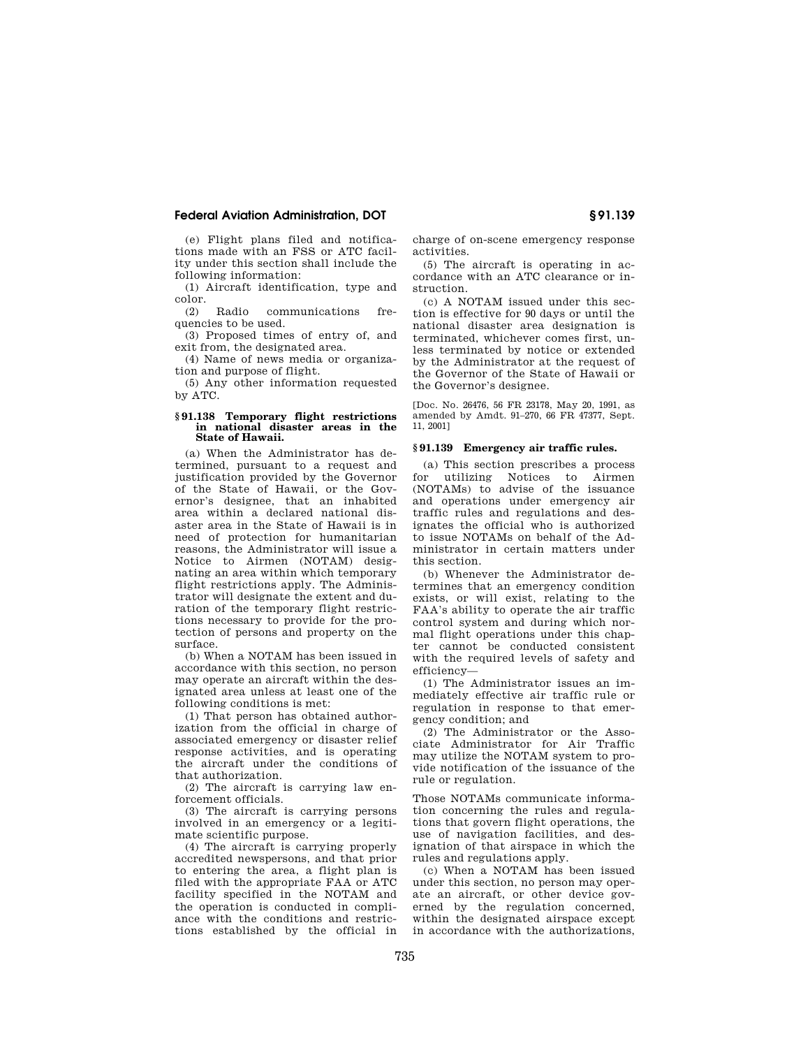(e) Flight plans filed and notifications made with an FSS or ATC facility under this section shall include the following information:

(1) Aircraft identification, type and color.

(2) Radio communications frequencies to be used.

(3) Proposed times of entry of, and exit from, the designated area.

(4) Name of news media or organization and purpose of flight.

(5) Any other information requested by ATC.

### § 91.138 Temporary flight restrictions in national disaster areas in the State of Hawaii.

(a) When the Administrator has determined, pursuant to a request and justification provided by the Governor of the State of Hawaii, or the Governor's designee, that an inhabited area within a declared national disaster area in the State of Hawaii is in need of protection for humanitarian reasons, the Administrator will issue a Notice to Airmen (NOTAM) designating an area within which temporary flight restrictions apply. The Administrator will designate the extent and duration of the temporary flight restrictions necessary to provide for the protection of persons and property on the surface.

(b) When a NOTAM has been issued in accordance with this section, no person may operate an aircraft within the designated area unless at least one of the following conditions is met:

(1) That person has obtained authorization from the official in charge of associated emergency or disaster relief response activities, and is operating the aircraft under the conditions of that authorization.

(2) The aircraft is carrying law enforcement officials.

(3) The aircraft is carrying persons involved in an emergency or a legitimate scientific purpose.

(4) The aircraft is carrying properly accredited newspersons, and that prior to entering the area, a flight plan is filed with the appropriate FAA or ATC facility specified in the NOTAM and the operation is conducted in compliance with the conditions and restrictions established by the official in charge of on-scene emergency response activities.

(5) The aircraft is operating in accordance with an ATC clearance or instruction.

(c) A NOTAM issued under this section is effective for 90 days or until the national disaster area designation is terminated, whichever comes first, unless terminated by notice or extended by the Administrator at the request of the Governor of the State of Hawaii or the Governor's designee.

[Doc. No. 26476, 56 FR 23178, May 20, 1991, as amended by Amdt. 91–270, 66 FR 47377, Sept. 11, 2001]

### § 91.139 Emergency air traffic rules.

(a) This section prescribes a process for utilizing Notices to Airmen (NOTAMs) to advise of the issuance and operations under emergency air traffic rules and regulations and designates the official who is authorized to issue NOTAMs on behalf of the Administrator in certain matters under this section.

(b) Whenever the Administrator determines that an emergency condition exists, or will exist, relating to the FAA's ability to operate the air traffic control system and during which normal flight operations under this chapter cannot be conducted consistent with the required levels of safety and efficiency—

(1) The Administrator issues an immediately effective air traffic rule or regulation in response to that emergency condition; and

(2) The Administrator or the Associate Administrator for Air Traffic may utilize the NOTAM system to provide notification of the issuance of the rule or regulation.

Those NOTAMs communicate information concerning the rules and regulations that govern flight operations, the use of navigation facilities, and designation of that airspace in which the rules and regulations apply.

(c) When a NOTAM has been issued under this section, no person may operate an aircraft, or other device governed by the regulation concerned, within the designated airspace except in accordance with the authorizations,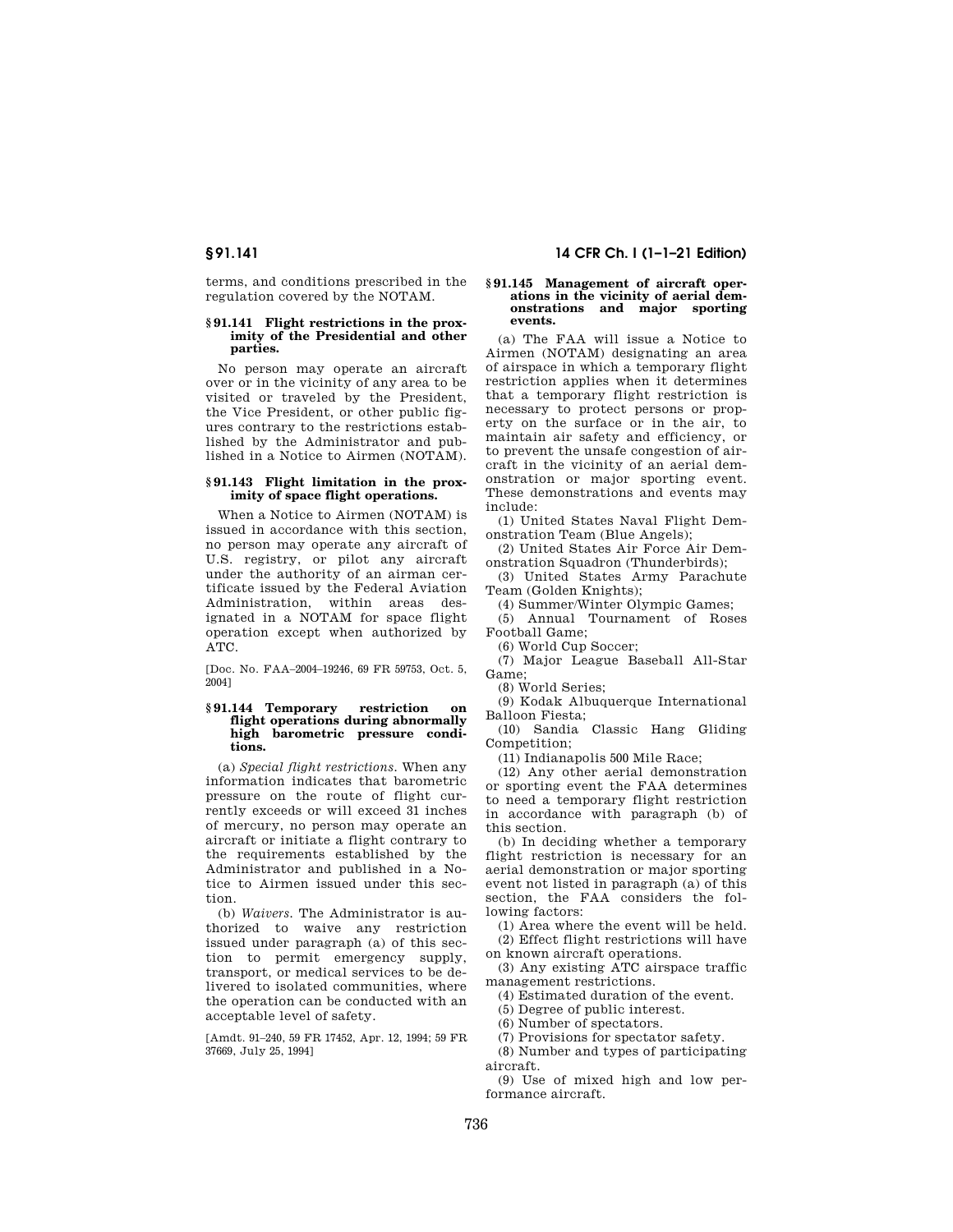terms, and conditions prescribed in the regulation covered by the NOTAM.

### § 91.141 Flight restrictions in the proximity of the Presidential and other parties.

No person may operate an aircraft over or in the vicinity of any area to be visited or traveled by the President, the Vice President, or other public figures contrary to the restrictions established by the Administrator and published in a Notice to Airmen (NOTAM).

### § 91.143 Flight limitation in the proximity of space flight operations.

When a Notice to Airmen (NOTAM) is issued in accordance with this section, no person may operate any aircraft of U.S. registry, or pilot any aircraft under the authority of an airman certificate issued by the Federal Aviation Administration, within areas designated in a NOTAM for space flight operation except when authorized by ATC.

[Doc. No. FAA–2004–19246, 69 FR 59753, Oct. 5, 2004]

### § 91.144 Temporary restriction on flight operations during abnormally high barometric pressure conditions.

(a) *Special flight restrictions.* When any information indicates that barometric pressure on the route of flight currently exceeds or will exceed 31 inches of mercury, no person may operate an aircraft or initiate a flight contrary to the requirements established by the Administrator and published in a Notice to Airmen issued under this section.

(b) *Waivers.* The Administrator is authorized to waive any restriction issued under paragraph (a) of this section to permit emergency supply, transport, or medical services to be delivered to isolated communities, where the operation can be conducted with an acceptable level of safety.

[Amdt. 91–240, 59 FR 17452, Apr. 12, 1994; 59 FR 37669, July 25, 1994]

### § 91.145 Management of aircraft operations in the vicinity of aerial demonstrations and major sporting events.

(a) The FAA will issue a Notice to Airmen (NOTAM) designating an area of airspace in which a temporary flight restriction applies when it determines that a temporary flight restriction is necessary to protect persons or property on the surface or in the air, to maintain air safety and efficiency, or to prevent the unsafe congestion of aircraft in the vicinity of an aerial demonstration or major sporting event. These demonstrations and events may include:

(1) United States Naval Flight Demonstration Team (Blue Angels);

(2) United States Air Force Air Demonstration Squadron (Thunderbirds);

(3) United States Army Parachute Team (Golden Knights);

(4) Summer/Winter Olympic Games;

(5) Annual Tournament of Roses Football Game;

(6) World Cup Soccer;

(7) Major League Baseball All-Star Game;

(8) World Series;

(9) Kodak Albuquerque International Balloon Fiesta;

(10) Sandia Classic Hang Gliding Competition;

(11) Indianapolis 500 Mile Race;

(12) Any other aerial demonstration or sporting event the FAA determines to need a temporary flight restriction in accordance with paragraph (b) of this section.

(b) In deciding whether a temporary flight restriction is necessary for an aerial demonstration or major sporting event not listed in paragraph (a) of this section, the FAA considers the following factors:

(1) Area where the event will be held.

(2) Effect flight restrictions will have on known aircraft operations.

(3) Any existing ATC airspace traffic management restrictions.

(4) Estimated duration of the event.

(5) Degree of public interest.

(6) Number of spectators.

(7) Provisions for spectator safety.

(8) Number and types of participating aircraft.

(9) Use of mixed high and low performance aircraft.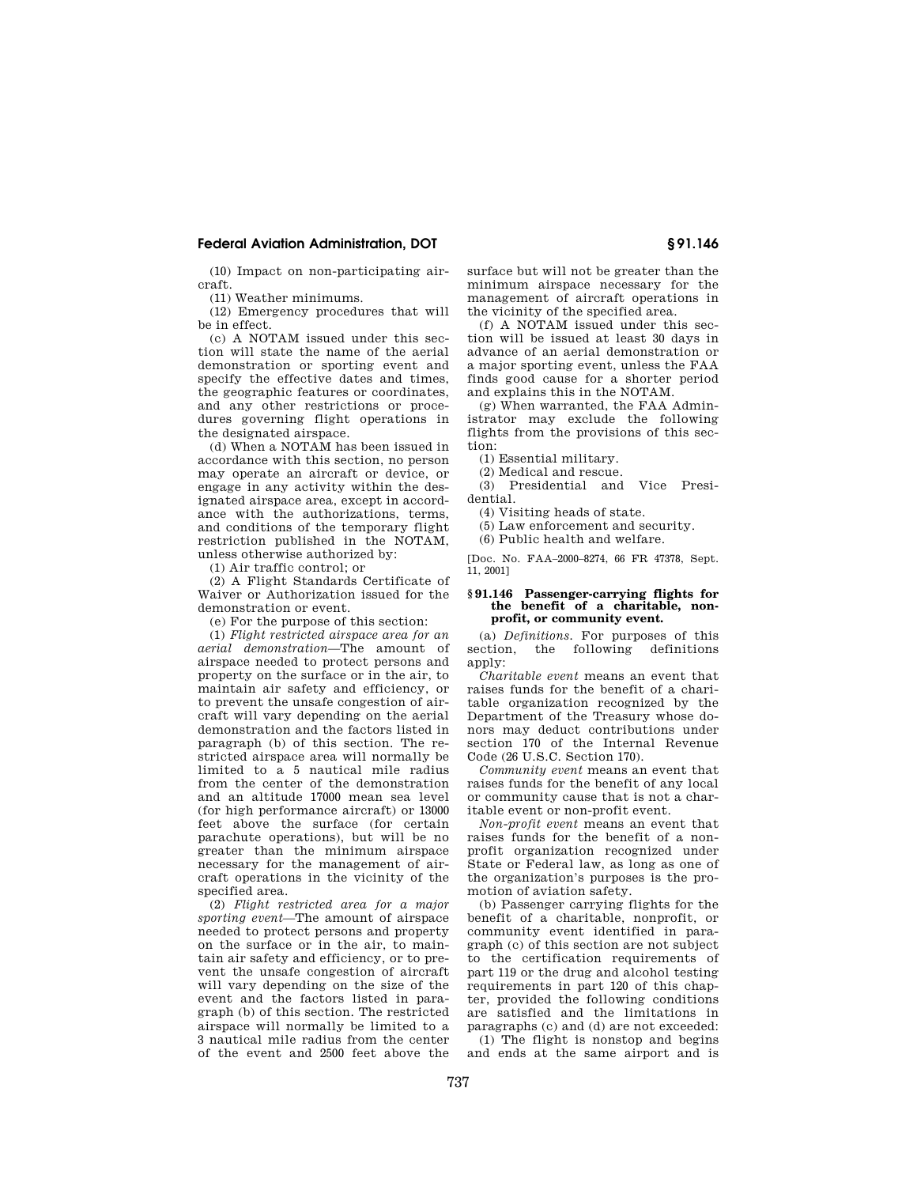(10) Impact on non-participating aircraft.

(11) Weather minimums.

(12) Emergency procedures that will be in effect.

(c) A NOTAM issued under this section will state the name of the aerial demonstration or sporting event and specify the effective dates and times, the geographic features or coordinates, and any other restrictions or procedures governing flight operations in the designated airspace.

(d) When a NOTAM has been issued in accordance with this section, no person may operate an aircraft or device, or engage in any activity within the designated airspace area, except in accordance with the authorizations, terms, and conditions of the temporary flight restriction published in the NOTAM, unless otherwise authorized by:

(1) Air traffic control; or

(2) A Flight Standards Certificate of Waiver or Authorization issued for the demonstration or event.

(e) For the purpose of this section:

(1) *Flight restricted airspace area for an aerial demonstration*—The amount of airspace needed to protect persons and property on the surface or in the air, to maintain air safety and efficiency, or to prevent the unsafe congestion of aircraft will vary depending on the aerial demonstration and the factors listed in paragraph (b) of this section. The restricted airspace area will normally be limited to a 5 nautical mile radius from the center of the demonstration and an altitude 17000 mean sea level (for high performance aircraft) or 13000 feet above the surface (for certain parachute operations), but will be no greater than the minimum airspace necessary for the management of aircraft operations in the vicinity of the specified area.

(2) *Flight restricted area for a major sporting event*—The amount of airspace needed to protect persons and property on the surface or in the air, to maintain air safety and efficiency, or to prevent the unsafe congestion of aircraft will vary depending on the size of the event and the factors listed in paragraph (b) of this section. The restricted airspace will normally be limited to a 3 nautical mile radius from the center of the event and 2500 feet above the surface but will not be greater than the minimum airspace necessary for the management of aircraft operations in the vicinity of the specified area.

(f) A NOTAM issued under this section will be issued at least 30 days in advance of an aerial demonstration or a major sporting event, unless the FAA finds good cause for a shorter period and explains this in the NOTAM.

(g) When warranted, the FAA Administrator may exclude the following flights from the provisions of this section:

(1) Essential military.

(2) Medical and rescue.

(3) Presidential and Vice Presidential.

(4) Visiting heads of state.

(5) Law enforcement and security.

(6) Public health and welfare.

[Doc. No. FAA–2000–8274, 66 FR 47378, Sept. 11, 2001]

### § 91.146 Passenger-carrying flights for the benefit of a charitable, nonprofit, or community event.

(a) *Definitions*. For purposes of this section, the following definitions apply:

*Charitable event* means an event that raises funds for the benefit of a charitable organization recognized by the Department of the Treasury whose donors may deduct contributions under section 170 of the Internal Revenue Code (26 U.S.C. Section 170).

*Community event* means an event that raises funds for the benefit of any local or community cause that is not a charitable event or non-profit event.

*Non-profit event* means an event that raises funds for the benefit of a non-profit organization recognized under State or Federal law, as long as one of the organization's purposes is the promotion of aviation safety.

(b) Passenger carrying flights for the benefit of a charitable, nonprofit, or community event identified in paragraph (c) of this section are not subject to the certification requirements of part 119 or the drug and alcohol testing requirements in part 120 of this chapter, provided the following conditions are satisfied and the limitations in paragraphs (c) and (d) are not exceeded:

(1) The flight is nonstop and begins and ends at the same airport and is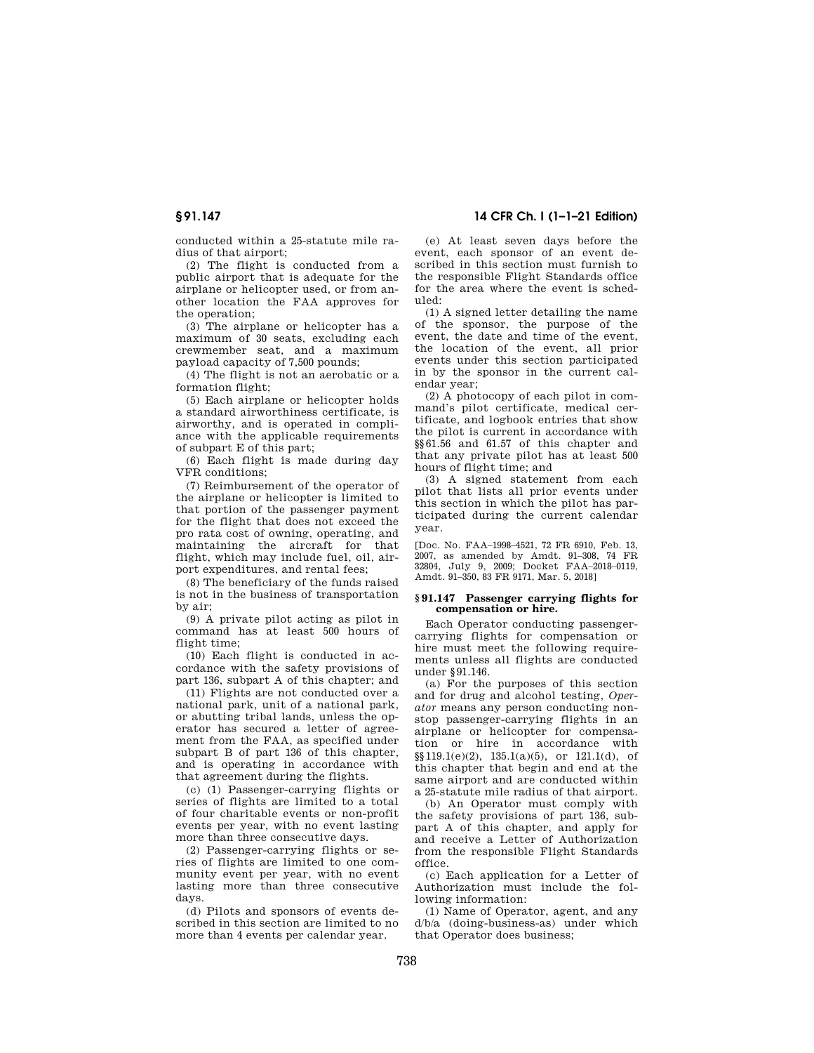conducted within a 25-statute mile radius of that airport;

(2) The flight is conducted from a public airport that is adequate for the airplane or helicopter used, or from another location the FAA approves for the operation;

(3) The airplane or helicopter has a maximum of 30 seats, excluding each crewmember seat, and a maximum payload capacity of 7,500 pounds;

(4) The flight is not an aerobatic or a formation flight;

(5) Each airplane or helicopter holds a standard airworthiness certificate, is airworthy, and is operated in compliance with the applicable requirements of subpart E of this part;

(6) Each flight is made during day VFR conditions;

(7) Reimbursement of the operator of the airplane or helicopter is limited to that portion of the passenger payment for the flight that does not exceed the pro rata cost of owning, operating, and maintaining the aircraft for that flight, which may include fuel, oil, airport expenditures, and rental fees;

(8) The beneficiary of the funds raised is not in the business of transportation by air;

(9) A private pilot acting as pilot in command has at least 500 hours of flight time;

(10) Each flight is conducted in accordance with the safety provisions of part 136, subpart A of this chapter; and

(11) Flights are not conducted over a national park, unit of a national park, or abutting tribal lands, unless the operator has secured a letter of agreement from the FAA, as specified under subpart B of part 136 of this chapter, and is operating in accordance with that agreement during the flights.

(c) (1) Passenger-carrying flights or series of flights are limited to a total of four charitable events or non-profit events per year, with no event lasting more than three consecutive days.

(2) Passenger-carrying flights or series of flights are limited to one community event per year, with no event lasting more than three consecutive days.

(d) Pilots and sponsors of events described in this section are limited to no more than 4 events per calendar year.

(e) At least seven days before the event, each sponsor of an event described in this section must furnish to the responsible Flight Standards office for the area where the event is scheduled:

(1) A signed letter detailing the name of the sponsor, the purpose of the event, the date and time of the event, the location of the event, all prior events under this section participated in by the sponsor in the current calendar year;

(2) A photocopy of each pilot in command's pilot certificate, medical certificate, and logbook entries that show the pilot is current in accordance with §§61.56 and 61.57 of this chapter and that any private pilot has at least 500 hours of flight time; and

(3) A signed statement from each pilot that lists all prior events under this section in which the pilot has participated during the current calendar year.

[Doc. No. FAA–1998–4521, 72 FR 6910, Feb. 13, 2007, as amended by Amdt. 91–308, 74 FR 32804, July 9, 2009; Docket FAA–2018–0119, Amdt. 91–350, 83 FR 9171, Mar. 5, 2018]

## § 91.147 Passenger carrying flights for compensation or hire.

Each Operator conducting passenger-carrying flights for compensation or hire must meet the following requirements unless all flights are conducted under §91.146.

(a) For the purposes of this section and for drug and alcohol testing, *Operator* means any person conducting non-stop passenger-carrying flights in an airplane or helicopter for compensation or hire in accordance with §§119.1(e)(2), 135.1(a)(5), or 121.1(d), of this chapter that begin and end at the same airport and are conducted within a 25-statute mile radius of that airport.

(b) An Operator must comply with the safety provisions of part 136, subpart A of this chapter, and apply for and receive a Letter of Authorization from the responsible Flight Standards office.

(c) Each application for a Letter of Authorization must include the following information:

(1) Name of Operator, agent, and any d/b/a (doing-business-as) under which that Operator does business;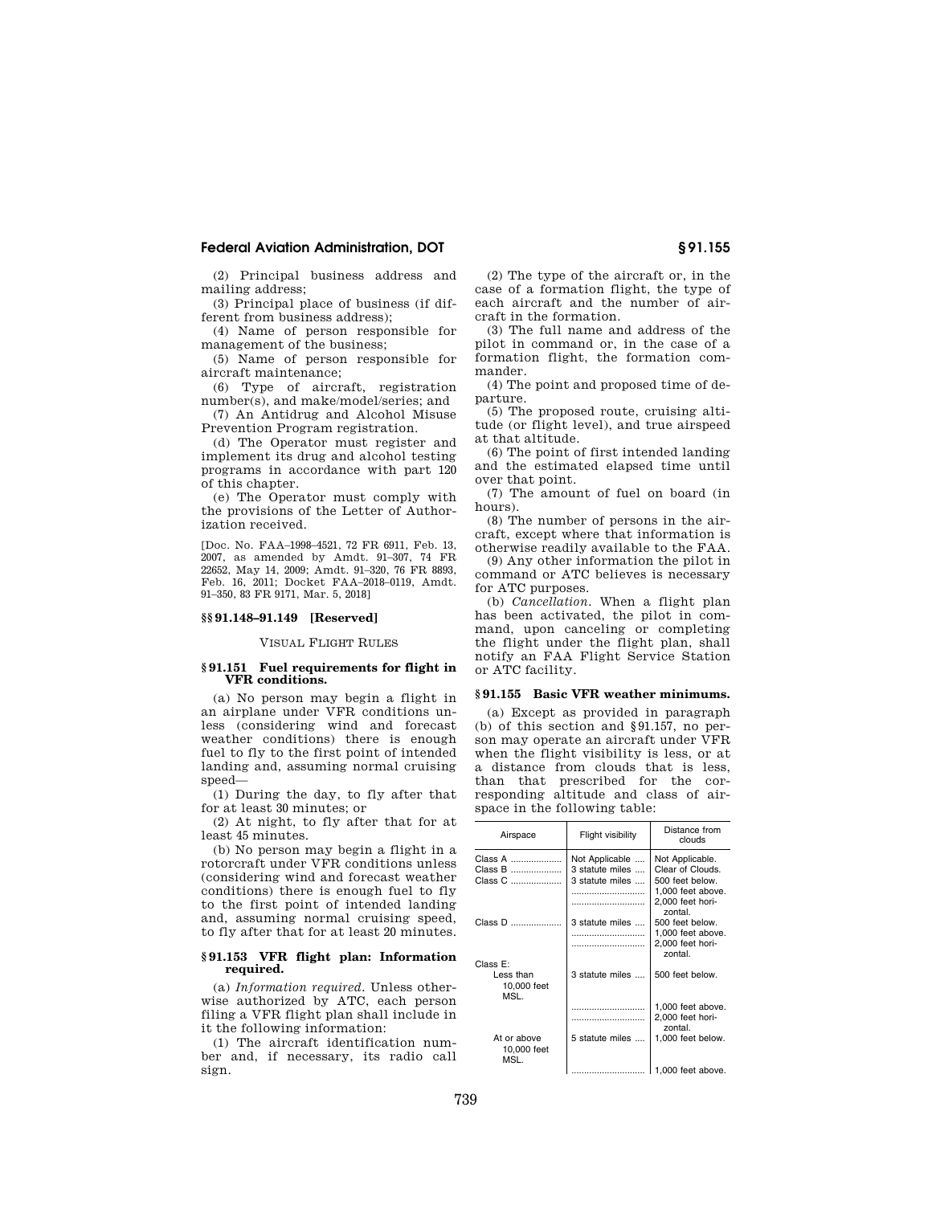(2) Principal business address and mailing address;

(3) Principal place of business (if different from business address);

(4) Name of person responsible for management of the business;

(5) Name of person responsible for aircraft maintenance;

(6) Type of aircraft, registration number(s), and make/model/series; and

(7) An Antidrug and Alcohol Misuse Prevention Program registration.

(d) The Operator must register and implement its drug and alcohol testing programs in accordance with part 120 of this chapter.

(e) The Operator must comply with the provisions of the Letter of Authorization received.

[Doc. No. FAA–1998–4521, 72 FR 6911, Feb. 13, 2007, as amended by Amdt. 91–307, 74 FR 22652, May 14, 2009; Amdt. 91–320, 76 FR 8893, Feb. 16, 2011; Docket FAA–2018–0119, Amdt. 91–350, 83 FR 9171, Mar. 5, 2018]

### §§ 91.148–91.149 [Reserved]

VISUAL FLIGHT RULES

### § 91.151 Fuel requirements for flight in VFR conditions.

(a) No person may begin a flight in an airplane under VFR conditions unless (considering wind and forecast weather conditions) there is enough fuel to fly to the first point of intended landing and, assuming normal cruising speed—

(1) During the day, to fly after that for at least 30 minutes; or

(2) At night, to fly after that for at least 45 minutes.

(b) No person may begin a flight in a rotorcraft under VFR conditions unless (considering wind and forecast weather conditions) there is enough fuel to fly to the first point of intended landing and, assuming normal cruising speed, to fly after that for at least 20 minutes.

### § 91.153 VFR flight plan: Information required.

(a) *Information required.* Unless otherwise authorized by ATC, each person filing a VFR flight plan shall include in it the following information:

(1) The aircraft identification number and, if necessary, its radio call sign.

(2) The type of the aircraft or, in the case of a formation flight, the type of each aircraft and the number of aircraft in the formation.

(3) The full name and address of the pilot in command or, in the case of a formation flight, the formation commander.

(4) The point and proposed time of departure.

(5) The proposed route, cruising altitude (or flight level), and true airspeed at that altitude.

(6) The point of first intended landing and the estimated elapsed time until over that point.

(7) The amount of fuel on board (in hours).

(8) The number of persons in the aircraft, except where that information is otherwise readily available to the FAA.

(9) Any other information the pilot in command or ATC believes is necessary for ATC purposes.

(b) *Cancellation.* When a flight plan has been activated, the pilot in command, upon canceling or completing the flight under the flight plan, shall notify an FAA Flight Service Station or ATC facility.

### § 91.155 Basic VFR weather minimums.

(a) Except as provided in paragraph (b) of this section and § 91.157, no person may operate an aircraft under VFR when the flight visibility is less, or at a distance from clouds that is less, than that prescribed for the corresponding altitude and class of airspace in the following table:

| Airspace | Flight visibility | Distance from clouds |
|---|---|---|
| Class A | Not Applicable | Not Applicable. |
| Class B | 3 statute miles | Clear of Clouds. |
| Class C | 3 statute miles | 500 feet below. |
| | | 1,000 feet above. |
| | | 2,000 feet horizontal. |
| Class D | 3 statute miles | 500 feet below. |
| | | 1,000 feet above. |
| | | 2,000 feet horizontal. |
| Class E: | | |
| Less than 10,000 feet MSL. | 3 statute miles | 500 feet below. |
| | | 1,000 feet above. |
| | | 2,000 feet horizontal. |
| At or above 10,000 feet MSL. | 5 statute miles | 1,000 feet below. |
| | | 1,000 feet above. |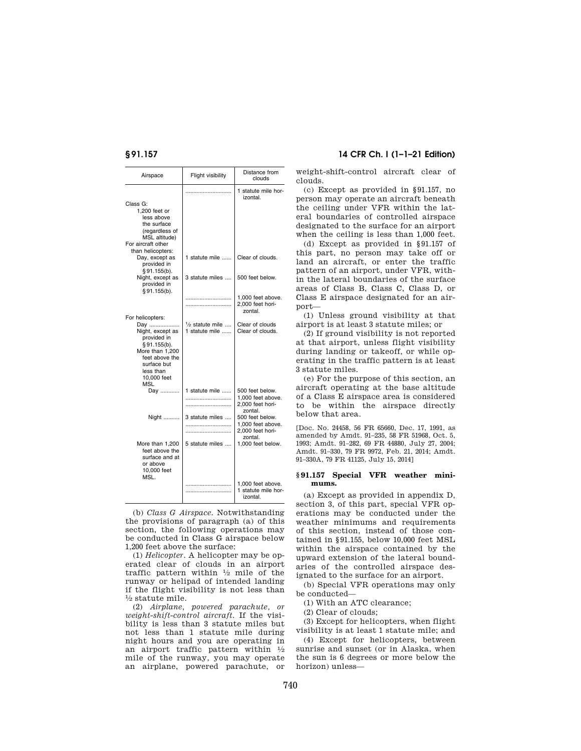| Airspace | Flight visibility | Distance from clouds |
|---|---|---|
| | ............................ | 1 statute mile horizontal. |
| Class G: | | |
| 1,200 feet or less above the surface (regardless of MSL altitude) | | |
| For aircraft other than helicopters: | | |
| Day, except as provided in §91.155(b). | 1 statute mile ...... | Clear of clouds. |
| Night, except as provided in §91.155(b). | 3 statute miles .... | 500 feet below. |
| | ............................ | 1,000 feet above. |
| | ............................ | 2,000 feet horizontal. |
| For helicopters: | | |
| Day .................. | ½ statute mile .... | Clear of clouds |
| Night, except as provided in §91.155(b). | 1 statute mile ...... | Clear of clouds. |
| More than 1,200 feet above the surface but less than 10,000 feet MSL | | |
| Day ........... | 1 statute mile ...... | 500 feet below. |
| | ............................ | 1,000 feet above. |
| | ............................ | 2,000 feet horizontal. |
| Night .......... | 3 statute miles .... | 500 feet below. |
| | ............................ | 1,000 feet above. |
| | ............................ | 2,000 feet horizontal. |
| More than 1,200 feet above the surface and at or above 10,000 feet MSL. | 5 statute miles .... | 1,000 feet below. |
| | ............................ | 1,000 feet above. |
| | ............................ | 1 statute mile horizontal. |

(b) *Class G Airspace.* Notwithstanding the provisions of paragraph (a) of this section, the following operations may be conducted in Class G airspace below 1,200 feet above the surface:

(1) *Helicopter.* A helicopter may be operated clear of clouds in an airport traffic pattern within ½ mile of the runway or helipad of intended landing if the flight visibility is not less than ½ statute mile.

(2) *Airplane, powered parachute, or weight-shift-control aircraft.* If the visibility is less than 3 statute miles but not less than 1 statute mile during night hours and you are operating in an airport traffic pattern within ½ mile of the runway, you may operate an airplane, powered parachute, or weight-shift-control aircraft clear of clouds.

(c) Except as provided in §91.157, no person may operate an aircraft beneath the ceiling under VFR within the lateral boundaries of controlled airspace designated to the surface for an airport when the ceiling is less than 1,000 feet.

(d) Except as provided in §91.157 of this part, no person may take off or land an aircraft, or enter the traffic pattern of an airport, under VFR, within the lateral boundaries of the surface areas of Class B, Class C, Class D, or Class E airspace designated for an airport—

(1) Unless ground visibility at that airport is at least 3 statute miles; or

(2) If ground visibility is not reported at that airport, unless flight visibility during landing or takeoff, or while operating in the traffic pattern is at least 3 statute miles.

(e) For the purpose of this section, an aircraft operating at the base altitude of a Class E airspace area is considered to be within the airspace directly below that area.

[Doc. No. 24458, 56 FR 65660, Dec. 17, 1991, as amended by Amdt. 91–235, 58 FR 51968, Oct. 5, 1993; Amdt. 91–282, 69 FR 44880, July 27, 2004; Amdt. 91–330, 79 FR 9972, Feb. 21, 2014; Amdt. 91–330A, 79 FR 41125, July 15, 2014]

### §91.157 Special VFR weather minimums.

(a) Except as provided in appendix D, section 3, of this part, special VFR operations may be conducted under the weather minimums and requirements of this section, instead of those contained in §91.155, below 10,000 feet MSL within the airspace contained by the upward extension of the lateral boundaries of the controlled airspace designated to the surface for an airport.

(b) Special VFR operations may only be conducted—

(1) With an ATC clearance;

(2) Clear of clouds;

(3) Except for helicopters, when flight visibility is at least 1 statute mile; and

(4) Except for helicopters, between sunrise and sunset (or in Alaska, when the sun is 6 degrees or more below the horizon) unless—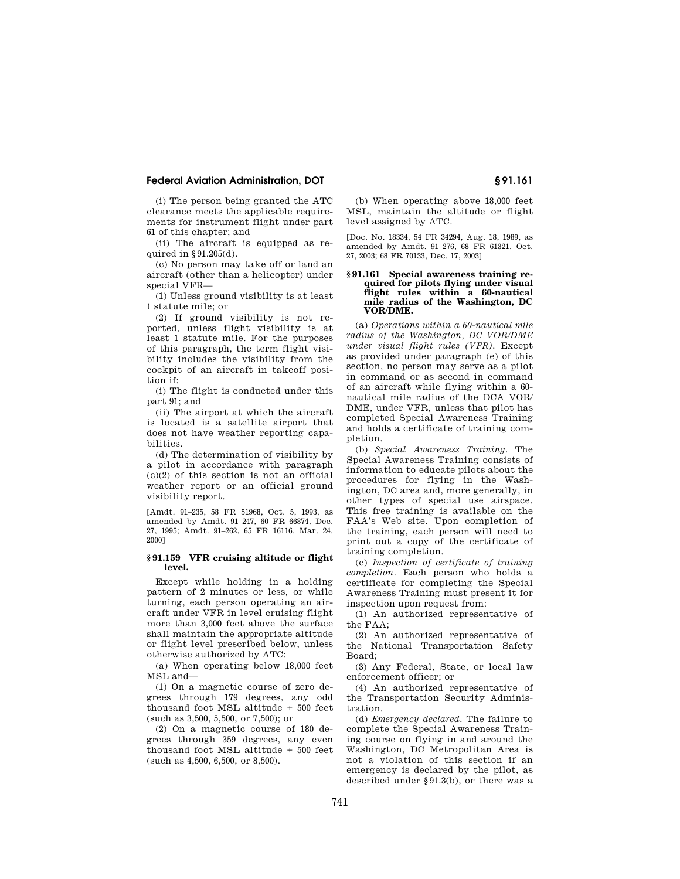(i) The person being granted the ATC clearance meets the applicable requirements for instrument flight under part 61 of this chapter; and

(ii) The aircraft is equipped as required in §91.205(d).

(c) No person may take off or land an aircraft (other than a helicopter) under special VFR—

(1) Unless ground visibility is at least 1 statute mile; or

(2) If ground visibility is not reported, unless flight visibility is at least 1 statute mile. For the purposes of this paragraph, the term flight visibility includes the visibility from the cockpit of an aircraft in takeoff position if:

(i) The flight is conducted under this part 91; and

(ii) The airport at which the aircraft is located is a satellite airport that does not have weather reporting capabilities.

(d) The determination of visibility by a pilot in accordance with paragraph (c)(2) of this section is not an official weather report or an official ground visibility report.

[Amdt. 91–235, 58 FR 51968, Oct. 5, 1993, as amended by Amdt. 91–247, 60 FR 66874, Dec. 27, 1995; Amdt. 91–262, 65 FR 16116, Mar. 24, 2000]

### §91.159 VFR cruising altitude or flight level.

Except while holding in a holding pattern of 2 minutes or less, or while turning, each person operating an aircraft under VFR in level cruising flight more than 3,000 feet above the surface shall maintain the appropriate altitude or flight level prescribed below, unless otherwise authorized by ATC:

(a) When operating below 18,000 feet MSL and—

(1) On a magnetic course of zero degrees through 179 degrees, any odd thousand foot MSL altitude + 500 feet (such as 3,500, 5,500, or 7,500); or

(2) On a magnetic course of 180 degrees through 359 degrees, any even thousand foot MSL altitude + 500 feet (such as 4,500, 6,500, or 8,500).

(b) When operating above 18,000 feet MSL, maintain the altitude or flight level assigned by ATC.

[Doc. No. 18334, 54 FR 34294, Aug. 18, 1989, as amended by Amdt. 91–276, 68 FR 61321, Oct. 27, 2003; 68 FR 70133, Dec. 17, 2003]

### §91.161 Special awareness training required for pilots flying under visual flight rules within a 60-nautical mile radius of the Washington, DC VOR/DME.

(a) *Operations within a 60-nautical mile radius of the Washington, DC VOR/DME under visual flight rules (VFR).* Except as provided under paragraph (e) of this section, no person may serve as a pilot in command or as second in command of an aircraft while flying within a 60-nautical mile radius of the DCA VOR/DME, under VFR, unless that pilot has completed Special Awareness Training and holds a certificate of training completion.

(b) *Special Awareness Training.* The Special Awareness Training consists of information to educate pilots about the procedures for flying in the Washington, DC area and, more generally, in other types of special use airspace. This free training is available on the FAA's Web site. Upon completion of the training, each person will need to print out a copy of the certificate of training completion.

(c) *Inspection of certificate of training completion.* Each person who holds a certificate for completing the Special Awareness Training must present it for inspection upon request from:

(1) An authorized representative of the FAA;

(2) An authorized representative of the National Transportation Safety Board;

(3) Any Federal, State, or local law enforcement officer; or

(4) An authorized representative of the Transportation Security Administration.

(d) *Emergency declared.* The failure to complete the Special Awareness Training course on flying in and around the Washington, DC Metropolitan Area is not a violation of this section if an emergency is declared by the pilot, as described under §91.3(b), or there was a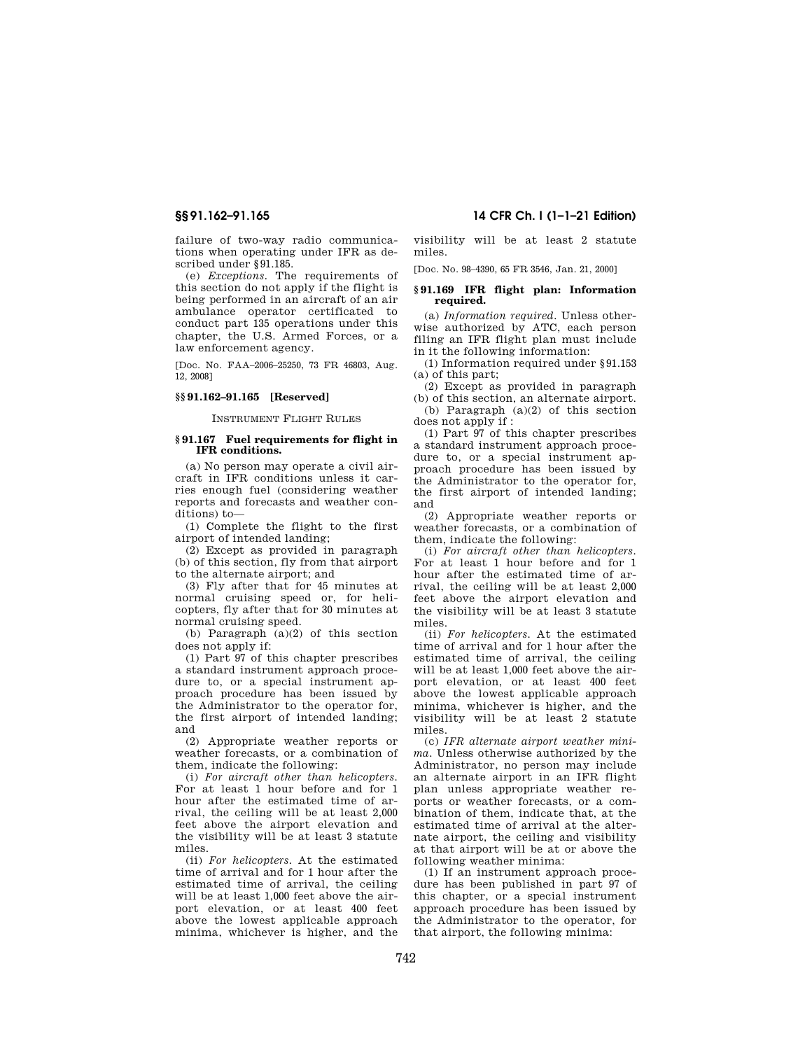failure of two-way radio communications when operating under IFR as described under §91.185.

(e) *Exceptions.* The requirements of this section do not apply if the flight is being performed in an aircraft of an air ambulance operator certificated to conduct part 135 operations under this chapter, the U.S. Armed Forces, or a law enforcement agency.

[Doc. No. FAA–2006–25250, 73 FR 46803, Aug. 12, 2008]

### §§ 91.162–91.165 [Reserved]

INSTRUMENT FLIGHT RULES

### § 91.167 Fuel requirements for flight in IFR conditions.

(a) No person may operate a civil aircraft in IFR conditions unless it carries enough fuel (considering weather reports and forecasts and weather conditions) to—

(1) Complete the flight to the first airport of intended landing;

(2) Except as provided in paragraph (b) of this section, fly from that airport to the alternate airport; and

(3) Fly after that for 45 minutes at normal cruising speed or, for helicopters, fly after that for 30 minutes at normal cruising speed.

(b) Paragraph (a)(2) of this section does not apply if:

(1) Part 97 of this chapter prescribes a standard instrument approach procedure to, or a special instrument approach procedure has been issued by the Administrator to the operator for, the first airport of intended landing; and

(2) Appropriate weather reports or weather forecasts, or a combination of them, indicate the following:

(i) *For aircraft other than helicopters.* For at least 1 hour before and for 1 hour after the estimated time of arrival, the ceiling will be at least 2,000 feet above the airport elevation and the visibility will be at least 3 statute miles.

(ii) *For helicopters.* At the estimated time of arrival and for 1 hour after the estimated time of arrival, the ceiling will be at least 1,000 feet above the airport elevation, or at least 400 feet above the lowest applicable approach minima, whichever is higher, and the visibility will be at least 2 statute miles.

[Doc. No. 98–4390, 65 FR 3546, Jan. 21, 2000]

### § 91.169 IFR flight plan: Information required.

(a) *Information required.* Unless otherwise authorized by ATC, each person filing an IFR flight plan must include in it the following information:

(1) Information required under §91.153 (a) of this part;

(2) Except as provided in paragraph (b) of this section, an alternate airport.

(b) Paragraph (a)(2) of this section does not apply if :

(1) Part 97 of this chapter prescribes a standard instrument approach procedure to, or a special instrument approach procedure has been issued by the Administrator to the operator for, the first airport of intended landing; and

(2) Appropriate weather reports or weather forecasts, or a combination of them, indicate the following:

(i) *For aircraft other than helicopters.* For at least 1 hour before and for 1 hour after the estimated time of arrival, the ceiling will be at least 2,000 feet above the airport elevation and the visibility will be at least 3 statute miles.

(ii) *For helicopters.* At the estimated time of arrival and for 1 hour after the estimated time of arrival, the ceiling will be at least 1,000 feet above the airport elevation, or at least 400 feet above the lowest applicable approach minima, whichever is higher, and the visibility will be at least 2 statute miles.

(c) *IFR alternate airport weather minima.* Unless otherwise authorized by the Administrator, no person may include an alternate airport in an IFR flight plan unless appropriate weather reports or weather forecasts, or a combination of them, indicate that, at the estimated time of arrival at the alternate airport, the ceiling and visibility at that airport will be at or above the following weather minima:

(1) If an instrument approach procedure has been published in part 97 of this chapter, or a special instrument approach procedure has been issued by the Administrator to the operator, for that airport, the following minima: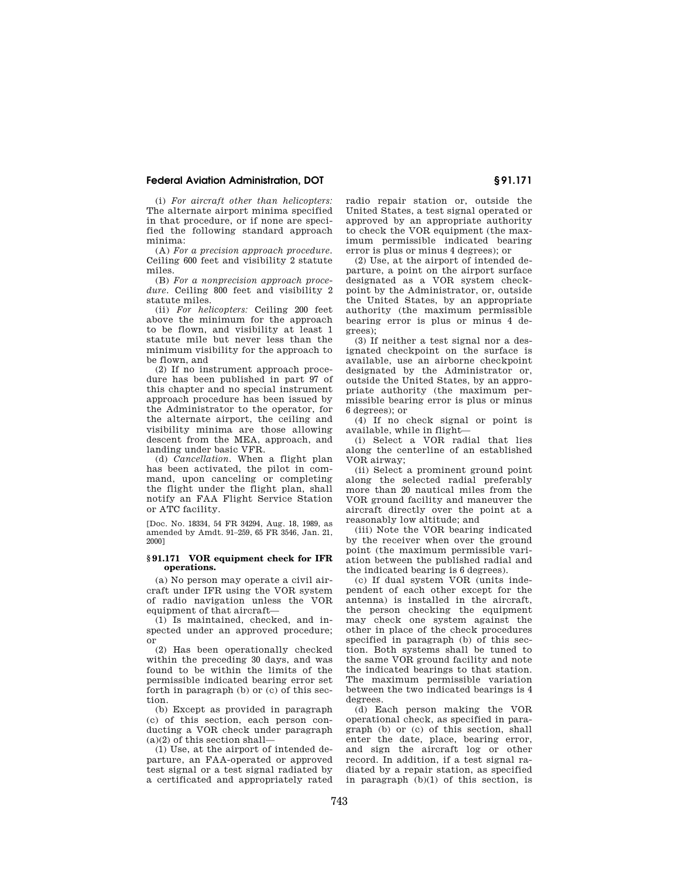(i) *For aircraft other than helicopters:* The alternate airport minima specified in that procedure, or if none are specified the following standard approach minima:

(A) *For a precision approach procedure.* Ceiling 600 feet and visibility 2 statute miles.

(B) *For a nonprecision approach procedure.* Ceiling 800 feet and visibility 2 statute miles.

(ii) *For helicopters:* Ceiling 200 feet above the minimum for the approach to be flown, and visibility at least 1 statute mile but never less than the minimum visibility for the approach to be flown, and

(2) If no instrument approach procedure has been published in part 97 of this chapter and no special instrument approach procedure has been issued by the Administrator to the operator, for the alternate airport, the ceiling and visibility minima are those allowing descent from the MEA, approach, and landing under basic VFR.

(d) *Cancellation.* When a flight plan has been activated, the pilot in command, upon canceling or completing the flight under the flight plan, shall notify an FAA Flight Service Station or ATC facility.

[Doc. No. 18334, 54 FR 34294, Aug. 18, 1989, as amended by Amdt. 91–259, 65 FR 3546, Jan. 21, 2000]

### § 91.171 VOR equipment check for IFR operations.

(a) No person may operate a civil aircraft under IFR using the VOR system of radio navigation unless the VOR equipment of that aircraft—

(1) Is maintained, checked, and inspected under an approved procedure; or

(2) Has been operationally checked within the preceding 30 days, and was found to be within the limits of the permissible indicated bearing error set forth in paragraph (b) or (c) of this section.

(b) Except as provided in paragraph (c) of this section, each person conducting a VOR check under paragraph (a)(2) of this section shall—

(1) Use, at the airport of intended departure, an FAA-operated or approved test signal or a test signal radiated by a certificated and appropriately rated radio repair station or, outside the United States, a test signal operated or approved by an appropriate authority to check the VOR equipment (the maximum permissible indicated bearing error is plus or minus 4 degrees); or

(2) Use, at the airport of intended departure, a point on the airport surface designated as a VOR system checkpoint by the Administrator, or, outside the United States, by an appropriate authority (the maximum permissible bearing error is plus or minus 4 degrees);

(3) If neither a test signal nor a designated checkpoint on the surface is available, use an airborne checkpoint designated by the Administrator or, outside the United States, by an appropriate authority (the maximum permissible bearing error is plus or minus 6 degrees); or

(4) If no check signal or point is available, while in flight—

(i) Select a VOR radial that lies along the centerline of an established VOR airway;

(ii) Select a prominent ground point along the selected radial preferably more than 20 nautical miles from the VOR ground facility and maneuver the aircraft directly over the point at a reasonably low altitude; and

(iii) Note the VOR bearing indicated by the receiver when over the ground point (the maximum permissible variation between the published radial and the indicated bearing is 6 degrees).

(c) If dual system VOR (units independent of each other except for the antenna) is installed in the aircraft, the person checking the equipment may check one system against the other in place of the check procedures specified in paragraph (b) of this section. Both systems shall be tuned to the same VOR ground facility and note the indicated bearings to that station. The maximum permissible variation between the two indicated bearings is 4 degrees.

(d) Each person making the VOR operational check, as specified in paragraph (b) or (c) of this section, shall enter the date, place, bearing error, and sign the aircraft log or other record. In addition, if a test signal radiated by a repair station, as specified in paragraph (b)(1) of this section, is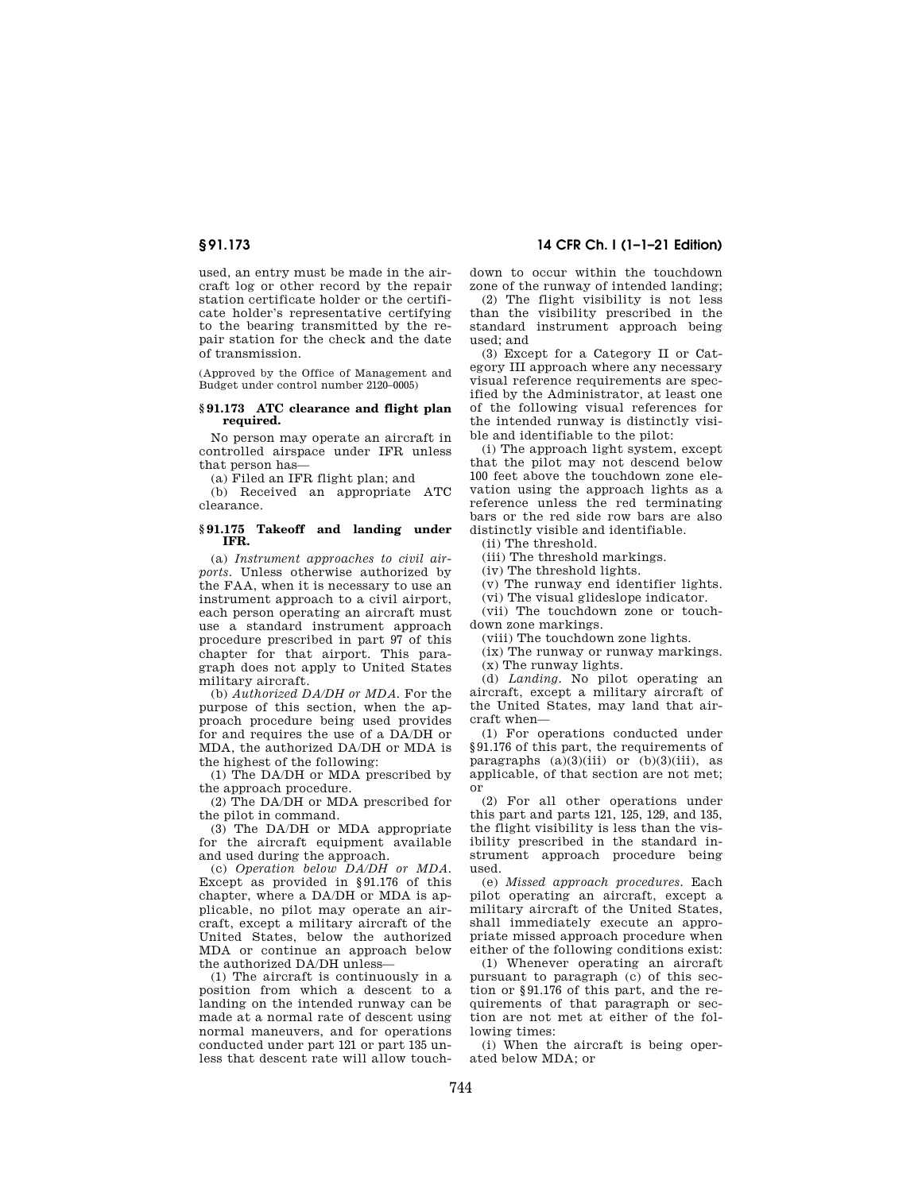used, an entry must be made in the aircraft log or other record by the repair station certificate holder or the certificate holder's representative certifying to the bearing transmitted by the repair station for the check and the date of transmission.

(Approved by the Office of Management and Budget under control number 2120–0005)

### § 91.173 ATC clearance and flight plan required.

No person may operate an aircraft in controlled airspace under IFR unless that person has—

(a) Filed an IFR flight plan; and

(b) Received an appropriate ATC clearance.

### § 91.175 Takeoff and landing under IFR.

(a) *Instrument approaches to civil airports.* Unless otherwise authorized by the FAA, when it is necessary to use an instrument approach to a civil airport, each person operating an aircraft must use a standard instrument approach procedure prescribed in part 97 of this chapter for that airport. This paragraph does not apply to United States military aircraft.

(b) *Authorized DA/DH or MDA.* For the purpose of this section, when the approach procedure being used provides for and requires the use of a DA/DH or MDA, the authorized DA/DH or MDA is the highest of the following:

(1) The DA/DH or MDA prescribed by the approach procedure.

(2) The DA/DH or MDA prescribed for the pilot in command.

(3) The DA/DH or MDA appropriate for the aircraft equipment available and used during the approach.

(c) *Operation below DA/DH or MDA.* Except as provided in § 91.176 of this chapter, where a DA/DH or MDA is applicable, no pilot may operate an aircraft, except a military aircraft of the United States, below the authorized MDA or continue an approach below the authorized DA/DH unless—

(1) The aircraft is continuously in a position from which a descent to a landing on the intended runway can be made at a normal rate of descent using normal maneuvers, and for operations conducted under part 121 or part 135 unless that descent rate will allow touchdown to occur within the touchdown zone of the runway of intended landing;

(2) The flight visibility is not less than the visibility prescribed in the standard instrument approach being used; and

(3) Except for a Category II or Category III approach where any necessary visual reference requirements are specified by the Administrator, at least one of the following visual references for the intended runway is distinctly visible and identifiable to the pilot:

(i) The approach light system, except that the pilot may not descend below 100 feet above the touchdown zone elevation using the approach lights as a reference unless the red terminating bars or the red side row bars are also distinctly visible and identifiable.

(ii) The threshold.

(iii) The threshold markings.

(iv) The threshold lights.

(v) The runway end identifier lights.

(vi) The visual glideslope indicator.

(vii) The touchdown zone or touchdown zone markings.

(viii) The touchdown zone lights.

(ix) The runway or runway markings.

(x) The runway lights.

(d) *Landing.* No pilot operating an aircraft, except a military aircraft of the United States, may land that aircraft when—

(1) For operations conducted under § 91.176 of this part, the requirements of paragraphs (a)(3)(iii) or (b)(3)(iii), as applicable, of that section are not met; or

(2) For all other operations under this part and parts 121, 125, 129, and 135, the flight visibility is less than the visibility prescribed in the standard instrument approach procedure being used.

(e) *Missed approach procedures.* Each pilot operating an aircraft, except a military aircraft of the United States, shall immediately execute an appropriate missed approach procedure when either of the following conditions exist:

(1) Whenever operating an aircraft pursuant to paragraph (c) of this section or § 91.176 of this part, and the requirements of that paragraph or section are not met at either of the following times:

(i) When the aircraft is being operated below MDA; or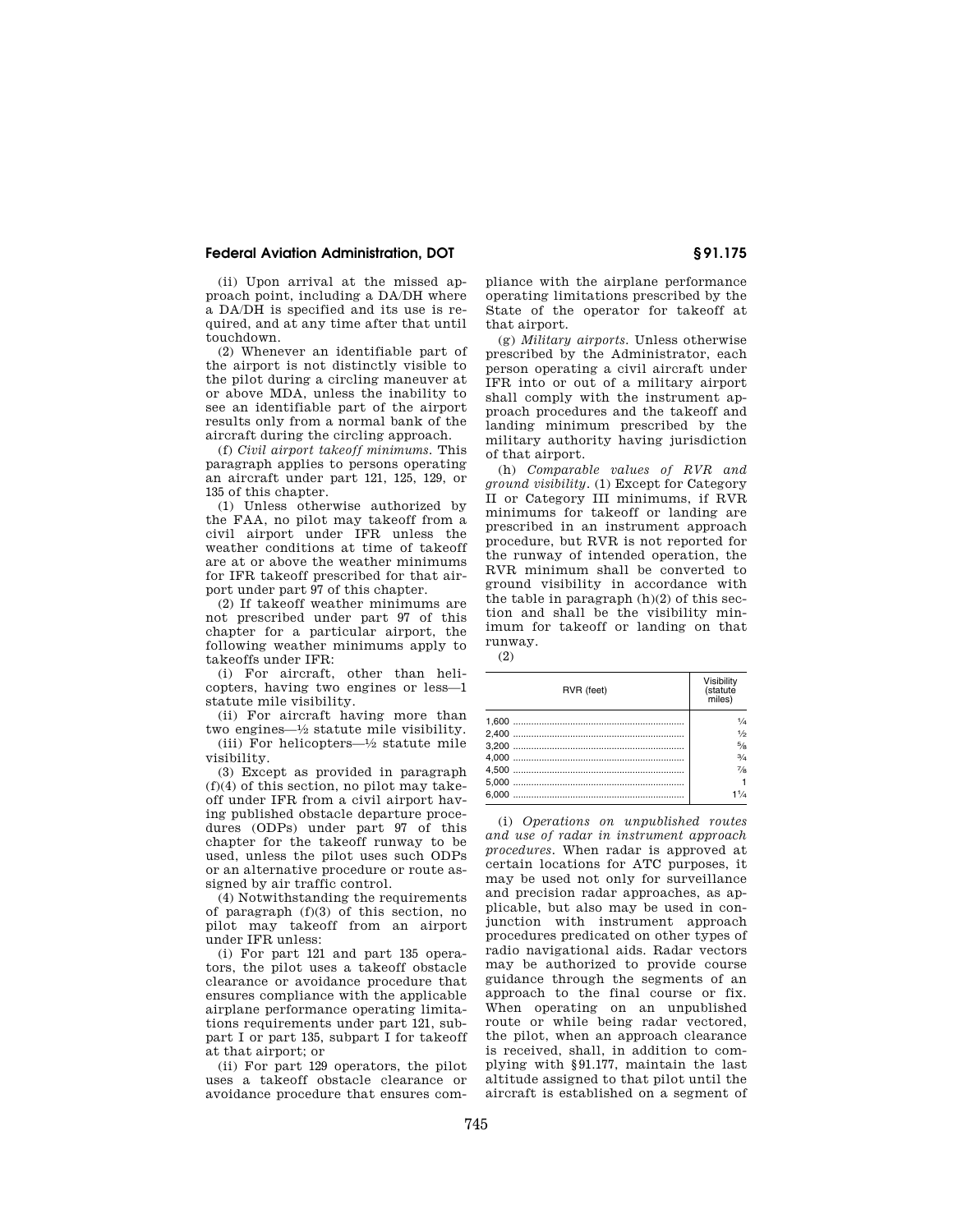(ii) Upon arrival at the missed approach point, including a DA/DH where a DA/DH is specified and its use is required, and at any time after that until touchdown.

(2) Whenever an identifiable part of the airport is not distinctly visible to the pilot during a circling maneuver at or above MDA, unless the inability to see an identifiable part of the airport results only from a normal bank of the aircraft during the circling approach.

(f) *Civil airport takeoff minimums.* This paragraph applies to persons operating an aircraft under part 121, 125, 129, or 135 of this chapter.

(1) Unless otherwise authorized by the FAA, no pilot may takeoff from a civil airport under IFR unless the weather conditions at time of takeoff are at or above the weather minimums for IFR takeoff prescribed for that airport under part 97 of this chapter.

(2) If takeoff weather minimums are not prescribed under part 97 of this chapter for a particular airport, the following weather minimums apply to takeoffs under IFR:

(i) For aircraft, other than helicopters, having two engines or less—1 statute mile visibility.

(ii) For aircraft having more than two engines—½ statute mile visibility.

(iii) For helicopters—½ statute mile visibility.

(3) Except as provided in paragraph (f)(4) of this section, no pilot may takeoff under IFR from a civil airport having published obstacle departure procedures (ODPs) under part 97 of this chapter for the takeoff runway to be used, unless the pilot uses such ODPs or an alternative procedure or route assigned by air traffic control.

(4) Notwithstanding the requirements of paragraph (f)(3) of this section, no pilot may takeoff from an airport under IFR unless:

(i) For part 121 and part 135 operators, the pilot uses a takeoff obstacle clearance or avoidance procedure that ensures compliance with the applicable airplane performance operating limitations requirements under part 121, subpart I or part 135, subpart I for takeoff at that airport; or

(ii) For part 129 operators, the pilot uses a takeoff obstacle clearance or avoidance procedure that ensures compliance with the airplane performance operating limitations prescribed by the State of the operator for takeoff at that airport.

(g) *Military airports.* Unless otherwise prescribed by the Administrator, each person operating a civil aircraft under IFR into or out of a military airport shall comply with the instrument approach procedures and the takeoff and landing minimum prescribed by the military authority having jurisdiction of that airport.

(h) *Comparable values of RVR and ground visibility.* (1) Except for Category II or Category III minimums, if RVR minimums for takeoff or landing are prescribed in an instrument approach procedure, but RVR is not reported for the runway of intended operation, the RVR minimum shall be converted to ground visibility in accordance with the table in paragraph (h)(2) of this section and shall be the visibility minimum for takeoff or landing on that runway.

(2)

| RVR (feet) | Visibility (statute miles) |
|---|---|
| 1,600 | ¼ |
| 2,400 | ½ |
| 3,200 | ⅝ |
| 4,000 | ¾ |
| 4,500 | ⅞ |
| 5,000 | 1 |
| 6,000 | 1¼ |

(i) *Operations on unpublished routes and use of radar in instrument approach procedures.* When radar is approved at certain locations for ATC purposes, it may be used not only for surveillance and precision radar approaches, as applicable, but also may be used in conjunction with instrument approach procedures predicated on other types of radio navigational aids. Radar vectors may be authorized to provide course guidance through the segments of an approach to the final course or fix. When operating on an unpublished route or while being radar vectored, the pilot, when an approach clearance is received, shall, in addition to complying with §91.177, maintain the last altitude assigned to that pilot until the aircraft is established on a segment of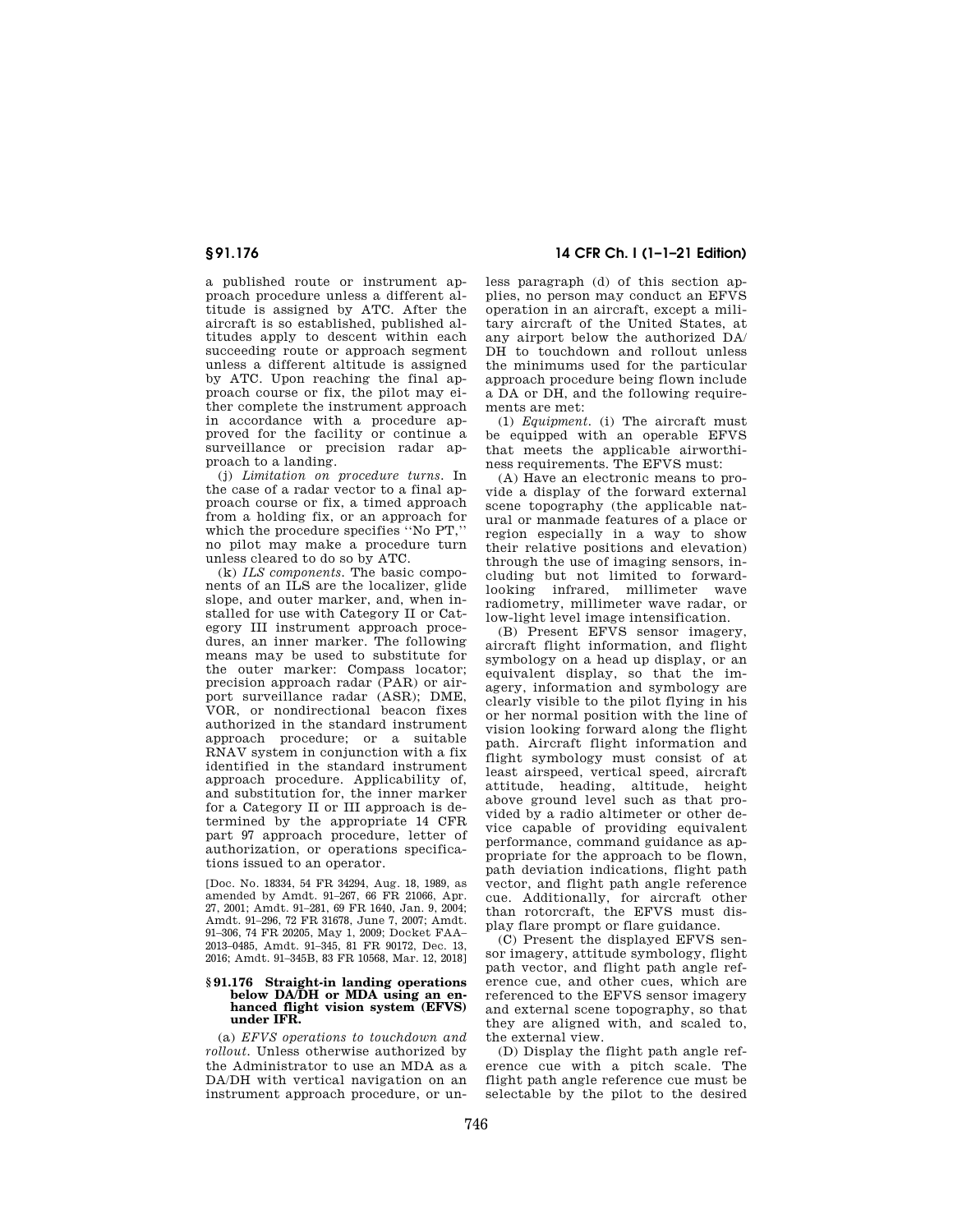a published route or instrument approach procedure unless a different altitude is assigned by ATC. After the aircraft is so established, published altitudes apply to descent within each succeeding route or approach segment unless a different altitude is assigned by ATC. Upon reaching the final approach course or fix, the pilot may either complete the instrument approach in accordance with a procedure approved for the facility or continue a surveillance or precision radar approach to a landing.

(j) *Limitation on procedure turns.* In the case of a radar vector to a final approach course or fix, a timed approach from a holding fix, or an approach for which the procedure specifies ''No PT,'' no pilot may make a procedure turn unless cleared to do so by ATC.

(k) *ILS components.* The basic components of an ILS are the localizer, glide slope, and outer marker, and, when installed for use with Category II or Category III instrument approach procedures, an inner marker. The following means may be used to substitute for the outer marker: Compass locator; precision approach radar (PAR) or airport surveillance radar (ASR); DME, VOR, or nondirectional beacon fixes authorized in the standard instrument approach procedure; or a suitable RNAV system in conjunction with a fix identified in the standard instrument approach procedure. Applicability of, and substitution for, the inner marker for a Category II or III approach is determined by the appropriate 14 CFR part 97 approach procedure, letter of authorization, or operations specifications issued to an operator.

[Doc. No. 18334, 54 FR 34294, Aug. 18, 1989, as amended by Amdt. 91–267, 66 FR 21066, Apr. 27, 2001; Amdt. 91–281, 69 FR 1640, Jan. 9, 2004; Amdt. 91–296, 72 FR 31678, June 7, 2007; Amdt. 91–306, 74 FR 20205, May 1, 2009; Docket FAA–2013–0485, Amdt. 91–345, 81 FR 90172, Dec. 13, 2016; Amdt. 91–345B, 83 FR 10568, Mar. 12, 2018]

### § 91.176 Straight-in landing operations below DA/DH or MDA using an enhanced flight vision system (EFVS) under IFR.

(a) *EFVS operations to touchdown and rollout.* Unless otherwise authorized by the Administrator to use an MDA as a DA/DH with vertical navigation on an instrument approach procedure, or unless paragraph (d) of this section applies, no person may conduct an EFVS operation in an aircraft, except a military aircraft of the United States, at any airport below the authorized DA/DH to touchdown and rollout unless the minimums used for the particular approach procedure being flown include a DA or DH, and the following requirements are met:

(1) *Equipment.* (i) The aircraft must be equipped with an operable EFVS that meets the applicable airworthiness requirements. The EFVS must:

(A) Have an electronic means to provide a display of the forward external scene topography (the applicable natural or manmade features of a place or region especially in a way to show their relative positions and elevation) through the use of imaging sensors, including but not limited to forward-looking infrared, millimeter wave radiometry, millimeter wave radar, or low-light level image intensification.

(B) Present EFVS sensor imagery, aircraft flight information, and flight symbology on a head up display, or an equivalent display, so that the imagery, information and symbology are clearly visible to the pilot flying in his or her normal position with the line of vision looking forward along the flight path. Aircraft flight information and flight symbology must consist of at least airspeed, vertical speed, aircraft attitude, heading, altitude, height above ground level such as that provided by a radio altimeter or other device capable of providing equivalent performance, command guidance as appropriate for the approach to be flown, path deviation indications, flight path vector, and flight path angle reference cue. Additionally, for aircraft other than rotorcraft, the EFVS must display flare prompt or flare guidance.

(C) Present the displayed EFVS sensor imagery, attitude symbology, flight path vector, and flight path angle reference cue, and other cues, which are referenced to the EFVS sensor imagery and external scene topography, so that they are aligned with, and scaled to, the external view.

(D) Display the flight path angle reference cue with a pitch scale. The flight path angle reference cue must be selectable by the pilot to the desired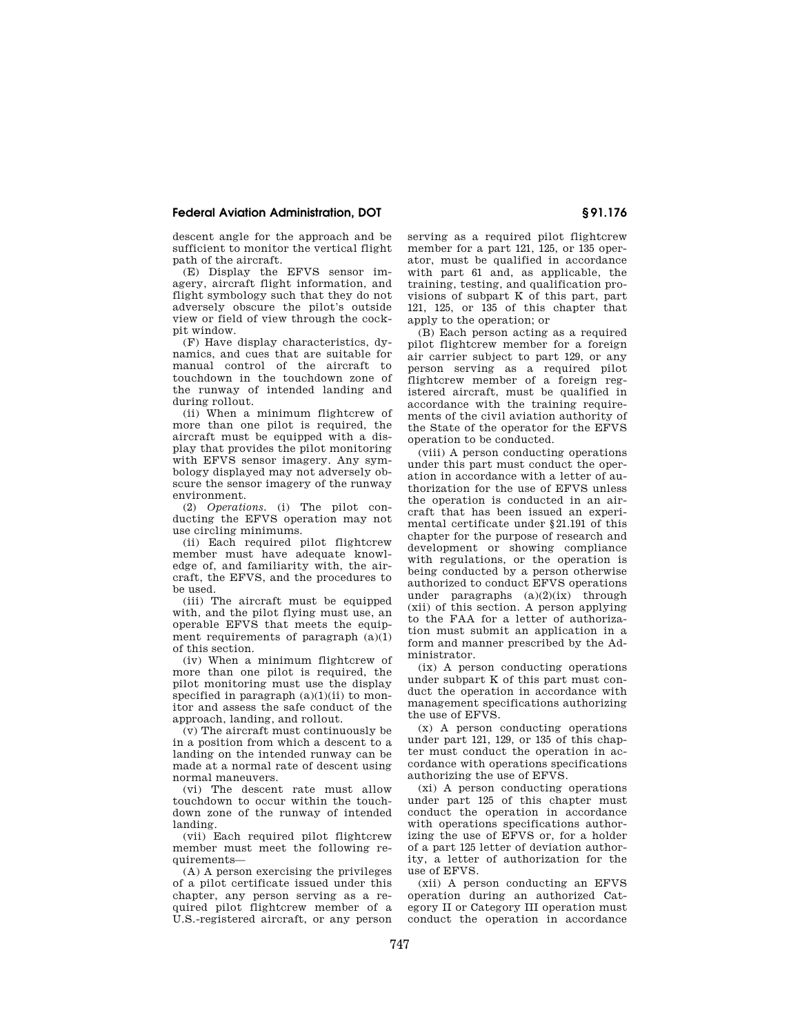descent angle for the approach and be sufficient to monitor the vertical flight path of the aircraft.

(E) Display the EFVS sensor imagery, aircraft flight information, and flight symbology such that they do not adversely obscure the pilot's outside view or field of view through the cockpit window.

(F) Have display characteristics, dynamics, and cues that are suitable for manual control of the aircraft to touchdown in the touchdown zone of the runway of intended landing and during rollout.

(ii) When a minimum flightcrew of more than one pilot is required, the aircraft must be equipped with a display that provides the pilot monitoring with EFVS sensor imagery. Any symbology displayed may not adversely obscure the sensor imagery of the runway environment.

(2) *Operations.* (i) The pilot conducting the EFVS operation may not use circling minimums.

(ii) Each required pilot flightcrew member must have adequate knowledge of, and familiarity with, the aircraft, the EFVS, and the procedures to be used.

(iii) The aircraft must be equipped with, and the pilot flying must use, an operable EFVS that meets the equipment requirements of paragraph (a)(1) of this section.

(iv) When a minimum flightcrew of more than one pilot is required, the pilot monitoring must use the display specified in paragraph (a)(1)(ii) to monitor and assess the safe conduct of the approach, landing, and rollout.

(v) The aircraft must continuously be in a position from which a descent to a landing on the intended runway can be made at a normal rate of descent using normal maneuvers.

(vi) The descent rate must allow touchdown to occur within the touchdown zone of the runway of intended landing.

(vii) Each required pilot flightcrew member must meet the following requirements—

(A) A person exercising the privileges of a pilot certificate issued under this chapter, any person serving as a required pilot flightcrew member of a U.S.-registered aircraft, or any person serving as a required pilot flightcrew member for a part 121, 125, or 135 operator, must be qualified in accordance with part 61 and, as applicable, the training, testing, and qualification provisions of subpart K of this part, part 121, 125, or 135 of this chapter that apply to the operation; or

(B) Each person acting as a required pilot flightcrew member for a foreign air carrier subject to part 129, or any person serving as a required pilot flightcrew member of a foreign registered aircraft, must be qualified in accordance with the training requirements of the civil aviation authority of the State of the operator for the EFVS operation to be conducted.

(viii) A person conducting operations under this part must conduct the operation in accordance with a letter of authorization for the use of EFVS unless the operation is conducted in an aircraft that has been issued an experimental certificate under §21.191 of this chapter for the purpose of research and development or showing compliance with regulations, or the operation is being conducted by a person otherwise authorized to conduct EFVS operations under paragraphs (a)(2)(ix) through (xii) of this section. A person applying to the FAA for a letter of authorization must submit an application in a form and manner prescribed by the Administrator.

(ix) A person conducting operations under subpart K of this part must conduct the operation in accordance with management specifications authorizing the use of EFVS.

(x) A person conducting operations under part 121, 129, or 135 of this chapter must conduct the operation in accordance with operations specifications authorizing the use of EFVS.

(xi) A person conducting operations under part 125 of this chapter must conduct the operation in accordance with operations specifications authorizing the use of EFVS or, for a holder of a part 125 letter of deviation authority, a letter of authorization for the use of EFVS.

(xii) A person conducting an EFVS operation during an authorized Category II or Category III operation must conduct the operation in accordance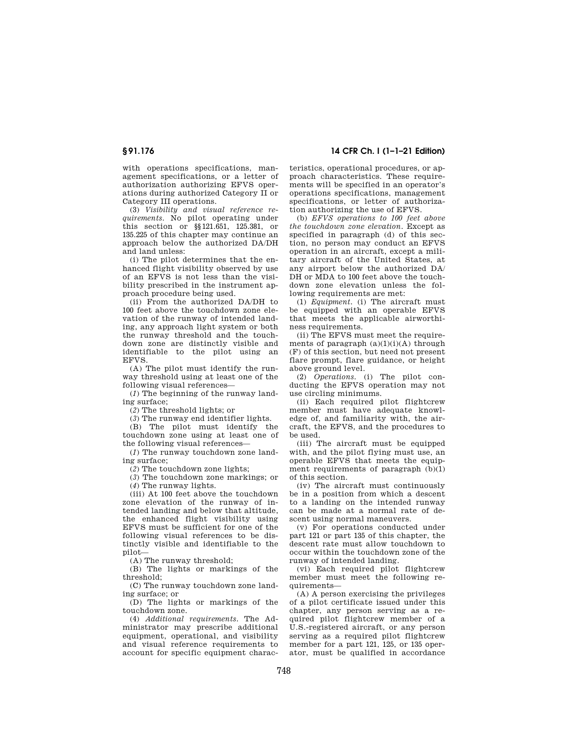with operations specifications, management specifications, or a letter of authorization authorizing EFVS operations during authorized Category II or Category III operations.

(3) *Visibility and visual reference requirements.* No pilot operating under this section or §§121.651, 125.381, or 135.225 of this chapter may continue an approach below the authorized DA/DH and land unless:

(i) The pilot determines that the enhanced flight visibility observed by use of an EFVS is not less than the visibility prescribed in the instrument approach procedure being used.

(ii) From the authorized DA/DH to 100 feet above the touchdown zone elevation of the runway of intended landing, any approach light system or both the runway threshold and the touchdown zone are distinctly visible and identifiable to the pilot using an EFVS.

(A) The pilot must identify the runway threshold using at least one of the following visual references—

(*1*) The beginning of the runway landing surface;

(*2*) The threshold lights; or

(*3*) The runway end identifier lights.

(B) The pilot must identify the touchdown zone using at least one of the following visual references—

(*1*) The runway touchdown zone landing surface;

(*2*) The touchdown zone lights;

(*3*) The touchdown zone markings; or

(*4*) The runway lights.

(iii) At 100 feet above the touchdown zone elevation of the runway of intended landing and below that altitude, the enhanced flight visibility using EFVS must be sufficient for one of the following visual references to be distinctly visible and identifiable to the pilot—

(A) The runway threshold;

(B) The lights or markings of the threshold;

(C) The runway touchdown zone landing surface; or

(D) The lights or markings of the touchdown zone.

(4) *Additional requirements.* The Administrator may prescribe additional equipment, operational, and visibility and visual reference requirements to account for specific equipment characteristics, operational procedures, or approach characteristics. These requirements will be specified in an operator's operations specifications, management specifications, or letter of authorization authorizing the use of EFVS.

(b) *EFVS operations to 100 feet above the touchdown zone elevation.* Except as specified in paragraph (d) of this section, no person may conduct an EFVS operation in an aircraft, except a military aircraft of the United States, at any airport below the authorized DA/DH or MDA to 100 feet above the touchdown zone elevation unless the following requirements are met:

(1) *Equipment.* (i) The aircraft must be equipped with an operable EFVS that meets the applicable airworthiness requirements.

(ii) The EFVS must meet the requirements of paragraph (a)(1)(i)(A) through (F) of this section, but need not present flare prompt, flare guidance, or height above ground level.

(2) *Operations.* (i) The pilot conducting the EFVS operation may not use circling minimums.

(ii) Each required pilot flightcrew member must have adequate knowledge of, and familiarity with, the aircraft, the EFVS, and the procedures to be used.

(iii) The aircraft must be equipped with, and the pilot flying must use, an operable EFVS that meets the equipment requirements of paragraph (b)(1) of this section.

(iv) The aircraft must continuously be in a position from which a descent to a landing on the intended runway can be made at a normal rate of descent using normal maneuvers.

(v) For operations conducted under part 121 or part 135 of this chapter, the descent rate must allow touchdown to occur within the touchdown zone of the runway of intended landing.

(vi) Each required pilot flightcrew member must meet the following requirements—

(A) A person exercising the privileges of a pilot certificate issued under this chapter, any person serving as a required pilot flightcrew member of a U.S.-registered aircraft, or any person serving as a required pilot flightcrew member for a part 121, 125, or 135 operator, must be qualified in accordance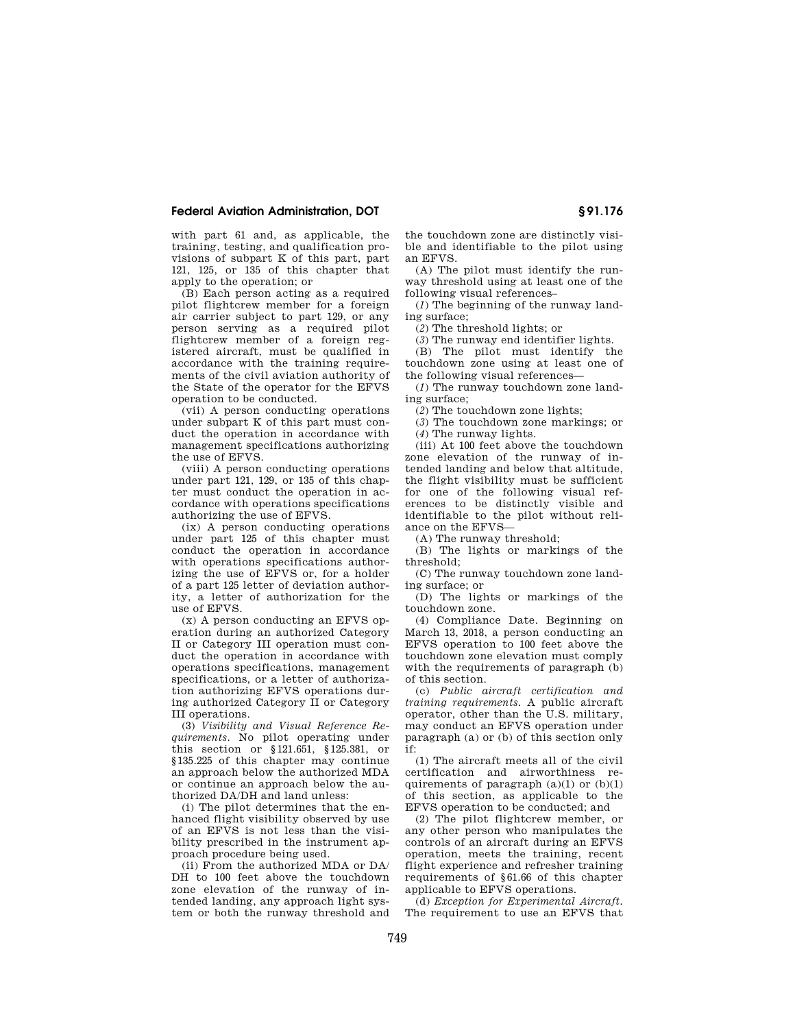with part 61 and, as applicable, the training, testing, and qualification provisions of subpart K of this part, part 121, 125, or 135 of this chapter that apply to the operation; or

(B) Each person acting as a required pilot flightcrew member for a foreign air carrier subject to part 129, or any person serving as a required pilot flightcrew member of a foreign registered aircraft, must be qualified in accordance with the training requirements of the civil aviation authority of the State of the operator for the EFVS operation to be conducted.

(vii) A person conducting operations under subpart K of this part must conduct the operation in accordance with management specifications authorizing the use of EFVS.

(viii) A person conducting operations under part 121, 129, or 135 of this chapter must conduct the operation in accordance with operations specifications authorizing the use of EFVS.

(ix) A person conducting operations under part 125 of this chapter must conduct the operation in accordance with operations specifications authorizing the use of EFVS or, for a holder of a part 125 letter of deviation authority, a letter of authorization for the use of EFVS.

(x) A person conducting an EFVS operation during an authorized Category II or Category III operation must conduct the operation in accordance with operations specifications, management specifications, or a letter of authorization authorizing EFVS operations during authorized Category II or Category III operations.

(3) *Visibility and Visual Reference Requirements.* No pilot operating under this section or §121.651, §125.381, or §135.225 of this chapter may continue an approach below the authorized MDA or continue an approach below the authorized DA/DH and land unless:

(i) The pilot determines that the enhanced flight visibility observed by use of an EFVS is not less than the visibility prescribed in the instrument approach procedure being used.

(ii) From the authorized MDA or DA/DH to 100 feet above the touchdown zone elevation of the runway of intended landing, any approach light system or both the runway threshold and the touchdown zone are distinctly visible and identifiable to the pilot using an EFVS.

(A) The pilot must identify the runway threshold using at least one of the following visual references–

(*1*) The beginning of the runway landing surface;

(*2*) The threshold lights; or

(*3*) The runway end identifier lights.

(B) The pilot must identify the touchdown zone using at least one of the following visual references—

(*1*) The runway touchdown zone landing surface;

(*2*) The touchdown zone lights;

(*3*) The touchdown zone markings; or

(*4*) The runway lights.

(iii) At 100 feet above the touchdown zone elevation of the runway of intended landing and below that altitude, the flight visibility must be sufficient for one of the following visual references to be distinctly visible and identifiable to the pilot without reliance on the EFVS—

(A) The runway threshold;

(B) The lights or markings of the threshold;

(C) The runway touchdown zone landing surface; or

(D) The lights or markings of the touchdown zone.

(4) Compliance Date. Beginning on March 13, 2018, a person conducting an EFVS operation to 100 feet above the touchdown zone elevation must comply with the requirements of paragraph (b) of this section.

(c) *Public aircraft certification and training requirements.* A public aircraft operator, other than the U.S. military, may conduct an EFVS operation under paragraph (a) or (b) of this section only if:

(1) The aircraft meets all of the civil certification and airworthiness requirements of paragraph (a)(1) or (b)(1) of this section, as applicable to the EFVS operation to be conducted; and

(2) The pilot flightcrew member, or any other person who manipulates the controls of an aircraft during an EFVS operation, meets the training, recent flight experience and refresher training requirements of §61.66 of this chapter applicable to EFVS operations.

(d) *Exception for Experimental Aircraft.* The requirement to use an EFVS that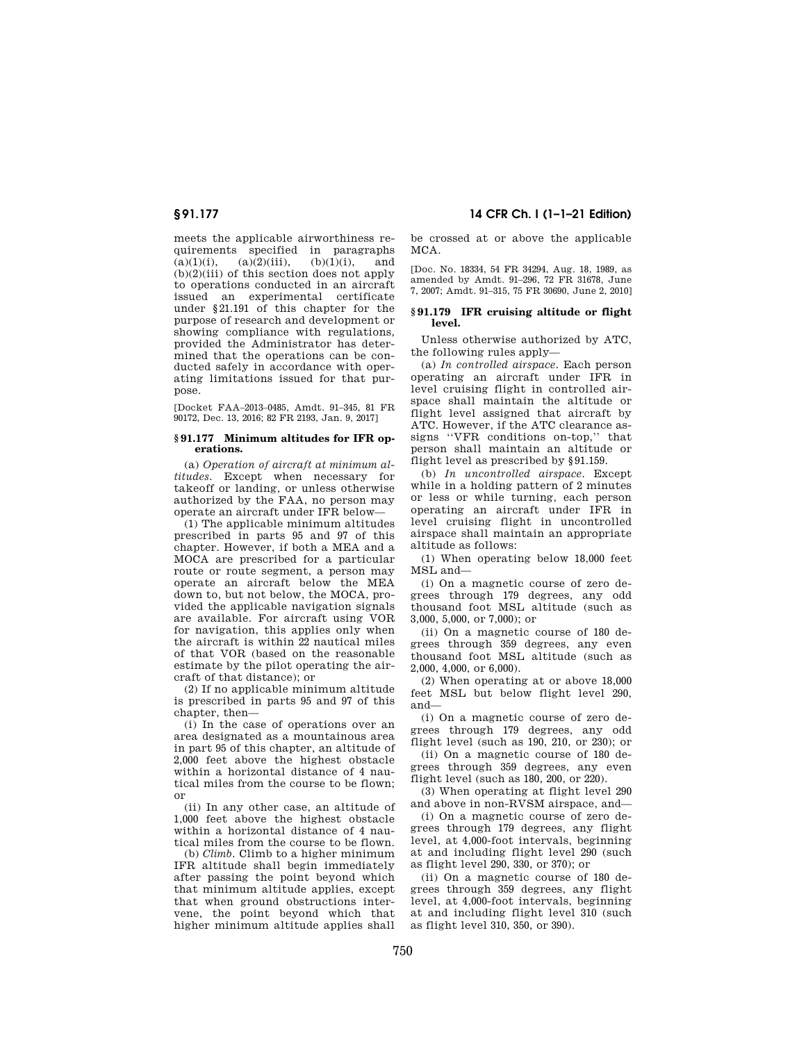meets the applicable airworthiness requirements specified in paragraphs (a)(1)(i), (a)(2)(iii), (b)(1)(i), and (b)(2)(iii) of this section does not apply to operations conducted in an aircraft issued an experimental certificate under §21.191 of this chapter for the purpose of research and development or showing compliance with regulations, provided the Administrator has determined that the operations can be conducted safely in accordance with operating limitations issued for that purpose.

[Docket FAA–2013–0485, Amdt. 91–345, 81 FR 90172, Dec. 13, 2016; 82 FR 2193, Jan. 9, 2017]

### § 91.177 Minimum altitudes for IFR operations.

(a) *Operation of aircraft at minimum altitudes.* Except when necessary for takeoff or landing, or unless otherwise authorized by the FAA, no person may operate an aircraft under IFR below—

(1) The applicable minimum altitudes prescribed in parts 95 and 97 of this chapter. However, if both a MEA and a MOCA are prescribed for a particular route or route segment, a person may operate an aircraft below the MEA down to, but not below, the MOCA, provided the applicable navigation signals are available. For aircraft using VOR for navigation, this applies only when the aircraft is within 22 nautical miles of that VOR (based on the reasonable estimate by the pilot operating the aircraft of that distance); or

(2) If no applicable minimum altitude is prescribed in parts 95 and 97 of this chapter, then—

(i) In the case of operations over an area designated as a mountainous area in part 95 of this chapter, an altitude of 2,000 feet above the highest obstacle within a horizontal distance of 4 nautical miles from the course to be flown; or

(ii) In any other case, an altitude of 1,000 feet above the highest obstacle within a horizontal distance of 4 nautical miles from the course to be flown.

(b) *Climb.* Climb to a higher minimum IFR altitude shall begin immediately after passing the point beyond which that minimum altitude applies, except that when ground obstructions intervene, the point beyond which that higher minimum altitude applies shall be crossed at or above the applicable MCA.

[Doc. No. 18334, 54 FR 34294, Aug. 18, 1989, as amended by Amdt. 91–296, 72 FR 31678, June 7, 2007; Amdt. 91–315, 75 FR 30690, June 2, 2010]

### § 91.179 IFR cruising altitude or flight level.

Unless otherwise authorized by ATC, the following rules apply—

(a) *In controlled airspace.* Each person operating an aircraft under IFR in level cruising flight in controlled airspace shall maintain the altitude or flight level assigned that aircraft by ATC. However, if the ATC clearance assigns "VFR conditions on-top," that person shall maintain an altitude or flight level as prescribed by §91.159.

(b) *In uncontrolled airspace.* Except while in a holding pattern of 2 minutes or less or while turning, each person operating an aircraft under IFR in level cruising flight in uncontrolled airspace shall maintain an appropriate altitude as follows:

(1) When operating below 18,000 feet MSL and—

(i) On a magnetic course of zero degrees through 179 degrees, any odd thousand foot MSL altitude (such as 3,000, 5,000, or 7,000); or

(ii) On a magnetic course of 180 degrees through 359 degrees, any even thousand foot MSL altitude (such as 2,000, 4,000, or 6,000).

(2) When operating at or above 18,000 feet MSL but below flight level 290, and—

(i) On a magnetic course of zero degrees through 179 degrees, any odd flight level (such as 190, 210, or 230); or

(ii) On a magnetic course of 180 degrees through 359 degrees, any even flight level (such as 180, 200, or 220).

(3) When operating at flight level 290 and above in non-RVSM airspace, and—

(i) On a magnetic course of zero degrees through 179 degrees, any flight level, at 4,000-foot intervals, beginning at and including flight level 290 (such as flight level 290, 330, or 370); or

(ii) On a magnetic course of 180 degrees through 359 degrees, any flight level, at 4,000-foot intervals, beginning at and including flight level 310 (such as flight level 310, 350, or 390).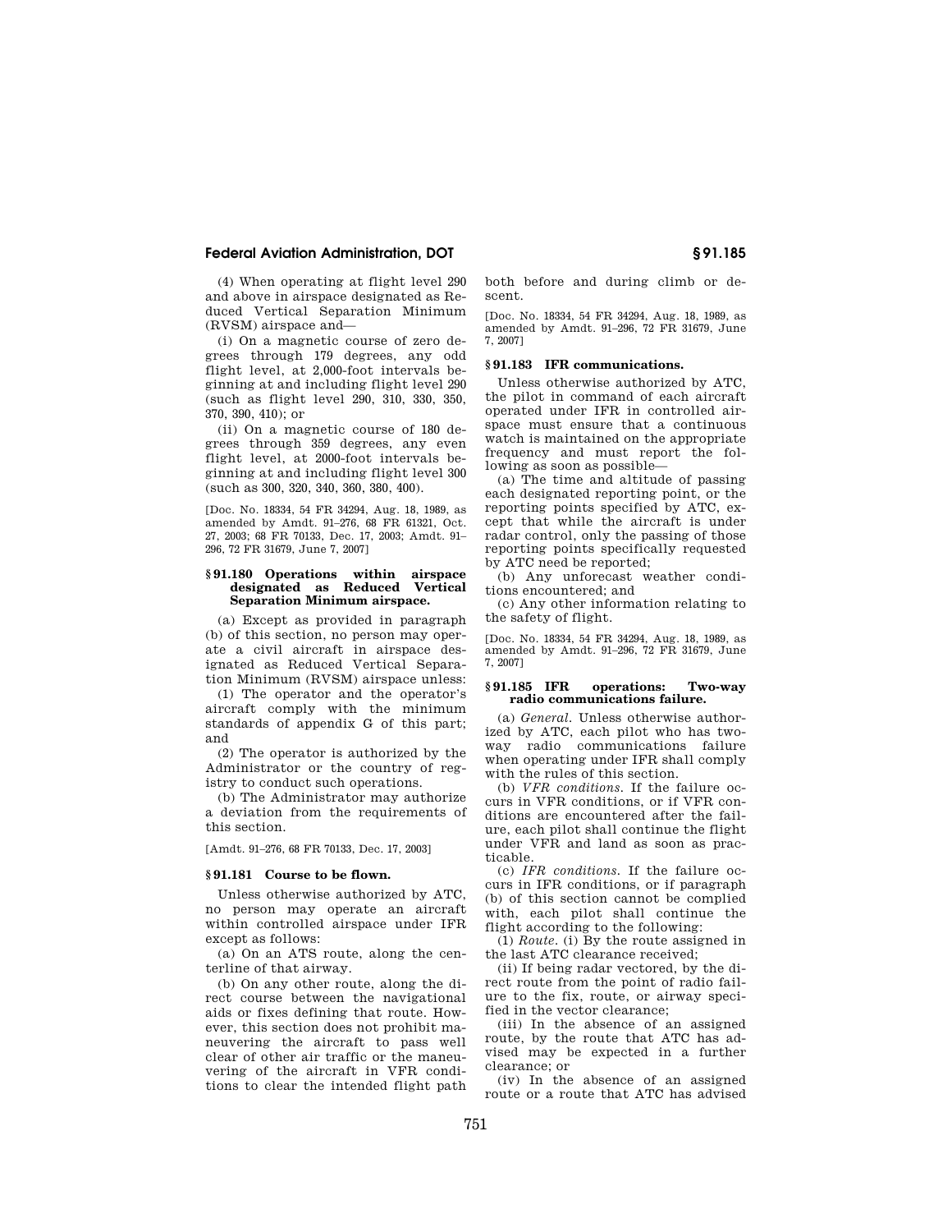(4) When operating at flight level 290 and above in airspace designated as Reduced Vertical Separation Minimum (RVSM) airspace and—

(i) On a magnetic course of zero degrees through 179 degrees, any odd flight level, at 2,000-foot intervals beginning at and including flight level 290 (such as flight level 290, 310, 330, 350, 370, 390, 410); or

(ii) On a magnetic course of 180 degrees through 359 degrees, any even flight level, at 2000-foot intervals beginning at and including flight level 300 (such as 300, 320, 340, 360, 380, 400).

[Doc. No. 18334, 54 FR 34294, Aug. 18, 1989, as amended by Amdt. 91–276, 68 FR 61321, Oct. 27, 2003; 68 FR 70133, Dec. 17, 2003; Amdt. 91–296, 72 FR 31679, June 7, 2007]

### § 91.180 Operations within airspace designated as Reduced Vertical Separation Minimum airspace.

(a) Except as provided in paragraph (b) of this section, no person may operate a civil aircraft in airspace designated as Reduced Vertical Separation Minimum (RVSM) airspace unless:

(1) The operator and the operator's aircraft comply with the minimum standards of appendix G of this part; and

(2) The operator is authorized by the Administrator or the country of registry to conduct such operations.

(b) The Administrator may authorize a deviation from the requirements of this section.

[Amdt. 91–276, 68 FR 70133, Dec. 17, 2003]

### § 91.181 Course to be flown.

Unless otherwise authorized by ATC, no person may operate an aircraft within controlled airspace under IFR except as follows:

(a) On an ATS route, along the centerline of that airway.

(b) On any other route, along the direct course between the navigational aids or fixes defining that route. However, this section does not prohibit maneuvering the aircraft to pass well clear of other air traffic or the maneuvering of the aircraft in VFR conditions to clear the intended flight path both before and during climb or descent.

[Doc. No. 18334, 54 FR 34294, Aug. 18, 1989, as amended by Amdt. 91–296, 72 FR 31679, June 7, 2007]

### § 91.183 IFR communications.

Unless otherwise authorized by ATC, the pilot in command of each aircraft operated under IFR in controlled airspace must ensure that a continuous watch is maintained on the appropriate frequency and must report the following as soon as possible—

(a) The time and altitude of passing each designated reporting point, or the reporting points specified by ATC, except that while the aircraft is under radar control, only the passing of those reporting points specifically requested by ATC need be reported;

(b) Any unforecast weather conditions encountered; and

(c) Any other information relating to the safety of flight.

[Doc. No. 18334, 54 FR 34294, Aug. 18, 1989, as amended by Amdt. 91–296, 72 FR 31679, June 7, 2007]

### § 91.185 IFR operations: Two-way radio communications failure.

(a) *General.* Unless otherwise authorized by ATC, each pilot who has two-way radio communications failure when operating under IFR shall comply with the rules of this section.

(b) *VFR conditions.* If the failure occurs in VFR conditions, or if VFR conditions are encountered after the failure, each pilot shall continue the flight under VFR and land as soon as practicable.

(c) *IFR conditions.* If the failure occurs in IFR conditions, or if paragraph (b) of this section cannot be complied with, each pilot shall continue the flight according to the following:

(1) *Route.* (i) By the route assigned in the last ATC clearance received;

(ii) If being radar vectored, by the direct route from the point of radio failure to the fix, route, or airway specified in the vector clearance;

(iii) In the absence of an assigned route, by the route that ATC has advised may be expected in a further clearance; or

(iv) In the absence of an assigned route or a route that ATC has advised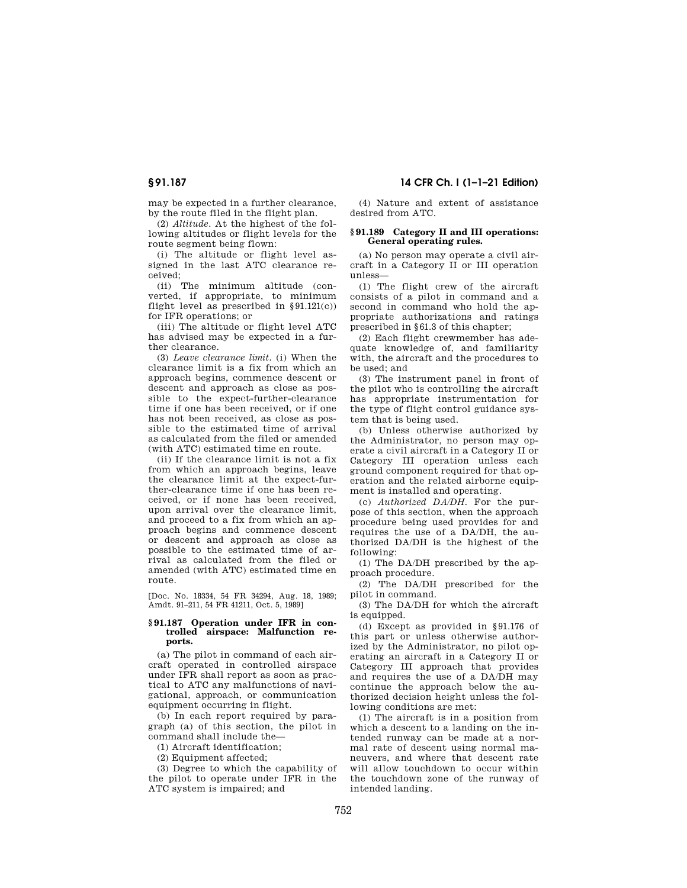may be expected in a further clearance, by the route filed in the flight plan.

(2) *Altitude.* At the highest of the following altitudes or flight levels for the route segment being flown:

(i) The altitude or flight level assigned in the last ATC clearance received;

(ii) The minimum altitude (converted, if appropriate, to minimum flight level as prescribed in §91.121(c)) for IFR operations; or

(iii) The altitude or flight level ATC has advised may be expected in a further clearance.

(3) *Leave clearance limit.* (i) When the clearance limit is a fix from which an approach begins, commence descent or descent and approach as close as possible to the expect-further-clearance time if one has been received, or if one has not been received, as close as possible to the estimated time of arrival as calculated from the filed or amended (with ATC) estimated time en route.

(ii) If the clearance limit is not a fix from which an approach begins, leave the clearance limit at the expect-further-clearance time if one has been received, or if none has been received, upon arrival over the clearance limit, and proceed to a fix from which an approach begins and commence descent or descent and approach as close as possible to the estimated time of arrival as calculated from the filed or amended (with ATC) estimated time en route.

[Doc. No. 18334, 54 FR 34294, Aug. 18, 1989; Amdt. 91–211, 54 FR 41211, Oct. 5, 1989]

### §91.187 Operation under IFR in controlled airspace: Malfunction reports.

(a) The pilot in command of each aircraft operated in controlled airspace under IFR shall report as soon as practical to ATC any malfunctions of navigational, approach, or communication equipment occurring in flight.

(b) In each report required by paragraph (a) of this section, the pilot in command shall include the—

(1) Aircraft identification;

(2) Equipment affected;

(3) Degree to which the capability of the pilot to operate under IFR in the ATC system is impaired; and

(4) Nature and extent of assistance desired from ATC.

### §91.189 Category II and III operations: General operating rules.

(a) No person may operate a civil aircraft in a Category II or III operation unless—

(1) The flight crew of the aircraft consists of a pilot in command and a second in command who hold the appropriate authorizations and ratings prescribed in §61.3 of this chapter;

(2) Each flight crewmember has adequate knowledge of, and familiarity with, the aircraft and the procedures to be used; and

(3) The instrument panel in front of the pilot who is controlling the aircraft has appropriate instrumentation for the type of flight control guidance system that is being used.

(b) Unless otherwise authorized by the Administrator, no person may operate a civil aircraft in a Category II or Category III operation unless each ground component required for that operation and the related airborne equipment is installed and operating.

(c) *Authorized DA/DH.* For the purpose of this section, when the approach procedure being used provides for and requires the use of a DA/DH, the authorized DA/DH is the highest of the following:

(1) The DA/DH prescribed by the approach procedure.

(2) The DA/DH prescribed for the pilot in command.

(3) The DA/DH for which the aircraft is equipped.

(d) Except as provided in §91.176 of this part or unless otherwise authorized by the Administrator, no pilot operating an aircraft in a Category II or Category III approach that provides and requires the use of a DA/DH may continue the approach below the authorized decision height unless the following conditions are met:

(1) The aircraft is in a position from which a descent to a landing on the intended runway can be made at a normal rate of descent using normal maneuvers, and where that descent rate will allow touchdown to occur within the touchdown zone of the runway of intended landing.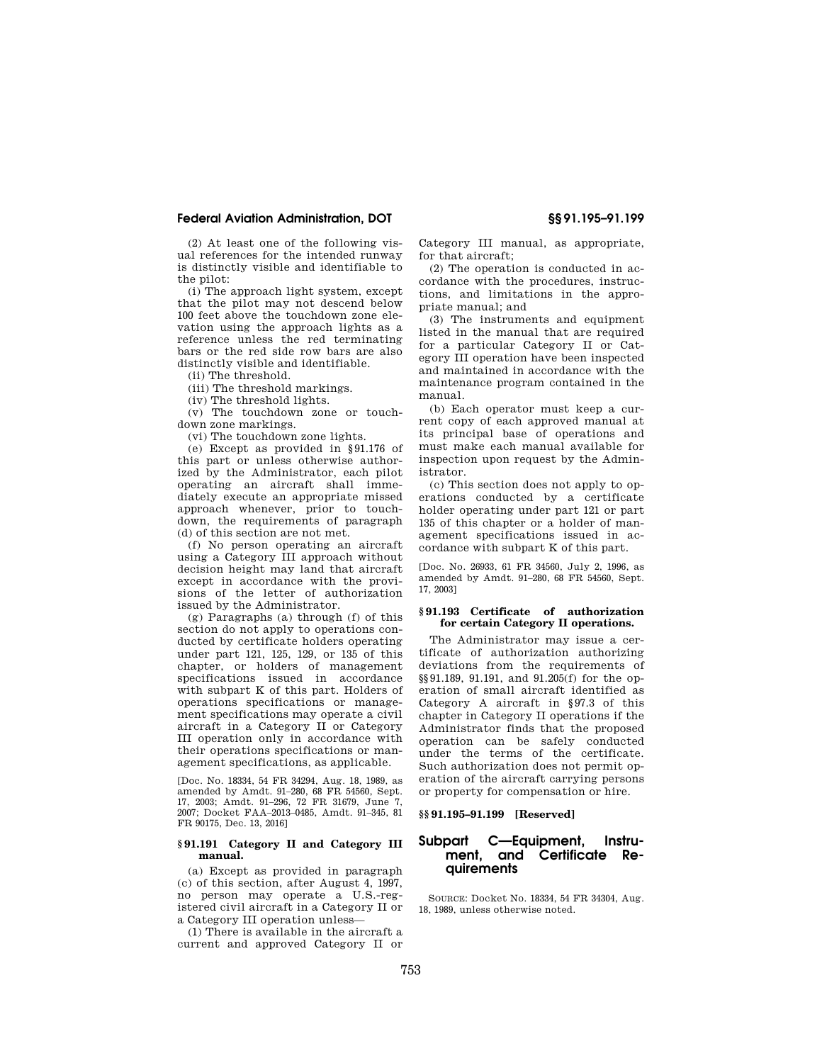(2) At least one of the following visual references for the intended runway is distinctly visible and identifiable to the pilot:

(i) The approach light system, except that the pilot may not descend below 100 feet above the touchdown zone elevation using the approach lights as a reference unless the red terminating bars or the red side row bars are also distinctly visible and identifiable.

(ii) The threshold.

(iii) The threshold markings.

(iv) The threshold lights.

(v) The touchdown zone or touchdown zone markings.

(vi) The touchdown zone lights.

(e) Except as provided in §91.176 of this part or unless otherwise authorized by the Administrator, each pilot operating an aircraft shall immediately execute an appropriate missed approach whenever, prior to touchdown, the requirements of paragraph (d) of this section are not met.

(f) No person operating an aircraft using a Category III approach without decision height may land that aircraft except in accordance with the provisions of the letter of authorization issued by the Administrator.

(g) Paragraphs (a) through (f) of this section do not apply to operations conducted by certificate holders operating under part 121, 125, 129, or 135 of this chapter, or holders of management specifications issued in accordance with subpart K of this part. Holders of operations specifications or management specifications may operate a civil aircraft in a Category II or Category III operation only in accordance with their operations specifications or management specifications, as applicable.

[Doc. No. 18334, 54 FR 34294, Aug. 18, 1989, as amended by Amdt. 91–280, 68 FR 54560, Sept. 17, 2003; Amdt. 91–296, 72 FR 31679, June 7, 2007; Docket FAA–2013–0485, Amdt. 91–345, 81 FR 90175, Dec. 13, 2016]

### § 91.191 Category II and Category III manual.

(a) Except as provided in paragraph (c) of this section, after August 4, 1997, no person may operate a U.S.-registered civil aircraft in a Category II or a Category III operation unless—

(1) There is available in the aircraft a current and approved Category II or Category III manual, as appropriate, for that aircraft;

(2) The operation is conducted in accordance with the procedures, instructions, and limitations in the appropriate manual; and

(3) The instruments and equipment listed in the manual that are required for a particular Category II or Category III operation have been inspected and maintained in accordance with the maintenance program contained in the manual.

(b) Each operator must keep a current copy of each approved manual at its principal base of operations and must make each manual available for inspection upon request by the Administrator.

(c) This section does not apply to operations conducted by a certificate holder operating under part 121 or part 135 of this chapter or a holder of management specifications issued in accordance with subpart K of this part.

[Doc. No. 26933, 61 FR 34560, July 2, 1996, as amended by Amdt. 91–280, 68 FR 54560, Sept. 17, 2003]

### § 91.193 Certificate of authorization for certain Category II operations.

The Administrator may issue a certificate of authorization authorizing deviations from the requirements of §§ 91.189, 91.191, and 91.205(f) for the operation of small aircraft identified as Category A aircraft in § 97.3 of this chapter in Category II operations if the Administrator finds that the proposed operation can be safely conducted under the terms of the certificate. Such authorization does not permit operation of the aircraft carrying persons or property for compensation or hire.

### §§ 91.195–91.199 [Reserved]

## Subpart C—Equipment, Instrument, and Certificate Requirements

SOURCE: Docket No. 18334, 54 FR 34304, Aug. 18, 1989, unless otherwise noted.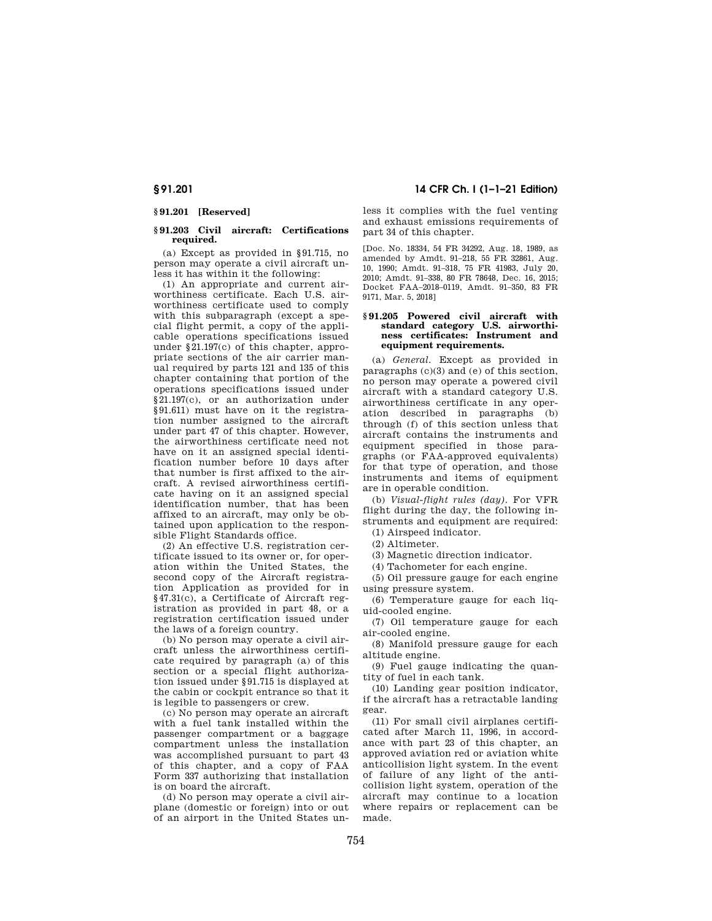### § 91.201 [Reserved]

### § 91.203 Civil aircraft: Certifications required.

(a) Except as provided in §91.715, no person may operate a civil aircraft unless it has within it the following:

(1) An appropriate and current airworthiness certificate. Each U.S. airworthiness certificate used to comply with this subparagraph (except a special flight permit, a copy of the applicable operations specifications issued under §21.197(c) of this chapter, appropriate sections of the air carrier manual required by parts 121 and 135 of this chapter containing that portion of the operations specifications issued under §21.197(c), or an authorization under §91.611) must have on it the registration number assigned to the aircraft under part 47 of this chapter. However, the airworthiness certificate need not have on it an assigned special identification number before 10 days after that number is first affixed to the aircraft. A revised airworthiness certificate having on it an assigned special identification number, that has been affixed to an aircraft, may only be obtained upon application to the responsible Flight Standards office.

(2) An effective U.S. registration certificate issued to its owner or, for operation within the United States, the second copy of the Aircraft registration Application as provided for in §47.31(c), a Certificate of Aircraft registration as provided in part 48, or a registration certification issued under the laws of a foreign country.

(b) No person may operate a civil aircraft unless the airworthiness certificate required by paragraph (a) of this section or a special flight authorization issued under §91.715 is displayed at the cabin or cockpit entrance so that it is legible to passengers or crew.

(c) No person may operate an aircraft with a fuel tank installed within the passenger compartment or a baggage compartment unless the installation was accomplished pursuant to part 43 of this chapter, and a copy of FAA Form 337 authorizing that installation is on board the aircraft.

(d) No person may operate a civil airplane (domestic or foreign) into or out of an airport in the United States unless it complies with the fuel venting and exhaust emissions requirements of part 34 of this chapter.

[Doc. No. 18334, 54 FR 34292, Aug. 18, 1989, as amended by Amdt. 91–218, 55 FR 32861, Aug. 10, 1990; Amdt. 91–318, 75 FR 41983, July 20, 2010; Amdt. 91–338, 80 FR 78648, Dec. 16, 2015; Docket FAA–2018–0119, Amdt. 91–350, 83 FR 9171, Mar. 5, 2018]

### § 91.205 Powered civil aircraft with standard category U.S. airworthiness certificates: Instrument and equipment requirements.

(a) *General.* Except as provided in paragraphs (c)(3) and (e) of this section, no person may operate a powered civil aircraft with a standard category U.S. airworthiness certificate in any operation described in paragraphs (b) through (f) of this section unless that aircraft contains the instruments and equipment specified in those paragraphs (or FAA-approved equivalents) for that type of operation, and those instruments and items of equipment are in operable condition.

(b) *Visual-flight rules (day).* For VFR flight during the day, the following instruments and equipment are required:

(1) Airspeed indicator.

(2) Altimeter.

(3) Magnetic direction indicator.

(4) Tachometer for each engine.

(5) Oil pressure gauge for each engine using pressure system.

(6) Temperature gauge for each liquid-cooled engine.

(7) Oil temperature gauge for each air-cooled engine.

(8) Manifold pressure gauge for each altitude engine.

(9) Fuel gauge indicating the quantity of fuel in each tank.

(10) Landing gear position indicator, if the aircraft has a retractable landing gear.

(11) For small civil airplanes certificated after March 11, 1996, in accordance with part 23 of this chapter, an approved aviation red or aviation white anticollision light system. In the event of failure of any light of the anticollision light system, operation of the aircraft may continue to a location where repairs or replacement can be made.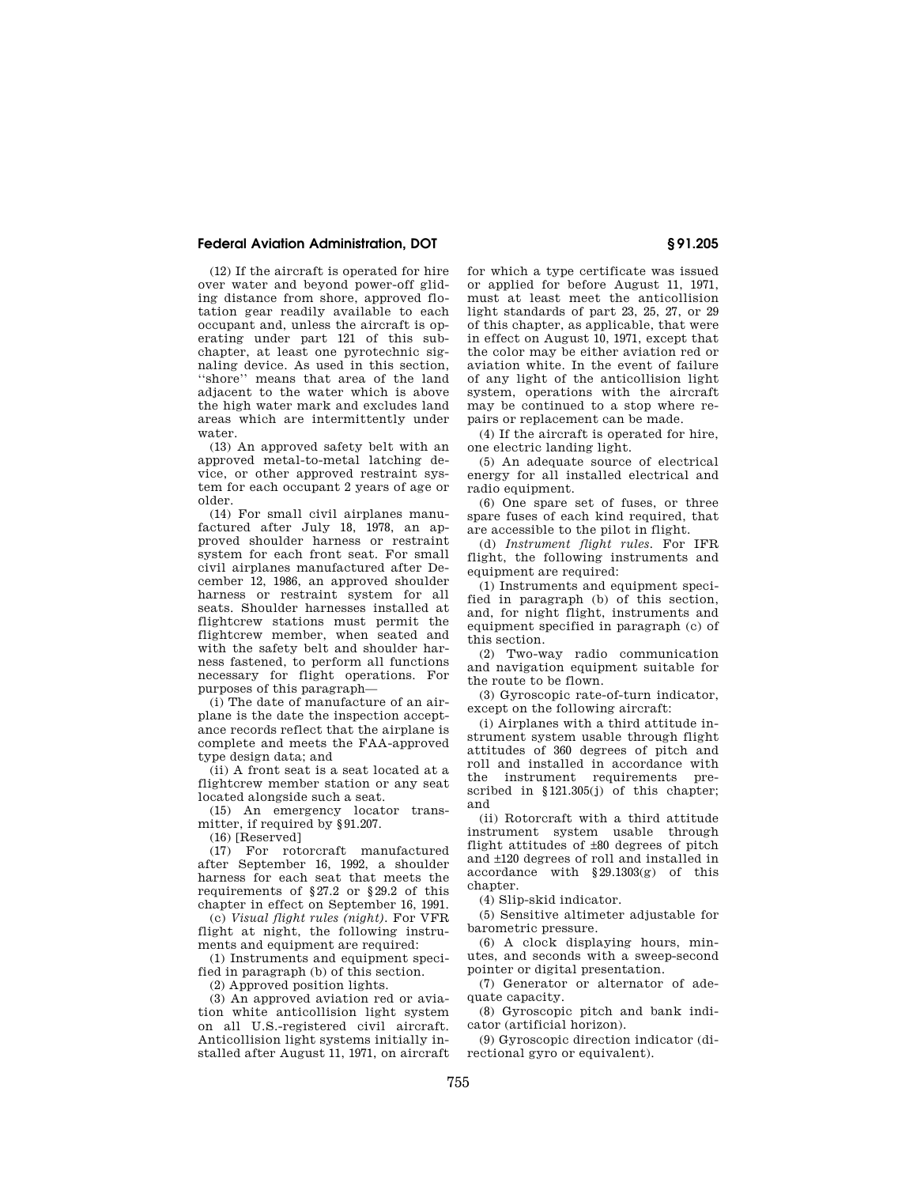(12) If the aircraft is operated for hire over water and beyond power-off gliding distance from shore, approved flotation gear readily available to each occupant and, unless the aircraft is operating under part 121 of this subchapter, at least one pyrotechnic signaling device. As used in this section, ''shore'' means that area of the land adjacent to the water which is above the high water mark and excludes land areas which are intermittently under water.

(13) An approved safety belt with an approved metal-to-metal latching device, or other approved restraint system for each occupant 2 years of age or older.

(14) For small civil airplanes manufactured after July 18, 1978, an approved shoulder harness or restraint system for each front seat. For small civil airplanes manufactured after December 12, 1986, an approved shoulder harness or restraint system for all seats. Shoulder harnesses installed at flightcrew stations must permit the flightcrew member, when seated and with the safety belt and shoulder harness fastened, to perform all functions necessary for flight operations. For purposes of this paragraph—

(i) The date of manufacture of an airplane is the date the inspection acceptance records reflect that the airplane is complete and meets the FAA-approved type design data; and

(ii) A front seat is a seat located at a flightcrew member station or any seat located alongside such a seat.

(15) An emergency locator transmitter, if required by §91.207.

(16) [Reserved]

(17) For rotorcraft manufactured after September 16, 1992, a shoulder harness for each seat that meets the requirements of §27.2 or §29.2 of this chapter in effect on September 16, 1991.

(c) *Visual flight rules (night).* For VFR flight at night, the following instruments and equipment are required:

(1) Instruments and equipment specified in paragraph (b) of this section.

(2) Approved position lights.

(3) An approved aviation red or aviation white anticollision light system on all U.S.-registered civil aircraft. Anticollision light systems initially installed after August 11, 1971, on aircraft for which a type certificate was issued or applied for before August 11, 1971, must at least meet the anticollision light standards of part 23, 25, 27, or 29 of this chapter, as applicable, that were in effect on August 10, 1971, except that the color may be either aviation red or aviation white. In the event of failure of any light of the anticollision light system, operations with the aircraft may be continued to a stop where repairs or replacement can be made.

(4) If the aircraft is operated for hire, one electric landing light.

(5) An adequate source of electrical energy for all installed electrical and radio equipment.

(6) One spare set of fuses, or three spare fuses of each kind required, that are accessible to the pilot in flight.

(d) *Instrument flight rules.* For IFR flight, the following instruments and equipment are required:

(1) Instruments and equipment specified in paragraph (b) of this section, and, for night flight, instruments and equipment specified in paragraph (c) of this section.

(2) Two-way radio communication and navigation equipment suitable for the route to be flown.

(3) Gyroscopic rate-of-turn indicator, except on the following aircraft:

(i) Airplanes with a third attitude instrument system usable through flight attitudes of 360 degrees of pitch and roll and installed in accordance with the instrument requirements prescribed in §121.305(j) of this chapter; and

(ii) Rotorcraft with a third attitude instrument system usable through flight attitudes of ±80 degrees of pitch and ±120 degrees of roll and installed in accordance with §29.1303(g) of this chapter.

(4) Slip-skid indicator.

(5) Sensitive altimeter adjustable for barometric pressure.

(6) A clock displaying hours, minutes, and seconds with a sweep-second pointer or digital presentation.

(7) Generator or alternator of adequate capacity.

(8) Gyroscopic pitch and bank indicator (artificial horizon).

(9) Gyroscopic direction indicator (directional gyro or equivalent).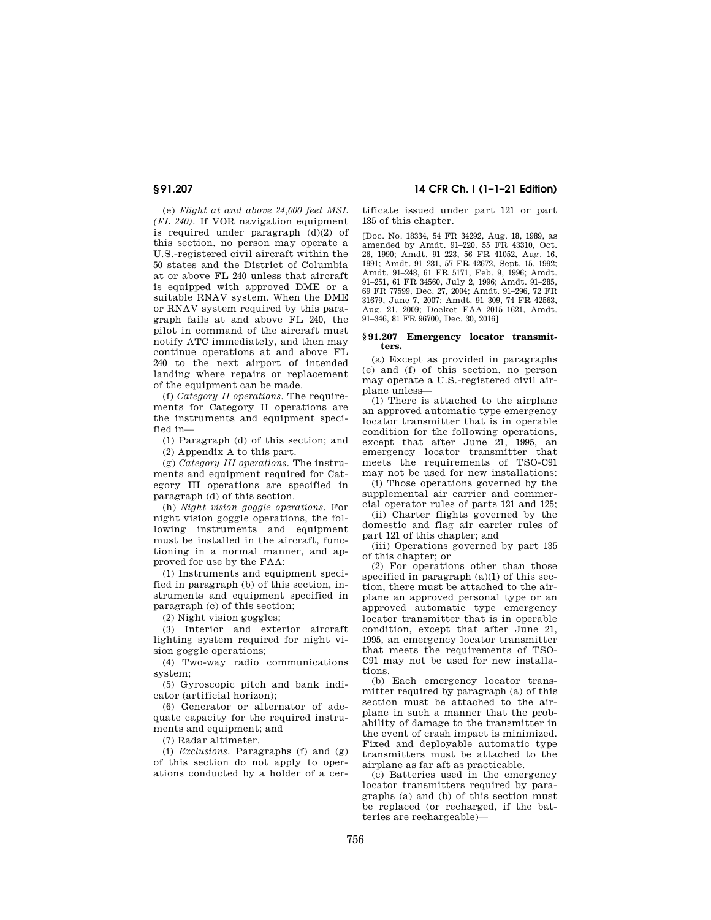(e) *Flight at and above 24,000 feet MSL (FL 240).* If VOR navigation equipment is required under paragraph (d)(2) of this section, no person may operate a U.S.-registered civil aircraft within the 50 states and the District of Columbia at or above FL 240 unless that aircraft is equipped with approved DME or a suitable RNAV system. When the DME or RNAV system required by this paragraph fails at and above FL 240, the pilot in command of the aircraft must notify ATC immediately, and then may continue operations at and above FL 240 to the next airport of intended landing where repairs or replacement of the equipment can be made.

(f) *Category II operations.* The requirements for Category II operations are the instruments and equipment specified in—

(1) Paragraph (d) of this section; and

(2) Appendix A to this part.

(g) *Category III operations.* The instruments and equipment required for Category III operations are specified in paragraph (d) of this section.

(h) *Night vision goggle operations.* For night vision goggle operations, the following instruments and equipment must be installed in the aircraft, functioning in a normal manner, and approved for use by the FAA:

(1) Instruments and equipment specified in paragraph (b) of this section, instruments and equipment specified in paragraph (c) of this section;

(2) Night vision goggles;

(3) Interior and exterior aircraft lighting system required for night vision goggle operations;

(4) Two-way radio communications system;

(5) Gyroscopic pitch and bank indicator (artificial horizon);

(6) Generator or alternator of adequate capacity for the required instruments and equipment; and

(7) Radar altimeter.

(i) *Exclusions.* Paragraphs (f) and (g) of this section do not apply to operations conducted by a holder of a certificate issued under part 121 or part 135 of this chapter.

[Doc. No. 18334, 54 FR 34292, Aug. 18, 1989, as amended by Amdt. 91–220, 55 FR 43310, Oct. 26, 1990; Amdt. 91–223, 56 FR 41052, Aug. 16, 1991; Amdt. 91–231, 57 FR 42672, Sept. 15, 1992; Amdt. 91–248, 61 FR 5171, Feb. 9, 1996; Amdt. 91–251, 61 FR 34560, July 2, 1996; Amdt. 91–285, 69 FR 77599, Dec. 27, 2004; Amdt. 91–296, 72 FR 31679, June 7, 2007; Amdt. 91–309, 74 FR 42563, Aug. 21, 2009; Docket FAA–2015–1621, Amdt. 91–346, 81 FR 96700, Dec. 30, 2016]

## § 91.207 Emergency locator transmitters.

(a) Except as provided in paragraphs (e) and (f) of this section, no person may operate a U.S.-registered civil airplane unless—

(1) There is attached to the airplane an approved automatic type emergency locator transmitter that is in operable condition for the following operations, except that after June 21, 1995, an emergency locator transmitter that meets the requirements of TSO-C91 may not be used for new installations:

(i) Those operations governed by the supplemental air carrier and commercial operator rules of parts 121 and 125;

(ii) Charter flights governed by the domestic and flag air carrier rules of part 121 of this chapter; and

(iii) Operations governed by part 135 of this chapter; or

(2) For operations other than those specified in paragraph (a)(1) of this section, there must be attached to the airplane an approved personal type or an approved automatic type emergency locator transmitter that is in operable condition, except that after June 21, 1995, an emergency locator transmitter that meets the requirements of TSO-C91 may not be used for new installations.

(b) Each emergency locator transmitter required by paragraph (a) of this section must be attached to the airplane in such a manner that the probability of damage to the transmitter in the event of crash impact is minimized. Fixed and deployable automatic type transmitters must be attached to the airplane as far aft as practicable.

(c) Batteries used in the emergency locator transmitters required by paragraphs (a) and (b) of this section must be replaced (or recharged, if the batteries are rechargeable)—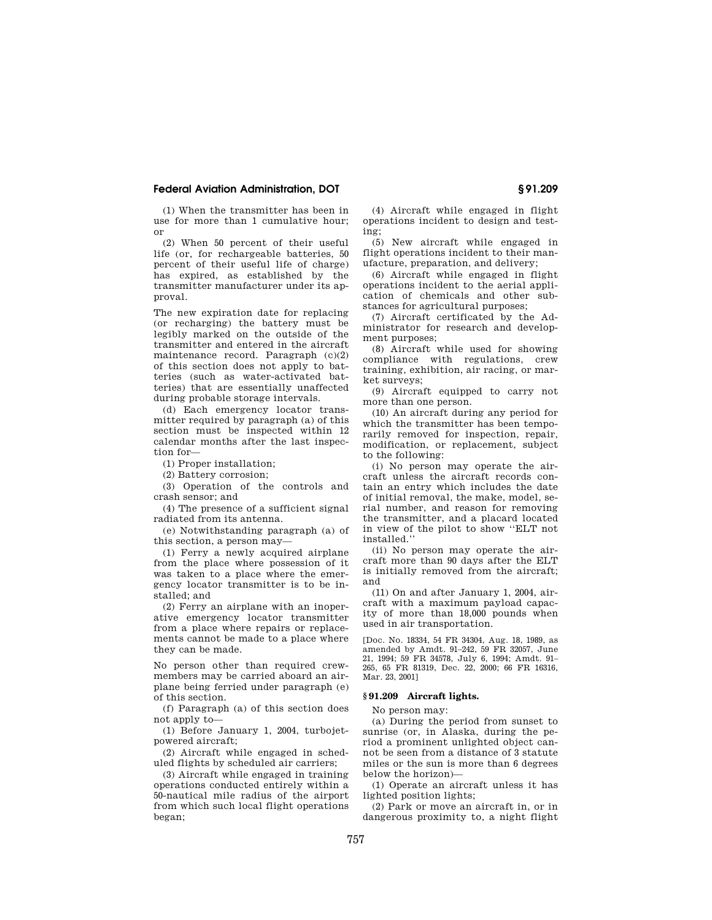(1) When the transmitter has been in use for more than 1 cumulative hour; or

(2) When 50 percent of their useful life (or, for rechargeable batteries, 50 percent of their useful life of charge) has expired, as established by the transmitter manufacturer under its approval.

The new expiration date for replacing (or recharging) the battery must be legibly marked on the outside of the transmitter and entered in the aircraft maintenance record. Paragraph (c)(2) of this section does not apply to batteries (such as water-activated batteries) that are essentially unaffected during probable storage intervals.

(d) Each emergency locator transmitter required by paragraph (a) of this section must be inspected within 12 calendar months after the last inspection for—

(1) Proper installation;

(2) Battery corrosion;

(3) Operation of the controls and crash sensor; and

(4) The presence of a sufficient signal radiated from its antenna.

(e) Notwithstanding paragraph (a) of this section, a person may—

(1) Ferry a newly acquired airplane from the place where possession of it was taken to a place where the emergency locator transmitter is to be installed; and

(2) Ferry an airplane with an inoperative emergency locator transmitter from a place where repairs or replacements cannot be made to a place where they can be made.

No person other than required crewmembers may be carried aboard an airplane being ferried under paragraph (e) of this section.

(f) Paragraph (a) of this section does not apply to—

(1) Before January 1, 2004, turbojet-powered aircraft;

(2) Aircraft while engaged in scheduled flights by scheduled air carriers;

(3) Aircraft while engaged in training operations conducted entirely within a 50-nautical mile radius of the airport from which such local flight operations began;

(4) Aircraft while engaged in flight operations incident to design and testing;

(5) New aircraft while engaged in flight operations incident to their manufacture, preparation, and delivery;

(6) Aircraft while engaged in flight operations incident to the aerial application of chemicals and other substances for agricultural purposes;

(7) Aircraft certificated by the Administrator for research and development purposes;

(8) Aircraft while used for showing compliance with regulations, crew training, exhibition, air racing, or market surveys;

(9) Aircraft equipped to carry not more than one person.

(10) An aircraft during any period for which the transmitter has been temporarily removed for inspection, repair, modification, or replacement, subject to the following:

(i) No person may operate the aircraft unless the aircraft records contain an entry which includes the date of initial removal, the make, model, serial number, and reason for removing the transmitter, and a placard located in view of the pilot to show "ELT not installed."

(ii) No person may operate the aircraft more than 90 days after the ELT is initially removed from the aircraft; and

(11) On and after January 1, 2004, aircraft with a maximum payload capacity of more than 18,000 pounds when used in air transportation.

[Doc. No. 18334, 54 FR 34304, Aug. 18, 1989, as amended by Amdt. 91–242, 59 FR 32057, June 21, 1994; 59 FR 34578, July 6, 1994; Amdt. 91–265, 65 FR 81319, Dec. 22, 2000; 66 FR 16316, Mar. 23, 2001]

## § 91.209 Aircraft lights.

No person may:

(a) During the period from sunset to sunrise (or, in Alaska, during the period a prominent unlighted object cannot be seen from a distance of 3 statute miles or the sun is more than 6 degrees below the horizon)—

(1) Operate an aircraft unless it has lighted position lights;

(2) Park or move an aircraft in, or in dangerous proximity to, a night flight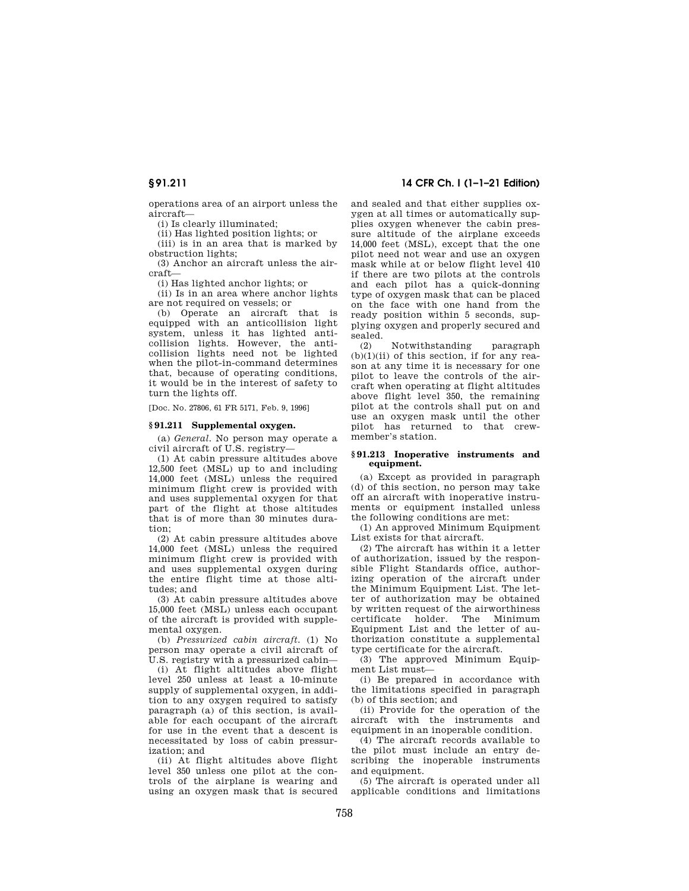operations area of an airport unless the aircraft—

(i) Is clearly illuminated;

(ii) Has lighted position lights; or

(iii) is in an area that is marked by obstruction lights;

(3) Anchor an aircraft unless the aircraft—

(i) Has lighted anchor lights; or

(ii) Is in an area where anchor lights are not required on vessels; or

(b) Operate an aircraft that is equipped with an anticollision light system, unless it has lighted anticollision lights. However, the anticollision lights need not be lighted when the pilot-in-command determines that, because of operating conditions, it would be in the interest of safety to turn the lights off.

[Doc. No. 27806, 61 FR 5171, Feb. 9, 1996]

### § 91.211 Supplemental oxygen.

(a) *General.* No person may operate a civil aircraft of U.S. registry—

(1) At cabin pressure altitudes above 12,500 feet (MSL) up to and including 14,000 feet (MSL) unless the required minimum flight crew is provided with and uses supplemental oxygen for that part of the flight at those altitudes that is of more than 30 minutes duration;

(2) At cabin pressure altitudes above 14,000 feet (MSL) unless the required minimum flight crew is provided with and uses supplemental oxygen during the entire flight time at those altitudes; and

(3) At cabin pressure altitudes above 15,000 feet (MSL) unless each occupant of the aircraft is provided with supplemental oxygen.

(b) *Pressurized cabin aircraft.* (1) No person may operate a civil aircraft of U.S. registry with a pressurized cabin—

(i) At flight altitudes above flight level 250 unless at least a 10-minute supply of supplemental oxygen, in addition to any oxygen required to satisfy paragraph (a) of this section, is available for each occupant of the aircraft for use in the event that a descent is necessitated by loss of cabin pressurization; and

(ii) At flight altitudes above flight level 350 unless one pilot at the controls of the airplane is wearing and using an oxygen mask that is secured and sealed and that either supplies oxygen at all times or automatically supplies oxygen whenever the cabin pressure altitude of the airplane exceeds 14,000 feet (MSL), except that the one pilot need not wear and use an oxygen mask while at or below flight level 410 if there are two pilots at the controls and each pilot has a quick-donning type of oxygen mask that can be placed on the face with one hand from the ready position within 5 seconds, supplying oxygen and properly secured and sealed.

(2) Notwithstanding paragraph (b)(1)(ii) of this section, if for any reason at any time it is necessary for one pilot to leave the controls of the aircraft when operating at flight altitudes above flight level 350, the remaining pilot at the controls shall put on and use an oxygen mask until the other pilot has returned to that crewmember's station.

### § 91.213 Inoperative instruments and equipment.

(a) Except as provided in paragraph (d) of this section, no person may take off an aircraft with inoperative instruments or equipment installed unless the following conditions are met:

(1) An approved Minimum Equipment List exists for that aircraft.

(2) The aircraft has within it a letter of authorization, issued by the responsible Flight Standards office, authorizing operation of the aircraft under the Minimum Equipment List. The letter of authorization may be obtained by written request of the airworthiness certificate holder. The Minimum Equipment List and the letter of authorization constitute a supplemental type certificate for the aircraft.

(3) The approved Minimum Equipment List must—

(i) Be prepared in accordance with the limitations specified in paragraph (b) of this section; and

(ii) Provide for the operation of the aircraft with the instruments and equipment in an inoperable condition.

(4) The aircraft records available to the pilot must include an entry describing the inoperable instruments and equipment.

(5) The aircraft is operated under all applicable conditions and limitations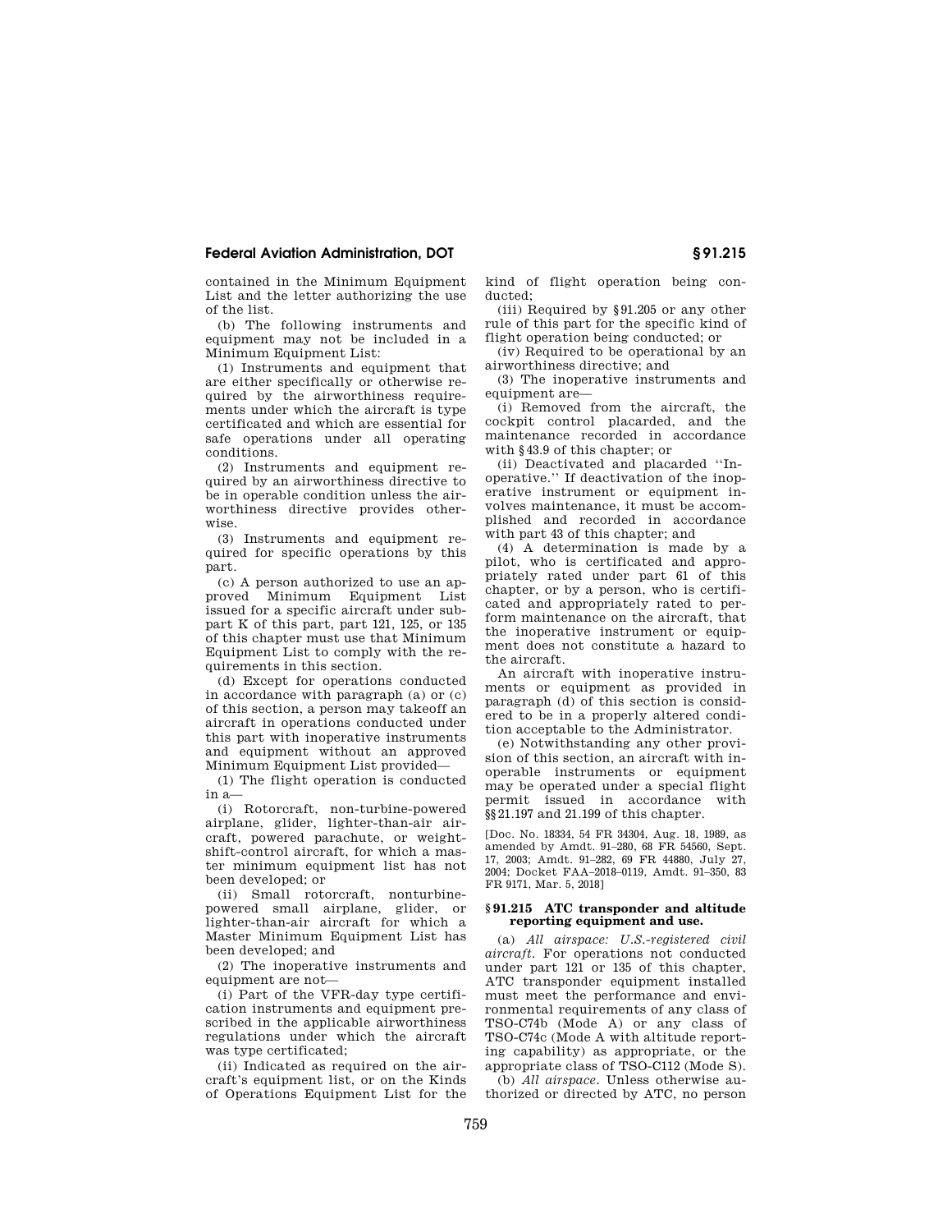contained in the Minimum Equipment List and the letter authorizing the use of the list.

(b) The following instruments and equipment may not be included in a Minimum Equipment List:

(1) Instruments and equipment that are either specifically or otherwise required by the airworthiness requirements under which the aircraft is type certificated and which are essential for safe operations under all operating conditions.

(2) Instruments and equipment required by an airworthiness directive to be in operable condition unless the airworthiness directive provides otherwise.

(3) Instruments and equipment required for specific operations by this part.

(c) A person authorized to use an approved Minimum Equipment List issued for a specific aircraft under subpart K of this part, part 121, 125, or 135 of this chapter must use that Minimum Equipment List to comply with the requirements in this section.

(d) Except for operations conducted in accordance with paragraph (a) or (c) of this section, a person may takeoff an aircraft in operations conducted under this part with inoperative instruments and equipment without an approved Minimum Equipment List provided—

(1) The flight operation is conducted in a—

(i) Rotorcraft, non-turbine-powered airplane, glider, lighter-than-air aircraft, powered parachute, or weight-shift-control aircraft, for which a master minimum equipment list has not been developed; or

(ii) Small rotorcraft, nonturbine-powered small airplane, glider, or lighter-than-air aircraft for which a Master Minimum Equipment List has been developed; and

(2) The inoperative instruments and equipment are not—

(i) Part of the VFR-day type certification instruments and equipment prescribed in the applicable airworthiness regulations under which the aircraft was type certificated;

(ii) Indicated as required on the aircraft's equipment list, or on the Kinds of Operations Equipment List for the kind of flight operation being conducted;

(iii) Required by §91.205 or any other rule of this part for the specific kind of flight operation being conducted; or

(iv) Required to be operational by an airworthiness directive; and

(3) The inoperative instruments and equipment are—

(i) Removed from the aircraft, the cockpit control placarded, and the maintenance recorded in accordance with §43.9 of this chapter; or

(ii) Deactivated and placarded "Inoperative." If deactivation of the inoperative instrument or equipment involves maintenance, it must be accomplished and recorded in accordance with part 43 of this chapter; and

(4) A determination is made by a pilot, who is certificated and appropriately rated under part 61 of this chapter, or by a person, who is certificated and appropriately rated to perform maintenance on the aircraft, that the inoperative instrument or equipment does not constitute a hazard to the aircraft.

An aircraft with inoperative instruments or equipment as provided in paragraph (d) of this section is considered to be in a properly altered condition acceptable to the Administrator.

(e) Notwithstanding any other provision of this section, an aircraft with inoperable instruments or equipment may be operated under a special flight permit issued in accordance with §§21.197 and 21.199 of this chapter.

[Doc. No. 18334, 54 FR 34304, Aug. 18, 1989, as amended by Amdt. 91–280, 68 FR 54560, Sept. 17, 2003; Amdt. 91–282, 69 FR 44880, July 27, 2004; Docket FAA–2018–0119, Amdt. 91–350, 83 FR 9171, Mar. 5, 2018]

## §91.215 ATC transponder and altitude reporting equipment and use.

(a) *All airspace: U.S.-registered civil aircraft.* For operations not conducted under part 121 or 135 of this chapter, ATC transponder equipment installed must meet the performance and environmental requirements of any class of TSO-C74b (Mode A) or any class of TSO-C74c (Mode A with altitude reporting capability) as appropriate, or the appropriate class of TSO-C112 (Mode S).

(b) *All airspace.* Unless otherwise authorized or directed by ATC, no person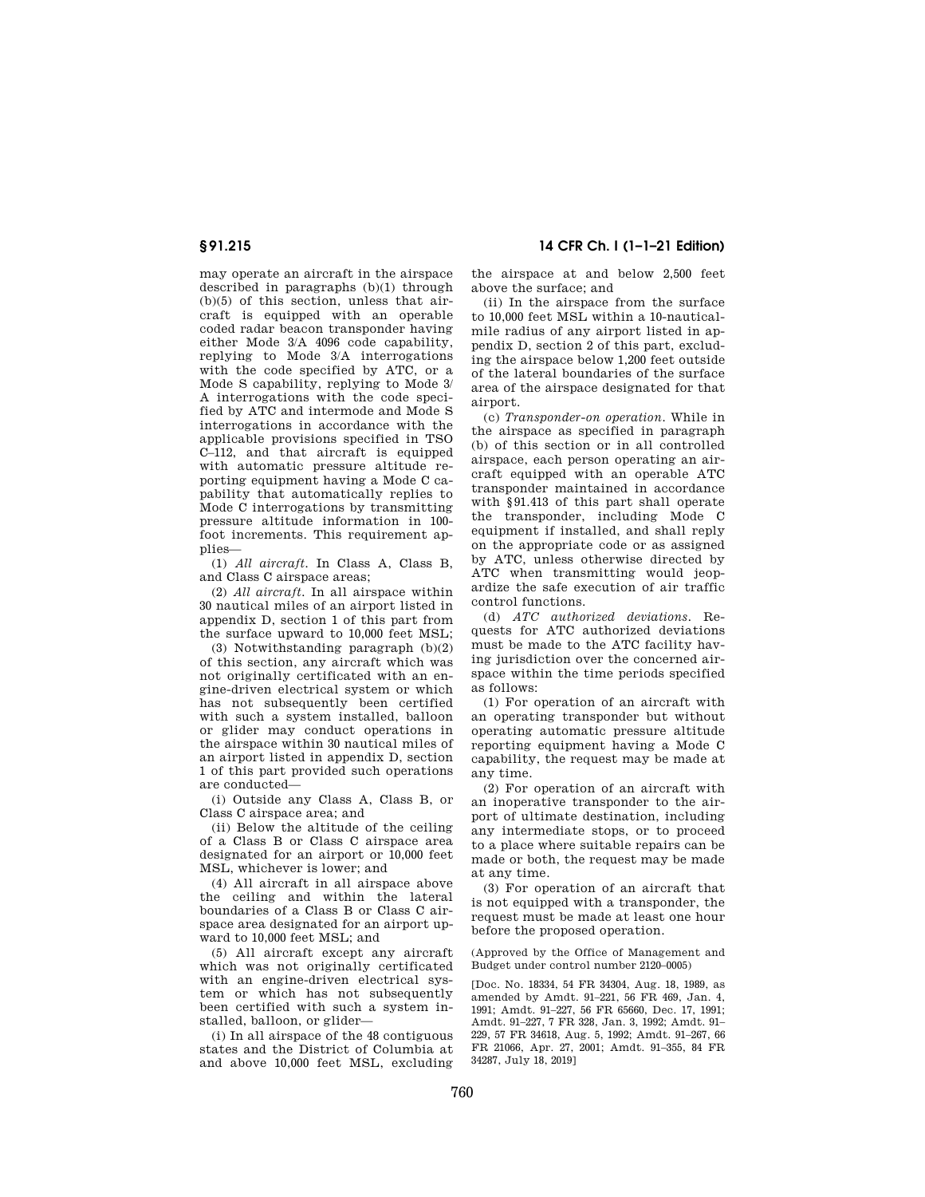may operate an aircraft in the airspace described in paragraphs (b)(1) through (b)(5) of this section, unless that aircraft is equipped with an operable coded radar beacon transponder having either Mode 3/A 4096 code capability, replying to Mode 3/A interrogations with the code specified by ATC, or a Mode S capability, replying to Mode 3/A interrogations with the code specified by ATC and intermode and Mode S interrogations in accordance with the applicable provisions specified in TSO C–112, and that aircraft is equipped with automatic pressure altitude reporting equipment having a Mode C capability that automatically replies to Mode C interrogations by transmitting pressure altitude information in 100-foot increments. This requirement applies—

(1) *All aircraft.* In Class A, Class B, and Class C airspace areas;

(2) *All aircraft.* In all airspace within 30 nautical miles of an airport listed in appendix D, section 1 of this part from the surface upward to 10,000 feet MSL;

(3) Notwithstanding paragraph (b)(2) of this section, any aircraft which was not originally certificated with an engine-driven electrical system or which has not subsequently been certified with such a system installed, balloon or glider may conduct operations in the airspace within 30 nautical miles of an airport listed in appendix D, section 1 of this part provided such operations are conducted—

(i) Outside any Class A, Class B, or Class C airspace area; and

(ii) Below the altitude of the ceiling of a Class B or Class C airspace area designated for an airport or 10,000 feet MSL, whichever is lower; and

(4) All aircraft in all airspace above the ceiling and within the lateral boundaries of a Class B or Class C airspace area designated for an airport upward to 10,000 feet MSL; and

(5) All aircraft except any aircraft which was not originally certificated with an engine-driven electrical system or which has not subsequently been certified with such a system installed, balloon, or glider—

(i) In all airspace of the 48 contiguous states and the District of Columbia at and above 10,000 feet MSL, excluding the airspace at and below 2,500 feet above the surface; and

(ii) In the airspace from the surface to 10,000 feet MSL within a 10-nautical-mile radius of any airport listed in appendix D, section 2 of this part, excluding the airspace below 1,200 feet outside of the lateral boundaries of the surface area of the airspace designated for that airport.

(c) *Transponder-on operation.* While in the airspace as specified in paragraph (b) of this section or in all controlled airspace, each person operating an aircraft equipped with an operable ATC transponder maintained in accordance with §91.413 of this part shall operate the transponder, including Mode C equipment if installed, and shall reply on the appropriate code or as assigned by ATC, unless otherwise directed by ATC when transmitting would jeopardize the safe execution of air traffic control functions.

(d) *ATC authorized deviations.* Requests for ATC authorized deviations must be made to the ATC facility having jurisdiction over the concerned airspace within the time periods specified as follows:

(1) For operation of an aircraft with an operating transponder but without operating automatic pressure altitude reporting equipment having a Mode C capability, the request may be made at any time.

(2) For operation of an aircraft with an inoperative transponder to the airport of ultimate destination, including any intermediate stops, or to proceed to a place where suitable repairs can be made or both, the request may be made at any time.

(3) For operation of an aircraft that is not equipped with a transponder, the request must be made at least one hour before the proposed operation.

(Approved by the Office of Management and Budget under control number 2120–0005)

[Doc. No. 18334, 54 FR 34304, Aug. 18, 1989, as amended by Amdt. 91–221, 56 FR 469, Jan. 4, 1991; Amdt. 91–227, 56 FR 65660, Dec. 17, 1991; Amdt. 91–227, 7 FR 328, Jan. 3, 1992; Amdt. 91–229, 57 FR 34618, Aug. 5, 1992; Amdt. 91–267, 66 FR 21066, Apr. 27, 2001; Amdt. 91–355, 84 FR 34287, July 18, 2019]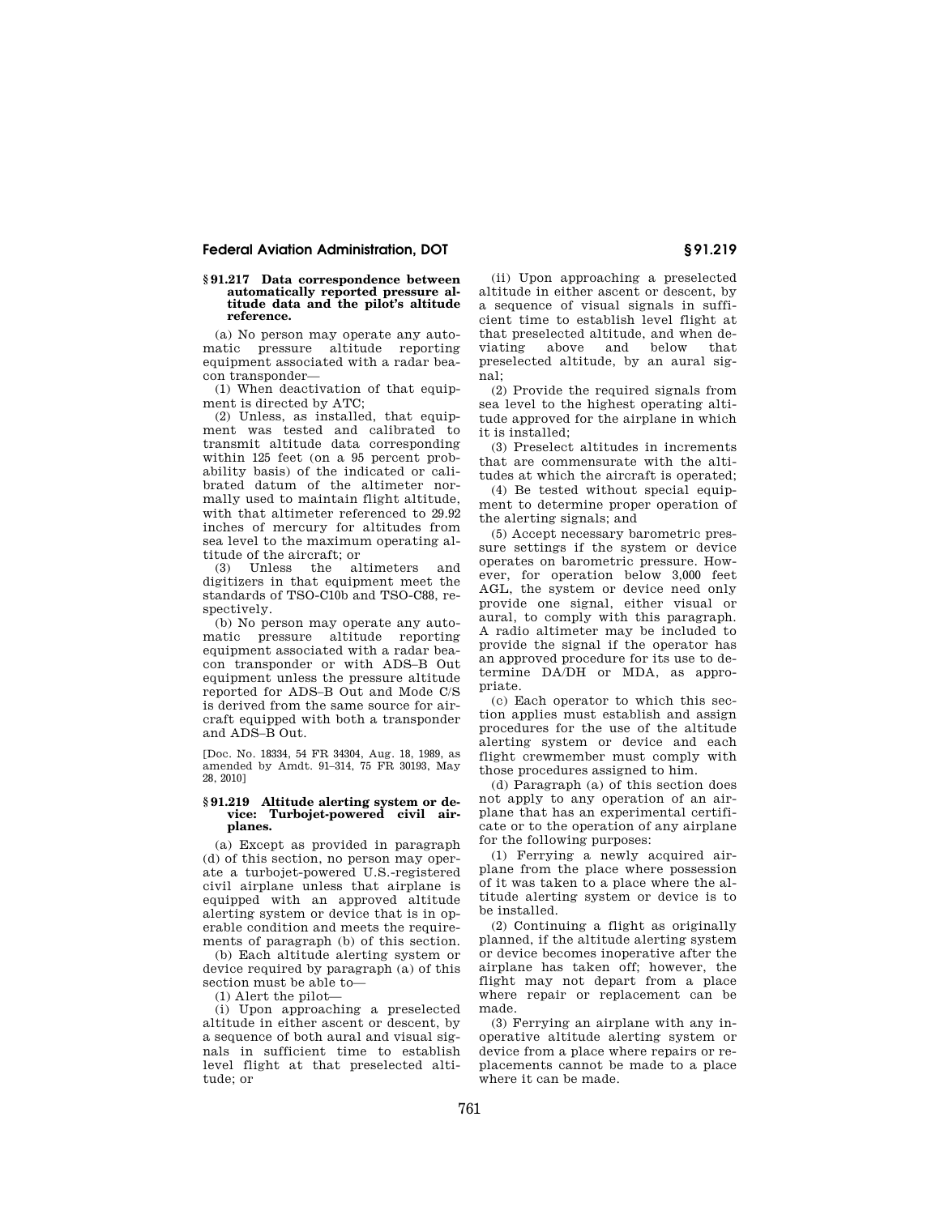### § 91.217 Data correspondence between automatically reported pressure altitude data and the pilot's altitude reference.

(a) No person may operate any automatic pressure altitude reporting equipment associated with a radar beacon transponder—

(1) When deactivation of that equipment is directed by ATC;

(2) Unless, as installed, that equipment was tested and calibrated to transmit altitude data corresponding within 125 feet (on a 95 percent probability basis) of the indicated or calibrated datum of the altimeter normally used to maintain flight altitude, with that altimeter referenced to 29.92 inches of mercury for altitudes from sea level to the maximum operating altitude of the aircraft; or

(3) Unless the altimeters and digitizers in that equipment meet the standards of TSO-C10b and TSO-C88, respectively.

(b) No person may operate any automatic pressure altitude reporting equipment associated with a radar beacon transponder or with ADS–B Out equipment unless the pressure altitude reported for ADS–B Out and Mode C/S is derived from the same source for aircraft equipped with both a transponder and ADS–B Out.

[Doc. No. 18334, 54 FR 34304, Aug. 18, 1989, as amended by Amdt. 91–314, 75 FR 30193, May 28, 2010]

### § 91.219 Altitude alerting system or device: Turbojet-powered civil airplanes.

(a) Except as provided in paragraph (d) of this section, no person may operate a turbojet-powered U.S.-registered civil airplane unless that airplane is equipped with an approved altitude alerting system or device that is in operable condition and meets the requirements of paragraph (b) of this section.

(b) Each altitude alerting system or device required by paragraph (a) of this section must be able to—

(1) Alert the pilot—

(i) Upon approaching a preselected altitude in either ascent or descent, by a sequence of both aural and visual signals in sufficient time to establish level flight at that preselected altitude; or

(ii) Upon approaching a preselected altitude in either ascent or descent, by a sequence of visual signals in sufficient time to establish level flight at that preselected altitude, and when deviating above and below that preselected altitude, by an aural signal;

(2) Provide the required signals from sea level to the highest operating altitude approved for the airplane in which it is installed;

(3) Preselect altitudes in increments that are commensurate with the altitudes at which the aircraft is operated;

(4) Be tested without special equipment to determine proper operation of the alerting signals; and

(5) Accept necessary barometric pressure settings if the system or device operates on barometric pressure. However, for operation below 3,000 feet AGL, the system or device need only provide one signal, either visual or aural, to comply with this paragraph. A radio altimeter may be included to provide the signal if the operator has an approved procedure for its use to determine DA/DH or MDA, as appropriate.

(c) Each operator to which this section applies must establish and assign procedures for the use of the altitude alerting system or device and each flight crewmember must comply with those procedures assigned to him.

(d) Paragraph (a) of this section does not apply to any operation of an airplane that has an experimental certificate or to the operation of any airplane for the following purposes:

(1) Ferrying a newly acquired airplane from the place where possession of it was taken to a place where the altitude alerting system or device is to be installed.

(2) Continuing a flight as originally planned, if the altitude alerting system or device becomes inoperative after the airplane has taken off; however, the flight may not depart from a place where repair or replacement can be made.

(3) Ferrying an airplane with any inoperative altitude alerting system or device from a place where repairs or replacements cannot be made to a place where it can be made.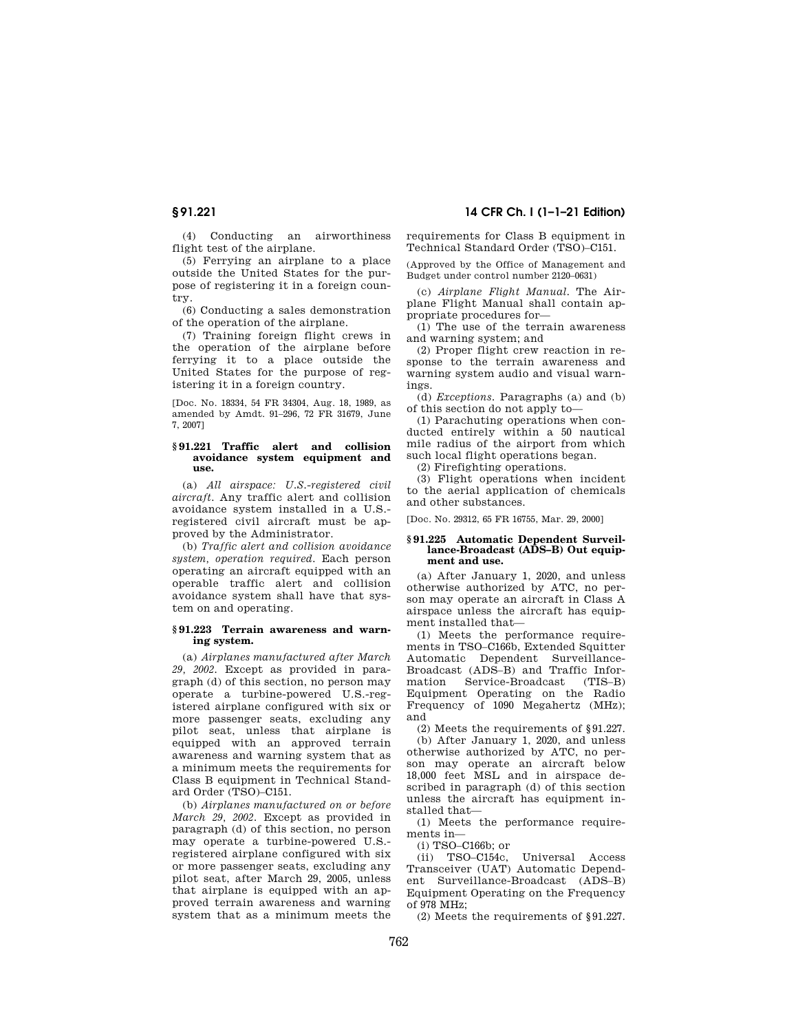(4) Conducting an airworthiness flight test of the airplane.

(5) Ferrying an airplane to a place outside the United States for the purpose of registering it in a foreign country.

(6) Conducting a sales demonstration of the operation of the airplane.

(7) Training foreign flight crews in the operation of the airplane before ferrying it to a place outside the United States for the purpose of registering it in a foreign country.

[Doc. No. 18334, 54 FR 34304, Aug. 18, 1989, as amended by Amdt. 91–296, 72 FR 31679, June 7, 2007]

### § 91.221 Traffic alert and collision avoidance system equipment and use.

(a) *All airspace: U.S.-registered civil aircraft.* Any traffic alert and collision avoidance system installed in a U.S.-registered civil aircraft must be approved by the Administrator.

(b) *Traffic alert and collision avoidance system, operation required.* Each person operating an aircraft equipped with an operable traffic alert and collision avoidance system shall have that system on and operating.

### § 91.223 Terrain awareness and warning system.

(a) *Airplanes manufactured after March 29, 2002.* Except as provided in paragraph (d) of this section, no person may operate a turbine-powered U.S.-registered airplane configured with six or more passenger seats, excluding any pilot seat, unless that airplane is equipped with an approved terrain awareness and warning system that as a minimum meets the requirements for Class B equipment in Technical Standard Order (TSO)–C151.

(b) *Airplanes manufactured on or before March 29, 2002.* Except as provided in paragraph (d) of this section, no person may operate a turbine-powered U.S.-registered airplane configured with six or more passenger seats, excluding any pilot seat, after March 29, 2005, unless that airplane is equipped with an approved terrain awareness and warning system that as a minimum meets the requirements for Class B equipment in Technical Standard Order (TSO)–C151.

(Approved by the Office of Management and Budget under control number 2120–0631)

(c) *Airplane Flight Manual.* The Airplane Flight Manual shall contain appropriate procedures for—

(1) The use of the terrain awareness and warning system; and

(2) Proper flight crew reaction in response to the terrain awareness and warning system audio and visual warnings.

(d) *Exceptions.* Paragraphs (a) and (b) of this section do not apply to—

(1) Parachuting operations when conducted entirely within a 50 nautical mile radius of the airport from which such local flight operations began.

(2) Firefighting operations.

(3) Flight operations when incident to the aerial application of chemicals and other substances.

[Doc. No. 29312, 65 FR 16755, Mar. 29, 2000]

### § 91.225 Automatic Dependent Surveillance-Broadcast (ADS–B) Out equipment and use.

(a) After January 1, 2020, and unless otherwise authorized by ATC, no person may operate an aircraft in Class A airspace unless the aircraft has equipment installed that—

(1) Meets the performance requirements in TSO–C166b, Extended Squitter Automatic Dependent Surveillance-Broadcast (ADS–B) and Traffic Information Service-Broadcast (TIS–B) Equipment Operating on the Radio Frequency of 1090 Megahertz (MHz); and

(2) Meets the requirements of § 91.227.

(b) After January 1, 2020, and unless otherwise authorized by ATC, no person may operate an aircraft below 18,000 feet MSL and in airspace described in paragraph (d) of this section unless the aircraft has equipment installed that—

(1) Meets the performance requirements in—

(i) TSO–C166b; or

(ii) TSO–C154c, Universal Access Transceiver (UAT) Automatic Dependent Surveillance-Broadcast (ADS–B) Equipment Operating on the Frequency of 978 MHz;

(2) Meets the requirements of § 91.227.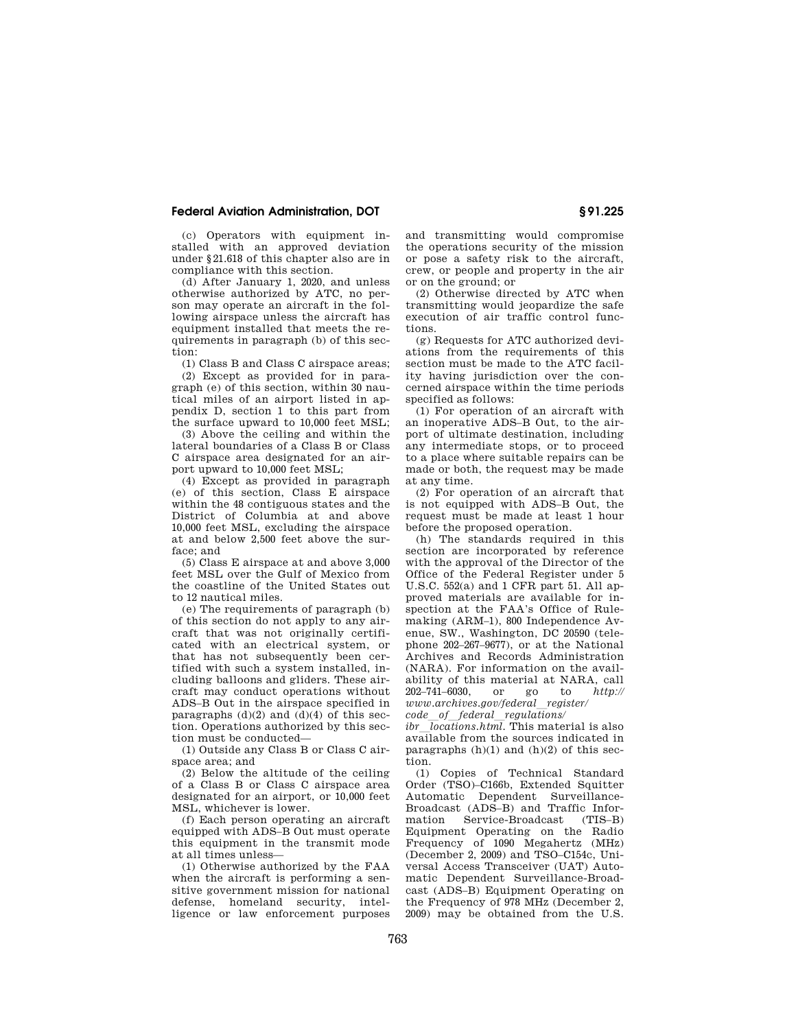(c) Operators with equipment installed with an approved deviation under §21.618 of this chapter also are in compliance with this section.

(d) After January 1, 2020, and unless otherwise authorized by ATC, no person may operate an aircraft in the following airspace unless the aircraft has equipment installed that meets the requirements in paragraph (b) of this section:

(1) Class B and Class C airspace areas;

(2) Except as provided for in paragraph (e) of this section, within 30 nautical miles of an airport listed in appendix D, section 1 to this part from the surface upward to 10,000 feet MSL;

(3) Above the ceiling and within the lateral boundaries of a Class B or Class C airspace area designated for an airport upward to 10,000 feet MSL;

(4) Except as provided in paragraph (e) of this section, Class E airspace within the 48 contiguous states and the District of Columbia at and above 10,000 feet MSL, excluding the airspace at and below 2,500 feet above the surface; and

(5) Class E airspace at and above 3,000 feet MSL over the Gulf of Mexico from the coastline of the United States out to 12 nautical miles.

(e) The requirements of paragraph (b) of this section do not apply to any aircraft that was not originally certificated with an electrical system, or that has not subsequently been certified with such a system installed, including balloons and gliders. These aircraft may conduct operations without ADS–B Out in the airspace specified in paragraphs (d)(2) and (d)(4) of this section. Operations authorized by this section must be conducted—

(1) Outside any Class B or Class C airspace area; and

(2) Below the altitude of the ceiling of a Class B or Class C airspace area designated for an airport, or 10,000 feet MSL, whichever is lower.

(f) Each person operating an aircraft equipped with ADS–B Out must operate this equipment in the transmit mode at all times unless—

(1) Otherwise authorized by the FAA when the aircraft is performing a sensitive government mission for national defense, homeland security, intelligence or law enforcement purposes and transmitting would compromise the operations security of the mission or pose a safety risk to the aircraft, crew, or people and property in the air or on the ground; or

(2) Otherwise directed by ATC when transmitting would jeopardize the safe execution of air traffic control functions.

(g) Requests for ATC authorized deviations from the requirements of this section must be made to the ATC facility having jurisdiction over the concerned airspace within the time periods specified as follows:

(1) For operation of an aircraft with an inoperative ADS–B Out, to the airport of ultimate destination, including any intermediate stops, or to proceed to a place where suitable repairs can be made or both, the request may be made at any time.

(2) For operation of an aircraft that is not equipped with ADS–B Out, the request must be made at least 1 hour before the proposed operation.

(h) The standards required in this section are incorporated by reference with the approval of the Director of the Office of the Federal Register under 5 U.S.C. 552(a) and 1 CFR part 51. All approved materials are available for inspection at the FAA's Office of Rulemaking (ARM–1), 800 Independence Avenue, SW., Washington, DC 20590 (telephone 202–267–9677), or at the National Archives and Records Administration (NARA). For information on the availability of this material at NARA, call 202–741–6030, or go to *http://www.archives.gov/federal_register/code_of_federal_regulations/ibr_locations.html*. This material is also available from the sources indicated in paragraphs (h)(1) and (h)(2) of this section.

(1) Copies of Technical Standard Order (TSO)–C166b, Extended Squitter Automatic Dependent Surveillance-Broadcast (ADS–B) and Traffic Information Service-Broadcast (TIS–B) Equipment Operating on the Radio Frequency of 1090 Megahertz (MHz) (December 2, 2009) and TSO–C154c, Universal Access Transceiver (UAT) Automatic Dependent Surveillance-Broadcast (ADS–B) Equipment Operating on the Frequency of 978 MHz (December 2, 2009) may be obtained from the U.S.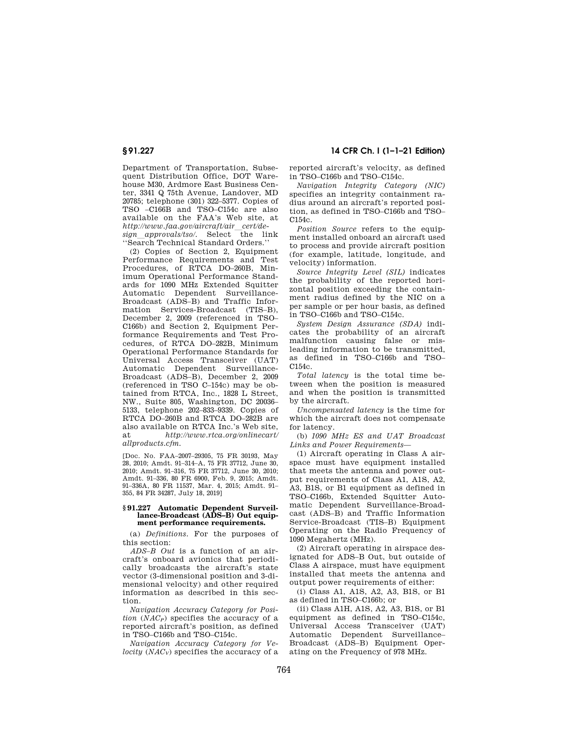Department of Transportation, Subsequent Distribution Office, DOT Warehouse M30, Ardmore East Business Center, 3341 Q 75th Avenue, Landover, MD 20785; telephone (301) 322–5377. Copies of TSO –C166B and TSO–C154c are also available on the FAA's Web site, at *http://www.faa.gov/aircraft/air_cert/design_approvals/tso/*. Select the link ''Search Technical Standard Orders.''

(2) Copies of Section 2, Equipment Performance Requirements and Test Procedures, of RTCA DO–260B, Minimum Operational Performance Standards for 1090 MHz Extended Squitter Automatic Dependent Surveillance-Broadcast (ADS–B) and Traffic Information Services-Broadcast (TIS–B), December 2, 2009 (referenced in TSO–C166b) and Section 2, Equipment Performance Requirements and Test Procedures, of RTCA DO–282B, Minimum Operational Performance Standards for Universal Access Transceiver (UAT) Automatic Dependent Surveillance-Broadcast (ADS–B), December 2, 2009 (referenced in TSO C–154c) may be obtained from RTCA, Inc., 1828 L Street, NW., Suite 805, Washington, DC 20036–5133, telephone 202–833–9339. Copies of RTCA DO–260B and RTCA DO–282B are also available on RTCA Inc.'s Web site, at *http://www.rtca.org/onlinecart/allproducts.cfm*.

[Doc. No. FAA–2007–29305, 75 FR 30193, May 28, 2010; Amdt. 91–314–A, 75 FR 37712, June 30, 2010; Amdt. 91–316, 75 FR 37712, June 30, 2010; Amdt. 91–336, 80 FR 6900, Feb. 9, 2015; Amdt. 91–336A, 80 FR 11537, Mar. 4, 2015; Amdt. 91–355, 84 FR 34287, July 18, 2019]

### § 91.227 Automatic Dependent Surveillance-Broadcast (ADS–B) Out equipment performance requirements.

(a) *Definitions*. For the purposes of this section:

*ADS–B Out* is a function of an aircraft's onboard avionics that periodically broadcasts the aircraft's state vector (3-dimensional position and 3-dimensional velocity) and other required information as described in this section.

*Navigation Accuracy Category for Position* ($NAC_P$) specifies the accuracy of a reported aircraft's position, as defined in TSO–C166b and TSO–C154c.

*Navigation Accuracy Category for Velocity* ($NAC_V$) specifies the accuracy of a reported aircraft's velocity, as defined in TSO–C166b and TSO–C154c.

*Navigation Integrity Category (NIC)* specifies an integrity containment radius around an aircraft's reported position, as defined in TSO–C166b and TSO–C154c.

*Position Source* refers to the equipment installed onboard an aircraft used to process and provide aircraft position (for example, latitude, longitude, and velocity) information.

*Source Integrity Level (SIL)* indicates the probability of the reported horizontal position exceeding the containment radius defined by the NIC on a per sample or per hour basis, as defined in TSO–C166b and TSO–C154c.

*System Design Assurance (SDA)* indicates the probability of an aircraft malfunction causing false or misleading information to be transmitted, as defined in TSO–C166b and TSO–C154c.

*Total latency* is the total time between when the position is measured and when the position is transmitted by the aircraft.

*Uncompensated latency* is the time for which the aircraft does not compensate for latency.

(b) *1090 MHz ES and UAT Broadcast Links and Power Requirements*—

(1) Aircraft operating in Class A airspace must have equipment installed that meets the antenna and power output requirements of Class A1, A1S, A2, A3, B1S, or B1 equipment as defined in TSO–C166b, Extended Squitter Automatic Dependent Surveillance-Broadcast (ADS–B) and Traffic Information Service-Broadcast (TIS–B) Equipment Operating on the Radio Frequency of 1090 Megahertz (MHz).

(2) Aircraft operating in airspace designated for ADS–B Out, but outside of Class A airspace, must have equipment installed that meets the antenna and output power requirements of either:

(i) Class A1, A1S, A2, A3, B1S, or B1 as defined in TSO–C166b; or

(ii) Class A1H, A1S, A2, A3, B1S, or B1 equipment as defined in TSO–C154c, Universal Access Transceiver (UAT) Automatic Dependent Surveillance–Broadcast (ADS–B) Equipment Operating on the Frequency of 978 MHz.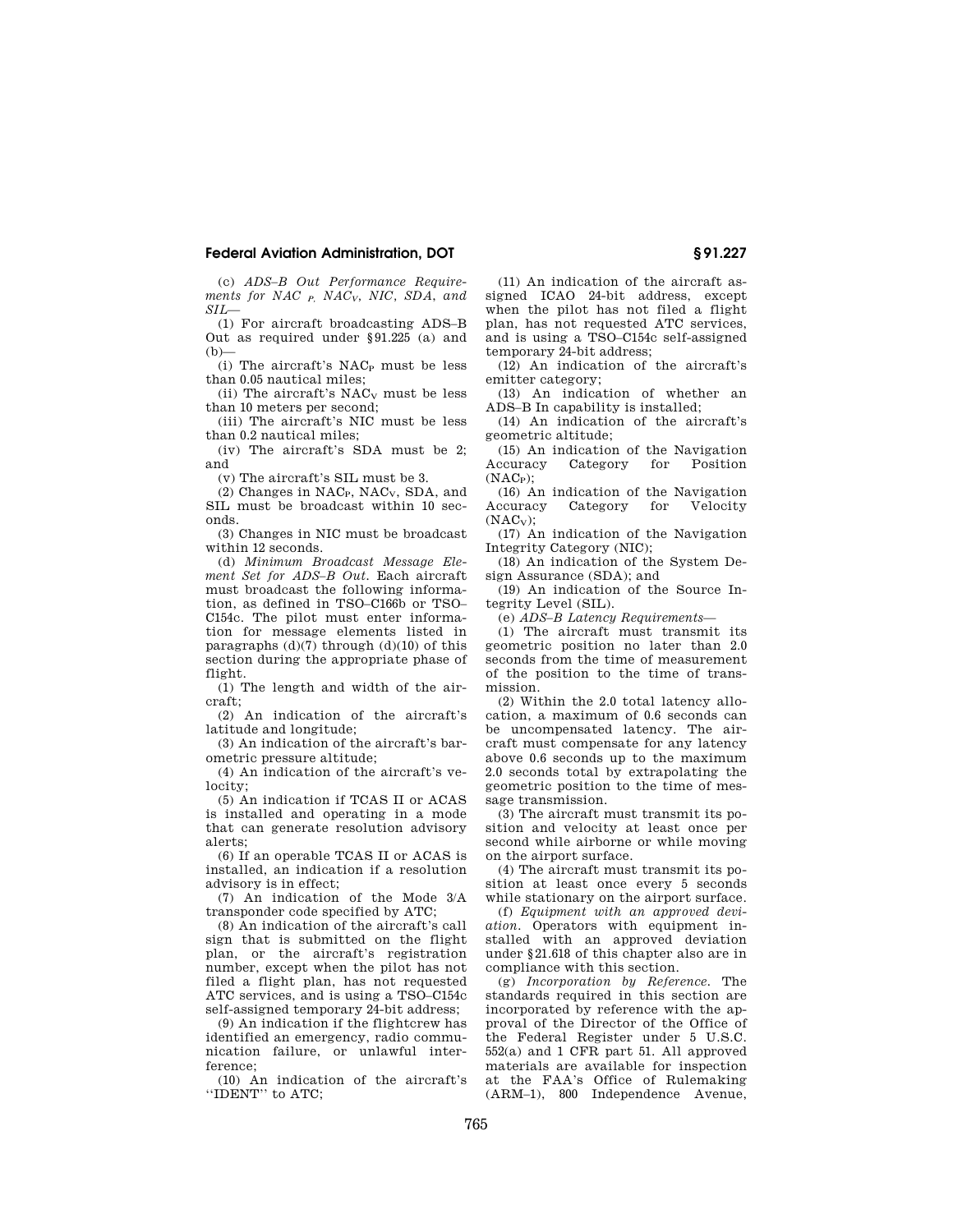(c) *ADS–B Out Performance Requirements for NAC $_P$, NAC$_V$, NIC, SDA, and SIL*—

(1) For aircraft broadcasting ADS–B Out as required under §91.225 (a) and (b)—

(i) The aircraft's NAC$_P$ must be less than 0.05 nautical miles;

(ii) The aircraft's NAC$_V$ must be less than 10 meters per second;

(iii) The aircraft's NIC must be less than 0.2 nautical miles;

(iv) The aircraft's SDA must be 2; and

(v) The aircraft's SIL must be 3.

(2) Changes in NAC$_P$, NAC$_V$, SDA, and SIL must be broadcast within 10 seconds.

(3) Changes in NIC must be broadcast within 12 seconds.

(d) *Minimum Broadcast Message Element Set for ADS–B Out.* Each aircraft must broadcast the following information, as defined in TSO–C166b or TSO–C154c. The pilot must enter information for message elements listed in paragraphs (d)(7) through (d)(10) of this section during the appropriate phase of flight.

(1) The length and width of the aircraft;

(2) An indication of the aircraft's latitude and longitude;

(3) An indication of the aircraft's barometric pressure altitude;

(4) An indication of the aircraft's velocity;

(5) An indication if TCAS II or ACAS is installed and operating in a mode that can generate resolution advisory alerts;

(6) If an operable TCAS II or ACAS is installed, an indication if a resolution advisory is in effect;

(7) An indication of the Mode 3/A transponder code specified by ATC;

(8) An indication of the aircraft's call sign that is submitted on the flight plan, or the aircraft's registration number, except when the pilot has not filed a flight plan, has not requested ATC services, and is using a TSO–C154c self-assigned temporary 24-bit address;

(9) An indication if the flightcrew has identified an emergency, radio communication failure, or unlawful interference;

(10) An indication of the aircraft's "IDENT" to ATC;

(11) An indication of the aircraft assigned ICAO 24-bit address, except when the pilot has not filed a flight plan, has not requested ATC services, and is using a TSO–C154c self-assigned temporary 24-bit address;

(12) An indication of the aircraft's emitter category;

(13) An indication of whether an ADS–B In capability is installed;

(14) An indication of the aircraft's geometric altitude;

(15) An indication of the Navigation Accuracy Category for Position (NAC$_P$);

(16) An indication of the Navigation Accuracy Category for Velocity (NAC$_V$);

(17) An indication of the Navigation Integrity Category (NIC);

(18) An indication of the System Design Assurance (SDA); and

(19) An indication of the Source Integrity Level (SIL).

(e) *ADS–B Latency Requirements*—

(1) The aircraft must transmit its geometric position no later than 2.0 seconds from the time of measurement of the position to the time of transmission.

(2) Within the 2.0 total latency allocation, a maximum of 0.6 seconds can be uncompensated latency. The aircraft must compensate for any latency above 0.6 seconds up to the maximum 2.0 seconds total by extrapolating the geometric position to the time of message transmission.

(3) The aircraft must transmit its position and velocity at least once per second while airborne or while moving on the airport surface.

(4) The aircraft must transmit its position at least once every 5 seconds while stationary on the airport surface.

(f) *Equipment with an approved deviation.* Operators with equipment installed with an approved deviation under §21.618 of this chapter also are in compliance with this section.

(g) *Incorporation by Reference.* The standards required in this section are incorporated by reference with the approval of the Director of the Office of the Federal Register under 5 U.S.C. 552(a) and 1 CFR part 51. All approved materials are available for inspection at the FAA's Office of Rulemaking (ARM–1), 800 Independence Avenue,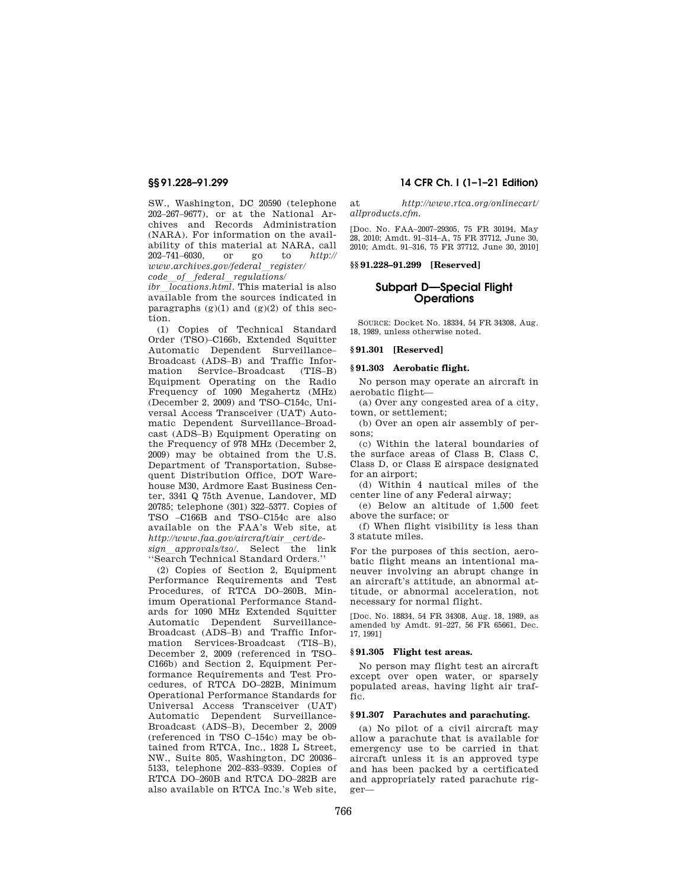SW., Washington, DC 20590 (telephone 202–267–9677), or at the National Archives and Records Administration (NARA). For information on the availability of this material at NARA, call 202–741–6030, or go to *http://www.archives.gov/federal_register/code_of_federal_regulations/ibr_locations.html.* This material is also available from the sources indicated in paragraphs (g)(1) and (g)(2) of this section.

(1) Copies of Technical Standard Order (TSO)–C166b, Extended Squitter Automatic Dependent Surveillance–Broadcast (ADS–B) and Traffic Information Service–Broadcast (TIS–B) Equipment Operating on the Radio Frequency of 1090 Megahertz (MHz) (December 2, 2009) and TSO–C154c, Universal Access Transceiver (UAT) Automatic Dependent Surveillance–Broadcast (ADS–B) Equipment Operating on the Frequency of 978 MHz (December 2, 2009) may be obtained from the U.S. Department of Transportation, Subsequent Distribution Office, DOT Warehouse M30, Ardmore East Business Center, 3341 Q 75th Avenue, Landover, MD 20785; telephone (301) 322–5377. Copies of TSO –C166B and TSO–C154c are also available on the FAA's Web site, at *http://www.faa.gov/aircraft/air_cert/design_approvals/tso/.* Select the link ''Search Technical Standard Orders.''

(2) Copies of Section 2, Equipment Performance Requirements and Test Procedures, of RTCA DO–260B, Minimum Operational Performance Standards for 1090 MHz Extended Squitter Automatic Dependent Surveillance-Broadcast (ADS–B) and Traffic Information Services-Broadcast (TIS–B), December 2, 2009 (referenced in TSO–C166b) and Section 2, Equipment Performance Requirements and Test Procedures, of RTCA DO–282B, Minimum Operational Performance Standards for Universal Access Transceiver (UAT) Automatic Dependent Surveillance-Broadcast (ADS–B), December 2, 2009 (referenced in TSO C–154c) may be obtained from RTCA, Inc., 1828 L Street, NW., Suite 805, Washington, DC 20036–5133, telephone 202–833–9339. Copies of RTCA DO–260B and RTCA DO–282B are also available on RTCA Inc.'s Web site, at *http://www.rtca.org/onlinecart/allproducts.cfm.*

[Doc. No. FAA–2007–29305, 75 FR 30194, May 28, 2010; Amdt. 91–314–A, 75 FR 37712, June 30, 2010; Amdt. 91–316, 75 FR 37712, June 30, 2010]

### §§ 91.228–91.299 [Reserved]

## Subpart D—Special Flight Operations

SOURCE: Docket No. 18334, 54 FR 34308, Aug. 18, 1989, unless otherwise noted.

### § 91.301 [Reserved]

### § 91.303 Aerobatic flight.

No person may operate an aircraft in aerobatic flight—

(a) Over any congested area of a city, town, or settlement;

(b) Over an open air assembly of persons;

(c) Within the lateral boundaries of the surface areas of Class B, Class C, Class D, or Class E airspace designated for an airport;

(d) Within 4 nautical miles of the center line of any Federal airway;

(e) Below an altitude of 1,500 feet above the surface; or

(f) When flight visibility is less than 3 statute miles.

For the purposes of this section, aerobatic flight means an intentional maneuver involving an abrupt change in an aircraft's attitude, an abnormal attitude, or abnormal acceleration, not necessary for normal flight.

[Doc. No. 18834, 54 FR 34308, Aug. 18, 1989, as amended by Amdt. 91–227, 56 FR 65661, Dec. 17, 1991]

### § 91.305 Flight test areas.

No person may flight test an aircraft except over open water, or sparsely populated areas, having light air traffic.

### § 91.307 Parachutes and parachuting.

(a) No pilot of a civil aircraft may allow a parachute that is available for emergency use to be carried in that aircraft unless it is an approved type and has been packed by a certificated and appropriately rated parachute rigger—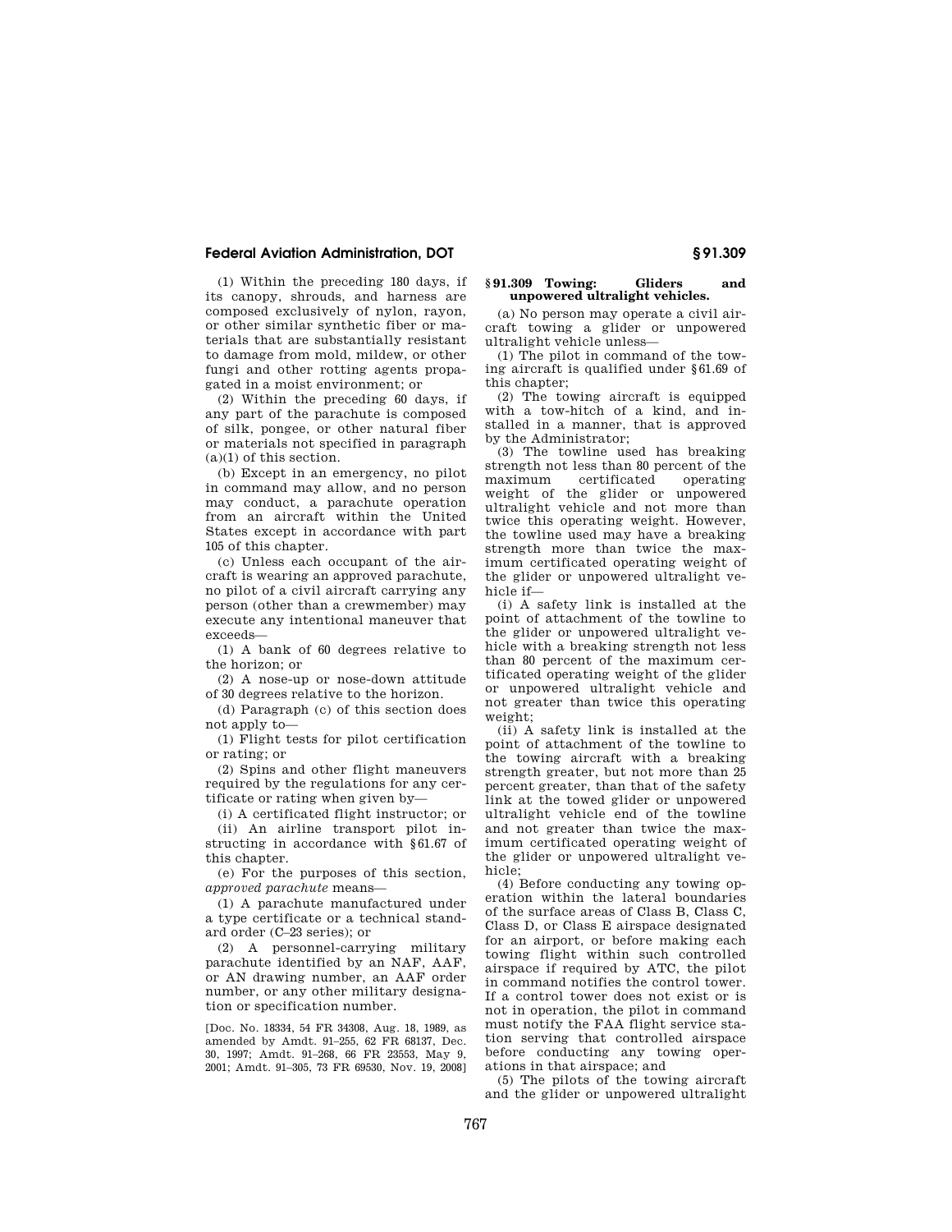(1) Within the preceding 180 days, if its canopy, shrouds, and harness are composed exclusively of nylon, rayon, or other similar synthetic fiber or materials that are substantially resistant to damage from mold, mildew, or other fungi and other rotting agents propagated in a moist environment; or

(2) Within the preceding 60 days, if any part of the parachute is composed of silk, pongee, or other natural fiber or materials not specified in paragraph (a)(1) of this section.

(b) Except in an emergency, no pilot in command may allow, and no person may conduct, a parachute operation from an aircraft within the United States except in accordance with part 105 of this chapter.

(c) Unless each occupant of the aircraft is wearing an approved parachute, no pilot of a civil aircraft carrying any person (other than a crewmember) may execute any intentional maneuver that exceeds—

(1) A bank of 60 degrees relative to the horizon; or

(2) A nose-up or nose-down attitude of 30 degrees relative to the horizon.

(d) Paragraph (c) of this section does not apply to—

(1) Flight tests for pilot certification or rating; or

(2) Spins and other flight maneuvers required by the regulations for any certificate or rating when given by—

(i) A certificated flight instructor; or

(ii) An airline transport pilot instructing in accordance with §61.67 of this chapter.

(e) For the purposes of this section, *approved parachute* means—

(1) A parachute manufactured under a type certificate or a technical standard order (C–23 series); or

(2) A personnel-carrying military parachute identified by an NAF, AAF, or AN drawing number, an AAF order number, or any other military designation or specification number.

[Doc. No. 18334, 54 FR 34308, Aug. 18, 1989, as amended by Amdt. 91–255, 62 FR 68137, Dec. 30, 1997; Amdt. 91–268, 66 FR 23553, May 9, 2001; Amdt. 91–305, 73 FR 69530, Nov. 19, 2008]

### §91.309 Towing: Gliders and unpowered ultralight vehicles.

(a) No person may operate a civil aircraft towing a glider or unpowered ultralight vehicle unless—

(1) The pilot in command of the towing aircraft is qualified under §61.69 of this chapter;

(2) The towing aircraft is equipped with a tow-hitch of a kind, and installed in a manner, that is approved by the Administrator;

(3) The towline used has breaking strength not less than 80 percent of the maximum certificated operating weight of the glider or unpowered ultralight vehicle and not more than twice this operating weight. However, the towline used may have a breaking strength more than twice the maximum certificated operating weight of the glider or unpowered ultralight vehicle if—

(i) A safety link is installed at the point of attachment of the towline to the glider or unpowered ultralight vehicle with a breaking strength not less than 80 percent of the maximum certificated operating weight of the glider or unpowered ultralight vehicle and not greater than twice this operating weight;

(ii) A safety link is installed at the point of attachment of the towline to the towing aircraft with a breaking strength greater, but not more than 25 percent greater, than that of the safety link at the towed glider or unpowered ultralight vehicle end of the towline and not greater than twice the maximum certificated operating weight of the glider or unpowered ultralight vehicle;

(4) Before conducting any towing operation within the lateral boundaries of the surface areas of Class B, Class C, Class D, or Class E airspace designated for an airport, or before making each towing flight within such controlled airspace if required by ATC, the pilot in command notifies the control tower. If a control tower does not exist or is not in operation, the pilot in command must notify the FAA flight service station serving that controlled airspace before conducting any towing operations in that airspace; and

(5) The pilots of the towing aircraft and the glider or unpowered ultralight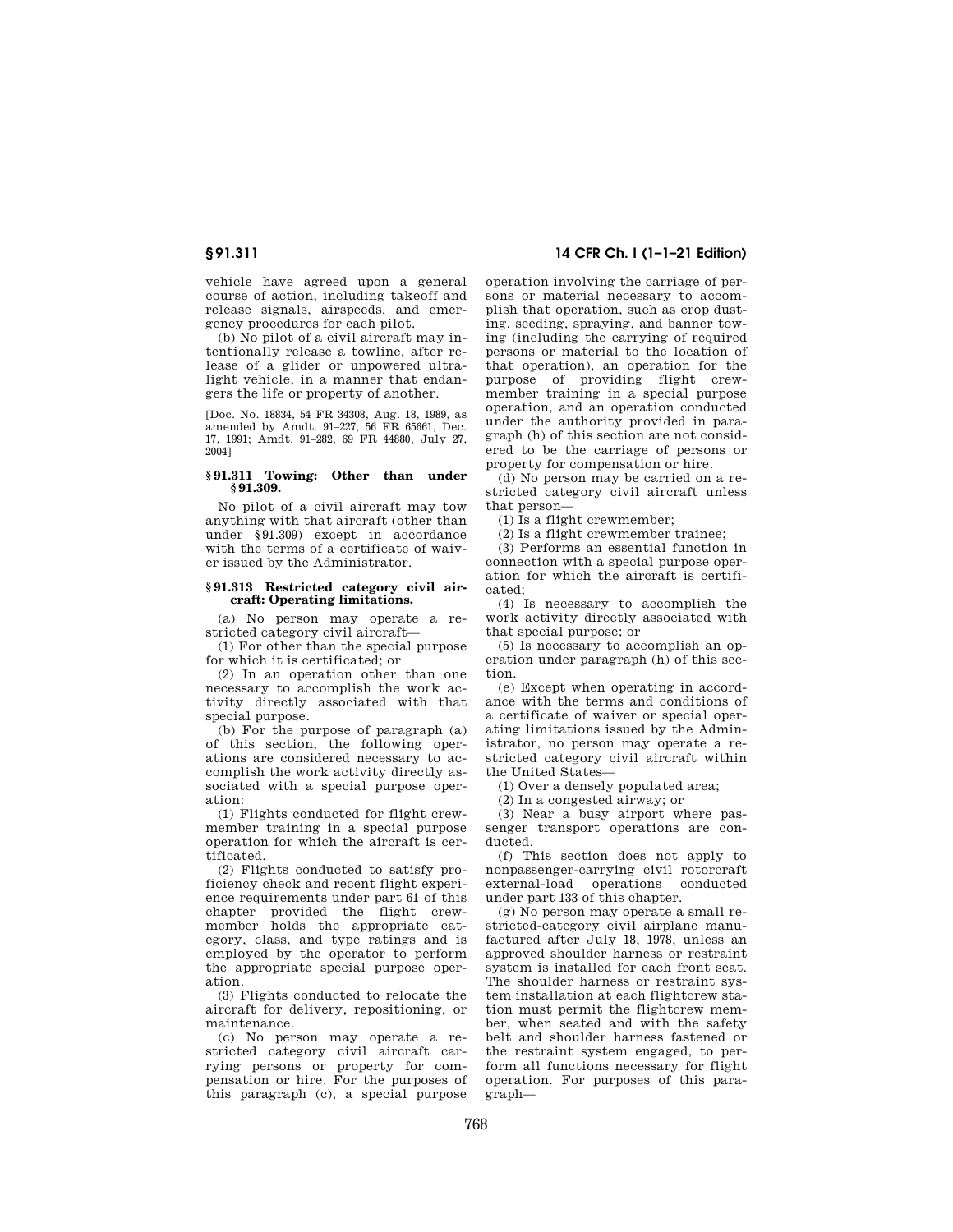vehicle have agreed upon a general course of action, including takeoff and release signals, airspeeds, and emergency procedures for each pilot.

(b) No pilot of a civil aircraft may intentionally release a towline, after release of a glider or unpowered ultralight vehicle, in a manner that endangers the life or property of another.

[Doc. No. 18834, 54 FR 34308, Aug. 18, 1989, as amended by Amdt. 91–227, 56 FR 65661, Dec. 17, 1991; Amdt. 91–282, 69 FR 44880, July 27, 2004]

### § 91.311 Towing: Other than under § 91.309.

No pilot of a civil aircraft may tow anything with that aircraft (other than under § 91.309) except in accordance with the terms of a certificate of waiver issued by the Administrator.

### § 91.313 Restricted category civil aircraft: Operating limitations.

(a) No person may operate a restricted category civil aircraft—

(1) For other than the special purpose for which it is certificated; or

(2) In an operation other than one necessary to accomplish the work activity directly associated with that special purpose.

(b) For the purpose of paragraph (a) of this section, the following operations are considered necessary to accomplish the work activity directly associated with a special purpose operation:

(1) Flights conducted for flight crewmember training in a special purpose operation for which the aircraft is certificated.

(2) Flights conducted to satisfy proficiency check and recent flight experience requirements under part 61 of this chapter provided the flight crewmember holds the appropriate category, class, and type ratings and is employed by the operator to perform the appropriate special purpose operation.

(3) Flights conducted to relocate the aircraft for delivery, repositioning, or maintenance.

(c) No person may operate a restricted category civil aircraft carrying persons or property for compensation or hire. For the purposes of this paragraph (c), a special purpose operation involving the carriage of persons or material necessary to accomplish that operation, such as crop dusting, seeding, spraying, and banner towing (including the carrying of required persons or material to the location of that operation), an operation for the purpose of providing flight crewmember training in a special purpose operation, and an operation conducted under the authority provided in paragraph (h) of this section are not considered to be the carriage of persons or property for compensation or hire.

(d) No person may be carried on a restricted category civil aircraft unless that person—

(1) Is a flight crewmember;

(2) Is a flight crewmember trainee;

(3) Performs an essential function in connection with a special purpose operation for which the aircraft is certificated;

(4) Is necessary to accomplish the work activity directly associated with that special purpose; or

(5) Is necessary to accomplish an operation under paragraph (h) of this section.

(e) Except when operating in accordance with the terms and conditions of a certificate of waiver or special operating limitations issued by the Administrator, no person may operate a restricted category civil aircraft within the United States—

(1) Over a densely populated area;

(2) In a congested airway; or

(3) Near a busy airport where passenger transport operations are conducted.

(f) This section does not apply to nonpassenger-carrying civil rotorcraft external-load operations conducted under part 133 of this chapter.

(g) No person may operate a small restricted-category civil airplane manufactured after July 18, 1978, unless an approved shoulder harness or restraint system is installed for each front seat. The shoulder harness or restraint system installation at each flightcrew station must permit the flightcrew member, when seated and with the safety belt and shoulder harness fastened or the restraint system engaged, to perform all functions necessary for flight operation. For purposes of this paragraph—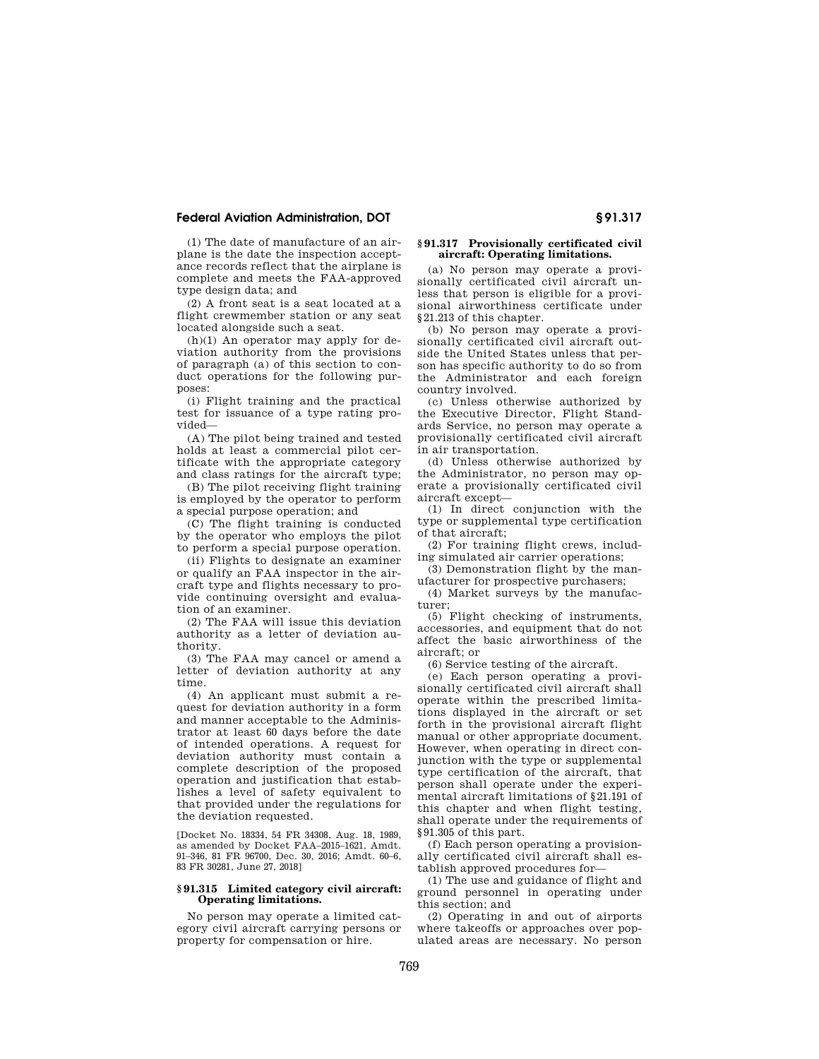(1) The date of manufacture of an airplane is the date the inspection acceptance records reflect that the airplane is complete and meets the FAA-approved type design data; and

(2) A front seat is a seat located at a flight crewmember station or any seat located alongside such a seat.

(h)(1) An operator may apply for deviation authority from the provisions of paragraph (a) of this section to conduct operations for the following purposes:

(i) Flight training and the practical test for issuance of a type rating provided—

(A) The pilot being trained and tested holds at least a commercial pilot certificate with the appropriate category and class ratings for the aircraft type;

(B) The pilot receiving flight training is employed by the operator to perform a special purpose operation; and

(C) The flight training is conducted by the operator who employs the pilot to perform a special purpose operation.

(ii) Flights to designate an examiner or qualify an FAA inspector in the aircraft type and flights necessary to provide continuing oversight and evaluation of an examiner.

(2) The FAA will issue this deviation authority as a letter of deviation authority.

(3) The FAA may cancel or amend a letter of deviation authority at any time.

(4) An applicant must submit a request for deviation authority in a form and manner acceptable to the Administrator at least 60 days before the date of intended operations. A request for deviation authority must contain a complete description of the proposed operation and justification that establishes a level of safety equivalent to that provided under the regulations for the deviation requested.

[Docket No. 18334, 54 FR 34308, Aug. 18, 1989, as amended by Docket FAA–2015–1621, Amdt. 91–346, 81 FR 96700, Dec. 30, 2016; Amdt. 60–6, 83 FR 30281, June 27, 2018]

## § 91.315 Limited category civil aircraft: Operating limitations.

No person may operate a limited category civil aircraft carrying persons or property for compensation or hire.

## § 91.317 Provisionally certificated civil aircraft: Operating limitations.

(a) No person may operate a provisionally certificated civil aircraft unless that person is eligible for a provisional airworthiness certificate under §21.213 of this chapter.

(b) No person may operate a provisionally certificated civil aircraft outside the United States unless that person has specific authority to do so from the Administrator and each foreign country involved.

(c) Unless otherwise authorized by the Executive Director, Flight Standards Service, no person may operate a provisionally certificated civil aircraft in air transportation.

(d) Unless otherwise authorized by the Administrator, no person may operate a provisionally certificated civil aircraft except—

(1) In direct conjunction with the type or supplemental type certification of that aircraft;

(2) For training flight crews, including simulated air carrier operations;

(3) Demonstration flight by the manufacturer for prospective purchasers;

(4) Market surveys by the manufacturer;

(5) Flight checking of instruments, accessories, and equipment that do not affect the basic airworthiness of the aircraft; or

(6) Service testing of the aircraft.

(e) Each person operating a provisionally certificated civil aircraft shall operate within the prescribed limitations displayed in the aircraft or set forth in the provisional aircraft flight manual or other appropriate document. However, when operating in direct conjunction with the type or supplemental type certification of the aircraft, that person shall operate under the experimental aircraft limitations of §21.191 of this chapter and when flight testing, shall operate under the requirements of §91.305 of this part.

(f) Each person operating a provisionally certificated civil aircraft shall establish approved procedures for—

(1) The use and guidance of flight and ground personnel in operating under this section; and

(2) Operating in and out of airports where takeoffs or approaches over populated areas are necessary. No person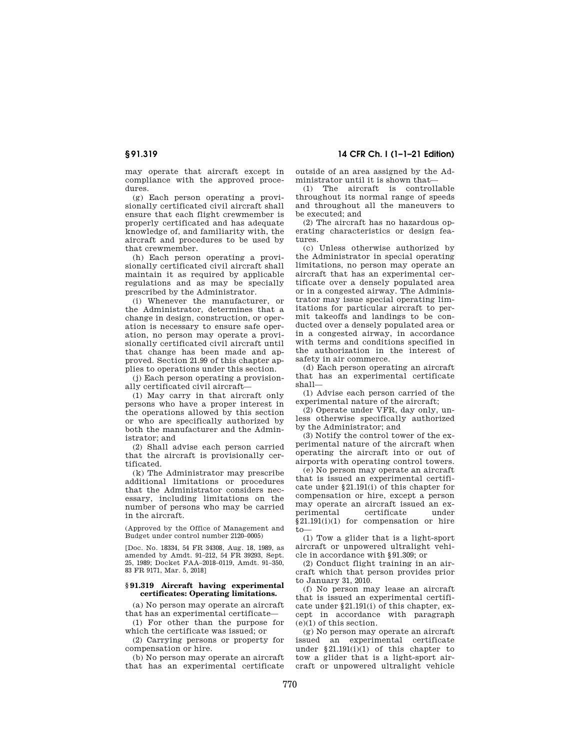may operate that aircraft except in compliance with the approved procedures.

(g) Each person operating a provisionally certificated civil aircraft shall ensure that each flight crewmember is properly certificated and has adequate knowledge of, and familiarity with, the aircraft and procedures to be used by that crewmember.

(h) Each person operating a provisionally certificated civil aircraft shall maintain it as required by applicable regulations and as may be specially prescribed by the Administrator.

(i) Whenever the manufacturer, or the Administrator, determines that a change in design, construction, or operation is necessary to ensure safe operation, no person may operate a provisionally certificated civil aircraft until that change has been made and approved. Section 21.99 of this chapter applies to operations under this section.

(j) Each person operating a provisionally certificated civil aircraft—

(1) May carry in that aircraft only persons who have a proper interest in the operations allowed by this section or who are specifically authorized by both the manufacturer and the Administrator; and

(2) Shall advise each person carried that the aircraft is provisionally certificated.

(k) The Administrator may prescribe additional limitations or procedures that the Administrator considers necessary, including limitations on the number of persons who may be carried in the aircraft.

(Approved by the Office of Management and Budget under control number 2120–0005)

[Doc. No. 18334, 54 FR 34308, Aug. 18, 1989, as amended by Amdt. 91–212, 54 FR 39293, Sept. 25, 1989; Docket FAA–2018–0119, Amdt. 91–350, 83 FR 9171, Mar. 5, 2018]

### § 91.319 Aircraft having experimental certificates: Operating limitations.

(a) No person may operate an aircraft that has an experimental certificate—

(1) For other than the purpose for which the certificate was issued; or

(2) Carrying persons or property for compensation or hire.

(b) No person may operate an aircraft that has an experimental certificate outside of an area assigned by the Administrator until it is shown that—

(1) The aircraft is controllable throughout its normal range of speeds and throughout all the maneuvers to be executed; and

(2) The aircraft has no hazardous operating characteristics or design features.

(c) Unless otherwise authorized by the Administrator in special operating limitations, no person may operate an aircraft that has an experimental certificate over a densely populated area or in a congested airway. The Administrator may issue special operating limitations for particular aircraft to permit takeoffs and landings to be conducted over a densely populated area or in a congested airway, in accordance with terms and conditions specified in the authorization in the interest of safety in air commerce.

(d) Each person operating an aircraft that has an experimental certificate shall—

(1) Advise each person carried of the experimental nature of the aircraft;

(2) Operate under VFR, day only, unless otherwise specifically authorized by the Administrator; and

(3) Notify the control tower of the experimental nature of the aircraft when operating the aircraft into or out of airports with operating control towers.

(e) No person may operate an aircraft that is issued an experimental certificate under §21.191(i) of this chapter for compensation or hire, except a person may operate an aircraft issued an experimental certificate under §21.191(i)(1) for compensation or hire to—

(1) Tow a glider that is a light-sport aircraft or unpowered ultralight vehicle in accordance with §91.309; or

(2) Conduct flight training in an aircraft which that person provides prior to January 31, 2010.

(f) No person may lease an aircraft that is issued an experimental certificate under §21.191(i) of this chapter, except in accordance with paragraph (e)(1) of this section.

(g) No person may operate an aircraft issued an experimental certificate under §21.191(i)(1) of this chapter to tow a glider that is a light-sport aircraft or unpowered ultralight vehicle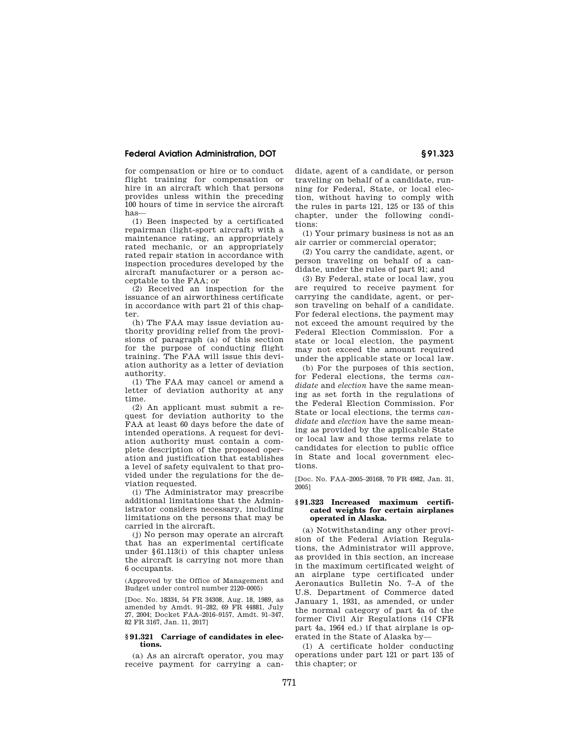for compensation or hire or to conduct flight training for compensation or hire in an aircraft which that persons provides unless within the preceding 100 hours of time in service the aircraft has—

(1) Been inspected by a certificated repairman (light-sport aircraft) with a maintenance rating, an appropriately rated mechanic, or an appropriately rated repair station in accordance with inspection procedures developed by the aircraft manufacturer or a person acceptable to the FAA; or

(2) Received an inspection for the issuance of an airworthiness certificate in accordance with part 21 of this chapter.

(h) The FAA may issue deviation authority providing relief from the provisions of paragraph (a) of this section for the purpose of conducting flight training. The FAA will issue this deviation authority as a letter of deviation authority.

(1) The FAA may cancel or amend a letter of deviation authority at any time.

(2) An applicant must submit a request for deviation authority to the FAA at least 60 days before the date of intended operations. A request for deviation authority must contain a complete description of the proposed operation and justification that establishes a level of safety equivalent to that provided under the regulations for the deviation requested.

(i) The Administrator may prescribe additional limitations that the Administrator considers necessary, including limitations on the persons that may be carried in the aircraft.

(j) No person may operate an aircraft that has an experimental certificate under §61.113(i) of this chapter unless the aircraft is carrying not more than 6 occupants.

(Approved by the Office of Management and Budget under control number 2120–0005)

[Doc. No. 18334, 54 FR 34308, Aug. 18, 1989, as amended by Amdt. 91–282, 69 FR 44881, July 27, 2004; Docket FAA–2016–9157, Amdt. 91–347, 82 FR 3167, Jan. 11, 2017]

### §91.321 Carriage of candidates in elections.

(a) As an aircraft operator, you may receive payment for carrying a candidate, agent of a candidate, or person traveling on behalf of a candidate, running for Federal, State, or local election, without having to comply with the rules in parts 121, 125 or 135 of this chapter, under the following conditions:

(1) Your primary business is not as an air carrier or commercial operator;

(2) You carry the candidate, agent, or person traveling on behalf of a candidate, under the rules of part 91; and

(3) By Federal, state or local law, you are required to receive payment for carrying the candidate, agent, or person traveling on behalf of a candidate. For federal elections, the payment may not exceed the amount required by the Federal Election Commission. For a state or local election, the payment may not exceed the amount required under the applicable state or local law.

(b) For the purposes of this section, for Federal elections, the terms *candidate* and *election* have the same meaning as set forth in the regulations of the Federal Election Commission. For State or local elections, the terms *candidate* and *election* have the same meaning as provided by the applicable State or local law and those terms relate to candidates for election to public office in State and local government elections.

[Doc. No. FAA–2005–20168, 70 FR 4982, Jan. 31, 2005]

### §91.323 Increased maximum certificated weights for certain airplanes operated in Alaska.

(a) Notwithstanding any other provision of the Federal Aviation Regulations, the Administrator will approve, as provided in this section, an increase in the maximum certificated weight of an airplane type certificated under Aeronautics Bulletin No. 7–A of the U.S. Department of Commerce dated January 1, 1931, as amended, or under the normal category of part 4a of the former Civil Air Regulations (14 CFR part 4a, 1964 ed.) if that airplane is operated in the State of Alaska by—

(1) A certificate holder conducting operations under part 121 or part 135 of this chapter; or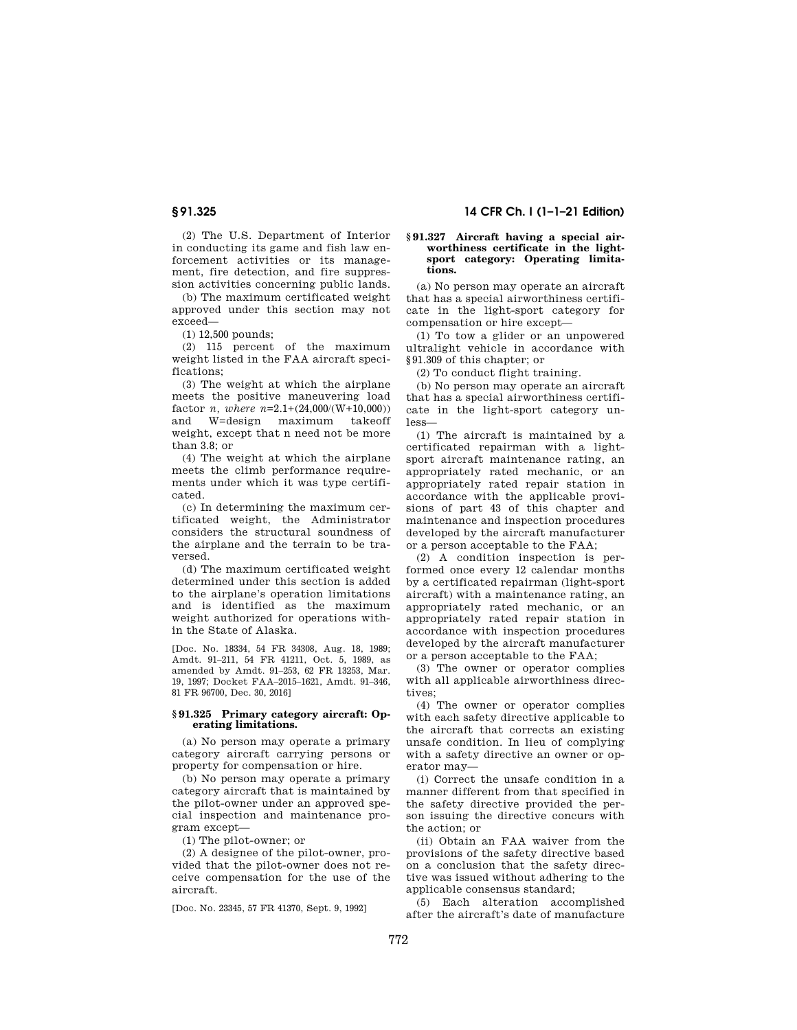(2) The U.S. Department of Interior in conducting its game and fish law enforcement activities or its management, fire detection, and fire suppression activities concerning public lands.

(b) The maximum certificated weight approved under this section may not exceed—

(1) 12,500 pounds;

(2) 115 percent of the maximum weight listed in the FAA aircraft specifications;

(3) The weight at which the airplane meets the positive maneuvering load factor *n, where* $n=2.1+(24{,}000/(W+10{,}000))$ and W=design maximum takeoff weight, except that n need not be more than 3.8; or

(4) The weight at which the airplane meets the climb performance requirements under which it was type certificated.

(c) In determining the maximum certificated weight, the Administrator considers the structural soundness of the airplane and the terrain to be traversed.

(d) The maximum certificated weight determined under this section is added to the airplane's operation limitations and is identified as the maximum weight authorized for operations within the State of Alaska.

[Doc. No. 18334, 54 FR 34308, Aug. 18, 1989; Amdt. 91–211, 54 FR 41211, Oct. 5, 1989, as amended by Amdt. 91–253, 62 FR 13253, Mar. 19, 1997; Docket FAA–2015–1621, Amdt. 91–346, 81 FR 96700, Dec. 30, 2016]

**§ 91.325 Primary category aircraft: Operating limitations.**

(a) No person may operate a primary category aircraft carrying persons or property for compensation or hire.

(b) No person may operate a primary category aircraft that is maintained by the pilot-owner under an approved special inspection and maintenance program except—

(1) The pilot-owner; or

(2) A designee of the pilot-owner, provided that the pilot-owner does not receive compensation for the use of the aircraft.

[Doc. No. 23345, 57 FR 41370, Sept. 9, 1992]

**§ 91.327 Aircraft having a special airworthiness certificate in the light-sport category: Operating limitations.**

(a) No person may operate an aircraft that has a special airworthiness certificate in the light-sport category for compensation or hire except—

(1) To tow a glider or an unpowered ultralight vehicle in accordance with §91.309 of this chapter; or

(2) To conduct flight training.

(b) No person may operate an aircraft that has a special airworthiness certificate in the light-sport category unless—

(1) The aircraft is maintained by a certificated repairman with a light-sport aircraft maintenance rating, an appropriately rated mechanic, or an appropriately rated repair station in accordance with the applicable provisions of part 43 of this chapter and maintenance and inspection procedures developed by the aircraft manufacturer or a person acceptable to the FAA;

(2) A condition inspection is performed once every 12 calendar months by a certificated repairman (light-sport aircraft) with a maintenance rating, an appropriately rated mechanic, or an appropriately rated repair station in accordance with inspection procedures developed by the aircraft manufacturer or a person acceptable to the FAA;

(3) The owner or operator complies with all applicable airworthiness directives;

(4) The owner or operator complies with each safety directive applicable to the aircraft that corrects an existing unsafe condition. In lieu of complying with a safety directive an owner or operator may—

(i) Correct the unsafe condition in a manner different from that specified in the safety directive provided the person issuing the directive concurs with the action; or

(ii) Obtain an FAA waiver from the provisions of the safety directive based on a conclusion that the safety directive was issued without adhering to the applicable consensus standard;

(5) Each alteration accomplished after the aircraft's date of manufacture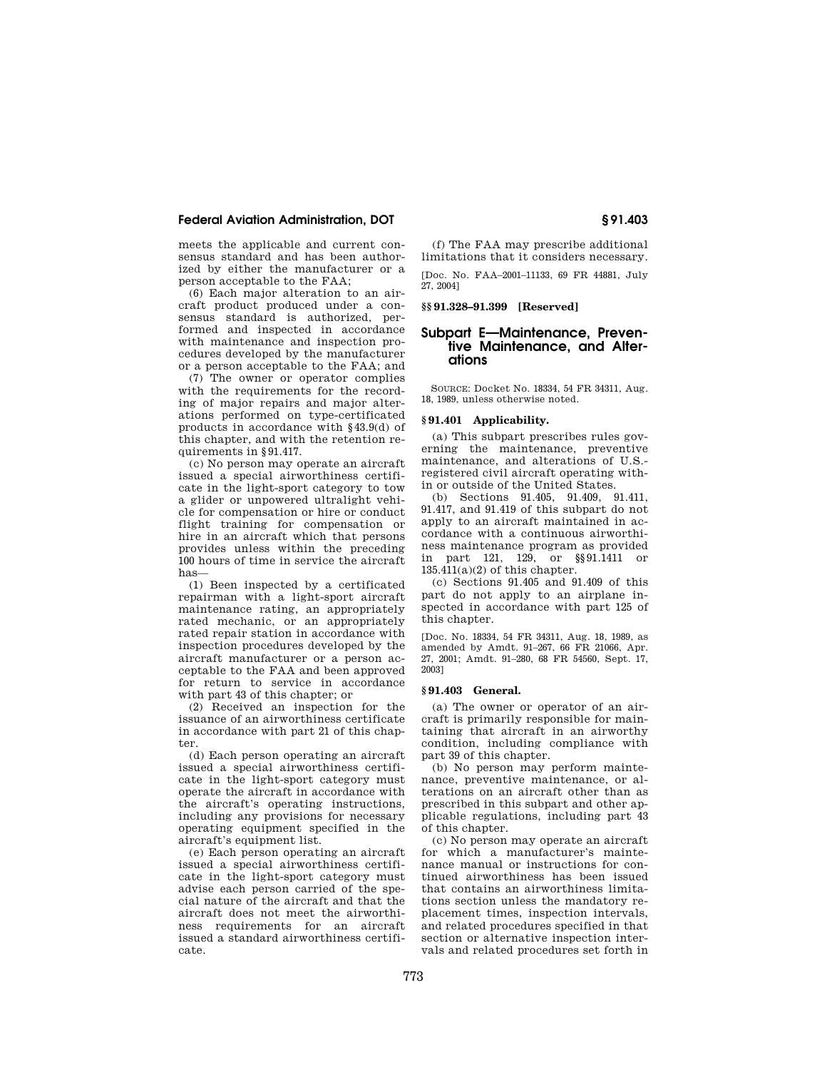meets the applicable and current consensus standard and has been authorized by either the manufacturer or a person acceptable to the FAA;

(6) Each major alteration to an aircraft product produced under a consensus standard is authorized, performed and inspected in accordance with maintenance and inspection procedures developed by the manufacturer or a person acceptable to the FAA; and

(7) The owner or operator complies with the requirements for the recording of major repairs and major alterations performed on type-certificated products in accordance with §43.9(d) of this chapter, and with the retention requirements in §91.417.

(c) No person may operate an aircraft issued a special airworthiness certificate in the light-sport category to tow a glider or unpowered ultralight vehicle for compensation or hire or conduct flight training for compensation or hire in an aircraft which that persons provides unless within the preceding 100 hours of time in service the aircraft has—

(1) Been inspected by a certificated repairman with a light-sport aircraft maintenance rating, an appropriately rated mechanic, or an appropriately rated repair station in accordance with inspection procedures developed by the aircraft manufacturer or a person acceptable to the FAA and been approved for return to service in accordance with part 43 of this chapter; or

(2) Received an inspection for the issuance of an airworthiness certificate in accordance with part 21 of this chapter.

(d) Each person operating an aircraft issued a special airworthiness certificate in the light-sport category must operate the aircraft in accordance with the aircraft's operating instructions, including any provisions for necessary operating equipment specified in the aircraft's equipment list.

(e) Each person operating an aircraft issued a special airworthiness certificate in the light-sport category must advise each person carried of the special nature of the aircraft and that the aircraft does not meet the airworthiness requirements for an aircraft issued a standard airworthiness certificate.

(f) The FAA may prescribe additional limitations that it considers necessary.

[Doc. No. FAA–2001–11133, 69 FR 44881, July 27, 2004]

### §§91.328–91.399 [Reserved]

## Subpart E—Maintenance, Preventive Maintenance, and Alterations

SOURCE: Docket No. 18334, 54 FR 34311, Aug. 18, 1989, unless otherwise noted.

### §91.401 Applicability.

(a) This subpart prescribes rules governing the maintenance, preventive maintenance, and alterations of U.S.-registered civil aircraft operating within or outside of the United States.

(b) Sections 91.405, 91.409, 91.411, 91.417, and 91.419 of this subpart do not apply to an aircraft maintained in accordance with a continuous airworthiness maintenance program as provided in part 121, 129, or §§91.1411 or 135.411(a)(2) of this chapter.

(c) Sections 91.405 and 91.409 of this part do not apply to an airplane inspected in accordance with part 125 of this chapter.

[Doc. No. 18334, 54 FR 34311, Aug. 18, 1989, as amended by Amdt. 91–267, 66 FR 21066, Apr. 27, 2001; Amdt. 91–280, 68 FR 54560, Sept. 17, 2003]

### §91.403 General.

(a) The owner or operator of an aircraft is primarily responsible for maintaining that aircraft in an airworthy condition, including compliance with part 39 of this chapter.

(b) No person may perform maintenance, preventive maintenance, or alterations on an aircraft other than as prescribed in this subpart and other applicable regulations, including part 43 of this chapter.

(c) No person may operate an aircraft for which a manufacturer's maintenance manual or instructions for continued airworthiness has been issued that contains an airworthiness limitations section unless the mandatory replacement times, inspection intervals, and related procedures specified in that section or alternative inspection intervals and related procedures set forth in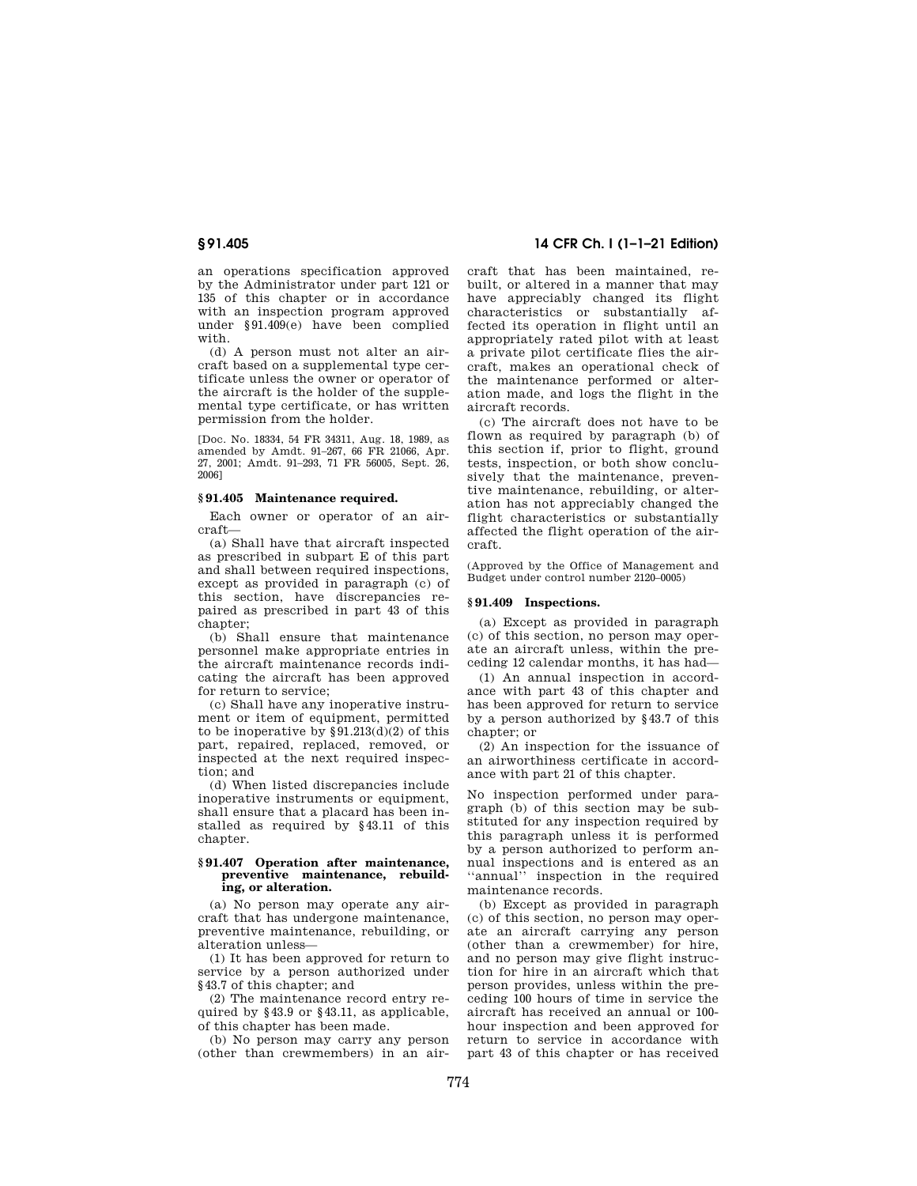an operations specification approved by the Administrator under part 121 or 135 of this chapter or in accordance with an inspection program approved under §91.409(e) have been complied with.

(d) A person must not alter an aircraft based on a supplemental type certificate unless the owner or operator of the aircraft is the holder of the supplemental type certificate, or has written permission from the holder.

[Doc. No. 18334, 54 FR 34311, Aug. 18, 1989, as amended by Amdt. 91–267, 66 FR 21066, Apr. 27, 2001; Amdt. 91–293, 71 FR 56005, Sept. 26, 2006]

### § 91.405 Maintenance required.

Each owner or operator of an aircraft—

(a) Shall have that aircraft inspected as prescribed in subpart E of this part and shall between required inspections, except as provided in paragraph (c) of this section, have discrepancies repaired as prescribed in part 43 of this chapter;

(b) Shall ensure that maintenance personnel make appropriate entries in the aircraft maintenance records indicating the aircraft has been approved for return to service;

(c) Shall have any inoperative instrument or item of equipment, permitted to be inoperative by §91.213(d)(2) of this part, repaired, replaced, removed, or inspected at the next required inspection; and

(d) When listed discrepancies include inoperative instruments or equipment, shall ensure that a placard has been installed as required by §43.11 of this chapter.

### § 91.407 Operation after maintenance, preventive maintenance, rebuilding, or alteration.

(a) No person may operate any aircraft that has undergone maintenance, preventive maintenance, rebuilding, or alteration unless—

(1) It has been approved for return to service by a person authorized under §43.7 of this chapter; and

(2) The maintenance record entry required by §43.9 or §43.11, as applicable, of this chapter has been made.

(b) No person may carry any person (other than crewmembers) in an aircraft that has been maintained, rebuilt, or altered in a manner that may have appreciably changed its flight characteristics or substantially affected its operation in flight until an appropriately rated pilot with at least a private pilot certificate flies the aircraft, makes an operational check of the maintenance performed or alteration made, and logs the flight in the aircraft records.

(c) The aircraft does not have to be flown as required by paragraph (b) of this section if, prior to flight, ground tests, inspection, or both show conclusively that the maintenance, preventive maintenance, rebuilding, or alteration has not appreciably changed the flight characteristics or substantially affected the flight operation of the aircraft.

(Approved by the Office of Management and Budget under control number 2120–0005)

### § 91.409 Inspections.

(a) Except as provided in paragraph (c) of this section, no person may operate an aircraft unless, within the preceding 12 calendar months, it has had—

(1) An annual inspection in accordance with part 43 of this chapter and has been approved for return to service by a person authorized by §43.7 of this chapter; or

(2) An inspection for the issuance of an airworthiness certificate in accordance with part 21 of this chapter.

No inspection performed under paragraph (b) of this section may be substituted for any inspection required by this paragraph unless it is performed by a person authorized to perform annual inspections and is entered as an ''annual'' inspection in the required maintenance records.

(b) Except as provided in paragraph (c) of this section, no person may operate an aircraft carrying any person (other than a crewmember) for hire, and no person may give flight instruction for hire in an aircraft which that person provides, unless within the preceding 100 hours of time in service the aircraft has received an annual or 100-hour inspection and been approved for return to service in accordance with part 43 of this chapter or has received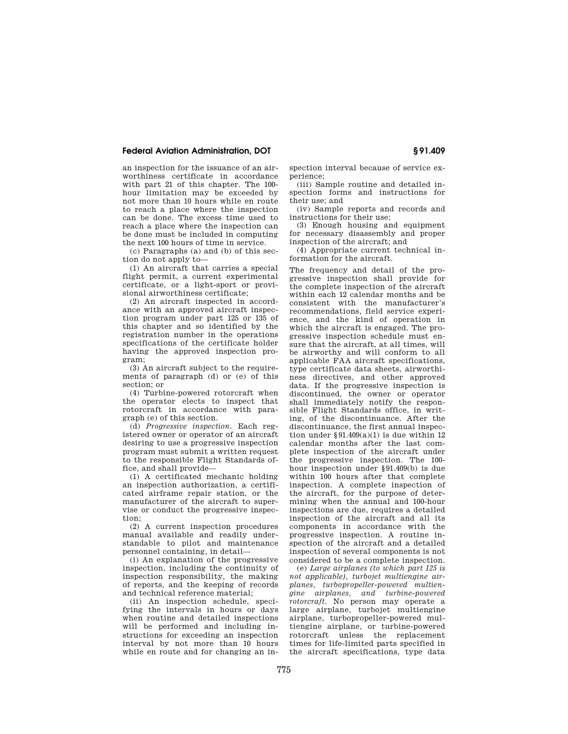an inspection for the issuance of an airworthiness certificate in accordance with part 21 of this chapter. The 100-hour limitation may be exceeded by not more than 10 hours while en route to reach a place where the inspection can be done. The excess time used to reach a place where the inspection can be done must be included in computing the next 100 hours of time in service.

(c) Paragraphs (a) and (b) of this section do not apply to—

(1) An aircraft that carries a special flight permit, a current experimental certificate, or a light-sport or provisional airworthiness certificate;

(2) An aircraft inspected in accordance with an approved aircraft inspection program under part 125 or 135 of this chapter and so identified by the registration number in the operations specifications of the certificate holder having the approved inspection program;

(3) An aircraft subject to the requirements of paragraph (d) or (e) of this section; or

(4) Turbine-powered rotorcraft when the operator elects to inspect that rotorcraft in accordance with paragraph (e) of this section.

(d) *Progressive inspection.* Each registered owner or operator of an aircraft desiring to use a progressive inspection program must submit a written request to the responsible Flight Standards office, and shall provide—

(1) A certificated mechanic holding an inspection authorization, a certificated airframe repair station, or the manufacturer of the aircraft to supervise or conduct the progressive inspection;

(2) A current inspection procedures manual available and readily understandable to pilot and maintenance personnel containing, in detail—

(i) An explanation of the progressive inspection, including the continuity of inspection responsibility, the making of reports, and the keeping of records and technical reference material;

(ii) An inspection schedule, specifying the intervals in hours or days when routine and detailed inspections will be performed and including instructions for exceeding an inspection interval by not more than 10 hours while en route and for changing an inspection interval because of service experience;

(iii) Sample routine and detailed inspection forms and instructions for their use; and

(iv) Sample reports and records and instructions for their use;

(3) Enough housing and equipment for necessary disassembly and proper inspection of the aircraft; and

(4) Appropriate current technical information for the aircraft.

The frequency and detail of the progressive inspection shall provide for the complete inspection of the aircraft within each 12 calendar months and be consistent with the manufacturer's recommendations, field service experience, and the kind of operation in which the aircraft is engaged. The progressive inspection schedule must ensure that the aircraft, at all times, will be airworthy and will conform to all applicable FAA aircraft specifications, type certificate data sheets, airworthiness directives, and other approved data. If the progressive inspection is discontinued, the owner or operator shall immediately notify the responsible Flight Standards office, in writing, of the discontinuance. After the discontinuance, the first annual inspection under §91.409(a)(1) is due within 12 calendar months after the last complete inspection of the aircraft under the progressive inspection. The 100-hour inspection under §91.409(b) is due within 100 hours after that complete inspection. A complete inspection of the aircraft, for the purpose of determining when the annual and 100-hour inspections are due, requires a detailed inspection of the aircraft and all its components in accordance with the progressive inspection. A routine inspection of the aircraft and a detailed inspection of several components is not considered to be a complete inspection.

(e) *Large airplanes (to which part 125 is not applicable), turbojet multiengine airplanes, turbopropeller-powered multiengine airplanes, and turbine-powered rotorcraft.* No person may operate a large airplane, turbojet multiengine airplane, turbopropeller-powered multiengine airplane, or turbine-powered rotorcraft unless the replacement times for life-limited parts specified in the aircraft specifications, type data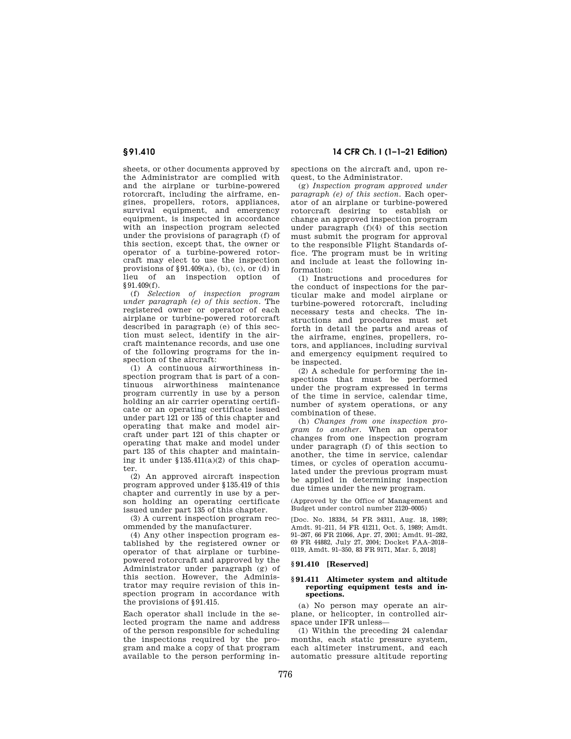sheets, or other documents approved by the Administrator are complied with and the airplane or turbine-powered rotorcraft, including the airframe, engines, propellers, rotors, appliances, survival equipment, and emergency equipment, is inspected in accordance with an inspection program selected under the provisions of paragraph (f) of this section, except that, the owner or operator of a turbine-powered rotorcraft may elect to use the inspection provisions of §91.409(a), (b), (c), or (d) in lieu of an inspection option of §91.409(f).

(f) *Selection of inspection program under paragraph (e) of this section.* The registered owner or operator of each airplane or turbine-powered rotorcraft described in paragraph (e) of this section must select, identify in the aircraft maintenance records, and use one of the following programs for the inspection of the aircraft:

(1) A continuous airworthiness inspection program that is part of a continuous airworthiness maintenance program currently in use by a person holding an air carrier operating certificate or an operating certificate issued under part 121 or 135 of this chapter and operating that make and model aircraft under part 121 of this chapter or operating that make and model under part 135 of this chapter and maintaining it under §135.411(a)(2) of this chapter.

(2) An approved aircraft inspection program approved under §135.419 of this chapter and currently in use by a person holding an operating certificate issued under part 135 of this chapter.

(3) A current inspection program recommended by the manufacturer.

(4) Any other inspection program established by the registered owner or operator of that airplane or turbine-powered rotorcraft and approved by the Administrator under paragraph (g) of this section. However, the Administrator may require revision of this inspection program in accordance with the provisions of §91.415.

Each operator shall include in the selected program the name and address of the person responsible for scheduling the inspections required by the program and make a copy of that program available to the person performing inspections on the aircraft and, upon request, to the Administrator.

(g) *Inspection program approved under paragraph (e) of this section.* Each operator of an airplane or turbine-powered rotorcraft desiring to establish or change an approved inspection program under paragraph (f)(4) of this section must submit the program for approval to the responsible Flight Standards office. The program must be in writing and include at least the following information:

(1) Instructions and procedures for the conduct of inspections for the particular make and model airplane or turbine-powered rotorcraft, including necessary tests and checks. The instructions and procedures must set forth in detail the parts and areas of the airframe, engines, propellers, rotors, and appliances, including survival and emergency equipment required to be inspected.

(2) A schedule for performing the inspections that must be performed under the program expressed in terms of the time in service, calendar time, number of system operations, or any combination of these.

(h) *Changes from one inspection program to another.* When an operator changes from one inspection program under paragraph (f) of this section to another, the time in service, calendar times, or cycles of operation accumulated under the previous program must be applied in determining inspection due times under the new program.

(Approved by the Office of Management and Budget under control number 2120–0005)

[Doc. No. 18334, 54 FR 34311, Aug. 18, 1989; Amdt. 91–211, 54 FR 41211, Oct. 5, 1989; Amdt. 91–267, 66 FR 21066, Apr. 27, 2001; Amdt. 91–282, 69 FR 44882, July 27, 2004; Docket FAA–2018–0119, Amdt. 91–350, 83 FR 9171, Mar. 5, 2018]

### §91.410 [Reserved]

### §91.411 Altimeter system and altitude reporting equipment tests and inspections.

(a) No person may operate an airplane, or helicopter, in controlled airspace under IFR unless—

(1) Within the preceding 24 calendar months, each static pressure system, each altimeter instrument, and each automatic pressure altitude reporting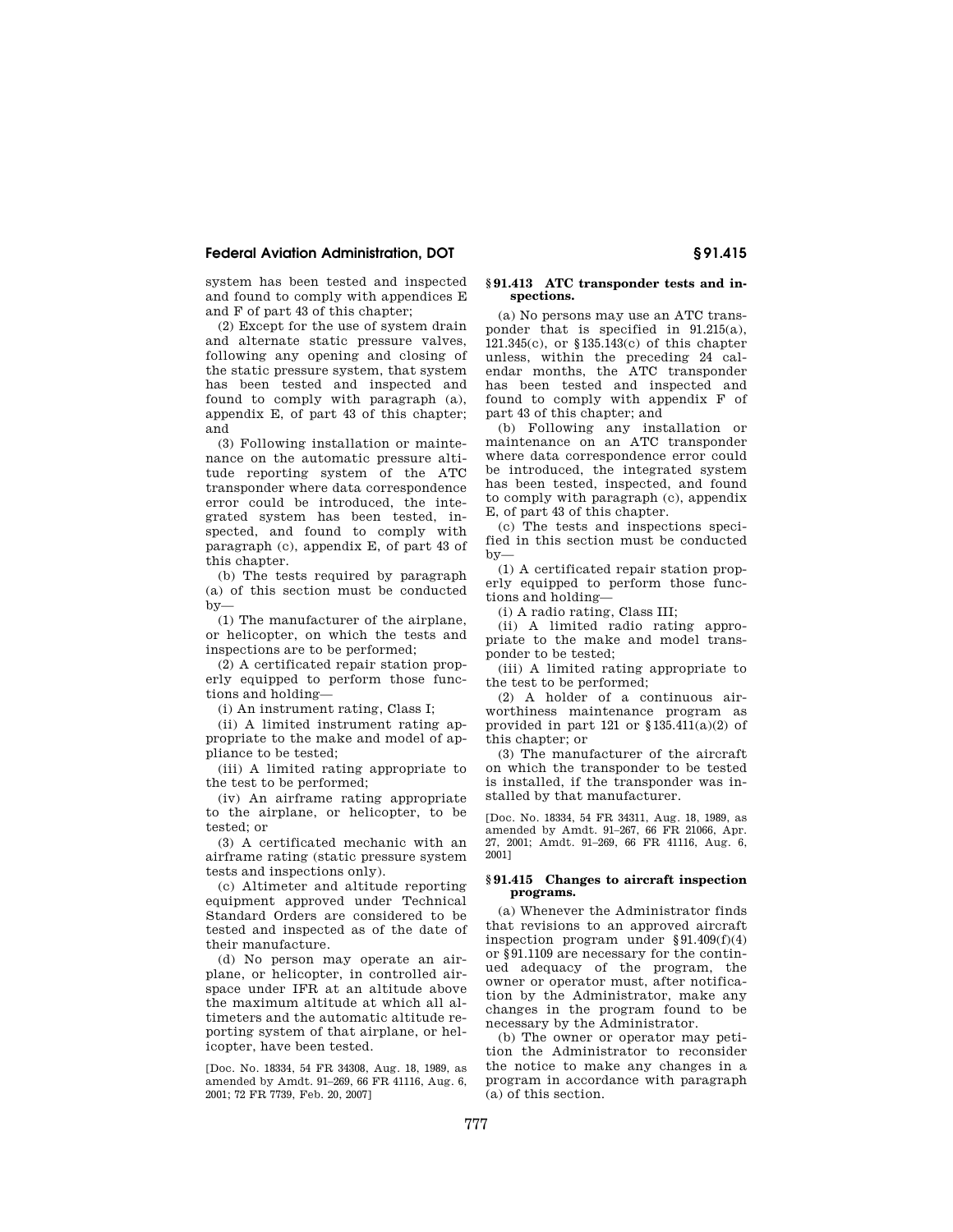system has been tested and inspected and found to comply with appendices E and F of part 43 of this chapter;

(2) Except for the use of system drain and alternate static pressure valves, following any opening and closing of the static pressure system, that system has been tested and inspected and found to comply with paragraph (a), appendix E, of part 43 of this chapter; and

(3) Following installation or maintenance on the automatic pressure altitude reporting system of the ATC transponder where data correspondence error could be introduced, the integrated system has been tested, inspected, and found to comply with paragraph (c), appendix E, of part 43 of this chapter.

(b) The tests required by paragraph (a) of this section must be conducted by—

(1) The manufacturer of the airplane, or helicopter, on which the tests and inspections are to be performed;

(2) A certificated repair station properly equipped to perform those functions and holding—

(i) An instrument rating, Class I;

(ii) A limited instrument rating appropriate to the make and model of appliance to be tested;

(iii) A limited rating appropriate to the test to be performed;

(iv) An airframe rating appropriate to the airplane, or helicopter, to be tested; or

(3) A certificated mechanic with an airframe rating (static pressure system tests and inspections only).

(c) Altimeter and altitude reporting equipment approved under Technical Standard Orders are considered to be tested and inspected as of the date of their manufacture.

(d) No person may operate an airplane, or helicopter, in controlled airspace under IFR at an altitude above the maximum altitude at which all altimeters and the automatic altitude reporting system of that airplane, or helicopter, have been tested.

[Doc. No. 18334, 54 FR 34308, Aug. 18, 1989, as amended by Amdt. 91–269, 66 FR 41116, Aug. 6, 2001; 72 FR 7739, Feb. 20, 2007]

### § 91.413 ATC transponder tests and inspections.

(a) No persons may use an ATC transponder that is specified in 91.215(a), 121.345(c), or §135.143(c) of this chapter unless, within the preceding 24 calendar months, the ATC transponder has been tested and inspected and found to comply with appendix F of part 43 of this chapter; and

(b) Following any installation or maintenance on an ATC transponder where data correspondence error could be introduced, the integrated system has been tested, inspected, and found to comply with paragraph (c), appendix E, of part 43 of this chapter.

(c) The tests and inspections specified in this section must be conducted by—

(1) A certificated repair station properly equipped to perform those functions and holding—

(i) A radio rating, Class III;

(ii) A limited radio rating appropriate to the make and model transponder to be tested;

(iii) A limited rating appropriate to the test to be performed;

(2) A holder of a continuous airworthiness maintenance program as provided in part 121 or §135.411(a)(2) of this chapter; or

(3) The manufacturer of the aircraft on which the transponder to be tested is installed, if the transponder was installed by that manufacturer.

[Doc. No. 18334, 54 FR 34311, Aug. 18, 1989, as amended by Amdt. 91–267, 66 FR 21066, Apr. 27, 2001; Amdt. 91–269, 66 FR 41116, Aug. 6, 2001]

### § 91.415 Changes to aircraft inspection programs.

(a) Whenever the Administrator finds that revisions to an approved aircraft inspection program under §91.409(f)(4) or §91.1109 are necessary for the continued adequacy of the program, the owner or operator must, after notification by the Administrator, make any changes in the program found to be necessary by the Administrator.

(b) The owner or operator may petition the Administrator to reconsider the notice to make any changes in a program in accordance with paragraph (a) of this section.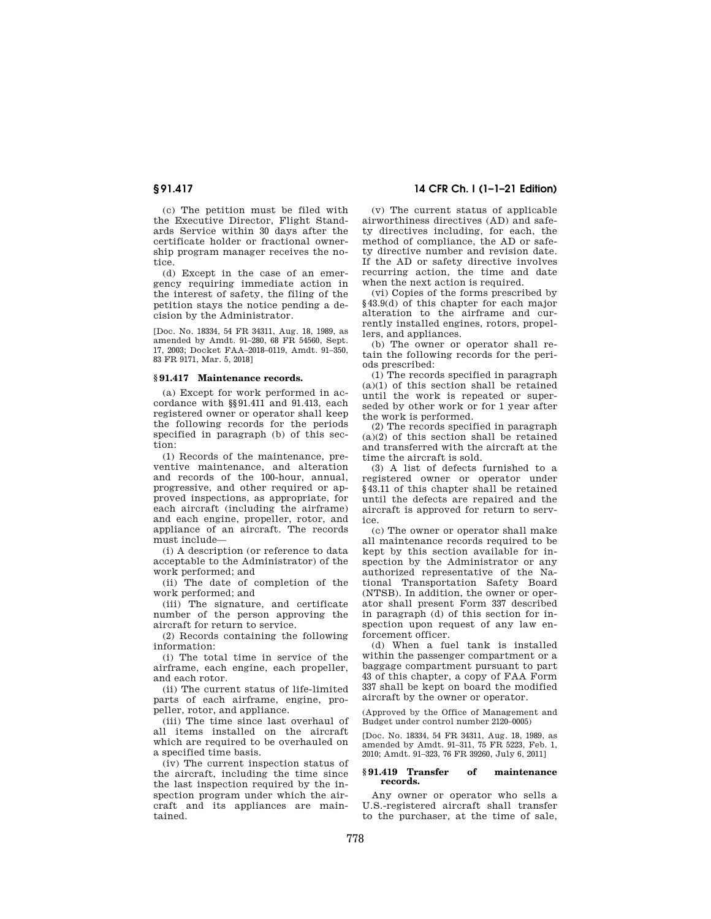(c) The petition must be filed with the Executive Director, Flight Standards Service within 30 days after the certificate holder or fractional ownership program manager receives the notice.

(d) Except in the case of an emergency requiring immediate action in the interest of safety, the filing of the petition stays the notice pending a decision by the Administrator.

[Doc. No. 18334, 54 FR 34311, Aug. 18, 1989, as amended by Amdt. 91–280, 68 FR 54560, Sept. 17, 2003; Docket FAA–2018–0119, Amdt. 91–350, 83 FR 9171, Mar. 5, 2018]

## § 91.417 Maintenance records.

(a) Except for work performed in accordance with §§ 91.411 and 91.413, each registered owner or operator shall keep the following records for the periods specified in paragraph (b) of this section:

(1) Records of the maintenance, preventive maintenance, and alteration and records of the 100-hour, annual, progressive, and other required or approved inspections, as appropriate, for each aircraft (including the airframe) and each engine, propeller, rotor, and appliance of an aircraft. The records must include—

(i) A description (or reference to data acceptable to the Administrator) of the work performed; and

(ii) The date of completion of the work performed; and

(iii) The signature, and certificate number of the person approving the aircraft for return to service.

(2) Records containing the following information:

(i) The total time in service of the airframe, each engine, each propeller, and each rotor.

(ii) The current status of life-limited parts of each airframe, engine, propeller, rotor, and appliance.

(iii) The time since last overhaul of all items installed on the aircraft which are required to be overhauled on a specified time basis.

(iv) The current inspection status of the aircraft, including the time since the last inspection required by the inspection program under which the aircraft and its appliances are maintained.

(v) The current status of applicable airworthiness directives (AD) and safety directives including, for each, the method of compliance, the AD or safety directive number and revision date. If the AD or safety directive involves recurring action, the time and date when the next action is required.

(vi) Copies of the forms prescribed by § 43.9(d) of this chapter for each major alteration to the airframe and currently installed engines, rotors, propellers, and appliances.

(b) The owner or operator shall retain the following records for the periods prescribed:

(1) The records specified in paragraph (a)(1) of this section shall be retained until the work is repeated or superseded by other work or for 1 year after the work is performed.

(2) The records specified in paragraph (a)(2) of this section shall be retained and transferred with the aircraft at the time the aircraft is sold.

(3) A list of defects furnished to a registered owner or operator under § 43.11 of this chapter shall be retained until the defects are repaired and the aircraft is approved for return to service.

(c) The owner or operator shall make all maintenance records required to be kept by this section available for inspection by the Administrator or any authorized representative of the National Transportation Safety Board (NTSB). In addition, the owner or operator shall present Form 337 described in paragraph (d) of this section for inspection upon request of any law enforcement officer.

(d) When a fuel tank is installed within the passenger compartment or a baggage compartment pursuant to part 43 of this chapter, a copy of FAA Form 337 shall be kept on board the modified aircraft by the owner or operator.

(Approved by the Office of Management and Budget under control number 2120–0005)

[Doc. No. 18334, 54 FR 34311, Aug. 18, 1989, as amended by Amdt. 91–311, 75 FR 5223, Feb. 1, 2010; Amdt. 91–323, 76 FR 39260, July 6, 2011]

## § 91.419 Transfer of maintenance records.

Any owner or operator who sells a U.S.-registered aircraft shall transfer to the purchaser, at the time of sale,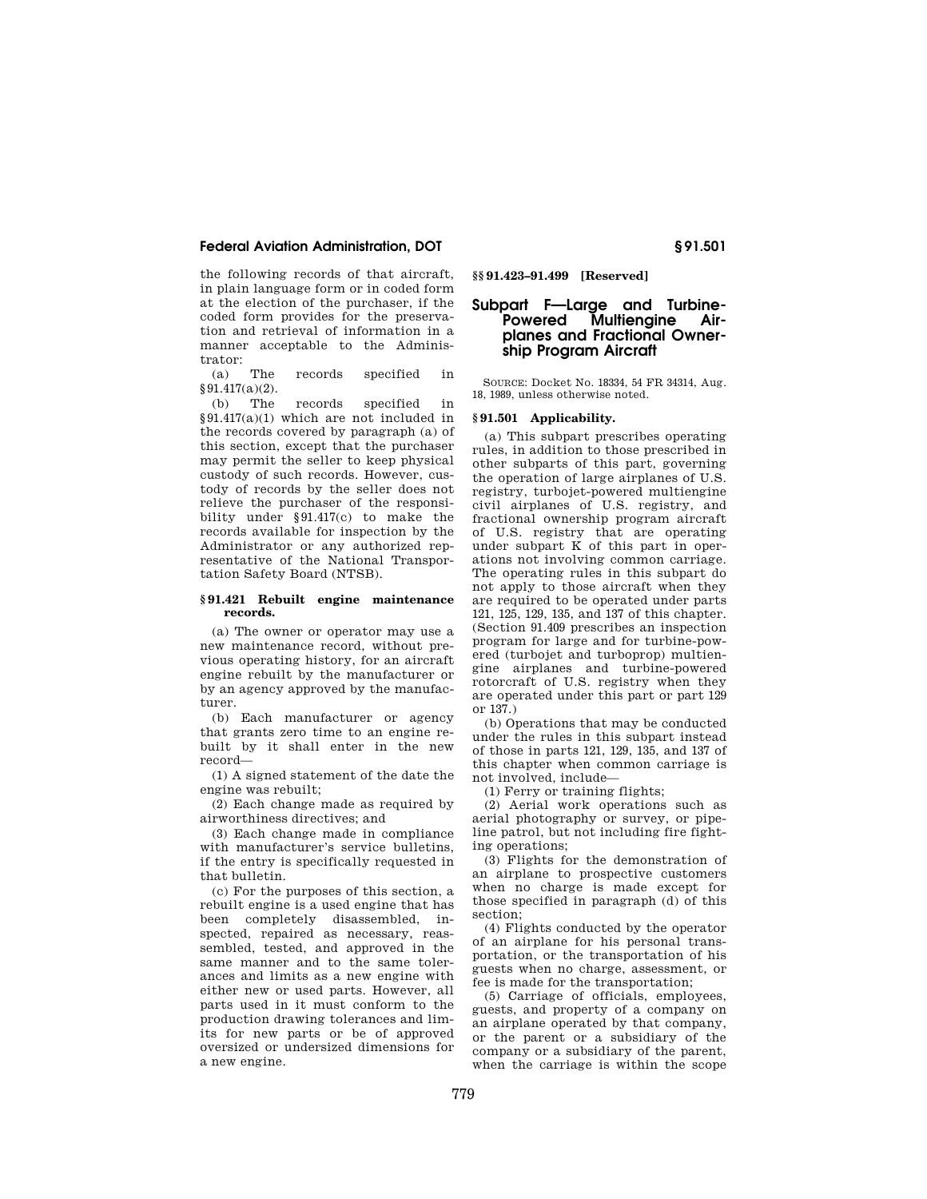the following records of that aircraft, in plain language form or in coded form at the election of the purchaser, if the coded form provides for the preservation and retrieval of information in a manner acceptable to the Administrator:

(a) The records specified in §91.417(a)(2).

(b) The records specified in §91.417(a)(1) which are not included in the records covered by paragraph (a) of this section, except that the purchaser may permit the seller to keep physical custody of such records. However, custody of records by the seller does not relieve the purchaser of the responsibility under §91.417(c) to make the records available for inspection by the Administrator or any authorized representative of the National Transportation Safety Board (NTSB).

### §91.421 Rebuilt engine maintenance records.

(a) The owner or operator may use a new maintenance record, without previous operating history, for an aircraft engine rebuilt by the manufacturer or by an agency approved by the manufacturer.

(b) Each manufacturer or agency that grants zero time to an engine rebuilt by it shall enter in the new record—

(1) A signed statement of the date the engine was rebuilt;

(2) Each change made as required by airworthiness directives; and

(3) Each change made in compliance with manufacturer's service bulletins, if the entry is specifically requested in that bulletin.

(c) For the purposes of this section, a rebuilt engine is a used engine that has been completely disassembled, inspected, repaired as necessary, reassembled, tested, and approved in the same manner and to the same tolerances and limits as a new engine with either new or used parts. However, all parts used in it must conform to the production drawing tolerances and limits for new parts or be of approved oversized or undersized dimensions for a new engine.

### §§91.423–91.499 [Reserved]

## Subpart F—Large and Turbine-Powered Multiengine Airplanes and Fractional Ownership Program Aircraft

SOURCE: Docket No. 18334, 54 FR 34314, Aug. 18, 1989, unless otherwise noted.

### §91.501 Applicability.

(a) This subpart prescribes operating rules, in addition to those prescribed in other subparts of this part, governing the operation of large airplanes of U.S. registry, turbojet-powered multiengine civil airplanes of U.S. registry, and fractional ownership program aircraft of U.S. registry that are operating under subpart K of this part in operations not involving common carriage. The operating rules in this subpart do not apply to those aircraft when they are required to be operated under parts 121, 125, 129, 135, and 137 of this chapter. (Section 91.409 prescribes an inspection program for large and for turbine-powered (turbojet and turboprop) multiengine airplanes and turbine-powered rotorcraft of U.S. registry when they are operated under this part or part 129 or 137.)

(b) Operations that may be conducted under the rules in this subpart instead of those in parts 121, 129, 135, and 137 of this chapter when common carriage is not involved, include—

(1) Ferry or training flights;

(2) Aerial work operations such as aerial photography or survey, or pipeline patrol, but not including fire fighting operations;

(3) Flights for the demonstration of an airplane to prospective customers when no charge is made except for those specified in paragraph (d) of this section;

(4) Flights conducted by the operator of an airplane for his personal transportation, or the transportation of his guests when no charge, assessment, or fee is made for the transportation;

(5) Carriage of officials, employees, guests, and property of a company on an airplane operated by that company, or the parent or a subsidiary of the company or a subsidiary of the parent, when the carriage is within the scope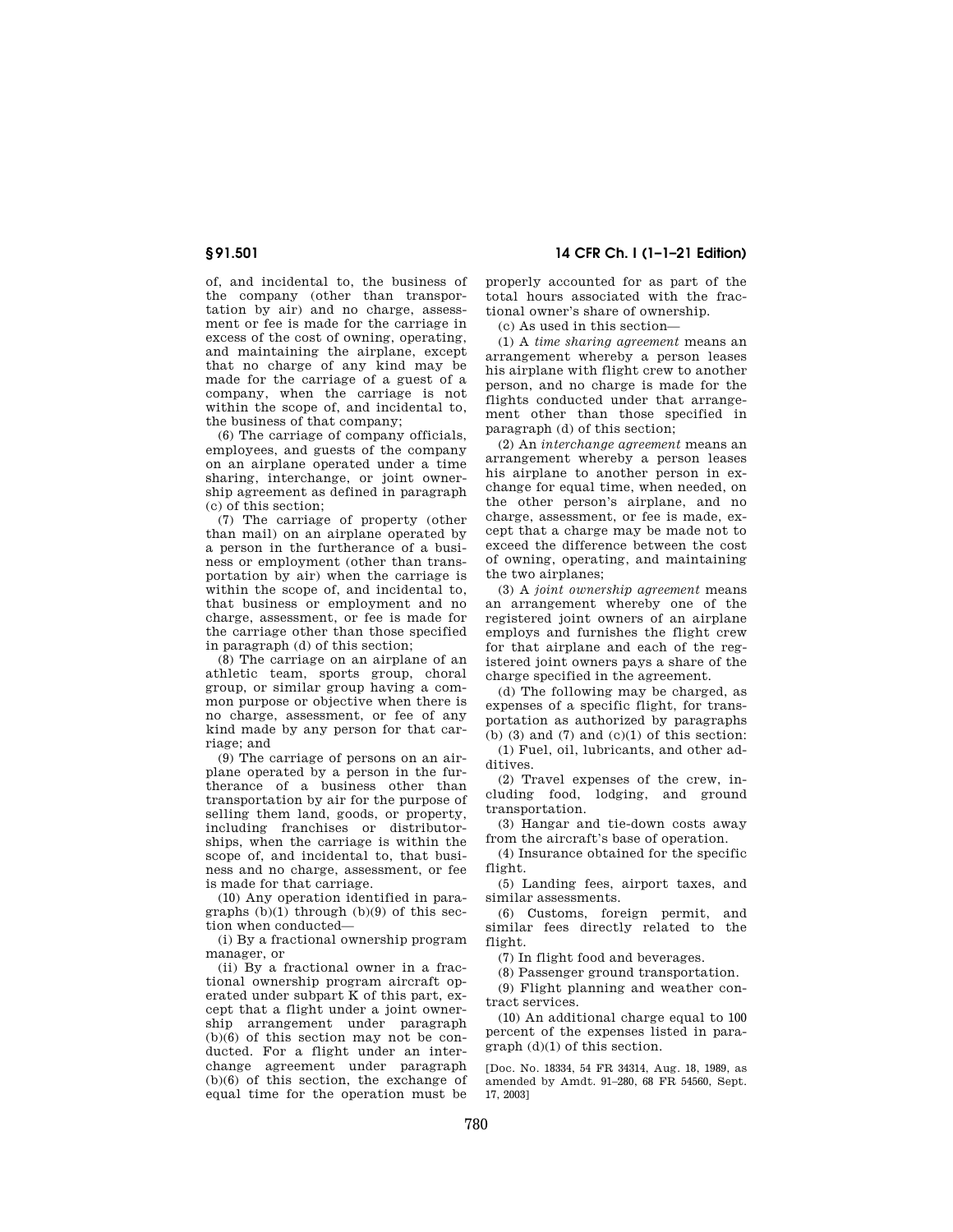of, and incidental to, the business of the company (other than transportation by air) and no charge, assessment or fee is made for the carriage in excess of the cost of owning, operating, and maintaining the airplane, except that no charge of any kind may be made for the carriage of a guest of a company, when the carriage is not within the scope of, and incidental to, the business of that company;

(6) The carriage of company officials, employees, and guests of the company on an airplane operated under a time sharing, interchange, or joint ownership agreement as defined in paragraph (c) of this section;

(7) The carriage of property (other than mail) on an airplane operated by a person in the furtherance of a business or employment (other than transportation by air) when the carriage is within the scope of, and incidental to, that business or employment and no charge, assessment, or fee is made for the carriage other than those specified in paragraph (d) of this section;

(8) The carriage on an airplane of an athletic team, sports group, choral group, or similar group having a common purpose or objective when there is no charge, assessment, or fee of any kind made by any person for that carriage; and

(9) The carriage of persons on an airplane operated by a person in the furtherance of a business other than transportation by air for the purpose of selling them land, goods, or property, including franchises or distributorships, when the carriage is within the scope of, and incidental to, that business and no charge, assessment, or fee is made for that carriage.

(10) Any operation identified in paragraphs (b)(1) through (b)(9) of this section when conducted—

(i) By a fractional ownership program manager, or

(ii) By a fractional owner in a fractional ownership program aircraft operated under subpart K of this part, except that a flight under a joint ownership arrangement under paragraph (b)(6) of this section may not be conducted. For a flight under an interchange agreement under paragraph (b)(6) of this section, the exchange of equal time for the operation must be properly accounted for as part of the total hours associated with the fractional owner's share of ownership.

(c) As used in this section—

(1) A *time sharing agreement* means an arrangement whereby a person leases his airplane with flight crew to another person, and no charge is made for the flights conducted under that arrangement other than those specified in paragraph (d) of this section;

(2) An *interchange agreement* means an arrangement whereby a person leases his airplane to another person in exchange for equal time, when needed, on the other person's airplane, and no charge, assessment, or fee is made, except that a charge may be made not to exceed the difference between the cost of owning, operating, and maintaining the two airplanes;

(3) A *joint ownership agreement* means an arrangement whereby one of the registered joint owners of an airplane employs and furnishes the flight crew for that airplane and each of the registered joint owners pays a share of the charge specified in the agreement.

(d) The following may be charged, as expenses of a specific flight, for transportation as authorized by paragraphs (b) (3) and (7) and (c)(1) of this section:

(1) Fuel, oil, lubricants, and other additives.

(2) Travel expenses of the crew, including food, lodging, and ground transportation.

(3) Hangar and tie-down costs away from the aircraft's base of operation.

(4) Insurance obtained for the specific flight.

(5) Landing fees, airport taxes, and similar assessments.

(6) Customs, foreign permit, and similar fees directly related to the flight.

(7) In flight food and beverages.

(8) Passenger ground transportation.

(9) Flight planning and weather contract services.

(10) An additional charge equal to 100 percent of the expenses listed in paragraph (d)(1) of this section.

[Doc. No. 18334, 54 FR 34314, Aug. 18, 1989, as amended by Amdt. 91–280, 68 FR 54560, Sept. 17, 2003]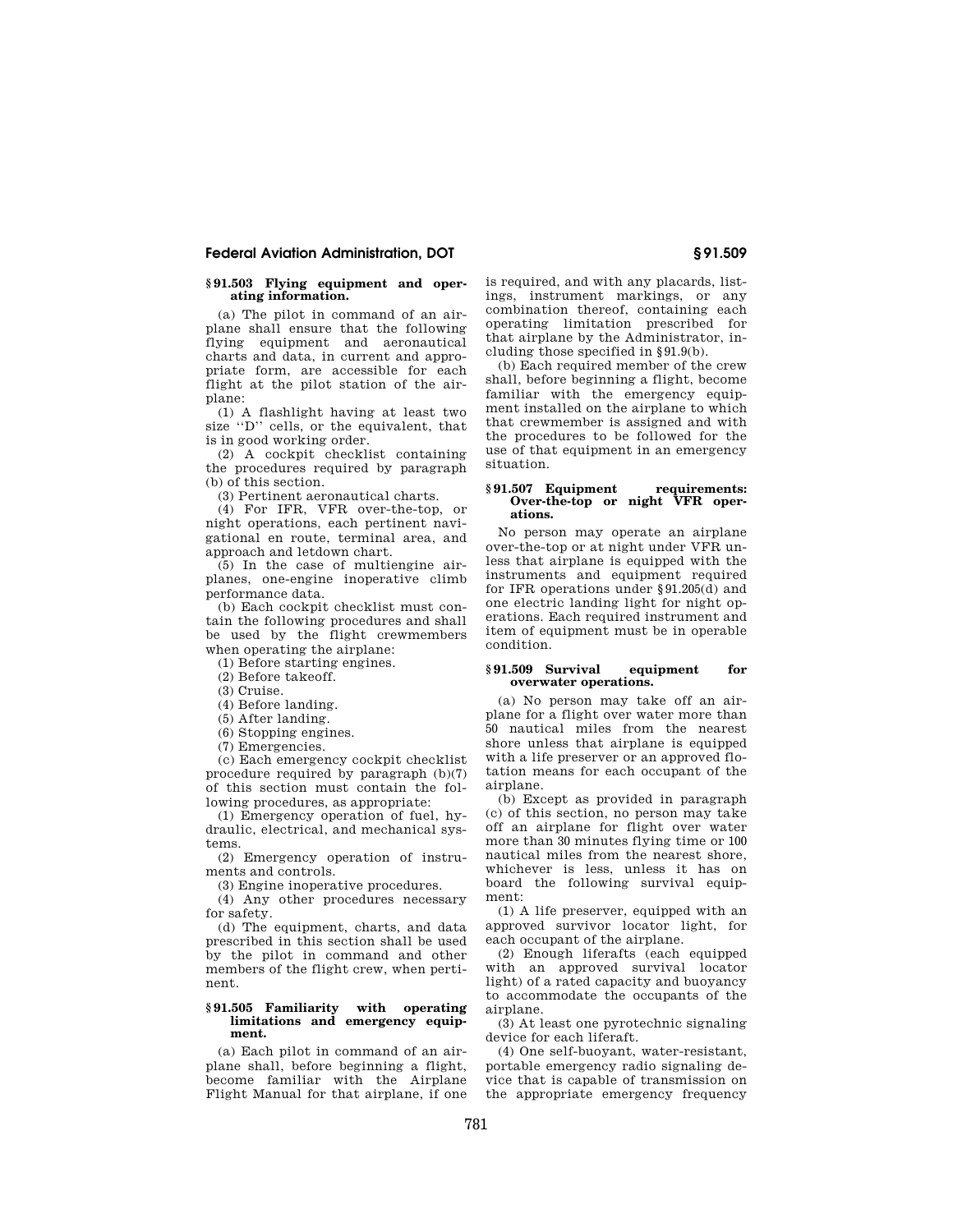### § 91.503 Flying equipment and operating information.

(a) The pilot in command of an airplane shall ensure that the following flying equipment and aeronautical charts and data, in current and appropriate form, are accessible for each flight at the pilot station of the airplane:

(1) A flashlight having at least two size "D" cells, or the equivalent, that is in good working order.

(2) A cockpit checklist containing the procedures required by paragraph (b) of this section.

(3) Pertinent aeronautical charts.

(4) For IFR, VFR over-the-top, or night operations, each pertinent navigational en route, terminal area, and approach and letdown chart.

(5) In the case of multiengine airplanes, one-engine inoperative climb performance data.

(b) Each cockpit checklist must contain the following procedures and shall be used by the flight crewmembers when operating the airplane:

(1) Before starting engines.

(2) Before takeoff.

(3) Cruise.

(4) Before landing.

(5) After landing.

(6) Stopping engines.

(7) Emergencies.

(c) Each emergency cockpit checklist procedure required by paragraph (b)(7) of this section must contain the following procedures, as appropriate:

(1) Emergency operation of fuel, hydraulic, electrical, and mechanical systems.

(2) Emergency operation of instruments and controls.

(3) Engine inoperative procedures.

(4) Any other procedures necessary for safety.

(d) The equipment, charts, and data prescribed in this section shall be used by the pilot in command and other members of the flight crew, when pertinent.

### § 91.505 Familiarity with operating limitations and emergency equipment.

(a) Each pilot in command of an airplane shall, before beginning a flight, become familiar with the Airplane Flight Manual for that airplane, if one is required, and with any placards, listings, instrument markings, or any combination thereof, containing each operating limitation prescribed for that airplane by the Administrator, including those specified in § 91.9(b).

(b) Each required member of the crew shall, before beginning a flight, become familiar with the emergency equipment installed on the airplane to which that crewmember is assigned and with the procedures to be followed for the use of that equipment in an emergency situation.

### § 91.507 Equipment requirements: Over-the-top or night VFR operations.

No person may operate an airplane over-the-top or at night under VFR unless that airplane is equipped with the instruments and equipment required for IFR operations under § 91.205(d) and one electric landing light for night operations. Each required instrument and item of equipment must be in operable condition.

### § 91.509 Survival equipment for overwater operations.

(a) No person may take off an airplane for a flight over water more than 50 nautical miles from the nearest shore unless that airplane is equipped with a life preserver or an approved flotation means for each occupant of the airplane.

(b) Except as provided in paragraph (c) of this section, no person may take off an airplane for flight over water more than 30 minutes flying time or 100 nautical miles from the nearest shore, whichever is less, unless it has on board the following survival equipment:

(1) A life preserver, equipped with an approved survivor locator light, for each occupant of the airplane.

(2) Enough liferafts (each equipped with an approved survival locator light) of a rated capacity and buoyancy to accommodate the occupants of the airplane.

(3) At least one pyrotechnic signaling device for each liferaft.

(4) One self-buoyant, water-resistant, portable emergency radio signaling device that is capable of transmission on the appropriate emergency frequency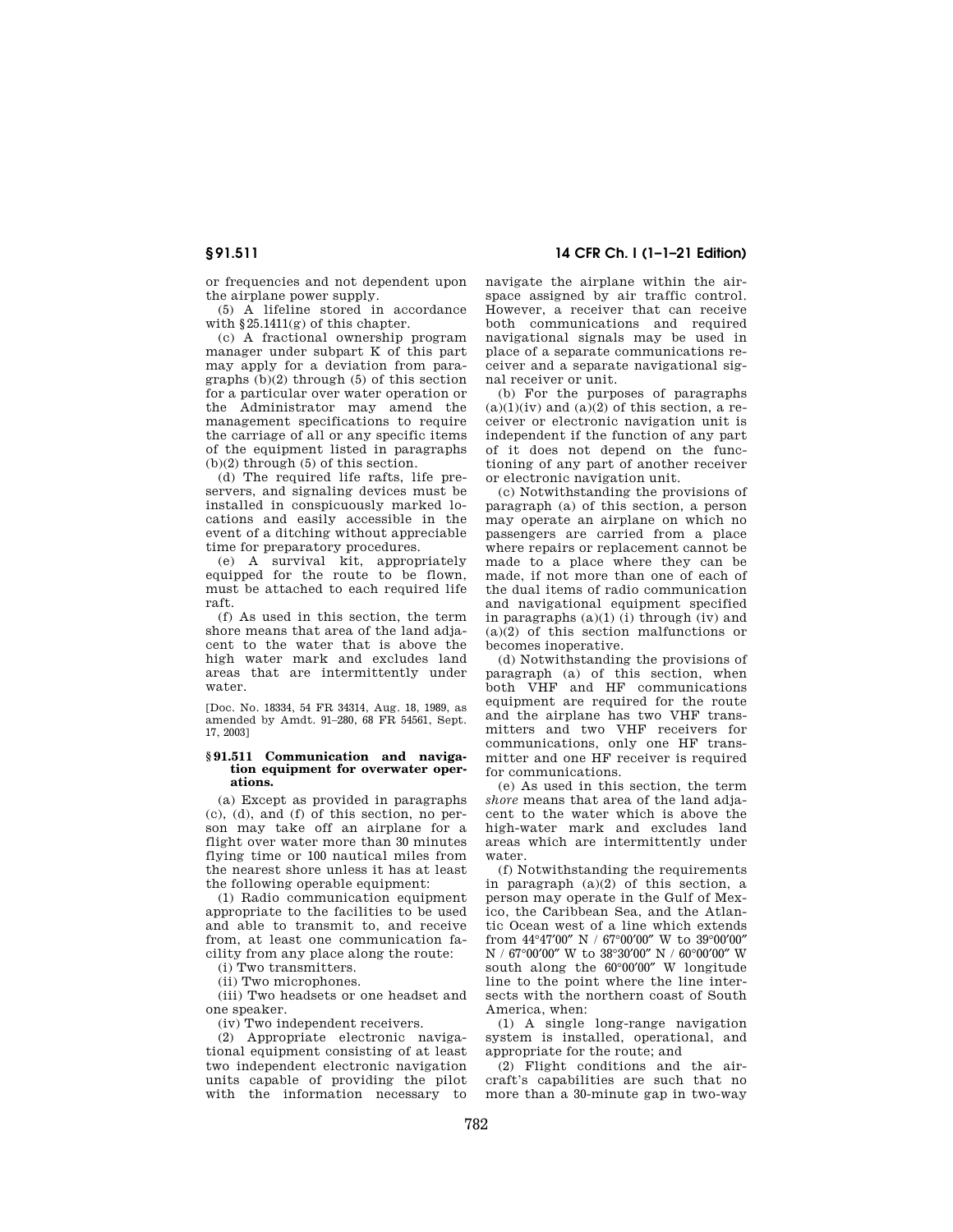or frequencies and not dependent upon the airplane power supply.

(5) A lifeline stored in accordance with §25.1411(g) of this chapter.

(c) A fractional ownership program manager under subpart K of this part may apply for a deviation from paragraphs (b)(2) through (5) of this section for a particular over water operation or the Administrator may amend the management specifications to require the carriage of all or any specific items of the equipment listed in paragraphs (b)(2) through (5) of this section.

(d) The required life rafts, life preservers, and signaling devices must be installed in conspicuously marked locations and easily accessible in the event of a ditching without appreciable time for preparatory procedures.

(e) A survival kit, appropriately equipped for the route to be flown, must be attached to each required life raft.

(f) As used in this section, the term shore means that area of the land adjacent to the water that is above the high water mark and excludes land areas that are intermittently under water.

[Doc. No. 18334, 54 FR 34314, Aug. 18, 1989, as amended by Amdt. 91–280, 68 FR 54561, Sept. 17, 2003]

### §91.511 Communication and navigation equipment for overwater operations.

(a) Except as provided in paragraphs (c), (d), and (f) of this section, no person may take off an airplane for a flight over water more than 30 minutes flying time or 100 nautical miles from the nearest shore unless it has at least the following operable equipment:

(1) Radio communication equipment appropriate to the facilities to be used and able to transmit to, and receive from, at least one communication facility from any place along the route:

(i) Two transmitters.

(ii) Two microphones.

(iii) Two headsets or one headset and one speaker.

(iv) Two independent receivers.

(2) Appropriate electronic navigational equipment consisting of at least two independent electronic navigation units capable of providing the pilot with the information necessary to navigate the airplane within the airspace assigned by air traffic control. However, a receiver that can receive both communications and required navigational signals may be used in place of a separate communications receiver and a separate navigational signal receiver or unit.

(b) For the purposes of paragraphs (a)(1)(iv) and (a)(2) of this section, a receiver or electronic navigation unit is independent if the function of any part of it does not depend on the functioning of any part of another receiver or electronic navigation unit.

(c) Notwithstanding the provisions of paragraph (a) of this section, a person may operate an airplane on which no passengers are carried from a place where repairs or replacement cannot be made to a place where they can be made, if not more than one of each of the dual items of radio communication and navigational equipment specified in paragraphs (a)(1) (i) through (iv) and (a)(2) of this section malfunctions or becomes inoperative.

(d) Notwithstanding the provisions of paragraph (a) of this section, when both VHF and HF communications equipment are required for the route and the airplane has two VHF transmitters and two VHF receivers for communications, only one HF transmitter and one HF receiver is required for communications.

(e) As used in this section, the term *shore* means that area of the land adjacent to the water which is above the high-water mark and excludes land areas which are intermittently under water.

(f) Notwithstanding the requirements in paragraph (a)(2) of this section, a person may operate in the Gulf of Mexico, the Caribbean Sea, and the Atlantic Ocean west of a line which extends from 44°47′00″ N / 67°00′00″ W to 39°00′00″ N / 67°00′00″ W to 38°30′00″ N / 60°00′00″ W south along the 60°00′00″ W longitude line to the point where the line intersects with the northern coast of South America, when:

(1) A single long-range navigation system is installed, operational, and appropriate for the route; and

(2) Flight conditions and the aircraft's capabilities are such that no more than a 30-minute gap in two-way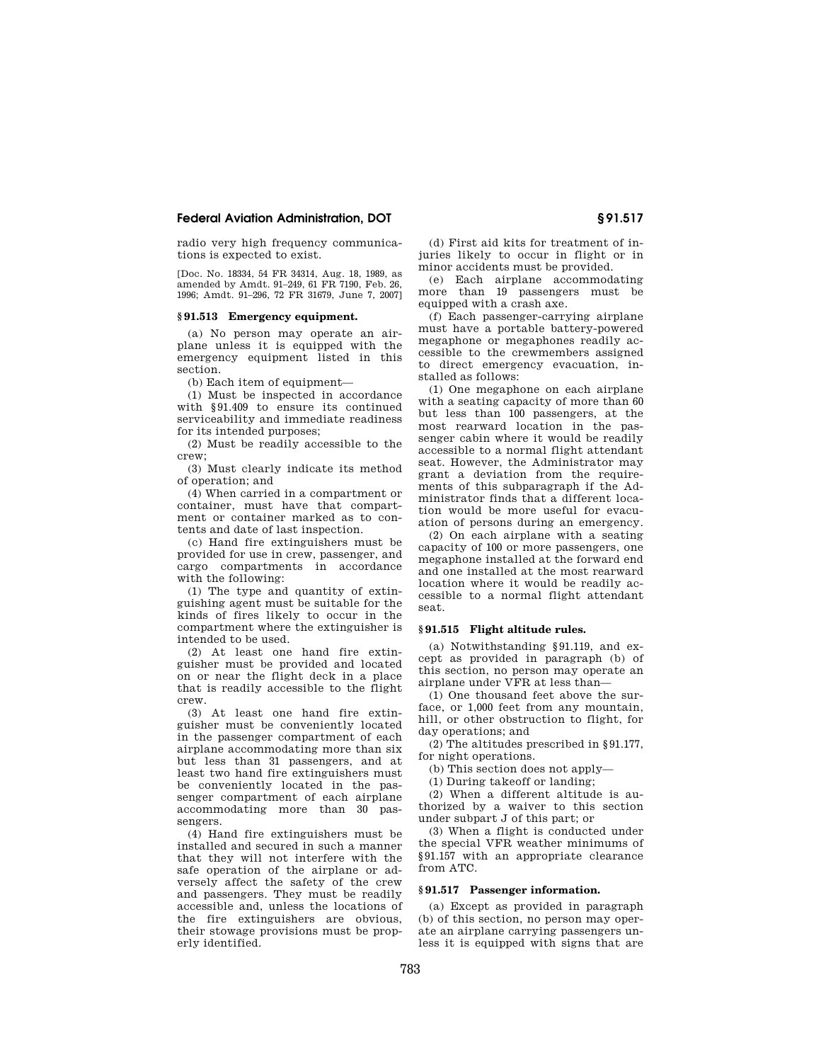radio very high frequency communications is expected to exist.

[Doc. No. 18334, 54 FR 34314, Aug. 18, 1989, as amended by Amdt. 91–249, 61 FR 7190, Feb. 26, 1996; Amdt. 91–296, 72 FR 31679, June 7, 2007]

### § 91.513 Emergency equipment.

(a) No person may operate an airplane unless it is equipped with the emergency equipment listed in this section.

(b) Each item of equipment—

(1) Must be inspected in accordance with § 91.409 to ensure its continued serviceability and immediate readiness for its intended purposes;

(2) Must be readily accessible to the crew;

(3) Must clearly indicate its method of operation; and

(4) When carried in a compartment or container, must have that compartment or container marked as to contents and date of last inspection.

(c) Hand fire extinguishers must be provided for use in crew, passenger, and cargo compartments in accordance with the following:

(1) The type and quantity of extinguishing agent must be suitable for the kinds of fires likely to occur in the compartment where the extinguisher is intended to be used.

(2) At least one hand fire extinguisher must be provided and located on or near the flight deck in a place that is readily accessible to the flight crew.

(3) At least one hand fire extinguisher must be conveniently located in the passenger compartment of each airplane accommodating more than six but less than 31 passengers, and at least two hand fire extinguishers must be conveniently located in the passenger compartment of each airplane accommodating more than 30 passengers.

(4) Hand fire extinguishers must be installed and secured in such a manner that they will not interfere with the safe operation of the airplane or adversely affect the safety of the crew and passengers. They must be readily accessible and, unless the locations of the fire extinguishers are obvious, their stowage provisions must be properly identified.

(d) First aid kits for treatment of injuries likely to occur in flight or in minor accidents must be provided.

(e) Each airplane accommodating more than 19 passengers must be equipped with a crash axe.

(f) Each passenger-carrying airplane must have a portable battery-powered megaphone or megaphones readily accessible to the crewmembers assigned to direct emergency evacuation, installed as follows:

(1) One megaphone on each airplane with a seating capacity of more than 60 but less than 100 passengers, at the most rearward location in the passenger cabin where it would be readily accessible to a normal flight attendant seat. However, the Administrator may grant a deviation from the requirements of this subparagraph if the Administrator finds that a different location would be more useful for evacuation of persons during an emergency.

(2) On each airplane with a seating capacity of 100 or more passengers, one megaphone installed at the forward end and one installed at the most rearward location where it would be readily accessible to a normal flight attendant seat.

### § 91.515 Flight altitude rules.

(a) Notwithstanding § 91.119, and except as provided in paragraph (b) of this section, no person may operate an airplane under VFR at less than—

(1) One thousand feet above the surface, or 1,000 feet from any mountain, hill, or other obstruction to flight, for day operations; and

(2) The altitudes prescribed in § 91.177, for night operations.

(b) This section does not apply—

(1) During takeoff or landing;

(2) When a different altitude is authorized by a waiver to this section under subpart J of this part; or

(3) When a flight is conducted under the special VFR weather minimums of § 91.157 with an appropriate clearance from ATC.

### § 91.517 Passenger information.

(a) Except as provided in paragraph (b) of this section, no person may operate an airplane carrying passengers unless it is equipped with signs that are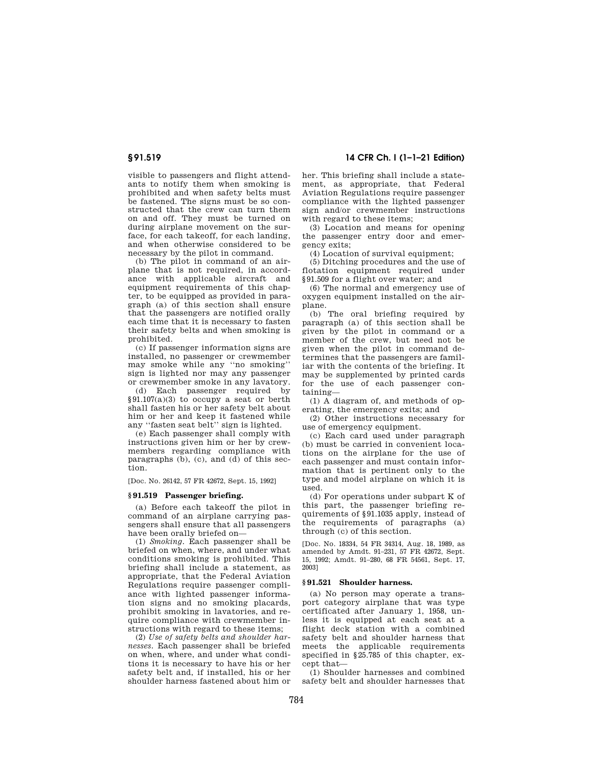visible to passengers and flight attendants to notify them when smoking is prohibited and when safety belts must be fastened. The signs must be so constructed that the crew can turn them on and off. They must be turned on during airplane movement on the surface, for each takeoff, for each landing, and when otherwise considered to be necessary by the pilot in command.

(b) The pilot in command of an airplane that is not required, in accordance with applicable aircraft and equipment requirements of this chapter, to be equipped as provided in paragraph (a) of this section shall ensure that the passengers are notified orally each time that it is necessary to fasten their safety belts and when smoking is prohibited.

(c) If passenger information signs are installed, no passenger or crewmember may smoke while any "no smoking" sign is lighted nor may any passenger or crewmember smoke in any lavatory.

(d) Each passenger required by §91.107(a)(3) to occupy a seat or berth shall fasten his or her safety belt about him or her and keep it fastened while any "fasten seat belt" sign is lighted.

(e) Each passenger shall comply with instructions given him or her by crewmembers regarding compliance with paragraphs (b), (c), and (d) of this section.

[Doc. No. 26142, 57 FR 42672, Sept. 15, 1992]

### §91.519 Passenger briefing.

(a) Before each takeoff the pilot in command of an airplane carrying passengers shall ensure that all passengers have been orally briefed on—

(1) *Smoking.* Each passenger shall be briefed on when, where, and under what conditions smoking is prohibited. This briefing shall include a statement, as appropriate, that the Federal Aviation Regulations require passenger compliance with lighted passenger information signs and no smoking placards, prohibit smoking in lavatories, and require compliance with crewmember instructions with regard to these items;

(2) *Use of safety belts and shoulder harnesses.* Each passenger shall be briefed on when, where, and under what conditions it is necessary to have his or her safety belt and, if installed, his or her shoulder harness fastened about him or her. This briefing shall include a statement, as appropriate, that Federal Aviation Regulations require passenger compliance with the lighted passenger sign and/or crewmember instructions with regard to these items;

(3) Location and means for opening the passenger entry door and emergency exits;

(4) Location of survival equipment;

(5) Ditching procedures and the use of flotation equipment required under §91.509 for a flight over water; and

(6) The normal and emergency use of oxygen equipment installed on the airplane.

(b) The oral briefing required by paragraph (a) of this section shall be given by the pilot in command or a member of the crew, but need not be given when the pilot in command determines that the passengers are familiar with the contents of the briefing. It may be supplemented by printed cards for the use of each passenger containing—

(1) A diagram of, and methods of operating, the emergency exits; and

(2) Other instructions necessary for use of emergency equipment.

(c) Each card used under paragraph (b) must be carried in convenient locations on the airplane for the use of each passenger and must contain information that is pertinent only to the type and model airplane on which it is used.

(d) For operations under subpart K of this part, the passenger briefing requirements of §91.1035 apply, instead of the requirements of paragraphs (a) through (c) of this section.

[Doc. No. 18334, 54 FR 34314, Aug. 18, 1989, as amended by Amdt. 91–231, 57 FR 42672, Sept. 15, 1992; Amdt. 91–280, 68 FR 54561, Sept. 17, 2003]

### §91.521 Shoulder harness.

(a) No person may operate a transport category airplane that was type certificated after January 1, 1958, unless it is equipped at each seat at a flight deck station with a combined safety belt and shoulder harness that meets the applicable requirements specified in §25.785 of this chapter, except that—

(1) Shoulder harnesses and combined safety belt and shoulder harnesses that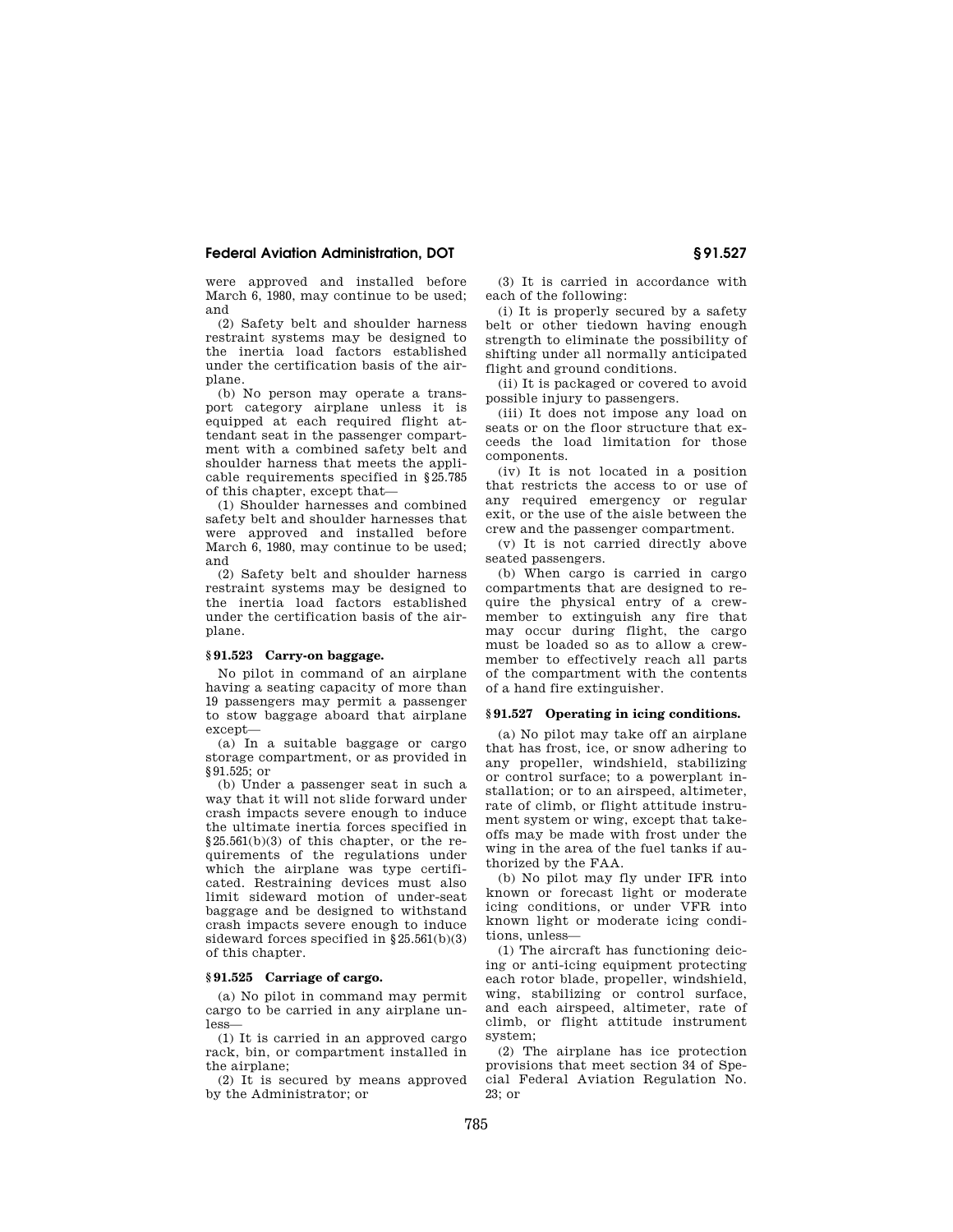were approved and installed before March 6, 1980, may continue to be used; and

(2) Safety belt and shoulder harness restraint systems may be designed to the inertia load factors established under the certification basis of the airplane.

(b) No person may operate a transport category airplane unless it is equipped at each required flight attendant seat in the passenger compartment with a combined safety belt and shoulder harness that meets the applicable requirements specified in §25.785 of this chapter, except that—

(1) Shoulder harnesses and combined safety belt and shoulder harnesses that were approved and installed before March 6, 1980, may continue to be used; and

(2) Safety belt and shoulder harness restraint systems may be designed to the inertia load factors established under the certification basis of the airplane.

### § 91.523 Carry-on baggage.

No pilot in command of an airplane having a seating capacity of more than 19 passengers may permit a passenger to stow baggage aboard that airplane except—

(a) In a suitable baggage or cargo storage compartment, or as provided in §91.525; or

(b) Under a passenger seat in such a way that it will not slide forward under crash impacts severe enough to induce the ultimate inertia forces specified in §25.561(b)(3) of this chapter, or the requirements of the regulations under which the airplane was type certificated. Restraining devices must also limit sideward motion of under-seat baggage and be designed to withstand crash impacts severe enough to induce sideward forces specified in §25.561(b)(3) of this chapter.

### § 91.525 Carriage of cargo.

(a) No pilot in command may permit cargo to be carried in any airplane unless—

(1) It is carried in an approved cargo rack, bin, or compartment installed in the airplane;

(2) It is secured by means approved by the Administrator; or

(3) It is carried in accordance with each of the following:

(i) It is properly secured by a safety belt or other tiedown having enough strength to eliminate the possibility of shifting under all normally anticipated flight and ground conditions.

(ii) It is packaged or covered to avoid possible injury to passengers.

(iii) It does not impose any load on seats or on the floor structure that exceeds the load limitation for those components.

(iv) It is not located in a position that restricts the access to or use of any required emergency or regular exit, or the use of the aisle between the crew and the passenger compartment.

(v) It is not carried directly above seated passengers.

(b) When cargo is carried in cargo compartments that are designed to require the physical entry of a crewmember to extinguish any fire that may occur during flight, the cargo must be loaded so as to allow a crewmember to effectively reach all parts of the compartment with the contents of a hand fire extinguisher.

### § 91.527 Operating in icing conditions.

(a) No pilot may take off an airplane that has frost, ice, or snow adhering to any propeller, windshield, stabilizing or control surface; to a powerplant installation; or to an airspeed, altimeter, rate of climb, or flight attitude instrument system or wing, except that takeoffs may be made with frost under the wing in the area of the fuel tanks if authorized by the FAA.

(b) No pilot may fly under IFR into known or forecast light or moderate icing conditions, or under VFR into known light or moderate icing conditions, unless—

(1) The aircraft has functioning deicing or anti-icing equipment protecting each rotor blade, propeller, windshield, wing, stabilizing or control surface, and each airspeed, altimeter, rate of climb, or flight attitude instrument system;

(2) The airplane has ice protection provisions that meet section 34 of Special Federal Aviation Regulation No. 23; or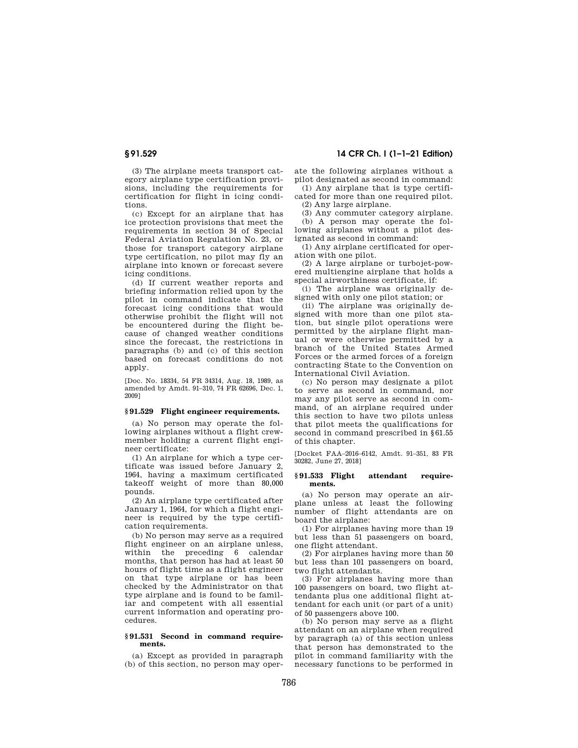(3) The airplane meets transport category airplane type certification provisions, including the requirements for certification for flight in icing conditions.

(c) Except for an airplane that has ice protection provisions that meet the requirements in section 34 of Special Federal Aviation Regulation No. 23, or those for transport category airplane type certification, no pilot may fly an airplane into known or forecast severe icing conditions.

(d) If current weather reports and briefing information relied upon by the pilot in command indicate that the forecast icing conditions that would otherwise prohibit the flight will not be encountered during the flight because of changed weather conditions since the forecast, the restrictions in paragraphs (b) and (c) of this section based on forecast conditions do not apply.

[Doc. No. 18334, 54 FR 34314, Aug. 18, 1989, as amended by Amdt. 91–310, 74 FR 62696, Dec. 1, 2009]

### § 91.529 Flight engineer requirements.

(a) No person may operate the following airplanes without a flight crewmember holding a current flight engineer certificate:

(1) An airplane for which a type certificate was issued before January 2, 1964, having a maximum certificated takeoff weight of more than 80,000 pounds.

(2) An airplane type certificated after January 1, 1964, for which a flight engineer is required by the type certification requirements.

(b) No person may serve as a required flight engineer on an airplane unless, within the preceding 6 calendar months, that person has had at least 50 hours of flight time as a flight engineer on that type airplane or has been checked by the Administrator on that type airplane and is found to be familiar and competent with all essential current information and operating procedures.

### § 91.531 Second in command requirements.

(a) Except as provided in paragraph (b) of this section, no person may operate the following airplanes without a pilot designated as second in command:

(1) Any airplane that is type certificated for more than one required pilot.

(2) Any large airplane.

(3) Any commuter category airplane.

(b) A person may operate the following airplanes without a pilot designated as second in command:

(1) Any airplane certificated for operation with one pilot.

(2) A large airplane or turbojet-powered multiengine airplane that holds a special airworthiness certificate, if:

(i) The airplane was originally designed with only one pilot station; or

(ii) The airplane was originally designed with more than one pilot station, but single pilot operations were permitted by the airplane flight manual or were otherwise permitted by a branch of the United States Armed Forces or the armed forces of a foreign contracting State to the Convention on International Civil Aviation.

(c) No person may designate a pilot to serve as second in command, nor may any pilot serve as second in command, of an airplane required under this section to have two pilots unless that pilot meets the qualifications for second in command prescribed in § 61.55 of this chapter.

[Docket FAA–2016–6142, Amdt. 91–351, 83 FR 30282, June 27, 2018]

### § 91.533 Flight attendant requirements.

(a) No person may operate an airplane unless at least the following number of flight attendants are on board the airplane:

(1) For airplanes having more than 19 but less than 51 passengers on board, one flight attendant.

(2) For airplanes having more than 50 but less than 101 passengers on board, two flight attendants.

(3) For airplanes having more than 100 passengers on board, two flight attendants plus one additional flight attendant for each unit (or part of a unit) of 50 passengers above 100.

(b) No person may serve as a flight attendant on an airplane when required by paragraph (a) of this section unless that person has demonstrated to the pilot in command familiarity with the necessary functions to be performed in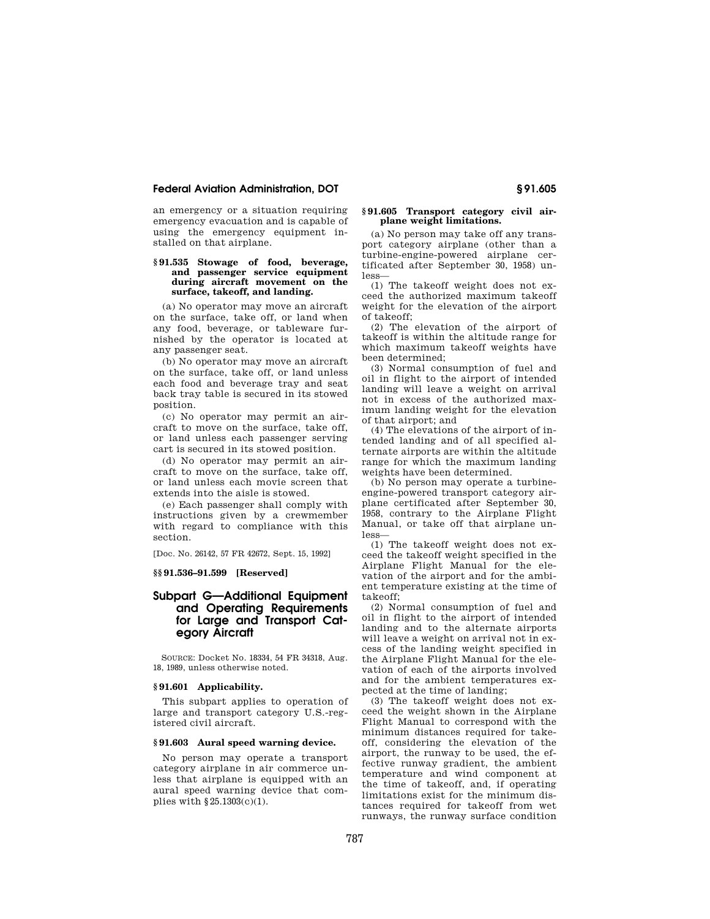an emergency or a situation requiring emergency evacuation and is capable of using the emergency equipment installed on that airplane.

### § 91.535 Stowage of food, beverage, and passenger service equipment during aircraft movement on the surface, takeoff, and landing.

(a) No operator may move an aircraft on the surface, take off, or land when any food, beverage, or tableware furnished by the operator is located at any passenger seat.

(b) No operator may move an aircraft on the surface, take off, or land unless each food and beverage tray and seat back tray table is secured in its stowed position.

(c) No operator may permit an aircraft to move on the surface, take off, or land unless each passenger serving cart is secured in its stowed position.

(d) No operator may permit an aircraft to move on the surface, take off, or land unless each movie screen that extends into the aisle is stowed.

(e) Each passenger shall comply with instructions given by a crewmember with regard to compliance with this section.

[Doc. No. 26142, 57 FR 42672, Sept. 15, 1992]

### §§ 91.536–91.599 [Reserved]

## Subpart G—Additional Equipment and Operating Requirements for Large and Transport Category Aircraft

SOURCE: Docket No. 18334, 54 FR 34318, Aug. 18, 1989, unless otherwise noted.

### § 91.601 Applicability.

This subpart applies to operation of large and transport category U.S.-registered civil aircraft.

### § 91.603 Aural speed warning device.

No person may operate a transport category airplane in air commerce unless that airplane is equipped with an aural speed warning device that complies with § 25.1303(c)(1).

### § 91.605 Transport category civil airplane weight limitations.

(a) No person may take off any transport category airplane (other than a turbine-engine-powered airplane certificated after September 30, 1958) unless—

(1) The takeoff weight does not exceed the authorized maximum takeoff weight for the elevation of the airport of takeoff;

(2) The elevation of the airport of takeoff is within the altitude range for which maximum takeoff weights have been determined;

(3) Normal consumption of fuel and oil in flight to the airport of intended landing will leave a weight on arrival not in excess of the authorized maximum landing weight for the elevation of that airport; and

(4) The elevations of the airport of intended landing and of all specified alternate airports are within the altitude range for which the maximum landing weights have been determined.

(b) No person may operate a turbine-engine-powered transport category airplane certificated after September 30, 1958, contrary to the Airplane Flight Manual, or take off that airplane unless—

(1) The takeoff weight does not exceed the takeoff weight specified in the Airplane Flight Manual for the elevation of the airport and for the ambient temperature existing at the time of takeoff;

(2) Normal consumption of fuel and oil in flight to the airport of intended landing and to the alternate airports will leave a weight on arrival not in excess of the landing weight specified in the Airplane Flight Manual for the elevation of each of the airports involved and for the ambient temperatures expected at the time of landing;

(3) The takeoff weight does not exceed the weight shown in the Airplane Flight Manual to correspond with the minimum distances required for takeoff, considering the elevation of the airport, the runway to be used, the effective runway gradient, the ambient temperature and wind component at the time of takeoff, and, if operating limitations exist for the minimum distances required for takeoff from wet runways, the runway surface condition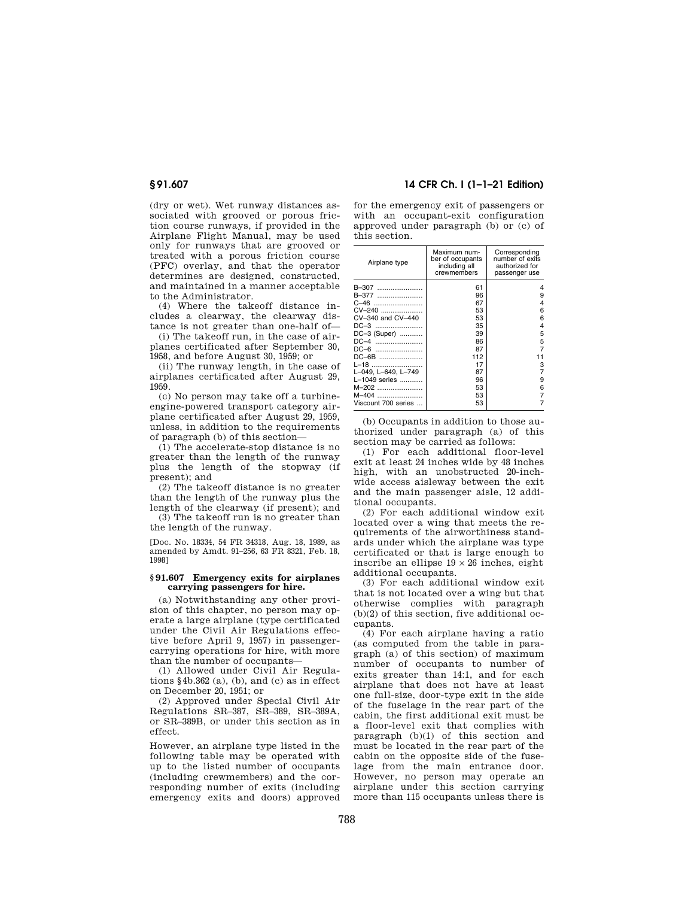(dry or wet). Wet runway distances associated with grooved or porous friction course runways, if provided in the Airplane Flight Manual, may be used only for runways that are grooved or treated with a porous friction course (PFC) overlay, and that the operator determines are designed, constructed, and maintained in a manner acceptable to the Administrator.

(4) Where the takeoff distance includes a clearway, the clearway distance is not greater than one-half of—

(i) The takeoff run, in the case of airplanes certificated after September 30, 1958, and before August 30, 1959; or

(ii) The runway length, in the case of airplanes certificated after August 29, 1959.

(c) No person may take off a turbine-engine-powered transport category airplane certificated after August 29, 1959, unless, in addition to the requirements of paragraph (b) of this section—

(1) The accelerate-stop distance is no greater than the length of the runway plus the length of the stopway (if present); and

(2) The takeoff distance is no greater than the length of the runway plus the length of the clearway (if present); and

(3) The takeoff run is no greater than the length of the runway.

[Doc. No. 18334, 54 FR 34318, Aug. 18, 1989, as amended by Amdt. 91–256, 63 FR 8321, Feb. 18, 1998]

### § 91.607 Emergency exits for airplanes carrying passengers for hire.

(a) Notwithstanding any other provision of this chapter, no person may operate a large airplane (type certificated under the Civil Air Regulations effective before April 9, 1957) in passenger-carrying operations for hire, with more than the number of occupants—

(1) Allowed under Civil Air Regulations §4b.362 (a), (b), and (c) as in effect on December 20, 1951; or

(2) Approved under Special Civil Air Regulations SR–387, SR–389, SR–389A, or SR–389B, or under this section as in effect.

However, an airplane type listed in the following table may be operated with up to the listed number of occupants (including crewmembers) and the corresponding number of exits (including emergency exits and doors) approved for the emergency exit of passengers or with an occupant-exit configuration approved under paragraph (b) or (c) of this section.

| Airplane type | Maximum number of occupants including all crewmembers | Corresponding number of exits authorized for passenger use |
|---|---|---|
| B–307 | 61 | 4 |
| B–377 | 96 | 9 |
| C–46 | 67 | 4 |
| CV–240 | 53 | 6 |
| CV–340 and CV–440 | 53 | 6 |
| DC–3 | 35 | 4 |
| DC–3 (Super) | 39 | 5 |
| DC–4 | 86 | 5 |
| DC–6 | 87 | 7 |
| DC–6B | 112 | 11 |
| L–18 | 17 | 3 |
| L–049, L–649, L–749 | 87 | 7 |
| L–1049 series | 96 | 9 |
| M–202 | 53 | 6 |
| M–404 | 53 | 7 |
| Viscount 700 series | 53 | 7 |

(b) Occupants in addition to those authorized under paragraph (a) of this section may be carried as follows:

(1) For each additional floor-level exit at least 24 inches wide by 48 inches high, with an unobstructed 20-inch-wide access aisleway between the exit and the main passenger aisle, 12 additional occupants.

(2) For each additional window exit located over a wing that meets the requirements of the airworthiness standards under which the airplane was type certificated or that is large enough to inscribe an ellipse $19 \times 26$ inches, eight additional occupants.

(3) For each additional window exit that is not located over a wing but that otherwise complies with paragraph (b)(2) of this section, five additional occupants.

(4) For each airplane having a ratio (as computed from the table in paragraph (a) of this section) of maximum number of occupants to number of exits greater than 14:1, and for each airplane that does not have at least one full-size, door-type exit in the side of the fuselage in the rear part of the cabin, the first additional exit must be a floor-level exit that complies with paragraph (b)(1) of this section and must be located in the rear part of the cabin on the opposite side of the fuselage from the main entrance door. However, no person may operate an airplane under this section carrying more than 115 occupants unless there is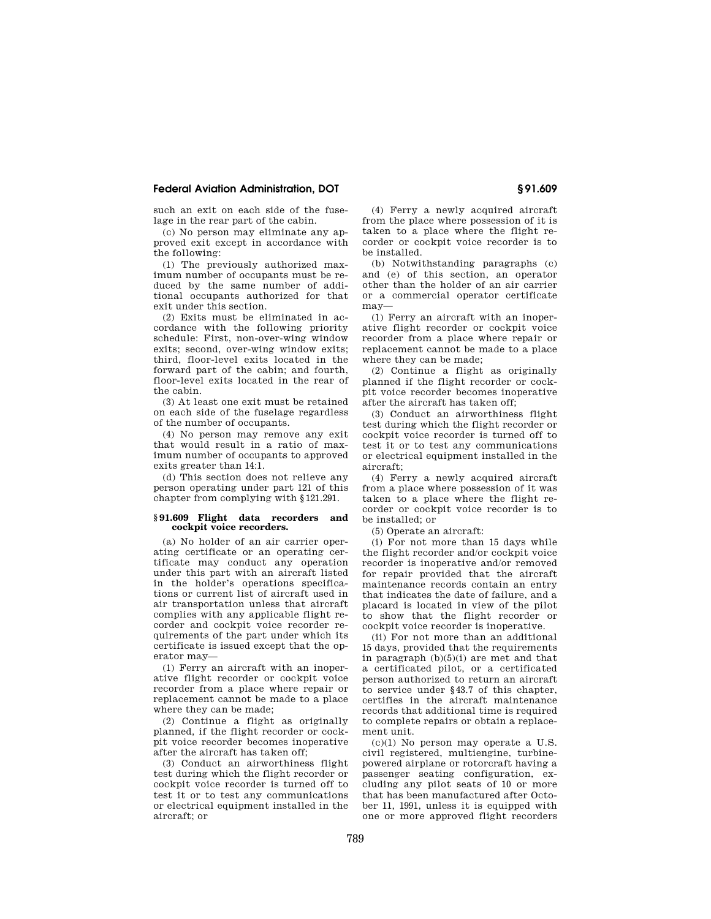such an exit on each side of the fuselage in the rear part of the cabin.

(c) No person may eliminate any approved exit except in accordance with the following:

(1) The previously authorized maximum number of occupants must be reduced by the same number of additional occupants authorized for that exit under this section.

(2) Exits must be eliminated in accordance with the following priority schedule: First, non-over-wing window exits; second, over-wing window exits; third, floor-level exits located in the forward part of the cabin; and fourth, floor-level exits located in the rear of the cabin.

(3) At least one exit must be retained on each side of the fuselage regardless of the number of occupants.

(4) No person may remove any exit that would result in a ratio of maximum number of occupants to approved exits greater than 14:1.

(d) This section does not relieve any person operating under part 121 of this chapter from complying with §121.291.

### §91.609 Flight data recorders and cockpit voice recorders.

(a) No holder of an air carrier operating certificate or an operating certificate may conduct any operation under this part with an aircraft listed in the holder's operations specifications or current list of aircraft used in air transportation unless that aircraft complies with any applicable flight recorder and cockpit voice recorder requirements of the part under which its certificate is issued except that the operator may—

(1) Ferry an aircraft with an inoperative flight recorder or cockpit voice recorder from a place where repair or replacement cannot be made to a place where they can be made;

(2) Continue a flight as originally planned, if the flight recorder or cockpit voice recorder becomes inoperative after the aircraft has taken off;

(3) Conduct an airworthiness flight test during which the flight recorder or cockpit voice recorder is turned off to test it or to test any communications or electrical equipment installed in the aircraft; or

(4) Ferry a newly acquired aircraft from the place where possession of it is taken to a place where the flight recorder or cockpit voice recorder is to be installed.

(b) Notwithstanding paragraphs (c) and (e) of this section, an operator other than the holder of an air carrier or a commercial operator certificate may—

(1) Ferry an aircraft with an inoperative flight recorder or cockpit voice recorder from a place where repair or replacement cannot be made to a place where they can be made;

(2) Continue a flight as originally planned if the flight recorder or cockpit voice recorder becomes inoperative after the aircraft has taken off;

(3) Conduct an airworthiness flight test during which the flight recorder or cockpit voice recorder is turned off to test it or to test any communications or electrical equipment installed in the aircraft;

(4) Ferry a newly acquired aircraft from a place where possession of it was taken to a place where the flight recorder or cockpit voice recorder is to be installed; or

(5) Operate an aircraft:

(i) For not more than 15 days while the flight recorder and/or cockpit voice recorder is inoperative and/or removed for repair provided that the aircraft maintenance records contain an entry that indicates the date of failure, and a placard is located in view of the pilot to show that the flight recorder or cockpit voice recorder is inoperative.

(ii) For not more than an additional 15 days, provided that the requirements in paragraph (b)(5)(i) are met and that a certificated pilot, or a certificated person authorized to return an aircraft to service under §43.7 of this chapter, certifies in the aircraft maintenance records that additional time is required to complete repairs or obtain a replacement unit.

(c)(1) No person may operate a U.S. civil registered, multiengine, turbine-powered airplane or rotorcraft having a passenger seating configuration, excluding any pilot seats of 10 or more that has been manufactured after October 11, 1991, unless it is equipped with one or more approved flight recorders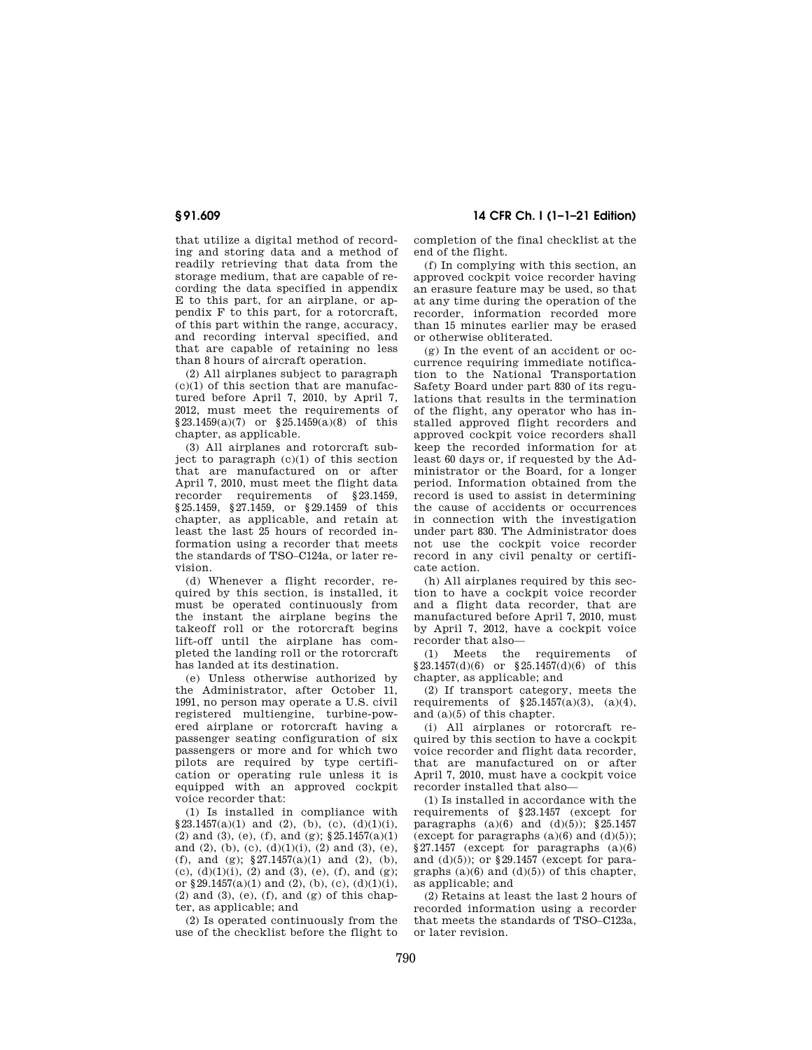that utilize a digital method of recording and storing data and a method of readily retrieving that data from the storage medium, that are capable of recording the data specified in appendix E to this part, for an airplane, or appendix F to this part, for a rotorcraft, of this part within the range, accuracy, and recording interval specified, and that are capable of retaining no less than 8 hours of aircraft operation.

(2) All airplanes subject to paragraph (c)(1) of this section that are manufactured before April 7, 2010, by April 7, 2012, must meet the requirements of §23.1459(a)(7) or §25.1459(a)(8) of this chapter, as applicable.

(3) All airplanes and rotorcraft subject to paragraph (c)(1) of this section that are manufactured on or after April 7, 2010, must meet the flight data recorder requirements of §23.1459, §25.1459, §27.1459, or §29.1459 of this chapter, as applicable, and retain at least the last 25 hours of recorded information using a recorder that meets the standards of TSO–C124a, or later revision.

(d) Whenever a flight recorder, required by this section, is installed, it must be operated continuously from the instant the airplane begins the takeoff roll or the rotorcraft begins lift-off until the airplane has completed the landing roll or the rotorcraft has landed at its destination.

(e) Unless otherwise authorized by the Administrator, after October 11, 1991, no person may operate a U.S. civil registered multiengine, turbine-powered airplane or rotorcraft having a passenger seating configuration of six passengers or more and for which two pilots are required by type certification or operating rule unless it is equipped with an approved cockpit voice recorder that:

(1) Is installed in compliance with §23.1457(a)(1) and (2), (b), (c), (d)(1)(i), (2) and (3), (e), (f), and (g); §25.1457(a)(1) and (2), (b), (c), (d)(1)(i), (2) and (3), (e), (f), and (g); §27.1457(a)(1) and (2), (b), (c), (d)(1)(i), (2) and (3), (e), (f), and (g); or §29.1457(a)(1) and (2), (b), (c), (d)(1)(i), (2) and (3), (e), (f), and (g) of this chapter, as applicable; and

(2) Is operated continuously from the use of the checklist before the flight to completion of the final checklist at the end of the flight.

(f) In complying with this section, an approved cockpit voice recorder having an erasure feature may be used, so that at any time during the operation of the recorder, information recorded more than 15 minutes earlier may be erased or otherwise obliterated.

(g) In the event of an accident or occurrence requiring immediate notification to the National Transportation Safety Board under part 830 of its regulations that results in the termination of the flight, any operator who has installed approved flight recorders and approved cockpit voice recorders shall keep the recorded information for at least 60 days or, if requested by the Administrator or the Board, for a longer period. Information obtained from the record is used to assist in determining the cause of accidents or occurrences in connection with the investigation under part 830. The Administrator does not use the cockpit voice recorder record in any civil penalty or certificate action.

(h) All airplanes required by this section to have a cockpit voice recorder and a flight data recorder, that are manufactured before April 7, 2010, must by April 7, 2012, have a cockpit voice recorder that also—

(1) Meets the requirements of §23.1457(d)(6) or §25.1457(d)(6) of this chapter, as applicable; and

(2) If transport category, meets the requirements of §25.1457(a)(3), (a)(4), and (a)(5) of this chapter.

(i) All airplanes or rotorcraft required by this section to have a cockpit voice recorder and flight data recorder, that are manufactured on or after April 7, 2010, must have a cockpit voice recorder installed that also—

(1) Is installed in accordance with the requirements of §23.1457 (except for paragraphs (a)(6) and (d)(5)); §25.1457 (except for paragraphs (a)(6) and (d)(5)); §27.1457 (except for paragraphs (a)(6) and (d)(5)); or §29.1457 (except for paragraphs (a)(6) and (d)(5)) of this chapter, as applicable; and

(2) Retains at least the last 2 hours of recorded information using a recorder that meets the standards of TSO–C123a, or later revision.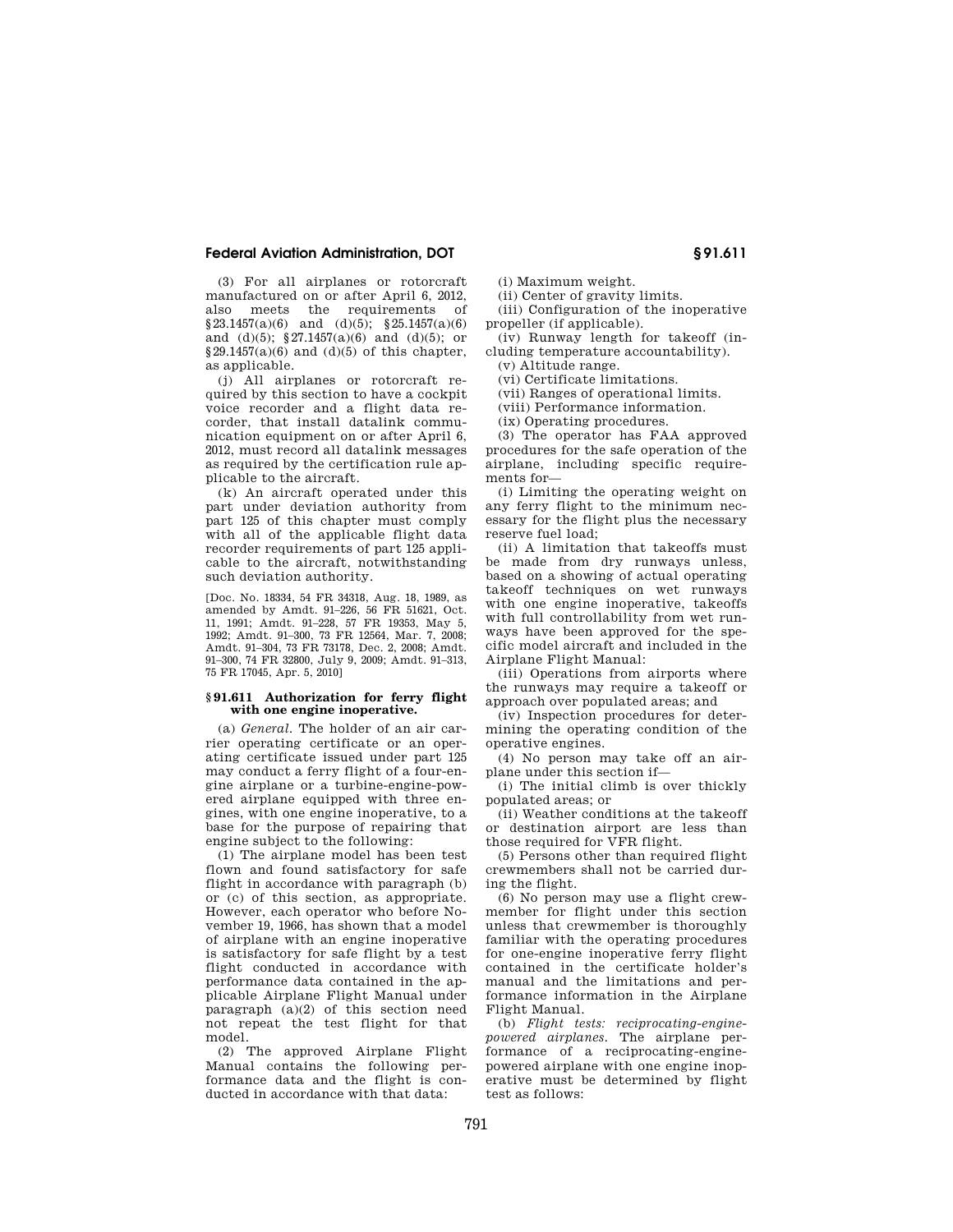(3) For all airplanes or rotorcraft manufactured on or after April 6, 2012, also meets the requirements of §23.1457(a)(6) and (d)(5); §25.1457(a)(6) and (d)(5); §27.1457(a)(6) and (d)(5); or §29.1457(a)(6) and (d)(5) of this chapter, as applicable.

(j) All airplanes or rotorcraft required by this section to have a cockpit voice recorder and a flight data recorder, that install datalink communication equipment on or after April 6, 2012, must record all datalink messages as required by the certification rule applicable to the aircraft.

(k) An aircraft operated under this part under deviation authority from part 125 of this chapter must comply with all of the applicable flight data recorder requirements of part 125 applicable to the aircraft, notwithstanding such deviation authority.

[Doc. No. 18334, 54 FR 34318, Aug. 18, 1989, as amended by Amdt. 91–226, 56 FR 51621, Oct. 11, 1991; Amdt. 91–228, 57 FR 19353, May 5, 1992; Amdt. 91–300, 73 FR 12564, Mar. 7, 2008; Amdt. 91–304, 73 FR 73178, Dec. 2, 2008; Amdt. 91–300, 74 FR 32800, July 9, 2009; Amdt. 91–313, 75 FR 17045, Apr. 5, 2010]

### §91.611 Authorization for ferry flight with one engine inoperative.

(a) *General.* The holder of an air carrier operating certificate or an operating certificate issued under part 125 may conduct a ferry flight of a four-engine airplane or a turbine-engine-powered airplane equipped with three engines, with one engine inoperative, to a base for the purpose of repairing that engine subject to the following:

(1) The airplane model has been test flown and found satisfactory for safe flight in accordance with paragraph (b) or (c) of this section, as appropriate. However, each operator who before November 19, 1966, has shown that a model of airplane with an engine inoperative is satisfactory for safe flight by a test flight conducted in accordance with performance data contained in the applicable Airplane Flight Manual under paragraph (a)(2) of this section need not repeat the test flight for that model.

(2) The approved Airplane Flight Manual contains the following performance data and the flight is conducted in accordance with that data:

(i) Maximum weight.

(ii) Center of gravity limits.

(iii) Configuration of the inoperative propeller (if applicable).

(iv) Runway length for takeoff (including temperature accountability).

(v) Altitude range.

(vi) Certificate limitations.

(vii) Ranges of operational limits.

(viii) Performance information.

(ix) Operating procedures.

(3) The operator has FAA approved procedures for the safe operation of the airplane, including specific requirements for—

(i) Limiting the operating weight on any ferry flight to the minimum necessary for the flight plus the necessary reserve fuel load;

(ii) A limitation that takeoffs must be made from dry runways unless, based on a showing of actual operating takeoff techniques on wet runways with one engine inoperative, takeoffs with full controllability from wet runways have been approved for the specific model aircraft and included in the Airplane Flight Manual:

(iii) Operations from airports where the runways may require a takeoff or approach over populated areas; and

(iv) Inspection procedures for determining the operating condition of the operative engines.

(4) No person may take off an airplane under this section if—

(i) The initial climb is over thickly populated areas; or

(ii) Weather conditions at the takeoff or destination airport are less than those required for VFR flight.

(5) Persons other than required flight crewmembers shall not be carried during the flight.

(6) No person may use a flight crewmember for flight under this section unless that crewmember is thoroughly familiar with the operating procedures for one-engine inoperative ferry flight contained in the certificate holder's manual and the limitations and performance information in the Airplane Flight Manual.

(b) *Flight tests: reciprocating-engine-powered airplanes.* The airplane performance of a reciprocating-engine-powered airplane with one engine inoperative must be determined by flight test as follows: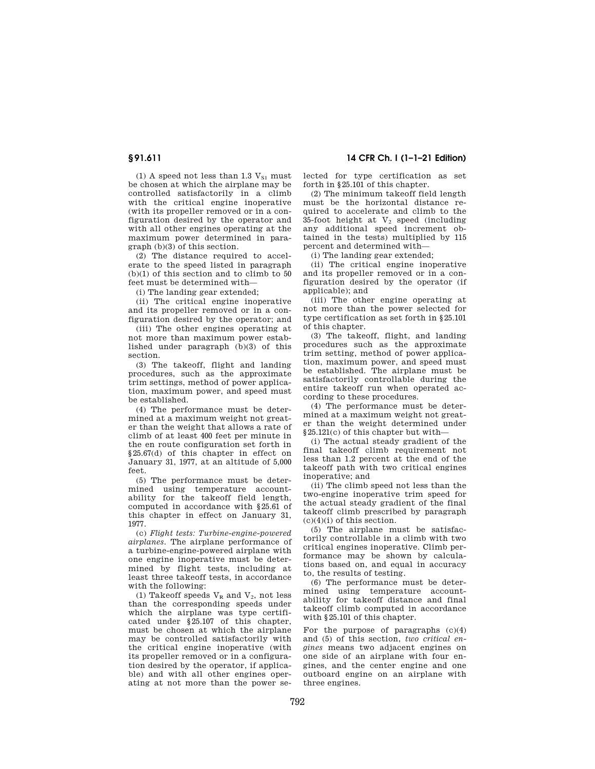(1) A speed not less than 1.3 $V_{S1}$ must be chosen at which the airplane may be controlled satisfactorily in a climb with the critical engine inoperative (with its propeller removed or in a configuration desired by the operator and with all other engines operating at the maximum power determined in paragraph (b)(3) of this section.

(2) The distance required to accelerate to the speed listed in paragraph (b)(1) of this section and to climb to 50 feet must be determined with—

(i) The landing gear extended;

(ii) The critical engine inoperative and its propeller removed or in a configuration desired by the operator; and

(iii) The other engines operating at not more than maximum power established under paragraph (b)(3) of this section.

(3) The takeoff, flight and landing procedures, such as the approximate trim settings, method of power application, maximum power, and speed must be established.

(4) The performance must be determined at a maximum weight not greater than the weight that allows a rate of climb of at least 400 feet per minute in the en route configuration set forth in §25.67(d) of this chapter in effect on January 31, 1977, at an altitude of 5,000 feet.

(5) The performance must be determined using temperature accountability for the takeoff field length, computed in accordance with §25.61 of this chapter in effect on January 31, 1977.

(c) *Flight tests: Turbine-engine-powered airplanes.* The airplane performance of a turbine-engine-powered airplane with one engine inoperative must be determined by flight tests, including at least three takeoff tests, in accordance with the following:

(1) Takeoff speeds $V_R$ and $V_2$, not less than the corresponding speeds under which the airplane was type certificated under §25.107 of this chapter, must be chosen at which the airplane may be controlled satisfactorily with the critical engine inoperative (with its propeller removed or in a configuration desired by the operator, if applicable) and with all other engines operating at not more than the power selected for type certification as set forth in §25.101 of this chapter.

(2) The minimum takeoff field length must be the horizontal distance required to accelerate and climb to the 35-foot height at $V_2$ speed (including any additional speed increment obtained in the tests) multiplied by 115 percent and determined with—

(i) The landing gear extended;

(ii) The critical engine inoperative and its propeller removed or in a configuration desired by the operator (if applicable); and

(iii) The other engine operating at not more than the power selected for type certification as set forth in §25.101 of this chapter.

(3) The takeoff, flight, and landing procedures such as the approximate trim setting, method of power application, maximum power, and speed must be established. The airplane must be satisfactorily controllable during the entire takeoff run when operated according to these procedures.

(4) The performance must be determined at a maximum weight not greater than the weight determined under §25.121(c) of this chapter but with—

(i) The actual steady gradient of the final takeoff climb requirement not less than 1.2 percent at the end of the takeoff path with two critical engines inoperative; and

(ii) The climb speed not less than the two-engine inoperative trim speed for the actual steady gradient of the final takeoff climb prescribed by paragraph (c)(4)(i) of this section.

(5) The airplane must be satisfactorily controllable in a climb with two critical engines inoperative. Climb performance may be shown by calculations based on, and equal in accuracy to, the results of testing.

(6) The performance must be determined using temperature accountability for takeoff distance and final takeoff climb computed in accordance with §25.101 of this chapter.

For the purpose of paragraphs (c)(4) and (5) of this section, *two critical engines* means two adjacent engines on one side of an airplane with four engines, and the center engine and one outboard engine on an airplane with three engines.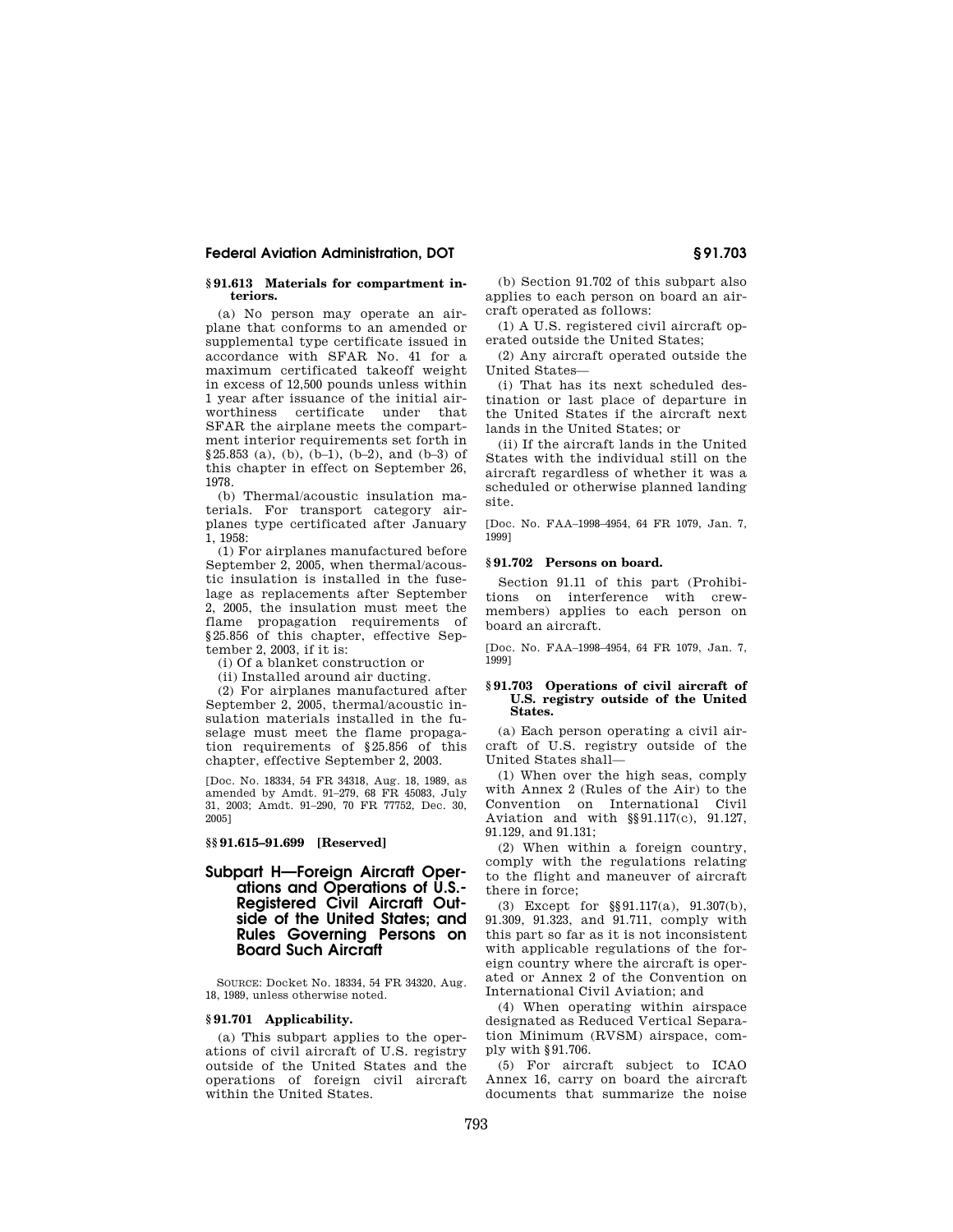### § 91.613 Materials for compartment interiors.

(a) No person may operate an airplane that conforms to an amended or supplemental type certificate issued in accordance with SFAR No. 41 for a maximum certificated takeoff weight in excess of 12,500 pounds unless within 1 year after issuance of the initial airworthiness certificate under that SFAR the airplane meets the compartment interior requirements set forth in §25.853 (a), (b), (b–1), (b–2), and (b–3) of this chapter in effect on September 26, 1978.

(b) Thermal/acoustic insulation materials. For transport category airplanes type certificated after January 1, 1958:

(1) For airplanes manufactured before September 2, 2005, when thermal/acoustic insulation is installed in the fuselage as replacements after September 2, 2005, the insulation must meet the flame propagation requirements of §25.856 of this chapter, effective September 2, 2003, if it is:

(i) Of a blanket construction or

(ii) Installed around air ducting.

(2) For airplanes manufactured after September 2, 2005, thermal/acoustic insulation materials installed in the fuselage must meet the flame propagation requirements of §25.856 of this chapter, effective September 2, 2003.

[Doc. No. 18334, 54 FR 34318, Aug. 18, 1989, as amended by Amdt. 91–279, 68 FR 45083, July 31, 2003; Amdt. 91–290, 70 FR 77752, Dec. 30, 2005]

### §§ 91.615–91.699 [Reserved]

## Subpart H—Foreign Aircraft Operations and Operations of U.S.-Registered Civil Aircraft Outside of the United States; and Rules Governing Persons on Board Such Aircraft

SOURCE: Docket No. 18334, 54 FR 34320, Aug. 18, 1989, unless otherwise noted.

### § 91.701 Applicability.

(a) This subpart applies to the operations of civil aircraft of U.S. registry outside of the United States and the operations of foreign civil aircraft within the United States.

(b) Section 91.702 of this subpart also applies to each person on board an aircraft operated as follows:

(1) A U.S. registered civil aircraft operated outside the United States;

(2) Any aircraft operated outside the United States—

(i) That has its next scheduled destination or last place of departure in the United States if the aircraft next lands in the United States; or

(ii) If the aircraft lands in the United States with the individual still on the aircraft regardless of whether it was a scheduled or otherwise planned landing site.

[Doc. No. FAA–1998–4954, 64 FR 1079, Jan. 7, 1999]

### § 91.702 Persons on board.

Section 91.11 of this part (Prohibitions on interference with crewmembers) applies to each person on board an aircraft.

[Doc. No. FAA–1998–4954, 64 FR 1079, Jan. 7, 1999]

### § 91.703 Operations of civil aircraft of U.S. registry outside of the United States.

(a) Each person operating a civil aircraft of U.S. registry outside of the United States shall—

(1) When over the high seas, comply with Annex 2 (Rules of the Air) to the Convention on International Civil Aviation and with §§91.117(c), 91.127, 91.129, and 91.131;

(2) When within a foreign country, comply with the regulations relating to the flight and maneuver of aircraft there in force;

(3) Except for §§91.117(a), 91.307(b), 91.309, 91.323, and 91.711, comply with this part so far as it is not inconsistent with applicable regulations of the foreign country where the aircraft is operated or Annex 2 of the Convention on International Civil Aviation; and

(4) When operating within airspace designated as Reduced Vertical Separation Minimum (RVSM) airspace, comply with §91.706.

(5) For aircraft subject to ICAO Annex 16, carry on board the aircraft documents that summarize the noise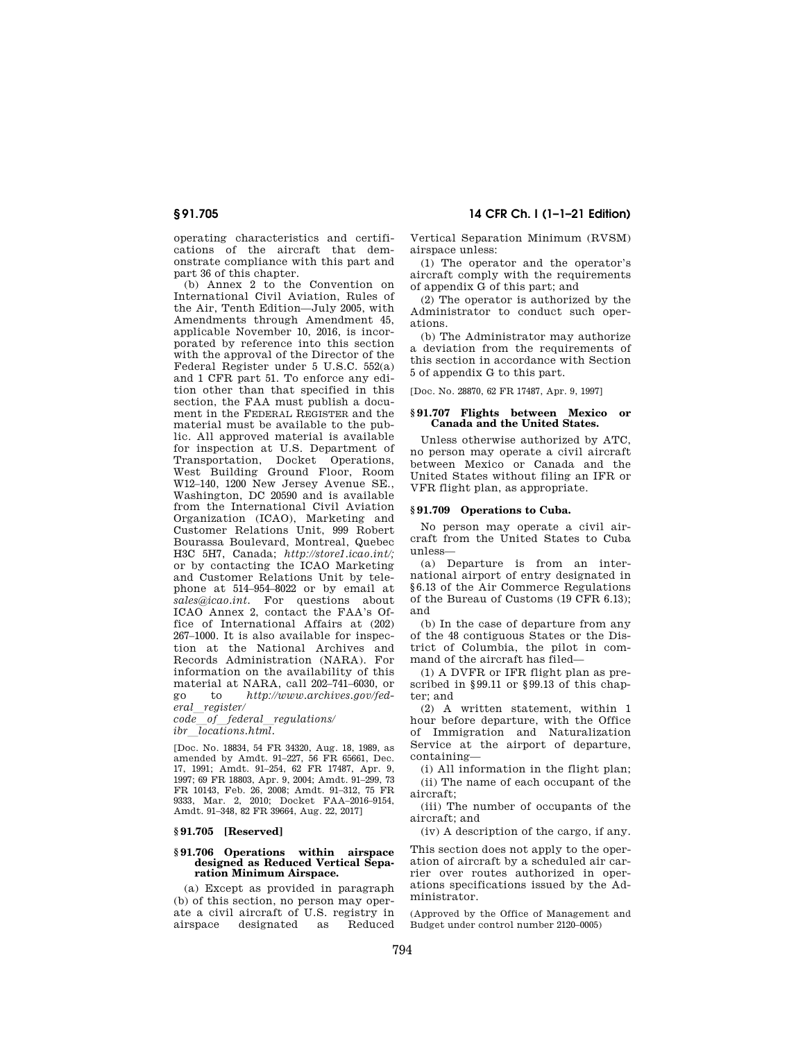operating characteristics and certifications of the aircraft that demonstrate compliance with this part and part 36 of this chapter.

(b) Annex 2 to the Convention on International Civil Aviation, Rules of the Air, Tenth Edition—July 2005, with Amendments through Amendment 45, applicable November 10, 2016, is incorporated by reference into this section with the approval of the Director of the Federal Register under 5 U.S.C. 552(a) and 1 CFR part 51. To enforce any edition other than that specified in this section, the FAA must publish a document in the FEDERAL REGISTER and the material must be available to the public. All approved material is available for inspection at U.S. Department of Transportation, Docket Operations, West Building Ground Floor, Room W12–140, 1200 New Jersey Avenue SE., Washington, DC 20590 and is available from the International Civil Aviation Organization (ICAO), Marketing and Customer Relations Unit, 999 Robert Bourassa Boulevard, Montreal, Quebec H3C 5H7, Canada; *http://store1.icao.int/;* or by contacting the ICAO Marketing and Customer Relations Unit by telephone at 514–954–8022 or by email at *sales@icao.int*. For questions about ICAO Annex 2, contact the FAA's Office of International Affairs at (202) 267–1000. It is also available for inspection at the National Archives and Records Administration (NARA). For information on the availability of this material at NARA, call 202–741–6030, or go to *http://www.archives.gov/federal_register/code_of_federal_regulations/ibr_locations.html*.

[Doc. No. 18834, 54 FR 34320, Aug. 18, 1989, as amended by Amdt. 91–227, 56 FR 65661, Dec. 17, 1991; Amdt. 91–254, 62 FR 17487, Apr. 9, 1997; 69 FR 18803, Apr. 9, 2004; Amdt. 91–299, 73 FR 10143, Feb. 26, 2008; Amdt. 91–312, 75 FR 9333, Mar. 2, 2010; Docket FAA–2016–9154, Amdt. 91–348, 82 FR 39664, Aug. 22, 2017]

## § 91.705 [Reserved]

## § 91.706 Operations within airspace designed as Reduced Vertical Separation Minimum Airspace.

(a) Except as provided in paragraph (b) of this section, no person may operate a civil aircraft of U.S. registry in airspace designated as Reduced Vertical Separation Minimum (RVSM) airspace unless:

(1) The operator and the operator's aircraft comply with the requirements of appendix G of this part; and

(2) The operator is authorized by the Administrator to conduct such operations.

(b) The Administrator may authorize a deviation from the requirements of this section in accordance with Section 5 of appendix G to this part.

[Doc. No. 28870, 62 FR 17487, Apr. 9, 1997]

## § 91.707 Flights between Mexico or Canada and the United States.

Unless otherwise authorized by ATC, no person may operate a civil aircraft between Mexico or Canada and the United States without filing an IFR or VFR flight plan, as appropriate.

## § 91.709 Operations to Cuba.

No person may operate a civil aircraft from the United States to Cuba unless—

(a) Departure is from an international airport of entry designated in §6.13 of the Air Commerce Regulations of the Bureau of Customs (19 CFR 6.13); and

(b) In the case of departure from any of the 48 contiguous States or the District of Columbia, the pilot in command of the aircraft has filed—

(1) A DVFR or IFR flight plan as prescribed in §99.11 or §99.13 of this chapter; and

(2) A written statement, within 1 hour before departure, with the Office of Immigration and Naturalization Service at the airport of departure, containing—

(i) All information in the flight plan;

(ii) The name of each occupant of the aircraft;

(iii) The number of occupants of the aircraft; and

(iv) A description of the cargo, if any.

This section does not apply to the operation of aircraft by a scheduled air carrier over routes authorized in operations specifications issued by the Administrator.

(Approved by the Office of Management and Budget under control number 2120–0005)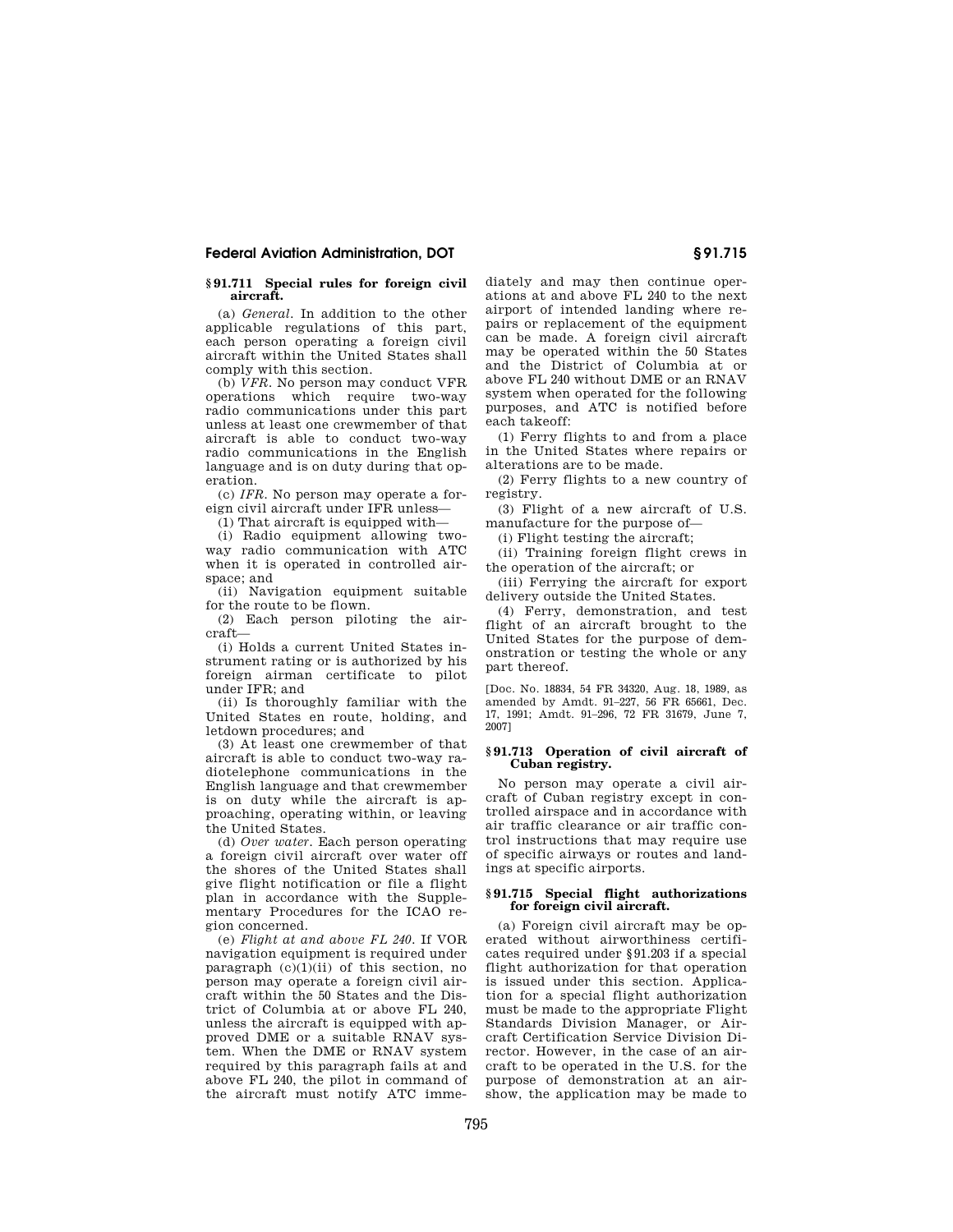### § 91.711 Special rules for foreign civil aircraft.

(a) *General.* In addition to the other applicable regulations of this part, each person operating a foreign civil aircraft within the United States shall comply with this section.

(b) *VFR.* No person may conduct VFR operations which require two-way radio communications under this part unless at least one crewmember of that aircraft is able to conduct two-way radio communications in the English language and is on duty during that operation.

(c) *IFR.* No person may operate a foreign civil aircraft under IFR unless—

(1) That aircraft is equipped with—

(i) Radio equipment allowing two-way radio communication with ATC when it is operated in controlled airspace; and

(ii) Navigation equipment suitable for the route to be flown.

(2) Each person piloting the aircraft—

(i) Holds a current United States instrument rating or is authorized by his foreign airman certificate to pilot under IFR; and

(ii) Is thoroughly familiar with the United States en route, holding, and letdown procedures; and

(3) At least one crewmember of that aircraft is able to conduct two-way radiotelephone communications in the English language and that crewmember is on duty while the aircraft is approaching, operating within, or leaving the United States.

(d) *Over water.* Each person operating a foreign civil aircraft over water off the shores of the United States shall give flight notification or file a flight plan in accordance with the Supplementary Procedures for the ICAO region concerned.

(e) *Flight at and above FL 240.* If VOR navigation equipment is required under paragraph (c)(1)(ii) of this section, no person may operate a foreign civil aircraft within the 50 States and the District of Columbia at or above FL 240, unless the aircraft is equipped with approved DME or a suitable RNAV system. When the DME or RNAV system required by this paragraph fails at and above FL 240, the pilot in command of the aircraft must notify ATC immediately and may then continue operations at and above FL 240 to the next airport of intended landing where repairs or replacement of the equipment can be made. A foreign civil aircraft may be operated within the 50 States and the District of Columbia at or above FL 240 without DME or an RNAV system when operated for the following purposes, and ATC is notified before each takeoff:

(1) Ferry flights to and from a place in the United States where repairs or alterations are to be made.

(2) Ferry flights to a new country of registry.

(3) Flight of a new aircraft of U.S. manufacture for the purpose of—

(i) Flight testing the aircraft;

(ii) Training foreign flight crews in the operation of the aircraft; or

(iii) Ferrying the aircraft for export delivery outside the United States.

(4) Ferry, demonstration, and test flight of an aircraft brought to the United States for the purpose of demonstration or testing the whole or any part thereof.

[Doc. No. 18834, 54 FR 34320, Aug. 18, 1989, as amended by Amdt. 91–227, 56 FR 65661, Dec. 17, 1991; Amdt. 91–296, 72 FR 31679, June 7, 2007]

### § 91.713 Operation of civil aircraft of Cuban registry.

No person may operate a civil aircraft of Cuban registry except in controlled airspace and in accordance with air traffic clearance or air traffic control instructions that may require use of specific airways or routes and landings at specific airports.

### § 91.715 Special flight authorizations for foreign civil aircraft.

(a) Foreign civil aircraft may be operated without airworthiness certificates required under § 91.203 if a special flight authorization for that operation is issued under this section. Application for a special flight authorization must be made to the appropriate Flight Standards Division Manager, or Aircraft Certification Service Division Director. However, in the case of an aircraft to be operated in the U.S. for the purpose of demonstration at an airshow, the application may be made to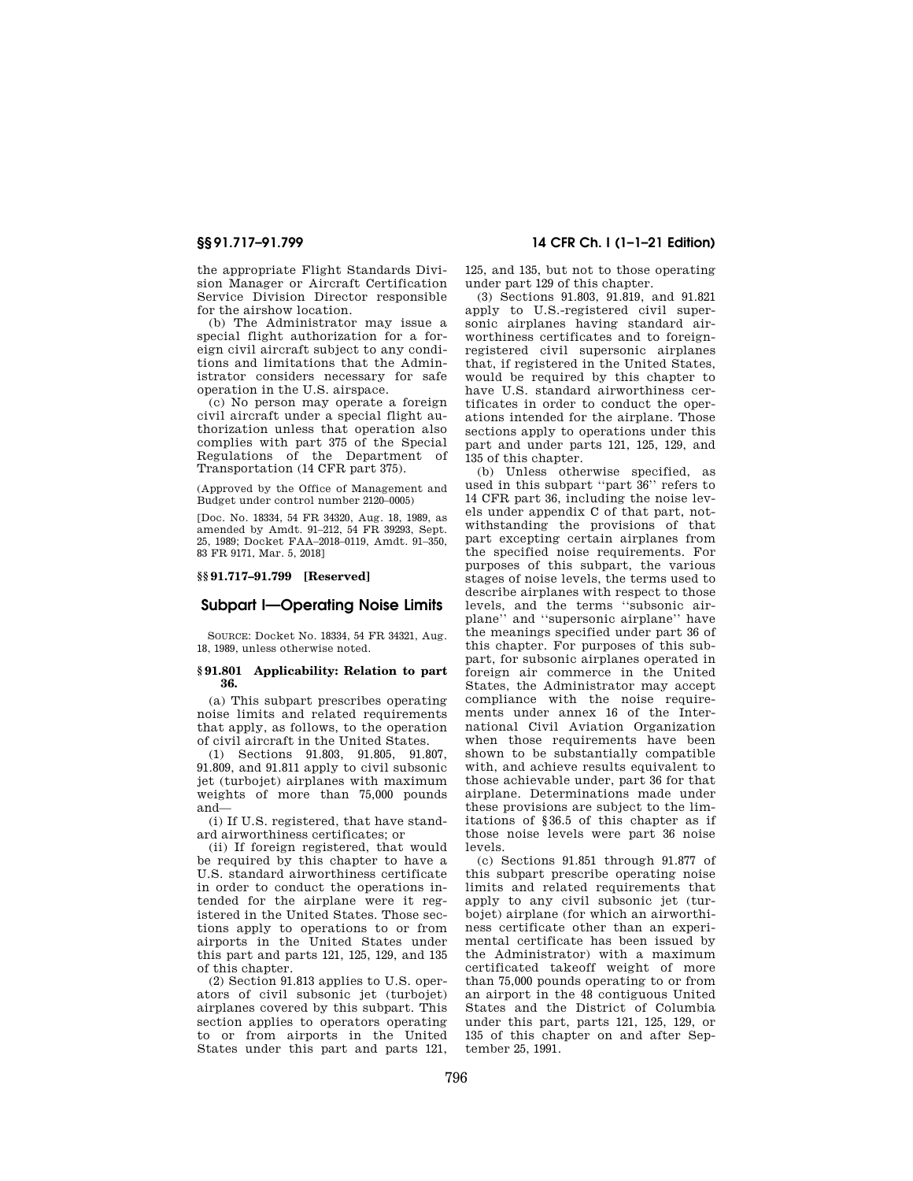the appropriate Flight Standards Division Manager or Aircraft Certification Service Division Director responsible for the airshow location.

(b) The Administrator may issue a special flight authorization for a foreign civil aircraft subject to any conditions and limitations that the Administrator considers necessary for safe operation in the U.S. airspace.

(c) No person may operate a foreign civil aircraft under a special flight authorization unless that operation also complies with part 375 of the Special Regulations of the Department of Transportation (14 CFR part 375).

(Approved by the Office of Management and Budget under control number 2120–0005)

[Doc. No. 18334, 54 FR 34320, Aug. 18, 1989, as amended by Amdt. 91–212, 54 FR 39293, Sept. 25, 1989; Docket FAA–2018–0119, Amdt. 91–350, 83 FR 9171, Mar. 5, 2018]

### §§ 91.717–91.799 [Reserved]

## Subpart I—Operating Noise Limits

SOURCE: Docket No. 18334, 54 FR 34321, Aug. 18, 1989, unless otherwise noted.

### § 91.801 Applicability: Relation to part 36.

(a) This subpart prescribes operating noise limits and related requirements that apply, as follows, to the operation of civil aircraft in the United States.

(1) Sections 91.803, 91.805, 91.807, 91.809, and 91.811 apply to civil subsonic jet (turbojet) airplanes with maximum weights of more than 75,000 pounds and—

(i) If U.S. registered, that have standard airworthiness certificates; or

(ii) If foreign registered, that would be required by this chapter to have a U.S. standard airworthiness certificate in order to conduct the operations intended for the airplane were it registered in the United States. Those sections apply to operations to or from airports in the United States under this part and parts 121, 125, 129, and 135 of this chapter.

(2) Section 91.813 applies to U.S. operators of civil subsonic jet (turbojet) airplanes covered by this subpart. This section applies to operators operating to or from airports in the United States under this part and parts 121, 125, and 135, but not to those operating under part 129 of this chapter.

(3) Sections 91.803, 91.819, and 91.821 apply to U.S.-registered civil supersonic airplanes having standard airworthiness certificates and to foreign-registered civil supersonic airplanes that, if registered in the United States, would be required by this chapter to have U.S. standard airworthiness certificates in order to conduct the operations intended for the airplane. Those sections apply to operations under this part and under parts 121, 125, 129, and 135 of this chapter.

(b) Unless otherwise specified, as used in this subpart "part 36" refers to 14 CFR part 36, including the noise levels under appendix C of that part, notwithstanding the provisions of that part excepting certain airplanes from the specified noise requirements. For purposes of this subpart, the various stages of noise levels, the terms used to describe airplanes with respect to those levels, and the terms "subsonic airplane" and "supersonic airplane" have the meanings specified under part 36 of this chapter. For purposes of this subpart, for subsonic airplanes operated in foreign air commerce in the United States, the Administrator may accept compliance with the noise requirements under annex 16 of the International Civil Aviation Organization when those requirements have been shown to be substantially compatible with, and achieve results equivalent to those achievable under, part 36 for that airplane. Determinations made under these provisions are subject to the limitations of §36.5 of this chapter as if those noise levels were part 36 noise levels.

(c) Sections 91.851 through 91.877 of this subpart prescribe operating noise limits and related requirements that apply to any civil subsonic jet (turbojet) airplane (for which an airworthiness certificate other than an experimental certificate has been issued by the Administrator) with a maximum certificated takeoff weight of more than 75,000 pounds operating to or from an airport in the 48 contiguous United States and the District of Columbia under this part, parts 121, 125, 129, or 135 of this chapter on and after September 25, 1991.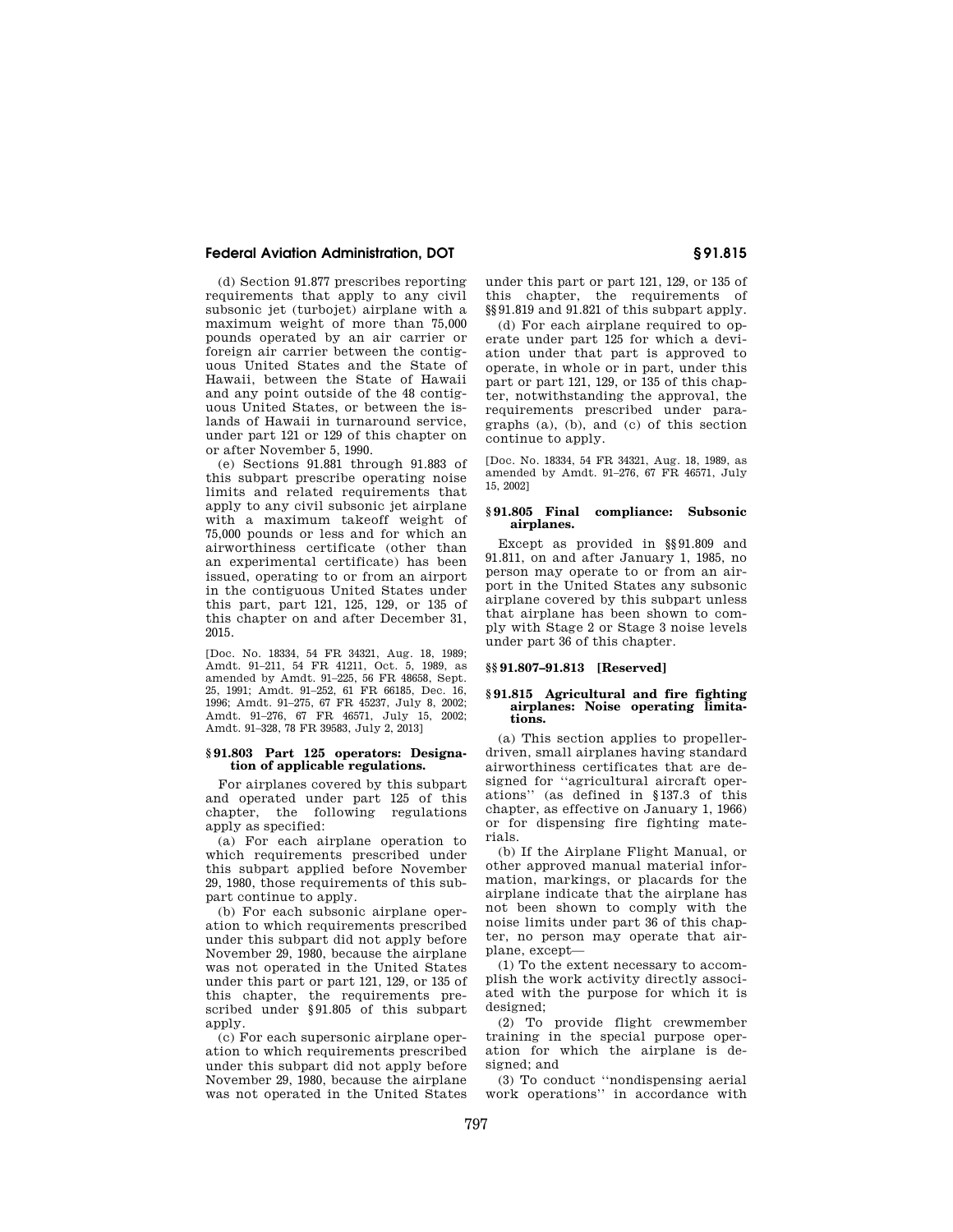(d) Section 91.877 prescribes reporting requirements that apply to any civil subsonic jet (turbojet) airplane with a maximum weight of more than 75,000 pounds operated by an air carrier or foreign air carrier between the contiguous United States and the State of Hawaii, between the State of Hawaii and any point outside of the 48 contiguous United States, or between the islands of Hawaii in turnaround service, under part 121 or 129 of this chapter on or after November 5, 1990.

(e) Sections 91.881 through 91.883 of this subpart prescribe operating noise limits and related requirements that apply to any civil subsonic jet airplane with a maximum takeoff weight of 75,000 pounds or less and for which an airworthiness certificate (other than an experimental certificate) has been issued, operating to or from an airport in the contiguous United States under this part, part 121, 125, 129, or 135 of this chapter on and after December 31, 2015.

[Doc. No. 18334, 54 FR 34321, Aug. 18, 1989; Amdt. 91–211, 54 FR 41211, Oct. 5, 1989, as amended by Amdt. 91–225, 56 FR 48658, Sept. 25, 1991; Amdt. 91–252, 61 FR 66185, Dec. 16, 1996; Amdt. 91–275, 67 FR 45237, July 8, 2002; Amdt. 91–276, 67 FR 46571, July 15, 2002; Amdt. 91–328, 78 FR 39583, July 2, 2013]

### § 91.803 Part 125 operators: Designation of applicable regulations.

For airplanes covered by this subpart and operated under part 125 of this chapter, the following regulations apply as specified:

(a) For each airplane operation to which requirements prescribed under this subpart applied before November 29, 1980, those requirements of this subpart continue to apply.

(b) For each subsonic airplane operation to which requirements prescribed under this subpart did not apply before November 29, 1980, because the airplane was not operated in the United States under this part or part 121, 129, or 135 of this chapter, the requirements prescribed under § 91.805 of this subpart apply.

(c) For each supersonic airplane operation to which requirements prescribed under this subpart did not apply before November 29, 1980, because the airplane was not operated in the United States under this part or part 121, 129, or 135 of this chapter, the requirements of §§ 91.819 and 91.821 of this subpart apply.

(d) For each airplane required to operate under part 125 for which a deviation under that part is approved to operate, in whole or in part, under this part or part 121, 129, or 135 of this chapter, notwithstanding the approval, the requirements prescribed under paragraphs (a), (b), and (c) of this section continue to apply.

[Doc. No. 18334, 54 FR 34321, Aug. 18, 1989, as amended by Amdt. 91–276, 67 FR 46571, July 15, 2002]

### § 91.805 Final compliance: Subsonic airplanes.

Except as provided in §§ 91.809 and 91.811, on and after January 1, 1985, no person may operate to or from an airport in the United States any subsonic airplane covered by this subpart unless that airplane has been shown to comply with Stage 2 or Stage 3 noise levels under part 36 of this chapter.

### §§ 91.807–91.813 [Reserved]

### § 91.815 Agricultural and fire fighting airplanes: Noise operating limitations.

(a) This section applies to propeller-driven, small airplanes having standard airworthiness certificates that are designed for ''agricultural aircraft operations'' (as defined in § 137.3 of this chapter, as effective on January 1, 1966) or for dispensing fire fighting materials.

(b) If the Airplane Flight Manual, or other approved manual material information, markings, or placards for the airplane indicate that the airplane has not been shown to comply with the noise limits under part 36 of this chapter, no person may operate that airplane, except—

(1) To the extent necessary to accomplish the work activity directly associated with the purpose for which it is designed;

(2) To provide flight crewmember training in the special purpose operation for which the airplane is designed; and

(3) To conduct ''nondispensing aerial work operations'' in accordance with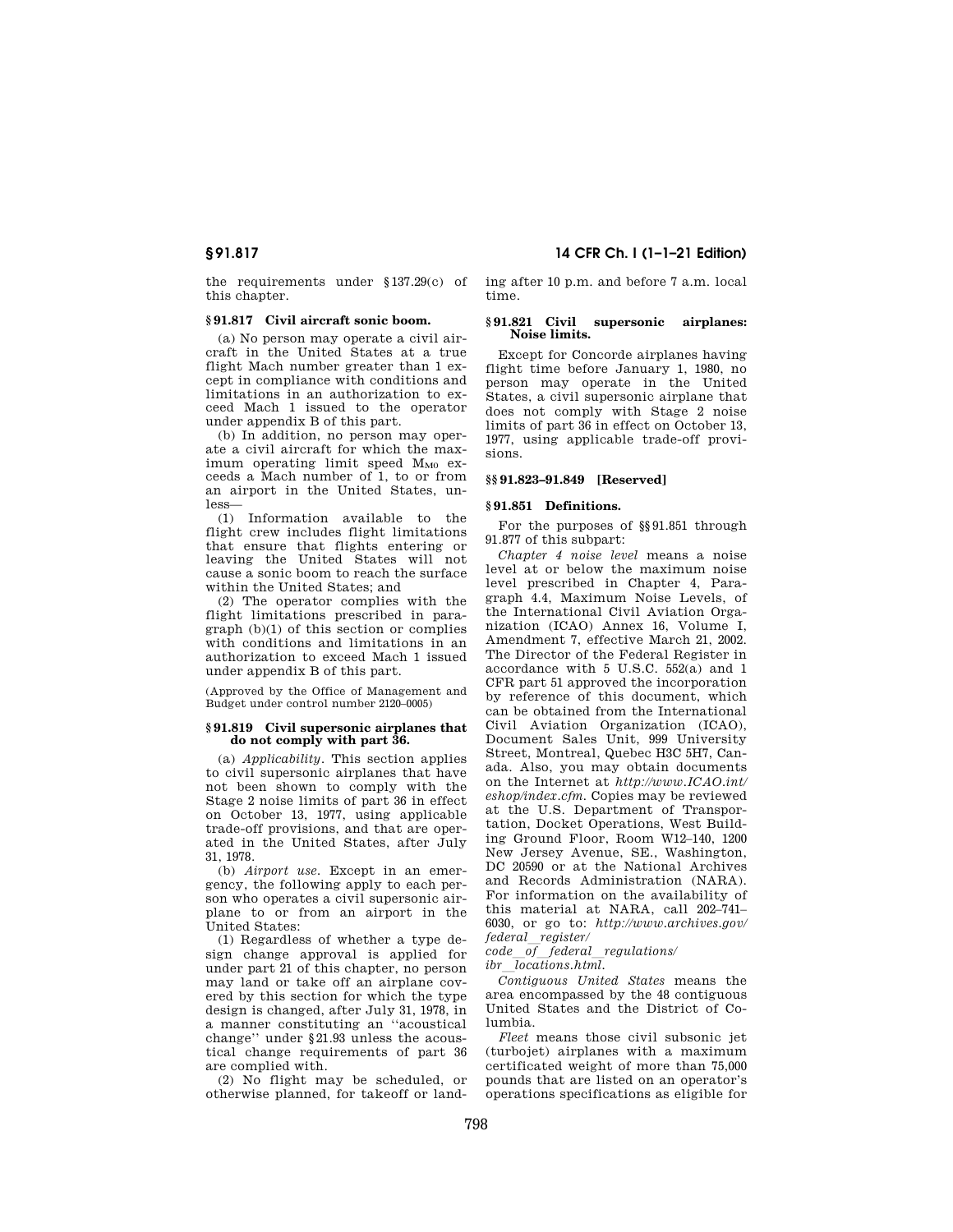the requirements under §137.29(c) of this chapter.

### § 91.817 Civil aircraft sonic boom.

(a) No person may operate a civil aircraft in the United States at a true flight Mach number greater than 1 except in compliance with conditions and limitations in an authorization to exceed Mach 1 issued to the operator under appendix B of this part.

(b) In addition, no person may operate a civil aircraft for which the maximum operating limit speed $M_{MO}$ exceeds a Mach number of 1, to or from an airport in the United States, unless—

(1) Information available to the flight crew includes flight limitations that ensure that flights entering or leaving the United States will not cause a sonic boom to reach the surface within the United States; and

(2) The operator complies with the flight limitations prescribed in paragraph (b)(1) of this section or complies with conditions and limitations in an authorization to exceed Mach 1 issued under appendix B of this part.

(Approved by the Office of Management and Budget under control number 2120–0005)

### § 91.819 Civil supersonic airplanes that do not comply with part 36.

(a) *Applicability.* This section applies to civil supersonic airplanes that have not been shown to comply with the Stage 2 noise limits of part 36 in effect on October 13, 1977, using applicable trade-off provisions, and that are operated in the United States, after July 31, 1978.

(b) *Airport use.* Except in an emergency, the following apply to each person who operates a civil supersonic airplane to or from an airport in the United States:

(1) Regardless of whether a type design change approval is applied for under part 21 of this chapter, no person may land or take off an airplane covered by this section for which the type design is changed, after July 31, 1978, in a manner constituting an "acoustical change" under §21.93 unless the acoustical change requirements of part 36 are complied with.

(2) No flight may be scheduled, or otherwise planned, for takeoff or landing after 10 p.m. and before 7 a.m. local time.

### § 91.821 Civil supersonic airplanes: Noise limits.

Except for Concorde airplanes having flight time before January 1, 1980, no person may operate in the United States, a civil supersonic airplane that does not comply with Stage 2 noise limits of part 36 in effect on October 13, 1977, using applicable trade-off provisions.

### §§ 91.823–91.849 [Reserved]

### § 91.851 Definitions.

For the purposes of §§91.851 through 91.877 of this subpart:

*Chapter 4 noise level* means a noise level at or below the maximum noise level prescribed in Chapter 4, Paragraph 4.4, Maximum Noise Levels, of the International Civil Aviation Organization (ICAO) Annex 16, Volume I, Amendment 7, effective March 21, 2002. The Director of the Federal Register in accordance with 5 U.S.C. 552(a) and 1 CFR part 51 approved the incorporation by reference of this document, which can be obtained from the International Civil Aviation Organization (ICAO), Document Sales Unit, 999 University Street, Montreal, Quebec H3C 5H7, Canada. Also, you may obtain documents on the Internet at *http://www.ICAO.int/eshop/index.cfm.* Copies may be reviewed at the U.S. Department of Transportation, Docket Operations, West Building Ground Floor, Room W12–140, 1200 New Jersey Avenue, SE., Washington, DC 20590 or at the National Archives and Records Administration (NARA). For information on the availability of this material at NARA, call 202–741–6030, or go to: *http://www.archives.gov/federal_register/code_of_federal_regulations/ibr_locations.html.*

*Contiguous United States* means the area encompassed by the 48 contiguous United States and the District of Columbia.

*Fleet* means those civil subsonic jet (turbojet) airplanes with a maximum certificated weight of more than 75,000 pounds that are listed on an operator's operations specifications as eligible for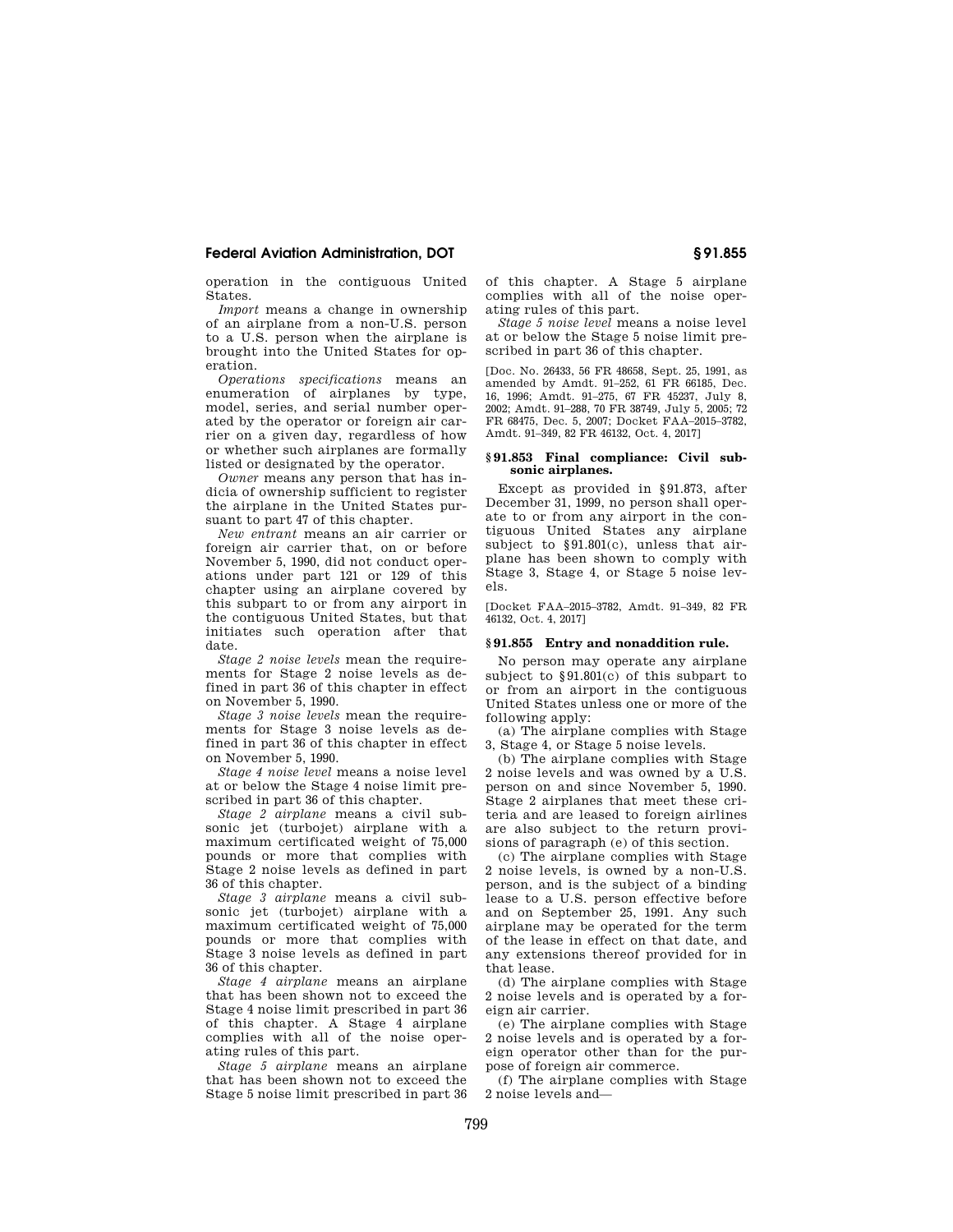operation in the contiguous United States.

*Import* means a change in ownership of an airplane from a non-U.S. person to a U.S. person when the airplane is brought into the United States for operation.

*Operations specifications* means an enumeration of airplanes by type, model, series, and serial number operated by the operator or foreign air carrier on a given day, regardless of how or whether such airplanes are formally listed or designated by the operator.

*Owner* means any person that has indicia of ownership sufficient to register the airplane in the United States pursuant to part 47 of this chapter.

*New entrant* means an air carrier or foreign air carrier that, on or before November 5, 1990, did not conduct operations under part 121 or 129 of this chapter using an airplane covered by this subpart to or from any airport in the contiguous United States, but that initiates such operation after that date.

*Stage 2 noise levels* mean the requirements for Stage 2 noise levels as defined in part 36 of this chapter in effect on November 5, 1990.

*Stage 3 noise levels* mean the requirements for Stage 3 noise levels as defined in part 36 of this chapter in effect on November 5, 1990.

*Stage 4 noise level* means a noise level at or below the Stage 4 noise limit prescribed in part 36 of this chapter.

*Stage 2 airplane* means a civil subsonic jet (turbojet) airplane with a maximum certificated weight of 75,000 pounds or more that complies with Stage 2 noise levels as defined in part 36 of this chapter.

*Stage 3 airplane* means a civil subsonic jet (turbojet) airplane with a maximum certificated weight of 75,000 pounds or more that complies with Stage 3 noise levels as defined in part 36 of this chapter.

*Stage 4 airplane* means an airplane that has been shown not to exceed the Stage 4 noise limit prescribed in part 36 of this chapter. A Stage 4 airplane complies with all of the noise operating rules of this part.

*Stage 5 airplane* means an airplane that has been shown not to exceed the Stage 5 noise limit prescribed in part 36 of this chapter. A Stage 5 airplane complies with all of the noise operating rules of this part.

*Stage 5 noise level* means a noise level at or below the Stage 5 noise limit prescribed in part 36 of this chapter.

[Doc. No. 26433, 56 FR 48658, Sept. 25, 1991, as amended by Amdt. 91–252, 61 FR 66185, Dec. 16, 1996; Amdt. 91–275, 67 FR 45237, July 8, 2002; Amdt. 91–288, 70 FR 38749, July 5, 2005; 72 FR 68475, Dec. 5, 2007; Docket FAA–2015–3782, Amdt. 91–349, 82 FR 46132, Oct. 4, 2017]

### § 91.853 Final compliance: Civil subsonic airplanes.

Except as provided in §91.873, after December 31, 1999, no person shall operate to or from any airport in the contiguous United States any airplane subject to §91.801(c), unless that airplane has been shown to comply with Stage 3, Stage 4, or Stage 5 noise levels.

[Docket FAA–2015–3782, Amdt. 91–349, 82 FR 46132, Oct. 4, 2017]

### § 91.855 Entry and nonaddition rule.

No person may operate any airplane subject to §91.801(c) of this subpart to or from an airport in the contiguous United States unless one or more of the following apply:

(a) The airplane complies with Stage 3, Stage 4, or Stage 5 noise levels.

(b) The airplane complies with Stage 2 noise levels and was owned by a U.S. person on and since November 5, 1990. Stage 2 airplanes that meet these criteria and are leased to foreign airlines are also subject to the return provisions of paragraph (e) of this section.

(c) The airplane complies with Stage 2 noise levels, is owned by a non-U.S. person, and is the subject of a binding lease to a U.S. person effective before and on September 25, 1991. Any such airplane may be operated for the term of the lease in effect on that date, and any extensions thereof provided for in that lease.

(d) The airplane complies with Stage 2 noise levels and is operated by a foreign air carrier.

(e) The airplane complies with Stage 2 noise levels and is operated by a foreign operator other than for the purpose of foreign air commerce.

(f) The airplane complies with Stage 2 noise levels and—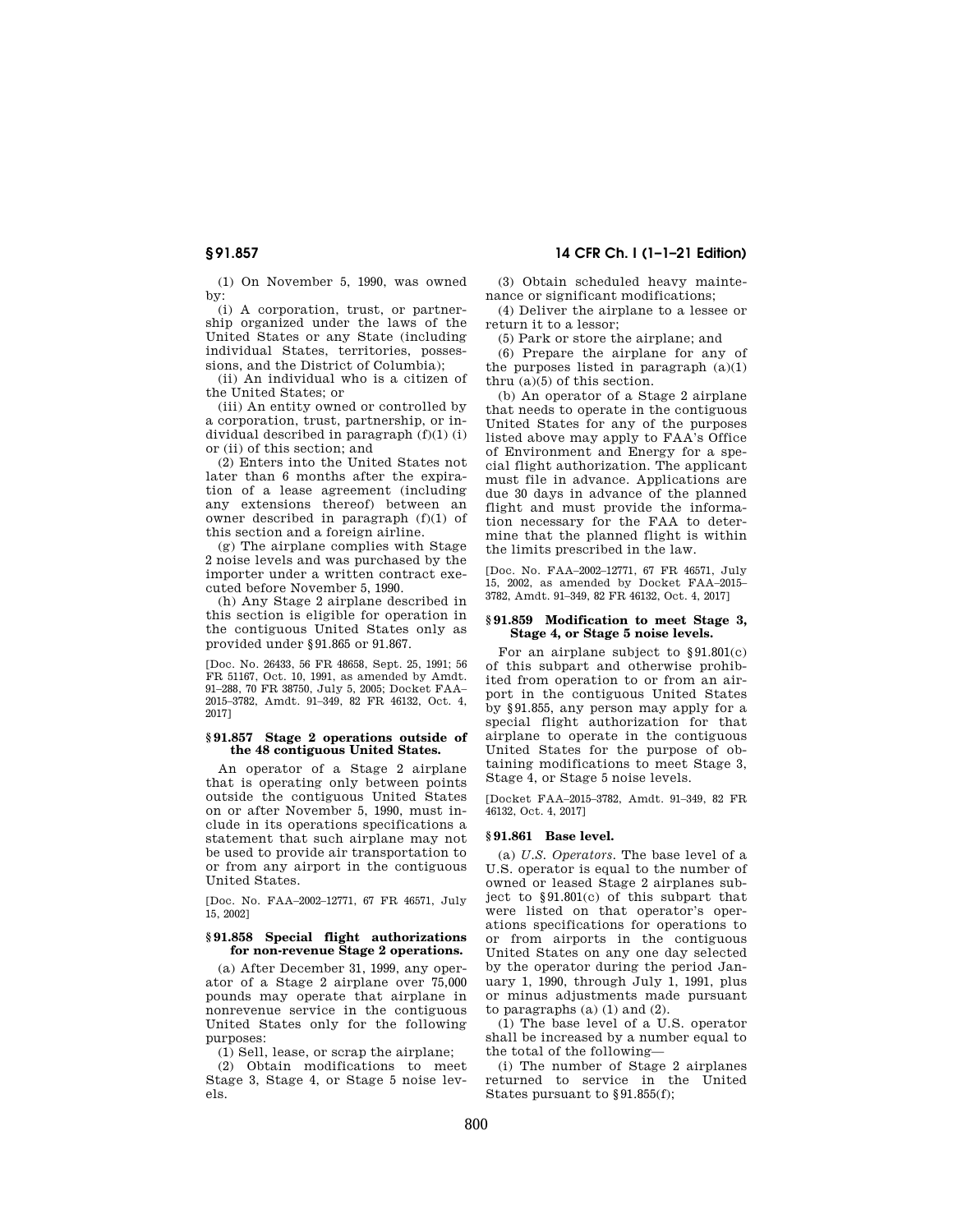(1) On November 5, 1990, was owned by:

(i) A corporation, trust, or partnership organized under the laws of the United States or any State (including individual States, territories, possessions, and the District of Columbia);

(ii) An individual who is a citizen of the United States; or

(iii) An entity owned or controlled by a corporation, trust, partnership, or individual described in paragraph (f)(1) (i) or (ii) of this section; and

(2) Enters into the United States not later than 6 months after the expiration of a lease agreement (including any extensions thereof) between an owner described in paragraph (f)(1) of this section and a foreign airline.

(g) The airplane complies with Stage 2 noise levels and was purchased by the importer under a written contract executed before November 5, 1990.

(h) Any Stage 2 airplane described in this section is eligible for operation in the contiguous United States only as provided under §91.865 or 91.867.

[Doc. No. 26433, 56 FR 48658, Sept. 25, 1991; 56 FR 51167, Oct. 10, 1991, as amended by Amdt. 91–288, 70 FR 38750, July 5, 2005; Docket FAA–2015–3782, Amdt. 91–349, 82 FR 46132, Oct. 4, 2017]

### §91.857 Stage 2 operations outside of the 48 contiguous United States.

An operator of a Stage 2 airplane that is operating only between points outside the contiguous United States on or after November 5, 1990, must include in its operations specifications a statement that such airplane may not be used to provide air transportation to or from any airport in the contiguous United States.

[Doc. No. FAA–2002–12771, 67 FR 46571, July 15, 2002]

### §91.858 Special flight authorizations for non-revenue Stage 2 operations.

(a) After December 31, 1999, any operator of a Stage 2 airplane over 75,000 pounds may operate that airplane in nonrevenue service in the contiguous United States only for the following purposes:

(1) Sell, lease, or scrap the airplane;

(2) Obtain modifications to meet Stage 3, Stage 4, or Stage 5 noise levels.

(3) Obtain scheduled heavy maintenance or significant modifications;

(4) Deliver the airplane to a lessee or return it to a lessor;

(5) Park or store the airplane; and

(6) Prepare the airplane for any of the purposes listed in paragraph (a)(1) thru (a)(5) of this section.

(b) An operator of a Stage 2 airplane that needs to operate in the contiguous United States for any of the purposes listed above may apply to FAA's Office of Environment and Energy for a special flight authorization. The applicant must file in advance. Applications are due 30 days in advance of the planned flight and must provide the information necessary for the FAA to determine that the planned flight is within the limits prescribed in the law.

[Doc. No. FAA–2002–12771, 67 FR 46571, July 15, 2002, as amended by Docket FAA–2015–3782, Amdt. 91–349, 82 FR 46132, Oct. 4, 2017]

### §91.859 Modification to meet Stage 3, Stage 4, or Stage 5 noise levels.

For an airplane subject to §91.801(c) of this subpart and otherwise prohibited from operation to or from an airport in the contiguous United States by §91.855, any person may apply for a special flight authorization for that airplane to operate in the contiguous United States for the purpose of obtaining modifications to meet Stage 3, Stage 4, or Stage 5 noise levels.

[Docket FAA–2015–3782, Amdt. 91–349, 82 FR 46132, Oct. 4, 2017]

### §91.861 Base level.

(a) *U.S. Operators.* The base level of a U.S. operator is equal to the number of owned or leased Stage 2 airplanes subject to §91.801(c) of this subpart that were listed on that operator's operations specifications for operations to or from airports in the contiguous United States on any one day selected by the operator during the period January 1, 1990, through July 1, 1991, plus or minus adjustments made pursuant to paragraphs (a) (1) and (2).

(1) The base level of a U.S. operator shall be increased by a number equal to the total of the following—

(i) The number of Stage 2 airplanes returned to service in the United States pursuant to §91.855(f);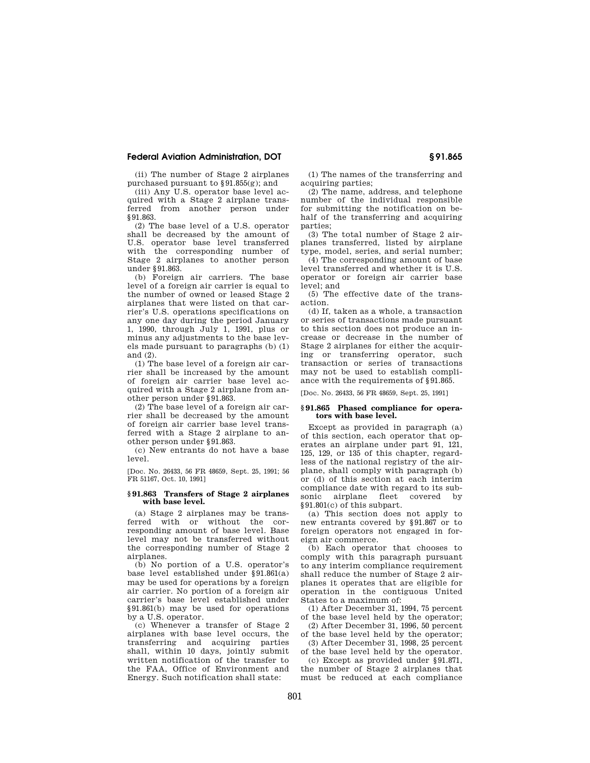(ii) The number of Stage 2 airplanes purchased pursuant to §91.855(g); and

(iii) Any U.S. operator base level acquired with a Stage 2 airplane transferred from another person under §91.863.

(2) The base level of a U.S. operator shall be decreased by the amount of U.S. operator base level transferred with the corresponding number of Stage 2 airplanes to another person under §91.863.

(b) *Foreign air carriers.* The base level of a foreign air carrier is equal to the number of owned or leased Stage 2 airplanes that were listed on that carrier's U.S. operations specifications on any one day during the period January 1, 1990, through July 1, 1991, plus or minus any adjustments to the base levels made pursuant to paragraphs (b) (1) and (2).

(1) The base level of a foreign air carrier shall be increased by the amount of foreign air carrier base level acquired with a Stage 2 airplane from another person under §91.863.

(2) The base level of a foreign air carrier shall be decreased by the amount of foreign air carrier base level transferred with a Stage 2 airplane to another person under §91.863.

(c) New entrants do not have a base level.

[Doc. No. 26433, 56 FR 48659, Sept. 25, 1991; 56 FR 51167, Oct. 10, 1991]

## §91.863 Transfers of Stage 2 airplanes with base level.

(a) Stage 2 airplanes may be transferred with or without the corresponding amount of base level. Base level may not be transferred without the corresponding number of Stage 2 airplanes.

(b) No portion of a U.S. operator's base level established under §91.861(a) may be used for operations by a foreign air carrier. No portion of a foreign air carrier's base level established under §91.861(b) may be used for operations by a U.S. operator.

(c) Whenever a transfer of Stage 2 airplanes with base level occurs, the transferring and acquiring parties shall, within 10 days, jointly submit written notification of the transfer to the FAA, Office of Environment and Energy. Such notification shall state:

(1) The names of the transferring and acquiring parties;

(2) The name, address, and telephone number of the individual responsible for submitting the notification on behalf of the transferring and acquiring parties;

(3) The total number of Stage 2 airplanes transferred, listed by airplane type, model, series, and serial number;

(4) The corresponding amount of base level transferred and whether it is U.S. operator or foreign air carrier base level; and

(5) The effective date of the transaction.

(d) If, taken as a whole, a transaction or series of transactions made pursuant to this section does not produce an increase or decrease in the number of Stage 2 airplanes for either the acquiring or transferring operator, such transaction or series of transactions may not be used to establish compliance with the requirements of §91.865.

[Doc. No. 26433, 56 FR 48659, Sept. 25, 1991]

## §91.865 Phased compliance for operators with base level.

Except as provided in paragraph (a) of this section, each operator that operates an airplane under part 91, 121, 125, 129, or 135 of this chapter, regardless of the national registry of the airplane, shall comply with paragraph (b) or (d) of this section at each interim compliance date with regard to its subsonic airplane fleet covered by §91.801(c) of this subpart.

(a) This section does not apply to new entrants covered by §91.867 or to foreign operators not engaged in foreign air commerce.

(b) Each operator that chooses to comply with this paragraph pursuant to any interim compliance requirement shall reduce the number of Stage 2 airplanes it operates that are eligible for operation in the contiguous United States to a maximum of:

(1) After December 31, 1994, 75 percent of the base level held by the operator;

(2) After December 31, 1996, 50 percent of the base level held by the operator;

(3) After December 31, 1998, 25 percent of the base level held by the operator.

(c) Except as provided under §91.871, the number of Stage 2 airplanes that must be reduced at each compliance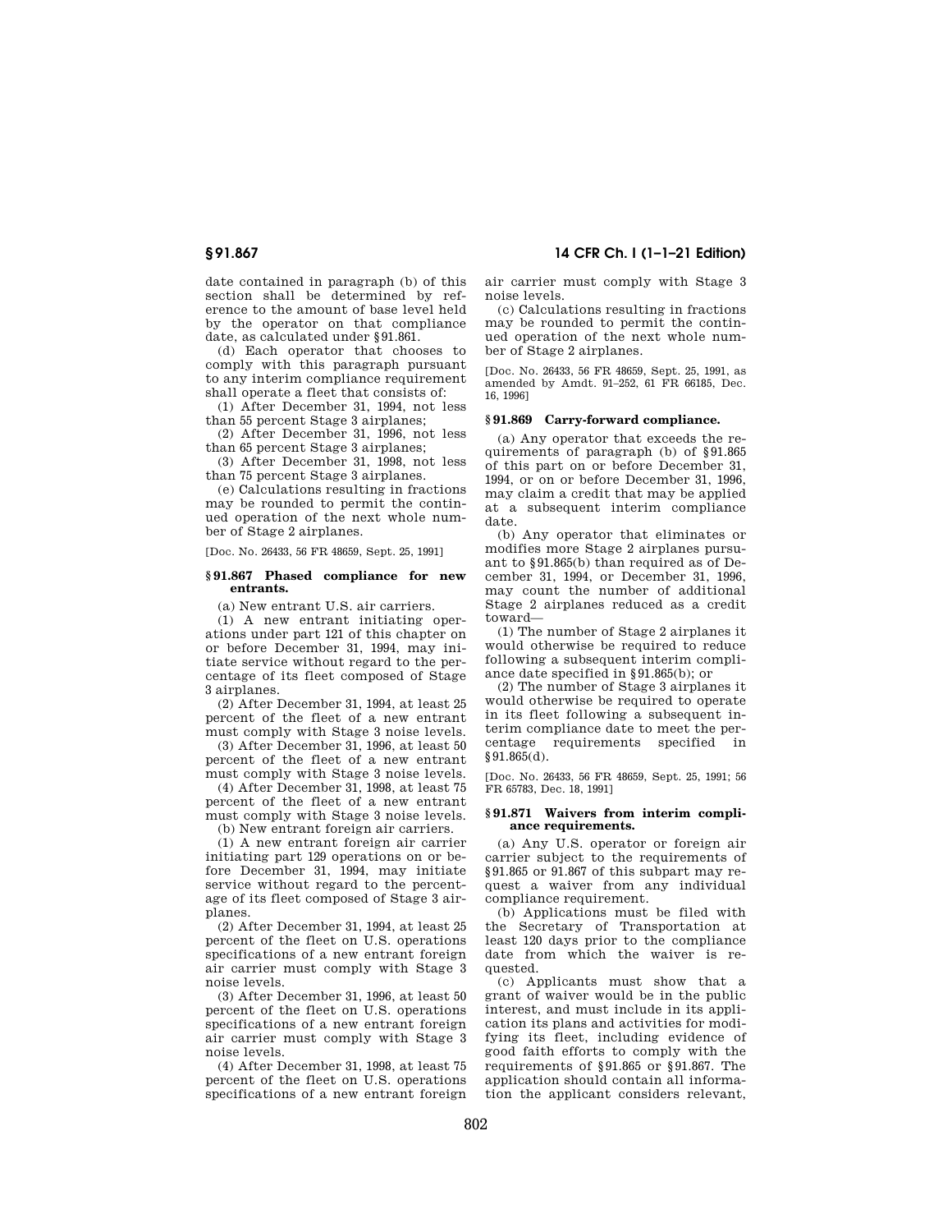date contained in paragraph (b) of this section shall be determined by reference to the amount of base level held by the operator on that compliance date, as calculated under §91.861.

(d) Each operator that chooses to comply with this paragraph pursuant to any interim compliance requirement shall operate a fleet that consists of:

(1) After December 31, 1994, not less than 55 percent Stage 3 airplanes;

(2) After December 31, 1996, not less than 65 percent Stage 3 airplanes;

(3) After December 31, 1998, not less than 75 percent Stage 3 airplanes.

(e) Calculations resulting in fractions may be rounded to permit the continued operation of the next whole number of Stage 2 airplanes.

[Doc. No. 26433, 56 FR 48659, Sept. 25, 1991]

### § 91.867 Phased compliance for new entrants.

(a) New entrant U.S. air carriers.

(1) A new entrant initiating operations under part 121 of this chapter on or before December 31, 1994, may initiate service without regard to the percentage of its fleet composed of Stage 3 airplanes.

(2) After December 31, 1994, at least 25 percent of the fleet of a new entrant must comply with Stage 3 noise levels.

(3) After December 31, 1996, at least 50 percent of the fleet of a new entrant must comply with Stage 3 noise levels.

(4) After December 31, 1998, at least 75 percent of the fleet of a new entrant must comply with Stage 3 noise levels.

(b) New entrant foreign air carriers.

(1) A new entrant foreign air carrier initiating part 129 operations on or before December 31, 1994, may initiate service without regard to the percentage of its fleet composed of Stage 3 airplanes.

(2) After December 31, 1994, at least 25 percent of the fleet on U.S. operations specifications of a new entrant foreign air carrier must comply with Stage 3 noise levels.

(3) After December 31, 1996, at least 50 percent of the fleet on U.S. operations specifications of a new entrant foreign air carrier must comply with Stage 3 noise levels.

(4) After December 31, 1998, at least 75 percent of the fleet on U.S. operations specifications of a new entrant foreign air carrier must comply with Stage 3 noise levels.

(c) Calculations resulting in fractions may be rounded to permit the continued operation of the next whole number of Stage 2 airplanes.

[Doc. No. 26433, 56 FR 48659, Sept. 25, 1991, as amended by Amdt. 91–252, 61 FR 66185, Dec. 16, 1996]

### § 91.869 Carry-forward compliance.

(a) Any operator that exceeds the requirements of paragraph (b) of §91.865 of this part on or before December 31, 1994, or on or before December 31, 1996, may claim a credit that may be applied at a subsequent interim compliance date.

(b) Any operator that eliminates or modifies more Stage 2 airplanes pursuant to §91.865(b) than required as of December 31, 1994, or December 31, 1996, may count the number of additional Stage 2 airplanes reduced as a credit toward—

(1) The number of Stage 2 airplanes it would otherwise be required to reduce following a subsequent interim compliance date specified in §91.865(b); or

(2) The number of Stage 3 airplanes it would otherwise be required to operate in its fleet following a subsequent interim compliance date to meet the percentage requirements specified in §91.865(d).

[Doc. No. 26433, 56 FR 48659, Sept. 25, 1991; 56 FR 65783, Dec. 18, 1991]

### § 91.871 Waivers from interim compliance requirements.

(a) Any U.S. operator or foreign air carrier subject to the requirements of §91.865 or 91.867 of this subpart may request a waiver from any individual compliance requirement.

(b) Applications must be filed with the Secretary of Transportation at least 120 days prior to the compliance date from which the waiver is requested.

(c) Applicants must show that a grant of waiver would be in the public interest, and must include in its application its plans and activities for modifying its fleet, including evidence of good faith efforts to comply with the requirements of §91.865 or §91.867. The application should contain all information the applicant considers relevant,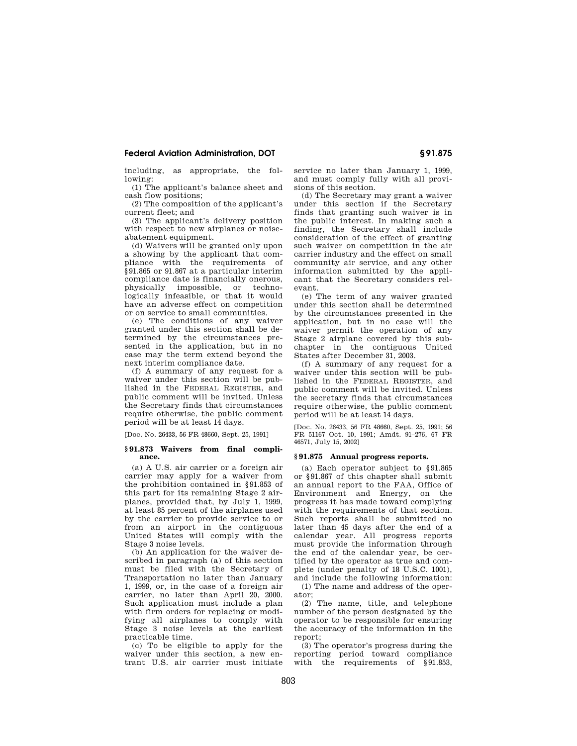including, as appropriate, the following:

(1) The applicant's balance sheet and cash flow positions;

(2) The composition of the applicant's current fleet; and

(3) The applicant's delivery position with respect to new airplanes or noise-abatement equipment.

(d) Waivers will be granted only upon a showing by the applicant that compliance with the requirements of §91.865 or 91.867 at a particular interim compliance date is financially onerous, physically impossible, or technologically infeasible, or that it would have an adverse effect on competition or on service to small communities.

(e) The conditions of any waiver granted under this section shall be determined by the circumstances presented in the application, but in no case may the term extend beyond the next interim compliance date.

(f) A summary of any request for a waiver under this section will be published in the FEDERAL REGISTER, and public comment will be invited. Unless the Secretary finds that circumstances require otherwise, the public comment period will be at least 14 days.

[Doc. No. 26433, 56 FR 48660, Sept. 25, 1991]

### § 91.873 Waivers from final compliance.

(a) A U.S. air carrier or a foreign air carrier may apply for a waiver from the prohibition contained in §91.853 of this part for its remaining Stage 2 airplanes, provided that, by July 1, 1999, at least 85 percent of the airplanes used by the carrier to provide service to or from an airport in the contiguous United States will comply with the Stage 3 noise levels.

(b) An application for the waiver described in paragraph (a) of this section must be filed with the Secretary of Transportation no later than January 1, 1999, or, in the case of a foreign air carrier, no later than April 20, 2000. Such application must include a plan with firm orders for replacing or modifying all airplanes to comply with Stage 3 noise levels at the earliest practicable time.

(c) To be eligible to apply for the waiver under this section, a new entrant U.S. air carrier must initiate service no later than January 1, 1999, and must comply fully with all provisions of this section.

(d) The Secretary may grant a waiver under this section if the Secretary finds that granting such waiver is in the public interest. In making such a finding, the Secretary shall include consideration of the effect of granting such waiver on competition in the air carrier industry and the effect on small community air service, and any other information submitted by the applicant that the Secretary considers relevant.

(e) The term of any waiver granted under this section shall be determined by the circumstances presented in the application, but in no case will the waiver permit the operation of any Stage 2 airplane covered by this subchapter in the contiguous United States after December 31, 2003.

(f) A summary of any request for a waiver under this section will be published in the FEDERAL REGISTER, and public comment will be invited. Unless the secretary finds that circumstances require otherwise, the public comment period will be at least 14 days.

[Doc. No. 26433, 56 FR 48660, Sept. 25, 1991; 56 FR 51167 Oct. 10, 1991; Amdt. 91–276, 67 FR 46571, July 15, 2002]

### § 91.875 Annual progress reports.

(a) Each operator subject to §91.865 or §91.867 of this chapter shall submit an annual report to the FAA, Office of Environment and Energy, on the progress it has made toward complying with the requirements of that section. Such reports shall be submitted no later than 45 days after the end of a calendar year. All progress reports must provide the information through the end of the calendar year, be certified by the operator as true and complete (under penalty of 18 U.S.C. 1001), and include the following information:

(1) The name and address of the operator;

(2) The name, title, and telephone number of the person designated by the operator to be responsible for ensuring the accuracy of the information in the report;

(3) The operator's progress during the reporting period toward compliance with the requirements of §91.853,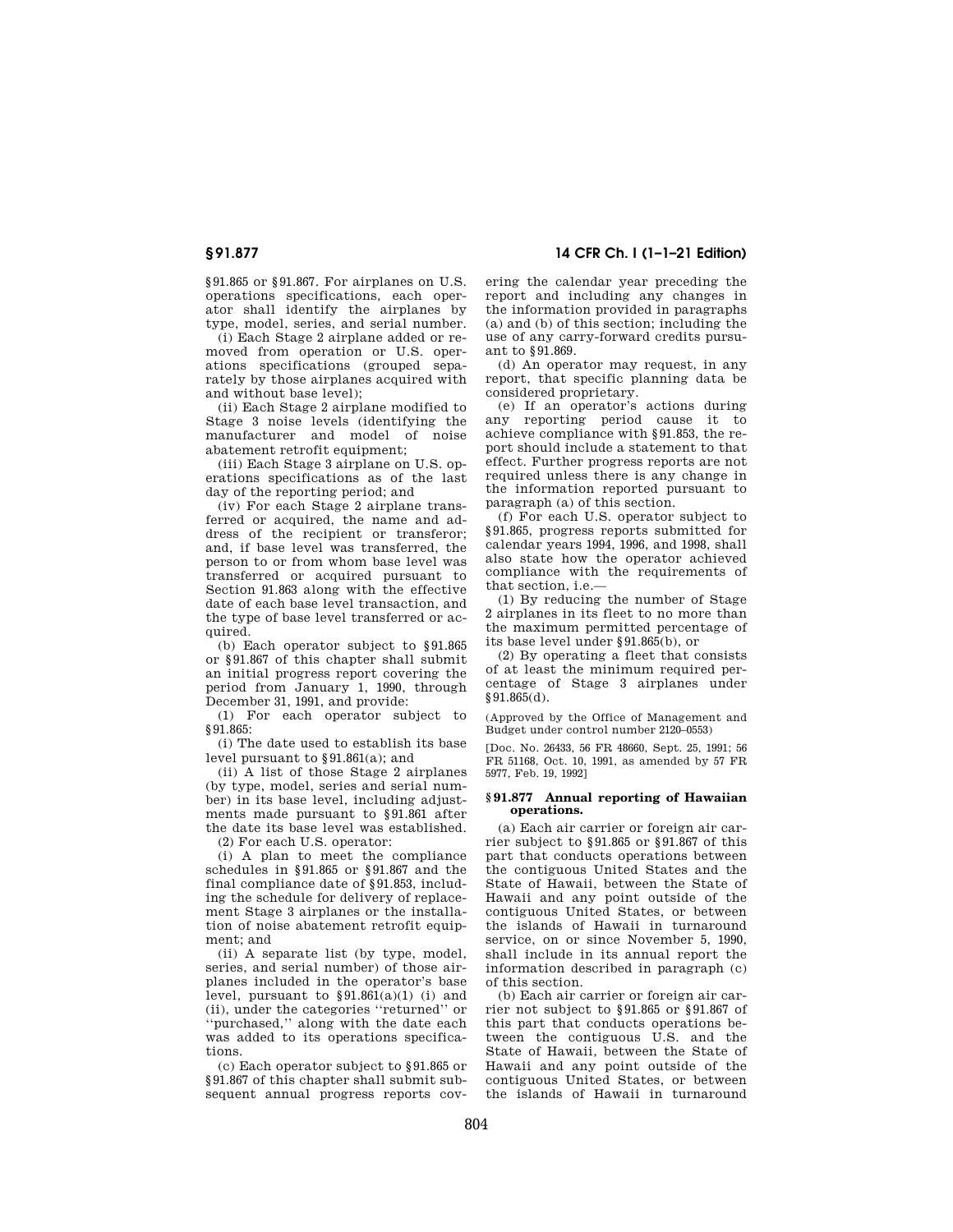§91.865 or §91.867. For airplanes on U.S. operations specifications, each operator shall identify the airplanes by type, model, series, and serial number.

(i) Each Stage 2 airplane added or removed from operation or U.S. operations specifications (grouped separately by those airplanes acquired with and without base level);

(ii) Each Stage 2 airplane modified to Stage 3 noise levels (identifying the manufacturer and model of noise abatement retrofit equipment;

(iii) Each Stage 3 airplane on U.S. operations specifications as of the last day of the reporting period; and

(iv) For each Stage 2 airplane transferred or acquired, the name and address of the recipient or transferor; and, if base level was transferred, the person to or from whom base level was transferred or acquired pursuant to Section 91.863 along with the effective date of each base level transaction, and the type of base level transferred or acquired.

(b) Each operator subject to §91.865 or §91.867 of this chapter shall submit an initial progress report covering the period from January 1, 1990, through December 31, 1991, and provide:

(1) For each operator subject to §91.865:

(i) The date used to establish its base level pursuant to §91.861(a); and

(ii) A list of those Stage 2 airplanes (by type, model, series and serial number) in its base level, including adjustments made pursuant to §91.861 after the date its base level was established.

(2) For each U.S. operator:

(i) A plan to meet the compliance schedules in §91.865 or §91.867 and the final compliance date of §91.853, including the schedule for delivery of replacement Stage 3 airplanes or the installation of noise abatement retrofit equipment; and

(ii) A separate list (by type, model, series, and serial number) of those airplanes included in the operator's base level, pursuant to §91.861(a)(1) (i) and (ii), under the categories "returned" or "purchased," along with the date each was added to its operations specifications.

(c) Each operator subject to §91.865 or §91.867 of this chapter shall submit subsequent annual progress reports covering the calendar year preceding the report and including any changes in the information provided in paragraphs (a) and (b) of this section; including the use of any carry-forward credits pursuant to §91.869.

(d) An operator may request, in any report, that specific planning data be considered proprietary.

(e) If an operator's actions during any reporting period cause it to achieve compliance with §91.853, the report should include a statement to that effect. Further progress reports are not required unless there is any change in the information reported pursuant to paragraph (a) of this section.

(f) For each U.S. operator subject to §91.865, progress reports submitted for calendar years 1994, 1996, and 1998, shall also state how the operator achieved compliance with the requirements of that section, i.e.—

(1) By reducing the number of Stage 2 airplanes in its fleet to no more than the maximum permitted percentage of its base level under §91.865(b), or

(2) By operating a fleet that consists of at least the minimum required percentage of Stage 3 airplanes under §91.865(d).

(Approved by the Office of Management and Budget under control number 2120–0553)

[Doc. No. 26433, 56 FR 48660, Sept. 25, 1991; 56 FR 51168, Oct. 10, 1991, as amended by 57 FR 5977, Feb. 19, 1992]

### §91.877 Annual reporting of Hawaiian operations.

(a) Each air carrier or foreign air carrier subject to §91.865 or §91.867 of this part that conducts operations between the contiguous United States and the State of Hawaii, between the State of Hawaii and any point outside of the contiguous United States, or between the islands of Hawaii in turnaround service, on or since November 5, 1990, shall include in its annual report the information described in paragraph (c) of this section.

(b) Each air carrier or foreign air carrier not subject to §91.865 or §91.867 of this part that conducts operations between the contiguous U.S. and the State of Hawaii, between the State of Hawaii and any point outside of the contiguous United States, or between the islands of Hawaii in turnaround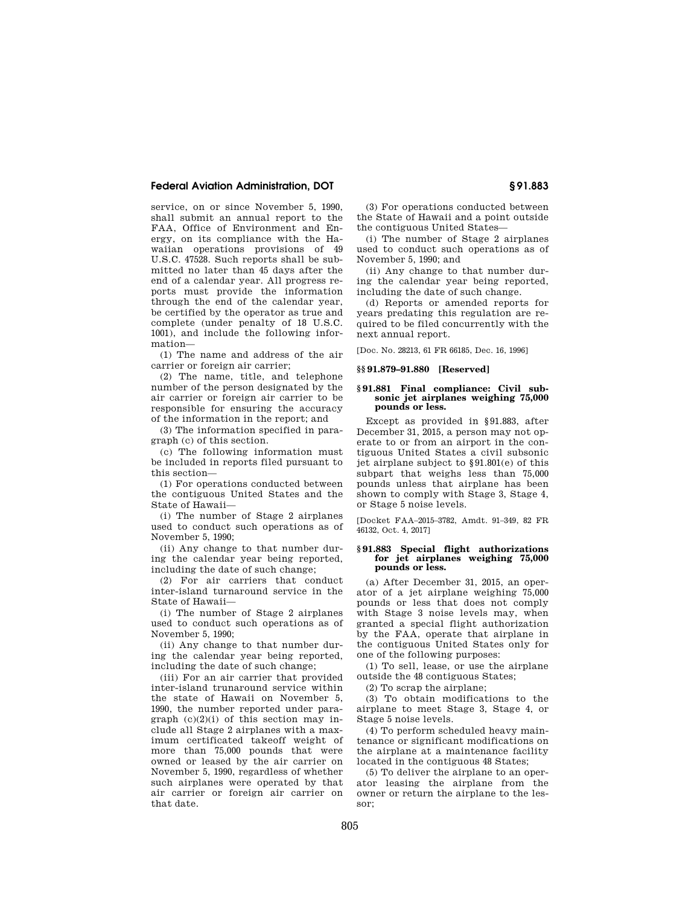service, on or since November 5, 1990, shall submit an annual report to the FAA, Office of Environment and Energy, on its compliance with the Hawaiian operations provisions of 49 U.S.C. 47528. Such reports shall be submitted no later than 45 days after the end of a calendar year. All progress reports must provide the information through the end of the calendar year, be certified by the operator as true and complete (under penalty of 18 U.S.C. 1001), and include the following information—

(1) The name and address of the air carrier or foreign air carrier;

(2) The name, title, and telephone number of the person designated by the air carrier or foreign air carrier to be responsible for ensuring the accuracy of the information in the report; and

(3) The information specified in paragraph (c) of this section.

(c) The following information must be included in reports filed pursuant to this section—

(1) For operations conducted between the contiguous United States and the State of Hawaii—

(i) The number of Stage 2 airplanes used to conduct such operations as of November 5, 1990;

(ii) Any change to that number during the calendar year being reported, including the date of such change;

(2) For air carriers that conduct inter-island turnaround service in the State of Hawaii—

(i) The number of Stage 2 airplanes used to conduct such operations as of November 5, 1990;

(ii) Any change to that number during the calendar year being reported, including the date of such change;

(iii) For an air carrier that provided inter-island trunaround service within the state of Hawaii on November 5, 1990, the number reported under paragraph (c)(2)(i) of this section may include all Stage 2 airplanes with a maximum certificated takeoff weight of more than 75,000 pounds that were owned or leased by the air carrier on November 5, 1990, regardless of whether such airplanes were operated by that air carrier or foreign air carrier on that date.

(3) For operations conducted between the State of Hawaii and a point outside the contiguous United States—

(i) The number of Stage 2 airplanes used to conduct such operations as of November 5, 1990; and

(ii) Any change to that number during the calendar year being reported, including the date of such change.

(d) Reports or amended reports for years predating this regulation are required to be filed concurrently with the next annual report.

[Doc. No. 28213, 61 FR 66185, Dec. 16, 1996]

### §§ 91.879–91.880 [Reserved]

### § 91.881 Final compliance: Civil subsonic jet airplanes weighing 75,000 pounds or less.

Except as provided in § 91.883, after December 31, 2015, a person may not operate to or from an airport in the contiguous United States a civil subsonic jet airplane subject to § 91.801(e) of this subpart that weighs less than 75,000 pounds unless that airplane has been shown to comply with Stage 3, Stage 4, or Stage 5 noise levels.

[Docket FAA–2015–3782, Amdt. 91–349, 82 FR 46132, Oct. 4, 2017]

### § 91.883 Special flight authorizations for jet airplanes weighing 75,000 pounds or less.

(a) After December 31, 2015, an operator of a jet airplane weighing 75,000 pounds or less that does not comply with Stage 3 noise levels may, when granted a special flight authorization by the FAA, operate that airplane in the contiguous United States only for one of the following purposes:

(1) To sell, lease, or use the airplane outside the 48 contiguous States;

(2) To scrap the airplane;

(3) To obtain modifications to the airplane to meet Stage 3, Stage 4, or Stage 5 noise levels.

(4) To perform scheduled heavy maintenance or significant modifications on the airplane at a maintenance facility located in the contiguous 48 States;

(5) To deliver the airplane to an operator leasing the airplane from the owner or return the airplane to the lessor;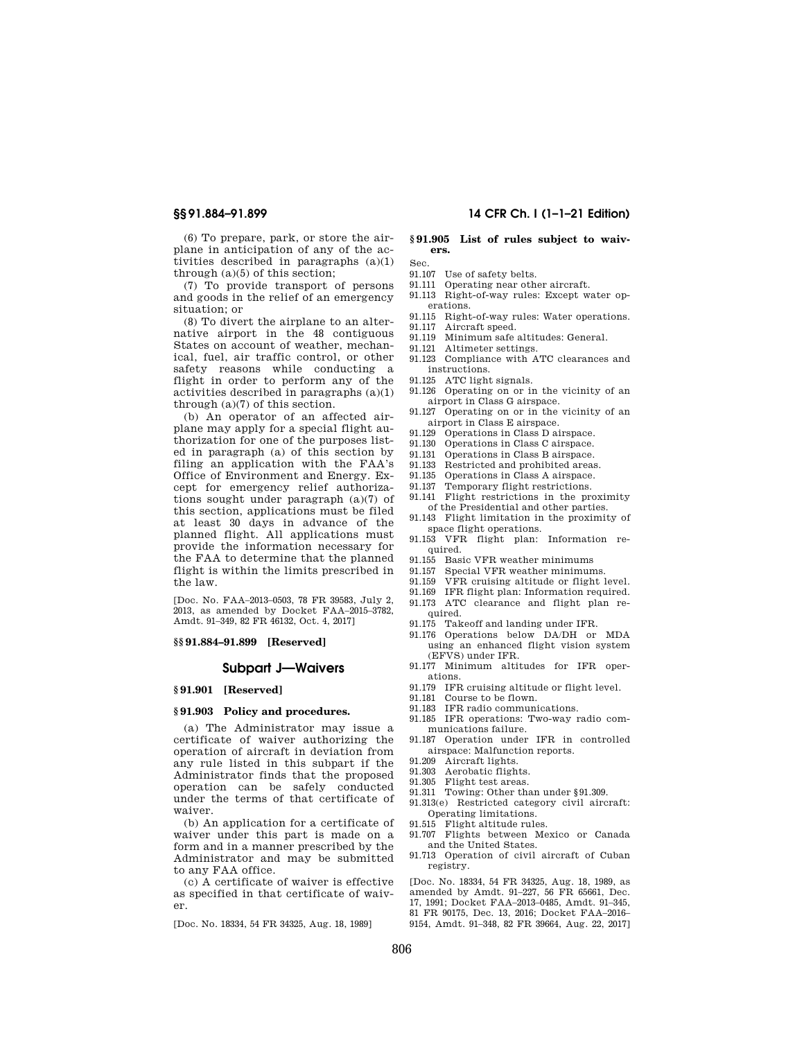(6) To prepare, park, or store the airplane in anticipation of any of the activities described in paragraphs (a)(1) through (a)(5) of this section;

(7) To provide transport of persons and goods in the relief of an emergency situation; or

(8) To divert the airplane to an alternative airport in the 48 contiguous States on account of weather, mechanical, fuel, air traffic control, or other safety reasons while conducting a flight in order to perform any of the activities described in paragraphs (a)(1) through (a)(7) of this section.

(b) An operator of an affected airplane may apply for a special flight authorization for one of the purposes listed in paragraph (a) of this section by filing an application with the FAA's Office of Environment and Energy. Except for emergency relief authorizations sought under paragraph (a)(7) of this section, applications must be filed at least 30 days in advance of the planned flight. All applications must provide the information necessary for the FAA to determine that the planned flight is within the limits prescribed in the law.

[Doc. No. FAA–2013–0503, 78 FR 39583, July 2, 2013, as amended by Docket FAA–2015–3782, Amdt. 91–349, 82 FR 46132, Oct. 4, 2017]

### §§ 91.884–91.899 [Reserved]

## Subpart J—Waivers

### § 91.901 [Reserved]

### § 91.903 Policy and procedures.

(a) The Administrator may issue a certificate of waiver authorizing the operation of aircraft in deviation from any rule listed in this subpart if the Administrator finds that the proposed operation can be safely conducted under the terms of that certificate of waiver.

(b) An application for a certificate of waiver under this part is made on a form and in a manner prescribed by the Administrator and may be submitted to any FAA office.

(c) A certificate of waiver is effective as specified in that certificate of waiver.

[Doc. No. 18334, 54 FR 34325, Aug. 18, 1989]

### § 91.905 List of rules subject to waivers.

Sec.
91.107 Use of safety belts.
91.111 Operating near other aircraft.
91.113 Right-of-way rules: Except water operations.
91.115 Right-of-way rules: Water operations.
91.117 Aircraft speed.
91.119 Minimum safe altitudes: General.
91.121 Altimeter settings.
91.123 Compliance with ATC clearances and instructions.
91.125 ATC light signals.
91.126 Operating on or in the vicinity of an airport in Class G airspace.
91.127 Operating on or in the vicinity of an airport in Class E airspace.
91.129 Operations in Class D airspace.
91.130 Operations in Class C airspace.
91.131 Operations in Class B airspace.
91.133 Restricted and prohibited areas.
91.135 Operations in Class A airspace.
91.137 Temporary flight restrictions.
91.141 Flight restrictions in the proximity of the Presidential and other parties.
91.143 Flight limitation in the proximity of space flight operations.
91.153 VFR flight plan: Information required.
91.155 Basic VFR weather minimums
91.157 Special VFR weather minimums.
91.159 VFR cruising altitude or flight level.
91.169 IFR flight plan: Information required.
91.173 ATC clearance and flight plan required.
91.175 Takeoff and landing under IFR.
91.176 Operations below DA/DH or MDA using an enhanced flight vision system (EFVS) under IFR.
91.177 Minimum altitudes for IFR operations.
91.179 IFR cruising altitude or flight level.
91.181 Course to be flown.
91.183 IFR radio communications.
91.185 IFR operations: Two-way radio communications failure.
91.187 Operation under IFR in controlled airspace: Malfunction reports.
91.209 Aircraft lights.
91.303 Aerobatic flights.
91.305 Flight test areas.
91.311 Towing: Other than under § 91.309.
91.313(e) Restricted category civil aircraft: Operating limitations.
91.515 Flight altitude rules.
91.707 Flights between Mexico or Canada and the United States.
91.713 Operation of civil aircraft of Cuban registry.

[Doc. No. 18334, 54 FR 34325, Aug. 18, 1989, as amended by Amdt. 91–227, 56 FR 65661, Dec. 17, 1991; Docket FAA–2013–0485, Amdt. 91–345, 81 FR 90175, Dec. 13, 2016; Docket FAA–2016–9154, Amdt. 91–348, 82 FR 39664, Aug. 22, 2017]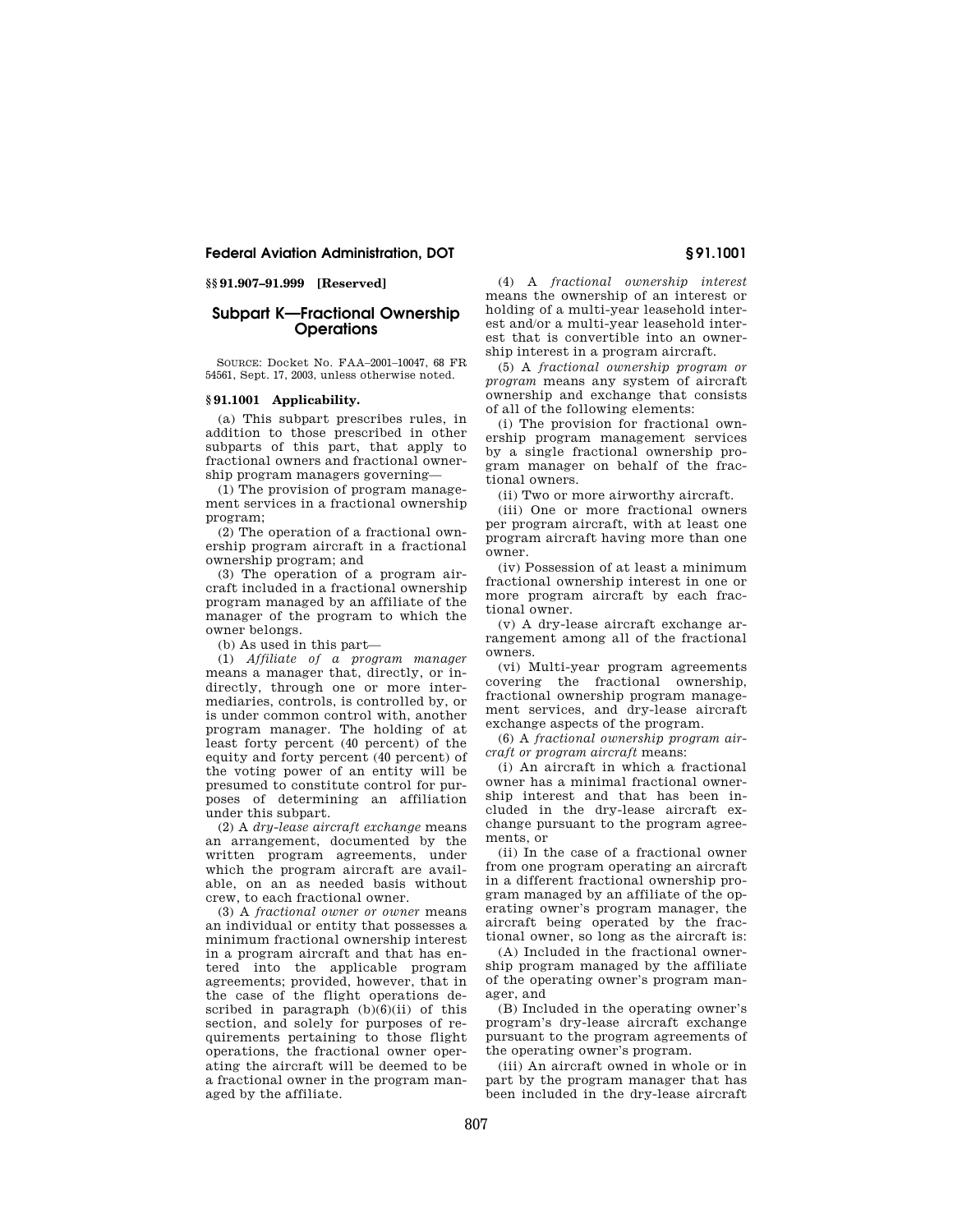### §§ 91.907–91.999 [Reserved]

## Subpart K—Fractional Ownership Operations

SOURCE: Docket No. FAA–2001–10047, 68 FR 54561, Sept. 17, 2003, unless otherwise noted.

### § 91.1001 Applicability.

(a) This subpart prescribes rules, in addition to those prescribed in other subparts of this part, that apply to fractional owners and fractional ownership program managers governing—

(1) The provision of program management services in a fractional ownership program;

(2) The operation of a fractional ownership program aircraft in a fractional ownership program; and

(3) The operation of a program aircraft included in a fractional ownership program managed by an affiliate of the manager of the program to which the owner belongs.

(b) As used in this part—

(1) *Affiliate of a program manager* means a manager that, directly, or indirectly, through one or more intermediaries, controls, is controlled by, or is under common control with, another program manager. The holding of at least forty percent (40 percent) of the equity and forty percent (40 percent) of the voting power of an entity will be presumed to constitute control for purposes of determining an affiliation under this subpart.

(2) A *dry-lease aircraft exchange* means an arrangement, documented by the written program agreements, under which the program aircraft are available, on an as needed basis without crew, to each fractional owner.

(3) A *fractional owner or owner* means an individual or entity that possesses a minimum fractional ownership interest in a program aircraft and that has entered into the applicable program agreements; provided, however, that in the case of the flight operations described in paragraph (b)(6)(ii) of this section, and solely for purposes of requirements pertaining to those flight operations, the fractional owner operating the aircraft will be deemed to be a fractional owner in the program managed by the affiliate.

(4) A *fractional ownership interest* means the ownership of an interest or holding of a multi-year leasehold interest and/or a multi-year leasehold interest that is convertible into an ownership interest in a program aircraft.

(5) A *fractional ownership program or program* means any system of aircraft ownership and exchange that consists of all of the following elements:

(i) The provision for fractional ownership program management services by a single fractional ownership program manager on behalf of the fractional owners.

(ii) Two or more airworthy aircraft.

(iii) One or more fractional owners per program aircraft, with at least one program aircraft having more than one owner.

(iv) Possession of at least a minimum fractional ownership interest in one or more program aircraft by each fractional owner.

(v) A dry-lease aircraft exchange arrangement among all of the fractional owners.

(vi) Multi-year program agreements covering the fractional ownership, fractional ownership program management services, and dry-lease aircraft exchange aspects of the program.

(6) A *fractional ownership program aircraft or program aircraft* means:

(i) An aircraft in which a fractional owner has a minimal fractional ownership interest and that has been included in the dry-lease aircraft exchange pursuant to the program agreements, or

(ii) In the case of a fractional owner from one program operating an aircraft in a different fractional ownership program managed by an affiliate of the operating owner's program manager, the aircraft being operated by the fractional owner, so long as the aircraft is:

(A) Included in the fractional ownership program managed by the affiliate of the operating owner's program manager, and

(B) Included in the operating owner's program's dry-lease aircraft exchange pursuant to the program agreements of the operating owner's program.

(iii) An aircraft owned in whole or in part by the program manager that has been included in the dry-lease aircraft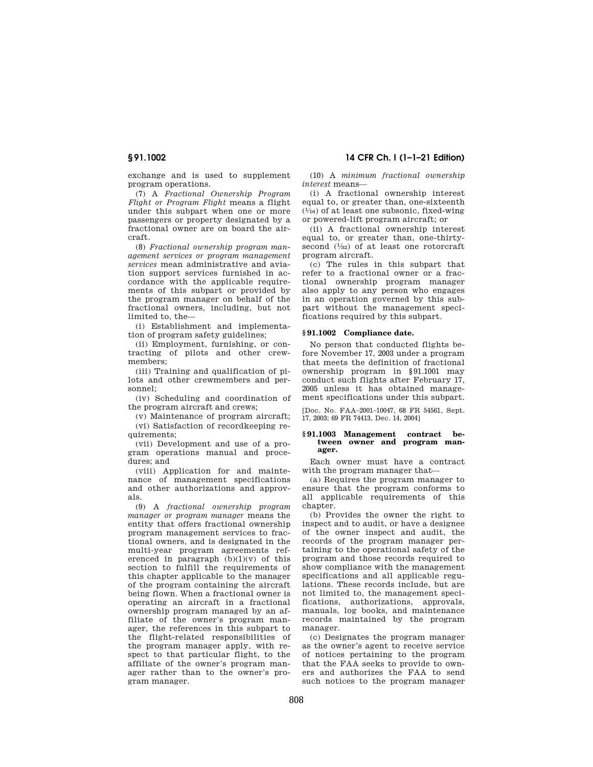exchange and is used to supplement program operations.

(7) A *Fractional Ownership Program Flight or Program Flight* means a flight under this subpart when one or more passengers or property designated by a fractional owner are on board the aircraft.

(8) *Fractional ownership program management services or program management services* mean administrative and aviation support services furnished in accordance with the applicable requirements of this subpart or provided by the program manager on behalf of the fractional owners, including, but not limited to, the—

(i) Establishment and implementation of program safety guidelines;

(ii) Employment, furnishing, or contracting of pilots and other crewmembers;

(iii) Training and qualification of pilots and other crewmembers and personnel;

(iv) Scheduling and coordination of the program aircraft and crews;

(v) Maintenance of program aircraft;

(vi) Satisfaction of recordkeeping requirements;

(vii) Development and use of a program operations manual and procedures; and

(viii) Application for and maintenance of management specifications and other authorizations and approvals.

(9) A *fractional ownership program manager or program manager* means the entity that offers fractional ownership program management services to fractional owners, and is designated in the multi-year program agreements referenced in paragraph (b)(1)(v) of this section to fulfill the requirements of this chapter applicable to the manager of the program containing the aircraft being flown. When a fractional owner is operating an aircraft in a fractional ownership program managed by an affiliate of the owner's program manager, the references in this subpart to the flight-related responsibilities of the program manager apply, with respect to that particular flight, to the affiliate of the owner's program manager rather than to the owner's program manager.

(10) A *minimum fractional ownership interest* means—

(i) A fractional ownership interest equal to, or greater than, one-sixteenth (1/16) of at least one subsonic, fixed-wing or powered-lift program aircraft; or

(ii) A fractional ownership interest equal to, or greater than, one-thirty-second (1/32) of at least one rotorcraft program aircraft.

(c) The rules in this subpart that refer to a fractional owner or a fractional ownership program manager also apply to any person who engages in an operation governed by this subpart without the management specifications required by this subpart.

### § 91.1002 Compliance date.

No person that conducted flights before November 17, 2003 under a program that meets the definition of fractional ownership program in § 91.1001 may conduct such flights after February 17, 2005 unless it has obtained management specifications under this subpart.

[Doc. No. FAA–2001–10047, 68 FR 54561, Sept. 17, 2003; 69 FR 74413, Dec. 14, 2004]

### § 91.1003 Management contract between owner and program manager.

Each owner must have a contract with the program manager that—

(a) Requires the program manager to ensure that the program conforms to all applicable requirements of this chapter.

(b) Provides the owner the right to inspect and to audit, or have a designee of the owner inspect and audit, the records of the program manager pertaining to the operational safety of the program and those records required to show compliance with the management specifications and all applicable regulations. These records include, but are not limited to, the management specifications, authorizations, approvals, manuals, log books, and maintenance records maintained by the program manager.

(c) Designates the program manager as the owner's agent to receive service of notices pertaining to the program that the FAA seeks to provide to owners and authorizes the FAA to send such notices to the program manager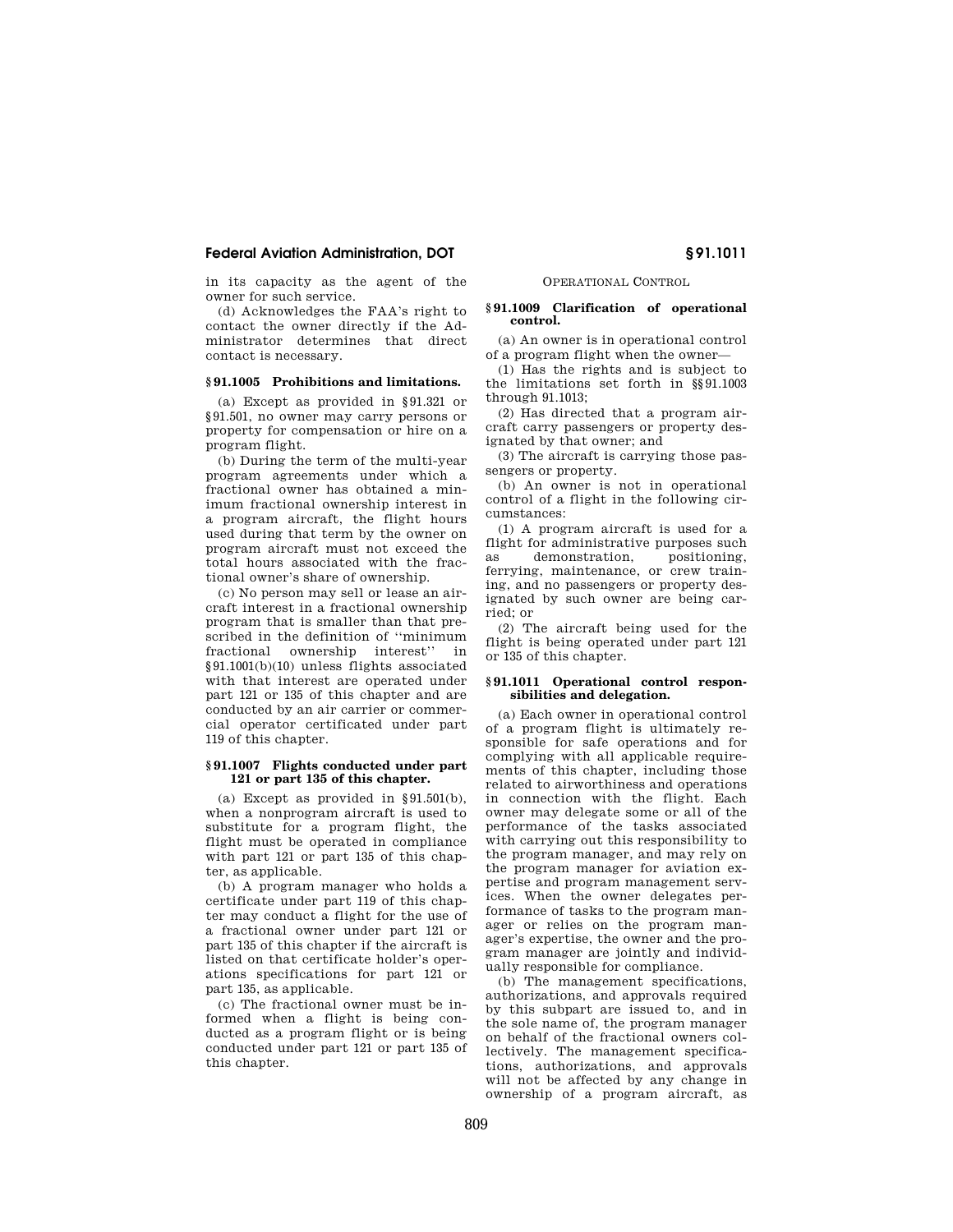in its capacity as the agent of the owner for such service.

(d) Acknowledges the FAA's right to contact the owner directly if the Administrator determines that direct contact is necessary.

### § 91.1005 Prohibitions and limitations.

(a) Except as provided in § 91.321 or § 91.501, no owner may carry persons or property for compensation or hire on a program flight.

(b) During the term of the multi-year program agreements under which a fractional owner has obtained a minimum fractional ownership interest in a program aircraft, the flight hours used during that term by the owner on program aircraft must not exceed the total hours associated with the fractional owner's share of ownership.

(c) No person may sell or lease an aircraft interest in a fractional ownership program that is smaller than that prescribed in the definition of "minimum fractional ownership interest" in § 91.1001(b)(10) unless flights associated with that interest are operated under part 121 or 135 of this chapter and are conducted by an air carrier or commercial operator certificated under part 119 of this chapter.

### § 91.1007 Flights conducted under part 121 or part 135 of this chapter.

(a) Except as provided in § 91.501(b), when a nonprogram aircraft is used to substitute for a program flight, the flight must be operated in compliance with part 121 or part 135 of this chapter, as applicable.

(b) A program manager who holds a certificate under part 119 of this chapter may conduct a flight for the use of a fractional owner under part 121 or part 135 of this chapter if the aircraft is listed on that certificate holder's operations specifications for part 121 or part 135, as applicable.

(c) The fractional owner must be informed when a flight is being conducted as a program flight or is being conducted under part 121 or part 135 of this chapter.

## Operational Control

### § 91.1009 Clarification of operational control.

(a) An owner is in operational control of a program flight when the owner—

(1) Has the rights and is subject to the limitations set forth in §§ 91.1003 through 91.1013;

(2) Has directed that a program aircraft carry passengers or property designated by that owner; and

(3) The aircraft is carrying those passengers or property.

(b) An owner is not in operational control of a flight in the following circumstances:

(1) A program aircraft is used for a flight for administrative purposes such as demonstration, positioning, ferrying, maintenance, or crew training, and no passengers or property designated by such owner are being carried; or

(2) The aircraft being used for the flight is being operated under part 121 or 135 of this chapter.

### § 91.1011 Operational control responsibilities and delegation.

(a) Each owner in operational control of a program flight is ultimately responsible for safe operations and for complying with all applicable requirements of this chapter, including those related to airworthiness and operations in connection with the flight. Each owner may delegate some or all of the performance of the tasks associated with carrying out this responsibility to the program manager, and may rely on the program manager for aviation expertise and program management services. When the owner delegates performance of tasks to the program manager or relies on the program manager's expertise, the owner and the program manager are jointly and individually responsible for compliance.

(b) The management specifications, authorizations, and approvals required by this subpart are issued to, and in the sole name of, the program manager on behalf of the fractional owners collectively. The management specifications, authorizations, and approvals will not be affected by any change in ownership of a program aircraft, as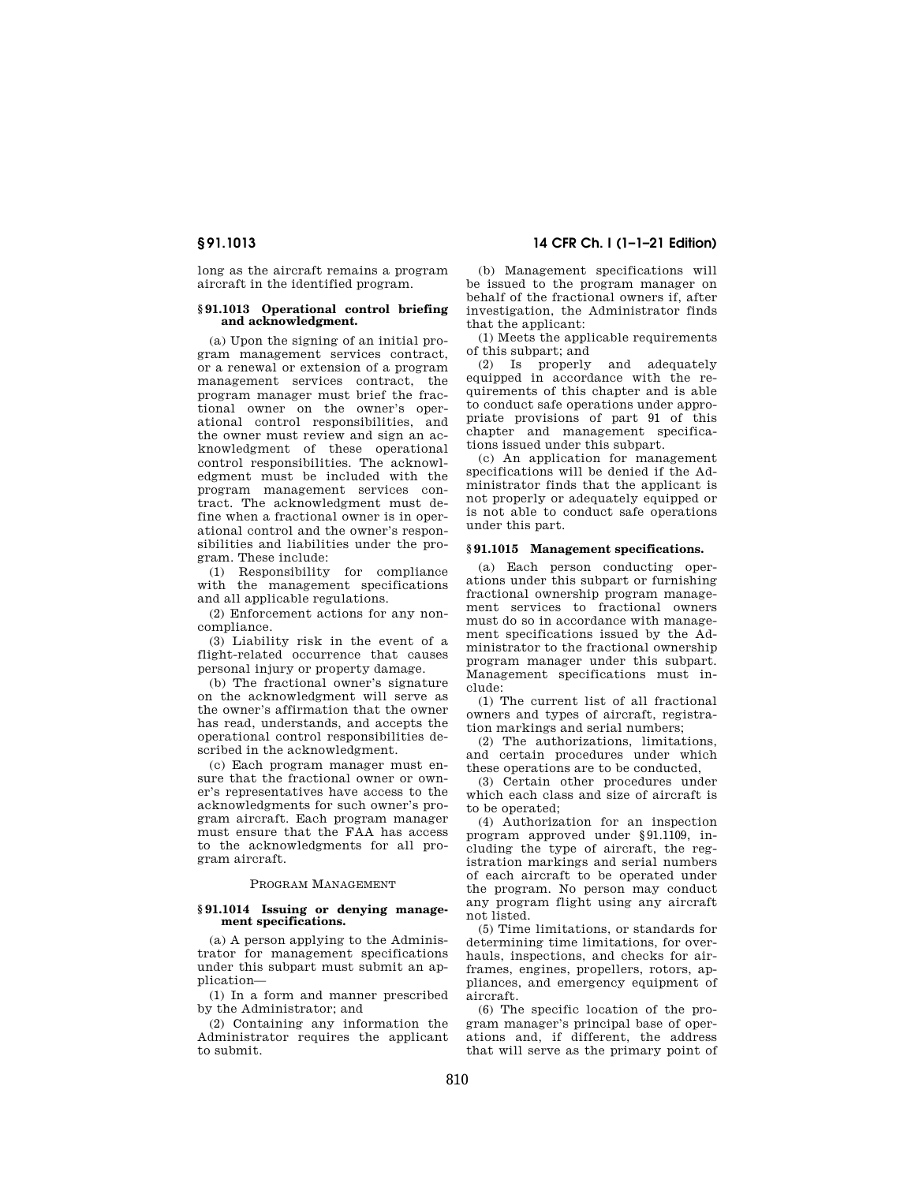long as the aircraft remains a program aircraft in the identified program.

### § 91.1013 Operational control briefing and acknowledgment.

(a) Upon the signing of an initial program management services contract, or a renewal or extension of a program management services contract, the program manager must brief the fractional owner on the owner's operational control responsibilities, and the owner must review and sign an acknowledgment of these operational control responsibilities. The acknowledgment must be included with the program management services contract. The acknowledgment must define when a fractional owner is in operational control and the owner's responsibilities and liabilities under the program. These include:

(1) Responsibility for compliance with the management specifications and all applicable regulations.

(2) Enforcement actions for any noncompliance.

(3) Liability risk in the event of a flight-related occurrence that causes personal injury or property damage.

(b) The fractional owner's signature on the acknowledgment will serve as the owner's affirmation that the owner has read, understands, and accepts the operational control responsibilities described in the acknowledgment.

(c) Each program manager must ensure that the fractional owner or owner's representatives have access to the acknowledgments for such owner's program aircraft. Each program manager must ensure that the FAA has access to the acknowledgments for all program aircraft.

PROGRAM MANAGEMENT

### § 91.1014 Issuing or denying management specifications.

(a) A person applying to the Administrator for management specifications under this subpart must submit an application—

(1) In a form and manner prescribed by the Administrator; and

(2) Containing any information the Administrator requires the applicant to submit.

(b) Management specifications will be issued to the program manager on behalf of the fractional owners if, after investigation, the Administrator finds that the applicant:

(1) Meets the applicable requirements of this subpart; and

(2) Is properly and adequately equipped in accordance with the requirements of this chapter and is able to conduct safe operations under appropriate provisions of part 91 of this chapter and management specifications issued under this subpart.

(c) An application for management specifications will be denied if the Administrator finds that the applicant is not properly or adequately equipped or is not able to conduct safe operations under this part.

### § 91.1015 Management specifications.

(a) Each person conducting operations under this subpart or furnishing fractional ownership program management services to fractional owners must do so in accordance with management specifications issued by the Administrator to the fractional ownership program manager under this subpart. Management specifications must include:

(1) The current list of all fractional owners and types of aircraft, registration markings and serial numbers;

(2) The authorizations, limitations, and certain procedures under which these operations are to be conducted,

(3) Certain other procedures under which each class and size of aircraft is to be operated;

(4) Authorization for an inspection program approved under § 91.1109, including the type of aircraft, the registration markings and serial numbers of each aircraft to be operated under the program. No person may conduct any program flight using any aircraft not listed.

(5) Time limitations, or standards for determining time limitations, for overhauls, inspections, and checks for airframes, engines, propellers, rotors, appliances, and emergency equipment of aircraft.

(6) The specific location of the program manager's principal base of operations and, if different, the address that will serve as the primary point of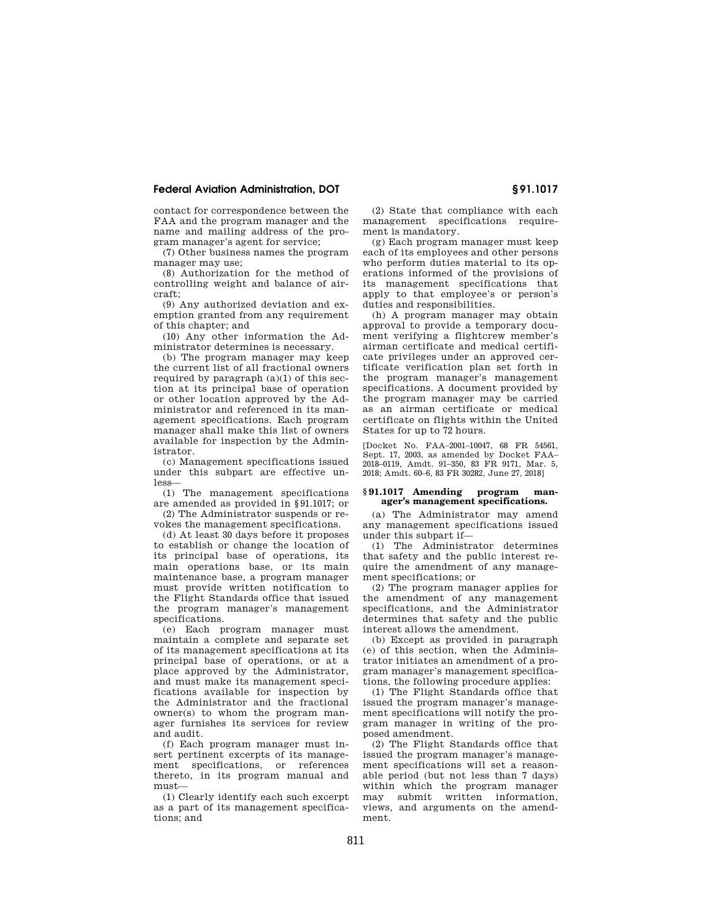contact for correspondence between the FAA and the program manager and the name and mailing address of the program manager's agent for service;

(7) Other business names the program manager may use;

(8) Authorization for the method of controlling weight and balance of aircraft;

(9) Any authorized deviation and exemption granted from any requirement of this chapter; and

(10) Any other information the Administrator determines is necessary.

(b) The program manager may keep the current list of all fractional owners required by paragraph (a)(1) of this section at its principal base of operation or other location approved by the Administrator and referenced in its management specifications. Each program manager shall make this list of owners available for inspection by the Administrator.

(c) Management specifications issued under this subpart are effective unless—

(1) The management specifications are amended as provided in §91.1017; or

(2) The Administrator suspends or revokes the management specifications.

(d) At least 30 days before it proposes to establish or change the location of its principal base of operations, its main operations base, or its main maintenance base, a program manager must provide written notification to the Flight Standards office that issued the program manager's management specifications.

(e) Each program manager must maintain a complete and separate set of its management specifications at its principal base of operations, or at a place approved by the Administrator, and must make its management specifications available for inspection by the Administrator and the fractional owner(s) to whom the program manager furnishes its services for review and audit.

(f) Each program manager must insert pertinent excerpts of its management specifications, or references thereto, in its program manual and must—

(1) Clearly identify each such excerpt as a part of its management specifications; and

(2) State that compliance with each management specifications requirement is mandatory.

(g) Each program manager must keep each of its employees and other persons who perform duties material to its operations informed of the provisions of its management specifications that apply to that employee's or person's duties and responsibilities.

(h) A program manager may obtain approval to provide a temporary document verifying a flightcrew member's airman certificate and medical certificate privileges under an approved certificate verification plan set forth in the program manager's management specifications. A document provided by the program manager may be carried as an airman certificate or medical certificate on flights within the United States for up to 72 hours.

[Docket No. FAA–2001–10047, 68 FR 54561, Sept. 17, 2003, as amended by Docket FAA–2018–0119, Amdt. 91–350, 83 FR 9171, Mar. 5, 2018; Amdt. 60–6, 83 FR 30282, June 27, 2018]

### §91.1017 Amending program manager's management specifications.

(a) The Administrator may amend any management specifications issued under this subpart if—

(1) The Administrator determines that safety and the public interest require the amendment of any management specifications; or

(2) The program manager applies for the amendment of any management specifications, and the Administrator determines that safety and the public interest allows the amendment.

(b) Except as provided in paragraph (e) of this section, when the Administrator initiates an amendment of a program manager's management specifications, the following procedure applies:

(1) The Flight Standards office that issued the program manager's management specifications will notify the program manager in writing of the proposed amendment.

(2) The Flight Standards office that issued the program manager's management specifications will set a reasonable period (but not less than 7 days) within which the program manager may submit written information, views, and arguments on the amendment.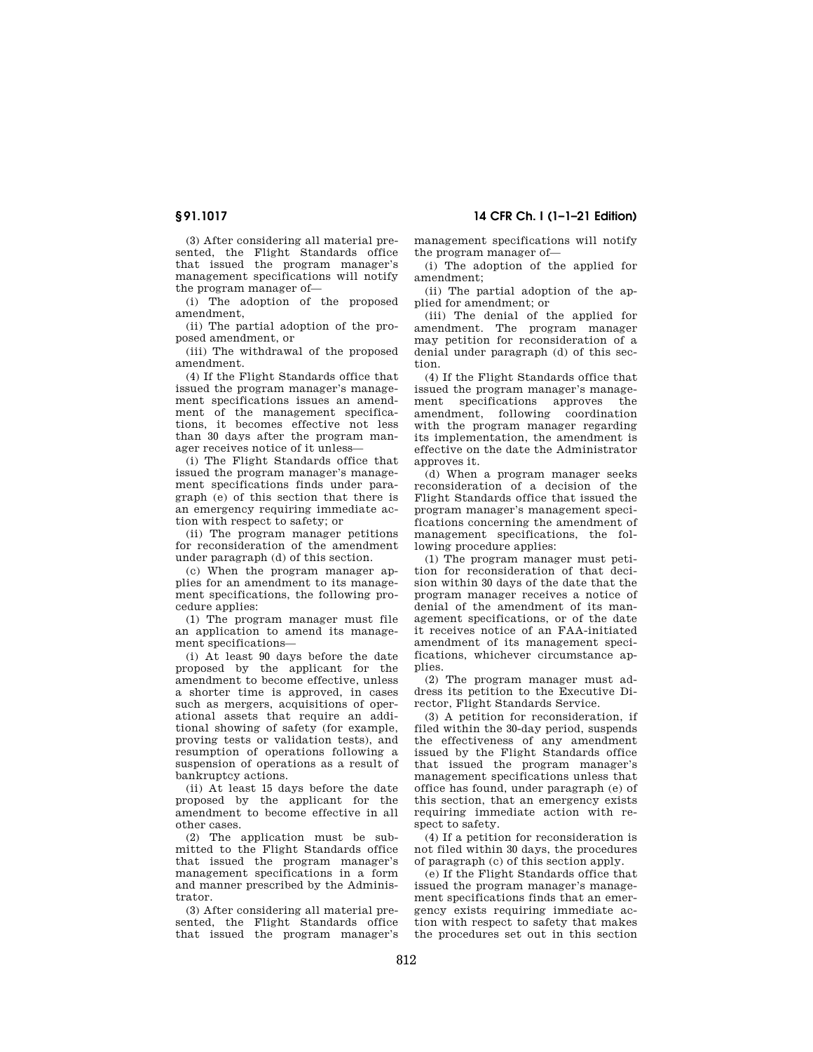(3) After considering all material presented, the Flight Standards office that issued the program manager's management specifications will notify the program manager of—

(i) The adoption of the proposed amendment,

(ii) The partial adoption of the proposed amendment, or

(iii) The withdrawal of the proposed amendment.

(4) If the Flight Standards office that issued the program manager's management specifications issues an amendment of the management specifications, it becomes effective not less than 30 days after the program manager receives notice of it unless—

(i) The Flight Standards office that issued the program manager's management specifications finds under paragraph (e) of this section that there is an emergency requiring immediate action with respect to safety; or

(ii) The program manager petitions for reconsideration of the amendment under paragraph (d) of this section.

(c) When the program manager applies for an amendment to its management specifications, the following procedure applies:

(1) The program manager must file an application to amend its management specifications—

(i) At least 90 days before the date proposed by the applicant for the amendment to become effective, unless a shorter time is approved, in cases such as mergers, acquisitions of operational assets that require an additional showing of safety (for example, proving tests or validation tests), and resumption of operations following a suspension of operations as a result of bankruptcy actions.

(ii) At least 15 days before the date proposed by the applicant for the amendment to become effective in all other cases.

(2) The application must be submitted to the Flight Standards office that issued the program manager's management specifications in a form and manner prescribed by the Administrator.

(3) After considering all material presented, the Flight Standards office that issued the program manager's management specifications will notify the program manager of—

(i) The adoption of the applied for amendment;

(ii) The partial adoption of the applied for amendment; or

(iii) The denial of the applied for amendment. The program manager may petition for reconsideration of a denial under paragraph (d) of this section.

(4) If the Flight Standards office that issued the program manager's management specifications approves the amendment, following coordination with the program manager regarding its implementation, the amendment is effective on the date the Administrator approves it.

(d) When a program manager seeks reconsideration of a decision of the Flight Standards office that issued the program manager's management specifications concerning the amendment of management specifications, the following procedure applies:

(1) The program manager must petition for reconsideration of that decision within 30 days of the date that the program manager receives a notice of denial of the amendment of its management specifications, or of the date it receives notice of an FAA-initiated amendment of its management specifications, whichever circumstance applies.

(2) The program manager must address its petition to the Executive Director, Flight Standards Service.

(3) A petition for reconsideration, if filed within the 30-day period, suspends the effectiveness of any amendment issued by the Flight Standards office that issued the program manager's management specifications unless that office has found, under paragraph (e) of this section, that an emergency exists requiring immediate action with respect to safety.

(4) If a petition for reconsideration is not filed within 30 days, the procedures of paragraph (c) of this section apply.

(e) If the Flight Standards office that issued the program manager's management specifications finds that an emergency exists requiring immediate action with respect to safety that makes the procedures set out in this section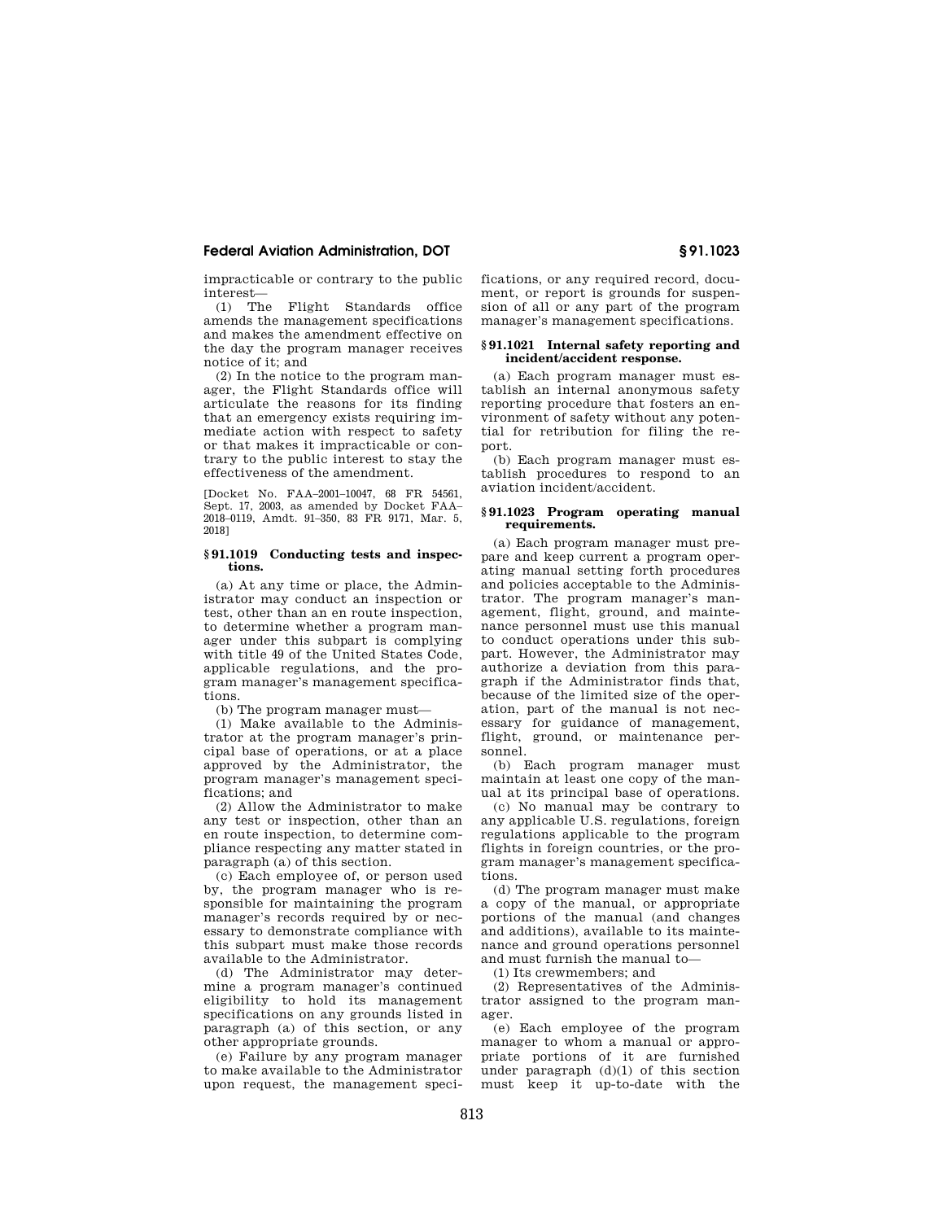impracticable or contrary to the public interest—

(1) The Flight Standards office amends the management specifications and makes the amendment effective on the day the program manager receives notice of it; and

(2) In the notice to the program manager, the Flight Standards office will articulate the reasons for its finding that an emergency exists requiring immediate action with respect to safety or that makes it impracticable or contrary to the public interest to stay the effectiveness of the amendment.

[Docket No. FAA–2001–10047, 68 FR 54561, Sept. 17, 2003, as amended by Docket FAA–2018–0119, Amdt. 91–350, 83 FR 9171, Mar. 5, 2018]

### § 91.1019 Conducting tests and inspections.

(a) At any time or place, the Administrator may conduct an inspection or test, other than an en route inspection, to determine whether a program manager under this subpart is complying with title 49 of the United States Code, applicable regulations, and the program manager's management specifications.

(b) The program manager must—

(1) Make available to the Administrator at the program manager's principal base of operations, or at a place approved by the Administrator, the program manager's management specifications; and

(2) Allow the Administrator to make any test or inspection, other than an en route inspection, to determine compliance respecting any matter stated in paragraph (a) of this section.

(c) Each employee of, or person used by, the program manager who is responsible for maintaining the program manager's records required by or necessary to demonstrate compliance with this subpart must make those records available to the Administrator.

(d) The Administrator may determine a program manager's continued eligibility to hold its management specifications on any grounds listed in paragraph (a) of this section, or any other appropriate grounds.

(e) Failure by any program manager to make available to the Administrator upon request, the management specifications, or any required record, document, or report is grounds for suspension of all or any part of the program manager's management specifications.

### § 91.1021 Internal safety reporting and incident/accident response.

(a) Each program manager must establish an internal anonymous safety reporting procedure that fosters an environment of safety without any potential for retribution for filing the report.

(b) Each program manager must establish procedures to respond to an aviation incident/accident.

### § 91.1023 Program operating manual requirements.

(a) Each program manager must prepare and keep current a program operating manual setting forth procedures and policies acceptable to the Administrator. The program manager's management, flight, ground, and maintenance personnel must use this manual to conduct operations under this subpart. However, the Administrator may authorize a deviation from this paragraph if the Administrator finds that, because of the limited size of the operation, part of the manual is not necessary for guidance of management, flight, ground, or maintenance personnel.

(b) Each program manager must maintain at least one copy of the manual at its principal base of operations.

(c) No manual may be contrary to any applicable U.S. regulations, foreign regulations applicable to the program flights in foreign countries, or the program manager's management specifications.

(d) The program manager must make a copy of the manual, or appropriate portions of the manual (and changes and additions), available to its maintenance and ground operations personnel and must furnish the manual to—

(1) Its crewmembers; and

(2) Representatives of the Administrator assigned to the program manager.

(e) Each employee of the program manager to whom a manual or appropriate portions of it are furnished under paragraph (d)(1) of this section must keep it up-to-date with the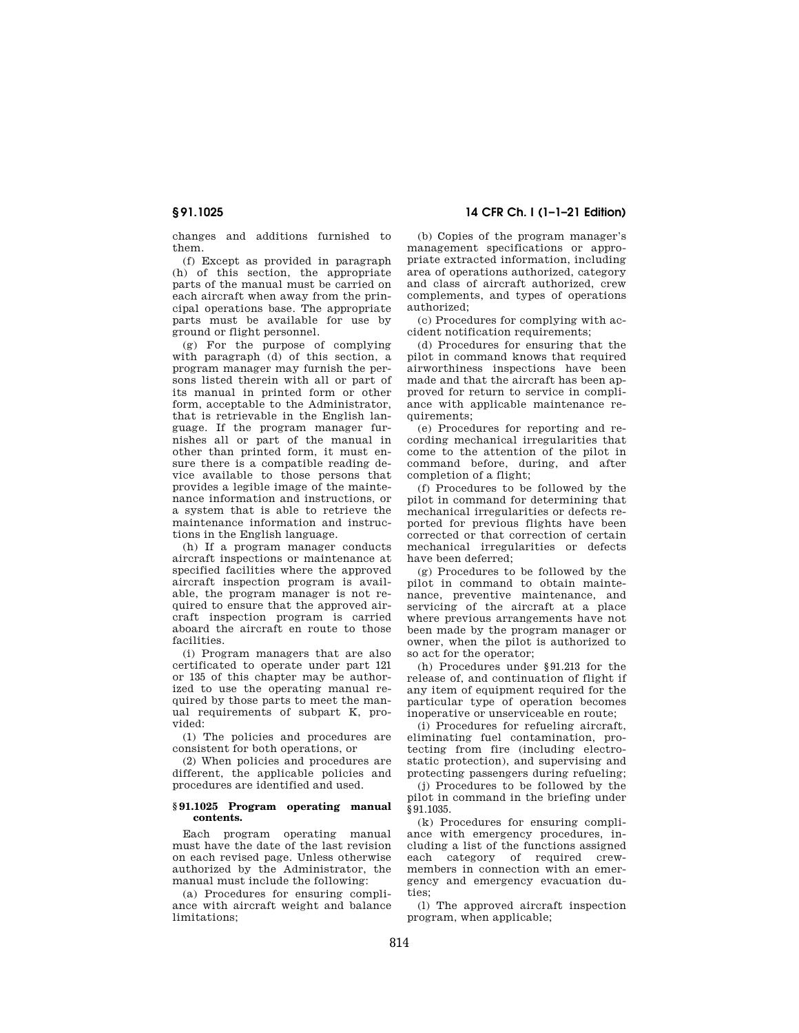changes and additions furnished to them.

(f) Except as provided in paragraph (h) of this section, the appropriate parts of the manual must be carried on each aircraft when away from the principal operations base. The appropriate parts must be available for use by ground or flight personnel.

(g) For the purpose of complying with paragraph (d) of this section, a program manager may furnish the persons listed therein with all or part of its manual in printed form or other form, acceptable to the Administrator, that is retrievable in the English language. If the program manager furnishes all or part of the manual in other than printed form, it must ensure there is a compatible reading device available to those persons that provides a legible image of the maintenance information and instructions, or a system that is able to retrieve the maintenance information and instructions in the English language.

(h) If a program manager conducts aircraft inspections or maintenance at specified facilities where the approved aircraft inspection program is available, the program manager is not required to ensure that the approved aircraft inspection program is carried aboard the aircraft en route to those facilities.

(i) Program managers that are also certificated to operate under part 121 or 135 of this chapter may be authorized to use the operating manual required by those parts to meet the manual requirements of subpart K, provided:

(1) The policies and procedures are consistent for both operations, or

(2) When policies and procedures are different, the applicable policies and procedures are identified and used.

### § 91.1025 Program operating manual contents.

Each program operating manual must have the date of the last revision on each revised page. Unless otherwise authorized by the Administrator, the manual must include the following:

(a) Procedures for ensuring compliance with aircraft weight and balance limitations;

(b) Copies of the program manager's management specifications or appropriate extracted information, including area of operations authorized, category and class of aircraft authorized, crew complements, and types of operations authorized;

(c) Procedures for complying with accident notification requirements;

(d) Procedures for ensuring that the pilot in command knows that required airworthiness inspections have been made and that the aircraft has been approved for return to service in compliance with applicable maintenance requirements;

(e) Procedures for reporting and recording mechanical irregularities that come to the attention of the pilot in command before, during, and after completion of a flight;

(f) Procedures to be followed by the pilot in command for determining that mechanical irregularities or defects reported for previous flights have been corrected or that correction of certain mechanical irregularities or defects have been deferred;

(g) Procedures to be followed by the pilot in command to obtain maintenance, preventive maintenance, and servicing of the aircraft at a place where previous arrangements have not been made by the program manager or owner, when the pilot is authorized to so act for the operator;

(h) Procedures under §91.213 for the release of, and continuation of flight if any item of equipment required for the particular type of operation becomes inoperative or unserviceable en route;

(i) Procedures for refueling aircraft, eliminating fuel contamination, protecting from fire (including electrostatic protection), and supervising and protecting passengers during refueling;

(j) Procedures to be followed by the pilot in command in the briefing under §91.1035.

(k) Procedures for ensuring compliance with emergency procedures, including a list of the functions assigned each category of required crewmembers in connection with an emergency and emergency evacuation duties;

(l) The approved aircraft inspection program, when applicable;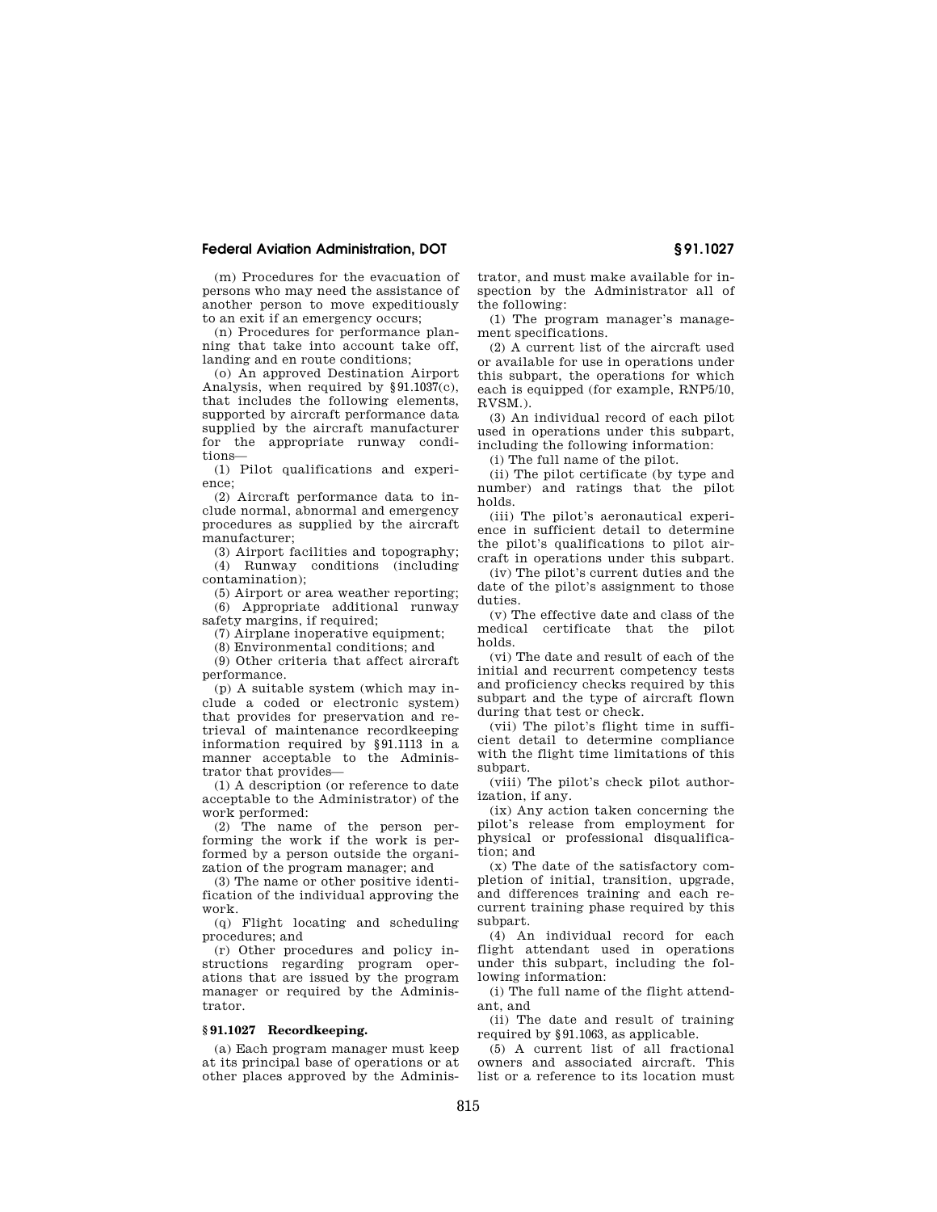(m) Procedures for the evacuation of persons who may need the assistance of another person to move expeditiously to an exit if an emergency occurs;

(n) Procedures for performance planning that take into account take off, landing and en route conditions;

(o) An approved Destination Airport Analysis, when required by §91.1037(c), that includes the following elements, supported by aircraft performance data supplied by the aircraft manufacturer for the appropriate runway conditions—

(1) Pilot qualifications and experience;

(2) Aircraft performance data to include normal, abnormal and emergency procedures as supplied by the aircraft manufacturer;

(3) Airport facilities and topography;

(4) Runway conditions (including contamination);

(5) Airport or area weather reporting;

(6) Appropriate additional runway safety margins, if required;

(7) Airplane inoperative equipment;

(8) Environmental conditions; and

(9) Other criteria that affect aircraft performance.

(p) A suitable system (which may include a coded or electronic system) that provides for preservation and retrieval of maintenance recordkeeping information required by §91.1113 in a manner acceptable to the Administrator that provides—

(1) A description (or reference to date acceptable to the Administrator) of the work performed:

(2) The name of the person performing the work if the work is performed by a person outside the organization of the program manager; and

(3) The name or other positive identification of the individual approving the work.

(q) Flight locating and scheduling procedures; and

(r) Other procedures and policy instructions regarding program operations that are issued by the program manager or required by the Administrator.

### §91.1027 Recordkeeping.

(a) Each program manager must keep at its principal base of operations or at other places approved by the Administrator, and must make available for inspection by the Administrator all of the following:

(1) The program manager's management specifications.

(2) A current list of the aircraft used or available for use in operations under this subpart, the operations for which each is equipped (for example, RNP5/10, RVSM.).

(3) An individual record of each pilot used in operations under this subpart, including the following information:

(i) The full name of the pilot.

(ii) The pilot certificate (by type and number) and ratings that the pilot holds.

(iii) The pilot's aeronautical experience in sufficient detail to determine the pilot's qualifications to pilot aircraft in operations under this subpart.

(iv) The pilot's current duties and the date of the pilot's assignment to those duties.

(v) The effective date and class of the medical certificate that the pilot holds.

(vi) The date and result of each of the initial and recurrent competency tests and proficiency checks required by this subpart and the type of aircraft flown during that test or check.

(vii) The pilot's flight time in sufficient detail to determine compliance with the flight time limitations of this subpart.

(viii) The pilot's check pilot authorization, if any.

(ix) Any action taken concerning the pilot's release from employment for physical or professional disqualification; and

(x) The date of the satisfactory completion of initial, transition, upgrade, and differences training and each recurrent training phase required by this subpart.

(4) An individual record for each flight attendant used in operations under this subpart, including the following information:

(i) The full name of the flight attendant, and

(ii) The date and result of training required by §91.1063, as applicable.

(5) A current list of all fractional owners and associated aircraft. This list or a reference to its location must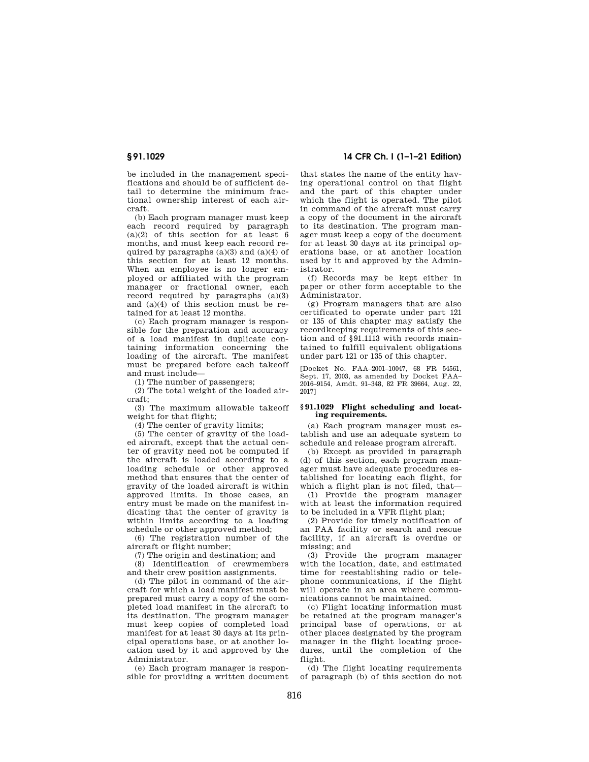be included in the management specifications and should be of sufficient detail to determine the minimum fractional ownership interest of each aircraft.

(b) Each program manager must keep each record required by paragraph (a)(2) of this section for at least 6 months, and must keep each record required by paragraphs (a)(3) and (a)(4) of this section for at least 12 months. When an employee is no longer employed or affiliated with the program manager or fractional owner, each record required by paragraphs (a)(3) and (a)(4) of this section must be retained for at least 12 months.

(c) Each program manager is responsible for the preparation and accuracy of a load manifest in duplicate containing information concerning the loading of the aircraft. The manifest must be prepared before each takeoff and must include—

(1) The number of passengers;

(2) The total weight of the loaded aircraft;

(3) The maximum allowable takeoff weight for that flight;

(4) The center of gravity limits;

(5) The center of gravity of the loaded aircraft, except that the actual center of gravity need not be computed if the aircraft is loaded according to a loading schedule or other approved method that ensures that the center of gravity of the loaded aircraft is within approved limits. In those cases, an entry must be made on the manifest indicating that the center of gravity is within limits according to a loading schedule or other approved method;

(6) The registration number of the aircraft or flight number;

(7) The origin and destination; and

(8) Identification of crewmembers and their crew position assignments.

(d) The pilot in command of the aircraft for which a load manifest must be prepared must carry a copy of the completed load manifest in the aircraft to its destination. The program manager must keep copies of completed load manifest for at least 30 days at its principal operations base, or at another location used by it and approved by the Administrator.

(e) Each program manager is responsible for providing a written document that states the name of the entity having operational control on that flight and the part of this chapter under which the flight is operated. The pilot in command of the aircraft must carry a copy of the document in the aircraft to its destination. The program manager must keep a copy of the document for at least 30 days at its principal operations base, or at another location used by it and approved by the Administrator.

(f) Records may be kept either in paper or other form acceptable to the Administrator.

(g) Program managers that are also certificated to operate under part 121 or 135 of this chapter may satisfy the recordkeeping requirements of this section and of §91.1113 with records maintained to fulfill equivalent obligations under part 121 or 135 of this chapter.

[Docket No. FAA–2001–10047, 68 FR 54561, Sept. 17, 2003, as amended by Docket FAA–2016–9154, Amdt. 91–348, 82 FR 39664, Aug. 22, 2017]

### §91.1029 Flight scheduling and locating requirements.

(a) Each program manager must establish and use an adequate system to schedule and release program aircraft.

(b) Except as provided in paragraph (d) of this section, each program manager must have adequate procedures established for locating each flight, for which a flight plan is not filed, that—

(1) Provide the program manager with at least the information required to be included in a VFR flight plan;

(2) Provide for timely notification of an FAA facility or search and rescue facility, if an aircraft is overdue or missing; and

(3) Provide the program manager with the location, date, and estimated time for reestablishing radio or telephone communications, if the flight will operate in an area where communications cannot be maintained.

(c) Flight locating information must be retained at the program manager's principal base of operations, or at other places designated by the program manager in the flight locating procedures, until the completion of the flight.

(d) The flight locating requirements of paragraph (b) of this section do not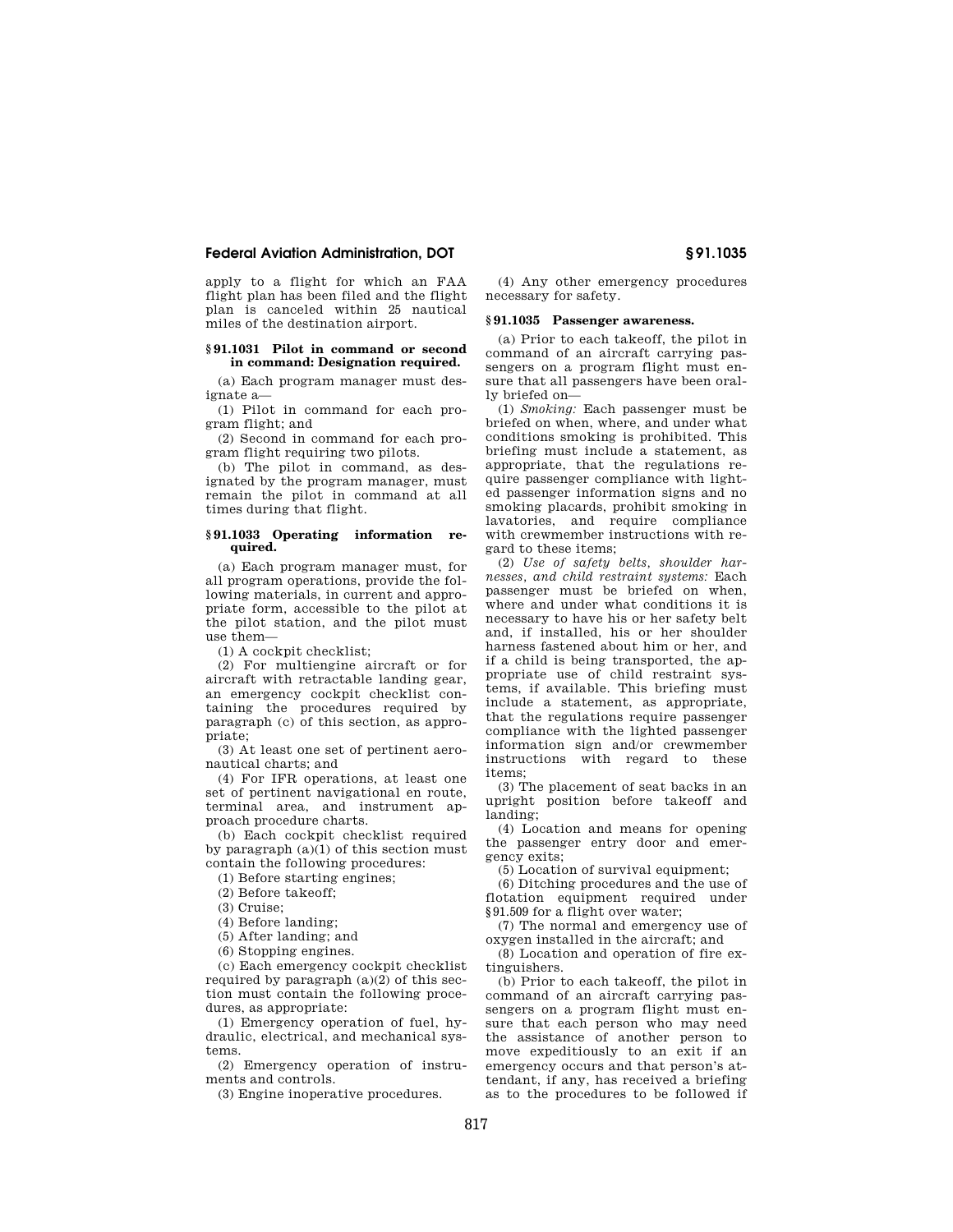apply to a flight for which an FAA flight plan has been filed and the flight plan is canceled within 25 nautical miles of the destination airport.

### § 91.1031 Pilot in command or second in command: Designation required.

(a) Each program manager must designate a—

(1) Pilot in command for each program flight; and

(2) Second in command for each program flight requiring two pilots.

(b) The pilot in command, as designated by the program manager, must remain the pilot in command at all times during that flight.

### § 91.1033 Operating information required.

(a) Each program manager must, for all program operations, provide the following materials, in current and appropriate form, accessible to the pilot at the pilot station, and the pilot must use them—

(1) A cockpit checklist;

(2) For multiengine aircraft or for aircraft with retractable landing gear, an emergency cockpit checklist containing the procedures required by paragraph (c) of this section, as appropriate;

(3) At least one set of pertinent aeronautical charts; and

(4) For IFR operations, at least one set of pertinent navigational en route, terminal area, and instrument approach procedure charts.

(b) Each cockpit checklist required by paragraph (a)(1) of this section must contain the following procedures:

(1) Before starting engines;

(2) Before takeoff;

(3) Cruise;

(4) Before landing;

(5) After landing; and

(6) Stopping engines.

(c) Each emergency cockpit checklist required by paragraph (a)(2) of this section must contain the following procedures, as appropriate:

(1) Emergency operation of fuel, hydraulic, electrical, and mechanical systems.

(2) Emergency operation of instruments and controls.

(3) Engine inoperative procedures.

(4) Any other emergency procedures necessary for safety.

### § 91.1035 Passenger awareness.

(a) Prior to each takeoff, the pilot in command of an aircraft carrying passengers on a program flight must ensure that all passengers have been orally briefed on—

(1) *Smoking:* Each passenger must be briefed on when, where, and under what conditions smoking is prohibited. This briefing must include a statement, as appropriate, that the regulations require passenger compliance with lighted passenger information signs and no smoking placards, prohibit smoking in lavatories, and require compliance with crewmember instructions with regard to these items;

(2) *Use of safety belts, shoulder harnesses, and child restraint systems:* Each passenger must be briefed on when, where and under what conditions it is necessary to have his or her safety belt and, if installed, his or her shoulder harness fastened about him or her, and if a child is being transported, the appropriate use of child restraint systems, if available. This briefing must include a statement, as appropriate, that the regulations require passenger compliance with the lighted passenger information sign and/or crewmember instructions with regard to these items;

(3) The placement of seat backs in an upright position before takeoff and landing;

(4) Location and means for opening the passenger entry door and emergency exits;

(5) Location of survival equipment;

(6) Ditching procedures and the use of flotation equipment required under §91.509 for a flight over water;

(7) The normal and emergency use of oxygen installed in the aircraft; and

(8) Location and operation of fire extinguishers.

(b) Prior to each takeoff, the pilot in command of an aircraft carrying passengers on a program flight must ensure that each person who may need the assistance of another person to move expeditiously to an exit if an emergency occurs and that person's attendant, if any, has received a briefing as to the procedures to be followed if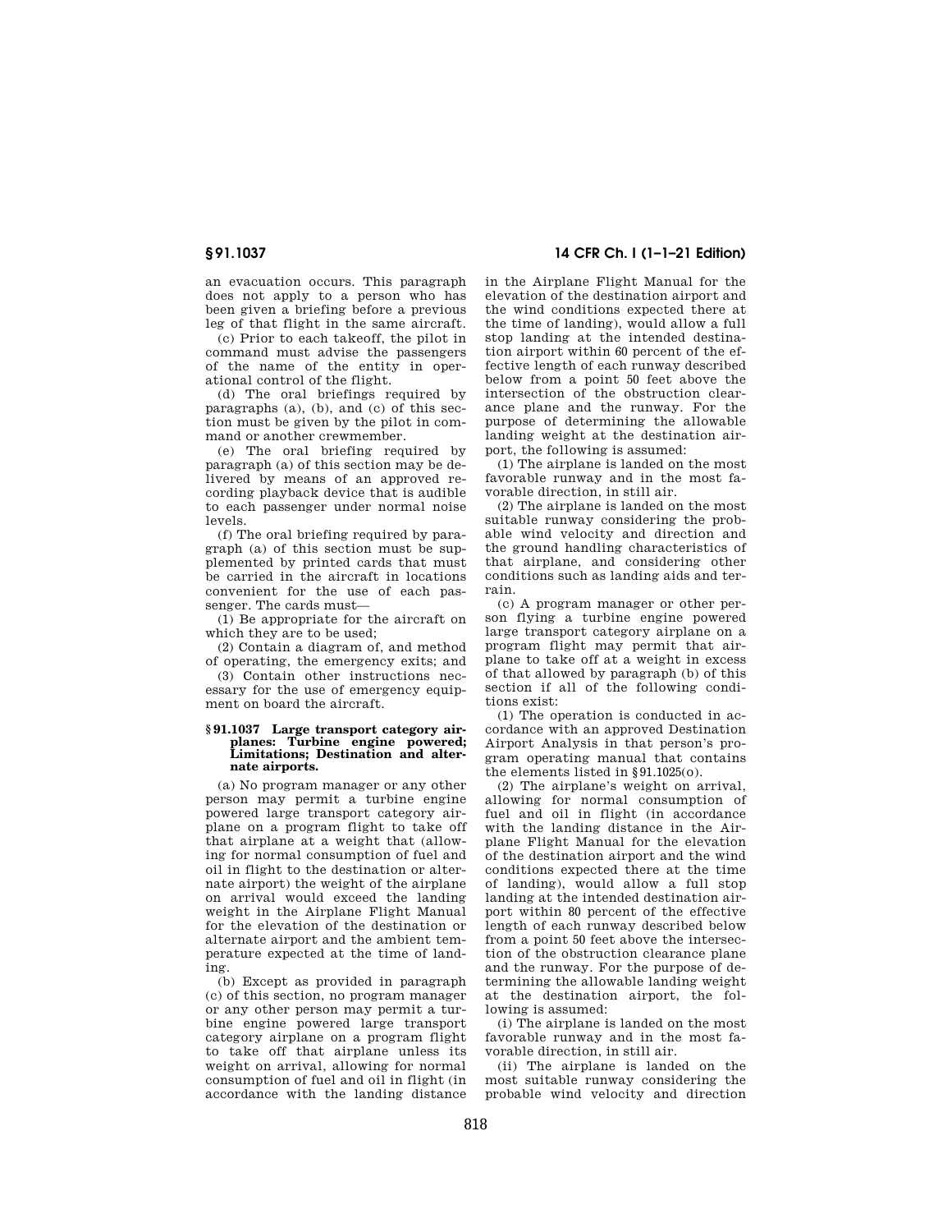an evacuation occurs. This paragraph does not apply to a person who has been given a briefing before a previous leg of that flight in the same aircraft.

(c) Prior to each takeoff, the pilot in command must advise the passengers of the name of the entity in operational control of the flight.

(d) The oral briefings required by paragraphs (a), (b), and (c) of this section must be given by the pilot in command or another crewmember.

(e) The oral briefing required by paragraph (a) of this section may be delivered by means of an approved recording playback device that is audible to each passenger under normal noise levels.

(f) The oral briefing required by paragraph (a) of this section must be supplemented by printed cards that must be carried in the aircraft in locations convenient for the use of each passenger. The cards must—

(1) Be appropriate for the aircraft on which they are to be used;

(2) Contain a diagram of, and method of operating, the emergency exits; and

(3) Contain other instructions necessary for the use of emergency equipment on board the aircraft.

**§ 91.1037 Large transport category airplanes: Turbine engine powered; Limitations; Destination and alternate airports.**

(a) No program manager or any other person may permit a turbine engine powered large transport category airplane on a program flight to take off that airplane at a weight that (allowing for normal consumption of fuel and oil in flight to the destination or alternate airport) the weight of the airplane on arrival would exceed the landing weight in the Airplane Flight Manual for the elevation of the destination or alternate airport and the ambient temperature expected at the time of landing.

(b) Except as provided in paragraph (c) of this section, no program manager or any other person may permit a turbine engine powered large transport category airplane on a program flight to take off that airplane unless its weight on arrival, allowing for normal consumption of fuel and oil in flight (in accordance with the landing distance in the Airplane Flight Manual for the elevation of the destination airport and the wind conditions expected there at the time of landing), would allow a full stop landing at the intended destination airport within 60 percent of the effective length of each runway described below from a point 50 feet above the intersection of the obstruction clearance plane and the runway. For the purpose of determining the allowable landing weight at the destination airport, the following is assumed:

(1) The airplane is landed on the most favorable runway and in the most favorable direction, in still air.

(2) The airplane is landed on the most suitable runway considering the probable wind velocity and direction and the ground handling characteristics of that airplane, and considering other conditions such as landing aids and terrain.

(c) A program manager or other person flying a turbine engine powered large transport category airplane on a program flight may permit that airplane to take off at a weight in excess of that allowed by paragraph (b) of this section if all of the following conditions exist:

(1) The operation is conducted in accordance with an approved Destination Airport Analysis in that person's program operating manual that contains the elements listed in §91.1025(o).

(2) The airplane's weight on arrival, allowing for normal consumption of fuel and oil in flight (in accordance with the landing distance in the Airplane Flight Manual for the elevation of the destination airport and the wind conditions expected there at the time of landing), would allow a full stop landing at the intended destination airport within 80 percent of the effective length of each runway described below from a point 50 feet above the intersection of the obstruction clearance plane and the runway. For the purpose of determining the allowable landing weight at the destination airport, the following is assumed:

(i) The airplane is landed on the most favorable runway and in the most favorable direction, in still air.

(ii) The airplane is landed on the most suitable runway considering the probable wind velocity and direction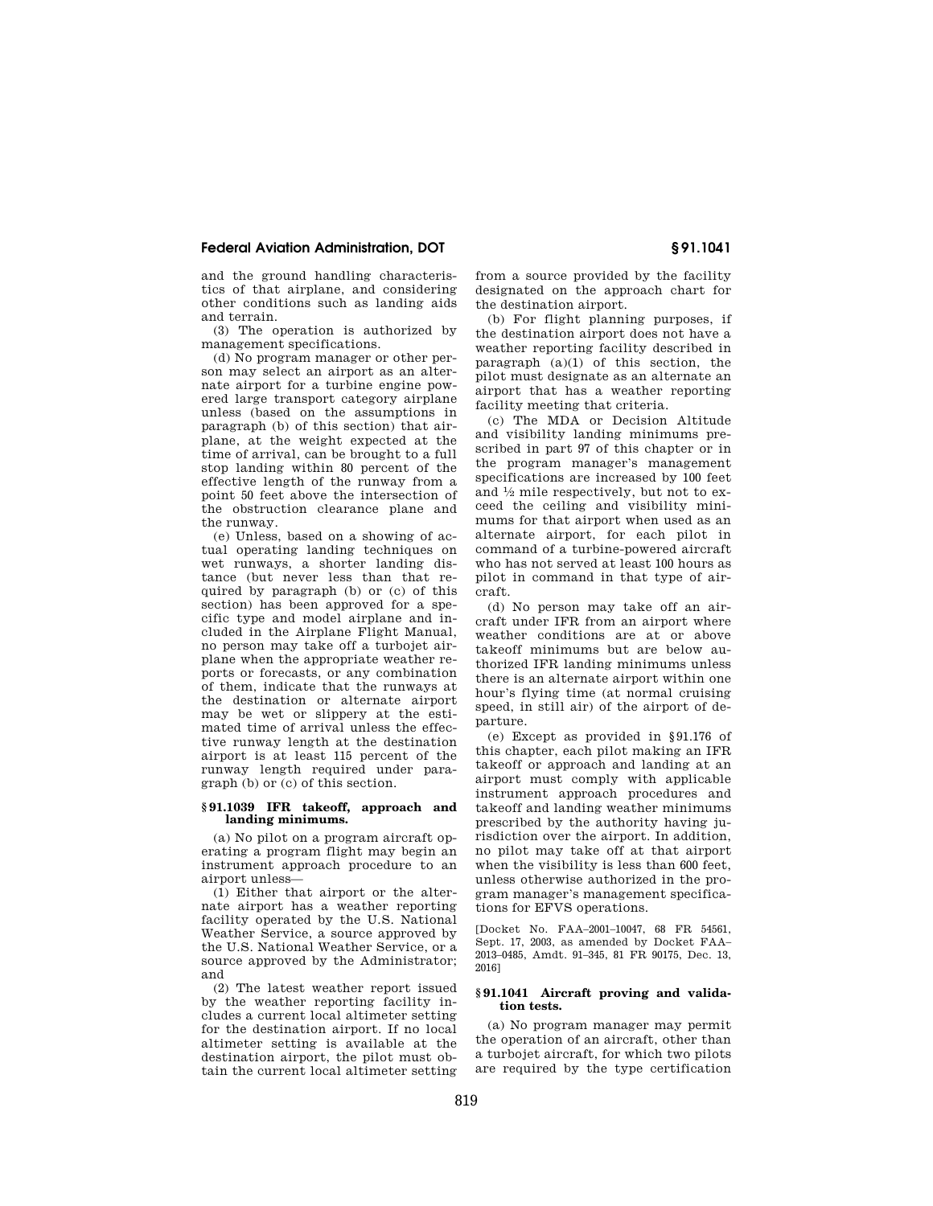and the ground handling characteristics of that airplane, and considering other conditions such as landing aids and terrain.

(3) The operation is authorized by management specifications.

(d) No program manager or other person may select an airport as an alternate airport for a turbine engine powered large transport category airplane unless (based on the assumptions in paragraph (b) of this section) that airplane, at the weight expected at the time of arrival, can be brought to a full stop landing within 80 percent of the effective length of the runway from a point 50 feet above the intersection of the obstruction clearance plane and the runway.

(e) Unless, based on a showing of actual operating landing techniques on wet runways, a shorter landing distance (but never less than that required by paragraph (b) or (c) of this section) has been approved for a specific type and model airplane and included in the Airplane Flight Manual, no person may take off a turbojet airplane when the appropriate weather reports or forecasts, or any combination of them, indicate that the runways at the destination or alternate airport may be wet or slippery at the estimated time of arrival unless the effective runway length at the destination airport is at least 115 percent of the runway length required under paragraph (b) or (c) of this section.

### § 91.1039 IFR takeoff, approach and landing minimums.

(a) No pilot on a program aircraft operating a program flight may begin an instrument approach procedure to an airport unless—

(1) Either that airport or the alternate airport has a weather reporting facility operated by the U.S. National Weather Service, a source approved by the U.S. National Weather Service, or a source approved by the Administrator; and

(2) The latest weather report issued by the weather reporting facility includes a current local altimeter setting for the destination airport. If no local altimeter setting is available at the destination airport, the pilot must obtain the current local altimeter setting from a source provided by the facility designated on the approach chart for the destination airport.

(b) For flight planning purposes, if the destination airport does not have a weather reporting facility described in paragraph (a)(1) of this section, the pilot must designate as an alternate an airport that has a weather reporting facility meeting that criteria.

(c) The MDA or Decision Altitude and visibility landing minimums prescribed in part 97 of this chapter or in the program manager's management specifications are increased by 100 feet and ½ mile respectively, but not to exceed the ceiling and visibility minimums for that airport when used as an alternate airport, for each pilot in command of a turbine-powered aircraft who has not served at least 100 hours as pilot in command in that type of aircraft.

(d) No person may take off an aircraft under IFR from an airport where weather conditions are at or above takeoff minimums but are below authorized IFR landing minimums unless there is an alternate airport within one hour's flying time (at normal cruising speed, in still air) of the airport of departure.

(e) Except as provided in §91.176 of this chapter, each pilot making an IFR takeoff or approach and landing at an airport must comply with applicable instrument approach procedures and takeoff and landing weather minimums prescribed by the authority having jurisdiction over the airport. In addition, no pilot may take off at that airport when the visibility is less than 600 feet, unless otherwise authorized in the program manager's management specifications for EFVS operations.

[Docket No. FAA–2001–10047, 68 FR 54561, Sept. 17, 2003, as amended by Docket FAA–2013–0485, Amdt. 91–345, 81 FR 90175, Dec. 13, 2016]

### § 91.1041 Aircraft proving and validation tests.

(a) No program manager may permit the operation of an aircraft, other than a turbojet aircraft, for which two pilots are required by the type certification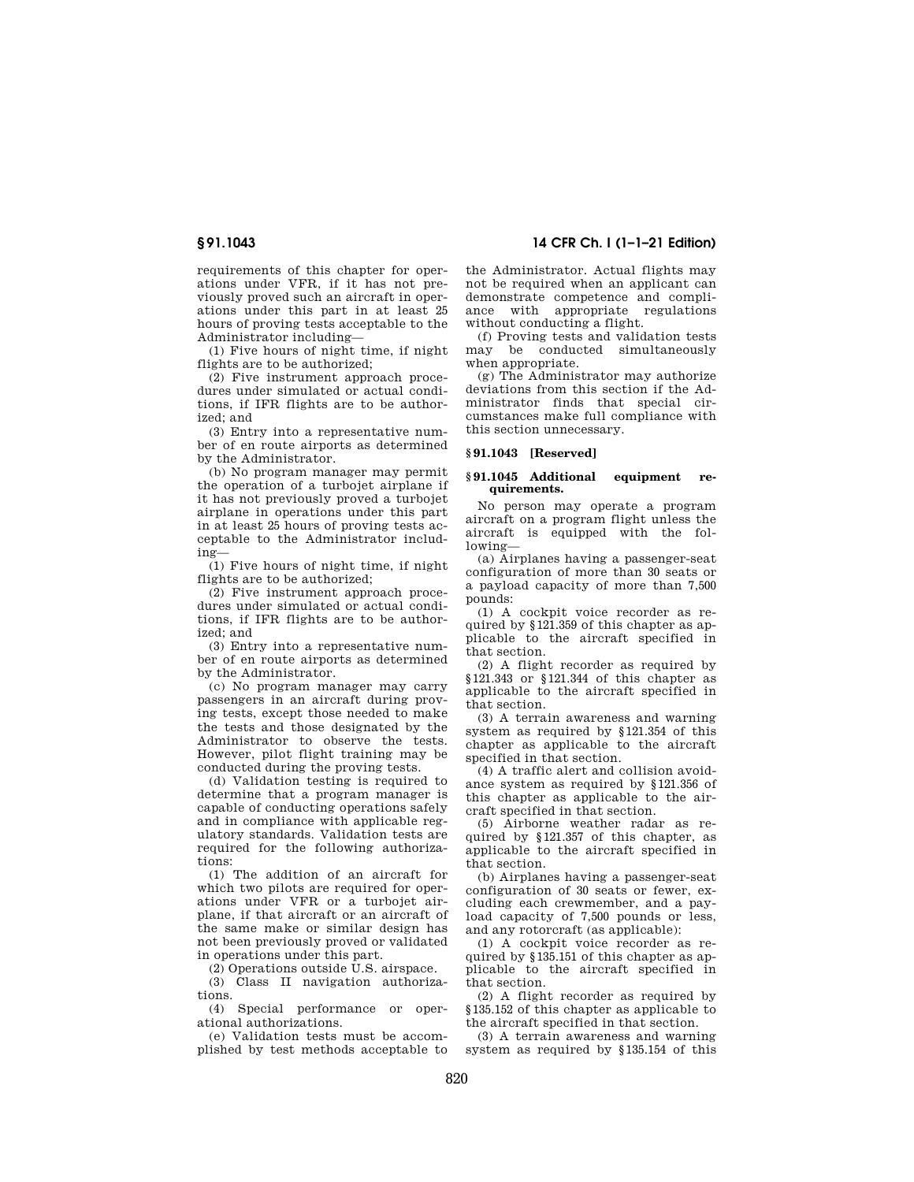requirements of this chapter for operations under VFR, if it has not previously proved such an aircraft in operations under this part in at least 25 hours of proving tests acceptable to the Administrator including—

(1) Five hours of night time, if night flights are to be authorized;

(2) Five instrument approach procedures under simulated or actual conditions, if IFR flights are to be authorized; and

(3) Entry into a representative number of en route airports as determined by the Administrator.

(b) No program manager may permit the operation of a turbojet airplane if it has not previously proved a turbojet airplane in operations under this part in at least 25 hours of proving tests acceptable to the Administrator including—

(1) Five hours of night time, if night flights are to be authorized;

(2) Five instrument approach procedures under simulated or actual conditions, if IFR flights are to be authorized; and

(3) Entry into a representative number of en route airports as determined by the Administrator.

(c) No program manager may carry passengers in an aircraft during proving tests, except those needed to make the tests and those designated by the Administrator to observe the tests. However, pilot flight training may be conducted during the proving tests.

(d) Validation testing is required to determine that a program manager is capable of conducting operations safely and in compliance with applicable regulatory standards. Validation tests are required for the following authorizations:

(1) The addition of an aircraft for which two pilots are required for operations under VFR or a turbojet airplane, if that aircraft or an aircraft of the same make or similar design has not been previously proved or validated in operations under this part.

(2) Operations outside U.S. airspace.

(3) Class II navigation authorizations.

(4) Special performance or operational authorizations.

(e) Validation tests must be accomplished by test methods acceptable to the Administrator. Actual flights may not be required when an applicant can demonstrate competence and compliance with appropriate regulations without conducting a flight.

(f) Proving tests and validation tests may be conducted simultaneously when appropriate.

(g) The Administrator may authorize deviations from this section if the Administrator finds that special circumstances make full compliance with this section unnecessary.

### § 91.1043 [Reserved]

### § 91.1045 Additional equipment requirements.

No person may operate a program aircraft on a program flight unless the aircraft is equipped with the following—

(a) Airplanes having a passenger-seat configuration of more than 30 seats or a payload capacity of more than 7,500 pounds:

(1) A cockpit voice recorder as required by § 121.359 of this chapter as applicable to the aircraft specified in that section.

(2) A flight recorder as required by § 121.343 or § 121.344 of this chapter as applicable to the aircraft specified in that section.

(3) A terrain awareness and warning system as required by § 121.354 of this chapter as applicable to the aircraft specified in that section.

(4) A traffic alert and collision avoidance system as required by § 121.356 of this chapter as applicable to the aircraft specified in that section.

(5) Airborne weather radar as required by § 121.357 of this chapter, as applicable to the aircraft specified in that section.

(b) Airplanes having a passenger-seat configuration of 30 seats or fewer, excluding each crewmember, and a payload capacity of 7,500 pounds or less, and any rotorcraft (as applicable):

(1) A cockpit voice recorder as required by § 135.151 of this chapter as applicable to the aircraft specified in that section.

(2) A flight recorder as required by § 135.152 of this chapter as applicable to the aircraft specified in that section.

(3) A terrain awareness and warning system as required by § 135.154 of this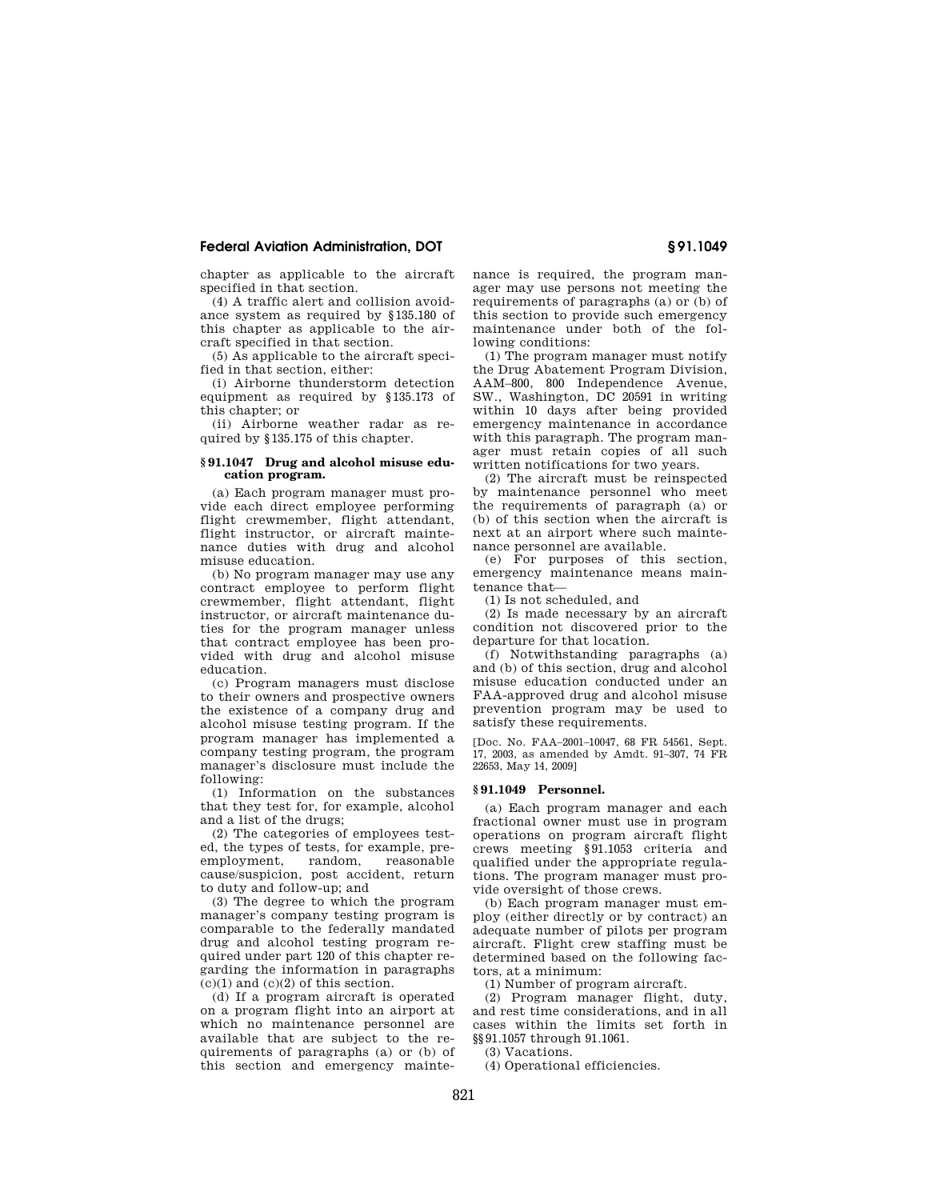chapter as applicable to the aircraft specified in that section.

(4) A traffic alert and collision avoidance system as required by §135.180 of this chapter as applicable to the aircraft specified in that section.

(5) As applicable to the aircraft specified in that section, either:

(i) Airborne thunderstorm detection equipment as required by §135.173 of this chapter; or

(ii) Airborne weather radar as required by §135.175 of this chapter.

### §91.1047 Drug and alcohol misuse education program.

(a) Each program manager must provide each direct employee performing flight crewmember, flight attendant, flight instructor, or aircraft maintenance duties with drug and alcohol misuse education.

(b) No program manager may use any contract employee to perform flight crewmember, flight attendant, flight instructor, or aircraft maintenance duties for the program manager unless that contract employee has been provided with drug and alcohol misuse education.

(c) Program managers must disclose to their owners and prospective owners the existence of a company drug and alcohol misuse testing program. If the program manager has implemented a company testing program, the program manager's disclosure must include the following:

(1) Information on the substances that they test for, for example, alcohol and a list of the drugs;

(2) The categories of employees tested, the types of tests, for example, pre-employment, random, reasonable cause/suspicion, post accident, return to duty and follow-up; and

(3) The degree to which the program manager's company testing program is comparable to the federally mandated drug and alcohol testing program required under part 120 of this chapter regarding the information in paragraphs (c)(1) and (c)(2) of this section.

(d) If a program aircraft is operated on a program flight into an airport at which no maintenance personnel are available that are subject to the requirements of paragraphs (a) or (b) of this section and emergency maintenance is required, the program manager may use persons not meeting the requirements of paragraphs (a) or (b) of this section to provide such emergency maintenance under both of the following conditions:

(1) The program manager must notify the Drug Abatement Program Division, AAM–800, 800 Independence Avenue, SW., Washington, DC 20591 in writing within 10 days after being provided emergency maintenance in accordance with this paragraph. The program manager must retain copies of all such written notifications for two years.

(2) The aircraft must be reinspected by maintenance personnel who meet the requirements of paragraph (a) or (b) of this section when the aircraft is next at an airport where such maintenance personnel are available.

(e) For purposes of this section, emergency maintenance means maintenance that—

(1) Is not scheduled, and

(2) Is made necessary by an aircraft condition not discovered prior to the departure for that location.

(f) Notwithstanding paragraphs (a) and (b) of this section, drug and alcohol misuse education conducted under an FAA-approved drug and alcohol misuse prevention program may be used to satisfy these requirements.

[Doc. No. FAA–2001–10047, 68 FR 54561, Sept. 17, 2003, as amended by Amdt. 91–307, 74 FR 22653, May 14, 2009]

### §91.1049 Personnel.

(a) Each program manager and each fractional owner must use in program operations on program aircraft flight crews meeting §91.1053 criteria and qualified under the appropriate regulations. The program manager must provide oversight of those crews.

(b) Each program manager must employ (either directly or by contract) an adequate number of pilots per program aircraft. Flight crew staffing must be determined based on the following factors, at a minimum:

(1) Number of program aircraft.

(2) Program manager flight, duty, and rest time considerations, and in all cases within the limits set forth in §§91.1057 through 91.1061.

(3) Vacations.

(4) Operational efficiencies.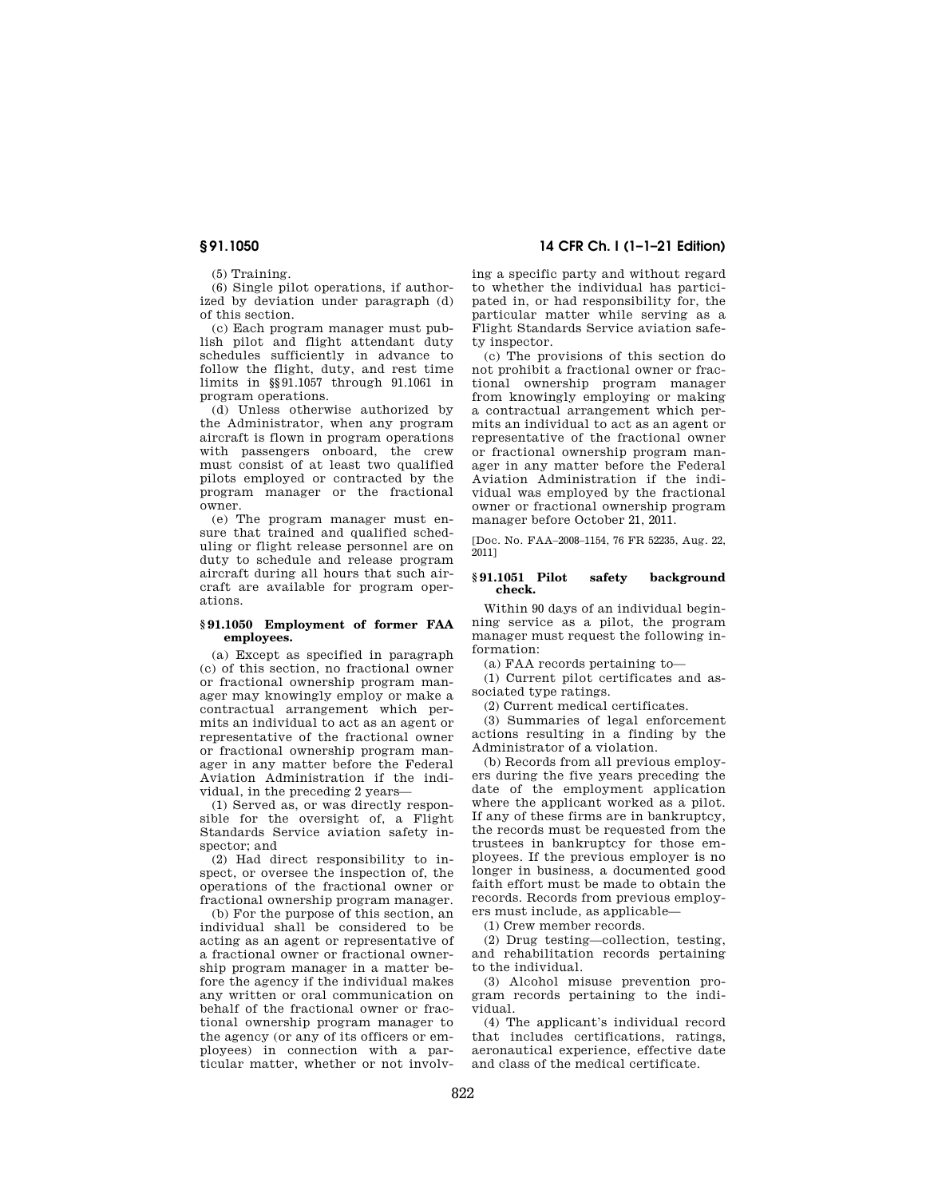(5) Training.

(6) Single pilot operations, if authorized by deviation under paragraph (d) of this section.

(c) Each program manager must publish pilot and flight attendant duty schedules sufficiently in advance to follow the flight, duty, and rest time limits in §§91.1057 through 91.1061 in program operations.

(d) Unless otherwise authorized by the Administrator, when any program aircraft is flown in program operations with passengers onboard, the crew must consist of at least two qualified pilots employed or contracted by the program manager or the fractional owner.

(e) The program manager must ensure that trained and qualified scheduling or flight release personnel are on duty to schedule and release program aircraft during all hours that such aircraft are available for program operations.

### §91.1050 Employment of former FAA employees.

(a) Except as specified in paragraph (c) of this section, no fractional owner or fractional ownership program manager may knowingly employ or make a contractual arrangement which permits an individual to act as an agent or representative of the fractional owner or fractional ownership program manager in any matter before the Federal Aviation Administration if the individual, in the preceding 2 years—

(1) Served as, or was directly responsible for the oversight of, a Flight Standards Service aviation safety inspector; and

(2) Had direct responsibility to inspect, or oversee the inspection of, the operations of the fractional owner or fractional ownership program manager.

(b) For the purpose of this section, an individual shall be considered to be acting as an agent or representative of a fractional owner or fractional ownership program manager in a matter before the agency if the individual makes any written or oral communication on behalf of the fractional owner or fractional ownership program manager to the agency (or any of its officers or employees) in connection with a particular matter, whether or not involving a specific party and without regard to whether the individual has participated in, or had responsibility for, the particular matter while serving as a Flight Standards Service aviation safety inspector.

(c) The provisions of this section do not prohibit a fractional owner or fractional ownership program manager from knowingly employing or making a contractual arrangement which permits an individual to act as an agent or representative of the fractional owner or fractional ownership program manager in any matter before the Federal Aviation Administration if the individual was employed by the fractional owner or fractional ownership program manager before October 21, 2011.

[Doc. No. FAA–2008–1154, 76 FR 52235, Aug. 22, 2011]

### §91.1051 Pilot safety background check.

Within 90 days of an individual beginning service as a pilot, the program manager must request the following information:

(a) FAA records pertaining to—

(1) Current pilot certificates and associated type ratings.

(2) Current medical certificates.

(3) Summaries of legal enforcement actions resulting in a finding by the Administrator of a violation.

(b) Records from all previous employers during the five years preceding the date of the employment application where the applicant worked as a pilot. If any of these firms are in bankruptcy, the records must be requested from the trustees in bankruptcy for those employees. If the previous employer is no longer in business, a documented good faith effort must be made to obtain the records. Records from previous employers must include, as applicable—

(1) Crew member records.

(2) Drug testing—collection, testing, and rehabilitation records pertaining to the individual.

(3) Alcohol misuse prevention program records pertaining to the individual.

(4) The applicant's individual record that includes certifications, ratings, aeronautical experience, effective date and class of the medical certificate.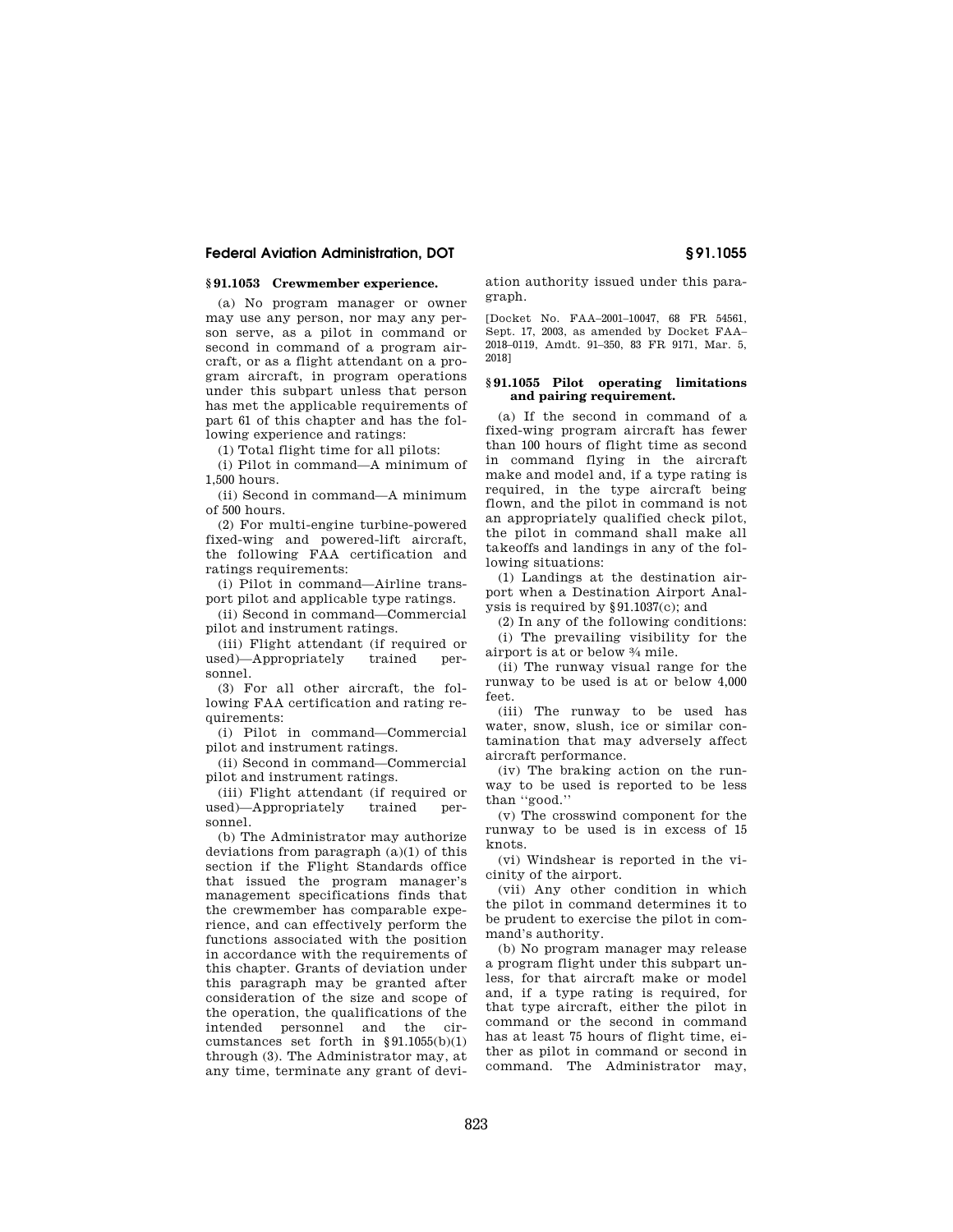## § 91.1053 Crewmember experience.

(a) No program manager or owner may use any person, nor may any person serve, as a pilot in command or second in command of a program aircraft, or as a flight attendant on a program aircraft, in program operations under this subpart unless that person has met the applicable requirements of part 61 of this chapter and has the following experience and ratings:

(1) Total flight time for all pilots:

(i) Pilot in command—A minimum of 1,500 hours.

(ii) Second in command—A minimum of 500 hours.

(2) For multi-engine turbine-powered fixed-wing and powered-lift aircraft, the following FAA certification and ratings requirements:

(i) Pilot in command—Airline transport pilot and applicable type ratings.

(ii) Second in command—Commercial pilot and instrument ratings.

(iii) Flight attendant (if required or used)—Appropriately trained personnel.

(3) For all other aircraft, the following FAA certification and rating requirements:

(i) Pilot in command—Commercial pilot and instrument ratings.

(ii) Second in command—Commercial pilot and instrument ratings.

(iii) Flight attendant (if required or used)—Appropriately trained personnel.

(b) The Administrator may authorize deviations from paragraph (a)(1) of this section if the Flight Standards office that issued the program manager's management specifications finds that the crewmember has comparable experience, and can effectively perform the functions associated with the position in accordance with the requirements of this chapter. Grants of deviation under this paragraph may be granted after consideration of the size and scope of the operation, the qualifications of the intended personnel and the circumstances set forth in §91.1055(b)(1) through (3). The Administrator may, at any time, terminate any grant of deviation authority issued under this paragraph.

[Docket No. FAA–2001–10047, 68 FR 54561, Sept. 17, 2003, as amended by Docket FAA–2018–0119, Amdt. 91–350, 83 FR 9171, Mar. 5, 2018]

## § 91.1055 Pilot operating limitations and pairing requirement.

(a) If the second in command of a fixed-wing program aircraft has fewer than 100 hours of flight time as second in command flying in the aircraft make and model and, if a type rating is required, in the type aircraft being flown, and the pilot in command is not an appropriately qualified check pilot, the pilot in command shall make all takeoffs and landings in any of the following situations:

(1) Landings at the destination airport when a Destination Airport Analysis is required by §91.1037(c); and

(2) In any of the following conditions:

(i) The prevailing visibility for the airport is at or below ¾ mile.

(ii) The runway visual range for the runway to be used is at or below 4,000 feet.

(iii) The runway to be used has water, snow, slush, ice or similar contamination that may adversely affect aircraft performance.

(iv) The braking action on the runway to be used is reported to be less than ''good.''

(v) The crosswind component for the runway to be used is in excess of 15 knots.

(vi) Windshear is reported in the vicinity of the airport.

(vii) Any other condition in which the pilot in command determines it to be prudent to exercise the pilot in command's authority.

(b) No program manager may release a program flight under this subpart unless, for that aircraft make or model and, if a type rating is required, for that type aircraft, either the pilot in command or the second in command has at least 75 hours of flight time, either as pilot in command or second in command. The Administrator may,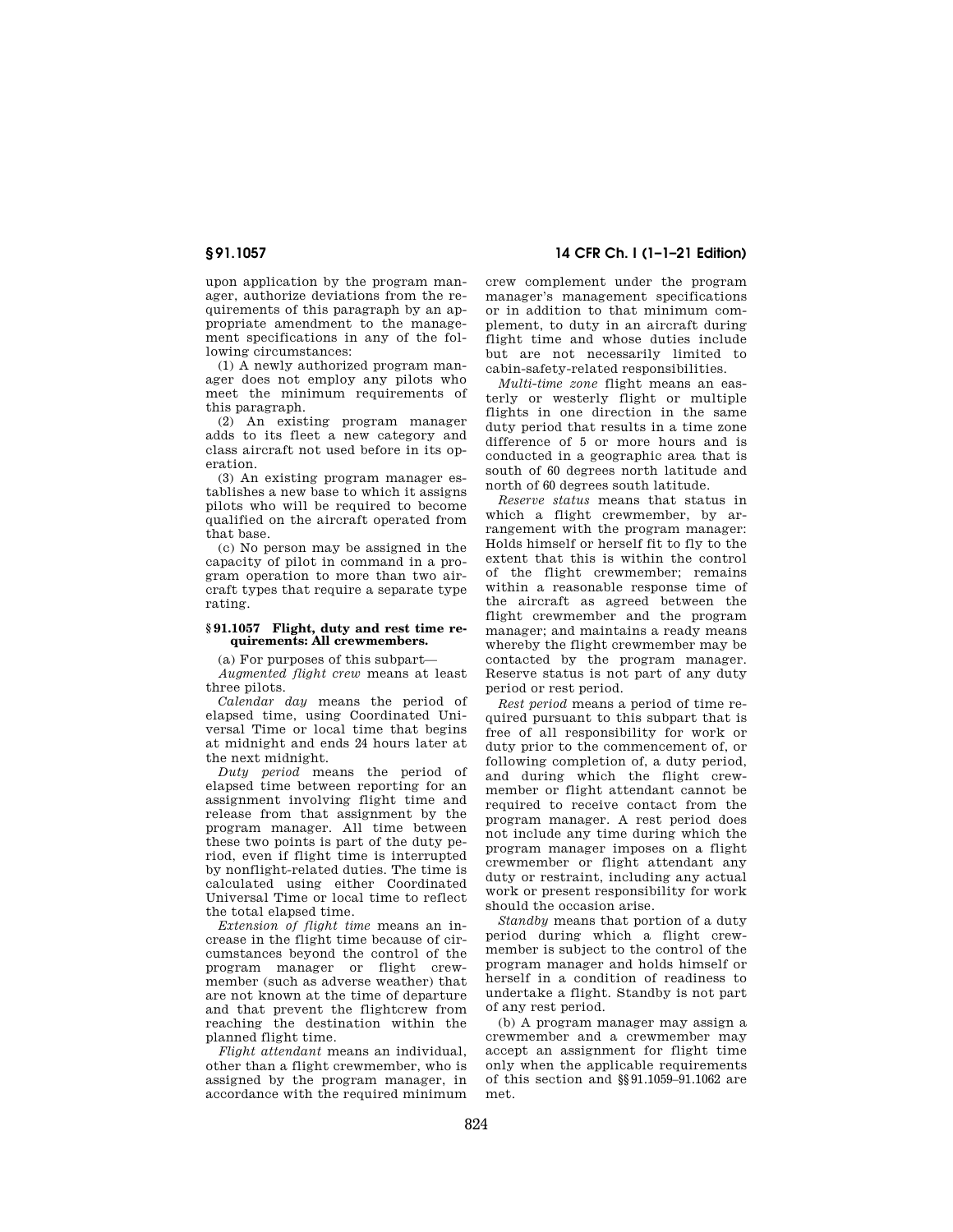upon application by the program manager, authorize deviations from the requirements of this paragraph by an appropriate amendment to the management specifications in any of the following circumstances:

(1) A newly authorized program manager does not employ any pilots who meet the minimum requirements of this paragraph.

(2) An existing program manager adds to its fleet a new category and class aircraft not used before in its operation.

(3) An existing program manager establishes a new base to which it assigns pilots who will be required to become qualified on the aircraft operated from that base.

(c) No person may be assigned in the capacity of pilot in command in a program operation to more than two aircraft types that require a separate type rating.

### § 91.1057 Flight, duty and rest time requirements: All crewmembers.

(a) For purposes of this subpart—

*Augmented flight crew* means at least three pilots.

*Calendar day* means the period of elapsed time, using Coordinated Universal Time or local time that begins at midnight and ends 24 hours later at the next midnight.

*Duty period* means the period of elapsed time between reporting for an assignment involving flight time and release from that assignment by the program manager. All time between these two points is part of the duty period, even if flight time is interrupted by nonflight-related duties. The time is calculated using either Coordinated Universal Time or local time to reflect the total elapsed time.

*Extension of flight time* means an increase in the flight time because of circumstances beyond the control of the program manager or flight crewmember (such as adverse weather) that are not known at the time of departure and that prevent the flightcrew from reaching the destination within the planned flight time.

*Flight attendant* means an individual, other than a flight crewmember, who is assigned by the program manager, in accordance with the required minimum crew complement under the program manager's management specifications or in addition to that minimum complement, to duty in an aircraft during flight time and whose duties include but are not necessarily limited to cabin-safety-related responsibilities.

*Multi-time zone* flight means an easterly or westerly flight or multiple flights in one direction in the same duty period that results in a time zone difference of 5 or more hours and is conducted in a geographic area that is south of 60 degrees north latitude and north of 60 degrees south latitude.

*Reserve status* means that status in which a flight crewmember, by arrangement with the program manager: Holds himself or herself fit to fly to the extent that this is within the control of the flight crewmember; remains within a reasonable response time of the aircraft as agreed between the flight crewmember and the program manager; and maintains a ready means whereby the flight crewmember may be contacted by the program manager. Reserve status is not part of any duty period or rest period.

*Rest period* means a period of time required pursuant to this subpart that is free of all responsibility for work or duty prior to the commencement of, or following completion of, a duty period, and during which the flight crewmember or flight attendant cannot be required to receive contact from the program manager. A rest period does not include any time during which the program manager imposes on a flight crewmember or flight attendant any duty or restraint, including any actual work or present responsibility for work should the occasion arise.

*Standby* means that portion of a duty period during which a flight crewmember is subject to the control of the program manager and holds himself or herself in a condition of readiness to undertake a flight. Standby is not part of any rest period.

(b) A program manager may assign a crewmember and a crewmember may accept an assignment for flight time only when the applicable requirements of this section and §§ 91.1059–91.1062 are met.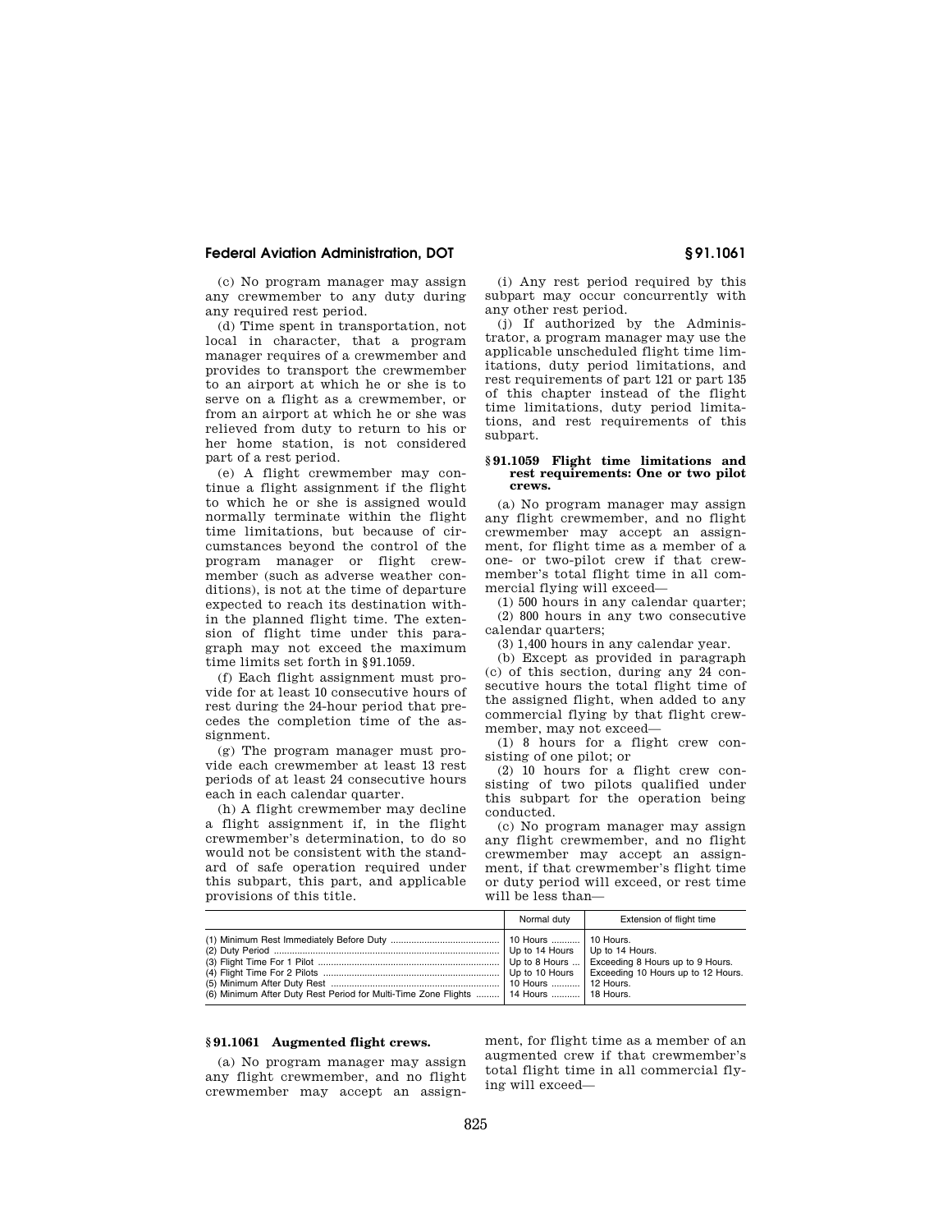(c) No program manager may assign any crewmember to any duty during any required rest period.

(d) Time spent in transportation, not local in character, that a program manager requires of a crewmember and provides to transport the crewmember to an airport at which he or she is to serve on a flight as a crewmember, or from an airport at which he or she was relieved from duty to return to his or her home station, is not considered part of a rest period.

(e) A flight crewmember may continue a flight assignment if the flight to which he or she is assigned would normally terminate within the flight time limitations, but because of circumstances beyond the control of the program manager or flight crewmember (such as adverse weather conditions), is not at the time of departure expected to reach its destination within the planned flight time. The extension of flight time under this paragraph may not exceed the maximum time limits set forth in §91.1059.

(f) Each flight assignment must provide for at least 10 consecutive hours of rest during the 24-hour period that precedes the completion time of the assignment.

(g) The program manager must provide each crewmember at least 13 rest periods of at least 24 consecutive hours each in each calendar quarter.

(h) A flight crewmember may decline a flight assignment if, in the flight crewmember's determination, to do so would not be consistent with the standard of safe operation required under this subpart, this part, and applicable provisions of this title.

(i) Any rest period required by this subpart may occur concurrently with any other rest period.

(j) If authorized by the Administrator, a program manager may use the applicable unscheduled flight time limitations, duty period limitations, and rest requirements of part 121 or part 135 of this chapter instead of the flight time limitations, duty period limitations, and rest requirements of this subpart.

### §91.1059 Flight time limitations and rest requirements: One or two pilot crews.

(a) No program manager may assign any flight crewmember, and no flight crewmember may accept an assignment, for flight time as a member of a one- or two-pilot crew if that crewmember's total flight time in all commercial flying will exceed—

(1) 500 hours in any calendar quarter;

(2) 800 hours in any two consecutive calendar quarters;

(3) 1,400 hours in any calendar year.

(b) Except as provided in paragraph (c) of this section, during any 24 consecutive hours the total flight time of the assigned flight, when added to any commercial flying by that flight crewmember, may not exceed—

(1) 8 hours for a flight crew consisting of one pilot; or

(2) 10 hours for a flight crew consisting of two pilots qualified under this subpart for the operation being conducted.

(c) No program manager may assign any flight crewmember, and no flight crewmember may accept an assignment, if that crewmember's flight time or duty period will exceed, or rest time will be less than—

| | Normal duty | Extension of flight time |
|---|---|---|
| (1) Minimum Rest Immediately Before Duty | 10 Hours | 10 Hours. |
| (2) Duty Period | Up to 14 Hours | Up to 14 Hours. |
| (3) Flight Time For 1 Pilot | Up to 8 Hours | Exceeding 8 Hours up to 9 Hours. |
| (4) Flight Time For 2 Pilots | Up to 10 Hours | Exceeding 10 Hours up to 12 Hours. |
| (5) Minimum After Duty Rest | 10 Hours | 12 Hours. |
| (6) Minimum After Duty Rest Period for Multi-Time Zone Flights | 14 Hours | 18 Hours. |

### §91.1061 Augmented flight crews.

(a) No program manager may assign any flight crewmember, and no flight crewmember may accept an assignment, for flight time as a member of an augmented crew if that crewmember's total flight time in all commercial flying will exceed—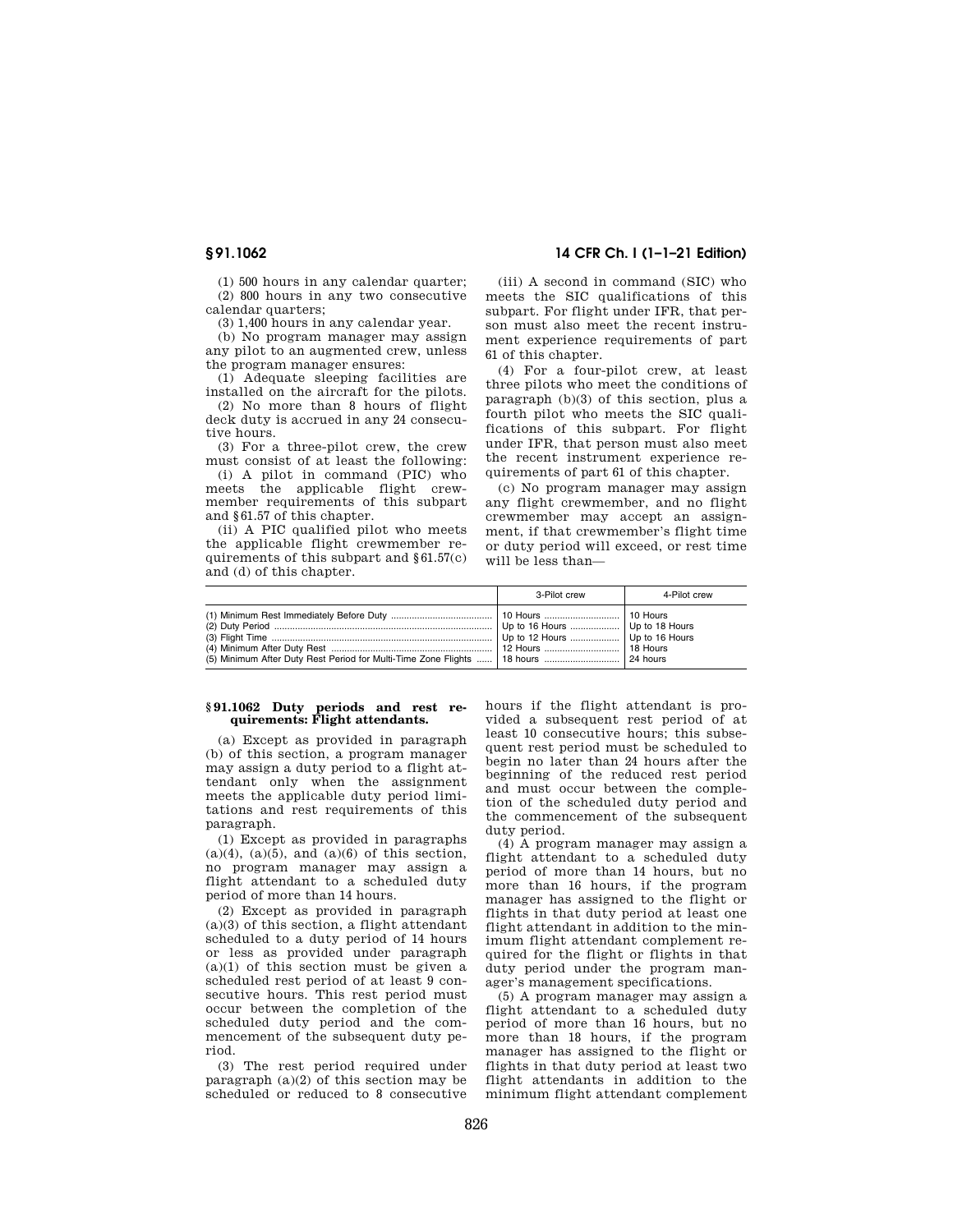(1) 500 hours in any calendar quarter;

(2) 800 hours in any two consecutive calendar quarters;

(3) 1,400 hours in any calendar year.

(b) No program manager may assign any pilot to an augmented crew, unless the program manager ensures:

(1) Adequate sleeping facilities are installed on the aircraft for the pilots.

(2) No more than 8 hours of flight deck duty is accrued in any 24 consecutive hours.

(3) For a three-pilot crew, the crew must consist of at least the following:

(i) A pilot in command (PIC) who meets the applicable flight crewmember requirements of this subpart and §61.57 of this chapter.

(ii) A PIC qualified pilot who meets the applicable flight crewmember requirements of this subpart and §61.57(c) and (d) of this chapter.

(iii) A second in command (SIC) who meets the SIC qualifications of this subpart. For flight under IFR, that person must also meet the recent instrument experience requirements of part 61 of this chapter.

(4) For a four-pilot crew, at least three pilots who meet the conditions of paragraph (b)(3) of this section, plus a fourth pilot who meets the SIC qualifications of this subpart. For flight under IFR, that person must also meet the recent instrument experience requirements of part 61 of this chapter.

(c) No program manager may assign any flight crewmember, and no flight crewmember may accept an assignment, if that crewmember's flight time or duty period will exceed, or rest time will be less than—

| | 3-Pilot crew | 4-Pilot crew |
|---|---|---|
| (1) Minimum Rest Immediately Before Duty | 10 Hours | 10 Hours |
| (2) Duty Period | Up to 16 Hours | Up to 18 Hours |
| (3) Flight Time | Up to 12 Hours | Up to 16 Hours |
| (4) Minimum After Duty Rest | 12 Hours | 18 Hours |
| (5) Minimum After Duty Rest Period for Multi-Time Zone Flights | 18 hours | 24 hours |

### §91.1062 Duty periods and rest requirements: Flight attendants.

(a) Except as provided in paragraph (b) of this section, a program manager may assign a duty period to a flight attendant only when the assignment meets the applicable duty period limitations and rest requirements of this paragraph.

(1) Except as provided in paragraphs (a)(4), (a)(5), and (a)(6) of this section, no program manager may assign a flight attendant to a scheduled duty period of more than 14 hours.

(2) Except as provided in paragraph (a)(3) of this section, a flight attendant scheduled to a duty period of 14 hours or less as provided under paragraph (a)(1) of this section must be given a scheduled rest period of at least 9 consecutive hours. This rest period must occur between the completion of the scheduled duty period and the commencement of the subsequent duty period.

(3) The rest period required under paragraph (a)(2) of this section may be scheduled or reduced to 8 consecutive hours if the flight attendant is provided a subsequent rest period of at least 10 consecutive hours; this subsequent rest period must be scheduled to begin no later than 24 hours after the beginning of the reduced rest period and must occur between the completion of the scheduled duty period and the commencement of the subsequent duty period.

(4) A program manager may assign a flight attendant to a scheduled duty period of more than 14 hours, but no more than 16 hours, if the program manager has assigned to the flight or flights in that duty period at least one flight attendant in addition to the minimum flight attendant complement required for the flight or flights in that duty period under the program manager's management specifications.

(5) A program manager may assign a flight attendant to a scheduled duty period of more than 16 hours, but no more than 18 hours, if the program manager has assigned to the flight or flights in that duty period at least two flight attendants in addition to the minimum flight attendant complement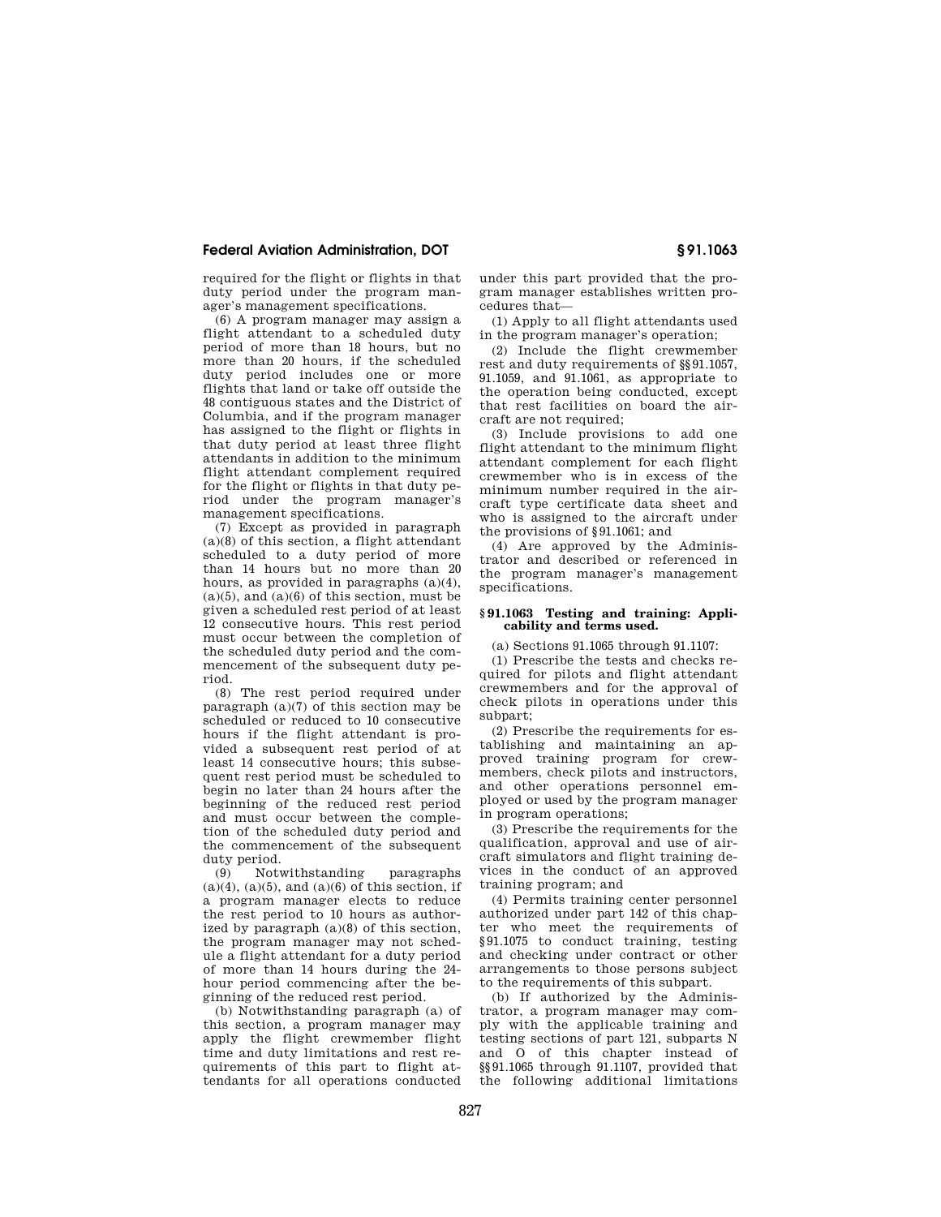required for the flight or flights in that duty period under the program manager's management specifications.

(6) A program manager may assign a flight attendant to a scheduled duty period of more than 18 hours, but no more than 20 hours, if the scheduled duty period includes one or more flights that land or take off outside the 48 contiguous states and the District of Columbia, and if the program manager has assigned to the flight or flights in that duty period at least three flight attendants in addition to the minimum flight attendant complement required for the flight or flights in that duty period under the program manager's management specifications.

(7) Except as provided in paragraph (a)(8) of this section, a flight attendant scheduled to a duty period of more than 14 hours but no more than 20 hours, as provided in paragraphs (a)(4), (a)(5), and (a)(6) of this section, must be given a scheduled rest period of at least 12 consecutive hours. This rest period must occur between the completion of the scheduled duty period and the commencement of the subsequent duty period.

(8) The rest period required under paragraph (a)(7) of this section may be scheduled or reduced to 10 consecutive hours if the flight attendant is provided a subsequent rest period of at least 14 consecutive hours; this subsequent rest period must be scheduled to begin no later than 24 hours after the beginning of the reduced rest period and must occur between the completion of the scheduled duty period and the commencement of the subsequent duty period.

(9) Notwithstanding paragraphs (a)(4), (a)(5), and (a)(6) of this section, if a program manager elects to reduce the rest period to 10 hours as authorized by paragraph (a)(8) of this section, the program manager may not schedule a flight attendant for a duty period of more than 14 hours during the 24-hour period commencing after the beginning of the reduced rest period.

(b) Notwithstanding paragraph (a) of this section, a program manager may apply the flight crewmember flight time and duty limitations and rest requirements of this part to flight attendants for all operations conducted under this part provided that the program manager establishes written procedures that—

(1) Apply to all flight attendants used in the program manager's operation;

(2) Include the flight crewmember rest and duty requirements of §§91.1057, 91.1059, and 91.1061, as appropriate to the operation being conducted, except that rest facilities on board the aircraft are not required;

(3) Include provisions to add one flight attendant to the minimum flight attendant complement for each flight crewmember who is in excess of the minimum number required in the aircraft type certificate data sheet and who is assigned to the aircraft under the provisions of §91.1061; and

(4) Are approved by the Administrator and described or referenced in the program manager's management specifications.

### §91.1063 Testing and training: Applicability and terms used.

(a) Sections 91.1065 through 91.1107:

(1) Prescribe the tests and checks required for pilots and flight attendant crewmembers and for the approval of check pilots in operations under this subpart;

(2) Prescribe the requirements for establishing and maintaining an approved training program for crewmembers, check pilots and instructors, and other operations personnel employed or used by the program manager in program operations;

(3) Prescribe the requirements for the qualification, approval and use of aircraft simulators and flight training devices in the conduct of an approved training program; and

(4) Permits training center personnel authorized under part 142 of this chapter who meet the requirements of §91.1075 to conduct training, testing and checking under contract or other arrangements to those persons subject to the requirements of this subpart.

(b) If authorized by the Administrator, a program manager may comply with the applicable training and testing sections of part 121, subparts N and O of this chapter instead of §§91.1065 through 91.1107, provided that the following additional limitations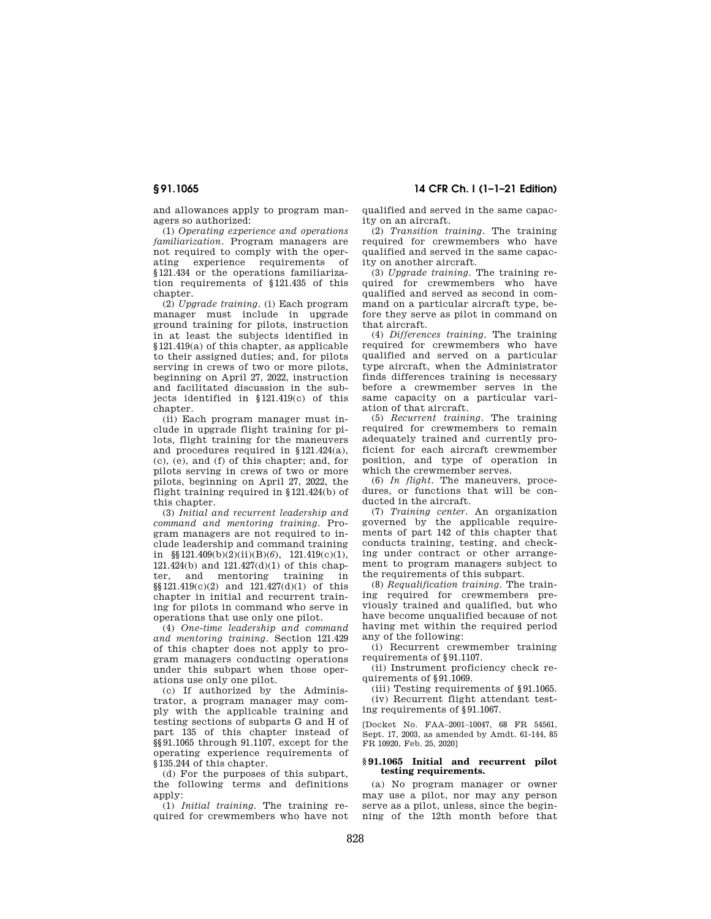and allowances apply to program managers so authorized:

(1) *Operating experience and operations familiarization.* Program managers are not required to comply with the operating experience requirements of §121.434 or the operations familiarization requirements of §121.435 of this chapter.

(2) *Upgrade training.* (i) Each program manager must include in upgrade ground training for pilots, instruction in at least the subjects identified in §121.419(a) of this chapter, as applicable to their assigned duties; and, for pilots serving in crews of two or more pilots, beginning on April 27, 2022, instruction and facilitated discussion in the subjects identified in §121.419(c) of this chapter.

(ii) Each program manager must include in upgrade flight training for pilots, flight training for the maneuvers and procedures required in §121.424(a), (c), (e), and (f) of this chapter; and, for pilots serving in crews of two or more pilots, beginning on April 27, 2022, the flight training required in §121.424(b) of this chapter.

(3) *Initial and recurrent leadership and command and mentoring training.* Program managers are not required to include leadership and command training in §§121.409(b)(2)(ii)(B)(*6*), 121.419(c)(1), 121.424(b) and 121.427(d)(1) of this chapter, and mentoring training in §§121.419(c)(2) and 121.427(d)(1) of this chapter in initial and recurrent training for pilots in command who serve in operations that use only one pilot.

(4) *One-time leadership and command and mentoring training.* Section 121.429 of this chapter does not apply to program managers conducting operations under this subpart when those operations use only one pilot.

(c) If authorized by the Administrator, a program manager may comply with the applicable training and testing sections of subparts G and H of part 135 of this chapter instead of §§91.1065 through 91.1107, except for the operating experience requirements of §135.244 of this chapter.

(d) For the purposes of this subpart, the following terms and definitions apply:

(1) *Initial training.* The training required for crewmembers who have not qualified and served in the same capacity on an aircraft.

(2) *Transition training.* The training required for crewmembers who have qualified and served in the same capacity on another aircraft.

(3) *Upgrade training.* The training required for crewmembers who have qualified and served as second in command on a particular aircraft type, before they serve as pilot in command on that aircraft.

(4) *Differences training.* The training required for crewmembers who have qualified and served on a particular type aircraft, when the Administrator finds differences training is necessary before a crewmember serves in the same capacity on a particular variation of that aircraft.

(5) *Recurrent training.* The training required for crewmembers to remain adequately trained and currently proficient for each aircraft crewmember position, and type of operation in which the crewmember serves.

(6) *In flight.* The maneuvers, procedures, or functions that will be conducted in the aircraft.

(7) *Training center.* An organization governed by the applicable requirements of part 142 of this chapter that conducts training, testing, and checking under contract or other arrangement to program managers subject to the requirements of this subpart.

(8) *Requalification training.* The training required for crewmembers previously trained and qualified, but who have become unqualified because of not having met within the required period any of the following:

(i) Recurrent crewmember training requirements of §91.1107.

(ii) Instrument proficiency check requirements of §91.1069.

(iii) Testing requirements of §91.1065.

(iv) Recurrent flight attendant testing requirements of §91.1067.

[Docket No. FAA–2001–10047, 68 FR 54561, Sept. 17, 2003, as amended by Amdt. 61-144, 85 FR 10920, Feb. 25, 2020]

### §91.1065 Initial and recurrent pilot testing requirements.

(a) No program manager or owner may use a pilot, nor may any person serve as a pilot, unless, since the beginning of the 12th month before that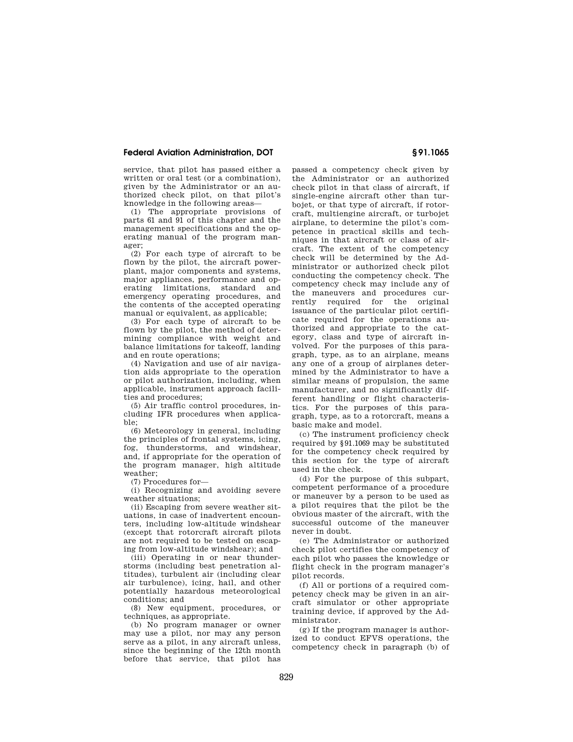service, that pilot has passed either a written or oral test (or a combination), given by the Administrator or an authorized check pilot, on that pilot's knowledge in the following areas—

(1) The appropriate provisions of parts 61 and 91 of this chapter and the management specifications and the operating manual of the program manager;

(2) For each type of aircraft to be flown by the pilot, the aircraft powerplant, major components and systems, major appliances, performance and operating limitations, standard and emergency operating procedures, and the contents of the accepted operating manual or equivalent, as applicable;

(3) For each type of aircraft to be flown by the pilot, the method of determining compliance with weight and balance limitations for takeoff, landing and en route operations;

(4) Navigation and use of air navigation aids appropriate to the operation or pilot authorization, including, when applicable, instrument approach facilities and procedures;

(5) Air traffic control procedures, including IFR procedures when applicable;

(6) Meteorology in general, including the principles of frontal systems, icing, fog, thunderstorms, and windshear, and, if appropriate for the operation of the program manager, high altitude weather;

(7) Procedures for—

(i) Recognizing and avoiding severe weather situations;

(ii) Escaping from severe weather situations, in case of inadvertent encounters, including low-altitude windshear (except that rotorcraft aircraft pilots are not required to be tested on escaping from low-altitude windshear); and

(iii) Operating in or near thunderstorms (including best penetration altitudes), turbulent air (including clear air turbulence), icing, hail, and other potentially hazardous meteorological conditions; and

(8) New equipment, procedures, or techniques, as appropriate.

(b) No program manager or owner may use a pilot, nor may any person serve as a pilot, in any aircraft unless, since the beginning of the 12th month before that service, that pilot has passed a competency check given by the Administrator or an authorized check pilot in that class of aircraft, if single-engine aircraft other than turbojet, or that type of aircraft, if rotorcraft, multiengine aircraft, or turbojet airplane, to determine the pilot's competence in practical skills and techniques in that aircraft or class of aircraft. The extent of the competency check will be determined by the Administrator or authorized check pilot conducting the competency check. The competency check may include any of the maneuvers and procedures currently required for the original issuance of the particular pilot certificate required for the operations authorized and appropriate to the category, class and type of aircraft involved. For the purposes of this paragraph, type, as to an airplane, means any one of a group of airplanes determined by the Administrator to have a similar means of propulsion, the same manufacturer, and no significantly different handling or flight characteristics. For the purposes of this paragraph, type, as to a rotorcraft, means a basic make and model.

(c) The instrument proficiency check required by §91.1069 may be substituted for the competency check required by this section for the type of aircraft used in the check.

(d) For the purpose of this subpart, competent performance of a procedure or maneuver by a person to be used as a pilot requires that the pilot be the obvious master of the aircraft, with the successful outcome of the maneuver never in doubt.

(e) The Administrator or authorized check pilot certifies the competency of each pilot who passes the knowledge or flight check in the program manager's pilot records.

(f) All or portions of a required competency check may be given in an aircraft simulator or other appropriate training device, if approved by the Administrator.

(g) If the program manager is authorized to conduct EFVS operations, the competency check in paragraph (b) of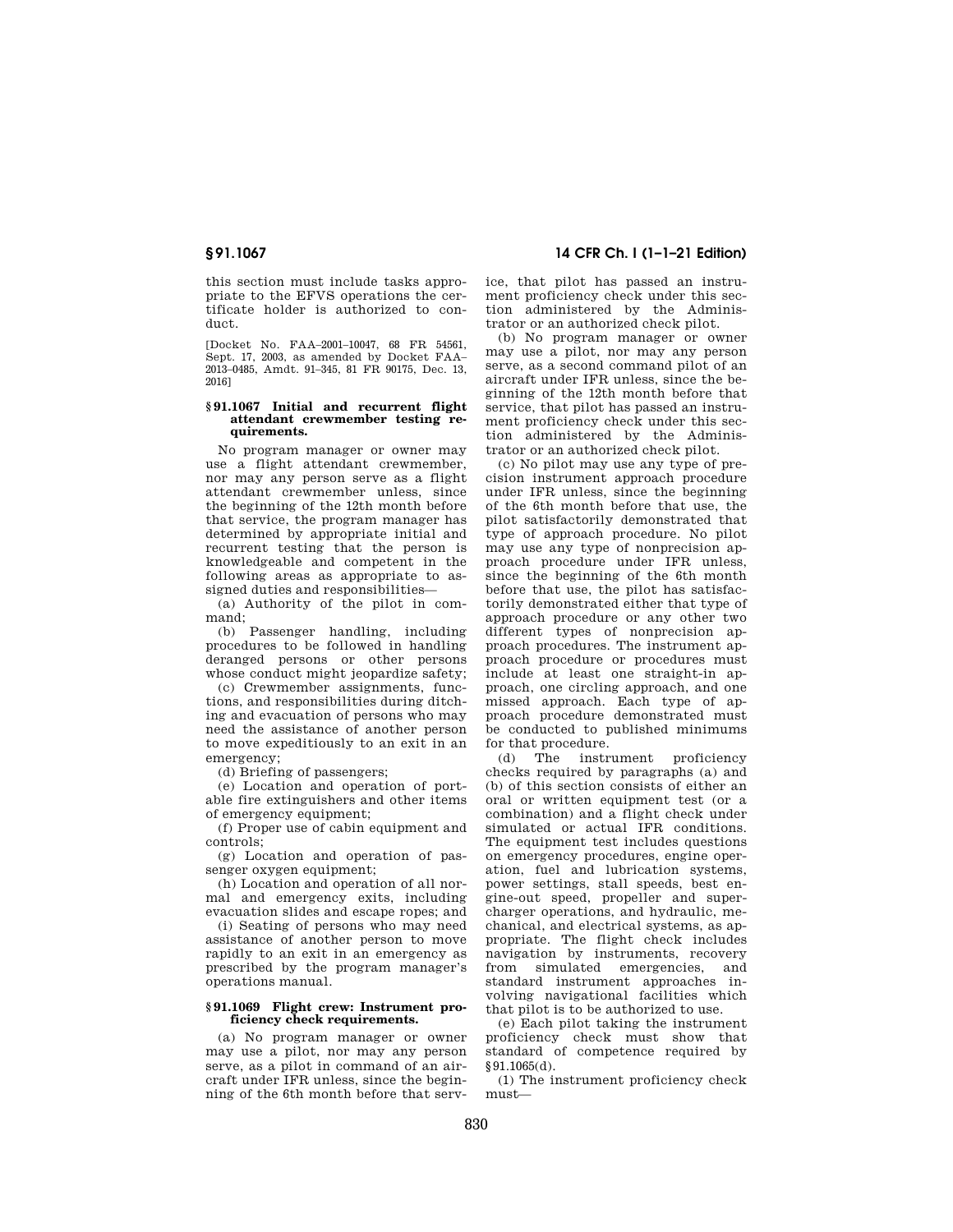this section must include tasks appropriate to the EFVS operations the certificate holder is authorized to conduct.

[Docket No. FAA–2001–10047, 68 FR 54561, Sept. 17, 2003, as amended by Docket FAA–2013–0485, Amdt. 91–345, 81 FR 90175, Dec. 13, 2016]

### § 91.1067 Initial and recurrent flight attendant crewmember testing requirements.

No program manager or owner may use a flight attendant crewmember, nor may any person serve as a flight attendant crewmember unless, since the beginning of the 12th month before that service, the program manager has determined by appropriate initial and recurrent testing that the person is knowledgeable and competent in the following areas as appropriate to assigned duties and responsibilities—

(a) Authority of the pilot in command;

(b) Passenger handling, including procedures to be followed in handling deranged persons or other persons whose conduct might jeopardize safety;

(c) Crewmember assignments, functions, and responsibilities during ditching and evacuation of persons who may need the assistance of another person to move expeditiously to an exit in an emergency;

(d) Briefing of passengers;

(e) Location and operation of portable fire extinguishers and other items of emergency equipment;

(f) Proper use of cabin equipment and controls;

(g) Location and operation of passenger oxygen equipment;

(h) Location and operation of all normal and emergency exits, including evacuation slides and escape ropes; and

(i) Seating of persons who may need assistance of another person to move rapidly to an exit in an emergency as prescribed by the program manager's operations manual.

### § 91.1069 Flight crew: Instrument proficiency check requirements.

(a) No program manager or owner may use a pilot, nor may any person serve, as a pilot in command of an aircraft under IFR unless, since the beginning of the 6th month before that service, that pilot has passed an instrument proficiency check under this section administered by the Administrator or an authorized check pilot.

(b) No program manager or owner may use a pilot, nor may any person serve, as a second command pilot of an aircraft under IFR unless, since the beginning of the 12th month before that service, that pilot has passed an instrument proficiency check under this section administered by the Administrator or an authorized check pilot.

(c) No pilot may use any type of precision instrument approach procedure under IFR unless, since the beginning of the 6th month before that use, the pilot satisfactorily demonstrated that type of approach procedure. No pilot may use any type of nonprecision approach procedure under IFR unless, since the beginning of the 6th month before that use, the pilot has satisfactorily demonstrated either that type of approach procedure or any other two different types of nonprecision approach procedures. The instrument approach procedure or procedures must include at least one straight-in approach, one circling approach, and one missed approach. Each type of approach procedure demonstrated must be conducted to published minimums for that procedure.

(d) The instrument proficiency checks required by paragraphs (a) and (b) of this section consists of either an oral or written equipment test (or a combination) and a flight check under simulated or actual IFR conditions. The equipment test includes questions on emergency procedures, engine operation, fuel and lubrication systems, power settings, stall speeds, best engine-out speed, propeller and supercharger operations, and hydraulic, mechanical, and electrical systems, as appropriate. The flight check includes navigation by instruments, recovery from simulated emergencies, and standard instrument approaches involving navigational facilities which that pilot is to be authorized to use.

(e) Each pilot taking the instrument proficiency check must show that standard of competence required by §91.1065(d).

(1) The instrument proficiency check must—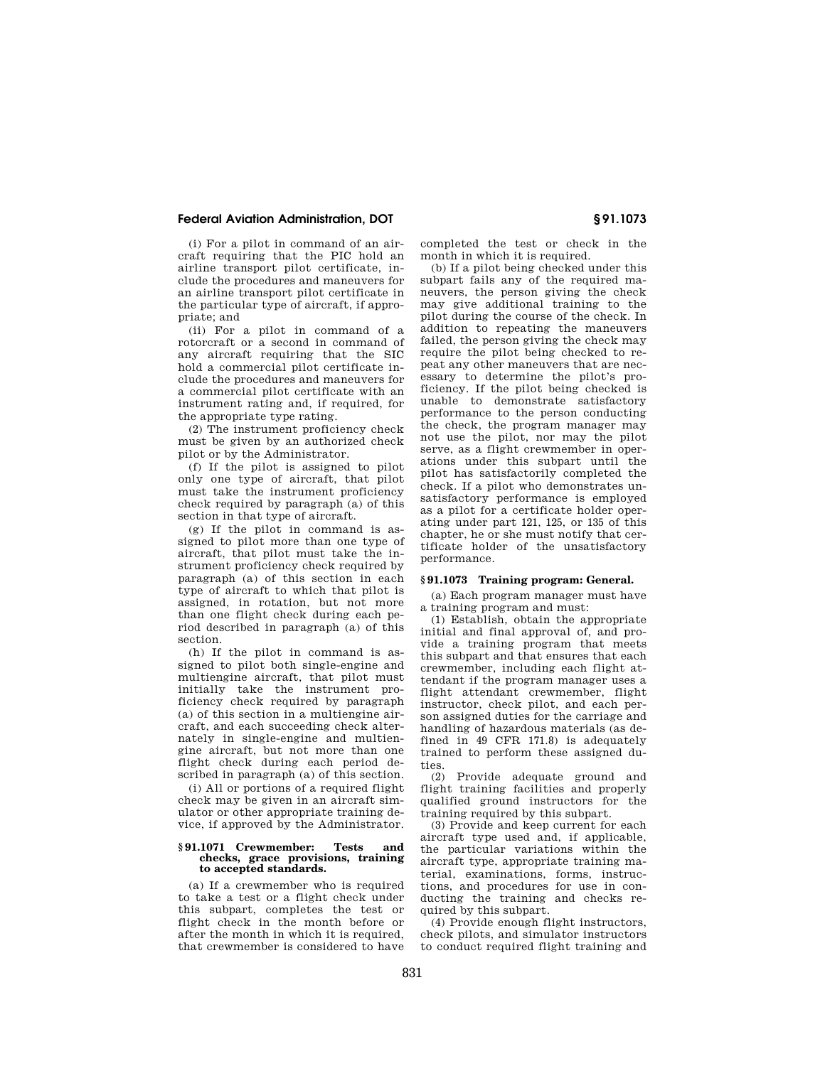(i) For a pilot in command of an aircraft requiring that the PIC hold an airline transport pilot certificate, include the procedures and maneuvers for an airline transport pilot certificate in the particular type of aircraft, if appropriate; and

(ii) For a pilot in command of a rotorcraft or a second in command of any aircraft requiring that the SIC hold a commercial pilot certificate include the procedures and maneuvers for a commercial pilot certificate with an instrument rating and, if required, for the appropriate type rating.

(2) The instrument proficiency check must be given by an authorized check pilot or by the Administrator.

(f) If the pilot is assigned to pilot only one type of aircraft, that pilot must take the instrument proficiency check required by paragraph (a) of this section in that type of aircraft.

(g) If the pilot in command is assigned to pilot more than one type of aircraft, that pilot must take the instrument proficiency check required by paragraph (a) of this section in each type of aircraft to which that pilot is assigned, in rotation, but not more than one flight check during each period described in paragraph (a) of this section.

(h) If the pilot in command is assigned to pilot both single-engine and multiengine aircraft, that pilot must initially take the instrument proficiency check required by paragraph (a) of this section in a multiengine aircraft, and each succeeding check alternately in single-engine and multiengine aircraft, but not more than one flight check during each period described in paragraph (a) of this section.

(i) All or portions of a required flight check may be given in an aircraft simulator or other appropriate training device, if approved by the Administrator.

### § 91.1071 Crewmember: Tests and checks, grace provisions, training to accepted standards.

(a) If a crewmember who is required to take a test or a flight check under this subpart, completes the test or flight check in the month before or after the month in which it is required, that crewmember is considered to have completed the test or check in the month in which it is required.

(b) If a pilot being checked under this subpart fails any of the required maneuvers, the person giving the check may give additional training to the pilot during the course of the check. In addition to repeating the maneuvers failed, the person giving the check may require the pilot being checked to repeat any other maneuvers that are necessary to determine the pilot's proficiency. If the pilot being checked is unable to demonstrate satisfactory performance to the person conducting the check, the program manager may not use the pilot, nor may the pilot serve, as a flight crewmember in operations under this subpart until the pilot has satisfactorily completed the check. If a pilot who demonstrates unsatisfactory performance is employed as a pilot for a certificate holder operating under part 121, 125, or 135 of this chapter, he or she must notify that certificate holder of the unsatisfactory performance.

### § 91.1073 Training program: General.

(a) Each program manager must have a training program and must:

(1) Establish, obtain the appropriate initial and final approval of, and provide a training program that meets this subpart and that ensures that each crewmember, including each flight attendant if the program manager uses a flight attendant crewmember, flight instructor, check pilot, and each person assigned duties for the carriage and handling of hazardous materials (as defined in 49 CFR 171.8) is adequately trained to perform these assigned duties.

(2) Provide adequate ground and flight training facilities and properly qualified ground instructors for the training required by this subpart.

(3) Provide and keep current for each aircraft type used and, if applicable, the particular variations within the aircraft type, appropriate training material, examinations, forms, instructions, and procedures for use in conducting the training and checks required by this subpart.

(4) Provide enough flight instructors, check pilots, and simulator instructors to conduct required flight training and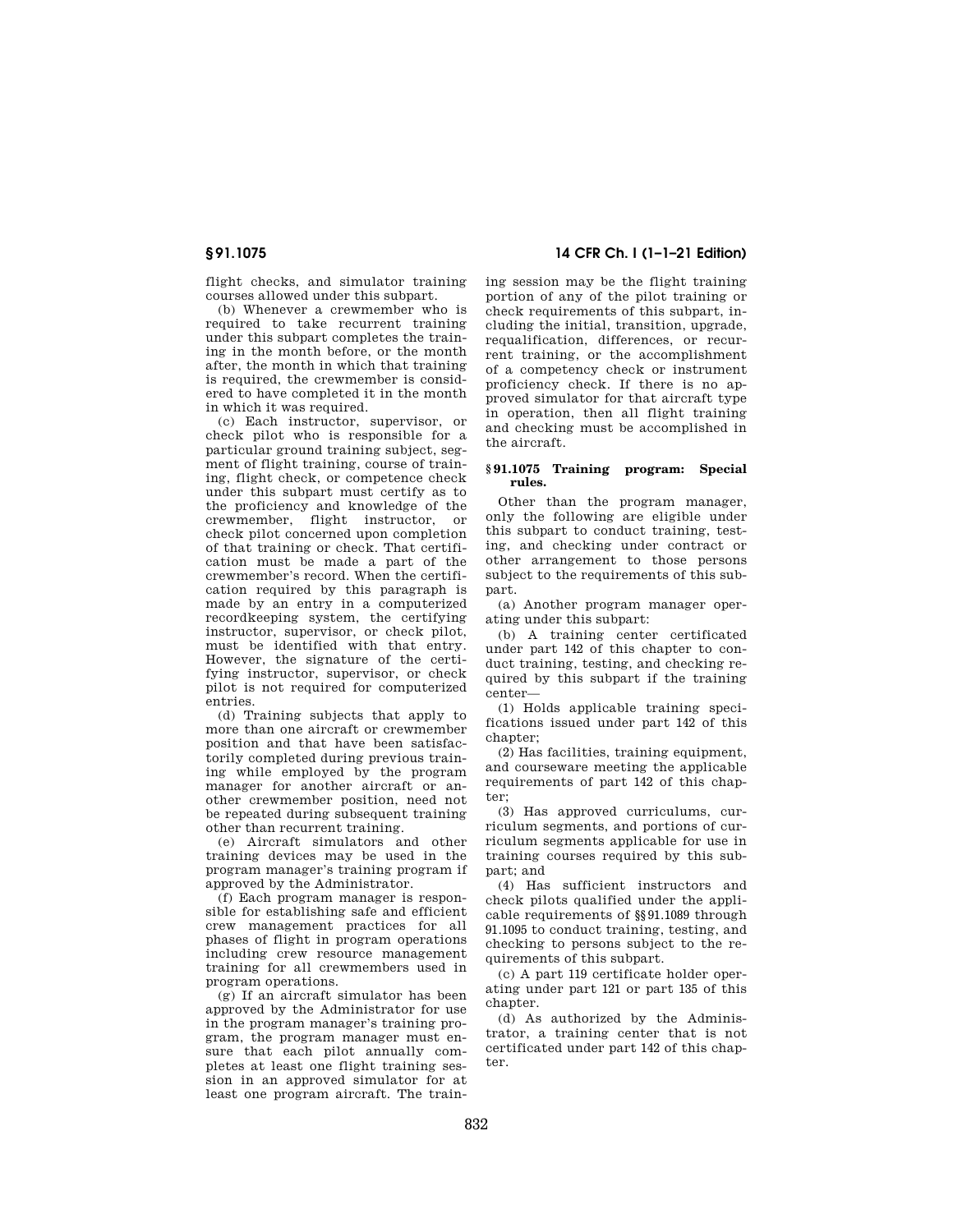flight checks, and simulator training courses allowed under this subpart.

(b) Whenever a crewmember who is required to take recurrent training under this subpart completes the training in the month before, or the month after, the month in which that training is required, the crewmember is considered to have completed it in the month in which it was required.

(c) Each instructor, supervisor, or check pilot who is responsible for a particular ground training subject, segment of flight training, course of training, flight check, or competence check under this subpart must certify as to the proficiency and knowledge of the crewmember, flight instructor, or check pilot concerned upon completion of that training or check. That certification must be made a part of the crewmember's record. When the certification required by this paragraph is made by an entry in a computerized recordkeeping system, the certifying instructor, supervisor, or check pilot, must be identified with that entry. However, the signature of the certifying instructor, supervisor, or check pilot is not required for computerized entries.

(d) Training subjects that apply to more than one aircraft or crewmember position and that have been satisfactorily completed during previous training while employed by the program manager for another aircraft or another crewmember position, need not be repeated during subsequent training other than recurrent training.

(e) Aircraft simulators and other training devices may be used in the program manager's training program if approved by the Administrator.

(f) Each program manager is responsible for establishing safe and efficient crew management practices for all phases of flight in program operations including crew resource management training for all crewmembers used in program operations.

(g) If an aircraft simulator has been approved by the Administrator for use in the program manager's training program, the program manager must ensure that each pilot annually completes at least one flight training session in an approved simulator for at least one program aircraft. The training session may be the flight training portion of any of the pilot training or check requirements of this subpart, including the initial, transition, upgrade, requalification, differences, or recurrent training, or the accomplishment of a competency check or instrument proficiency check. If there is no approved simulator for that aircraft type in operation, then all flight training and checking must be accomplished in the aircraft.

### § 91.1075 Training program: Special rules.

Other than the program manager, only the following are eligible under this subpart to conduct training, testing, and checking under contract or other arrangement to those persons subject to the requirements of this subpart.

(a) Another program manager operating under this subpart:

(b) A training center certificated under part 142 of this chapter to conduct training, testing, and checking required by this subpart if the training center—

(1) Holds applicable training specifications issued under part 142 of this chapter;

(2) Has facilities, training equipment, and courseware meeting the applicable requirements of part 142 of this chapter;

(3) Has approved curriculums, curriculum segments, and portions of curriculum segments applicable for use in training courses required by this subpart; and

(4) Has sufficient instructors and check pilots qualified under the applicable requirements of §§ 91.1089 through 91.1095 to conduct training, testing, and checking to persons subject to the requirements of this subpart.

(c) A part 119 certificate holder operating under part 121 or part 135 of this chapter.

(d) As authorized by the Administrator, a training center that is not certificated under part 142 of this chapter.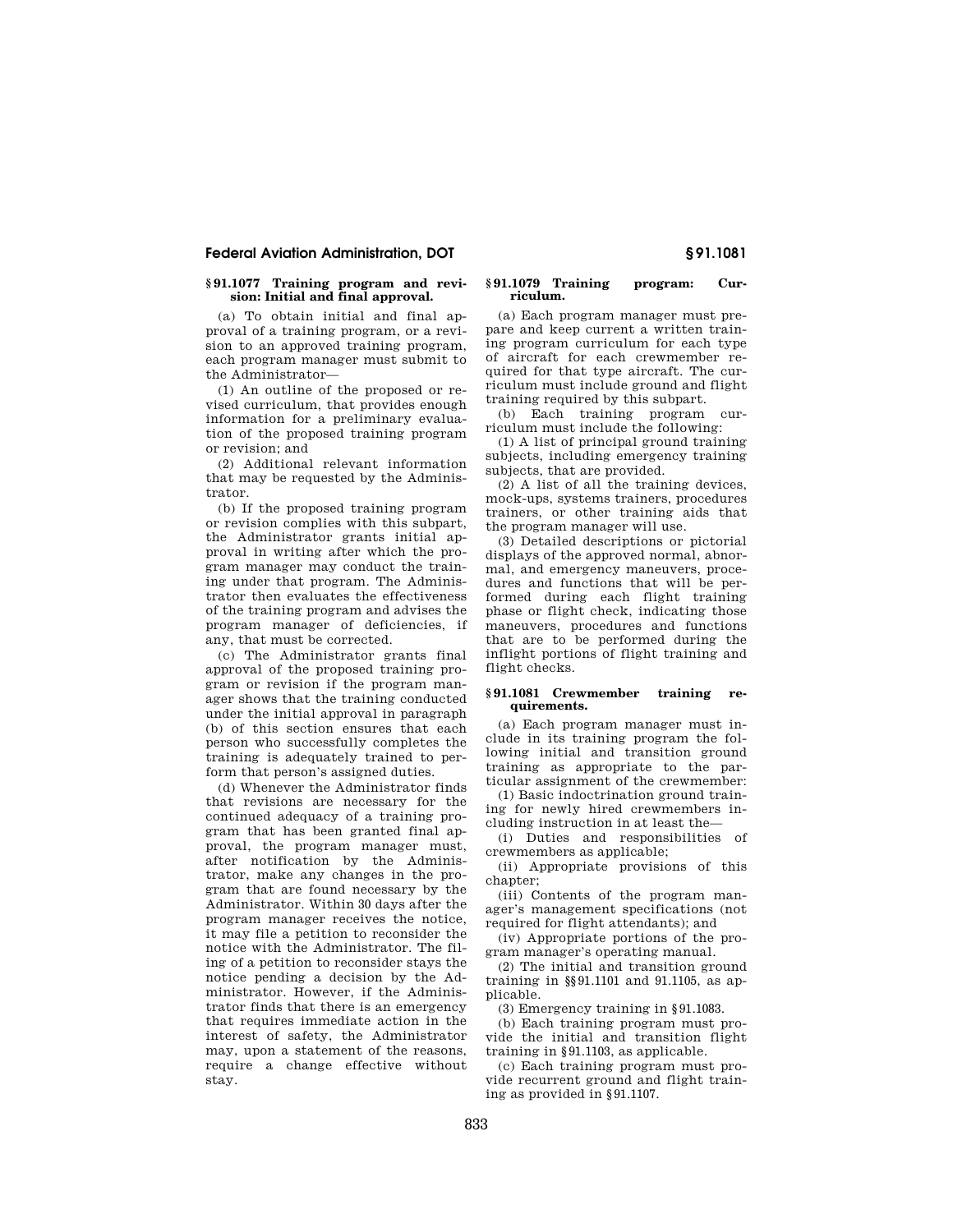### § 91.1077 Training program and revision: Initial and final approval.

(a) To obtain initial and final approval of a training program, or a revision to an approved training program, each program manager must submit to the Administrator—

(1) An outline of the proposed or revised curriculum, that provides enough information for a preliminary evaluation of the proposed training program or revision; and

(2) Additional relevant information that may be requested by the Administrator.

(b) If the proposed training program or revision complies with this subpart, the Administrator grants initial approval in writing after which the program manager may conduct the training under that program. The Administrator then evaluates the effectiveness of the training program and advises the program manager of deficiencies, if any, that must be corrected.

(c) The Administrator grants final approval of the proposed training program or revision if the program manager shows that the training conducted under the initial approval in paragraph (b) of this section ensures that each person who successfully completes the training is adequately trained to perform that person's assigned duties.

(d) Whenever the Administrator finds that revisions are necessary for the continued adequacy of a training program that has been granted final approval, the program manager must, after notification by the Administrator, make any changes in the program that are found necessary by the Administrator. Within 30 days after the program manager receives the notice, it may file a petition to reconsider the notice with the Administrator. The filing of a petition to reconsider stays the notice pending a decision by the Administrator. However, if the Administrator finds that there is an emergency that requires immediate action in the interest of safety, the Administrator may, upon a statement of the reasons, require a change effective without stay.

### § 91.1079 Training program: Curriculum.

(a) Each program manager must prepare and keep current a written training program curriculum for each type of aircraft for each crewmember required for that type aircraft. The curriculum must include ground and flight training required by this subpart.

(b) Each training program curriculum must include the following:

(1) A list of principal ground training subjects, including emergency training subjects, that are provided.

(2) A list of all the training devices, mock-ups, systems trainers, procedures trainers, or other training aids that the program manager will use.

(3) Detailed descriptions or pictorial displays of the approved normal, abnormal, and emergency maneuvers, procedures and functions that will be performed during each flight training phase or flight check, indicating those maneuvers, procedures and functions that are to be performed during the inflight portions of flight training and flight checks.

### § 91.1081 Crewmember training requirements.

(a) Each program manager must include in its training program the following initial and transition ground training as appropriate to the particular assignment of the crewmember:

(1) Basic indoctrination ground training for newly hired crewmembers including instruction in at least the—

(i) Duties and responsibilities of crewmembers as applicable;

(ii) Appropriate provisions of this chapter;

(iii) Contents of the program manager's management specifications (not required for flight attendants); and

(iv) Appropriate portions of the program manager's operating manual.

(2) The initial and transition ground training in §§ 91.1101 and 91.1105, as applicable.

(3) Emergency training in § 91.1083.

(b) Each training program must provide the initial and transition flight training in § 91.1103, as applicable.

(c) Each training program must provide recurrent ground and flight training as provided in § 91.1107.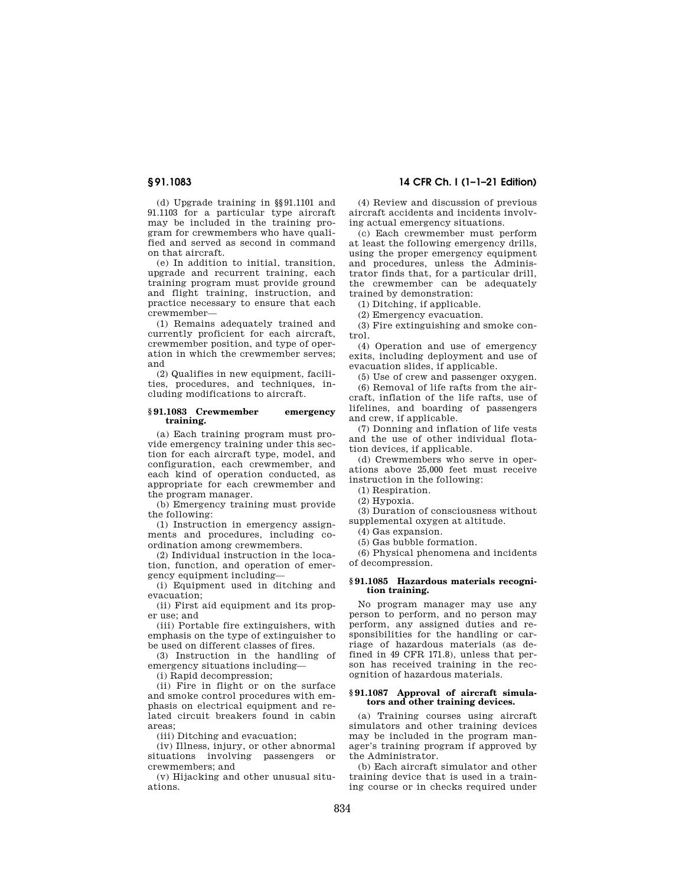(d) Upgrade training in §§91.1101 and 91.1103 for a particular type aircraft may be included in the training program for crewmembers who have qualified and served as second in command on that aircraft.

(e) In addition to initial, transition, upgrade and recurrent training, each training program must provide ground and flight training, instruction, and practice necessary to ensure that each crewmember—

(1) Remains adequately trained and currently proficient for each aircraft, crewmember position, and type of operation in which the crewmember serves; and

(2) Qualifies in new equipment, facilities, procedures, and techniques, including modifications to aircraft.

### §91.1083 Crewmember emergency training.

(a) Each training program must provide emergency training under this section for each aircraft type, model, and configuration, each crewmember, and each kind of operation conducted, as appropriate for each crewmember and the program manager.

(b) Emergency training must provide the following:

(1) Instruction in emergency assignments and procedures, including coordination among crewmembers.

(2) Individual instruction in the location, function, and operation of emergency equipment including—

(i) Equipment used in ditching and evacuation;

(ii) First aid equipment and its proper use; and

(iii) Portable fire extinguishers, with emphasis on the type of extinguisher to be used on different classes of fires.

(3) Instruction in the handling of emergency situations including—

(i) Rapid decompression;

(ii) Fire in flight or on the surface and smoke control procedures with emphasis on electrical equipment and related circuit breakers found in cabin areas;

(iii) Ditching and evacuation;

(iv) Illness, injury, or other abnormal situations involving passengers or crewmembers; and

(v) Hijacking and other unusual situations.

(4) Review and discussion of previous aircraft accidents and incidents involving actual emergency situations.

(c) Each crewmember must perform at least the following emergency drills, using the proper emergency equipment and procedures, unless the Administrator finds that, for a particular drill, the crewmember can be adequately trained by demonstration:

(1) Ditching, if applicable.

(2) Emergency evacuation.

(3) Fire extinguishing and smoke control.

(4) Operation and use of emergency exits, including deployment and use of evacuation slides, if applicable.

(5) Use of crew and passenger oxygen.

(6) Removal of life rafts from the aircraft, inflation of the life rafts, use of lifelines, and boarding of passengers and crew, if applicable.

(7) Donning and inflation of life vests and the use of other individual flotation devices, if applicable.

(d) Crewmembers who serve in operations above 25,000 feet must receive instruction in the following:

(1) Respiration.

(2) Hypoxia.

(3) Duration of consciousness without supplemental oxygen at altitude.

(4) Gas expansion.

(5) Gas bubble formation.

(6) Physical phenomena and incidents of decompression.

### §91.1085 Hazardous materials recognition training.

No program manager may use any person to perform, and no person may perform, any assigned duties and responsibilities for the handling or carriage of hazardous materials (as defined in 49 CFR 171.8), unless that person has received training in the recognition of hazardous materials.

### §91.1087 Approval of aircraft simulators and other training devices.

(a) Training courses using aircraft simulators and other training devices may be included in the program manager's training program if approved by the Administrator.

(b) Each aircraft simulator and other training device that is used in a training course or in checks required under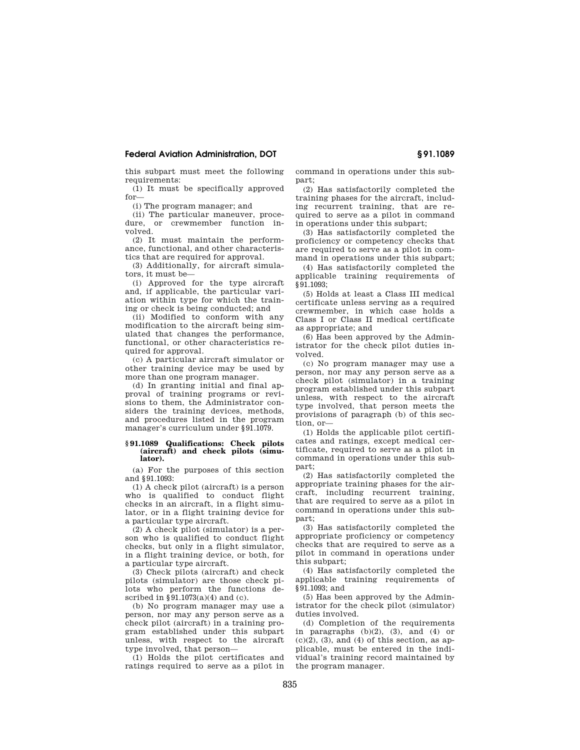this subpart must meet the following requirements:

(1) It must be specifically approved for—

(i) The program manager; and

(ii) The particular maneuver, procedure, or crewmember function involved.

(2) It must maintain the performance, functional, and other characteristics that are required for approval.

(3) Additionally, for aircraft simulators, it must be—

(i) Approved for the type aircraft and, if applicable, the particular variation within type for which the training or check is being conducted; and

(ii) Modified to conform with any modification to the aircraft being simulated that changes the performance, functional, or other characteristics required for approval.

(c) A particular aircraft simulator or other training device may be used by more than one program manager.

(d) In granting initial and final approval of training programs or revisions to them, the Administrator considers the training devices, methods, and procedures listed in the program manager's curriculum under §91.1079.

### §91.1089 Qualifications: Check pilots (aircraft) and check pilots (simulator).

(a) For the purposes of this section and §91.1093:

(1) A check pilot (aircraft) is a person who is qualified to conduct flight checks in an aircraft, in a flight simulator, or in a flight training device for a particular type aircraft.

(2) A check pilot (simulator) is a person who is qualified to conduct flight checks, but only in a flight simulator, in a flight training device, or both, for a particular type aircraft.

(3) Check pilots (aircraft) and check pilots (simulator) are those check pilots who perform the functions described in §91.1073(a)(4) and (c).

(b) No program manager may use a person, nor may any person serve as a check pilot (aircraft) in a training program established under this subpart unless, with respect to the aircraft type involved, that person—

(1) Holds the pilot certificates and ratings required to serve as a pilot in command in operations under this subpart;

(2) Has satisfactorily completed the training phases for the aircraft, including recurrent training, that are required to serve as a pilot in command in operations under this subpart;

(3) Has satisfactorily completed the proficiency or competency checks that are required to serve as a pilot in command in operations under this subpart;

(4) Has satisfactorily completed the applicable training requirements of §91.1093;

(5) Holds at least a Class III medical certificate unless serving as a required crewmember, in which case holds a Class I or Class II medical certificate as appropriate; and

(6) Has been approved by the Administrator for the check pilot duties involved.

(c) No program manager may use a person, nor may any person serve as a check pilot (simulator) in a training program established under this subpart unless, with respect to the aircraft type involved, that person meets the provisions of paragraph (b) of this section, or—

(1) Holds the applicable pilot certificates and ratings, except medical certificate, required to serve as a pilot in command in operations under this subpart;

(2) Has satisfactorily completed the appropriate training phases for the aircraft, including recurrent training, that are required to serve as a pilot in command in operations under this subpart;

(3) Has satisfactorily completed the appropriate proficiency or competency checks that are required to serve as a pilot in command in operations under this subpart;

(4) Has satisfactorily completed the applicable training requirements of §91.1093; and

(5) Has been approved by the Administrator for the check pilot (simulator) duties involved.

(d) Completion of the requirements in paragraphs (b)(2), (3), and (4) or (c)(2), (3), and (4) of this section, as applicable, must be entered in the individual's training record maintained by the program manager.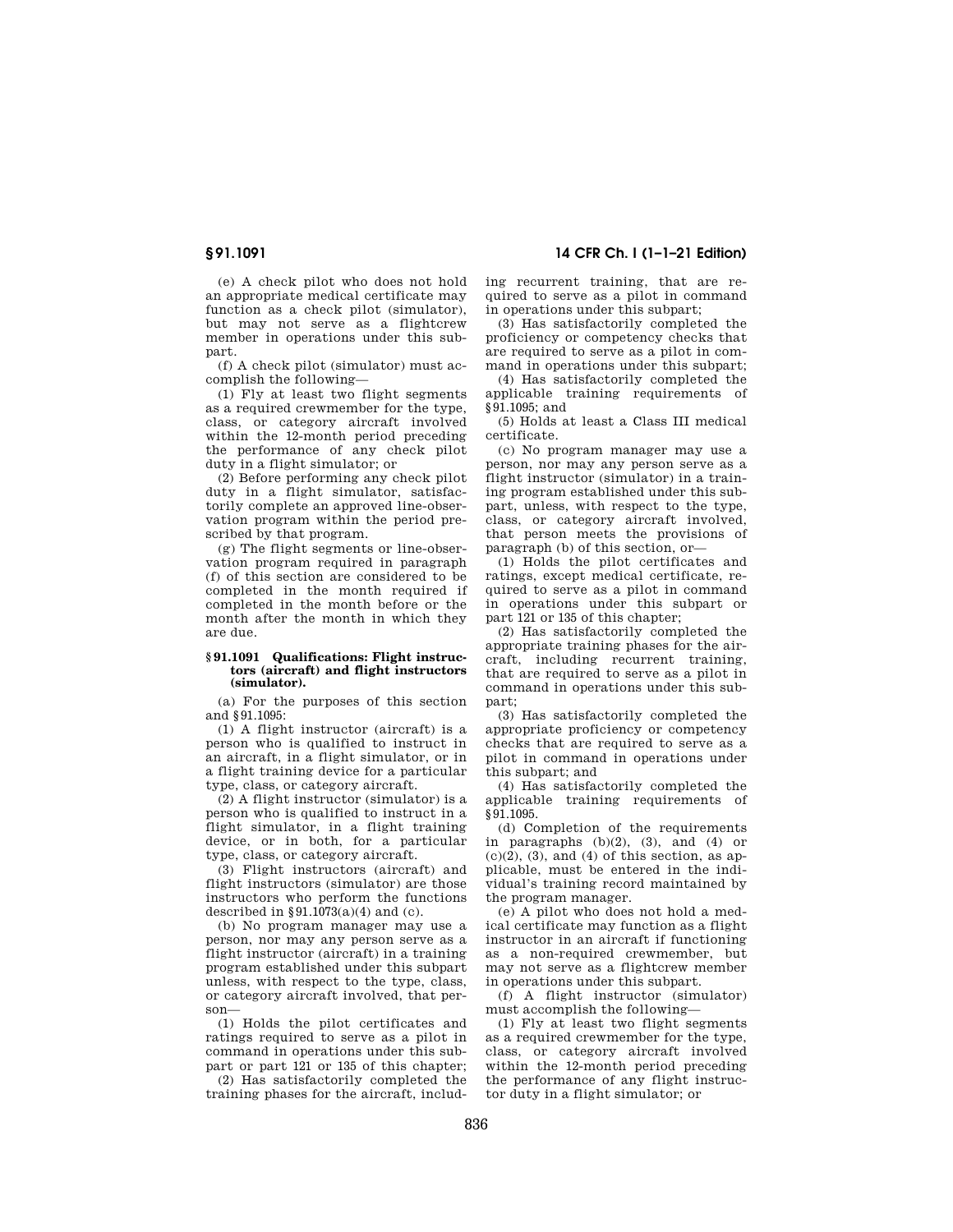(e) A check pilot who does not hold an appropriate medical certificate may function as a check pilot (simulator), but may not serve as a flightcrew member in operations under this subpart.

(f) A check pilot (simulator) must accomplish the following—

(1) Fly at least two flight segments as a required crewmember for the type, class, or category aircraft involved within the 12-month period preceding the performance of any check pilot duty in a flight simulator; or

(2) Before performing any check pilot duty in a flight simulator, satisfactorily complete an approved line-observation program within the period prescribed by that program.

(g) The flight segments or line-observation program required in paragraph (f) of this section are considered to be completed in the month required if completed in the month before or the month after the month in which they are due.

### § 91.1091 Qualifications: Flight instructors (aircraft) and flight instructors (simulator).

(a) For the purposes of this section and § 91.1095:

(1) A flight instructor (aircraft) is a person who is qualified to instruct in an aircraft, in a flight simulator, or in a flight training device for a particular type, class, or category aircraft.

(2) A flight instructor (simulator) is a person who is qualified to instruct in a flight simulator, in a flight training device, or in both, for a particular type, class, or category aircraft.

(3) Flight instructors (aircraft) and flight instructors (simulator) are those instructors who perform the functions described in § 91.1073(a)(4) and (c).

(b) No program manager may use a person, nor may any person serve as a flight instructor (aircraft) in a training program established under this subpart unless, with respect to the type, class, or category aircraft involved, that person—

(1) Holds the pilot certificates and ratings required to serve as a pilot in command in operations under this subpart or part 121 or 135 of this chapter;

(2) Has satisfactorily completed the training phases for the aircraft, including recurrent training, that are required to serve as a pilot in command in operations under this subpart;

(3) Has satisfactorily completed the proficiency or competency checks that are required to serve as a pilot in command in operations under this subpart;

(4) Has satisfactorily completed the applicable training requirements of § 91.1095; and

(5) Holds at least a Class III medical certificate.

(c) No program manager may use a person, nor may any person serve as a flight instructor (simulator) in a training program established under this subpart, unless, with respect to the type, class, or category aircraft involved, that person meets the provisions of paragraph (b) of this section, or—

(1) Holds the pilot certificates and ratings, except medical certificate, required to serve as a pilot in command in operations under this subpart or part 121 or 135 of this chapter;

(2) Has satisfactorily completed the appropriate training phases for the aircraft, including recurrent training, that are required to serve as a pilot in command in operations under this subpart;

(3) Has satisfactorily completed the appropriate proficiency or competency checks that are required to serve as a pilot in command in operations under this subpart; and

(4) Has satisfactorily completed the applicable training requirements of § 91.1095.

(d) Completion of the requirements in paragraphs (b)(2), (3), and (4) or (c)(2), (3), and (4) of this section, as applicable, must be entered in the individual's training record maintained by the program manager.

(e) A pilot who does not hold a medical certificate may function as a flight instructor in an aircraft if functioning as a non-required crewmember, but may not serve as a flightcrew member in operations under this subpart.

(f) A flight instructor (simulator) must accomplish the following—

(1) Fly at least two flight segments as a required crewmember for the type, class, or category aircraft involved within the 12-month period preceding the performance of any flight instructor duty in a flight simulator; or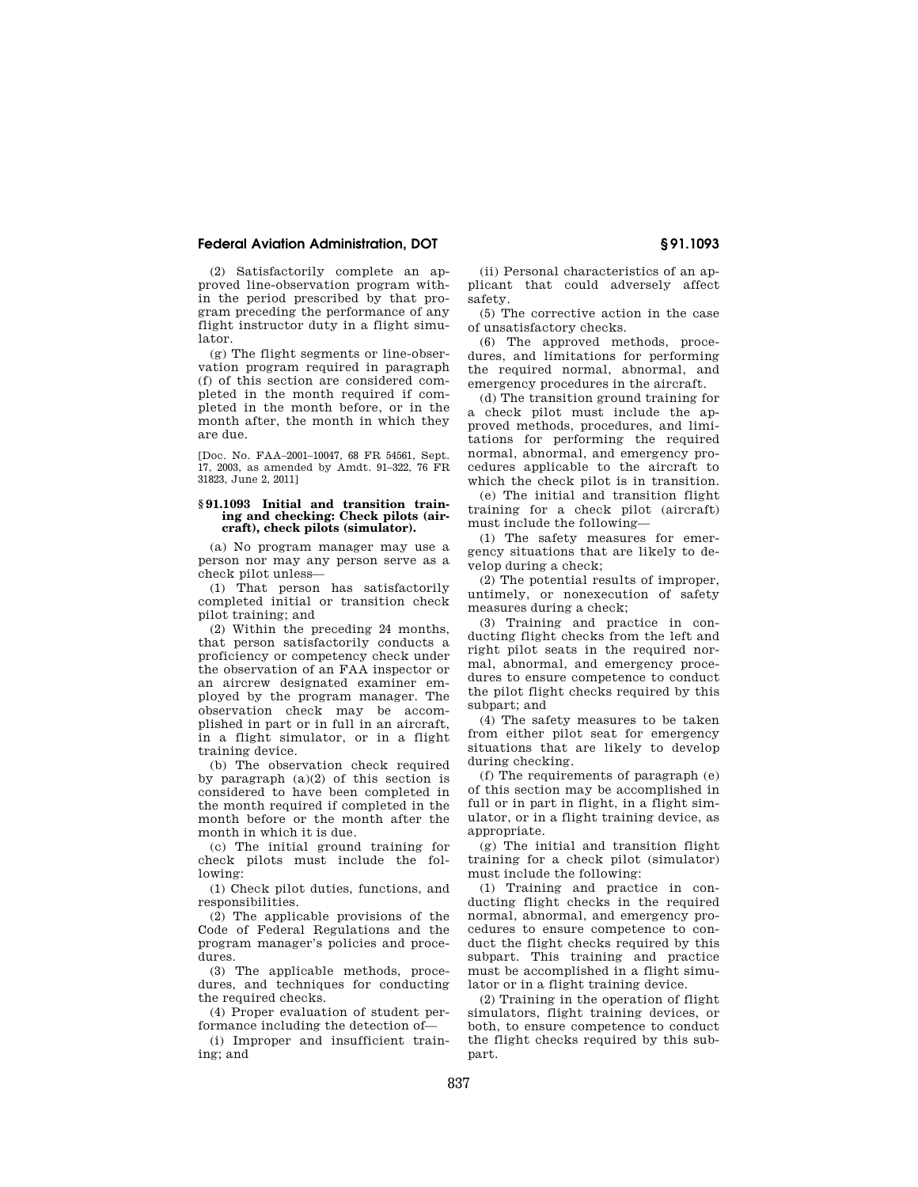(2) Satisfactorily complete an approved line-observation program within the period prescribed by that program preceding the performance of any flight instructor duty in a flight simulator.

(g) The flight segments or line-observation program required in paragraph (f) of this section are considered completed in the month required if completed in the month before, or in the month after, the month in which they are due.

[Doc. No. FAA–2001–10047, 68 FR 54561, Sept. 17, 2003, as amended by Amdt. 91–322, 76 FR 31823, June 2, 2011]

### § 91.1093 Initial and transition training and checking: Check pilots (aircraft), check pilots (simulator).

(a) No program manager may use a person nor may any person serve as a check pilot unless—

(1) That person has satisfactorily completed initial or transition check pilot training; and

(2) Within the preceding 24 months, that person satisfactorily conducts a proficiency or competency check under the observation of an FAA inspector or an aircrew designated examiner employed by the program manager. The observation check may be accomplished in part or in full in an aircraft, in a flight simulator, or in a flight training device.

(b) The observation check required by paragraph (a)(2) of this section is considered to have been completed in the month required if completed in the month before or the month after the month in which it is due.

(c) The initial ground training for check pilots must include the following:

(1) Check pilot duties, functions, and responsibilities.

(2) The applicable provisions of the Code of Federal Regulations and the program manager's policies and procedures.

(3) The applicable methods, procedures, and techniques for conducting the required checks.

(4) Proper evaluation of student performance including the detection of—

(i) Improper and insufficient training; and

(ii) Personal characteristics of an applicant that could adversely affect safety.

(5) The corrective action in the case of unsatisfactory checks.

(6) The approved methods, procedures, and limitations for performing the required normal, abnormal, and emergency procedures in the aircraft.

(d) The transition ground training for a check pilot must include the approved methods, procedures, and limitations for performing the required normal, abnormal, and emergency procedures applicable to the aircraft to which the check pilot is in transition.

(e) The initial and transition flight training for a check pilot (aircraft) must include the following—

(1) The safety measures for emergency situations that are likely to develop during a check;

(2) The potential results of improper, untimely, or nonexecution of safety measures during a check;

(3) Training and practice in conducting flight checks from the left and right pilot seats in the required normal, abnormal, and emergency procedures to ensure competence to conduct the pilot flight checks required by this subpart; and

(4) The safety measures to be taken from either pilot seat for emergency situations that are likely to develop during checking.

(f) The requirements of paragraph (e) of this section may be accomplished in full or in part in flight, in a flight simulator, or in a flight training device, as appropriate.

(g) The initial and transition flight training for a check pilot (simulator) must include the following:

(1) Training and practice in conducting flight checks in the required normal, abnormal, and emergency procedures to ensure competence to conduct the flight checks required by this subpart. This training and practice must be accomplished in a flight simulator or in a flight training device.

(2) Training in the operation of flight simulators, flight training devices, or both, to ensure competence to conduct the flight checks required by this subpart.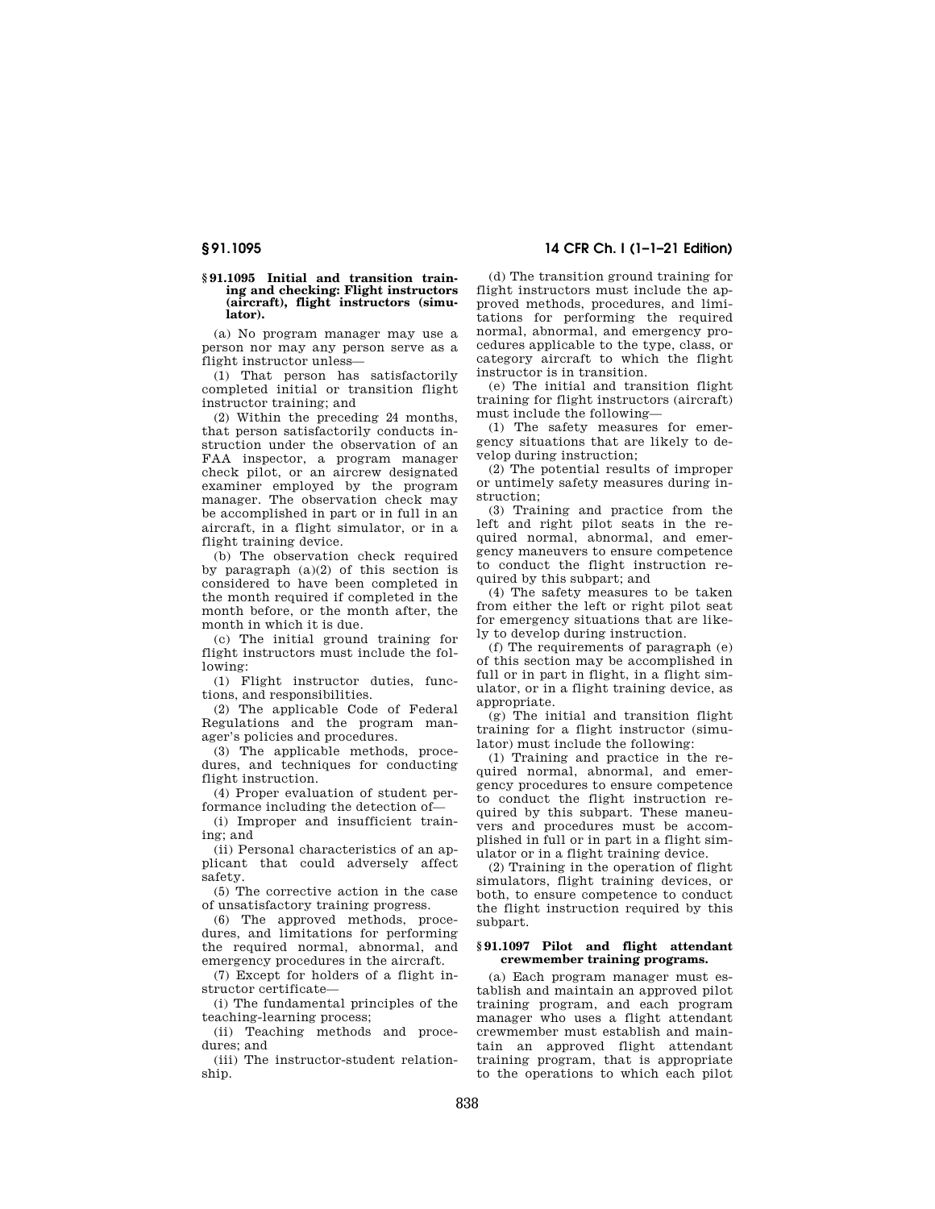### § 91.1095 Initial and transition training and checking: Flight instructors (aircraft), flight instructors (simulator).

(a) No program manager may use a person nor may any person serve as a flight instructor unless—

(1) That person has satisfactorily completed initial or transition flight instructor training; and

(2) Within the preceding 24 months, that person satisfactorily conducts instruction under the observation of an FAA inspector, a program manager check pilot, or an aircrew designated examiner employed by the program manager. The observation check may be accomplished in part or in full in an aircraft, in a flight simulator, or in a flight training device.

(b) The observation check required by paragraph (a)(2) of this section is considered to have been completed in the month required if completed in the month before, or the month after, the month in which it is due.

(c) The initial ground training for flight instructors must include the following:

(1) Flight instructor duties, functions, and responsibilities.

(2) The applicable Code of Federal Regulations and the program manager's policies and procedures.

(3) The applicable methods, procedures, and techniques for conducting flight instruction.

(4) Proper evaluation of student performance including the detection of—

(i) Improper and insufficient training; and

(ii) Personal characteristics of an applicant that could adversely affect safety.

(5) The corrective action in the case of unsatisfactory training progress.

(6) The approved methods, procedures, and limitations for performing the required normal, abnormal, and emergency procedures in the aircraft.

(7) Except for holders of a flight instructor certificate—

(i) The fundamental principles of the teaching-learning process;

(ii) Teaching methods and procedures; and

(iii) The instructor-student relationship.

(d) The transition ground training for flight instructors must include the approved methods, procedures, and limitations for performing the required normal, abnormal, and emergency procedures applicable to the type, class, or category aircraft to which the flight instructor is in transition.

(e) The initial and transition flight training for flight instructors (aircraft) must include the following—

(1) The safety measures for emergency situations that are likely to develop during instruction;

(2) The potential results of improper or untimely safety measures during instruction;

(3) Training and practice from the left and right pilot seats in the required normal, abnormal, and emergency maneuvers to ensure competence to conduct the flight instruction required by this subpart; and

(4) The safety measures to be taken from either the left or right pilot seat for emergency situations that are likely to develop during instruction.

(f) The requirements of paragraph (e) of this section may be accomplished in full or in part in flight, in a flight simulator, or in a flight training device, as appropriate.

(g) The initial and transition flight training for a flight instructor (simulator) must include the following:

(1) Training and practice in the required normal, abnormal, and emergency procedures to ensure competence to conduct the flight instruction required by this subpart. These maneuvers and procedures must be accomplished in full or in part in a flight simulator or in a flight training device.

(2) Training in the operation of flight simulators, flight training devices, or both, to ensure competence to conduct the flight instruction required by this subpart.

### § 91.1097 Pilot and flight attendant crewmember training programs.

(a) Each program manager must establish and maintain an approved pilot training program, and each program manager who uses a flight attendant crewmember must establish and maintain an approved flight attendant training program, that is appropriate to the operations to which each pilot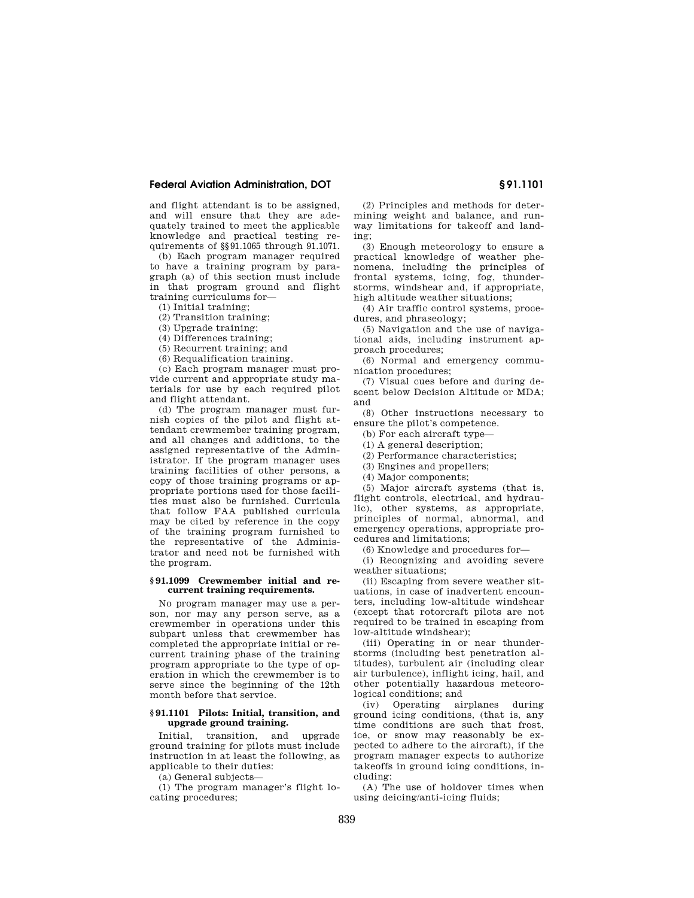and flight attendant is to be assigned, and will ensure that they are adequately trained to meet the applicable knowledge and practical testing requirements of §§91.1065 through 91.1071.

(b) Each program manager required to have a training program by paragraph (a) of this section must include in that program ground and flight training curriculums for—

(1) Initial training;

(2) Transition training;

(3) Upgrade training;

(4) Differences training;

(5) Recurrent training; and

(6) Requalification training.

(c) Each program manager must provide current and appropriate study materials for use by each required pilot and flight attendant.

(d) The program manager must furnish copies of the pilot and flight attendant crewmember training program, and all changes and additions, to the assigned representative of the Administrator. If the program manager uses training facilities of other persons, a copy of those training programs or appropriate portions used for those facilities must also be furnished. Curricula that follow FAA published curricula may be cited by reference in the copy of the training program furnished to the representative of the Administrator and need not be furnished with the program.

### §91.1099 Crewmember initial and recurrent training requirements.

No program manager may use a person, nor may any person serve, as a crewmember in operations under this subpart unless that crewmember has completed the appropriate initial or recurrent training phase of the training program appropriate to the type of operation in which the crewmember is to serve since the beginning of the 12th month before that service.

### §91.1101 Pilots: Initial, transition, and upgrade ground training.

Initial, transition, and upgrade ground training for pilots must include instruction in at least the following, as applicable to their duties:

(a) General subjects—

(1) The program manager's flight locating procedures;

(2) Principles and methods for determining weight and balance, and runway limitations for takeoff and landing;

(3) Enough meteorology to ensure a practical knowledge of weather phenomena, including the principles of frontal systems, icing, fog, thunderstorms, windshear and, if appropriate, high altitude weather situations;

(4) Air traffic control systems, procedures, and phraseology;

(5) Navigation and the use of navigational aids, including instrument approach procedures;

(6) Normal and emergency communication procedures;

(7) Visual cues before and during descent below Decision Altitude or MDA; and

(8) Other instructions necessary to ensure the pilot's competence.

(b) For each aircraft type—

(1) A general description;

(2) Performance characteristics;

(3) Engines and propellers;

(4) Major components;

(5) Major aircraft systems (that is, flight controls, electrical, and hydraulic), other systems, as appropriate, principles of normal, abnormal, and emergency operations, appropriate procedures and limitations;

(6) Knowledge and procedures for—

(i) Recognizing and avoiding severe weather situations;

(ii) Escaping from severe weather situations, in case of inadvertent encounters, including low-altitude windshear (except that rotorcraft pilots are not required to be trained in escaping from low-altitude windshear);

(iii) Operating in or near thunderstorms (including best penetration altitudes), turbulent air (including clear air turbulence), inflight icing, hail, and other potentially hazardous meteorological conditions; and

(iv) Operating airplanes during ground icing conditions, (that is, any time conditions are such that frost, ice, or snow may reasonably be expected to adhere to the aircraft), if the program manager expects to authorize takeoffs in ground icing conditions, including:

(A) The use of holdover times when using deicing/anti-icing fluids;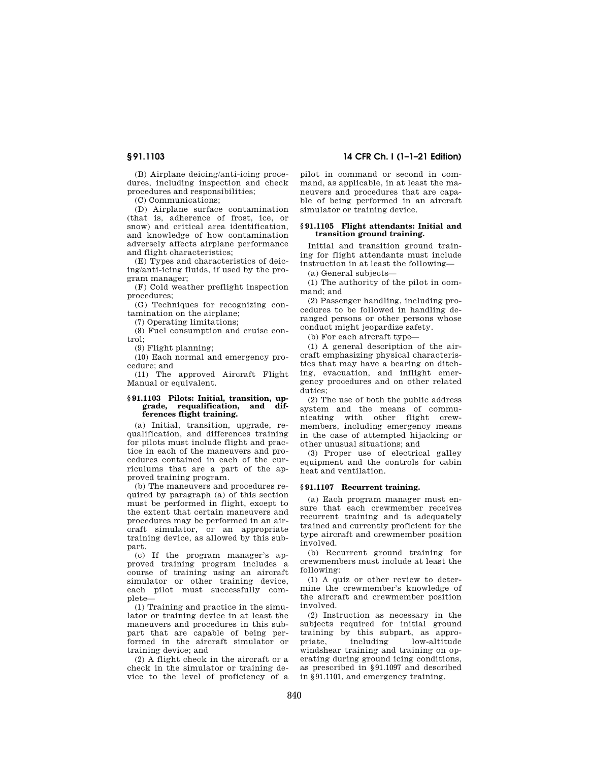(B) Airplane deicing/anti-icing procedures, including inspection and check procedures and responsibilities;

(C) Communications;

(D) Airplane surface contamination (that is, adherence of frost, ice, or snow) and critical area identification, and knowledge of how contamination adversely affects airplane performance and flight characteristics;

(E) Types and characteristics of deicing/anti-icing fluids, if used by the program manager;

(F) Cold weather preflight inspection procedures;

(G) Techniques for recognizing contamination on the airplane;

(7) Operating limitations;

(8) Fuel consumption and cruise control;

(9) Flight planning;

(10) Each normal and emergency procedure; and

(11) The approved Aircraft Flight Manual or equivalent.

### § 91.1103 Pilots: Initial, transition, upgrade, requalification, and differences flight training.

(a) Initial, transition, upgrade, requalification, and differences training for pilots must include flight and practice in each of the maneuvers and procedures contained in each of the curriculums that are a part of the approved training program.

(b) The maneuvers and procedures required by paragraph (a) of this section must be performed in flight, except to the extent that certain maneuvers and procedures may be performed in an aircraft simulator, or an appropriate training device, as allowed by this subpart.

(c) If the program manager's approved training program includes a course of training using an aircraft simulator or other training device, each pilot must successfully complete—

(1) Training and practice in the simulator or training device in at least the maneuvers and procedures in this subpart that are capable of being performed in the aircraft simulator or training device; and

(2) A flight check in the aircraft or a check in the simulator or training device to the level of proficiency of a pilot in command or second in command, as applicable, in at least the maneuvers and procedures that are capable of being performed in an aircraft simulator or training device.

### § 91.1105 Flight attendants: Initial and transition ground training.

Initial and transition ground training for flight attendants must include instruction in at least the following—

(a) General subjects—

(1) The authority of the pilot in command; and

(2) Passenger handling, including procedures to be followed in handling deranged persons or other persons whose conduct might jeopardize safety.

(b) For each aircraft type—

(1) A general description of the aircraft emphasizing physical characteristics that may have a bearing on ditching, evacuation, and inflight emergency procedures and on other related duties;

(2) The use of both the public address system and the means of communicating with other flight crewmembers, including emergency means in the case of attempted hijacking or other unusual situations; and

(3) Proper use of electrical galley equipment and the controls for cabin heat and ventilation.

### § 91.1107 Recurrent training.

(a) Each program manager must ensure that each crewmember receives recurrent training and is adequately trained and currently proficient for the type aircraft and crewmember position involved.

(b) Recurrent ground training for crewmembers must include at least the following:

(1) A quiz or other review to determine the crewmember's knowledge of the aircraft and crewmember position involved.

(2) Instruction as necessary in the subjects required for initial ground training by this subpart, as appropriate, including low-altitude windshear training and training on operating during ground icing conditions, as prescribed in § 91.1097 and described in § 91.1101, and emergency training.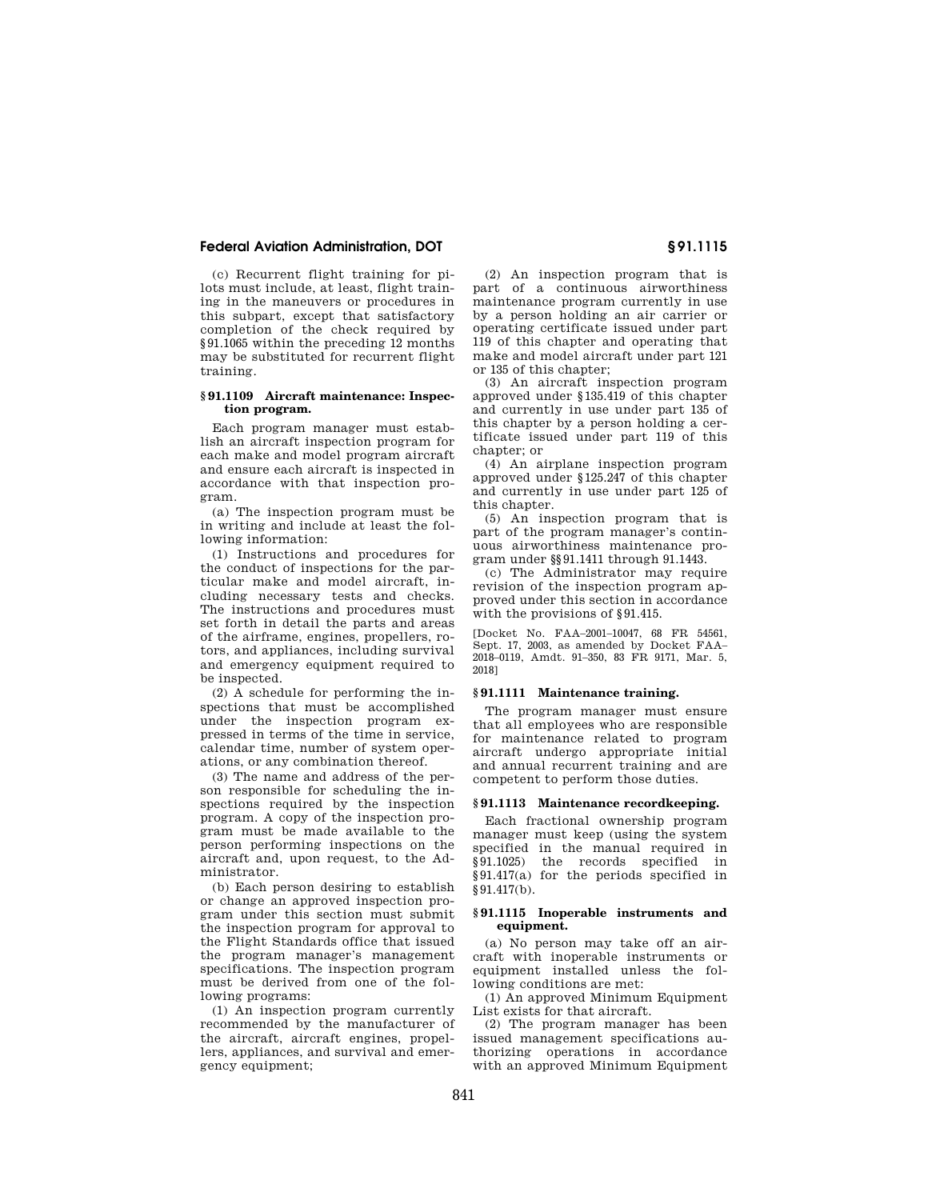(c) Recurrent flight training for pilots must include, at least, flight training in the maneuvers or procedures in this subpart, except that satisfactory completion of the check required by §91.1065 within the preceding 12 months may be substituted for recurrent flight training.

### § 91.1109 Aircraft maintenance: Inspection program.

Each program manager must establish an aircraft inspection program for each make and model program aircraft and ensure each aircraft is inspected in accordance with that inspection program.

(a) The inspection program must be in writing and include at least the following information:

(1) Instructions and procedures for the conduct of inspections for the particular make and model aircraft, including necessary tests and checks. The instructions and procedures must set forth in detail the parts and areas of the airframe, engines, propellers, rotors, and appliances, including survival and emergency equipment required to be inspected.

(2) A schedule for performing the inspections that must be accomplished under the inspection program expressed in terms of the time in service, calendar time, number of system operations, or any combination thereof.

(3) The name and address of the person responsible for scheduling the inspections required by the inspection program. A copy of the inspection program must be made available to the person performing inspections on the aircraft and, upon request, to the Administrator.

(b) Each person desiring to establish or change an approved inspection program under this section must submit the inspection program for approval to the Flight Standards office that issued the program manager's management specifications. The inspection program must be derived from one of the following programs:

(1) An inspection program currently recommended by the manufacturer of the aircraft, aircraft engines, propellers, appliances, and survival and emergency equipment;

(2) An inspection program that is part of a continuous airworthiness maintenance program currently in use by a person holding an air carrier or operating certificate issued under part 119 of this chapter and operating that make and model aircraft under part 121 or 135 of this chapter;

(3) An aircraft inspection program approved under §135.419 of this chapter and currently in use under part 135 of this chapter by a person holding a certificate issued under part 119 of this chapter; or

(4) An airplane inspection program approved under §125.247 of this chapter and currently in use under part 125 of this chapter.

(5) An inspection program that is part of the program manager's continuous airworthiness maintenance program under §§91.1411 through 91.1443.

(c) The Administrator may require revision of the inspection program approved under this section in accordance with the provisions of §91.415.

[Docket No. FAA–2001–10047, 68 FR 54561, Sept. 17, 2003, as amended by Docket FAA–2018–0119, Amdt. 91–350, 83 FR 9171, Mar. 5, 2018]

### § 91.1111 Maintenance training.

The program manager must ensure that all employees who are responsible for maintenance related to program aircraft undergo appropriate initial and annual recurrent training and are competent to perform those duties.

### § 91.1113 Maintenance recordkeeping.

Each fractional ownership program manager must keep (using the system specified in the manual required in §91.1025) the records specified in §91.417(a) for the periods specified in §91.417(b).

### § 91.1115 Inoperable instruments and equipment.

(a) No person may take off an aircraft with inoperable instruments or equipment installed unless the following conditions are met:

(1) An approved Minimum Equipment List exists for that aircraft.

(2) The program manager has been issued management specifications authorizing operations in accordance with an approved Minimum Equipment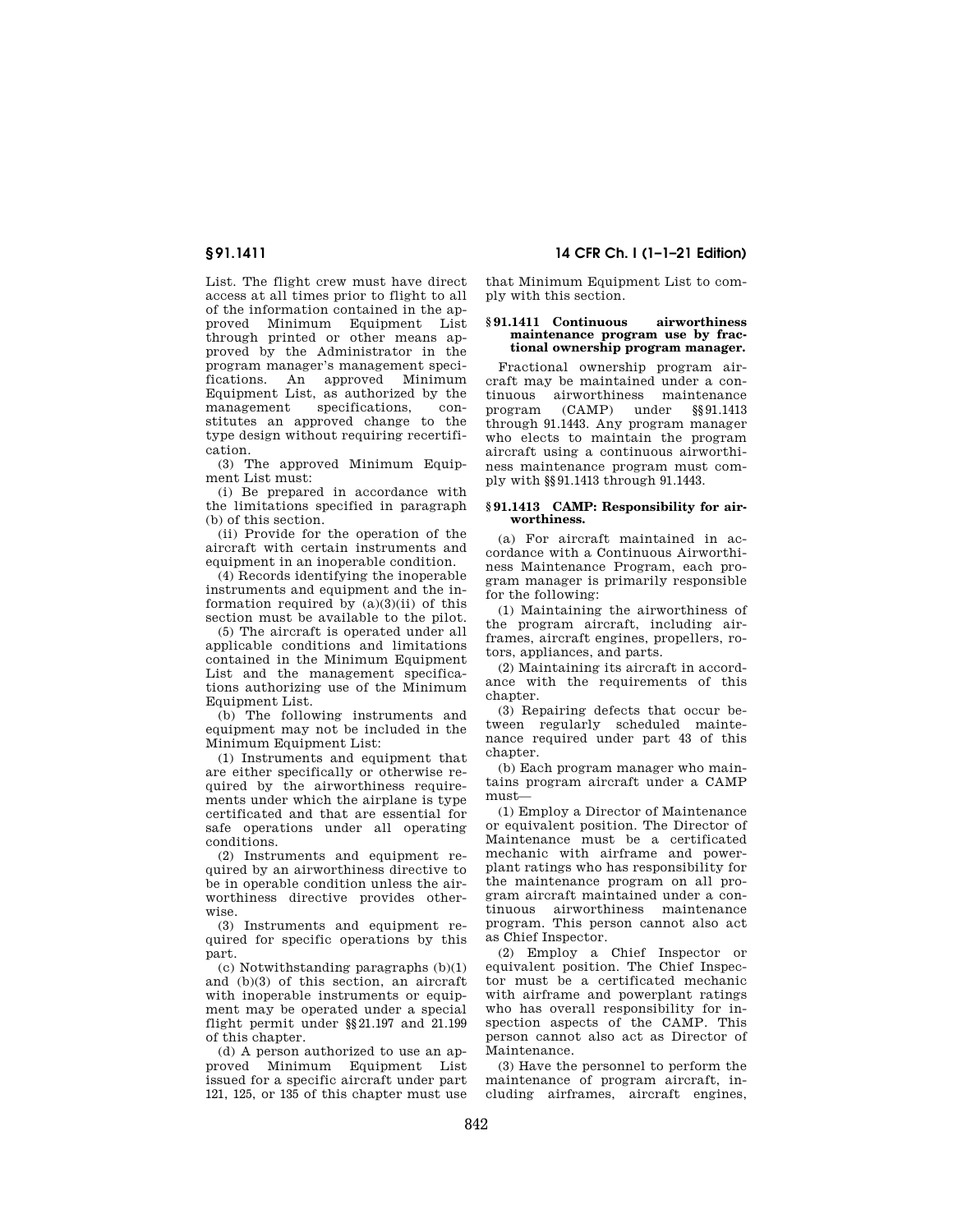List. The flight crew must have direct access at all times prior to flight to all of the information contained in the approved Minimum Equipment List through printed or other means approved by the Administrator in the program manager's management specifications. An approved Minimum Equipment List, as authorized by the management specifications, constitutes an approved change to the type design without requiring recertification.

(3) The approved Minimum Equipment List must:

(i) Be prepared in accordance with the limitations specified in paragraph (b) of this section.

(ii) Provide for the operation of the aircraft with certain instruments and equipment in an inoperable condition.

(4) Records identifying the inoperable instruments and equipment and the information required by (a)(3)(ii) of this section must be available to the pilot.

(5) The aircraft is operated under all applicable conditions and limitations contained in the Minimum Equipment List and the management specifications authorizing use of the Minimum Equipment List.

(b) The following instruments and equipment may not be included in the Minimum Equipment List:

(1) Instruments and equipment that are either specifically or otherwise required by the airworthiness requirements under which the airplane is type certificated and that are essential for safe operations under all operating conditions.

(2) Instruments and equipment required by an airworthiness directive to be in operable condition unless the airworthiness directive provides otherwise.

(3) Instruments and equipment required for specific operations by this part.

(c) Notwithstanding paragraphs (b)(1) and (b)(3) of this section, an aircraft with inoperable instruments or equipment may be operated under a special flight permit under §§21.197 and 21.199 of this chapter.

(d) A person authorized to use an approved Minimum Equipment List issued for a specific aircraft under part 121, 125, or 135 of this chapter must use that Minimum Equipment List to comply with this section.

### §91.1411 Continuous airworthiness maintenance program use by fractional ownership program manager.

Fractional ownership program aircraft may be maintained under a continuous airworthiness maintenance program (CAMP) under §§91.1413 through 91.1443. Any program manager who elects to maintain the program aircraft using a continuous airworthiness maintenance program must comply with §§91.1413 through 91.1443.

### §91.1413 CAMP: Responsibility for airworthiness.

(a) For aircraft maintained in accordance with a Continuous Airworthiness Maintenance Program, each program manager is primarily responsible for the following:

(1) Maintaining the airworthiness of the program aircraft, including airframes, aircraft engines, propellers, rotors, appliances, and parts.

(2) Maintaining its aircraft in accordance with the requirements of this chapter.

(3) Repairing defects that occur between regularly scheduled maintenance required under part 43 of this chapter.

(b) Each program manager who maintains program aircraft under a CAMP must—

(1) Employ a Director of Maintenance or equivalent position. The Director of Maintenance must be a certificated mechanic with airframe and powerplant ratings who has responsibility for the maintenance program on all program aircraft maintained under a continuous airworthiness maintenance program. This person cannot also act as Chief Inspector.

(2) Employ a Chief Inspector or equivalent position. The Chief Inspector must be a certificated mechanic with airframe and powerplant ratings who has overall responsibility for inspection aspects of the CAMP. This person cannot also act as Director of Maintenance.

(3) Have the personnel to perform the maintenance of program aircraft, including airframes, aircraft engines,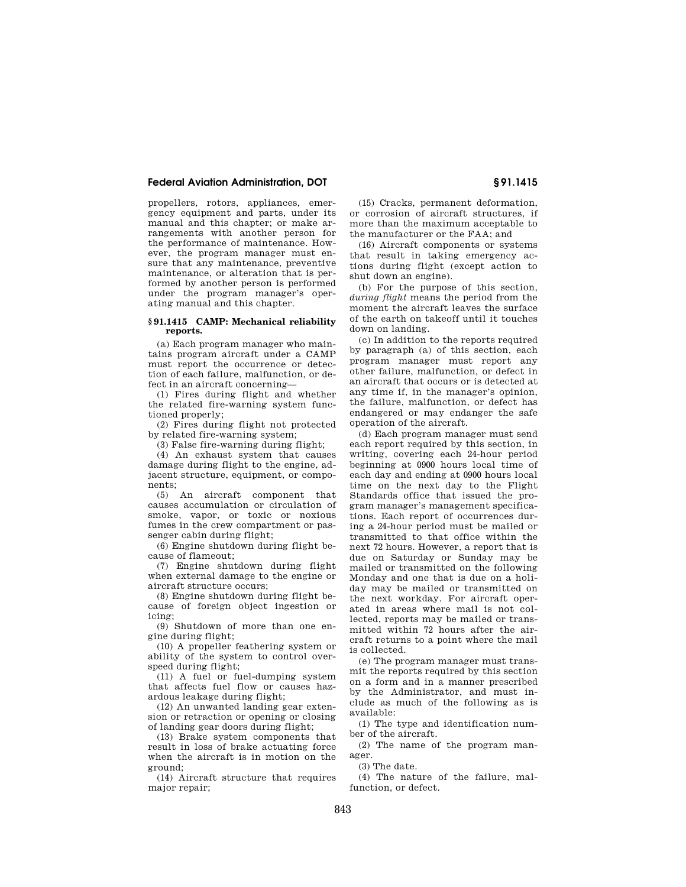propellers, rotors, appliances, emergency equipment and parts, under its manual and this chapter; or make arrangements with another person for the performance of maintenance. However, the program manager must ensure that any maintenance, preventive maintenance, or alteration that is performed by another person is performed under the program manager's operating manual and this chapter.

### § 91.1415 CAMP: Mechanical reliability reports.

(a) Each program manager who maintains program aircraft under a CAMP must report the occurrence or detection of each failure, malfunction, or defect in an aircraft concerning—

(1) Fires during flight and whether the related fire-warning system functioned properly;

(2) Fires during flight not protected by related fire-warning system;

(3) False fire-warning during flight;

(4) An exhaust system that causes damage during flight to the engine, adjacent structure, equipment, or components;

(5) An aircraft component that causes accumulation or circulation of smoke, vapor, or toxic or noxious fumes in the crew compartment or passenger cabin during flight;

(6) Engine shutdown during flight because of flameout;

(7) Engine shutdown during flight when external damage to the engine or aircraft structure occurs;

(8) Engine shutdown during flight because of foreign object ingestion or icing;

(9) Shutdown of more than one engine during flight;

(10) A propeller feathering system or ability of the system to control overspeed during flight;

(11) A fuel or fuel-dumping system that affects fuel flow or causes hazardous leakage during flight;

(12) An unwanted landing gear extension or retraction or opening or closing of landing gear doors during flight;

(13) Brake system components that result in loss of brake actuating force when the aircraft is in motion on the ground;

(14) Aircraft structure that requires major repair;

(15) Cracks, permanent deformation, or corrosion of aircraft structures, if more than the maximum acceptable to the manufacturer or the FAA; and

(16) Aircraft components or systems that result in taking emergency actions during flight (except action to shut down an engine).

(b) For the purpose of this section, *during flight* means the period from the moment the aircraft leaves the surface of the earth on takeoff until it touches down on landing.

(c) In addition to the reports required by paragraph (a) of this section, each program manager must report any other failure, malfunction, or defect in an aircraft that occurs or is detected at any time if, in the manager's opinion, the failure, malfunction, or defect has endangered or may endanger the safe operation of the aircraft.

(d) Each program manager must send each report required by this section, in writing, covering each 24-hour period beginning at 0900 hours local time of each day and ending at 0900 hours local time on the next day to the Flight Standards office that issued the program manager's management specifications. Each report of occurrences during a 24-hour period must be mailed or transmitted to that office within the next 72 hours. However, a report that is due on Saturday or Sunday may be mailed or transmitted on the following Monday and one that is due on a holiday may be mailed or transmitted on the next workday. For aircraft operated in areas where mail is not collected, reports may be mailed or transmitted within 72 hours after the aircraft returns to a point where the mail is collected.

(e) The program manager must transmit the reports required by this section on a form and in a manner prescribed by the Administrator, and must include as much of the following as is available:

(1) The type and identification number of the aircraft.

(2) The name of the program manager.

(3) The date.

(4) The nature of the failure, malfunction, or defect.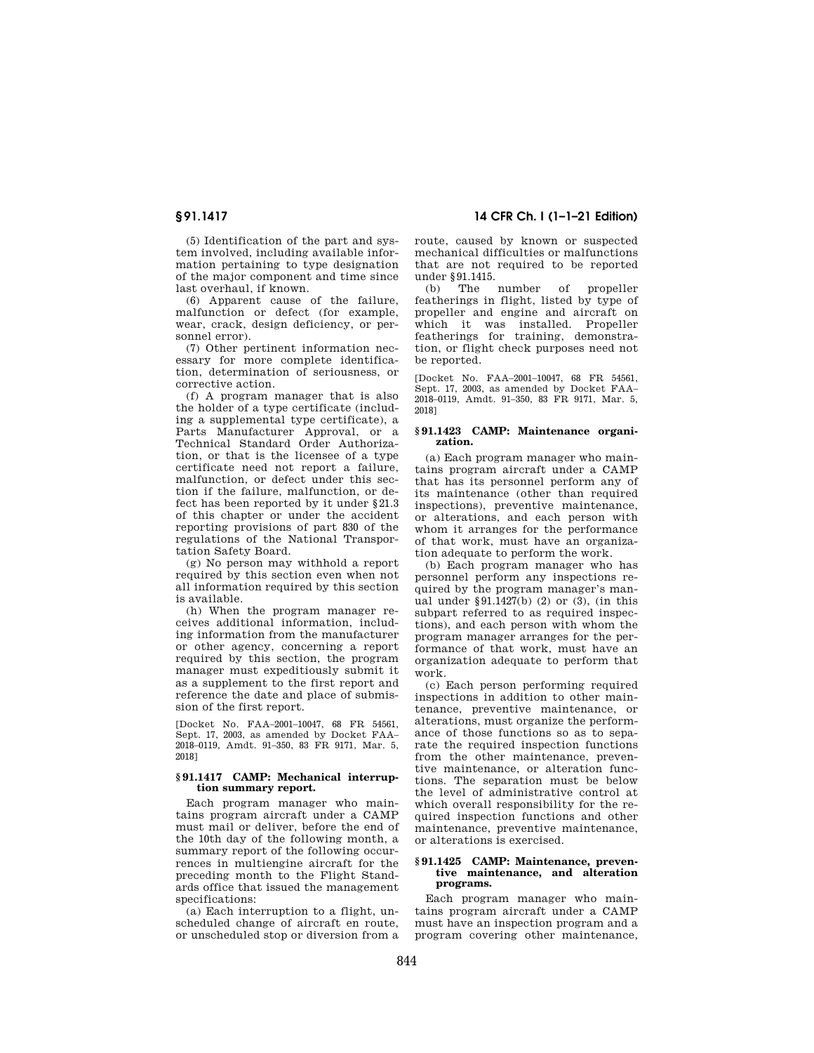(5) Identification of the part and system involved, including available information pertaining to type designation of the major component and time since last overhaul, if known.

(6) Apparent cause of the failure, malfunction or defect (for example, wear, crack, design deficiency, or personnel error).

(7) Other pertinent information necessary for more complete identification, determination of seriousness, or corrective action.

(f) A program manager that is also the holder of a type certificate (including a supplemental type certificate), a Parts Manufacturer Approval, or a Technical Standard Order Authorization, or that is the licensee of a type certificate need not report a failure, malfunction, or defect under this section if the failure, malfunction, or defect has been reported by it under §21.3 of this chapter or under the accident reporting provisions of part 830 of the regulations of the National Transportation Safety Board.

(g) No person may withhold a report required by this section even when not all information required by this section is available.

(h) When the program manager receives additional information, including information from the manufacturer or other agency, concerning a report required by this section, the program manager must expeditiously submit it as a supplement to the first report and reference the date and place of submission of the first report.

[Docket No. FAA–2001–10047, 68 FR 54561, Sept. 17, 2003, as amended by Docket FAA–2018–0119, Amdt. 91–350, 83 FR 9171, Mar. 5, 2018]

### § 91.1417 CAMP: Mechanical interruption summary report.

Each program manager who maintains program aircraft under a CAMP must mail or deliver, before the end of the 10th day of the following month, a summary report of the following occurrences in multiengine aircraft for the preceding month to the Flight Standards office that issued the management specifications:

(a) Each interruption to a flight, unscheduled change of aircraft en route, or unscheduled stop or diversion from a route, caused by known or suspected mechanical difficulties or malfunctions that are not required to be reported under §91.1415.

(b) The number of propeller featherings in flight, listed by type of propeller and engine and aircraft on which it was installed. Propeller featherings for training, demonstration, or flight check purposes need not be reported.

[Docket No. FAA–2001–10047, 68 FR 54561, Sept. 17, 2003, as amended by Docket FAA–2018–0119, Amdt. 91–350, 83 FR 9171, Mar. 5, 2018]

### § 91.1423 CAMP: Maintenance organization.

(a) Each program manager who maintains program aircraft under a CAMP that has its personnel perform any of its maintenance (other than required inspections), preventive maintenance, or alterations, and each person with whom it arranges for the performance of that work, must have an organization adequate to perform the work.

(b) Each program manager who has personnel perform any inspections required by the program manager's manual under §91.1427(b) (2) or (3), (in this subpart referred to as required inspections), and each person with whom the program manager arranges for the performance of that work, must have an organization adequate to perform that work.

(c) Each person performing required inspections in addition to other maintenance, preventive maintenance, or alterations, must organize the performance of those functions so as to separate the required inspection functions from the other maintenance, preventive maintenance, or alteration functions. The separation must be below the level of administrative control at which overall responsibility for the required inspection functions and other maintenance, preventive maintenance, or alterations is exercised.

### § 91.1425 CAMP: Maintenance, preventive maintenance, and alteration programs.

Each program manager who maintains program aircraft under a CAMP must have an inspection program and a program covering other maintenance,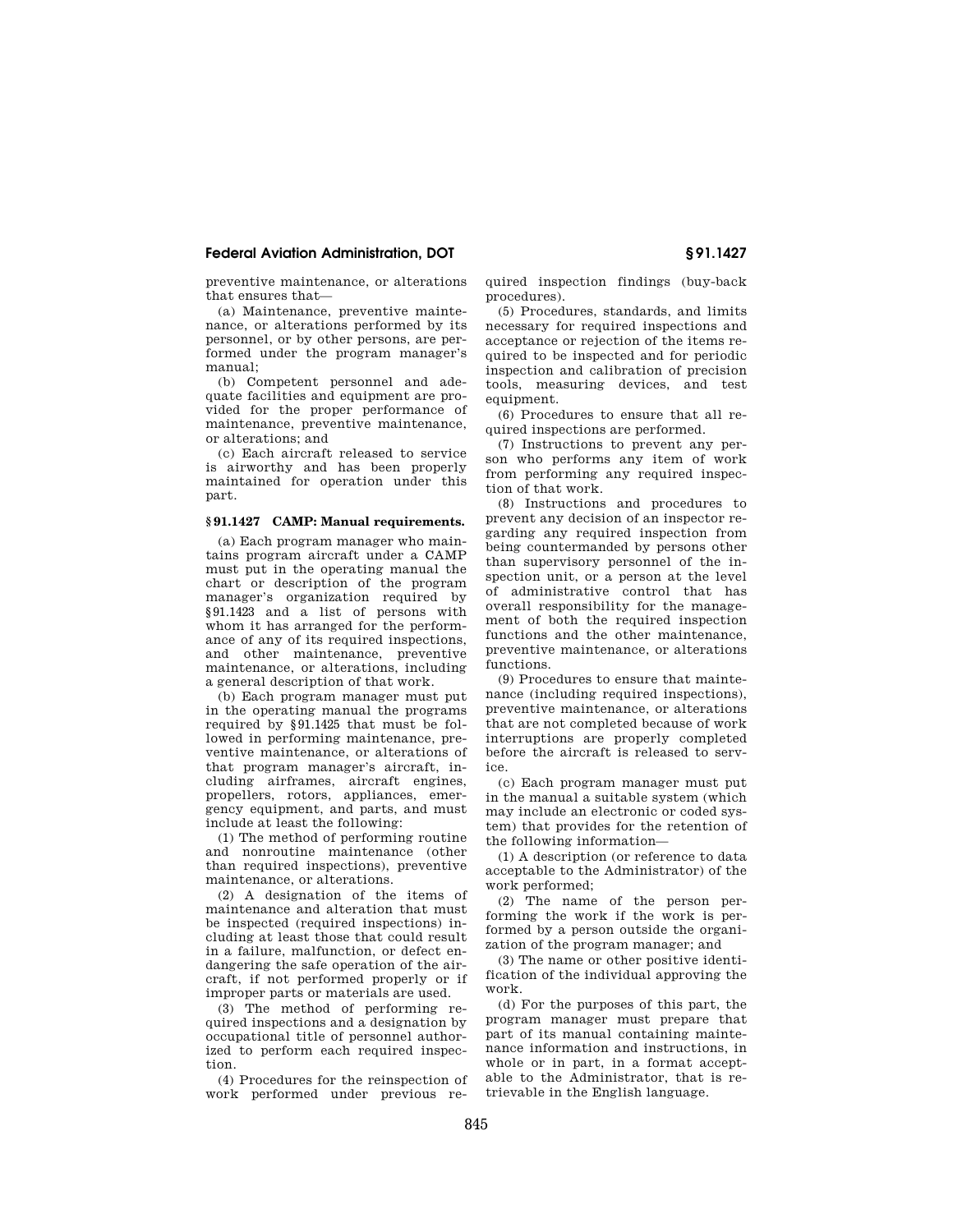preventive maintenance, or alterations that ensures that—

(a) Maintenance, preventive maintenance, or alterations performed by its personnel, or by other persons, are performed under the program manager's manual;

(b) Competent personnel and adequate facilities and equipment are provided for the proper performance of maintenance, preventive maintenance, or alterations; and

(c) Each aircraft released to service is airworthy and has been properly maintained for operation under this part.

### § 91.1427 CAMP: Manual requirements.

(a) Each program manager who maintains program aircraft under a CAMP must put in the operating manual the chart or description of the program manager's organization required by §91.1423 and a list of persons with whom it has arranged for the performance of any of its required inspections, and other maintenance, preventive maintenance, or alterations, including a general description of that work.

(b) Each program manager must put in the operating manual the programs required by §91.1425 that must be followed in performing maintenance, preventive maintenance, or alterations of that program manager's aircraft, including airframes, aircraft engines, propellers, rotors, appliances, emergency equipment, and parts, and must include at least the following:

(1) The method of performing routine and nonroutine maintenance (other than required inspections), preventive maintenance, or alterations.

(2) A designation of the items of maintenance and alteration that must be inspected (required inspections) including at least those that could result in a failure, malfunction, or defect endangering the safe operation of the aircraft, if not performed properly or if improper parts or materials are used.

(3) The method of performing required inspections and a designation by occupational title of personnel authorized to perform each required inspection.

(4) Procedures for the reinspection of work performed under previous required inspection findings (buy-back procedures).

(5) Procedures, standards, and limits necessary for required inspections and acceptance or rejection of the items required to be inspected and for periodic inspection and calibration of precision tools, measuring devices, and test equipment.

(6) Procedures to ensure that all required inspections are performed.

(7) Instructions to prevent any person who performs any item of work from performing any required inspection of that work.

(8) Instructions and procedures to prevent any decision of an inspector regarding any required inspection from being countermanded by persons other than supervisory personnel of the inspection unit, or a person at the level of administrative control that has overall responsibility for the management of both the required inspection functions and the other maintenance, preventive maintenance, or alterations functions.

(9) Procedures to ensure that maintenance (including required inspections), preventive maintenance, or alterations that are not completed because of work interruptions are properly completed before the aircraft is released to service.

(c) Each program manager must put in the manual a suitable system (which may include an electronic or coded system) that provides for the retention of the following information—

(1) A description (or reference to data acceptable to the Administrator) of the work performed;

(2) The name of the person performing the work if the work is performed by a person outside the organization of the program manager; and

(3) The name or other positive identification of the individual approving the work.

(d) For the purposes of this part, the program manager must prepare that part of its manual containing maintenance information and instructions, in whole or in part, in a format acceptable to the Administrator, that is retrievable in the English language.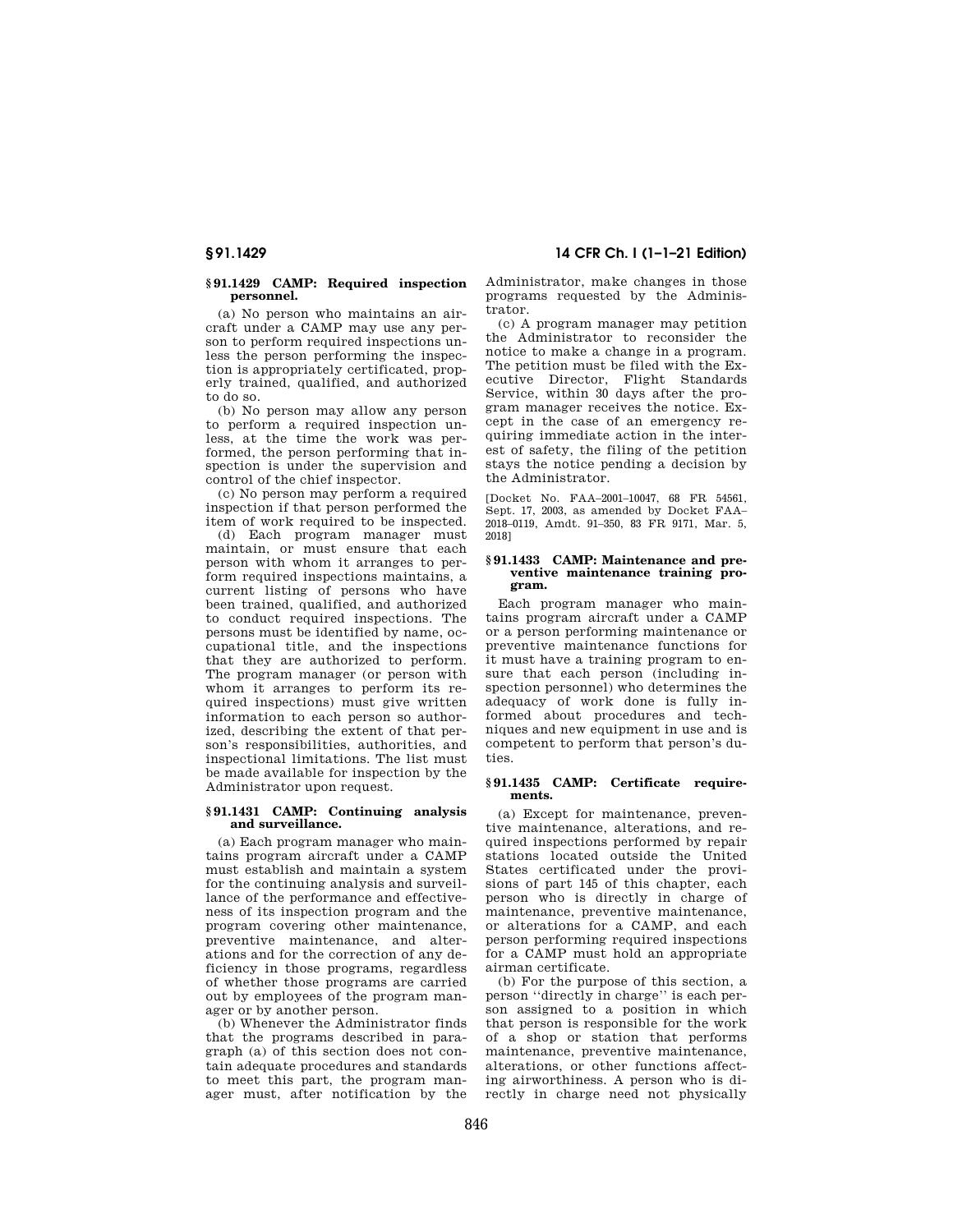### § 91.1429 CAMP: Required inspection personnel.

(a) No person who maintains an aircraft under a CAMP may use any person to perform required inspections unless the person performing the inspection is appropriately certificated, properly trained, qualified, and authorized to do so.

(b) No person may allow any person to perform a required inspection unless, at the time the work was performed, the person performing that inspection is under the supervision and control of the chief inspector.

(c) No person may perform a required inspection if that person performed the item of work required to be inspected.

(d) Each program manager must maintain, or must ensure that each person with whom it arranges to perform required inspections maintains, a current listing of persons who have been trained, qualified, and authorized to conduct required inspections. The persons must be identified by name, occupational title, and the inspections that they are authorized to perform. The program manager (or person with whom it arranges to perform its required inspections) must give written information to each person so authorized, describing the extent of that person's responsibilities, authorities, and inspectional limitations. The list must be made available for inspection by the Administrator upon request.

### § 91.1431 CAMP: Continuing analysis and surveillance.

(a) Each program manager who maintains program aircraft under a CAMP must establish and maintain a system for the continuing analysis and surveillance of the performance and effectiveness of its inspection program and the program covering other maintenance, preventive maintenance, and alterations and for the correction of any deficiency in those programs, regardless of whether those programs are carried out by employees of the program manager or by another person.

(b) Whenever the Administrator finds that the programs described in paragraph (a) of this section does not contain adequate procedures and standards to meet this part, the program manager must, after notification by the Administrator, make changes in those programs requested by the Administrator.

(c) A program manager may petition the Administrator to reconsider the notice to make a change in a program. The petition must be filed with the Executive Director, Flight Standards Service, within 30 days after the program manager receives the notice. Except in the case of an emergency requiring immediate action in the interest of safety, the filing of the petition stays the notice pending a decision by the Administrator.

[Docket No. FAA–2001–10047, 68 FR 54561, Sept. 17, 2003, as amended by Docket FAA–2018–0119, Amdt. 91–350, 83 FR 9171, Mar. 5, 2018]

### § 91.1433 CAMP: Maintenance and preventive maintenance training program.

Each program manager who maintains program aircraft under a CAMP or a person performing maintenance or preventive maintenance functions for it must have a training program to ensure that each person (including inspection personnel) who determines the adequacy of work done is fully informed about procedures and techniques and new equipment in use and is competent to perform that person's duties.

### § 91.1435 CAMP: Certificate requirements.

(a) Except for maintenance, preventive maintenance, alterations, and required inspections performed by repair stations located outside the United States certificated under the provisions of part 145 of this chapter, each person who is directly in charge of maintenance, preventive maintenance, or alterations for a CAMP, and each person performing required inspections for a CAMP must hold an appropriate airman certificate.

(b) For the purpose of this section, a person "directly in charge" is each person assigned to a position in which that person is responsible for the work of a shop or station that performs maintenance, preventive maintenance, alterations, or other functions affecting airworthiness. A person who is directly in charge need not physically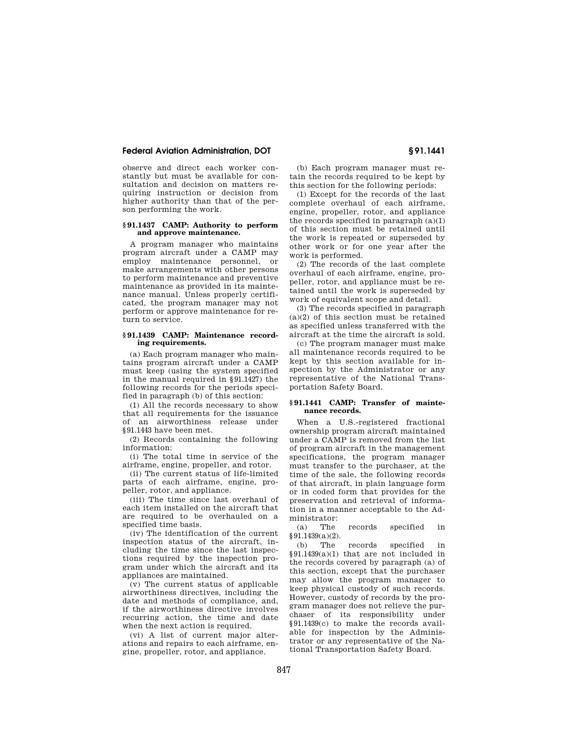observe and direct each worker constantly but must be available for consultation and decision on matters requiring instruction or decision from higher authority than that of the person performing the work.

### § 91.1437 CAMP: Authority to perform and approve maintenance.

A program manager who maintains program aircraft under a CAMP may employ maintenance personnel, or make arrangements with other persons to perform maintenance and preventive maintenance as provided in its maintenance manual. Unless properly certificated, the program manager may not perform or approve maintenance for return to service.

### § 91.1439 CAMP: Maintenance recording requirements.

(a) Each program manager who maintains program aircraft under a CAMP must keep (using the system specified in the manual required in § 91.1427) the following records for the periods specified in paragraph (b) of this section:

(1) All the records necessary to show that all requirements for the issuance of an airworthiness release under § 91.1443 have been met.

(2) Records containing the following information:

(i) The total time in service of the airframe, engine, propeller, and rotor.

(ii) The current status of life-limited parts of each airframe, engine, propeller, rotor, and appliance.

(iii) The time since last overhaul of each item installed on the aircraft that are required to be overhauled on a specified time basis.

(iv) The identification of the current inspection status of the aircraft, including the time since the last inspections required by the inspection program under which the aircraft and its appliances are maintained.

(v) The current status of applicable airworthiness directives, including the date and methods of compliance, and, if the airworthiness directive involves recurring action, the time and date when the next action is required.

(vi) A list of current major alterations and repairs to each airframe, engine, propeller, rotor, and appliance.

(b) Each program manager must retain the records required to be kept by this section for the following periods:

(1) Except for the records of the last complete overhaul of each airframe, engine, propeller, rotor, and appliance the records specified in paragraph (a)(1) of this section must be retained until the work is repeated or superseded by other work or for one year after the work is performed.

(2) The records of the last complete overhaul of each airframe, engine, propeller, rotor, and appliance must be retained until the work is superseded by work of equivalent scope and detail.

(3) The records specified in paragraph (a)(2) of this section must be retained as specified unless transferred with the aircraft at the time the aircraft is sold.

(c) The program manager must make all maintenance records required to be kept by this section available for inspection by the Administrator or any representative of the National Transportation Safety Board.

### § 91.1441 CAMP: Transfer of maintenance records.

When a U.S.-registered fractional ownership program aircraft maintained under a CAMP is removed from the list of program aircraft in the management specifications, the program manager must transfer to the purchaser, at the time of the sale, the following records of that aircraft, in plain language form or in coded form that provides for the preservation and retrieval of information in a manner acceptable to the Administrator:

(a) The records specified in § 91.1439(a)(2).

(b) The records specified in § 91.1439(a)(1) that are not included in the records covered by paragraph (a) of this section, except that the purchaser may allow the program manager to keep physical custody of such records. However, custody of records by the program manager does not relieve the purchaser of its responsibility under § 91.1439(c) to make the records available for inspection by the Administrator or any representative of the National Transportation Safety Board.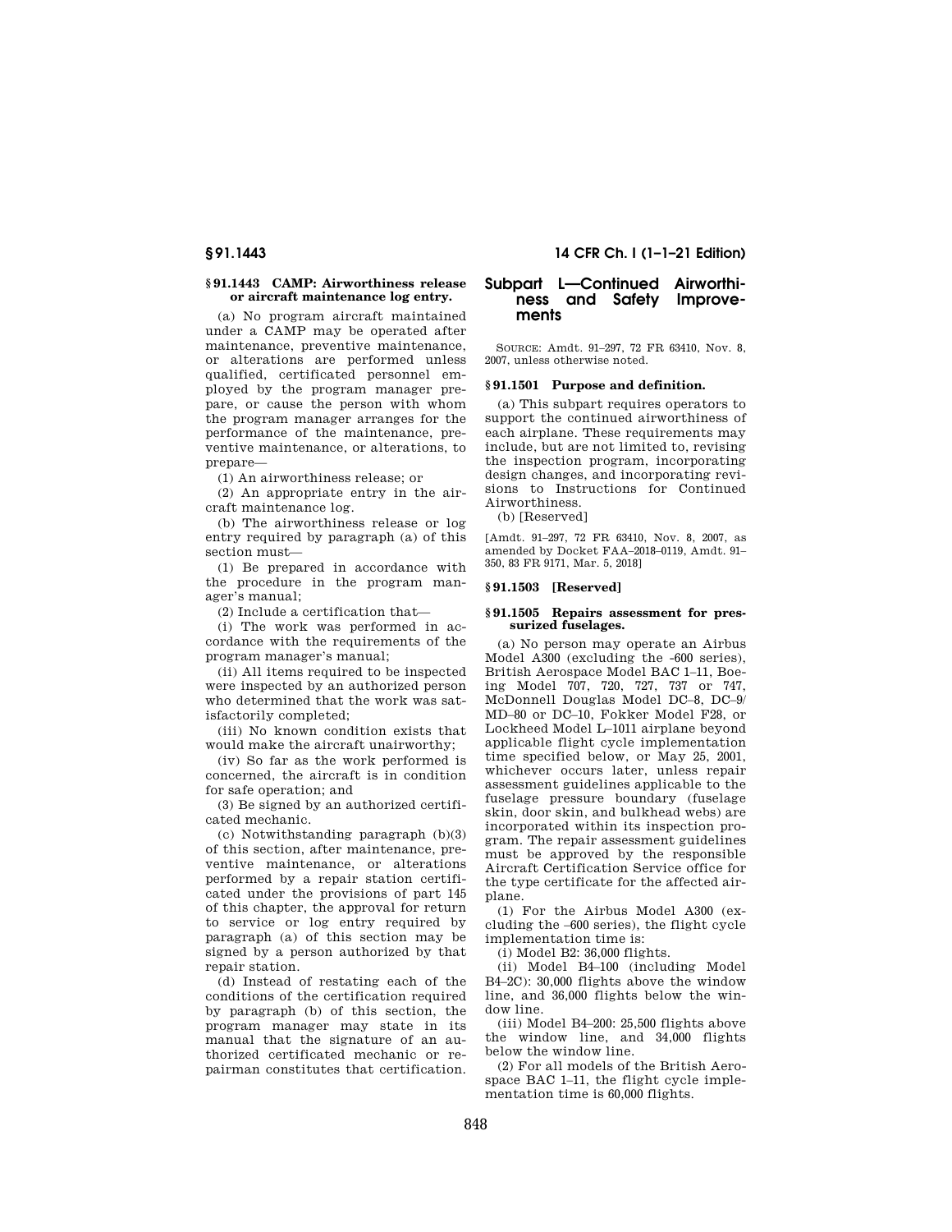### § 91.1443 CAMP: Airworthiness release or aircraft maintenance log entry.

(a) No program aircraft maintained under a CAMP may be operated after maintenance, preventive maintenance, or alterations are performed unless qualified, certificated personnel employed by the program manager prepare, or cause the person with whom the program manager arranges for the performance of the maintenance, preventive maintenance, or alterations, to prepare—

(1) An airworthiness release; or

(2) An appropriate entry in the aircraft maintenance log.

(b) The airworthiness release or log entry required by paragraph (a) of this section must—

(1) Be prepared in accordance with the procedure in the program manager's manual;

(2) Include a certification that—

(i) The work was performed in accordance with the requirements of the program manager's manual;

(ii) All items required to be inspected were inspected by an authorized person who determined that the work was satisfactorily completed;

(iii) No known condition exists that would make the aircraft unairworthy;

(iv) So far as the work performed is concerned, the aircraft is in condition for safe operation; and

(3) Be signed by an authorized certificated mechanic.

(c) Notwithstanding paragraph (b)(3) of this section, after maintenance, preventive maintenance, or alterations performed by a repair station certificated under the provisions of part 145 of this chapter, the approval for return to service or log entry required by paragraph (a) of this section may be signed by a person authorized by that repair station.

(d) Instead of restating each of the conditions of the certification required by paragraph (b) of this section, the program manager may state in its manual that the signature of an authorized certificated mechanic or repairman constitutes that certification.

## Subpart L—Continued Airworthiness and Safety Improvements

SOURCE: Amdt. 91–297, 72 FR 63410, Nov. 8, 2007, unless otherwise noted.

### § 91.1501 Purpose and definition.

(a) This subpart requires operators to support the continued airworthiness of each airplane. These requirements may include, but are not limited to, revising the inspection program, incorporating design changes, and incorporating revisions to Instructions for Continued Airworthiness.

(b) [Reserved]

[Amdt. 91–297, 72 FR 63410, Nov. 8, 2007, as amended by Docket FAA–2018–0119, Amdt. 91–350, 83 FR 9171, Mar. 5, 2018]

### § 91.1503 [Reserved]

### § 91.1505 Repairs assessment for pressurized fuselages.

(a) No person may operate an Airbus Model A300 (excluding the -600 series), British Aerospace Model BAC 1–11, Boeing Model 707, 720, 727, 737 or 747, McDonnell Douglas Model DC–8, DC–9/MD–80 or DC–10, Fokker Model F28, or Lockheed Model L–1011 airplane beyond applicable flight cycle implementation time specified below, or May 25, 2001, whichever occurs later, unless repair assessment guidelines applicable to the fuselage pressure boundary (fuselage skin, door skin, and bulkhead webs) are incorporated within its inspection program. The repair assessment guidelines must be approved by the responsible Aircraft Certification Service office for the type certificate for the affected airplane.

(1) For the Airbus Model A300 (excluding the –600 series), the flight cycle implementation time is:

(i) Model B2: 36,000 flights.

(ii) Model B4–100 (including Model B4–2C): 30,000 flights above the window line, and 36,000 flights below the window line.

(iii) Model B4–200: 25,500 flights above the window line, and 34,000 flights below the window line.

(2) For all models of the British Aerospace BAC 1–11, the flight cycle implementation time is 60,000 flights.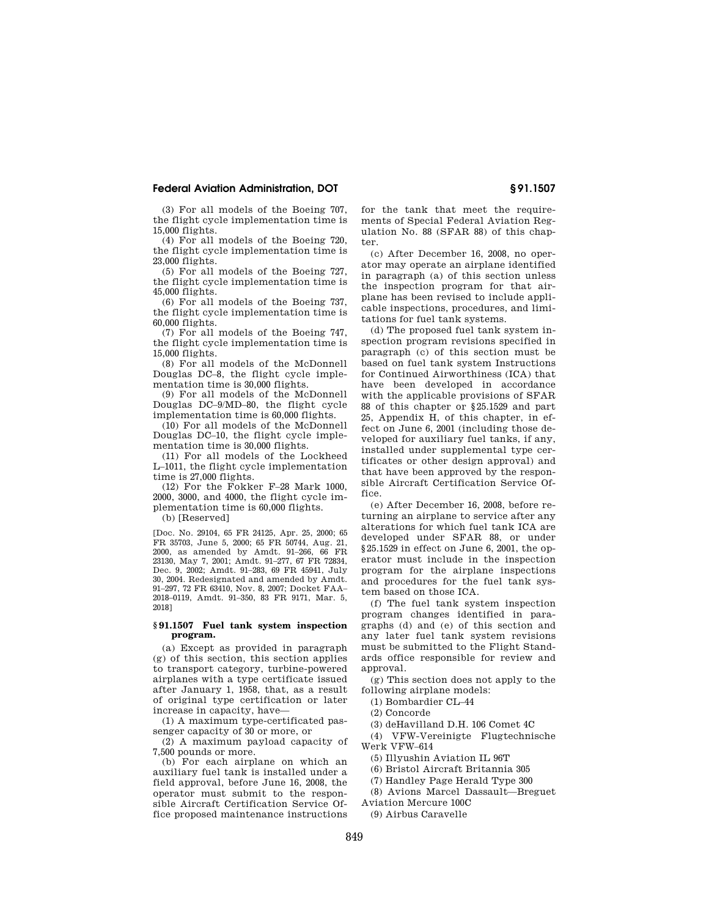(3) For all models of the Boeing 707, the flight cycle implementation time is 15,000 flights.

(4) For all models of the Boeing 720, the flight cycle implementation time is 23,000 flights.

(5) For all models of the Boeing 727, the flight cycle implementation time is 45,000 flights.

(6) For all models of the Boeing 737, the flight cycle implementation time is 60,000 flights.

(7) For all models of the Boeing 747, the flight cycle implementation time is 15,000 flights.

(8) For all models of the McDonnell Douglas DC–8, the flight cycle implementation time is 30,000 flights.

(9) For all models of the McDonnell Douglas DC–9/MD–80, the flight cycle implementation time is 60,000 flights.

(10) For all models of the McDonnell Douglas DC–10, the flight cycle implementation time is 30,000 flights.

(11) For all models of the Lockheed L–1011, the flight cycle implementation time is 27,000 flights.

(12) For the Fokker F–28 Mark 1000, 2000, 3000, and 4000, the flight cycle implementation time is 60,000 flights.

(b) [Reserved]

[Doc. No. 29104, 65 FR 24125, Apr. 25, 2000; 65 FR 35703, June 5, 2000; 65 FR 50744, Aug. 21, 2000, as amended by Amdt. 91–266, 66 FR 23130, May 7, 2001; Amdt. 91–277, 67 FR 72834, Dec. 9, 2002; Amdt. 91–283, 69 FR 45941, July 30, 2004. Redesignated and amended by Amdt. 91–297, 72 FR 63410, Nov. 8, 2007; Docket FAA–2018–0119, Amdt. 91–350, 83 FR 9171, Mar. 5, 2018]

### § 91.1507 Fuel tank system inspection program.

(a) Except as provided in paragraph (g) of this section, this section applies to transport category, turbine-powered airplanes with a type certificate issued after January 1, 1958, that, as a result of original type certification or later increase in capacity, have—

(1) A maximum type-certificated passenger capacity of 30 or more, or

(2) A maximum payload capacity of 7,500 pounds or more.

(b) For each airplane on which an auxiliary fuel tank is installed under a field approval, before June 16, 2008, the operator must submit to the responsible Aircraft Certification Service Office proposed maintenance instructions for the tank that meet the requirements of Special Federal Aviation Regulation No. 88 (SFAR 88) of this chapter.

(c) After December 16, 2008, no operator may operate an airplane identified in paragraph (a) of this section unless the inspection program for that airplane has been revised to include applicable inspections, procedures, and limitations for fuel tank systems.

(d) The proposed fuel tank system inspection program revisions specified in paragraph (c) of this section must be based on fuel tank system Instructions for Continued Airworthiness (ICA) that have been developed in accordance with the applicable provisions of SFAR 88 of this chapter or §25.1529 and part 25, Appendix H, of this chapter, in effect on June 6, 2001 (including those developed for auxiliary fuel tanks, if any, installed under supplemental type certificates or other design approval) and that have been approved by the responsible Aircraft Certification Service Office.

(e) After December 16, 2008, before returning an airplane to service after any alterations for which fuel tank ICA are developed under SFAR 88, or under §25.1529 in effect on June 6, 2001, the operator must include in the inspection program for the airplane inspections and procedures for the fuel tank system based on those ICA.

(f) The fuel tank system inspection program changes identified in paragraphs (d) and (e) of this section and any later fuel tank system revisions must be submitted to the Flight Standards office responsible for review and approval.

(g) This section does not apply to the following airplane models:

(1) Bombardier CL–44

(2) Concorde

(3) deHavilland D.H. 106 Comet 4C

(4) VFW-Vereinigte Flugtechnische Werk VFW–614

(5) Illyushin Aviation IL 96T

(6) Bristol Aircraft Britannia 305

(7) Handley Page Herald Type 300

(8) Avions Marcel Dassault—Breguet Aviation Mercure 100C

(9) Airbus Caravelle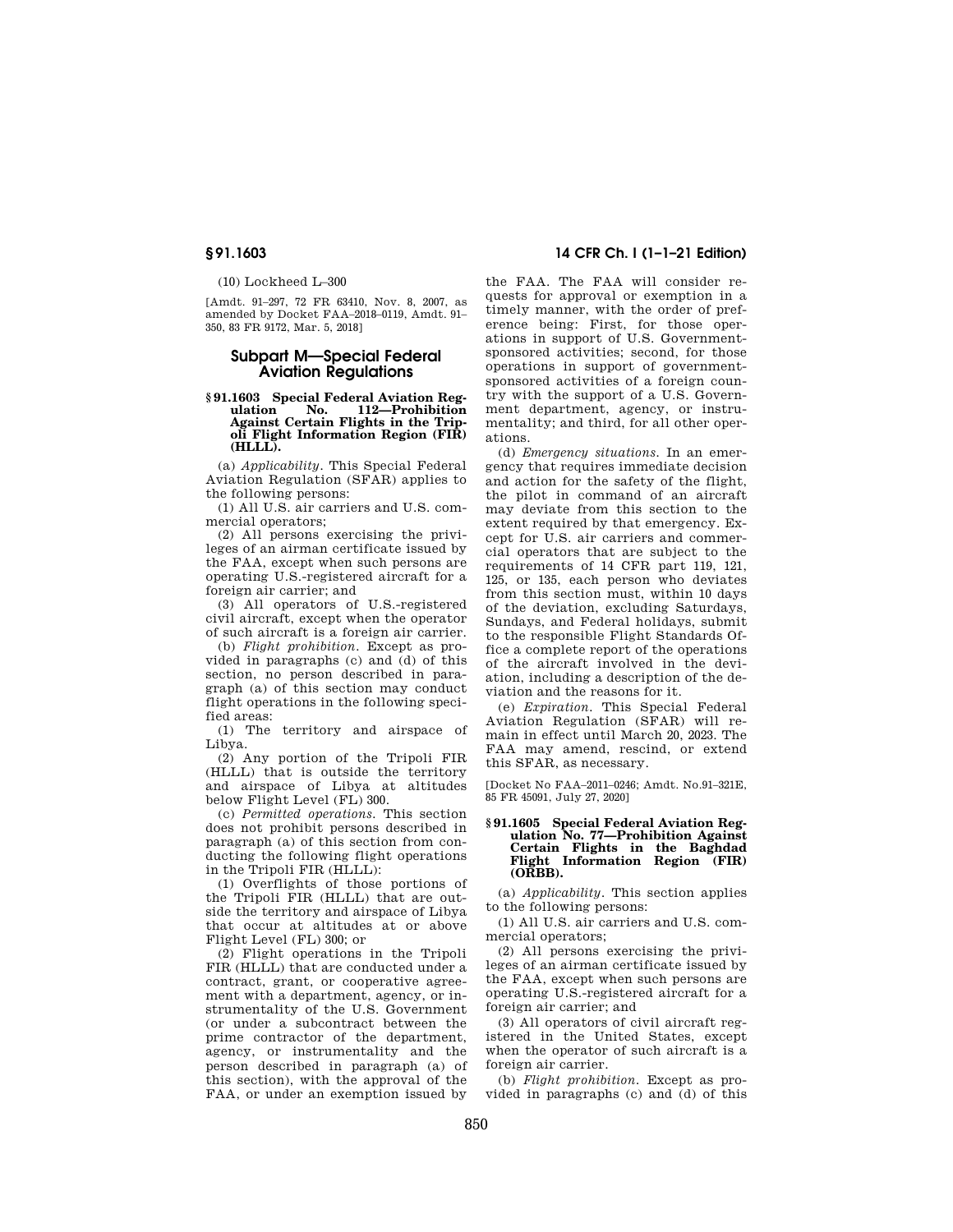(10) Lockheed L–300

[Amdt. 91–297, 72 FR 63410, Nov. 8, 2007, as amended by Docket FAA–2018–0119, Amdt. 91–350, 83 FR 9172, Mar. 5, 2018]

## Subpart M—Special Federal Aviation Regulations

### § 91.1603 Special Federal Aviation Regulation No. 112—Prohibition Against Certain Flights in the Tripoli Flight Information Region (FIR) (HLLL).

(a) *Applicability.* This Special Federal Aviation Regulation (SFAR) applies to the following persons:

(1) All U.S. air carriers and U.S. commercial operators;

(2) All persons exercising the privileges of an airman certificate issued by the FAA, except when such persons are operating U.S.-registered aircraft for a foreign air carrier; and

(3) All operators of U.S.-registered civil aircraft, except when the operator of such aircraft is a foreign air carrier.

(b) *Flight prohibition.* Except as provided in paragraphs (c) and (d) of this section, no person described in paragraph (a) of this section may conduct flight operations in the following specified areas:

(1) The territory and airspace of Libya.

(2) Any portion of the Tripoli FIR (HLLL) that is outside the territory and airspace of Libya at altitudes below Flight Level (FL) 300.

(c) *Permitted operations.* This section does not prohibit persons described in paragraph (a) of this section from conducting the following flight operations in the Tripoli FIR (HLLL):

(1) Overflights of those portions of the Tripoli FIR (HLLL) that are outside the territory and airspace of Libya that occur at altitudes at or above Flight Level (FL) 300; or

(2) Flight operations in the Tripoli FIR (HLLL) that are conducted under a contract, grant, or cooperative agreement with a department, agency, or instrumentality of the U.S. Government (or under a subcontract between the prime contractor of the department, agency, or instrumentality and the person described in paragraph (a) of this section), with the approval of the FAA, or under an exemption issued by the FAA. The FAA will consider requests for approval or exemption in a timely manner, with the order of preference being: First, for those operations in support of U.S. Government-sponsored activities; second, for those operations in support of government-sponsored activities of a foreign country with the support of a U.S. Government department, agency, or instrumentality; and third, for all other operations.

(d) *Emergency situations.* In an emergency that requires immediate decision and action for the safety of the flight, the pilot in command of an aircraft may deviate from this section to the extent required by that emergency. Except for U.S. air carriers and commercial operators that are subject to the requirements of 14 CFR part 119, 121, 125, or 135, each person who deviates from this section must, within 10 days of the deviation, excluding Saturdays, Sundays, and Federal holidays, submit to the responsible Flight Standards Office a complete report of the operations of the aircraft involved in the deviation, including a description of the deviation and the reasons for it.

(e) *Expiration.* This Special Federal Aviation Regulation (SFAR) will remain in effect until March 20, 2023. The FAA may amend, rescind, or extend this SFAR, as necessary.

[Docket No FAA–2011–0246; Amdt. No.91–321E, 85 FR 45091, July 27, 2020]

### § 91.1605 Special Federal Aviation Regulation No. 77—Prohibition Against Certain Flights in the Baghdad Flight Information Region (FIR) (ORBB).

(a) *Applicability.* This section applies to the following persons:

(1) All U.S. air carriers and U.S. commercial operators;

(2) All persons exercising the privileges of an airman certificate issued by the FAA, except when such persons are operating U.S.-registered aircraft for a foreign air carrier; and

(3) All operators of civil aircraft registered in the United States, except when the operator of such aircraft is a foreign air carrier.

(b) *Flight prohibition.* Except as provided in paragraphs (c) and (d) of this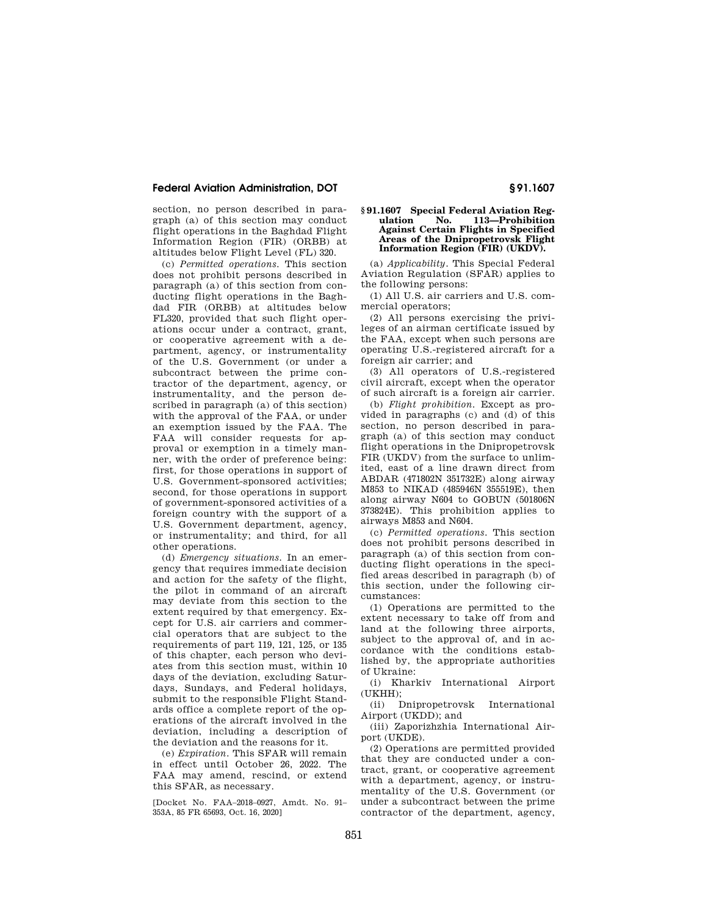section, no person described in paragraph (a) of this section may conduct flight operations in the Baghdad Flight Information Region (FIR) (ORBB) at altitudes below Flight Level (FL) 320.

(c) *Permitted operations.* This section does not prohibit persons described in paragraph (a) of this section from conducting flight operations in the Baghdad FIR (ORBB) at altitudes below FL320, provided that such flight operations occur under a contract, grant, or cooperative agreement with a department, agency, or instrumentality of the U.S. Government (or under a subcontract between the prime contractor of the department, agency, or instrumentality, and the person described in paragraph (a) of this section) with the approval of the FAA, or under an exemption issued by the FAA. The FAA will consider requests for approval or exemption in a timely manner, with the order of preference being: first, for those operations in support of U.S. Government-sponsored activities; second, for those operations in support of government-sponsored activities of a foreign country with the support of a U.S. Government department, agency, or instrumentality; and third, for all other operations.

(d) *Emergency situations.* In an emergency that requires immediate decision and action for the safety of the flight, the pilot in command of an aircraft may deviate from this section to the extent required by that emergency. Except for U.S. air carriers and commercial operators that are subject to the requirements of part 119, 121, 125, or 135 of this chapter, each person who deviates from this section must, within 10 days of the deviation, excluding Saturdays, Sundays, and Federal holidays, submit to the responsible Flight Standards office a complete report of the operations of the aircraft involved in the deviation, including a description of the deviation and the reasons for it.

(e) *Expiration.* This SFAR will remain in effect until October 26, 2022. The FAA may amend, rescind, or extend this SFAR, as necessary.

[Docket No. FAA–2018–0927, Amdt. No. 91–353A, 85 FR 65693, Oct. 16, 2020]

## § 91.1607 Special Federal Aviation Regulation No. 113—Prohibition Against Certain Flights in Specified Areas of the Dnipropetrovsk Flight Information Region (FIR) (UKDV).

(a) *Applicability.* This Special Federal Aviation Regulation (SFAR) applies to the following persons:

(1) All U.S. air carriers and U.S. commercial operators;

(2) All persons exercising the privileges of an airman certificate issued by the FAA, except when such persons are operating U.S.-registered aircraft for a foreign air carrier; and

(3) All operators of U.S.-registered civil aircraft, except when the operator of such aircraft is a foreign air carrier.

(b) *Flight prohibition.* Except as provided in paragraphs (c) and (d) of this section, no person described in paragraph (a) of this section may conduct flight operations in the Dnipropetrovsk FIR (UKDV) from the surface to unlimited, east of a line drawn direct from ABDAR (471802N 351732E) along airway M853 to NIKAD (485946N 355519E), then along airway N604 to GOBUN (501806N 373824E). This prohibition applies to airways M853 and N604.

(c) *Permitted operations.* This section does not prohibit persons described in paragraph (a) of this section from conducting flight operations in the specified areas described in paragraph (b) of this section, under the following circumstances:

(1) Operations are permitted to the extent necessary to take off from and land at the following three airports, subject to the approval of, and in accordance with the conditions established by, the appropriate authorities of Ukraine:

(i) Kharkiv International Airport (UKHH);

(ii) Dnipropetrovsk International Airport (UKDD); and

(iii) Zaporizhzhia International Airport (UKDE).

(2) Operations are permitted provided that they are conducted under a contract, grant, or cooperative agreement with a department, agency, or instrumentality of the U.S. Government (or under a subcontract between the prime contractor of the department, agency,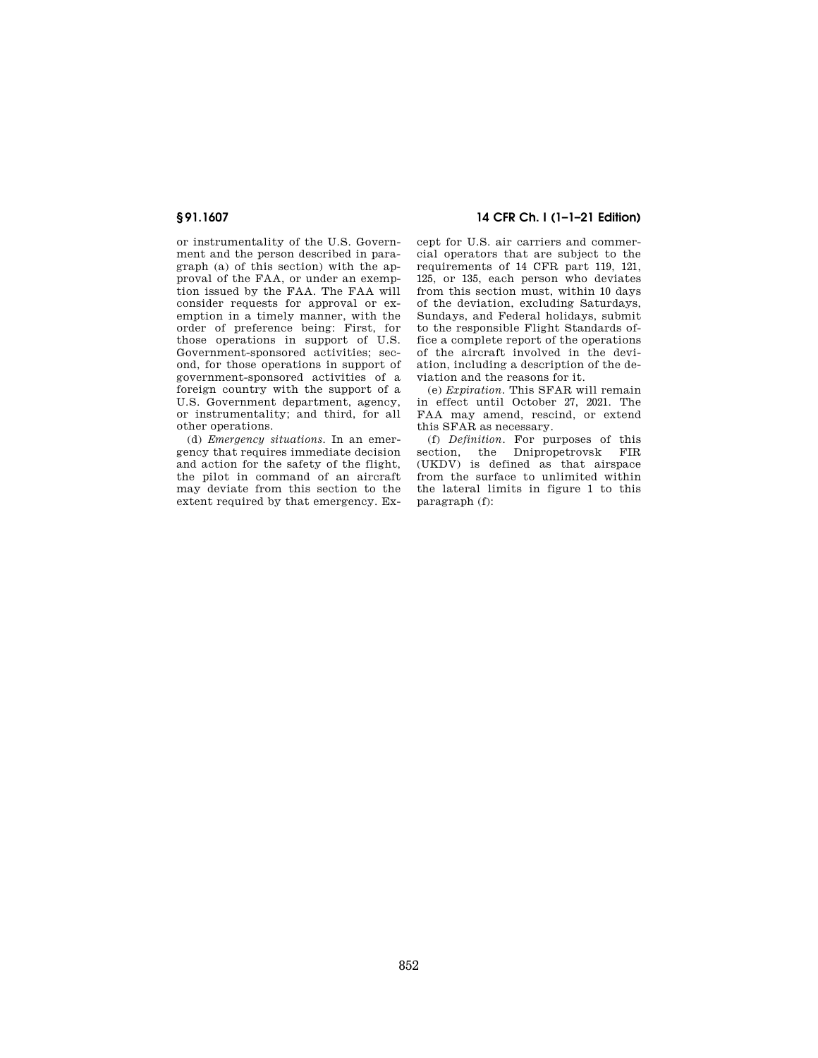or instrumentality of the U.S. Government and the person described in paragraph (a) of this section) with the approval of the FAA, or under an exemption issued by the FAA. The FAA will consider requests for approval or exemption in a timely manner, with the order of preference being: First, for those operations in support of U.S. Government-sponsored activities; second, for those operations in support of government-sponsored activities of a foreign country with the support of a U.S. Government department, agency, or instrumentality; and third, for all other operations.

(d) *Emergency situations.* In an emergency that requires immediate decision and action for the safety of the flight, the pilot in command of an aircraft may deviate from this section to the extent required by that emergency. Except for U.S. air carriers and commercial operators that are subject to the requirements of 14 CFR part 119, 121, 125, or 135, each person who deviates from this section must, within 10 days of the deviation, excluding Saturdays, Sundays, and Federal holidays, submit to the responsible Flight Standards office a complete report of the operations of the aircraft involved in the deviation, including a description of the deviation and the reasons for it.

(e) *Expiration.* This SFAR will remain in effect until October 27, 2021. The FAA may amend, rescind, or extend this SFAR as necessary.

(f) *Definition.* For purposes of this section, the Dnipropetrovsk FIR (UKDV) is defined as that airspace from the surface to unlimited within the lateral limits in figure 1 to this paragraph (f):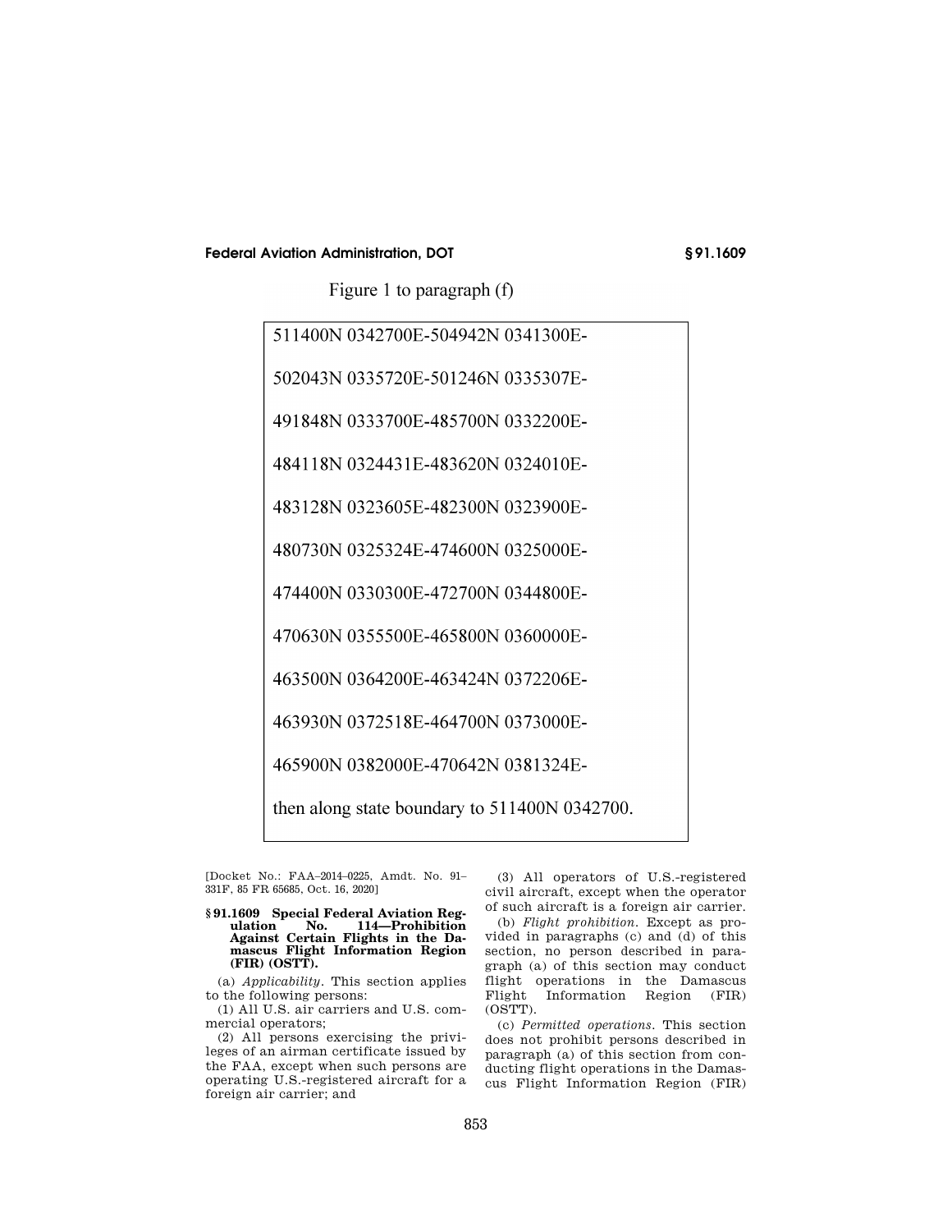Figure 1 to paragraph (f)

```
511400N 0342700E-504942N 0341300E-
502043N 0335720E-501246N 0335307E-
491848N 0333700E-485700N 0332200E-
484118N 0324431E-483620N 0324010E-
483128N 0323605E-482300N 0323900E-
480730N 0325324E-474600N 0325000E-
474400N 0330300E-472700N 0344800E-
470630N 0355500E-465800N 0360000E-
463500N 0364200E-463424N 0372206E-
463930N 0372518E-464700N 0373000E-
465900N 0382000E-470642N 0381324E-
then along state boundary to 511400N 0342700.
```

[Docket No.: FAA–2014–0225, Amdt. No. 91–331F, 85 FR 65685, Oct. 16, 2020]

## § 91.1609 Special Federal Aviation Regulation No. 114—Prohibition Against Certain Flights in the Damascus Flight Information Region (FIR) (OSTT).

(a) *Applicability.* This section applies to the following persons:

(1) All U.S. air carriers and U.S. commercial operators;

(2) All persons exercising the privileges of an airman certificate issued by the FAA, except when such persons are operating U.S.-registered aircraft for a foreign air carrier; and

(3) All operators of U.S.-registered civil aircraft, except when the operator of such aircraft is a foreign air carrier.

(b) *Flight prohibition.* Except as provided in paragraphs (c) and (d) of this section, no person described in paragraph (a) of this section may conduct flight operations in the Damascus Flight Information Region (FIR) (OSTT).

(c) *Permitted operations.* This section does not prohibit persons described in paragraph (a) of this section from conducting flight operations in the Damascus Flight Information Region (FIR)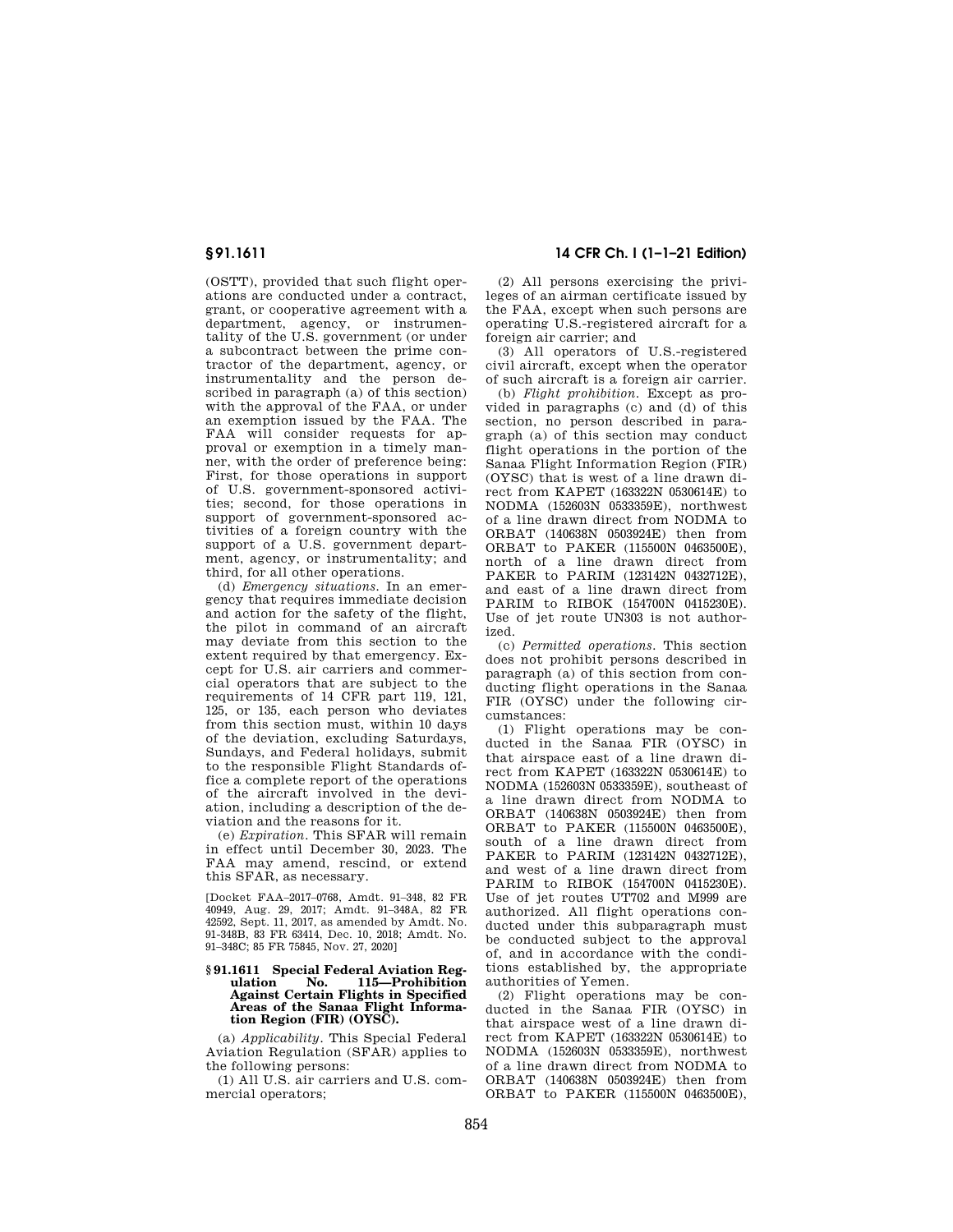(OSTT), provided that such flight operations are conducted under a contract, grant, or cooperative agreement with a department, agency, or instrumentality of the U.S. government (or under a subcontract between the prime contractor of the department, agency, or instrumentality and the person described in paragraph (a) of this section) with the approval of the FAA, or under an exemption issued by the FAA. The FAA will consider requests for approval or exemption in a timely manner, with the order of preference being: First, for those operations in support of U.S. government-sponsored activities; second, for those operations in support of government-sponsored activities of a foreign country with the support of a U.S. government department, agency, or instrumentality; and third, for all other operations.

(d) *Emergency situations.* In an emergency that requires immediate decision and action for the safety of the flight, the pilot in command of an aircraft may deviate from this section to the extent required by that emergency. Except for U.S. air carriers and commercial operators that are subject to the requirements of 14 CFR part 119, 121, 125, or 135, each person who deviates from this section must, within 10 days of the deviation, excluding Saturdays, Sundays, and Federal holidays, submit to the responsible Flight Standards office a complete report of the operations of the aircraft involved in the deviation, including a description of the deviation and the reasons for it.

(e) *Expiration.* This SFAR will remain in effect until December 30, 2023. The FAA may amend, rescind, or extend this SFAR, as necessary.

[Docket FAA–2017–0768, Amdt. 91–348, 82 FR 40949, Aug. 29, 2017; Amdt. 91–348A, 82 FR 42592, Sept. 11, 2017, as amended by Amdt. No. 91–348B, 83 FR 63414, Dec. 10, 2018; Amdt. No. 91–348C; 85 FR 75845, Nov. 27, 2020]

### § 91.1611 Special Federal Aviation Regulation No. 115—Prohibition Against Certain Flights in Specified Areas of the Sanaa Flight Information Region (FIR) (OYSC).

(a) *Applicability.* This Special Federal Aviation Regulation (SFAR) applies to the following persons:

(1) All U.S. air carriers and U.S. commercial operators;

(2) All persons exercising the privileges of an airman certificate issued by the FAA, except when such persons are operating U.S.-registered aircraft for a foreign air carrier; and

(3) All operators of U.S.-registered civil aircraft, except when the operator of such aircraft is a foreign air carrier.

(b) *Flight prohibition.* Except as provided in paragraphs (c) and (d) of this section, no person described in paragraph (a) of this section may conduct flight operations in the portion of the Sanaa Flight Information Region (FIR) (OYSC) that is west of a line drawn direct from KAPET (163322N 0530614E) to NODMA (152603N 0533359E), northwest of a line drawn direct from NODMA to ORBAT (140638N 0503924E) then from ORBAT to PAKER (115500N 0463500E), north of a line drawn direct from PAKER to PARIM (123142N 0432712E), and east of a line drawn direct from PARIM to RIBOK (154700N 0415230E). Use of jet route UN303 is not authorized.

(c) *Permitted operations.* This section does not prohibit persons described in paragraph (a) of this section from conducting flight operations in the Sanaa FIR (OYSC) under the following circumstances:

(1) Flight operations may be conducted in the Sanaa FIR (OYSC) in that airspace east of a line drawn direct from KAPET (163322N 0530614E) to NODMA (152603N 0533359E), southeast of a line drawn direct from NODMA to ORBAT (140638N 0503924E) then from ORBAT to PAKER (115500N 0463500E), south of a line drawn direct from PAKER to PARIM (123142N 0432712E), and west of a line drawn direct from PARIM to RIBOK (154700N 0415230E). Use of jet routes UT702 and M999 are authorized. All flight operations conducted under this subparagraph must be conducted subject to the approval of, and in accordance with the conditions established by, the appropriate authorities of Yemen.

(2) Flight operations may be conducted in the Sanaa FIR (OYSC) in that airspace west of a line drawn direct from KAPET (163322N 0530614E) to NODMA (152603N 0533359E), northwest of a line drawn direct from NODMA to ORBAT (140638N 0503924E) then from ORBAT to PAKER (115500N 0463500E),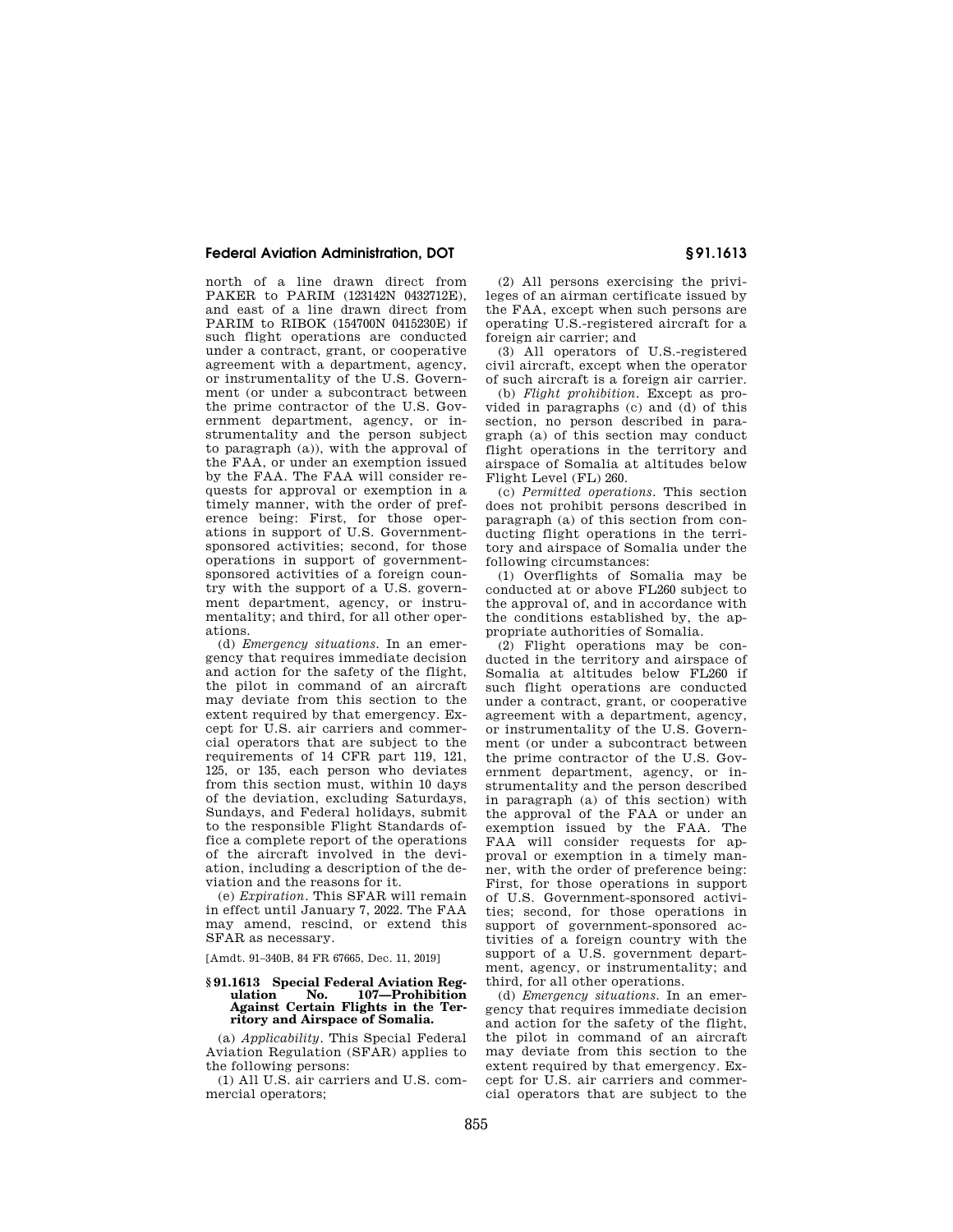north of a line drawn direct from PAKER to PARIM (123142N 0432712E), and east of a line drawn direct from PARIM to RIBOK (154700N 0415230E) if such flight operations are conducted under a contract, grant, or cooperative agreement with a department, agency, or instrumentality of the U.S. Government (or under a subcontract between the prime contractor of the U.S. Government department, agency, or instrumentality and the person subject to paragraph (a)), with the approval of the FAA, or under an exemption issued by the FAA. The FAA will consider requests for approval or exemption in a timely manner, with the order of preference being: First, for those operations in support of U.S. Government-sponsored activities; second, for those operations in support of government-sponsored activities of a foreign country with the support of a U.S. government department, agency, or instrumentality; and third, for all other operations.

(d) *Emergency situations.* In an emergency that requires immediate decision and action for the safety of the flight, the pilot in command of an aircraft may deviate from this section to the extent required by that emergency. Except for U.S. air carriers and commercial operators that are subject to the requirements of 14 CFR part 119, 121, 125, or 135, each person who deviates from this section must, within 10 days of the deviation, excluding Saturdays, Sundays, and Federal holidays, submit to the responsible Flight Standards office a complete report of the operations of the aircraft involved in the deviation, including a description of the deviation and the reasons for it.

(e) *Expiration.* This SFAR will remain in effect until January 7, 2022. The FAA may amend, rescind, or extend this SFAR as necessary.

[Amdt. 91–340B, 84 FR 67665, Dec. 11, 2019]

### § 91.1613 Special Federal Aviation Regulation No. 107—Prohibition Against Certain Flights in the Territory and Airspace of Somalia.

(a) *Applicability.* This Special Federal Aviation Regulation (SFAR) applies to the following persons:

(1) All U.S. air carriers and U.S. commercial operators;

(2) All persons exercising the privileges of an airman certificate issued by the FAA, except when such persons are operating U.S.-registered aircraft for a foreign air carrier; and

(3) All operators of U.S.-registered civil aircraft, except when the operator of such aircraft is a foreign air carrier.

(b) *Flight prohibition.* Except as provided in paragraphs (c) and (d) of this section, no person described in paragraph (a) of this section may conduct flight operations in the territory and airspace of Somalia at altitudes below Flight Level (FL) 260.

(c) *Permitted operations.* This section does not prohibit persons described in paragraph (a) of this section from conducting flight operations in the territory and airspace of Somalia under the following circumstances:

(1) Overflights of Somalia may be conducted at or above FL260 subject to the approval of, and in accordance with the conditions established by, the appropriate authorities of Somalia.

(2) Flight operations may be conducted in the territory and airspace of Somalia at altitudes below FL260 if such flight operations are conducted under a contract, grant, or cooperative agreement with a department, agency, or instrumentality of the U.S. Government (or under a subcontract between the prime contractor of the U.S. Government department, agency, or instrumentality and the person described in paragraph (a) of this section) with the approval of the FAA or under an exemption issued by the FAA. The FAA will consider requests for approval or exemption in a timely manner, with the order of preference being: First, for those operations in support of U.S. Government-sponsored activities; second, for those operations in support of government-sponsored activities of a foreign country with the support of a U.S. government department, agency, or instrumentality; and third, for all other operations.

(d) *Emergency situations.* In an emergency that requires immediate decision and action for the safety of the flight, the pilot in command of an aircraft may deviate from this section to the extent required by that emergency. Except for U.S. air carriers and commercial operators that are subject to the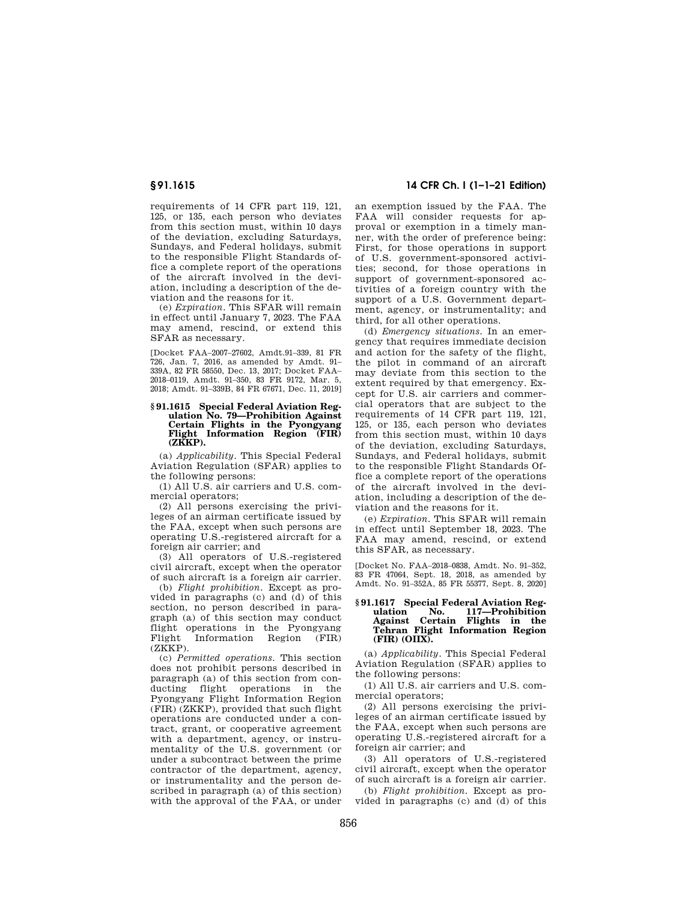requirements of 14 CFR part 119, 121, 125, or 135, each person who deviates from this section must, within 10 days of the deviation, excluding Saturdays, Sundays, and Federal holidays, submit to the responsible Flight Standards office a complete report of the operations of the aircraft involved in the deviation, including a description of the deviation and the reasons for it.

(e) *Expiration.* This SFAR will remain in effect until January 7, 2023. The FAA may amend, rescind, or extend this SFAR as necessary.

[Docket FAA–2007–27602, Amdt.91–339, 81 FR 726, Jan. 7, 2016, as amended by Amdt. 91–339A, 82 FR 58550, Dec. 13, 2017; Docket FAA–2018–0119, Amdt. 91–350, 83 FR 9172, Mar. 5, 2018; Amdt. 91–339B, 84 FR 67671, Dec. 11, 2019]

### § 91.1615 Special Federal Aviation Regulation No. 79—Prohibition Against Certain Flights in the Pyongyang Flight Information Region (FIR) (ZKKP).

(a) *Applicability.* This Special Federal Aviation Regulation (SFAR) applies to the following persons:

(1) All U.S. air carriers and U.S. commercial operators;

(2) All persons exercising the privileges of an airman certificate issued by the FAA, except when such persons are operating U.S.-registered aircraft for a foreign air carrier; and

(3) All operators of U.S.-registered civil aircraft, except when the operator of such aircraft is a foreign air carrier.

(b) *Flight prohibition.* Except as provided in paragraphs (c) and (d) of this section, no person described in paragraph (a) of this section may conduct flight operations in the Pyongyang Flight Information Region (FIR) (ZKKP).

(c) *Permitted operations.* This section does not prohibit persons described in paragraph (a) of this section from conducting flight operations in the Pyongyang Flight Information Region (FIR) (ZKKP), provided that such flight operations are conducted under a contract, grant, or cooperative agreement with a department, agency, or instrumentality of the U.S. government (or under a subcontract between the prime contractor of the department, agency, or instrumentality and the person described in paragraph (a) of this section) with the approval of the FAA, or under an exemption issued by the FAA. The FAA will consider requests for approval or exemption in a timely manner, with the order of preference being: First, for those operations in support of U.S. government-sponsored activities; second, for those operations in support of government-sponsored activities of a foreign country with the support of a U.S. Government department, agency, or instrumentality; and third, for all other operations.

(d) *Emergency situations.* In an emergency that requires immediate decision and action for the safety of the flight, the pilot in command of an aircraft may deviate from this section to the extent required by that emergency. Except for U.S. air carriers and commercial operators that are subject to the requirements of 14 CFR part 119, 121, 125, or 135, each person who deviates from this section must, within 10 days of the deviation, excluding Saturdays, Sundays, and Federal holidays, submit to the responsible Flight Standards Office a complete report of the operations of the aircraft involved in the deviation, including a description of the deviation and the reasons for it.

(e) *Expiration.* This SFAR will remain in effect until September 18, 2023. The FAA may amend, rescind, or extend this SFAR, as necessary.

[Docket No. FAA–2018–0838, Amdt. No. 91–352, 83 FR 47064, Sept. 18, 2018, as amended by Amdt. No. 91–352A, 85 FR 55377, Sept. 8, 2020]

### § 91.1617 Special Federal Aviation Regulation No. 117—Prohibition Against Certain Flights in the Tehran Flight Information Region (FIR) (OIIX).

(a) *Applicability.* This Special Federal Aviation Regulation (SFAR) applies to the following persons:

(1) All U.S. air carriers and U.S. commercial operators;

(2) All persons exercising the privileges of an airman certificate issued by the FAA, except when such persons are operating U.S.-registered aircraft for a foreign air carrier; and

(3) All operators of U.S.-registered civil aircraft, except when the operator of such aircraft is a foreign air carrier.

(b) *Flight prohibition.* Except as provided in paragraphs (c) and (d) of this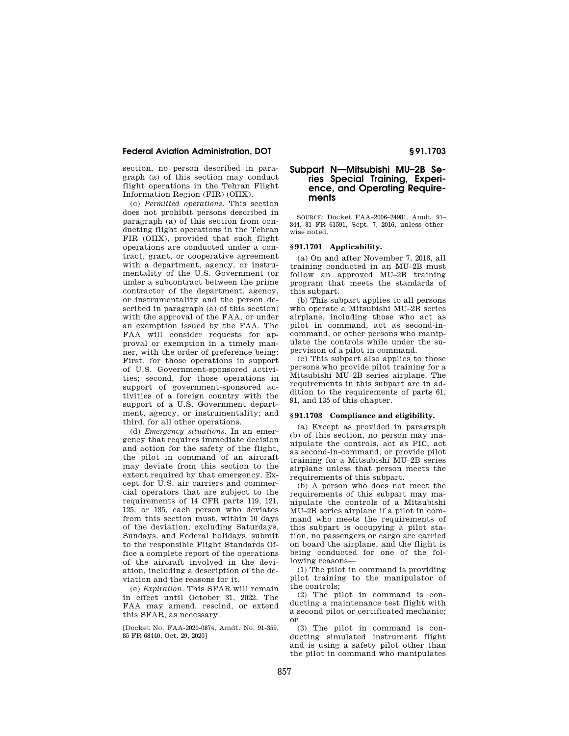section, no person described in paragraph (a) of this section may conduct flight operations in the Tehran Flight Information Region (FIR) (OIIX).

(c) *Permitted operations.* This section does not prohibit persons described in paragraph (a) of this section from conducting flight operations in the Tehran FIR (OIIX), provided that such flight operations are conducted under a contract, grant, or cooperative agreement with a department, agency, or instrumentality of the U.S. Government (or under a subcontract between the prime contractor of the department, agency, or instrumentality and the person described in paragraph (a) of this section) with the approval of the FAA, or under an exemption issued by the FAA. The FAA will consider requests for approval or exemption in a timely manner, with the order of preference being: First, for those operations in support of U.S. Government-sponsored activities; second, for those operations in support of government-sponsored activities of a foreign country with the support of a U.S. Government department, agency, or instrumentality; and third, for all other operations.

(d) *Emergency situations.* In an emergency that requires immediate decision and action for the safety of the flight, the pilot in command of an aircraft may deviate from this section to the extent required by that emergency. Except for U.S. air carriers and commercial operators that are subject to the requirements of 14 CFR parts 119, 121, 125, or 135, each person who deviates from this section must, within 10 days of the deviation, excluding Saturdays, Sundays, and Federal holidays, submit to the responsible Flight Standards Office a complete report of the operations of the aircraft involved in the deviation, including a description of the deviation and the reasons for it.

(e) *Expiration.* This SFAR will remain in effect until October 31, 2022. The FAA may amend, rescind, or extend this SFAR, as necessary.

[Docket No. FAA-2020-0874, Amdt. No. 91-359, 85 FR 68440, Oct. 29, 2020]

## Subpart N—Mitsubishi MU–2B Series Special Training, Experience, and Operating Requirements

SOURCE: Docket FAA–2006–24981, Amdt. 91–344, 81 FR 61591, Sept. 7, 2016, unless otherwise noted.

### § 91.1701 Applicability.

(a) On and after November 7, 2016, all training conducted in an MU–2B must follow an approved MU–2B training program that meets the standards of this subpart.

(b) This subpart applies to all persons who operate a Mitsubishi MU–2B series airplane, including those who act as pilot in command, act as second-in-command, or other persons who manipulate the controls while under the supervision of a pilot in command.

(c) This subpart also applies to those persons who provide pilot training for a Mitsubishi MU–2B series airplane. The requirements in this subpart are in addition to the requirements of parts 61, 91, and 135 of this chapter.

### § 91.1703 Compliance and eligibility.

(a) Except as provided in paragraph (b) of this section, no person may manipulate the controls, act as PIC, act as second-in-command, or provide pilot training for a Mitsubishi MU–2B series airplane unless that person meets the requirements of this subpart.

(b) A person who does not meet the requirements of this subpart may manipulate the controls of a Mitsubishi MU–2B series airplane if a pilot in command who meets the requirements of this subpart is occupying a pilot station, no passengers or cargo are carried on board the airplane, and the flight is being conducted for one of the following reasons—

(1) The pilot in command is providing pilot training to the manipulator of the controls;

(2) The pilot in command is conducting a maintenance test flight with a second pilot or certificated mechanic; or

(3) The pilot in command is conducting simulated instrument flight and is using a safety pilot other than the pilot in command who manipulates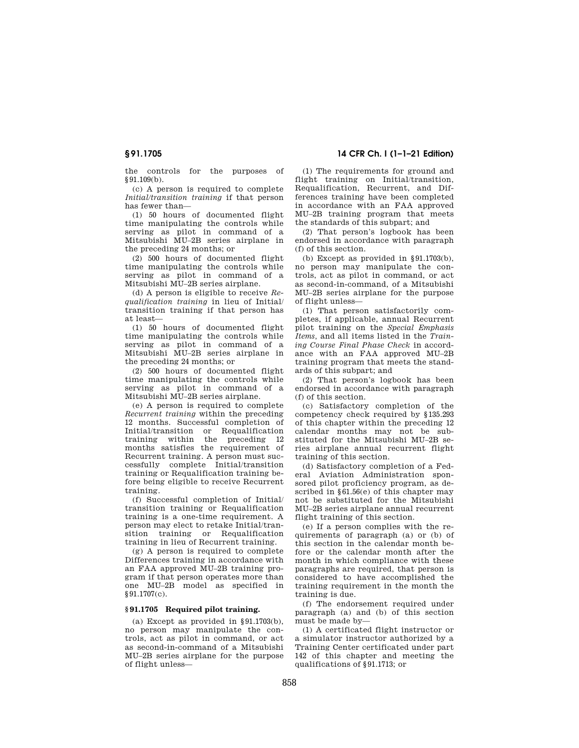the controls for the purposes of §91.109(b).

(c) A person is required to complete *Initial/transition training* if that person has fewer than—

(1) 50 hours of documented flight time manipulating the controls while serving as pilot in command of a Mitsubishi MU–2B series airplane in the preceding 24 months; or

(2) 500 hours of documented flight time manipulating the controls while serving as pilot in command of a Mitsubishi MU–2B series airplane.

(d) A person is eligible to receive *Requalification training* in lieu of Initial/transition training if that person has at least—

(1) 50 hours of documented flight time manipulating the controls while serving as pilot in command of a Mitsubishi MU–2B series airplane in the preceding 24 months; or

(2) 500 hours of documented flight time manipulating the controls while serving as pilot in command of a Mitsubishi MU–2B series airplane.

(e) A person is required to complete *Recurrent training* within the preceding 12 months. Successful completion of Initial/transition or Requalification training within the preceding 12 months satisfies the requirement of Recurrent training. A person must successfully complete Initial/transition training or Requalification training before being eligible to receive Recurrent training.

(f) Successful completion of Initial/transition training or Requalification training is a one-time requirement. A person may elect to retake Initial/transition training or Requalification training in lieu of Recurrent training.

(g) A person is required to complete Differences training in accordance with an FAA approved MU–2B training program if that person operates more than one MU–2B model as specified in §91.1707(c).

### §91.1705 Required pilot training.

(a) Except as provided in §91.1703(b), no person may manipulate the controls, act as pilot in command, or act as second-in-command of a Mitsubishi MU–2B series airplane for the purpose of flight unless—

(1) The requirements for ground and flight training on Initial/transition, Requalification, Recurrent, and Differences training have been completed in accordance with an FAA approved MU–2B training program that meets the standards of this subpart; and

(2) That person's logbook has been endorsed in accordance with paragraph (f) of this section.

(b) Except as provided in §91.1703(b), no person may manipulate the controls, act as pilot in command, or act as second-in-command, of a Mitsubishi MU–2B series airplane for the purpose of flight unless—

(1) That person satisfactorily completes, if applicable, annual Recurrent pilot training on the *Special Emphasis Items*, and all items listed in the *Training Course Final Phase Check* in accordance with an FAA approved MU–2B training program that meets the standards of this subpart; and

(2) That person's logbook has been endorsed in accordance with paragraph (f) of this section.

(c) Satisfactory completion of the competency check required by §135.293 of this chapter within the preceding 12 calendar months may not be substituted for the Mitsubishi MU–2B series airplane annual recurrent flight training of this section.

(d) Satisfactory completion of a Federal Aviation Administration sponsored pilot proficiency program, as described in §61.56(e) of this chapter may not be substituted for the Mitsubishi MU–2B series airplane annual recurrent flight training of this section.

(e) If a person complies with the requirements of paragraph (a) or (b) of this section in the calendar month before or the calendar month after the month in which compliance with these paragraphs are required, that person is considered to have accomplished the training requirement in the month the training is due.

(f) The endorsement required under paragraph (a) and (b) of this section must be made by—

(1) A certificated flight instructor or a simulator instructor authorized by a Training Center certificated under part 142 of this chapter and meeting the qualifications of §91.1713; or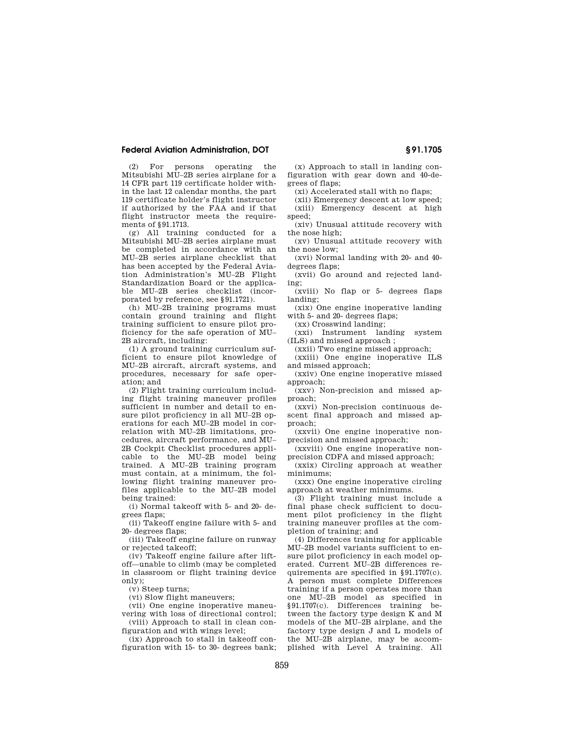(2) For persons operating the Mitsubishi MU–2B series airplane for a 14 CFR part 119 certificate holder within the last 12 calendar months, the part 119 certificate holder's flight instructor if authorized by the FAA and if that flight instructor meets the requirements of §91.1713.

(g) All training conducted for a Mitsubishi MU–2B series airplane must be completed in accordance with an MU–2B series airplane checklist that has been accepted by the Federal Aviation Administration's MU–2B Flight Standardization Board or the applicable MU–2B series checklist (incorporated by reference, see §91.1721).

(h) MU–2B training programs must contain ground training and flight training sufficient to ensure pilot proficiency for the safe operation of MU–2B aircraft, including:

(1) A ground training curriculum sufficient to ensure pilot knowledge of MU–2B aircraft, aircraft systems, and procedures, necessary for safe operation; and

(2) Flight training curriculum including flight training maneuver profiles sufficient in number and detail to ensure pilot proficiency in all MU–2B operations for each MU–2B model in correlation with MU–2B limitations, procedures, aircraft performance, and MU–2B Cockpit Checklist procedures applicable to the MU–2B model being trained. A MU–2B training program must contain, at a minimum, the following flight training maneuver profiles applicable to the MU–2B model being trained:

(i) Normal takeoff with 5- and 20- degrees flaps;

(ii) Takeoff engine failure with 5- and 20- degrees flaps;

(iii) Takeoff engine failure on runway or rejected takeoff;

(iv) Takeoff engine failure after liftoff—unable to climb (may be completed in classroom or flight training device only);

(v) Steep turns;

(vi) Slow flight maneuvers;

(vii) One engine inoperative maneuvering with loss of directional control;

(viii) Approach to stall in clean configuration and with wings level;

(ix) Approach to stall in takeoff configuration with 15- to 30- degrees bank;

(x) Approach to stall in landing configuration with gear down and 40-degrees of flaps;

(xi) Accelerated stall with no flaps;

(xii) Emergency descent at low speed;

(xiii) Emergency descent at high speed;

(xiv) Unusual attitude recovery with the nose high;

(xv) Unusual attitude recovery with the nose low;

(xvi) Normal landing with 20- and 40-degrees flaps;

(xvii) Go around and rejected landing;

(xviii) No flap or 5- degrees flaps landing;

(xix) One engine inoperative landing with 5- and 20- degrees flaps;

(xx) Crosswind landing;

(xxi) Instrument landing system (ILS) and missed approach ;

(xxii) Two engine missed approach;

(xxiii) One engine inoperative ILS and missed approach;

(xxiv) One engine inoperative missed approach;

(xxv) Non-precision and missed approach;

(xxvi) Non-precision continuous descent final approach and missed approach;

(xxvii) One engine inoperative non-precision and missed approach;

(xxviii) One engine inoperative non-precision CDFA and missed approach;

(xxix) Circling approach at weather minimums;

(xxx) One engine inoperative circling approach at weather minimums.

(3) Flight training must include a final phase check sufficient to document pilot proficiency in the flight training maneuver profiles at the completion of training; and

(4) Differences training for applicable MU–2B model variants sufficient to ensure pilot proficiency in each model operated. Current MU–2B differences requirements are specified in §91.1707(c). A person must complete Differences training if a person operates more than one MU–2B model as specified in §91.1707(c). Differences training between the factory type design K and M models of the MU–2B airplane, and the factory type design J and L models of the MU–2B airplane, may be accomplished with Level A training. All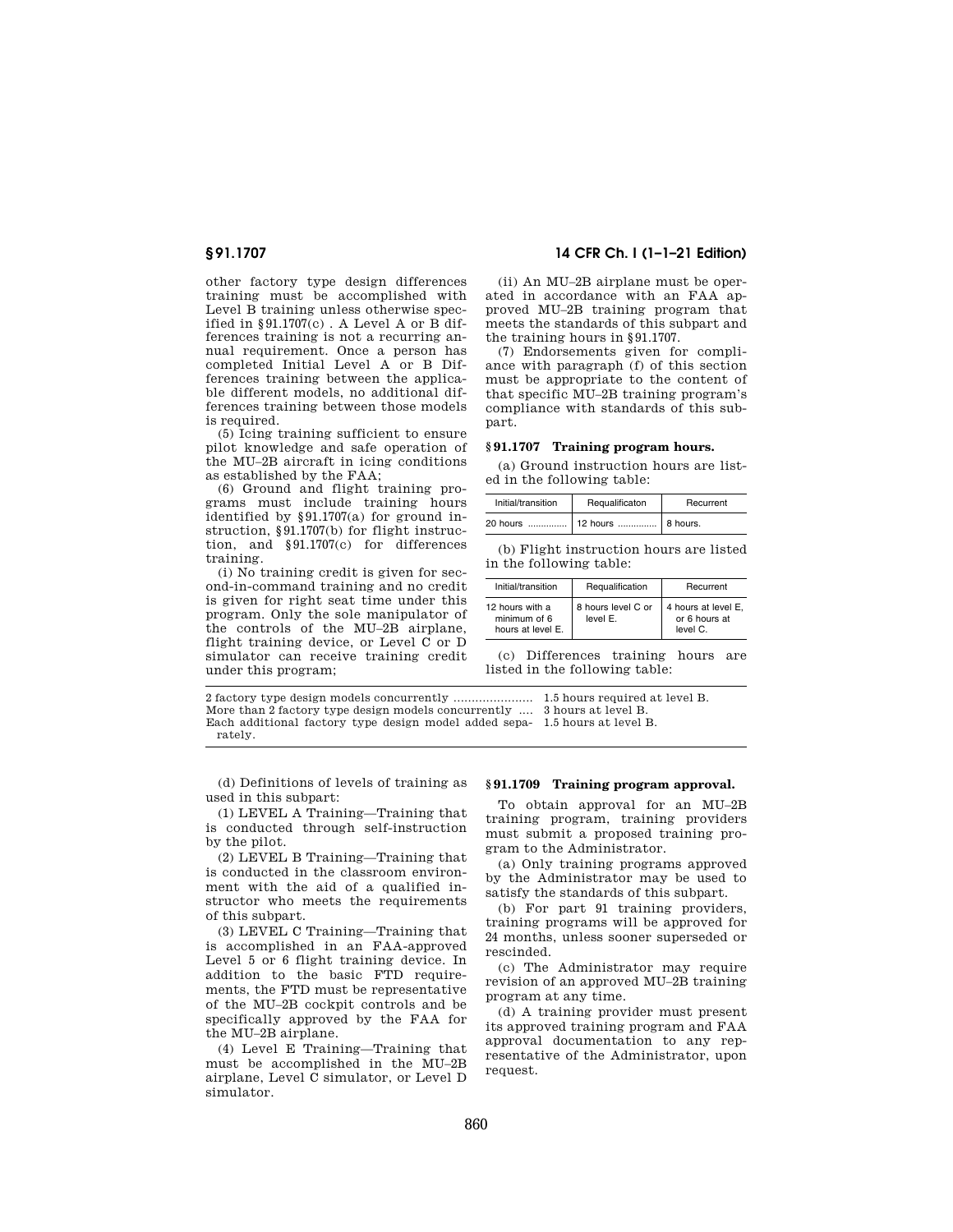other factory type design differences training must be accomplished with Level B training unless otherwise specified in §91.1707(c) . A Level A or B differences training is not a recurring annual requirement. Once a person has completed Initial Level A or B Differences training between the applicable different models, no additional differences training between those models is required.

(5) Icing training sufficient to ensure pilot knowledge and safe operation of the MU–2B aircraft in icing conditions as established by the FAA;

(6) Ground and flight training programs must include training hours identified by §91.1707(a) for ground instruction, §91.1707(b) for flight instruction, and §91.1707(c) for differences training.

(i) No training credit is given for second-in-command training and no credit is given for right seat time under this program. Only the sole manipulator of the controls of the MU–2B airplane, flight training device, or Level C or D simulator can receive training credit under this program;

(ii) An MU–2B airplane must be operated in accordance with an FAA approved MU–2B training program that meets the standards of this subpart and the training hours in §91.1707.

(7) Endorsements given for compliance with paragraph (f) of this section must be appropriate to the content of that specific MU–2B training program's compliance with standards of this subpart.

### §91.1707 Training program hours.

(a) Ground instruction hours are listed in the following table:

| Initial/transition | Requalificaton | Recurrent |
|---|---|---|
| 20 hours .............. | 12 hours .............. | 8 hours. |

(b) Flight instruction hours are listed in the following table:

| Initial/transition | Requalification | Recurrent |
|---|---|---|
| 12 hours with a minimum of 6 hours at level E. | 8 hours level C or level E. | 4 hours at level E, or 6 hours at level C. |

(c) Differences training hours are listed in the following table:

| | |
|---|---|
| 2 factory type design models concurrently ...................... | 1.5 hours required at level B. |
| More than 2 factory type design models concurrently .... | 3 hours at level B. |
| Each additional factory type design model added separately. | 1.5 hours at level B. |

(d) Definitions of levels of training as used in this subpart:

(1) LEVEL A Training—Training that is conducted through self-instruction by the pilot.

(2) LEVEL B Training—Training that is conducted in the classroom environment with the aid of a qualified instructor who meets the requirements of this subpart.

(3) LEVEL C Training—Training that is accomplished in an FAA-approved Level 5 or 6 flight training device. In addition to the basic FTD requirements, the FTD must be representative of the MU–2B cockpit controls and be specifically approved by the FAA for the MU–2B airplane.

(4) Level E Training—Training that must be accomplished in the MU–2B airplane, Level C simulator, or Level D simulator.

### §91.1709 Training program approval.

To obtain approval for an MU–2B training program, training providers must submit a proposed training program to the Administrator.

(a) Only training programs approved by the Administrator may be used to satisfy the standards of this subpart.

(b) For part 91 training providers, training programs will be approved for 24 months, unless sooner superseded or rescinded.

(c) The Administrator may require revision of an approved MU–2B training program at any time.

(d) A training provider must present its approved training program and FAA approval documentation to any representative of the Administrator, upon request.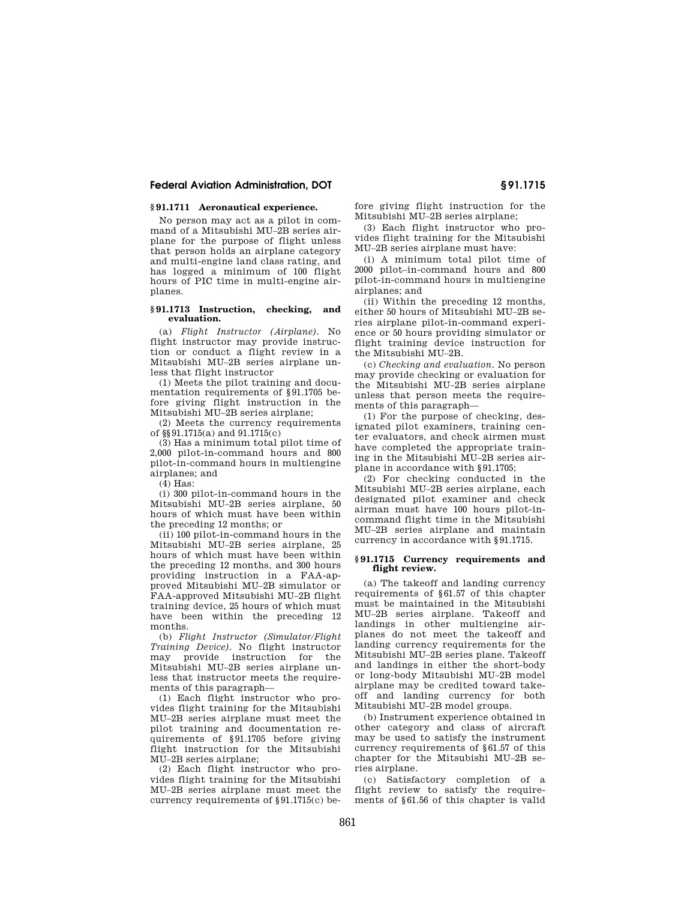### § 91.1711 Aeronautical experience.

No person may act as a pilot in command of a Mitsubishi MU–2B series airplane for the purpose of flight unless that person holds an airplane category and multi-engine land class rating, and has logged a minimum of 100 flight hours of PIC time in multi-engine airplanes.

### § 91.1713 Instruction, checking, and evaluation.

(a) *Flight Instructor (Airplane).* No flight instructor may provide instruction or conduct a flight review in a Mitsubishi MU–2B series airplane unless that flight instructor

(1) Meets the pilot training and documentation requirements of §91.1705 before giving flight instruction in the Mitsubishi MU–2B series airplane;

(2) Meets the currency requirements of §§91.1715(a) and 91.1715(c)

(3) Has a minimum total pilot time of 2,000 pilot-in-command hours and 800 pilot-in-command hours in multiengine airplanes; and

(4) Has:

(i) 300 pilot-in-command hours in the Mitsubishi MU–2B series airplane, 50 hours of which must have been within the preceding 12 months; or

(ii) 100 pilot-in-command hours in the Mitsubishi MU–2B series airplane, 25 hours of which must have been within the preceding 12 months, and 300 hours providing instruction in a FAA-approved Mitsubishi MU–2B simulator or FAA-approved Mitsubishi MU–2B flight training device, 25 hours of which must have been within the preceding 12 months.

(b) *Flight Instructor (Simulator/Flight Training Device).* No flight instructor may provide instruction for the Mitsubishi MU–2B series airplane unless that instructor meets the requirements of this paragraph—

(1) Each flight instructor who provides flight training for the Mitsubishi MU–2B series airplane must meet the pilot training and documentation requirements of §91.1705 before giving flight instruction for the Mitsubishi MU–2B series airplane;

(2) Each flight instructor who provides flight training for the Mitsubishi MU–2B series airplane must meet the currency requirements of §91.1715(c) before giving flight instruction for the Mitsubishi MU–2B series airplane;

(3) Each flight instructor who provides flight training for the Mitsubishi MU–2B series airplane must have:

(i) A minimum total pilot time of 2000 pilot–in-command hours and 800 pilot-in-command hours in multiengine airplanes; and

(ii) Within the preceding 12 months, either 50 hours of Mitsubishi MU–2B series airplane pilot-in-command experience or 50 hours providing simulator or flight training device instruction for the Mitsubishi MU–2B.

(c) *Checking and evaluation.* No person may provide checking or evaluation for the Mitsubishi MU–2B series airplane unless that person meets the requirements of this paragraph—

(1) For the purpose of checking, designated pilot examiners, training center evaluators, and check airmen must have completed the appropriate training in the Mitsubishi MU–2B series airplane in accordance with §91.1705;

(2) For checking conducted in the Mitsubishi MU–2B series airplane, each designated pilot examiner and check airman must have 100 hours pilot-in-command flight time in the Mitsubishi MU–2B series airplane and maintain currency in accordance with §91.1715.

### § 91.1715 Currency requirements and flight review.

(a) The takeoff and landing currency requirements of §61.57 of this chapter must be maintained in the Mitsubishi MU–2B series airplane. Takeoff and landings in other multiengine airplanes do not meet the takeoff and landing currency requirements for the Mitsubishi MU–2B series plane. Takeoff and landings in either the short-body or long-body Mitsubishi MU–2B model airplane may be credited toward takeoff and landing currency for both Mitsubishi MU–2B model groups.

(b) Instrument experience obtained in other category and class of aircraft may be used to satisfy the instrument currency requirements of §61.57 of this chapter for the Mitsubishi MU–2B series airplane.

(c) Satisfactory completion of a flight review to satisfy the requirements of §61.56 of this chapter is valid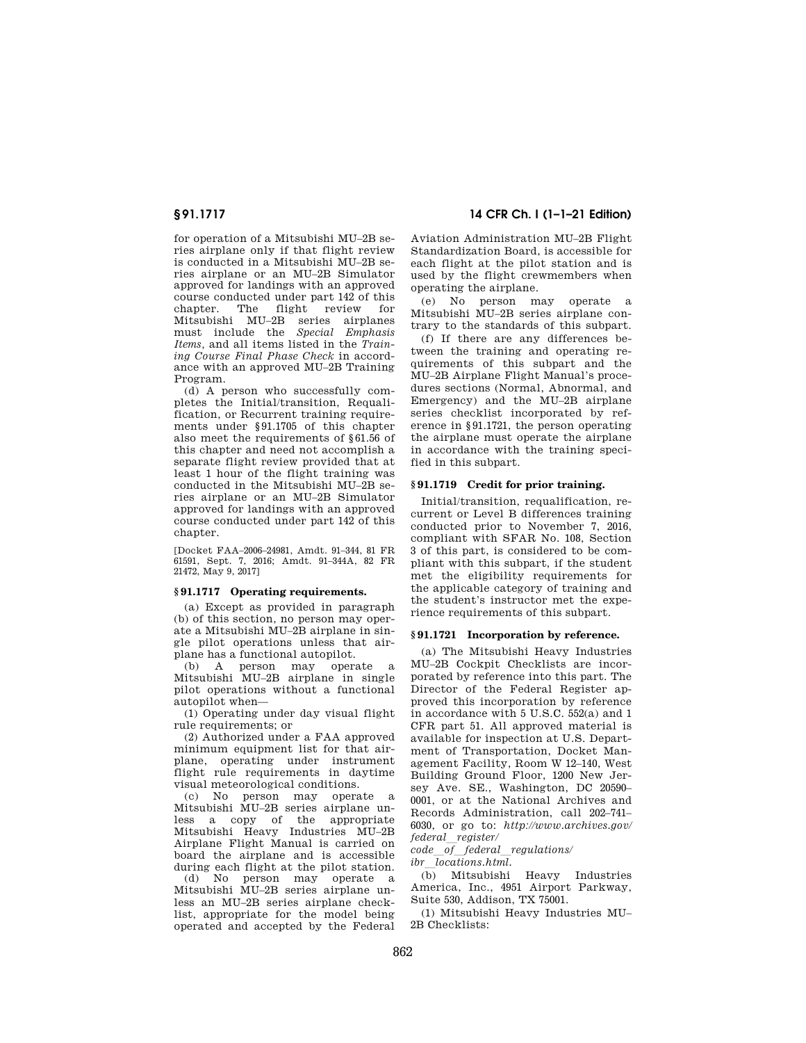for operation of a Mitsubishi MU–2B series airplane only if that flight review is conducted in a Mitsubishi MU–2B series airplane or an MU–2B Simulator approved for landings with an approved course conducted under part 142 of this chapter. The flight review for Mitsubishi MU–2B series airplanes must include the *Special Emphasis Items,* and all items listed in the *Training Course Final Phase Check* in accordance with an approved MU–2B Training Program.

(d) A person who successfully completes the Initial/transition, Requalification, or Recurrent training requirements under §91.1705 of this chapter also meet the requirements of §61.56 of this chapter and need not accomplish a separate flight review provided that at least 1 hour of the flight training was conducted in the Mitsubishi MU–2B series airplane or an MU–2B Simulator approved for landings with an approved course conducted under part 142 of this chapter.

[Docket FAA–2006–24981, Amdt. 91–344, 81 FR 61591, Sept. 7, 2016; Amdt. 91–344A, 82 FR 21472, May 9, 2017]

### §91.1717 Operating requirements.

(a) Except as provided in paragraph (b) of this section, no person may operate a Mitsubishi MU–2B airplane in single pilot operations unless that airplane has a functional autopilot.

(b) A person may operate a Mitsubishi MU–2B airplane in single pilot operations without a functional autopilot when—

(1) Operating under day visual flight rule requirements; or

(2) Authorized under a FAA approved minimum equipment list for that airplane, operating under instrument flight rule requirements in daytime visual meteorological conditions.

(c) No person may operate a Mitsubishi MU–2B series airplane unless a copy of the appropriate Mitsubishi Heavy Industries MU–2B Airplane Flight Manual is carried on board the airplane and is accessible during each flight at the pilot station.

(d) No person may operate a Mitsubishi MU–2B series airplane unless an MU–2B series airplane checklist, appropriate for the model being operated and accepted by the Federal Aviation Administration MU–2B Flight Standardization Board, is accessible for each flight at the pilot station and is used by the flight crewmembers when operating the airplane.

(e) No person may operate a Mitsubishi MU–2B series airplane contrary to the standards of this subpart.

(f) If there are any differences between the training and operating requirements of this subpart and the MU–2B Airplane Flight Manual's procedures sections (Normal, Abnormal, and Emergency) and the MU–2B airplane series checklist incorporated by reference in §91.1721, the person operating the airplane must operate the airplane in accordance with the training specified in this subpart.

### §91.1719 Credit for prior training.

Initial/transition, requalification, recurrent or Level B differences training conducted prior to November 7, 2016, compliant with SFAR No. 108, Section 3 of this part, is considered to be compliant with this subpart, if the student met the eligibility requirements for the applicable category of training and the student's instructor met the experience requirements of this subpart.

### §91.1721 Incorporation by reference.

(a) The Mitsubishi Heavy Industries MU–2B Cockpit Checklists are incorporated by reference into this part. The Director of the Federal Register approved this incorporation by reference in accordance with 5 U.S.C. 552(a) and 1 CFR part 51. All approved material is available for inspection at U.S. Department of Transportation, Docket Management Facility, Room W 12–140, West Building Ground Floor, 1200 New Jersey Ave. SE., Washington, DC 20590–0001, or at the National Archives and Records Administration, call 202–741–6030, or go to: *http://www.archives.gov/federal_register/code_of_federal_regulations/ibr_locations.html.*

(b) Mitsubishi Heavy Industries America, Inc., 4951 Airport Parkway, Suite 530, Addison, TX 75001.

(1) Mitsubishi Heavy Industries MU–2B Checklists: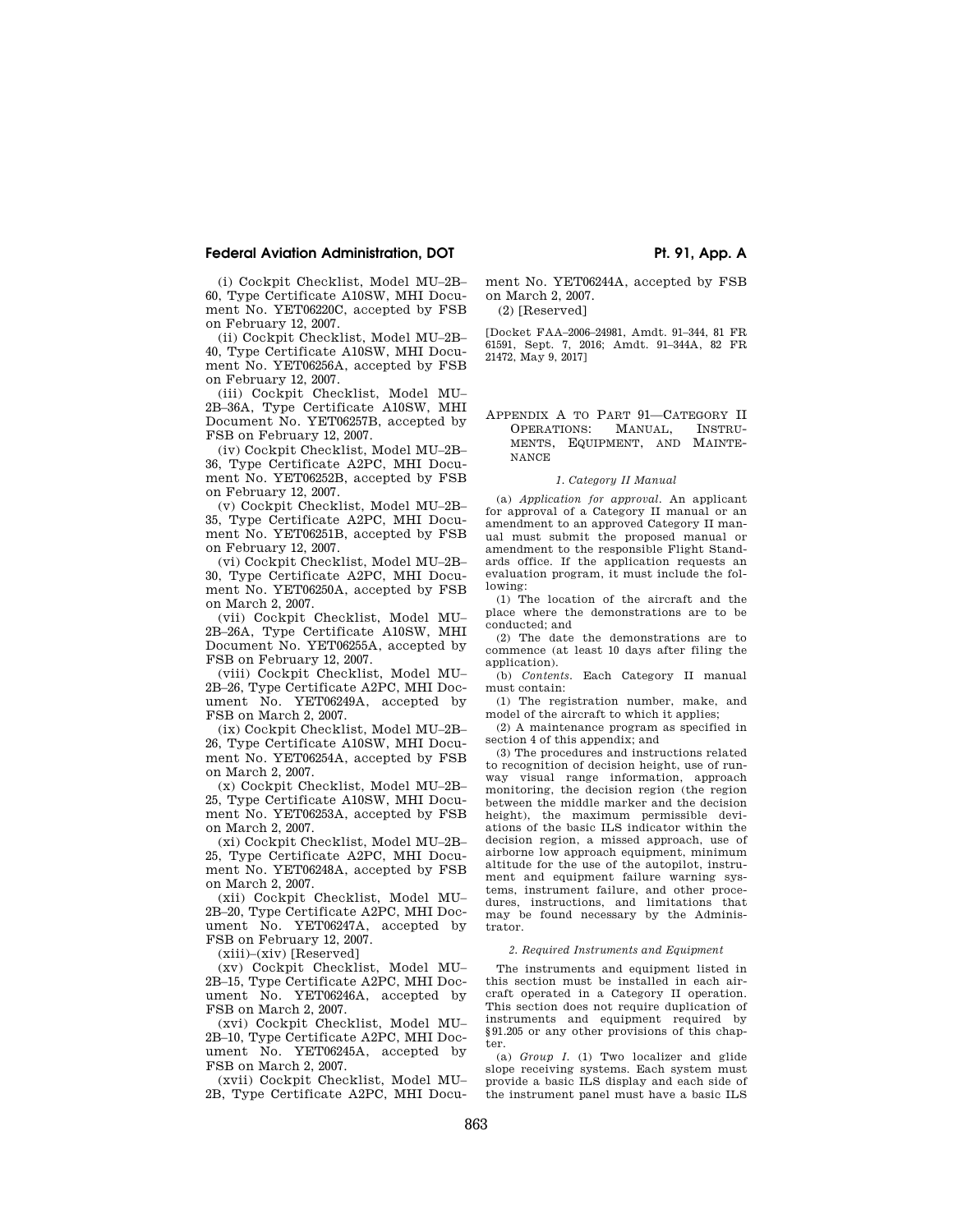(i) Cockpit Checklist, Model MU–2B–60, Type Certificate A10SW, MHI Document No. YET06220C, accepted by FSB on February 12, 2007.

(ii) Cockpit Checklist, Model MU–2B–40, Type Certificate A10SW, MHI Document No. YET06256A, accepted by FSB on February 12, 2007.

(iii) Cockpit Checklist, Model MU–2B–36A, Type Certificate A10SW, MHI Document No. YET06257B, accepted by FSB on February 12, 2007.

(iv) Cockpit Checklist, Model MU–2B–36, Type Certificate A2PC, MHI Document No. YET06252B, accepted by FSB on February 12, 2007.

(v) Cockpit Checklist, Model MU–2B–35, Type Certificate A2PC, MHI Document No. YET06251B, accepted by FSB on February 12, 2007.

(vi) Cockpit Checklist, Model MU–2B–30, Type Certificate A2PC, MHI Document No. YET06250A, accepted by FSB on March 2, 2007.

(vii) Cockpit Checklist, Model MU–2B–26A, Type Certificate A10SW, MHI Document No. YET06255A, accepted by FSB on February 12, 2007.

(viii) Cockpit Checklist, Model MU–2B–26, Type Certificate A2PC, MHI Document No. YET06249A, accepted by FSB on March 2, 2007.

(ix) Cockpit Checklist, Model MU–2B–26, Type Certificate A10SW, MHI Document No. YET06254A, accepted by FSB on March 2, 2007.

(x) Cockpit Checklist, Model MU–2B–25, Type Certificate A10SW, MHI Document No. YET06253A, accepted by FSB on March 2, 2007.

(xi) Cockpit Checklist, Model MU–2B–25, Type Certificate A2PC, MHI Document No. YET06248A, accepted by FSB on March 2, 2007.

(xii) Cockpit Checklist, Model MU–2B–20, Type Certificate A2PC, MHI Document No. YET06247A, accepted by FSB on February 12, 2007.

(xiii)–(xiv) [Reserved]

(xv) Cockpit Checklist, Model MU–2B–15, Type Certificate A2PC, MHI Document No. YET06246A, accepted by FSB on March 2, 2007.

(xvi) Cockpit Checklist, Model MU–2B–10, Type Certificate A2PC, MHI Document No. YET06245A, accepted by FSB on March 2, 2007.

(xvii) Cockpit Checklist, Model MU–2B, Type Certificate A2PC, MHI Document No. YET06244A, accepted by FSB on March 2, 2007.

(2) [Reserved]

[Docket FAA–2006–24981, Amdt. 91–344, 81 FR 61591, Sept. 7, 2016; Amdt. 91–344A, 82 FR 21472, May 9, 2017]

## Appendix A to Part 91—Category II Operations: Manual, Instruments, Equipment, and Maintenance

### *1. Category II Manual*

(a) *Application for approval.* An applicant for approval of a Category II manual or an amendment to an approved Category II manual must submit the proposed manual or amendment to the responsible Flight Standards office. If the application requests an evaluation program, it must include the following:

(1) The location of the aircraft and the place where the demonstrations are to be conducted; and

(2) The date the demonstrations are to commence (at least 10 days after filing the application).

(b) *Contents.* Each Category II manual must contain:

(1) The registration number, make, and model of the aircraft to which it applies;

(2) A maintenance program as specified in section 4 of this appendix; and

(3) The procedures and instructions related to recognition of decision height, use of runway visual range information, approach monitoring, the decision region (the region between the middle marker and the decision height), the maximum permissible deviations of the basic ILS indicator within the decision region, a missed approach, use of airborne low approach equipment, minimum altitude for the use of the autopilot, instrument and equipment failure warning systems, instrument failure, and other procedures, instructions, and limitations that may be found necessary by the Administrator.

### *2. Required Instruments and Equipment*

The instruments and equipment listed in this section must be installed in each aircraft operated in a Category II operation. This section does not require duplication of instruments and equipment required by §91.205 or any other provisions of this chapter.

(a) *Group I.* (1) Two localizer and glide slope receiving systems. Each system must provide a basic ILS display and each side of the instrument panel must have a basic ILS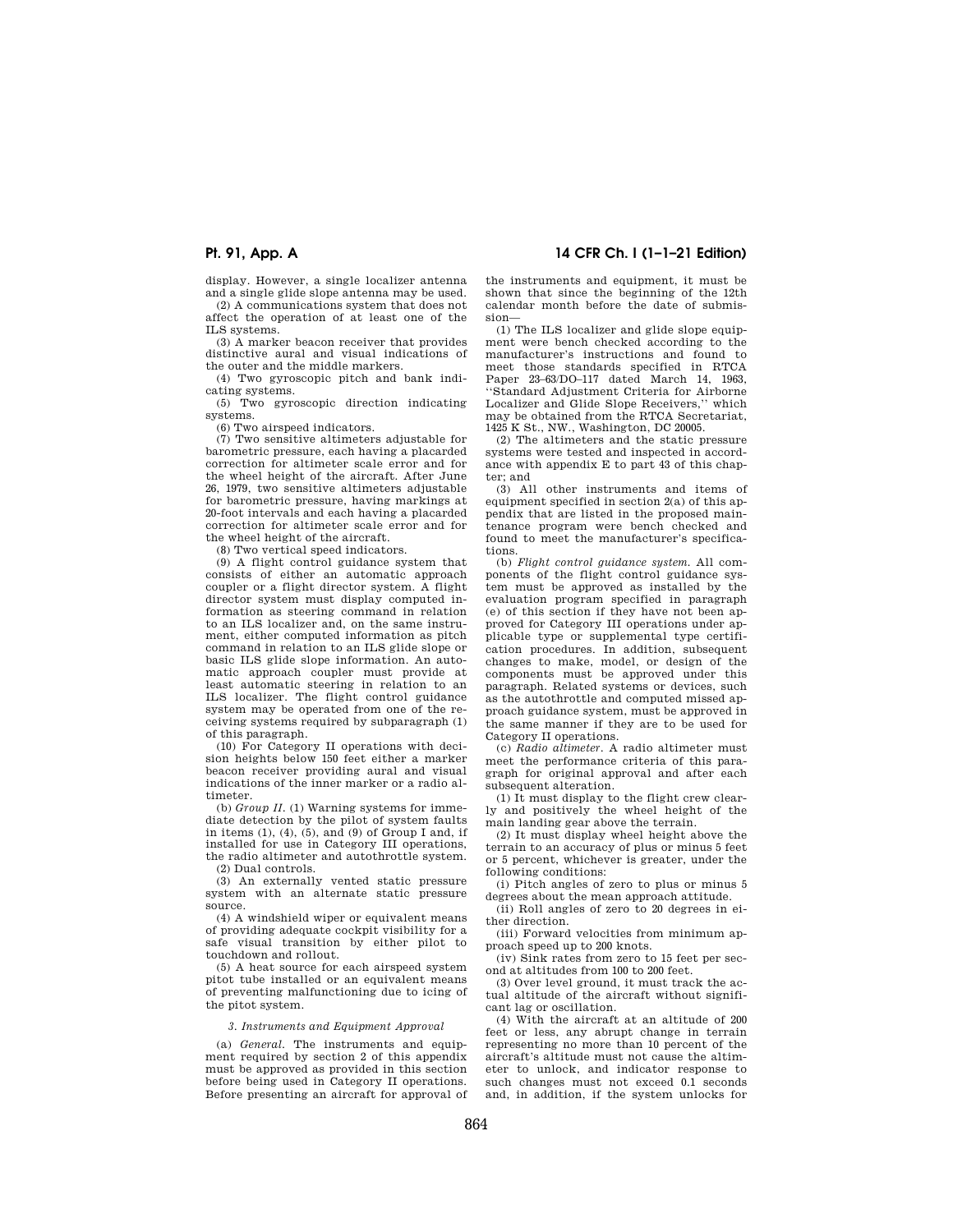display. However, a single localizer antenna and a single glide slope antenna may be used.

(2) A communications system that does not affect the operation of at least one of the ILS systems.

(3) A marker beacon receiver that provides distinctive aural and visual indications of the outer and the middle markers.

(4) Two gyroscopic pitch and bank indicating systems.

(5) Two gyroscopic direction indicating systems.

(6) Two airspeed indicators.

(7) Two sensitive altimeters adjustable for barometric pressure, each having a placarded correction for altimeter scale error and for the wheel height of the aircraft. After June 26, 1979, two sensitive altimeters adjustable for barometric pressure, having markings at 20-foot intervals and each having a placarded correction for altimeter scale error and for the wheel height of the aircraft.

(8) Two vertical speed indicators.

(9) A flight control guidance system that consists of either an automatic approach coupler or a flight director system. A flight director system must display computed information as steering command in relation to an ILS localizer and, on the same instrument, either computed information as pitch command in relation to an ILS glide slope or basic ILS glide slope information. An automatic approach coupler must provide at least automatic steering in relation to an ILS localizer. The flight control guidance system may be operated from one of the receiving systems required by subparagraph (1) of this paragraph.

(10) For Category II operations with decision heights below 150 feet either a marker beacon receiver providing aural and visual indications of the inner marker or a radio altimeter.

(b) *Group II.* (1) Warning systems for immediate detection by the pilot of system faults in items (1), (4), (5), and (9) of Group I and, if installed for use in Category III operations, the radio altimeter and autothrottle system.

(2) Dual controls.

(3) An externally vented static pressure system with an alternate static pressure source.

(4) A windshield wiper or equivalent means of providing adequate cockpit visibility for a safe visual transition by either pilot to touchdown and rollout.

(5) A heat source for each airspeed system pitot tube installed or an equivalent means of preventing malfunctioning due to icing of the pitot system.

### 3. Instruments and Equipment Approval

(a) *General.* The instruments and equipment required by section 2 of this appendix must be approved as provided in this section before being used in Category II operations. Before presenting an aircraft for approval of the instruments and equipment, it must be shown that since the beginning of the 12th calendar month before the date of submission—

(1) The ILS localizer and glide slope equipment were bench checked according to the manufacturer's instructions and found to meet those standards specified in RTCA Paper 23–63/DO–117 dated March 14, 1963, ''Standard Adjustment Criteria for Airborne Localizer and Glide Slope Receivers,'' which may be obtained from the RTCA Secretariat, 1425 K St., NW., Washington, DC 20005.

(2) The altimeters and the static pressure systems were tested and inspected in accordance with appendix E to part 43 of this chapter; and

(3) All other instruments and items of equipment specified in section 2(a) of this appendix that are listed in the proposed maintenance program were bench checked and found to meet the manufacturer's specifications.

(b) *Flight control guidance system.* All components of the flight control guidance system must be approved as installed by the evaluation program specified in paragraph (e) of this section if they have not been approved for Category III operations under applicable type or supplemental type certification procedures. In addition, subsequent changes to make, model, or design of the components must be approved under this paragraph. Related systems or devices, such as the autothrottle and computed missed approach guidance system, must be approved in the same manner if they are to be used for Category II operations.

(c) *Radio altimeter.* A radio altimeter must meet the performance criteria of this paragraph for original approval and after each subsequent alteration.

(1) It must display to the flight crew clearly and positively the wheel height of the main landing gear above the terrain.

(2) It must display wheel height above the terrain to an accuracy of plus or minus 5 feet or 5 percent, whichever is greater, under the following conditions:

(i) Pitch angles of zero to plus or minus 5 degrees about the mean approach attitude.

(ii) Roll angles of zero to 20 degrees in either direction.

(iii) Forward velocities from minimum approach speed up to 200 knots.

(iv) Sink rates from zero to 15 feet per second at altitudes from 100 to 200 feet.

(3) Over level ground, it must track the actual altitude of the aircraft without significant lag or oscillation.

(4) With the aircraft at an altitude of 200 feet or less, any abrupt change in terrain representing no more than 10 percent of the aircraft's altitude must not cause the altimeter to unlock, and indicator response to such changes must not exceed 0.1 seconds and, in addition, if the system unlocks for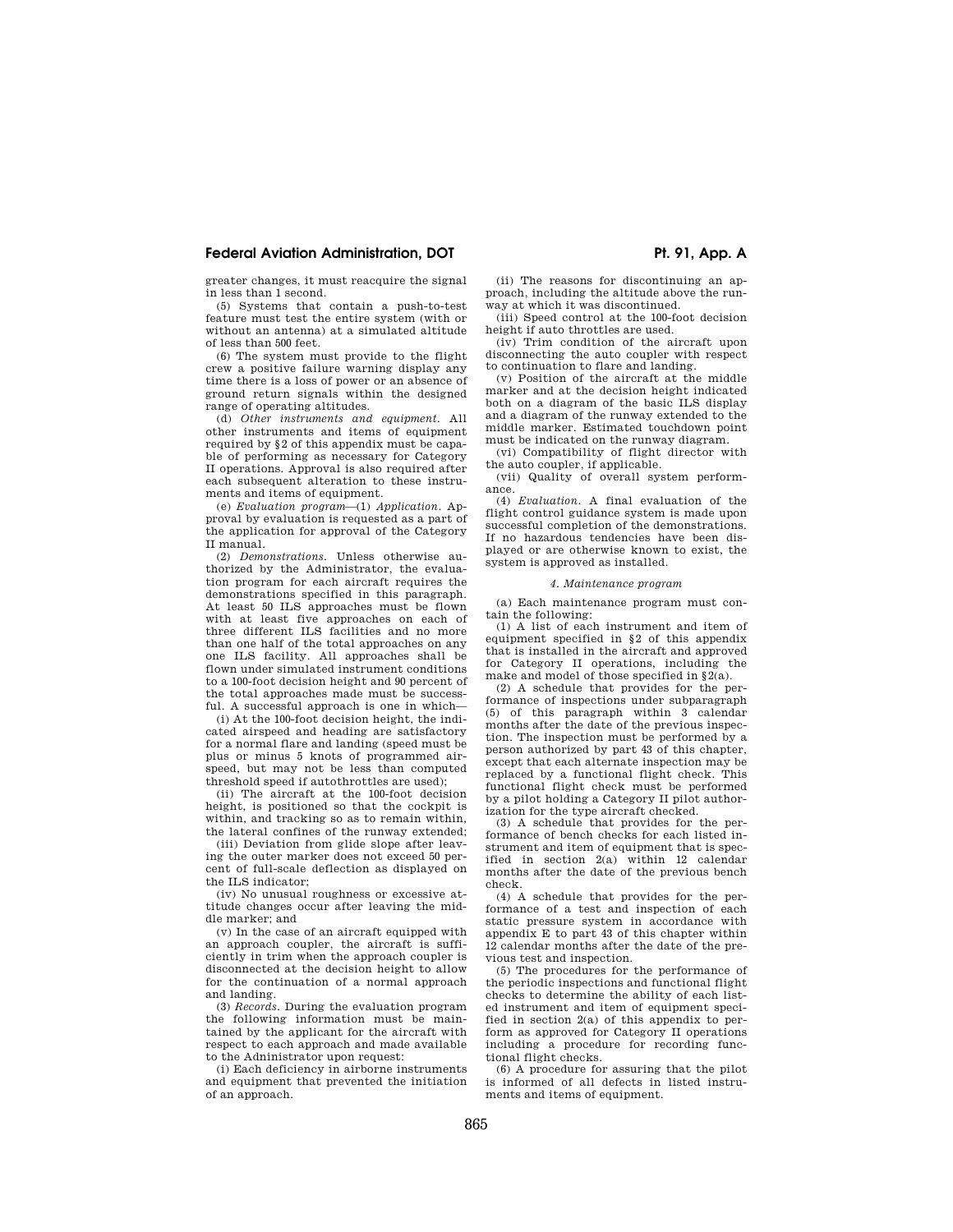greater changes, it must reacquire the signal in less than 1 second.

(5) Systems that contain a push-to-test feature must test the entire system (with or without an antenna) at a simulated altitude of less than 500 feet.

(6) The system must provide to the flight crew a positive failure warning display any time there is a loss of power or an absence of ground return signals within the designed range of operating altitudes.

(d) *Other instruments and equipment.* All other instruments and items of equipment required by §2 of this appendix must be capable of performing as necessary for Category II operations. Approval is also required after each subsequent alteration to these instruments and items of equipment.

(e) *Evaluation program*—(1) *Application.* Approval by evaluation is requested as a part of the application for approval of the Category II manual.

(2) *Demonstrations.* Unless otherwise authorized by the Administrator, the evaluation program for each aircraft requires the demonstrations specified in this paragraph. At least 50 ILS approaches must be flown with at least five approaches on each of three different ILS facilities and no more than one half of the total approaches on any one ILS facility. All approaches shall be flown under simulated instrument conditions to a 100-foot decision height and 90 percent of the total approaches made must be successful. A successful approach is one in which—

(i) At the 100-foot decision height, the indicated airspeed and heading are satisfactory for a normal flare and landing (speed must be plus or minus 5 knots of programmed airspeed, but may not be less than computed threshold speed if autothrottles are used);

(ii) The aircraft at the 100-foot decision height, is positioned so that the cockpit is within, and tracking so as to remain within, the lateral confines of the runway extended;

(iii) Deviation from glide slope after leaving the outer marker does not exceed 50 percent of full-scale deflection as displayed on the ILS indicator;

(iv) No unusual roughness or excessive attitude changes occur after leaving the middle marker; and

(v) In the case of an aircraft equipped with an approach coupler, the aircraft is sufficiently in trim when the approach coupler is disconnected at the decision height to allow for the continuation of a normal approach and landing.

(3) *Records.* During the evaluation program the following information must be maintained by the applicant for the aircraft with respect to each approach and made available to the Adninistrator upon request:

(i) Each deficiency in airborne instruments and equipment that prevented the initiation of an approach.

(ii) The reasons for discontinuing an approach, including the altitude above the runway at which it was discontinued.

(iii) Speed control at the 100-foot decision height if auto throttles are used.

(iv) Trim condition of the aircraft upon disconnecting the auto coupler with respect to continuation to flare and landing.

(v) Position of the aircraft at the middle marker and at the decision height indicated both on a diagram of the basic ILS display and a diagram of the runway extended to the middle marker. Estimated touchdown point must be indicated on the runway diagram.

(vi) Compatibility of flight director with the auto coupler, if applicable.

(vii) Quality of overall system performance.

(4) *Evaluation.* A final evaluation of the flight control guidance system is made upon successful completion of the demonstrations. If no hazardous tendencies have been displayed or are otherwise known to exist, the system is approved as installed.

*4. Maintenance program*

(a) Each maintenance program must contain the following:

(1) A list of each instrument and item of equipment specified in §2 of this appendix that is installed in the aircraft and approved for Category II operations, including the make and model of those specified in §2(a).

(2) A schedule that provides for the performance of inspections under subparagraph (5) of this paragraph within 3 calendar months after the date of the previous inspection. The inspection must be performed by a person authorized by part 43 of this chapter, except that each alternate inspection may be replaced by a functional flight check. This functional flight check must be performed by a pilot holding a Category II pilot authorization for the type aircraft checked.

(3) A schedule that provides for the performance of bench checks for each listed instrument and item of equipment that is specified in section 2(a) within 12 calendar months after the date of the previous bench check.

(4) A schedule that provides for the performance of a test and inspection of each static pressure system in accordance with appendix E to part 43 of this chapter within 12 calendar months after the date of the previous test and inspection.

(5) The procedures for the performance of the periodic inspections and functional flight checks to determine the ability of each listed instrument and item of equipment specified in section 2(a) of this appendix to perform as approved for Category II operations including a procedure for recording functional flight checks.

(6) A procedure for assuring that the pilot is informed of all defects in listed instruments and items of equipment.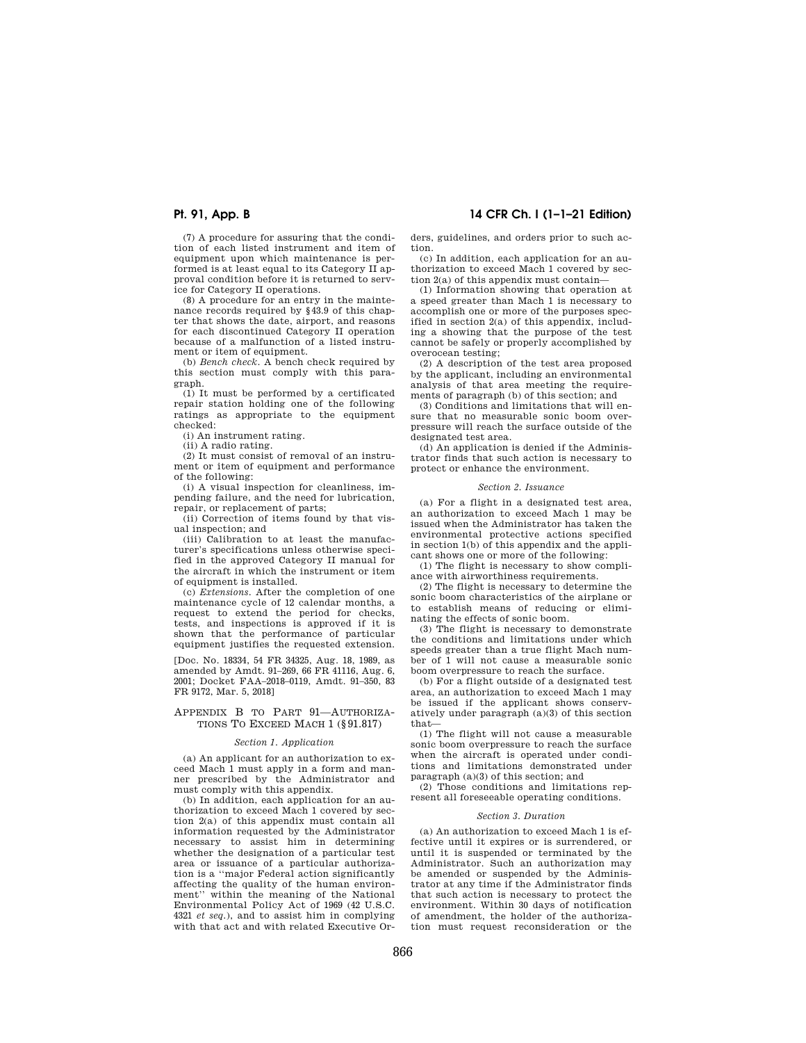(7) A procedure for assuring that the condition of each listed instrument and item of equipment upon which maintenance is performed is at least equal to its Category II approval condition before it is returned to service for Category II operations.

(8) A procedure for an entry in the maintenance records required by §43.9 of this chapter that shows the date, airport, and reasons for each discontinued Category II operation because of a malfunction of a listed instrument or item of equipment.

(b) *Bench check.* A bench check required by this section must comply with this paragraph.

(1) It must be performed by a certificated repair station holding one of the following ratings as appropriate to the equipment checked:

(i) An instrument rating.

(ii) A radio rating.

(2) It must consist of removal of an instrument or item of equipment and performance of the following:

(i) A visual inspection for cleanliness, impending failure, and the need for lubrication, repair, or replacement of parts;

(ii) Correction of items found by that visual inspection; and

(iii) Calibration to at least the manufacturer's specifications unless otherwise specified in the approved Category II manual for the aircraft in which the instrument or item of equipment is installed.

(c) *Extensions.* After the completion of one maintenance cycle of 12 calendar months, a request to extend the period for checks, tests, and inspections is approved if it is shown that the performance of particular equipment justifies the requested extension.

[Doc. No. 18334, 54 FR 34325, Aug. 18, 1989, as amended by Amdt. 91–269, 66 FR 41116, Aug. 6, 2001; Docket FAA–2018–0119, Amdt. 91–350, 83 FR 9172, Mar. 5, 2018]

## APPENDIX B TO PART 91—AUTHORIZATIONS TO EXCEED MACH 1 (§91.817)

*Section 1. Application*

(a) An applicant for an authorization to exceed Mach 1 must apply in a form and manner prescribed by the Administrator and must comply with this appendix.

(b) In addition, each application for an authorization to exceed Mach 1 covered by section 2(a) of this appendix must contain all information requested by the Administrator necessary to assist him in determining whether the designation of a particular test area or issuance of a particular authorization is a "major Federal action significantly affecting the quality of the human environment" within the meaning of the National Environmental Policy Act of 1969 (42 U.S.C. 4321 *et seq.*), and to assist him in complying with that act and with related Executive Orders, guidelines, and orders prior to such action.

(c) In addition, each application for an authorization to exceed Mach 1 covered by section 2(a) of this appendix must contain—

(1) Information showing that operation at a speed greater than Mach 1 is necessary to accomplish one or more of the purposes specified in section 2(a) of this appendix, including a showing that the purpose of the test cannot be safely or properly accomplished by overocean testing;

(2) A description of the test area proposed by the applicant, including an environmental analysis of that area meeting the requirements of paragraph (b) of this section; and

(3) Conditions and limitations that will ensure that no measurable sonic boom overpressure will reach the surface outside of the designated test area.

(d) An application is denied if the Administrator finds that such action is necessary to protect or enhance the environment.

*Section 2. Issuance*

(a) For a flight in a designated test area, an authorization to exceed Mach 1 may be issued when the Administrator has taken the environmental protective actions specified in section 1(b) of this appendix and the applicant shows one or more of the following:

(1) The flight is necessary to show compliance with airworthiness requirements.

(2) The flight is necessary to determine the sonic boom characteristics of the airplane or to establish means of reducing or eliminating the effects of sonic boom.

(3) The flight is necessary to demonstrate the conditions and limitations under which speeds greater than a true flight Mach number of 1 will not cause a measurable sonic boom overpressure to reach the surface.

(b) For a flight outside of a designated test area, an authorization to exceed Mach 1 may be issued if the applicant shows conservatively under paragraph (a)(3) of this section that—

(1) The flight will not cause a measurable sonic boom overpressure to reach the surface when the aircraft is operated under conditions and limitations demonstrated under paragraph (a)(3) of this section; and

(2) Those conditions and limitations represent all foreseeable operating conditions.

*Section 3. Duration*

(a) An authorization to exceed Mach 1 is effective until it expires or is surrendered, or until it is suspended or terminated by the Administrator. Such an authorization may be amended or suspended by the Administrator at any time if the Administrator finds that such action is necessary to protect the environment. Within 30 days of notification of amendment, the holder of the authorization must request reconsideration or the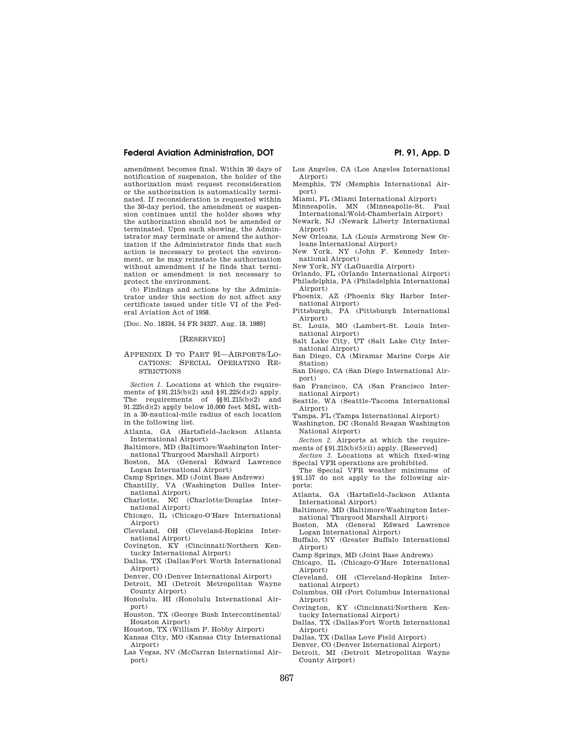amendment becomes final. Within 30 days of notification of suspension, the holder of the authorization must request reconsideration or the authorization is automatically terminated. If reconsideration is requested within the 30-day period, the amendment or suspension continues until the holder shows why the authorization should not be amended or terminated. Upon such showing, the Administrator may terminate or amend the authorization if the Administrator finds that such action is necessary to protect the environment, or he may reinstate the authorization without amendment if he finds that termination or amendment is not necessary to protect the environment.

(b) Findings and actions by the Administrator under this section do not affect any certificate issued under title VI of the Federal Aviation Act of 1958.

[Doc. No. 18334, 54 FR 34327, Aug. 18, 1989]

[RESERVED]

## APPENDIX D TO PART 91—AIRPORTS/LOCATIONS: SPECIAL OPERATING RESTRICTIONS

*Section 1.* Locations at which the requirements of §91.215(b)(2) and §91.225(d)(2) apply. The requirements of §§91.215(b)(2) and 91.225(d)(2) apply below 10,000 feet MSL within a 30-nautical-mile radius of each location in the following list.

Atlanta, GA (Hartsfield-Jackson Atlanta International Airport)
Baltimore, MD (Baltimore/Washington International Thurgood Marshall Airport)
Boston, MA (General Edward Lawrence Logan International Airport)
Camp Springs, MD (Joint Base Andrews)
Chantilly, VA (Washington Dulles International Airport)
Charlotte, NC (Charlotte/Douglas International Airport)
Chicago, IL (Chicago-O'Hare International Airport)
Cleveland, OH (Cleveland-Hopkins International Airport)
Covington, KY (Cincinnati/Northern Kentucky International Airport)
Dallas, TX (Dallas/Fort Worth International Airport)
Denver, CO (Denver International Airport)
Detroit, MI (Detroit Metropolitan Wayne County Airport)
Honolulu, HI (Honolulu International Airport)
Houston, TX (George Bush Intercontinental/Houston Airport)
Houston, TX (William P. Hobby Airport)
Kansas City, MO (Kansas City International Airport)
Las Vegas, NV (McCarran International Airport)
Los Angeles, CA (Los Angeles International Airport)
Memphis, TN (Memphis International Airport)
Miami, FL (Miami International Airport)
Minneapolis, MN (Minneapolis-St. Paul International/Wold-Chamberlain Airport)
Newark, NJ (Newark Liberty International Airport)
New Orleans, LA (Louis Armstrong New Orleans International Airport)
New York, NY (John F. Kennedy International Airport)
New York, NY (LaGuardia Airport)
Orlando, FL (Orlando International Airport)
Philadelphia, PA (Philadelphia International Airport)
Phoenix, AZ (Phoenix Sky Harbor International Airport)
Pittsburgh, PA (Pittsburgh International Airport)
St. Louis, MO (Lambert-St. Louis International Airport)
Salt Lake City, UT (Salt Lake City International Airport)
San Diego, CA (Miramar Marine Corps Air Station)
San Diego, CA (San Diego International Airport)
San Francisco, CA (San Francisco International Airport)
Seattle, WA (Seattle-Tacoma International Airport)
Tampa, FL (Tampa International Airport)
Washington, DC (Ronald Reagan Washington National Airport)

*Section 2.* Airports at which the requirements of §91.215(b)(5)(ii) apply. [Reserved]

*Section 3.* Locations at which fixed-wing Special VFR operations are prohibited.

The Special VFR weather minimums of §91.157 do not apply to the following airports:

Atlanta, GA (Hartsfield-Jackson Atlanta International Airport)
Baltimore, MD (Baltimore/Washington International Thurgood Marshall Airport)
Boston, MA (General Edward Lawrence Logan International Airport)
Buffalo, NY (Greater Buffalo International Airport)
Camp Springs, MD (Joint Base Andrews)
Chicago, IL (Chicago-O'Hare International Airport)
Cleveland, OH (Cleveland-Hopkins International Airport)
Columbus, OH (Port Columbus International Airport)
Covington, KY (Cincinnati/Northern Kentucky International Airport)
Dallas, TX (Dallas/Fort Worth International Airport)
Dallas, TX (Dallas Love Field Airport)
Denver, CO (Denver International Airport)
Detroit, MI (Detroit Metropolitan Wayne County Airport)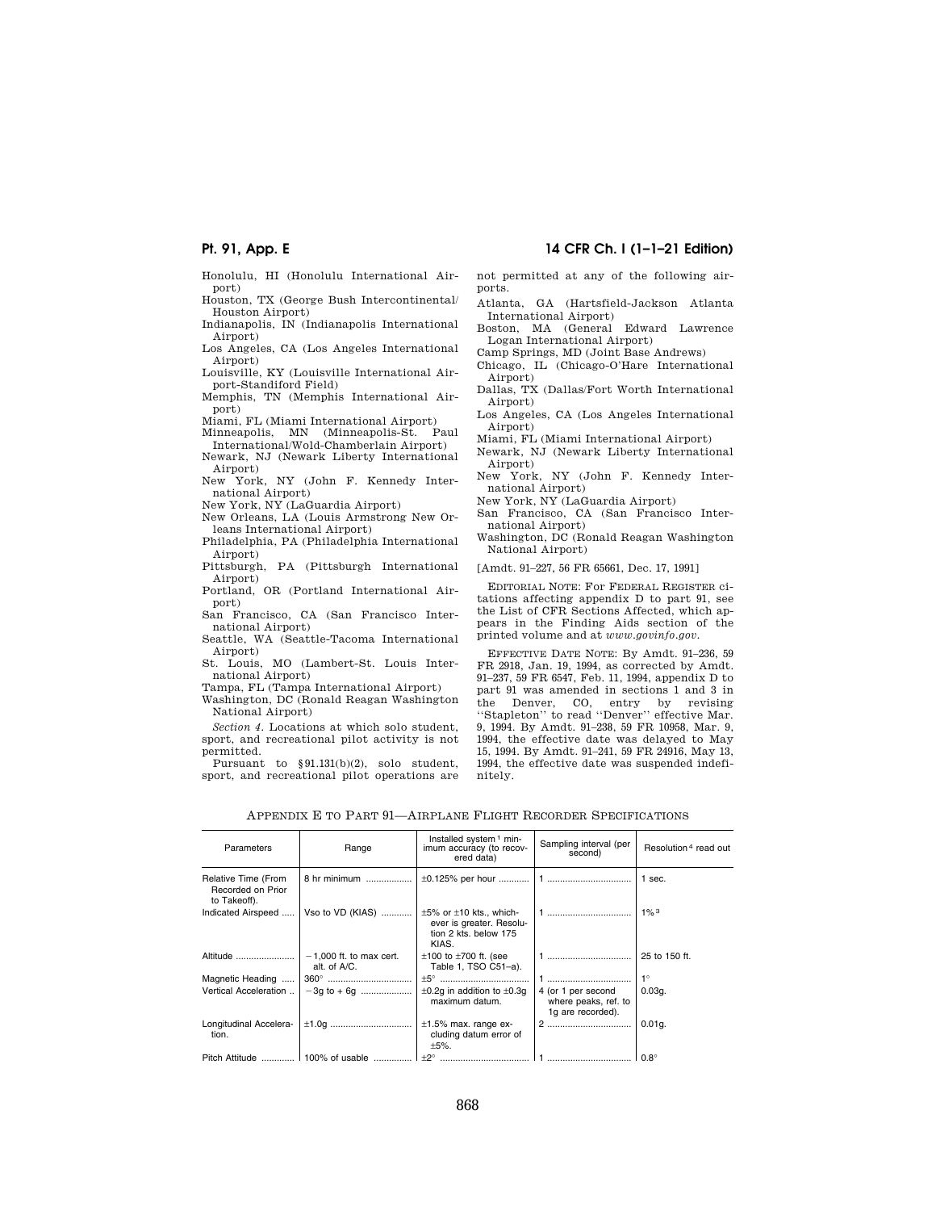Honolulu, HI (Honolulu International Airport)

Houston, TX (George Bush Intercontinental/Houston Airport)

Indianapolis, IN (Indianapolis International Airport)

Los Angeles, CA (Los Angeles International Airport)

Louisville, KY (Louisville International Airport-Standiford Field)

Memphis, TN (Memphis International Airport)

Miami, FL (Miami International Airport)

Minneapolis, MN (Minneapolis-St. Paul International/Wold-Chamberlain Airport)

Newark, NJ (Newark Liberty International Airport)

New York, NY (John F. Kennedy International Airport)

New York, NY (LaGuardia Airport)

New Orleans, LA (Louis Armstrong New Orleans International Airport)

Philadelphia, PA (Philadelphia International Airport)

Pittsburgh, PA (Pittsburgh International Airport)

Portland, OR (Portland International Airport)

San Francisco, CA (San Francisco International Airport)

Seattle, WA (Seattle-Tacoma International Airport)

St. Louis, MO (Lambert-St. Louis International Airport)

Tampa, FL (Tampa International Airport)

Washington, DC (Ronald Reagan Washington National Airport)

*Section 4.* Locations at which solo student, sport, and recreational pilot activity is not permitted.

Pursuant to §91.131(b)(2), solo student, sport, and recreational pilot operations are not permitted at any of the following airports.

Atlanta, GA (Hartsfield-Jackson Atlanta International Airport)

Boston, MA (General Edward Lawrence Logan International Airport)

Camp Springs, MD (Joint Base Andrews)

Chicago, IL (Chicago-O'Hare International Airport)

Dallas, TX (Dallas/Fort Worth International Airport)

Los Angeles, CA (Los Angeles International Airport)

Miami, FL (Miami International Airport)

Newark, NJ (Newark Liberty International Airport)

New York, NY (John F. Kennedy International Airport)

New York, NY (LaGuardia Airport)

San Francisco, CA (San Francisco International Airport)

Washington, DC (Ronald Reagan Washington National Airport)

[Amdt. 91–227, 56 FR 65661, Dec. 17, 1991]

EDITORIAL NOTE: For FEDERAL REGISTER citations affecting appendix D to part 91, see the List of CFR Sections Affected, which appears in the Finding Aids section of the printed volume and at *www.govinfo.gov*.

EFFECTIVE DATE NOTE: By Amdt. 91–236, 59 FR 2918, Jan. 19, 1994, as corrected by Amdt. 91–237, 59 FR 6547, Feb. 11, 1994, appendix D to part 91 was amended in sections 1 and 3 in the Denver, CO, entry by revising ''Stapleton'' to read ''Denver'' effective Mar. 9, 1994. By Amdt. 91–238, 59 FR 10958, Mar. 9, 1994, the effective date was delayed to May 15, 1994. By Amdt. 91–241, 59 FR 24916, May 13, 1994, the effective date was suspended indefinitely.

## APPENDIX E TO PART 91—AIRPLANE FLIGHT RECORDER SPECIFICATIONS

| Parameters | Range | Installed system [1] minimum accuracy (to recovered data) | Sampling interval (per second) | Resolution [4] read out |
|---|---|---|---|---|
| Relative Time (From Recorded on Prior to Takeoff). | 8 hr minimum | ±0.125% per hour | 1 | 1 sec. |
| Indicated Airspeed | Vso to VD (KIAS) | ±5% or ±10 kts., whichever is greater. Resolution 2 kts. below 175 KIAS. | 1 | 1% [3] |
| Altitude | −1,000 ft. to max cert. alt. of A/C. | ±100 to ±700 ft. (see Table 1, TSO C51–a). | 1 | 25 to 150 ft. |
| Magnetic Heading | 360° | ±5° | 1 | 1° |
| Vertical Acceleration | −3g to + 6g | ±0.2g in addition to ±0.3g maximum datum. | 4 (or 1 per second where peaks, ref. to 1g are recorded). | 0.03g. |
| Longitudinal Acceleration. | ±1.0g | ±1.5% max. range excluding datum error of ±5%. | 2 | 0.01g. |
| Pitch Attitude | 100% of usable | ±2° | 1 | 0.8° |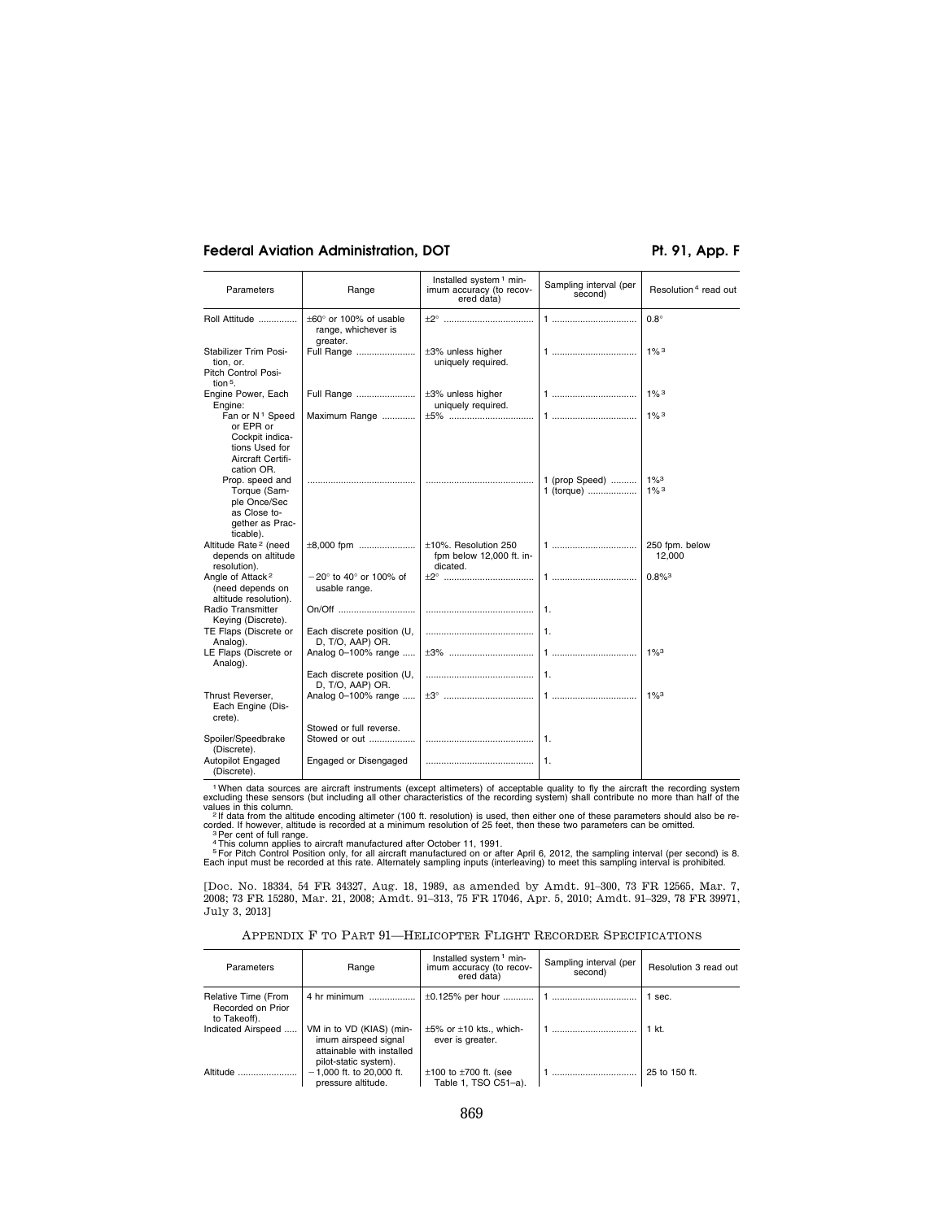| Parameters | Range | Installed system [1] minimum accuracy (to recovered data) | Sampling interval (per second) | Resolution [4] read out |
|---|---|---|---|---|
| Roll Attitude | ±60° or 100% of usable range, whichever is greater. | ±2° | 1 | 0.8° |
| Stabilizer Trim Position, or. Pitch Control Position [5]. | Full Range | ±3% unless higher uniquely required. | 1 | 1% [3] |
| Engine Power, Each Engine: | Full Range | ±3% unless higher uniquely required. | 1 | 1% [3] |
| Fan or N [1] Speed or EPR or Cockpit indications Used for Aircraft Certification OR. | Maximum Range | ±5% | 1 | 1% [3] |
| Prop. speed and Torque (Sample Once/Sec as Close together as Practicable). | | | 1 (prop Speed)<br>1 (torque) | 1% [3]<br>1% [3] |
| Altitude Rate [2] (need depends on altitude resolution). | ±8,000 fpm | ±10%. Resolution 250 fpm below 12,000 ft. indicated. | 1 | 250 fpm. below 12,000 |
| Angle of Attack [2] (need depends on altitude resolution). | −20° to 40° or 100% of usable range. | ±2° | 1 | 0.8% [3] |
| Radio Transmitter Keying (Discrete). | On/Off | | 1. | |
| TE Flaps (Discrete or Analog). | Each discrete position (U, D, T/O, AAP) OR. | | 1. | |
| LE Flaps (Discrete or Analog). | Analog 0–100% range | ±3% | 1 | 1% [3] |
| | Each discrete position (U, D, T/O, AAP) OR. | | 1. | |
| Thrust Reverser, Each Engine (Discrete). | Analog 0–100% range | ±3° | 1 | 1% [3] |
| | Stowed or full reverse. | | | |
| Spoiler/Speedbrake (Discrete). | Stowed or out | | 1. | |
| Autopilot Engaged (Discrete). | Engaged or Disengaged | | 1. | |

[1] When data sources are aircraft instruments (except altimeters) of acceptable quality to fly the aircraft the recording system excluding these sensors (but including all other characteristics of the recording system) shall contribute no more than half of the values in this column.

[2] If data from the altitude encoding altimeter (100 ft. resolution) is used, then either one of these parameters should also be recorded. If however, altitude is recorded at a minimum resolution of 25 feet, then these two parameters can be omitted.

[3] Per cent of full range.

[4] This column applies to aircraft manufactured after October 11, 1991.

[5] For Pitch Control Position only, for all aircraft manufactured on or after April 6, 2012, the sampling interval (per second) is 8. Each input must be recorded at this rate. Alternately sampling inputs (interleaving) to meet this sampling interval is prohibited.

[Doc. No. 18334, 54 FR 34327, Aug. 18, 1989, as amended by Amdt. 91–300, 73 FR 12565, Mar. 7, 2008; 73 FR 15280, Mar. 21, 2008; Amdt. 91–313, 75 FR 17046, Apr. 5, 2010; Amdt. 91–329, 78 FR 39971, July 3, 2013]

## APPENDIX F TO PART 91—HELICOPTER FLIGHT RECORDER SPECIFICATIONS

| Parameters | Range | Installed system [1] minimum accuracy (to recovered data) | Sampling interval (per second) | Resolution 3 read out |
|---|---|---|---|---|
| Relative Time (From Recorded on Prior to Takeoff). | 4 hr minimum | ±0.125% per hour | 1 | 1 sec. |
| Indicated Airspeed | VM in to VD (KIAS) (minimum airspeed signal attainable with installed pilot-static system). | ±5% or ±10 kts., whichever is greater. | 1 | 1 kt. |
| Altitude | −1,000 ft. to 20,000 ft. pressure altitude. | ±100 to ±700 ft. (see Table 1, TSO C51–a). | 1 | 25 to 150 ft. |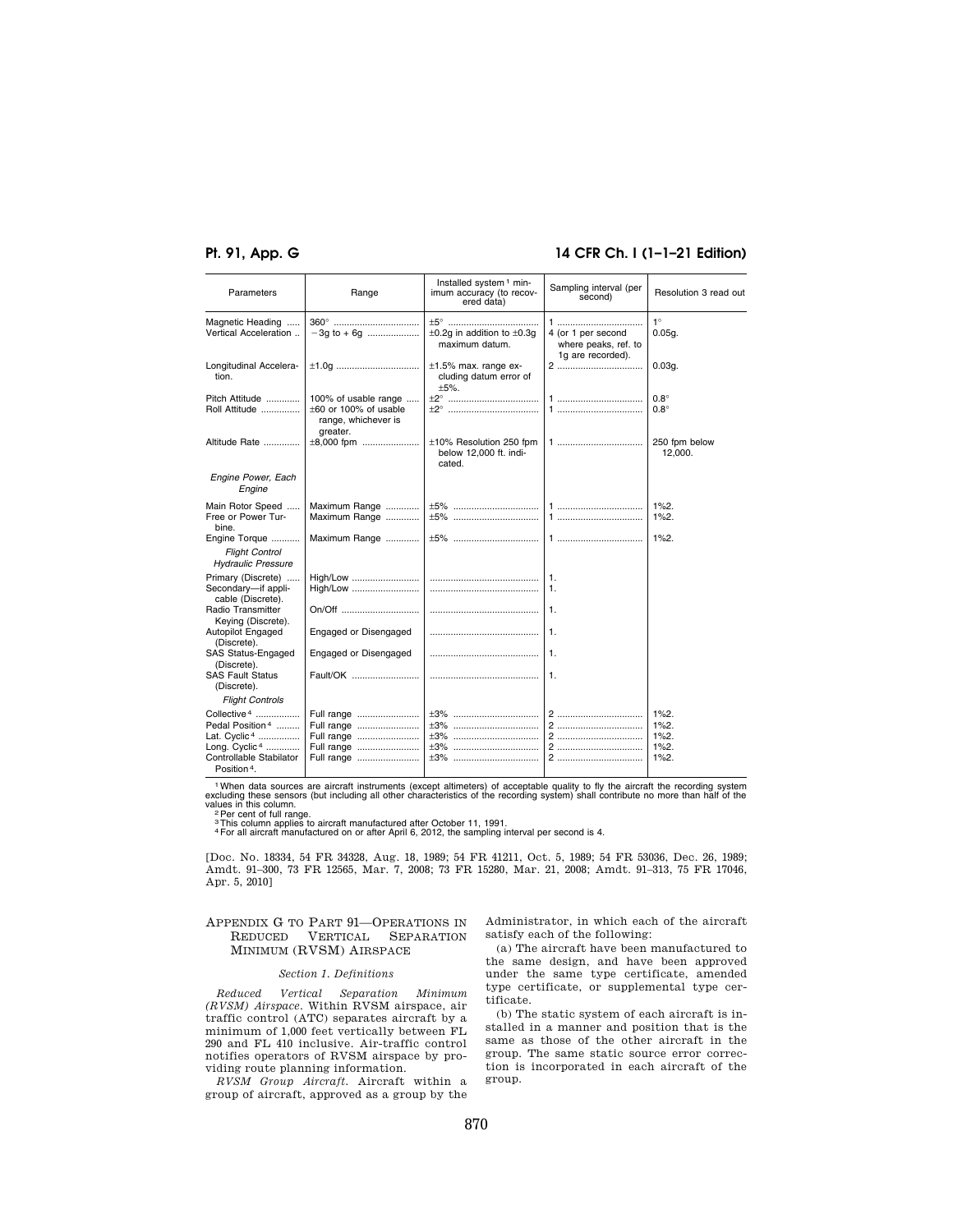| Parameters | Range | Installed system[1] minimum accuracy (to recovered data) | Sampling interval (per second) | Resolution 3 read out |
|---|---|---|---|---|
| Magnetic Heading | 360° | ±5° | 1 | 1° |
| Vertical Acceleration | −3g to + 6g | ±0.2g in addition to ±0.3g maximum datum. | 4 (or 1 per second where peaks, ref. to 1g are recorded). | 0.05g. |
| Longitudinal Acceleration. | ±1.0g | ±1.5% max. range excluding datum error of ±5%. | 2 | 0.03g. |
| Pitch Attitude | 100% of usable range | ±2° | 1 | 0.8° |
| Roll Attitude | ±60 or 100% of usable range, whichever is greater. | ±2° | 1 | 0.8° |
| Altitude Rate | ±8,000 fpm | ±10% Resolution 250 fpm below 12,000 ft. indicated. | 1 | 250 fpm below 12,000. |
| *Engine Power, Each Engine* | | | | |
| Main Rotor Speed | Maximum Range | ±5% | 1 | 1%2. |
| Free or Power Turbine. | Maximum Range | ±5% | 1 | 1%2. |
| Engine Torque | Maximum Range | ±5% | 1 | 1%2. |
| *Flight Control Hydraulic Pressure* | | | | |
| Primary (Discrete) | High/Low | | 1. | |
| Secondary—if applicable (Discrete). | High/Low | | 1. | |
| Radio Transmitter Keying (Discrete). | On/Off | | 1. | |
| Autopilot Engaged (Discrete). | Engaged or Disengaged | | 1. | |
| SAS Status-Engaged (Discrete). | Engaged or Disengaged | | 1. | |
| SAS Fault Status (Discrete). | Fault/OK | | 1. | |
| *Flight Controls* | | | | |
| Collective[4] | Full range | ±3% | 2 | 1%2. |
| Pedal Position[4] | Full range | ±3% | 2 | 1%2. |
| Lat. Cyclic[4] | Full range | ±3% | 2 | 1%2. |
| Long. Cyclic[4] | Full range | ±3% | 2 | 1%2. |
| Controllable Stabilator Position[4]. | Full range | ±3% | 2 | 1%2. |

[1] When data sources are aircraft instruments (except altimeters) of acceptable quality to fly the aircraft the recording system excluding these sensors (but including all other characteristics of the recording system) shall contribute no more than half of the values in this column.

[2] Per cent of full range.

[3] This column applies to aircraft manufactured after October 11, 1991.

[4] For all aircraft manufactured on or after April 6, 2012, the sampling interval per second is 4.

[Doc. No. 18334, 54 FR 34328, Aug. 18, 1989; 54 FR 41211, Oct. 5, 1989; 54 FR 53036, Dec. 26, 1989; Amdt. 91–300, 73 FR 12565, Mar. 7, 2008; 73 FR 15280, Mar. 21, 2008; Amdt. 91–313, 75 FR 17046, Apr. 5, 2010]

## APPENDIX G TO PART 91—OPERATIONS IN REDUCED VERTICAL SEPARATION MINIMUM (RVSM) AIRSPACE

### *Section 1. Definitions*

*Reduced Vertical Separation Minimum (RVSM) Airspace.* Within RVSM airspace, air traffic control (ATC) separates aircraft by a minimum of 1,000 feet vertically between FL 290 and FL 410 inclusive. Air-traffic control notifies operators of RVSM airspace by providing route planning information.

*RVSM Group Aircraft.* Aircraft within a group of aircraft, approved as a group by the Administrator, in which each of the aircraft satisfy each of the following:

(a) The aircraft have been manufactured to the same design, and have been approved under the same type certificate, amended type certificate, or supplemental type certificate.

(b) The static system of each aircraft is installed in a manner and position that is the same as those of the other aircraft in the group. The same static source error correction is incorporated in each aircraft of the group.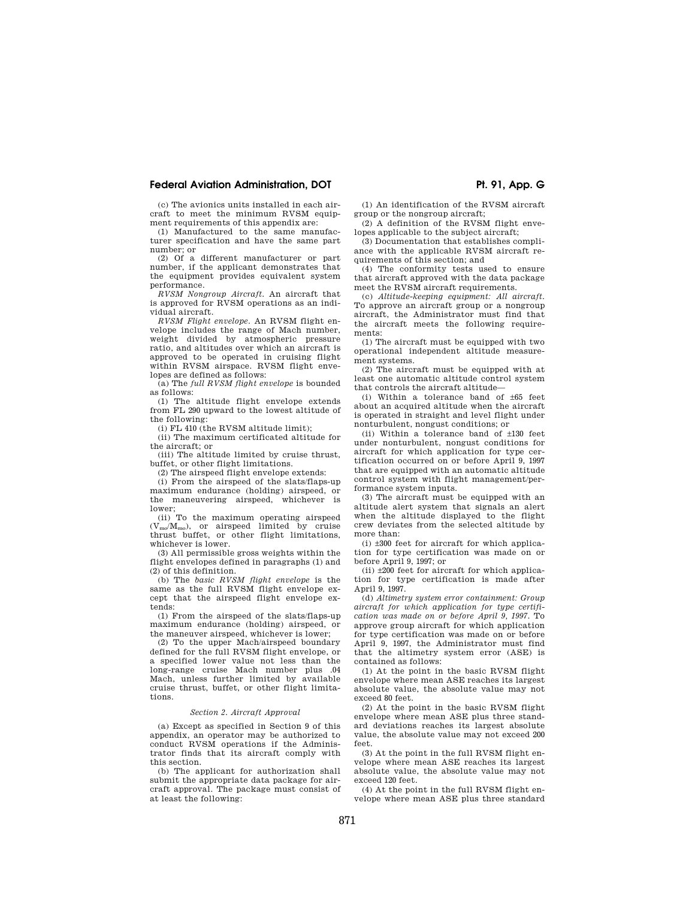(c) The avionics units installed in each aircraft to meet the minimum RVSM equipment requirements of this appendix are:

(1) Manufactured to the same manufacturer specification and have the same part number; or

(2) Of a different manufacturer or part number, if the applicant demonstrates that the equipment provides equivalent system performance.

*RVSM Nongroup Aircraft.* An aircraft that is approved for RVSM operations as an individual aircraft.

*RVSM Flight envelope.* An RVSM flight envelope includes the range of Mach number, weight divided by atmospheric pressure ratio, and altitudes over which an aircraft is approved to be operated in cruising flight within RVSM airspace. RVSM flight envelopes are defined as follows:

(a) The *full RVSM flight envelope* is bounded as follows:

(1) The altitude flight envelope extends from FL 290 upward to the lowest altitude of the following:

(i) FL 410 (the RVSM altitude limit);

(ii) The maximum certificated altitude for the aircraft; or

(iii) The altitude limited by cruise thrust, buffet, or other flight limitations.

(2) The airspeed flight envelope extends:

(i) From the airspeed of the slats/flaps-up maximum endurance (holding) airspeed, or the maneuvering airspeed, whichever is lower;

(ii) To the maximum operating airspeed ($V_{mo}/M_{mo}$), or airspeed limited by cruise thrust buffet, or other flight limitations, whichever is lower.

(3) All permissible gross weights within the flight envelopes defined in paragraphs (1) and (2) of this definition.

(b) The *basic RVSM flight envelope* is the same as the full RVSM flight envelope except that the airspeed flight envelope extends:

(1) From the airspeed of the slats/flaps-up maximum endurance (holding) airspeed, or the maneuver airspeed, whichever is lower;

(2) To the upper Mach/airspeed boundary defined for the full RVSM flight envelope, or a specified lower value not less than the long-range cruise Mach number plus .04 Mach, unless further limited by available cruise thrust, buffet, or other flight limitations.

*Section 2. Aircraft Approval*

(a) Except as specified in Section 9 of this appendix, an operator may be authorized to conduct RVSM operations if the Administrator finds that its aircraft comply with this section.

(b) The applicant for authorization shall submit the appropriate data package for aircraft approval. The package must consist of at least the following:

(1) An identification of the RVSM aircraft group or the nongroup aircraft;

(2) A definition of the RVSM flight envelopes applicable to the subject aircraft;

(3) Documentation that establishes compliance with the applicable RVSM aircraft requirements of this section; and

(4) The conformity tests used to ensure that aircraft approved with the data package meet the RVSM aircraft requirements.

(c) *Altitude-keeping equipment: All aircraft.* To approve an aircraft group or a nongroup aircraft, the Administrator must find that the aircraft meets the following requirements:

(1) The aircraft must be equipped with two operational independent altitude measurement systems.

(2) The aircraft must be equipped with at least one automatic altitude control system that controls the aircraft altitude—

(i) Within a tolerance band of ±65 feet about an acquired altitude when the aircraft is operated in straight and level flight under nonturbulent, nongust conditions; or

(ii) Within a tolerance band of ±130 feet under nonturbulent, nongust conditions for aircraft for which application for type certification occurred on or before April 9, 1997 that are equipped with an automatic altitude control system with flight management/performance system inputs.

(3) The aircraft must be equipped with an altitude alert system that signals an alert when the altitude displayed to the flight crew deviates from the selected altitude by more than:

(i) ±300 feet for aircraft for which application for type certification was made on or before April 9, 1997; or

(ii) ±200 feet for aircraft for which application for type certification is made after April 9, 1997.

(d) *Altimetry system error containment: Group aircraft for which application for type certification was made on or before April 9, 1997.* To approve group aircraft for which application for type certification was made on or before April 9, 1997, the Administrator must find that the altimetry system error (ASE) is contained as follows:

(1) At the point in the basic RVSM flight envelope where mean ASE reaches its largest absolute value, the absolute value may not exceed 80 feet.

(2) At the point in the basic RVSM flight envelope where mean ASE plus three standard deviations reaches its largest absolute value, the absolute value may not exceed 200 feet.

(3) At the point in the full RVSM flight envelope where mean ASE reaches its largest absolute value, the absolute value may not exceed 120 feet.

(4) At the point in the full RVSM flight envelope where mean ASE plus three standard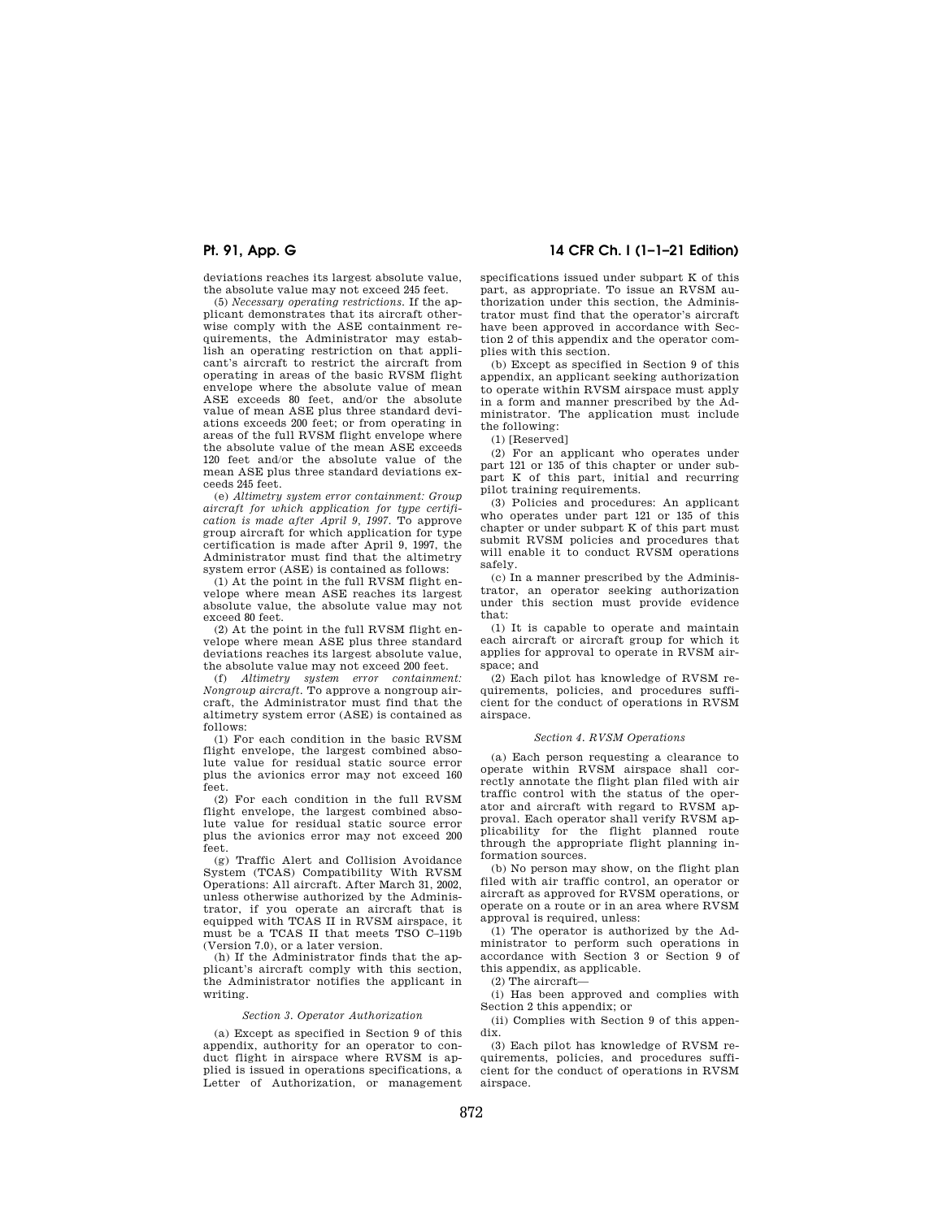deviations reaches its largest absolute value, the absolute value may not exceed 245 feet.

(5) *Necessary operating restrictions.* If the applicant demonstrates that its aircraft otherwise comply with the ASE containment requirements, the Administrator may establish an operating restriction on that applicant's aircraft to restrict the aircraft from operating in areas of the basic RVSM flight envelope where the absolute value of mean ASE exceeds 80 feet, and/or the absolute value of mean ASE plus three standard deviations exceeds 200 feet; or from operating in areas of the full RVSM flight envelope where the absolute value of the mean ASE exceeds 120 feet and/or the absolute value of the mean ASE plus three standard deviations exceeds 245 feet.

(e) *Altimetry system error containment: Group aircraft for which application for type certification is made after April 9, 1997.* To approve group aircraft for which application for type certification is made after April 9, 1997, the Administrator must find that the altimetry system error (ASE) is contained as follows:

(1) At the point in the full RVSM flight envelope where mean ASE reaches its largest absolute value, the absolute value may not exceed 80 feet.

(2) At the point in the full RVSM flight envelope where mean ASE plus three standard deviations reaches its largest absolute value, the absolute value may not exceed 200 feet.

(f) *Altimetry system error containment: Nongroup aircraft.* To approve a nongroup aircraft, the Administrator must find that the altimetry system error (ASE) is contained as follows:

(1) For each condition in the basic RVSM flight envelope, the largest combined absolute value for residual static source error plus the avionics error may not exceed 160 feet.

(2) For each condition in the full RVSM flight envelope, the largest combined absolute value for residual static source error plus the avionics error may not exceed 200 feet.

(g) Traffic Alert and Collision Avoidance System (TCAS) Compatibility With RVSM Operations: All aircraft. After March 31, 2002, unless otherwise authorized by the Administrator, if you operate an aircraft that is equipped with TCAS II in RVSM airspace, it must be a TCAS II that meets TSO C–119b (Version 7.0), or a later version.

(h) If the Administrator finds that the applicant's aircraft comply with this section, the Administrator notifies the applicant in writing.

*Section 3. Operator Authorization*

(a) Except as specified in Section 9 of this appendix, authority for an operator to conduct flight in airspace where RVSM is applied is issued in operations specifications, a Letter of Authorization, or management specifications issued under subpart K of this part, as appropriate. To issue an RVSM authorization under this section, the Administrator must find that the operator's aircraft have been approved in accordance with Section 2 of this appendix and the operator complies with this section.

(b) Except as specified in Section 9 of this appendix, an applicant seeking authorization to operate within RVSM airspace must apply in a form and manner prescribed by the Administrator. The application must include the following:

(1) [Reserved]

(2) For an applicant who operates under part 121 or 135 of this chapter or under subpart K of this part, initial and recurring pilot training requirements.

(3) Policies and procedures: An applicant who operates under part 121 or 135 of this chapter or under subpart K of this part must submit RVSM policies and procedures that will enable it to conduct RVSM operations safely.

(c) In a manner prescribed by the Administrator, an operator seeking authorization under this section must provide evidence that:

(1) It is capable to operate and maintain each aircraft or aircraft group for which it applies for approval to operate in RVSM airspace; and

(2) Each pilot has knowledge of RVSM requirements, policies, and procedures sufficient for the conduct of operations in RVSM airspace.

*Section 4. RVSM Operations*

(a) Each person requesting a clearance to operate within RVSM airspace shall correctly annotate the flight plan filed with air traffic control with the status of the operator and aircraft with regard to RVSM approval. Each operator shall verify RVSM applicability for the flight planned route through the appropriate flight planning information sources.

(b) No person may show, on the flight plan filed with air traffic control, an operator or aircraft as approved for RVSM operations, or operate on a route or in an area where RVSM approval is required, unless:

(1) The operator is authorized by the Administrator to perform such operations in accordance with Section 3 or Section 9 of this appendix, as applicable.

(2) The aircraft—

(i) Has been approved and complies with Section 2 this appendix; or

(ii) Complies with Section 9 of this appendix.

(3) Each pilot has knowledge of RVSM requirements, policies, and procedures sufficient for the conduct of operations in RVSM airspace.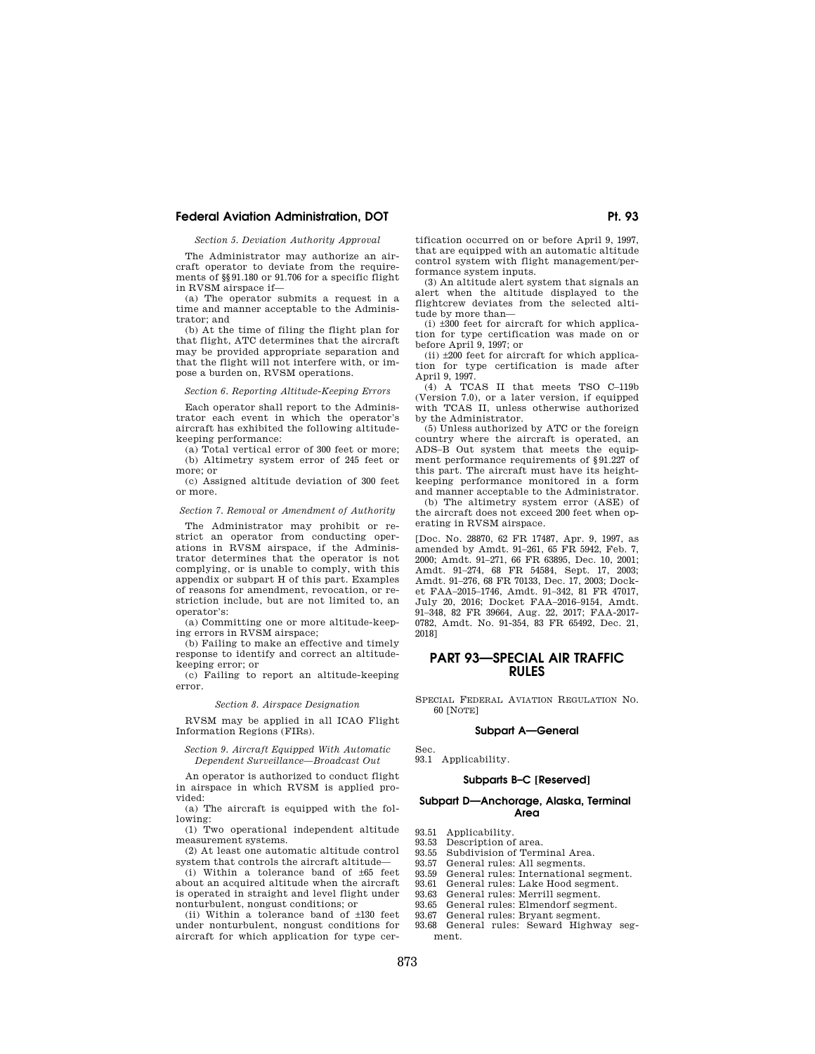*Section 5. Deviation Authority Approval*

The Administrator may authorize an aircraft operator to deviate from the requirements of §§91.180 or 91.706 for a specific flight in RVSM airspace if—

(a) The operator submits a request in a time and manner acceptable to the Administrator; and

(b) At the time of filing the flight plan for that flight, ATC determines that the aircraft may be provided appropriate separation and that the flight will not interfere with, or impose a burden on, RVSM operations.

*Section 6. Reporting Altitude-Keeping Errors*

Each operator shall report to the Administrator each event in which the operator's aircraft has exhibited the following altitude-keeping performance:

(a) Total vertical error of 300 feet or more;

(b) Altimetry system error of 245 feet or more; or

(c) Assigned altitude deviation of 300 feet or more.

*Section 7. Removal or Amendment of Authority*

The Administrator may prohibit or restrict an operator from conducting operations in RVSM airspace, if the Administrator determines that the operator is not complying, or is unable to comply, with this appendix or subpart H of this part. Examples of reasons for amendment, revocation, or restriction include, but are not limited to, an operator's:

(a) Committing one or more altitude-keeping errors in RVSM airspace;

(b) Failing to make an effective and timely response to identify and correct an altitude-keeping error; or

(c) Failing to report an altitude-keeping error.

*Section 8. Airspace Designation*

RVSM may be applied in all ICAO Flight Information Regions (FIRs).

*Section 9. Aircraft Equipped With Automatic Dependent Surveillance—Broadcast Out*

An operator is authorized to conduct flight in airspace in which RVSM is applied provided:

(a) The aircraft is equipped with the following:

(1) Two operational independent altitude measurement systems.

(2) At least one automatic altitude control system that controls the aircraft altitude—

(i) Within a tolerance band of ±65 feet about an acquired altitude when the aircraft is operated in straight and level flight under nonturbulent, nongust conditions; or

(ii) Within a tolerance band of ±130 feet under nonturbulent, nongust conditions for aircraft for which application for type certification occurred on or before April 9, 1997, that are equipped with an automatic altitude control system with flight management/performance system inputs.

(3) An altitude alert system that signals an alert when the altitude displayed to the flightcrew deviates from the selected altitude by more than—

(i) ±300 feet for aircraft for which application for type certification was made on or before April 9, 1997; or

(ii) ±200 feet for aircraft for which application for type certification is made after April 9, 1997.

(4) A TCAS II that meets TSO C–119b (Version 7.0), or a later version, if equipped with TCAS II, unless otherwise authorized by the Administrator.

(5) Unless authorized by ATC or the foreign country where the aircraft is operated, an ADS–B Out system that meets the equipment performance requirements of §91.227 of this part. The aircraft must have its height-keeping performance monitored in a form and manner acceptable to the Administrator.

(b) The altimetry system error (ASE) of the aircraft does not exceed 200 feet when operating in RVSM airspace.

[Doc. No. 28870, 62 FR 17487, Apr. 9, 1997, as amended by Amdt. 91–261, 65 FR 5942, Feb. 7, 2000; Amdt. 91–271, 66 FR 63895, Dec. 10, 2001; Amdt. 91–274, 68 FR 54584, Sept. 17, 2003; Amdt. 91–276, 68 FR 70133, Dec. 17, 2003; Docket FAA–2015–1746, Amdt. 91–342, 81 FR 47017, July 20, 2016; Docket FAA–2016–9154, Amdt. 91–348, 82 FR 39664, Aug. 22, 2017; FAA-2017-0782, Amdt. No. 91-354, 83 FR 65492, Dec. 21, 2018]

# PART 93—SPECIAL AIR TRAFFIC RULES

SPECIAL FEDERAL AVIATION REGULATION NO. 60 [NOTE]

### Subpart A—General

Sec.
93.1 Applicability.

### Subparts B–C [Reserved]

### Subpart D—Anchorage, Alaska, Terminal Area

93.51 Applicability.
93.53 Description of area.
93.55 Subdivision of Terminal Area.
93.57 General rules: All segments.
93.59 General rules: International segment.
93.61 General rules: Lake Hood segment.
93.63 General rules: Merrill segment.
93.65 General rules: Elmendorf segment.
93.67 General rules: Bryant segment.
93.68 General rules: Seward Highway segment.